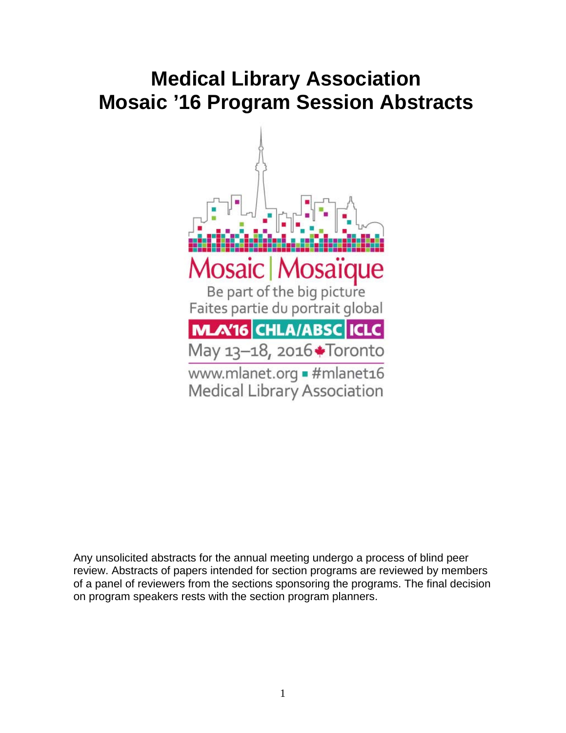# Medical Library Association
# Mosaic ’16 Program Session Abstracts

Mosaic | Mosaïque

Be part of the big picture

Faites partie du portrait global

MLA’16 CHLA/ABSC ICLC

May 13–18, 2016 Toronto

www.mlanet.org #mlanet16

Medical Library Association

Any unsolicited abstracts for the annual meeting undergo a process of blind peer review. Abstracts of papers intended for section programs are reviewed by members of a panel of reviewers from the sections sponsoring the programs. The final decision on program speakers rests with the section program planners.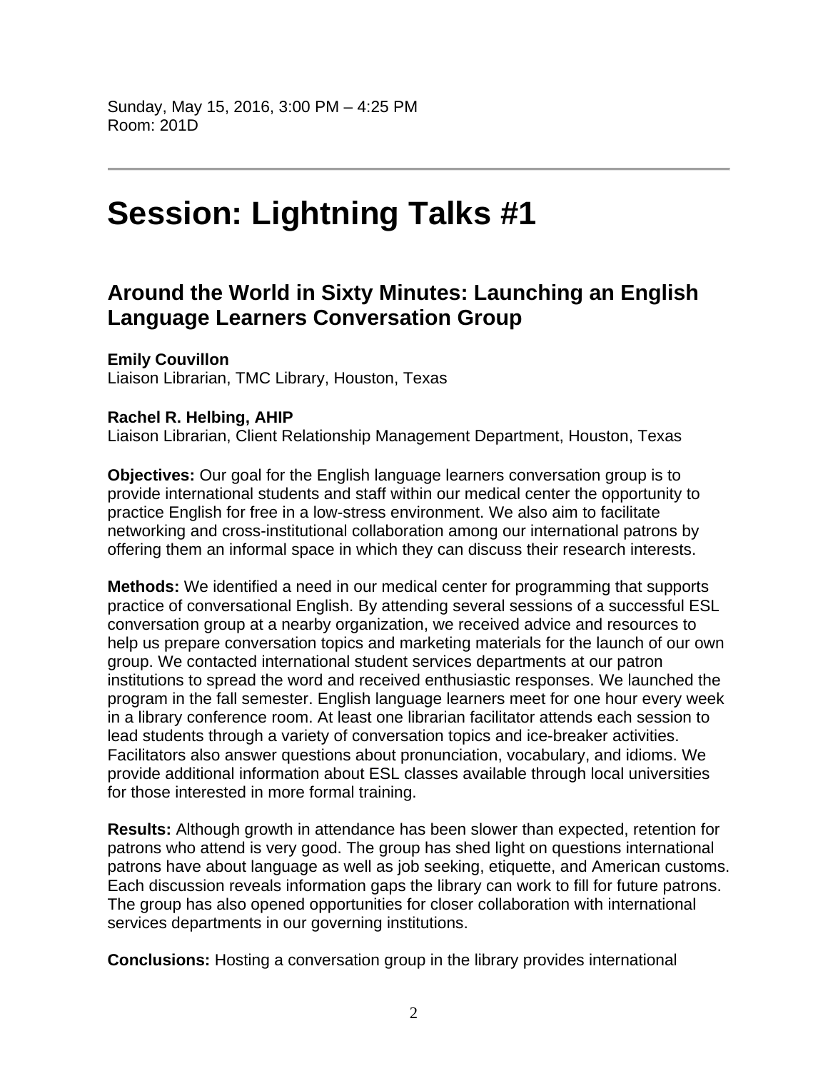Sunday, May 15, 2016, 3:00 PM – 4:25 PM
Room: 201D

---

# Session: Lightning Talks #1

## Around the World in Sixty Minutes: Launching an English Language Learners Conversation Group

**Emily Couvillon**
Liaison Librarian, TMC Library, Houston, Texas

**Rachel R. Helbing, AHIP**
Liaison Librarian, Client Relationship Management Department, Houston, Texas

**Objectives:** Our goal for the English language learners conversation group is to provide international students and staff within our medical center the opportunity to practice English for free in a low-stress environment. We also aim to facilitate networking and cross-institutional collaboration among our international patrons by offering them an informal space in which they can discuss their research interests.

**Methods:** We identified a need in our medical center for programming that supports practice of conversational English. By attending several sessions of a successful ESL conversation group at a nearby organization, we received advice and resources to help us prepare conversation topics and marketing materials for the launch of our own group. We contacted international student services departments at our patron institutions to spread the word and received enthusiastic responses. We launched the program in the fall semester. English language learners meet for one hour every week in a library conference room. At least one librarian facilitator attends each session to lead students through a variety of conversation topics and ice-breaker activities. Facilitators also answer questions about pronunciation, vocabulary, and idioms. We provide additional information about ESL classes available through local universities for those interested in more formal training.

**Results:** Although growth in attendance has been slower than expected, retention for patrons who attend is very good. The group has shed light on questions international patrons have about language as well as job seeking, etiquette, and American customs. Each discussion reveals information gaps the library can work to fill for future patrons. The group has also opened opportunities for closer collaboration with international services departments in our governing institutions.

**Conclusions:** Hosting a conversation group in the library provides international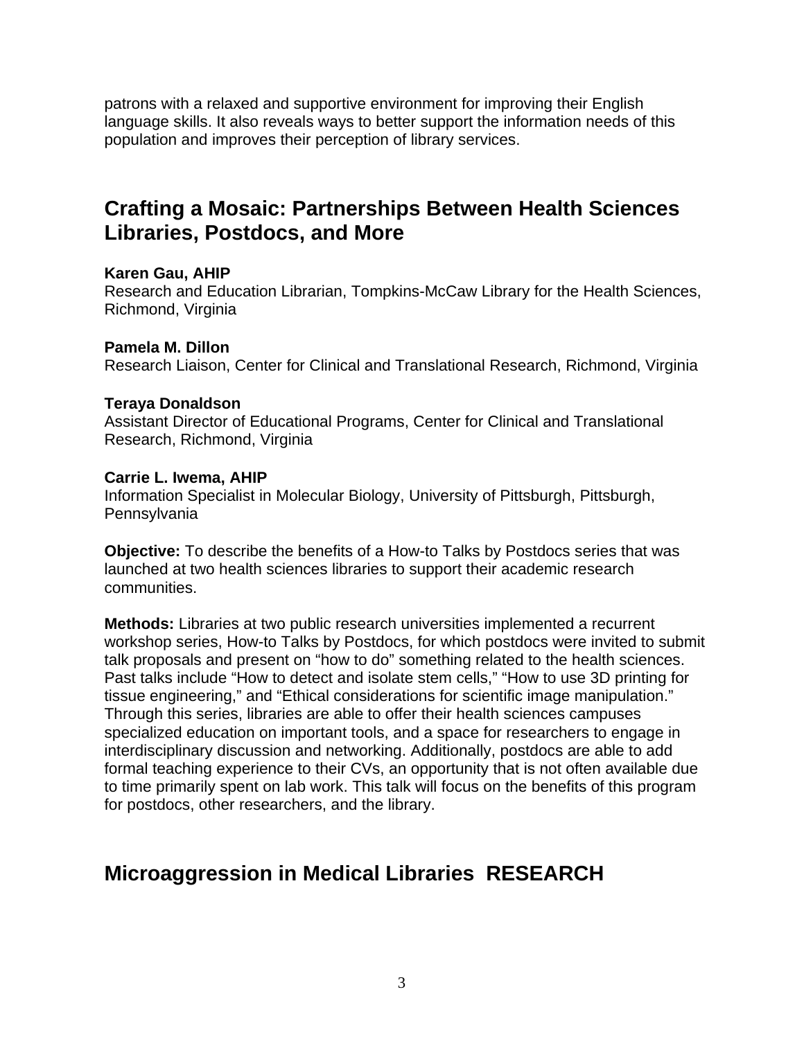patrons with a relaxed and supportive environment for improving their English language skills. It also reveals ways to better support the information needs of this population and improves their perception of library services.

## Crafting a Mosaic: Partnerships Between Health Sciences Libraries, Postdocs, and More

**Karen Gau, AHIP**
Research and Education Librarian, Tompkins-McCaw Library for the Health Sciences, Richmond, Virginia

**Pamela M. Dillon**
Research Liaison, Center for Clinical and Translational Research, Richmond, Virginia

**Teraya Donaldson**
Assistant Director of Educational Programs, Center for Clinical and Translational Research, Richmond, Virginia

**Carrie L. Iwema, AHIP**
Information Specialist in Molecular Biology, University of Pittsburgh, Pittsburgh, Pennsylvania

**Objective:** To describe the benefits of a How-to Talks by Postdocs series that was launched at two health sciences libraries to support their academic research communities.

**Methods:** Libraries at two public research universities implemented a recurrent workshop series, How-to Talks by Postdocs, for which postdocs were invited to submit talk proposals and present on "how to do" something related to the health sciences. Past talks include "How to detect and isolate stem cells," "How to use 3D printing for tissue engineering," and "Ethical considerations for scientific image manipulation." Through this series, libraries are able to offer their health sciences campuses specialized education on important tools, and a space for researchers to engage in interdisciplinary discussion and networking. Additionally, postdocs are able to add formal teaching experience to their CVs, an opportunity that is not often available due to time primarily spent on lab work. This talk will focus on the benefits of this program for postdocs, other researchers, and the library.

## Microaggression in Medical Libraries RESEARCH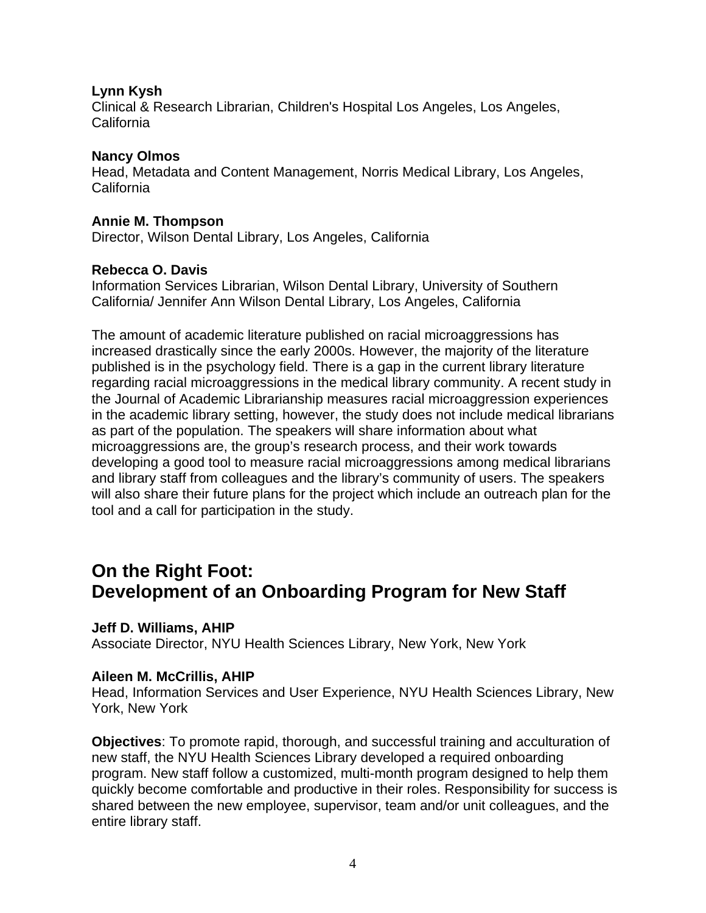**Lynn Kysh**
Clinical & Research Librarian, Children's Hospital Los Angeles, Los Angeles, California

**Nancy Olmos**
Head, Metadata and Content Management, Norris Medical Library, Los Angeles, California

**Annie M. Thompson**
Director, Wilson Dental Library, Los Angeles, California

**Rebecca O. Davis**
Information Services Librarian, Wilson Dental Library, University of Southern California/ Jennifer Ann Wilson Dental Library, Los Angeles, California

The amount of academic literature published on racial microaggressions has increased drastically since the early 2000s. However, the majority of the literature published is in the psychology field. There is a gap in the current library literature regarding racial microaggressions in the medical library community. A recent study in the Journal of Academic Librarianship measures racial microaggression experiences in the academic library setting, however, the study does not include medical librarians as part of the population. The speakers will share information about what microaggressions are, the group's research process, and their work towards developing a good tool to measure racial microaggressions among medical librarians and library staff from colleagues and the library's community of users. The speakers will also share their future plans for the project which include an outreach plan for the tool and a call for participation in the study.

## On the Right Foot: Development of an Onboarding Program for New Staff

**Jeff D. Williams, AHIP**
Associate Director, NYU Health Sciences Library, New York, New York

**Aileen M. McCrillis, AHIP**
Head, Information Services and User Experience, NYU Health Sciences Library, New York, New York

**Objectives**: To promote rapid, thorough, and successful training and acculturation of new staff, the NYU Health Sciences Library developed a required onboarding program. New staff follow a customized, multi-month program designed to help them quickly become comfortable and productive in their roles. Responsibility for success is shared between the new employee, supervisor, team and/or unit colleagues, and the entire library staff.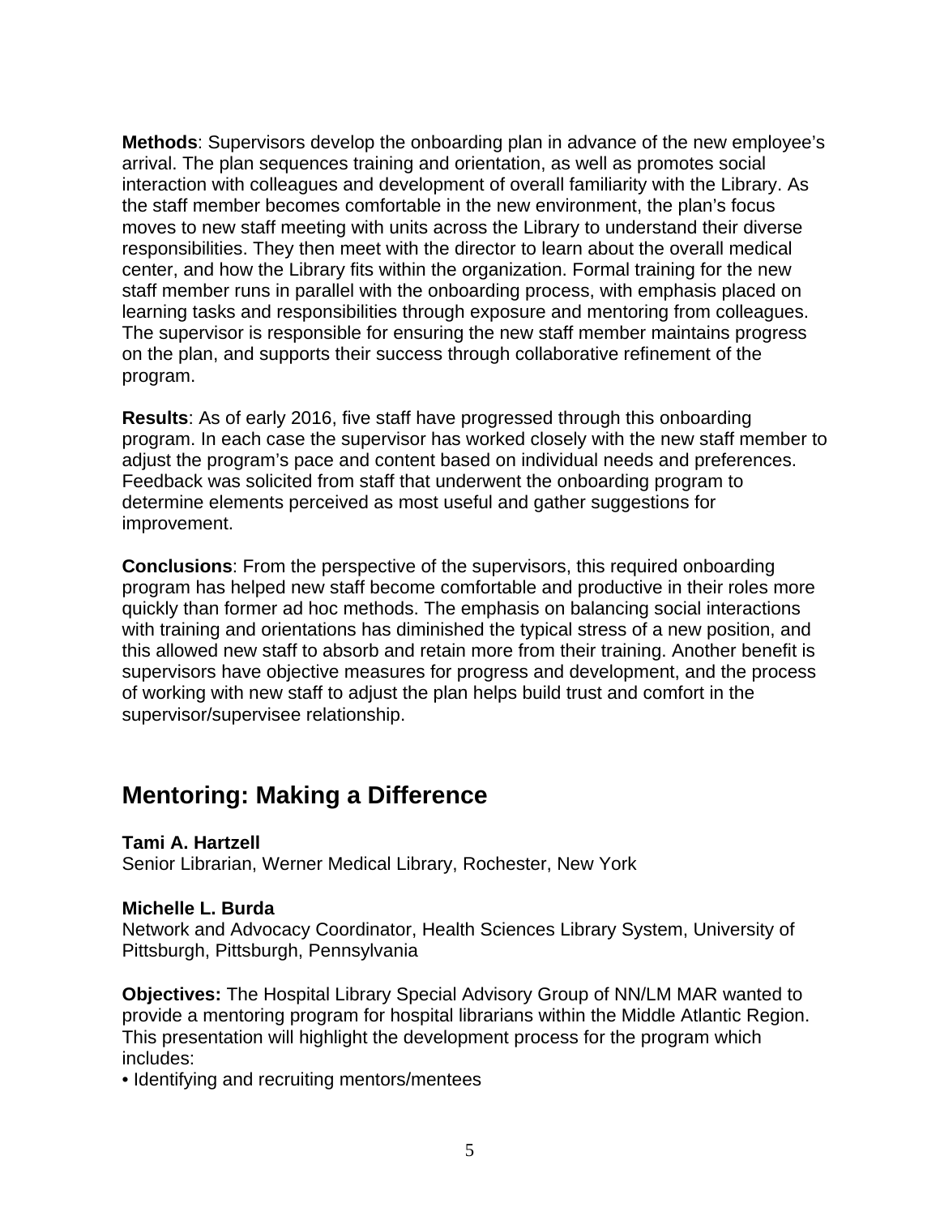**Methods**: Supervisors develop the onboarding plan in advance of the new employee's arrival. The plan sequences training and orientation, as well as promotes social interaction with colleagues and development of overall familiarity with the Library. As the staff member becomes comfortable in the new environment, the plan's focus moves to new staff meeting with units across the Library to understand their diverse responsibilities. They then meet with the director to learn about the overall medical center, and how the Library fits within the organization. Formal training for the new staff member runs in parallel with the onboarding process, with emphasis placed on learning tasks and responsibilities through exposure and mentoring from colleagues. The supervisor is responsible for ensuring the new staff member maintains progress on the plan, and supports their success through collaborative refinement of the program.

**Results**: As of early 2016, five staff have progressed through this onboarding program. In each case the supervisor has worked closely with the new staff member to adjust the program's pace and content based on individual needs and preferences. Feedback was solicited from staff that underwent the onboarding program to determine elements perceived as most useful and gather suggestions for improvement.

**Conclusions**: From the perspective of the supervisors, this required onboarding program has helped new staff become comfortable and productive in their roles more quickly than former ad hoc methods. The emphasis on balancing social interactions with training and orientations has diminished the typical stress of a new position, and this allowed new staff to absorb and retain more from their training. Another benefit is supervisors have objective measures for progress and development, and the process of working with new staff to adjust the plan helps build trust and comfort in the supervisor/supervisee relationship.

## Mentoring: Making a Difference

**Tami A. Hartzell**
Senior Librarian, Werner Medical Library, Rochester, New York

**Michelle L. Burda**
Network and Advocacy Coordinator, Health Sciences Library System, University of Pittsburgh, Pittsburgh, Pennsylvania

**Objectives:** The Hospital Library Special Advisory Group of NN/LM MAR wanted to provide a mentoring program for hospital librarians within the Middle Atlantic Region. This presentation will highlight the development process for the program which includes:

- Identifying and recruiting mentors/mentees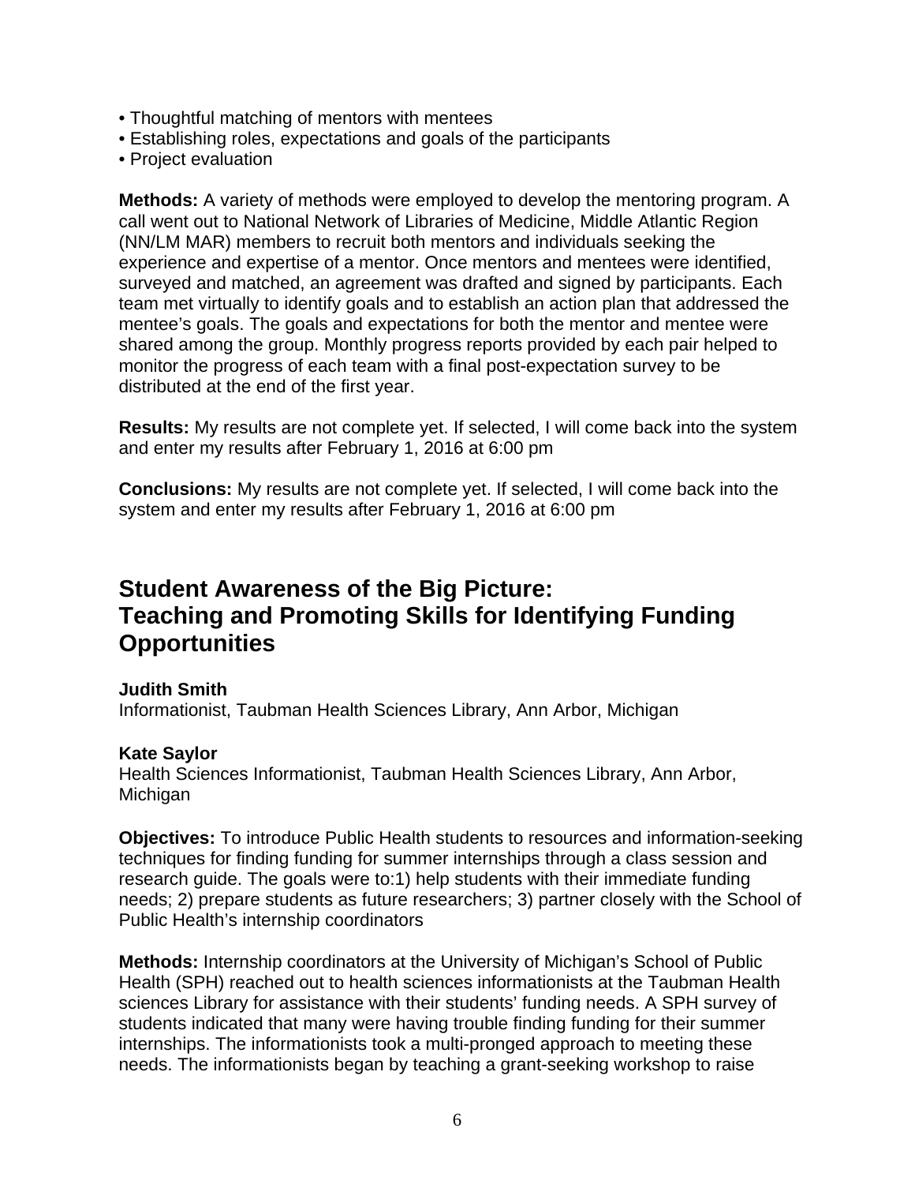- Thoughtful matching of mentors with mentees
- Establishing roles, expectations and goals of the participants
- Project evaluation

**Methods:** A variety of methods were employed to develop the mentoring program. A call went out to National Network of Libraries of Medicine, Middle Atlantic Region (NN/LM MAR) members to recruit both mentors and individuals seeking the experience and expertise of a mentor. Once mentors and mentees were identified, surveyed and matched, an agreement was drafted and signed by participants. Each team met virtually to identify goals and to establish an action plan that addressed the mentee's goals. The goals and expectations for both the mentor and mentee were shared among the group. Monthly progress reports provided by each pair helped to monitor the progress of each team with a final post-expectation survey to be distributed at the end of the first year.

**Results:** My results are not complete yet. If selected, I will come back into the system and enter my results after February 1, 2016 at 6:00 pm

**Conclusions:** My results are not complete yet. If selected, I will come back into the system and enter my results after February 1, 2016 at 6:00 pm

## Student Awareness of the Big Picture: Teaching and Promoting Skills for Identifying Funding Opportunities

**Judith Smith**
Informationist, Taubman Health Sciences Library, Ann Arbor, Michigan

**Kate Saylor**
Health Sciences Informationist, Taubman Health Sciences Library, Ann Arbor, Michigan

**Objectives:** To introduce Public Health students to resources and information-seeking techniques for finding funding for summer internships through a class session and research guide. The goals were to:1) help students with their immediate funding needs; 2) prepare students as future researchers; 3) partner closely with the School of Public Health's internship coordinators

**Methods:** Internship coordinators at the University of Michigan's School of Public Health (SPH) reached out to health sciences informationists at the Taubman Health sciences Library for assistance with their students' funding needs. A SPH survey of students indicated that many were having trouble finding funding for their summer internships. The informationists took a multi-pronged approach to meeting these needs. The informationists began by teaching a grant-seeking workshop to raise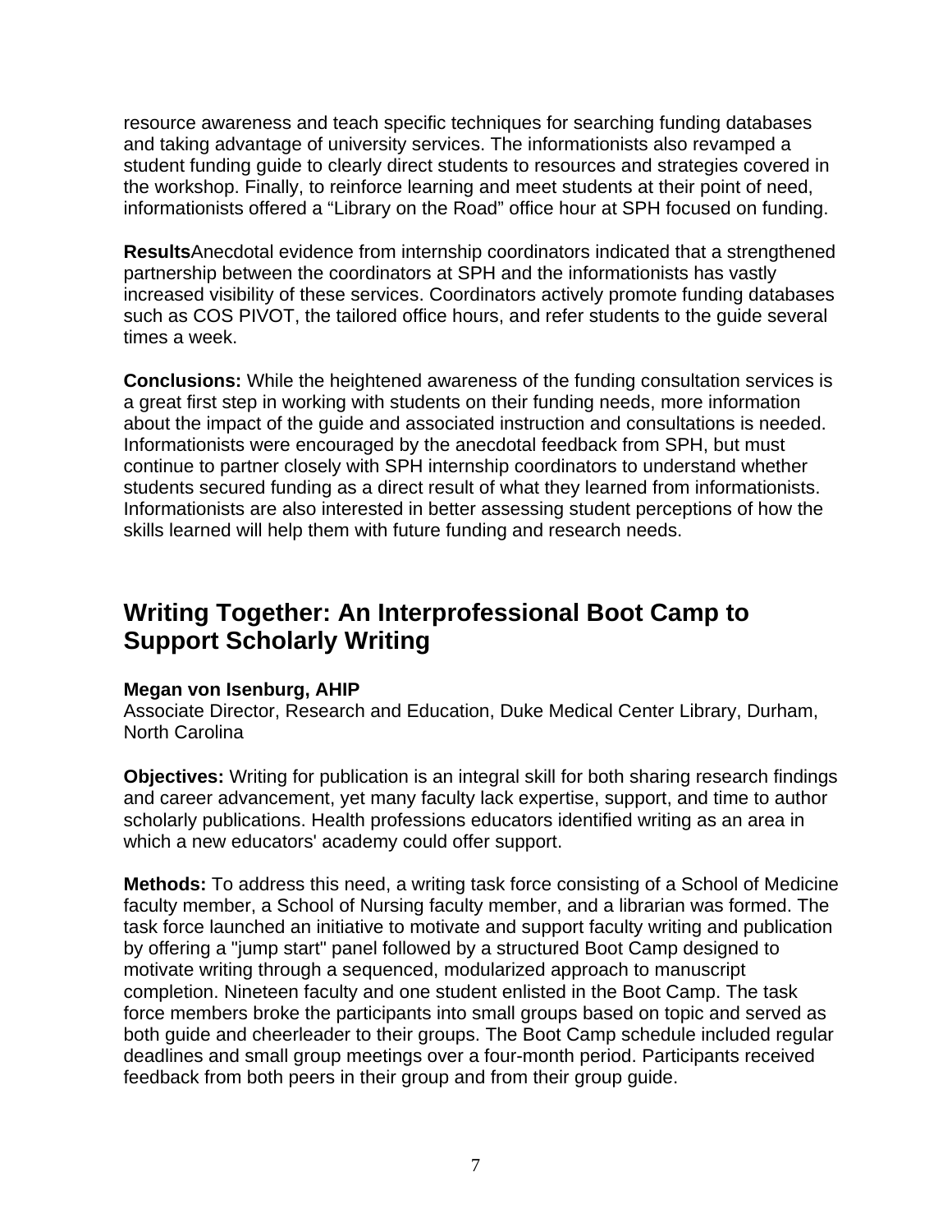resource awareness and teach specific techniques for searching funding databases and taking advantage of university services. The informationists also revamped a student funding guide to clearly direct students to resources and strategies covered in the workshop. Finally, to reinforce learning and meet students at their point of need, informationists offered a “Library on the Road” office hour at SPH focused on funding.

**Results**Anecdotal evidence from internship coordinators indicated that a strengthened partnership between the coordinators at SPH and the informationists has vastly increased visibility of these services. Coordinators actively promote funding databases such as COS PIVOT, the tailored office hours, and refer students to the guide several times a week.

**Conclusions:** While the heightened awareness of the funding consultation services is a great first step in working with students on their funding needs, more information about the impact of the guide and associated instruction and consultations is needed. Informationists were encouraged by the anecdotal feedback from SPH, but must continue to partner closely with SPH internship coordinators to understand whether students secured funding as a direct result of what they learned from informationists. Informationists are also interested in better assessing student perceptions of how the skills learned will help them with future funding and research needs.

## Writing Together: An Interprofessional Boot Camp to Support Scholarly Writing

**Megan von Isenburg, AHIP**
Associate Director, Research and Education, Duke Medical Center Library, Durham, North Carolina

**Objectives:** Writing for publication is an integral skill for both sharing research findings and career advancement, yet many faculty lack expertise, support, and time to author scholarly publications. Health professions educators identified writing as an area in which a new educators' academy could offer support.

**Methods:** To address this need, a writing task force consisting of a School of Medicine faculty member, a School of Nursing faculty member, and a librarian was formed. The task force launched an initiative to motivate and support faculty writing and publication by offering a "jump start" panel followed by a structured Boot Camp designed to motivate writing through a sequenced, modularized approach to manuscript completion. Nineteen faculty and one student enlisted in the Boot Camp. The task force members broke the participants into small groups based on topic and served as both guide and cheerleader to their groups. The Boot Camp schedule included regular deadlines and small group meetings over a four-month period. Participants received feedback from both peers in their group and from their group guide.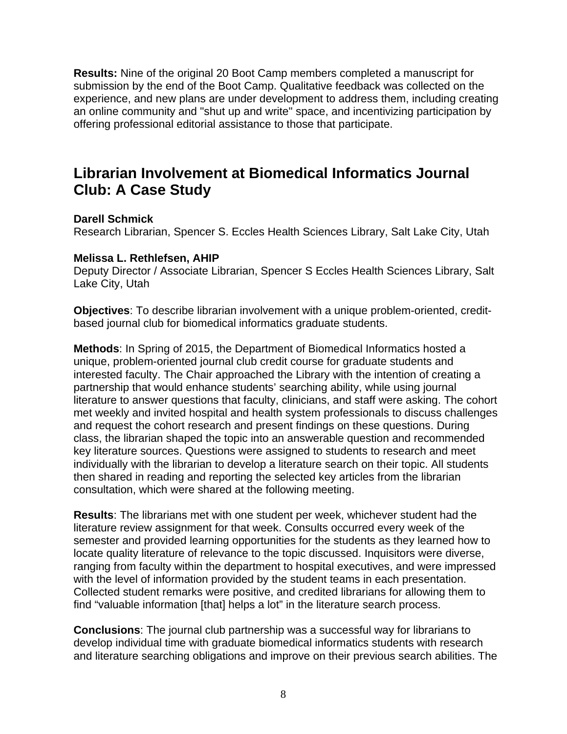**Results:** Nine of the original 20 Boot Camp members completed a manuscript for submission by the end of the Boot Camp. Qualitative feedback was collected on the experience, and new plans are under development to address them, including creating an online community and "shut up and write" space, and incentivizing participation by offering professional editorial assistance to those that participate.

## Librarian Involvement at Biomedical Informatics Journal Club: A Case Study

**Darell Schmick**
Research Librarian, Spencer S. Eccles Health Sciences Library, Salt Lake City, Utah

**Melissa L. Rethlefsen, AHIP**
Deputy Director / Associate Librarian, Spencer S Eccles Health Sciences Library, Salt Lake City, Utah

**Objectives**: To describe librarian involvement with a unique problem-oriented, credit-based journal club for biomedical informatics graduate students.

**Methods**: In Spring of 2015, the Department of Biomedical Informatics hosted a unique, problem-oriented journal club credit course for graduate students and interested faculty. The Chair approached the Library with the intention of creating a partnership that would enhance students' searching ability, while using journal literature to answer questions that faculty, clinicians, and staff were asking. The cohort met weekly and invited hospital and health system professionals to discuss challenges and request the cohort research and present findings on these questions. During class, the librarian shaped the topic into an answerable question and recommended key literature sources. Questions were assigned to students to research and meet individually with the librarian to develop a literature search on their topic. All students then shared in reading and reporting the selected key articles from the librarian consultation, which were shared at the following meeting.

**Results**: The librarians met with one student per week, whichever student had the literature review assignment for that week. Consults occurred every week of the semester and provided learning opportunities for the students as they learned how to locate quality literature of relevance to the topic discussed. Inquisitors were diverse, ranging from faculty within the department to hospital executives, and were impressed with the level of information provided by the student teams in each presentation. Collected student remarks were positive, and credited librarians for allowing them to find "valuable information [that] helps a lot" in the literature search process.

**Conclusions**: The journal club partnership was a successful way for librarians to develop individual time with graduate biomedical informatics students with research and literature searching obligations and improve on their previous search abilities. The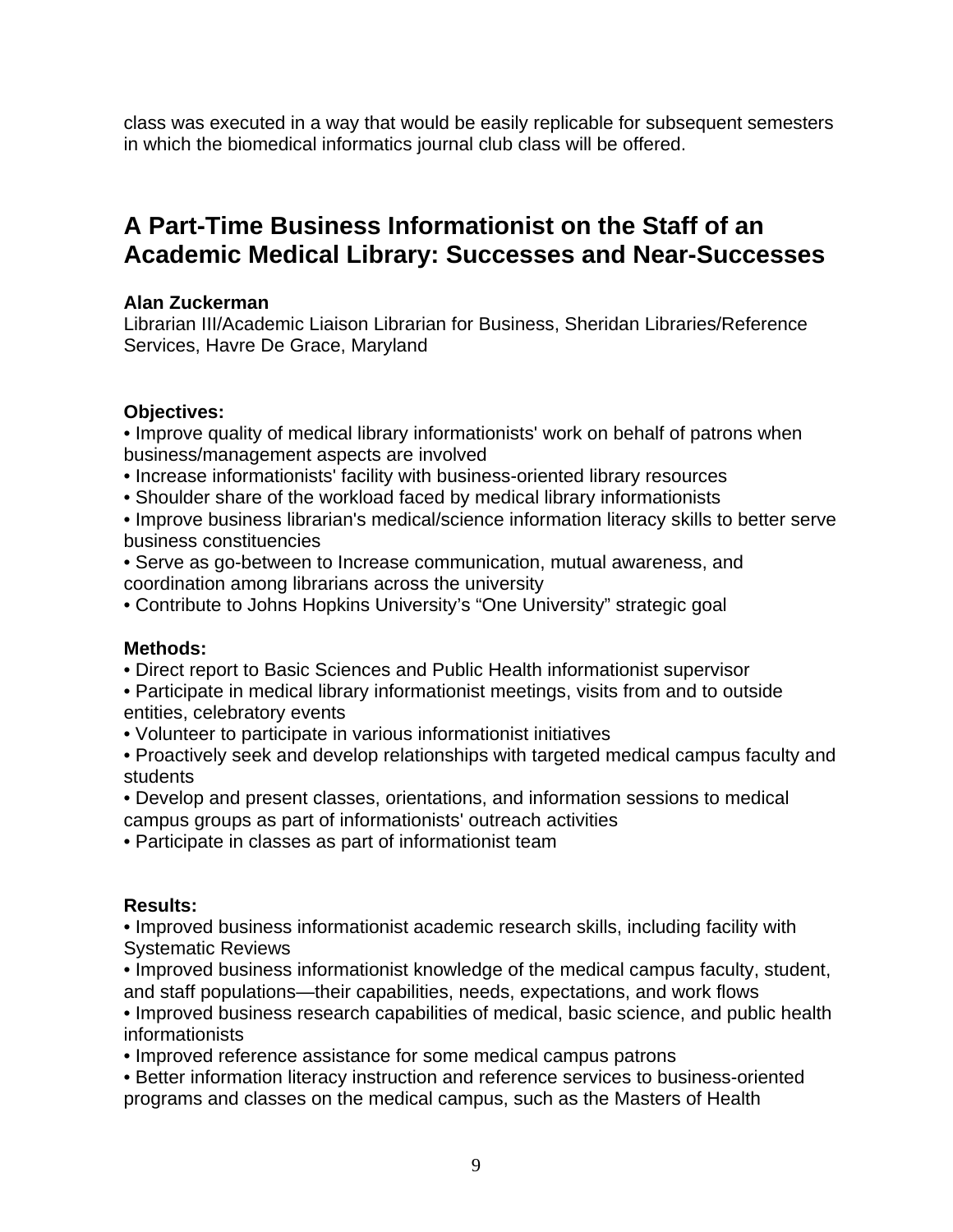class was executed in a way that would be easily replicable for subsequent semesters in which the biomedical informatics journal club class will be offered.

## A Part-Time Business Informationist on the Staff of an Academic Medical Library: Successes and Near-Successes

**Alan Zuckerman**
Librarian III/Academic Liaison Librarian for Business, Sheridan Libraries/Reference Services, Havre De Grace, Maryland

**Objectives:**
• Improve quality of medical library informationists' work on behalf of patrons when business/management aspects are involved
• Increase informationists' facility with business-oriented library resources
• Shoulder share of the workload faced by medical library informationists
• Improve business librarian's medical/science information literacy skills to better serve business constituencies
• Serve as go-between to Increase communication, mutual awareness, and coordination among librarians across the university
• Contribute to Johns Hopkins University's "One University" strategic goal

**Methods:**
• Direct report to Basic Sciences and Public Health informationist supervisor
• Participate in medical library informationist meetings, visits from and to outside entities, celebratory events
• Volunteer to participate in various informationist initiatives
• Proactively seek and develop relationships with targeted medical campus faculty and students
• Develop and present classes, orientations, and information sessions to medical campus groups as part of informationists' outreach activities
• Participate in classes as part of informationist team

**Results:**
• Improved business informationist academic research skills, including facility with Systematic Reviews
• Improved business informationist knowledge of the medical campus faculty, student, and staff populations—their capabilities, needs, expectations, and work flows
• Improved business research capabilities of medical, basic science, and public health informationists
• Improved reference assistance for some medical campus patrons
• Better information literacy instruction and reference services to business-oriented programs and classes on the medical campus, such as the Masters of Health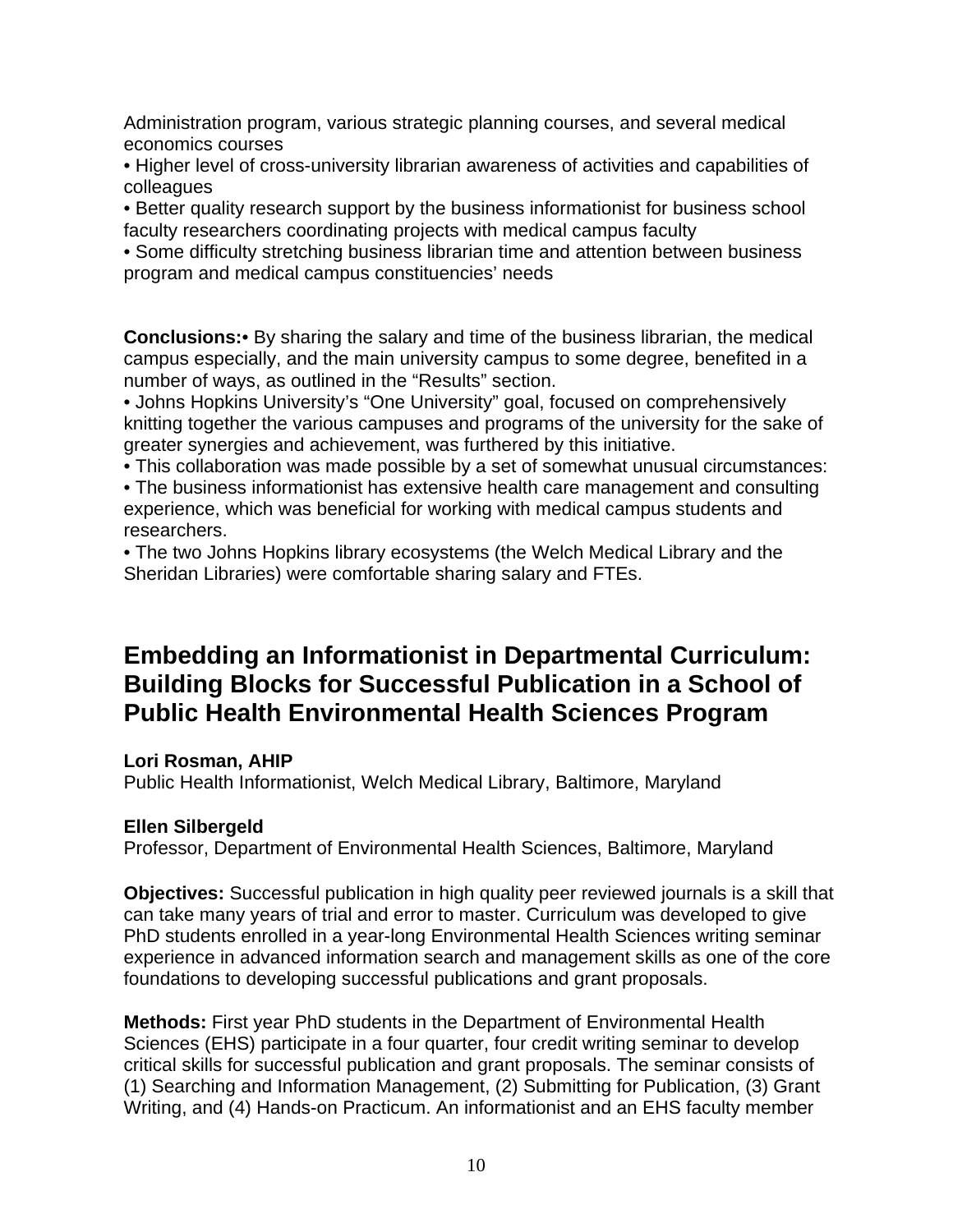Administration program, various strategic planning courses, and several medical economics courses

• Higher level of cross-university librarian awareness of activities and capabilities of colleagues

• Better quality research support by the business informationist for business school faculty researchers coordinating projects with medical campus faculty

• Some difficulty stretching business librarian time and attention between business program and medical campus constituencies' needs

**Conclusions:**• By sharing the salary and time of the business librarian, the medical campus especially, and the main university campus to some degree, benefited in a number of ways, as outlined in the "Results" section.

• Johns Hopkins University's "One University" goal, focused on comprehensively knitting together the various campuses and programs of the university for the sake of greater synergies and achievement, was furthered by this initiative.

• This collaboration was made possible by a set of somewhat unusual circumstances:

• The business informationist has extensive health care management and consulting experience, which was beneficial for working with medical campus students and researchers.

• The two Johns Hopkins library ecosystems (the Welch Medical Library and the Sheridan Libraries) were comfortable sharing salary and FTEs.

## Embedding an Informationist in Departmental Curriculum: Building Blocks for Successful Publication in a School of Public Health Environmental Health Sciences Program

**Lori Rosman, AHIP**
Public Health Informationist, Welch Medical Library, Baltimore, Maryland

**Ellen Silbergeld**
Professor, Department of Environmental Health Sciences, Baltimore, Maryland

**Objectives:** Successful publication in high quality peer reviewed journals is a skill that can take many years of trial and error to master. Curriculum was developed to give PhD students enrolled in a year-long Environmental Health Sciences writing seminar experience in advanced information search and management skills as one of the core foundations to developing successful publications and grant proposals.

**Methods:** First year PhD students in the Department of Environmental Health Sciences (EHS) participate in a four quarter, four credit writing seminar to develop critical skills for successful publication and grant proposals. The seminar consists of (1) Searching and Information Management, (2) Submitting for Publication, (3) Grant Writing, and (4) Hands-on Practicum. An informationist and an EHS faculty member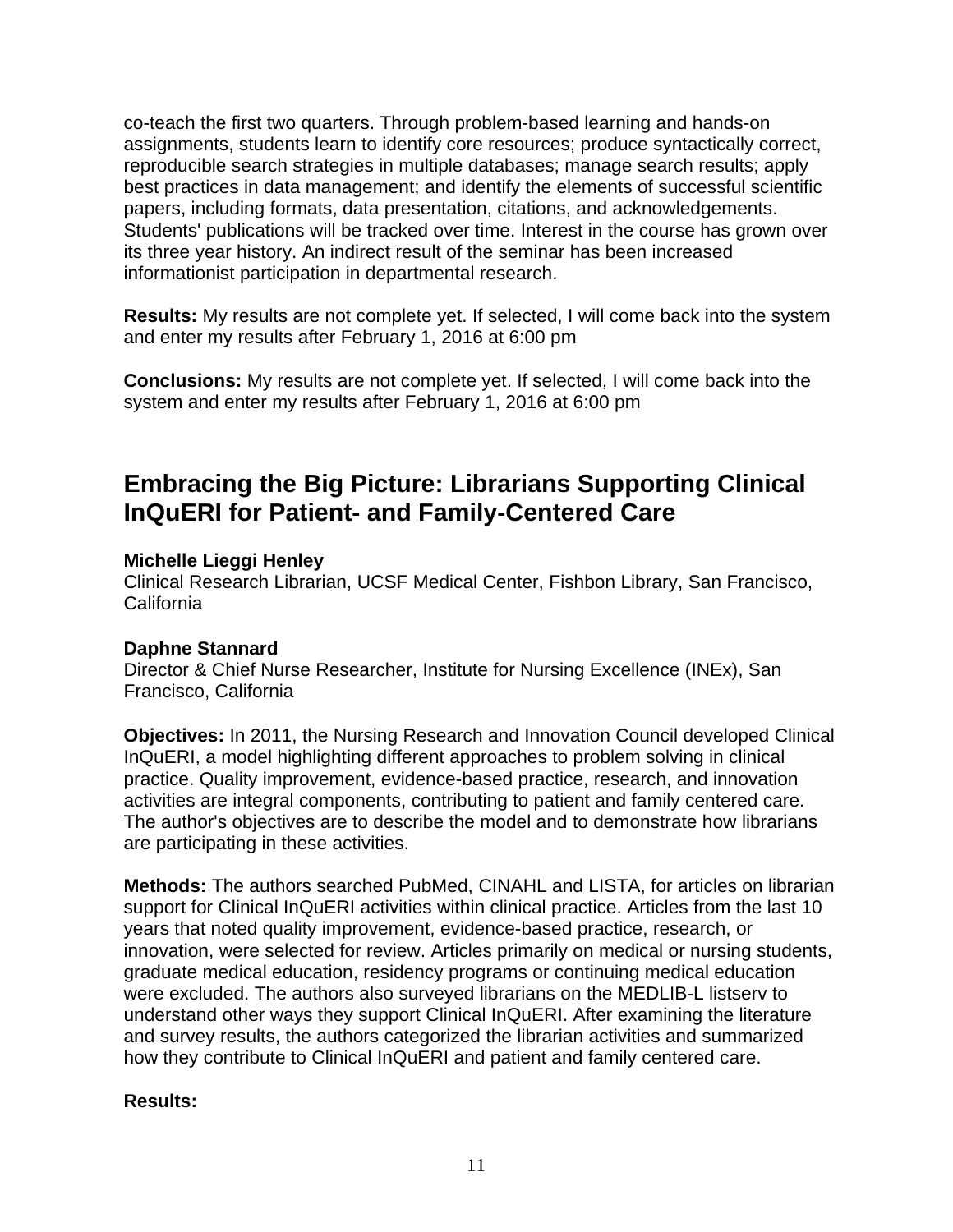co-teach the first two quarters. Through problem-based learning and hands-on assignments, students learn to identify core resources; produce syntactically correct, reproducible search strategies in multiple databases; manage search results; apply best practices in data management; and identify the elements of successful scientific papers, including formats, data presentation, citations, and acknowledgements. Students' publications will be tracked over time. Interest in the course has grown over its three year history. An indirect result of the seminar has been increased informationist participation in departmental research.

**Results:** My results are not complete yet. If selected, I will come back into the system and enter my results after February 1, 2016 at 6:00 pm

**Conclusions:** My results are not complete yet. If selected, I will come back into the system and enter my results after February 1, 2016 at 6:00 pm

## Embracing the Big Picture: Librarians Supporting Clinical InQuERI for Patient- and Family-Centered Care

**Michelle Lieggi Henley**
Clinical Research Librarian, UCSF Medical Center, Fishbon Library, San Francisco, California

**Daphne Stannard**
Director & Chief Nurse Researcher, Institute for Nursing Excellence (INEx), San Francisco, California

**Objectives:** In 2011, the Nursing Research and Innovation Council developed Clinical InQuERI, a model highlighting different approaches to problem solving in clinical practice. Quality improvement, evidence-based practice, research, and innovation activities are integral components, contributing to patient and family centered care. The author's objectives are to describe the model and to demonstrate how librarians are participating in these activities.

**Methods:** The authors searched PubMed, CINAHL and LISTA, for articles on librarian support for Clinical InQuERI activities within clinical practice. Articles from the last 10 years that noted quality improvement, evidence-based practice, research, or innovation, were selected for review. Articles primarily on medical or nursing students, graduate medical education, residency programs or continuing medical education were excluded. The authors also surveyed librarians on the MEDLIB-L listserv to understand other ways they support Clinical InQuERI. After examining the literature and survey results, the authors categorized the librarian activities and summarized how they contribute to Clinical InQuERI and patient and family centered care.

**Results:**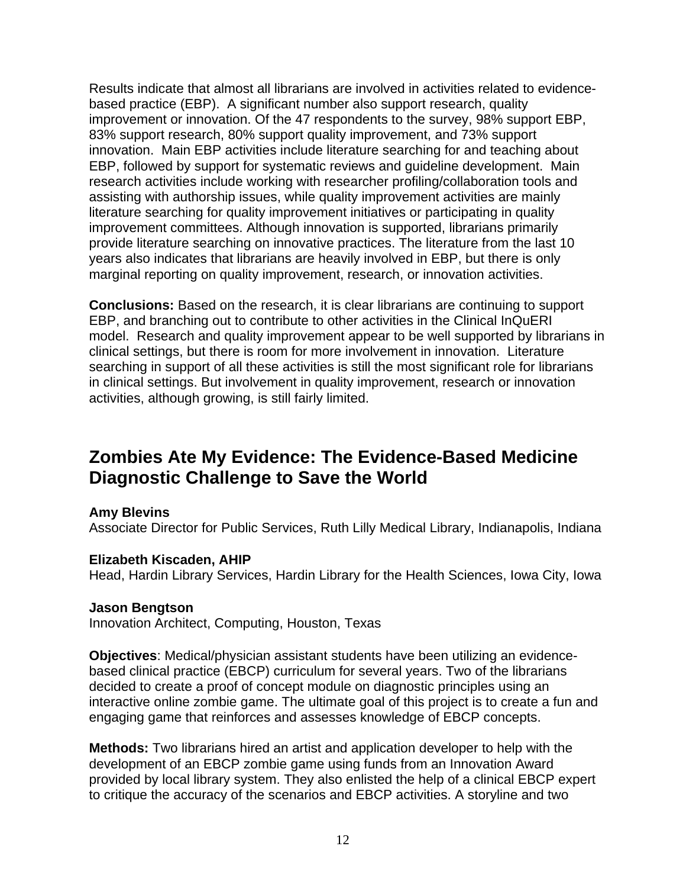Results indicate that almost all librarians are involved in activities related to evidence-based practice (EBP). A significant number also support research, quality improvement or innovation. Of the 47 respondents to the survey, 98% support EBP, 83% support research, 80% support quality improvement, and 73% support innovation. Main EBP activities include literature searching for and teaching about EBP, followed by support for systematic reviews and guideline development. Main research activities include working with researcher profiling/collaboration tools and assisting with authorship issues, while quality improvement activities are mainly literature searching for quality improvement initiatives or participating in quality improvement committees. Although innovation is supported, librarians primarily provide literature searching on innovative practices. The literature from the last 10 years also indicates that librarians are heavily involved in EBP, but there is only marginal reporting on quality improvement, research, or innovation activities.

**Conclusions:** Based on the research, it is clear librarians are continuing to support EBP, and branching out to contribute to other activities in the Clinical InQuERI model. Research and quality improvement appear to be well supported by librarians in clinical settings, but there is room for more involvement in innovation. Literature searching in support of all these activities is still the most significant role for librarians in clinical settings. But involvement in quality improvement, research or innovation activities, although growing, is still fairly limited.

## Zombies Ate My Evidence: The Evidence-Based Medicine Diagnostic Challenge to Save the World

**Amy Blevins**
Associate Director for Public Services, Ruth Lilly Medical Library, Indianapolis, Indiana

**Elizabeth Kiscaden, AHIP**
Head, Hardin Library Services, Hardin Library for the Health Sciences, Iowa City, Iowa

**Jason Bengtson**
Innovation Architect, Computing, Houston, Texas

**Objectives**: Medical/physician assistant students have been utilizing an evidence-based clinical practice (EBCP) curriculum for several years. Two of the librarians decided to create a proof of concept module on diagnostic principles using an interactive online zombie game. The ultimate goal of this project is to create a fun and engaging game that reinforces and assesses knowledge of EBCP concepts.

**Methods:** Two librarians hired an artist and application developer to help with the development of an EBCP zombie game using funds from an Innovation Award provided by local library system. They also enlisted the help of a clinical EBCP expert to critique the accuracy of the scenarios and EBCP activities. A storyline and two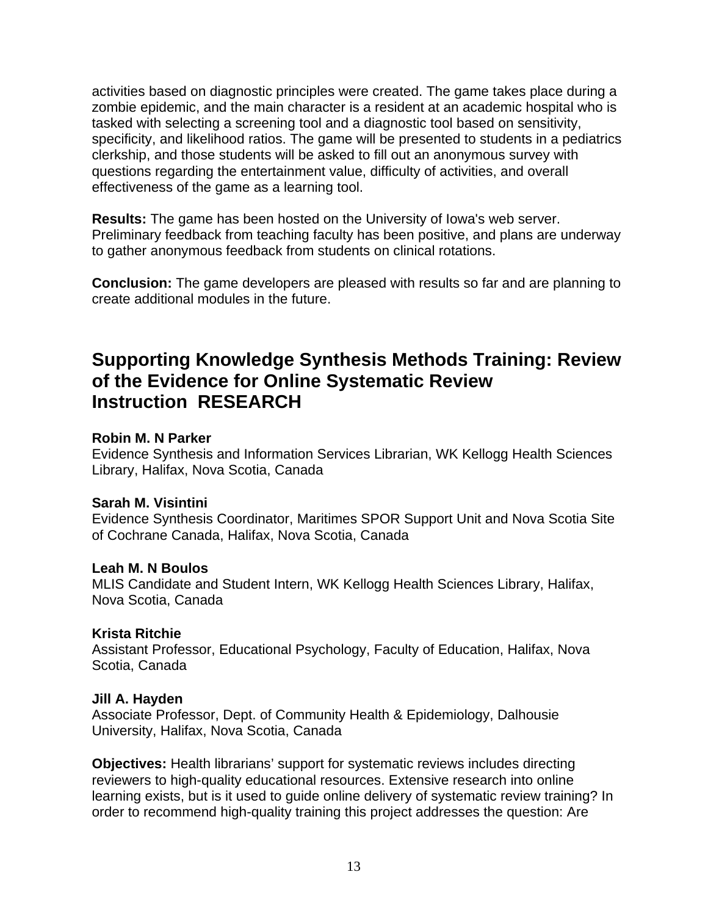activities based on diagnostic principles were created. The game takes place during a zombie epidemic, and the main character is a resident at an academic hospital who is tasked with selecting a screening tool and a diagnostic tool based on sensitivity, specificity, and likelihood ratios. The game will be presented to students in a pediatrics clerkship, and those students will be asked to fill out an anonymous survey with questions regarding the entertainment value, difficulty of activities, and overall effectiveness of the game as a learning tool.

**Results:** The game has been hosted on the University of Iowa's web server. Preliminary feedback from teaching faculty has been positive, and plans are underway to gather anonymous feedback from students on clinical rotations.

**Conclusion:** The game developers are pleased with results so far and are planning to create additional modules in the future.

## Supporting Knowledge Synthesis Methods Training: Review of the Evidence for Online Systematic Review Instruction RESEARCH

**Robin M. N Parker**
Evidence Synthesis and Information Services Librarian, WK Kellogg Health Sciences Library, Halifax, Nova Scotia, Canada

**Sarah M. Visintini**
Evidence Synthesis Coordinator, Maritimes SPOR Support Unit and Nova Scotia Site of Cochrane Canada, Halifax, Nova Scotia, Canada

**Leah M. N Boulos**
MLIS Candidate and Student Intern, WK Kellogg Health Sciences Library, Halifax, Nova Scotia, Canada

**Krista Ritchie**
Assistant Professor, Educational Psychology, Faculty of Education, Halifax, Nova Scotia, Canada

**Jill A. Hayden**
Associate Professor, Dept. of Community Health & Epidemiology, Dalhousie University, Halifax, Nova Scotia, Canada

**Objectives:** Health librarians' support for systematic reviews includes directing reviewers to high-quality educational resources. Extensive research into online learning exists, but is it used to guide online delivery of systematic review training? In order to recommend high-quality training this project addresses the question: Are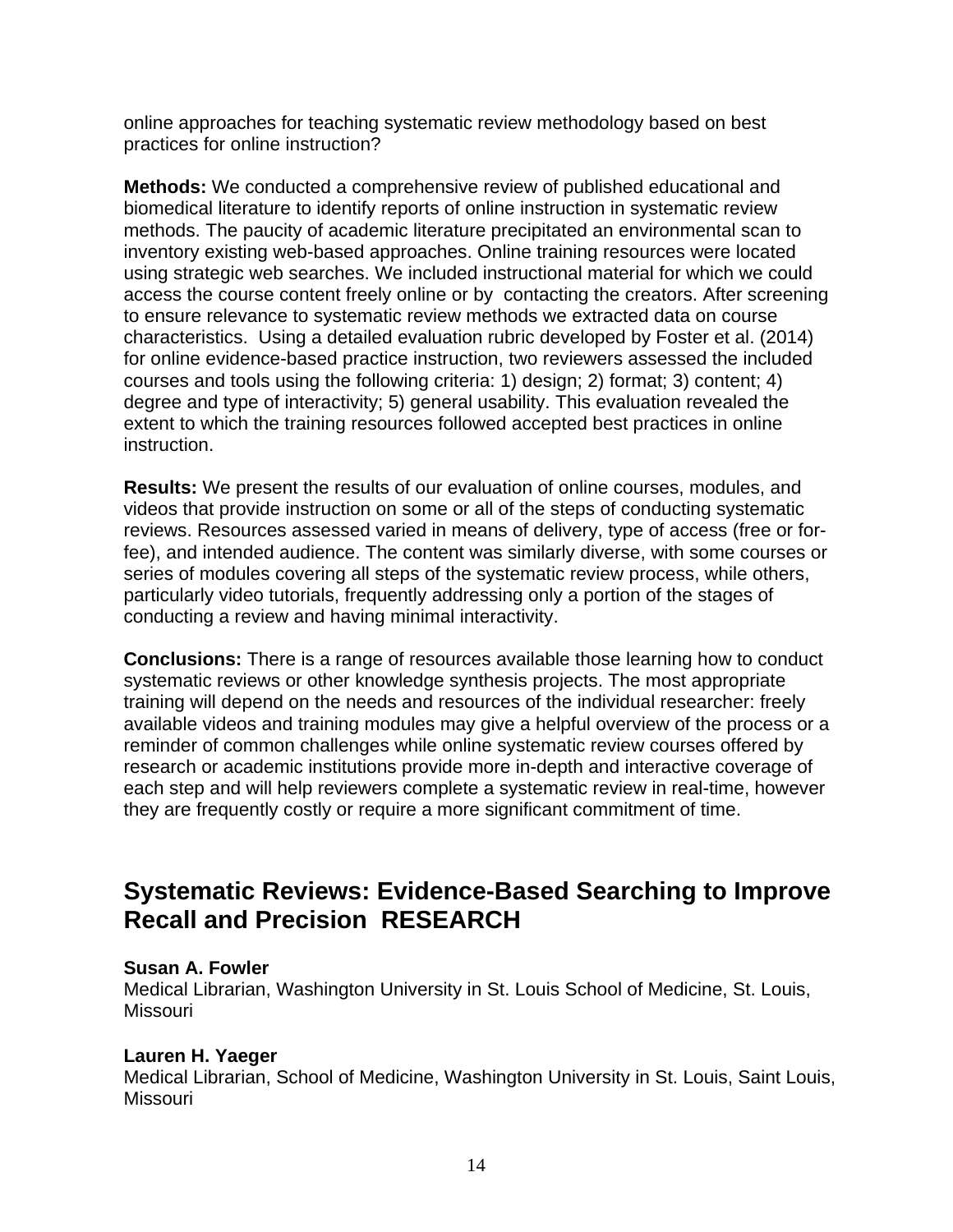online approaches for teaching systematic review methodology based on best practices for online instruction?

**Methods:** We conducted a comprehensive review of published educational and biomedical literature to identify reports of online instruction in systematic review methods. The paucity of academic literature precipitated an environmental scan to inventory existing web-based approaches. Online training resources were located using strategic web searches. We included instructional material for which we could access the course content freely online or by contacting the creators. After screening to ensure relevance to systematic review methods we extracted data on course characteristics. Using a detailed evaluation rubric developed by Foster et al. (2014) for online evidence-based practice instruction, two reviewers assessed the included courses and tools using the following criteria: 1) design; 2) format; 3) content; 4) degree and type of interactivity; 5) general usability. This evaluation revealed the extent to which the training resources followed accepted best practices in online instruction.

**Results:** We present the results of our evaluation of online courses, modules, and videos that provide instruction on some or all of the steps of conducting systematic reviews. Resources assessed varied in means of delivery, type of access (free or for-fee), and intended audience. The content was similarly diverse, with some courses or series of modules covering all steps of the systematic review process, while others, particularly video tutorials, frequently addressing only a portion of the stages of conducting a review and having minimal interactivity.

**Conclusions:** There is a range of resources available those learning how to conduct systematic reviews or other knowledge synthesis projects. The most appropriate training will depend on the needs and resources of the individual researcher: freely available videos and training modules may give a helpful overview of the process or a reminder of common challenges while online systematic review courses offered by research or academic institutions provide more in-depth and interactive coverage of each step and will help reviewers complete a systematic review in real-time, however they are frequently costly or require a more significant commitment of time.

## Systematic Reviews: Evidence-Based Searching to Improve Recall and Precision RESEARCH

**Susan A. Fowler**
Medical Librarian, Washington University in St. Louis School of Medicine, St. Louis, Missouri

**Lauren H. Yaeger**
Medical Librarian, School of Medicine, Washington University in St. Louis, Saint Louis, Missouri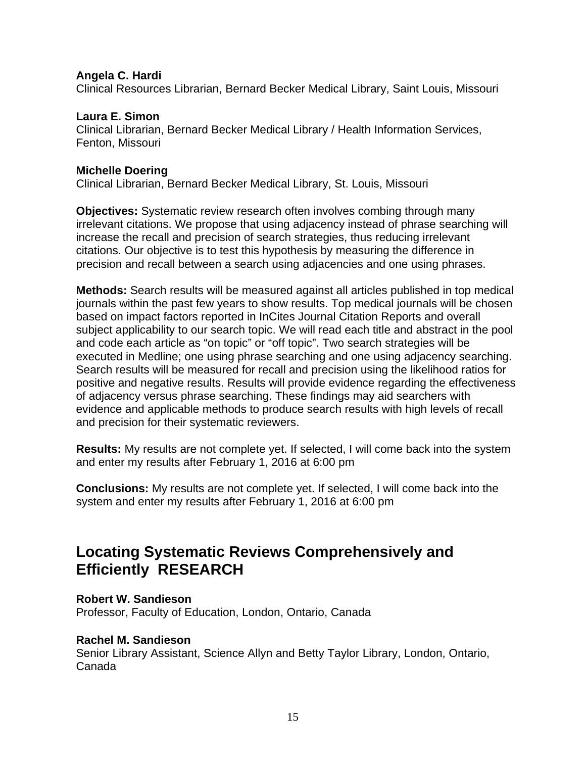**Angela C. Hardi**
Clinical Resources Librarian, Bernard Becker Medical Library, Saint Louis, Missouri

**Laura E. Simon**
Clinical Librarian, Bernard Becker Medical Library / Health Information Services, Fenton, Missouri

**Michelle Doering**
Clinical Librarian, Bernard Becker Medical Library, St. Louis, Missouri

**Objectives:** Systematic review research often involves combing through many irrelevant citations. We propose that using adjacency instead of phrase searching will increase the recall and precision of search strategies, thus reducing irrelevant citations. Our objective is to test this hypothesis by measuring the difference in precision and recall between a search using adjacencies and one using phrases.

**Methods:** Search results will be measured against all articles published in top medical journals within the past few years to show results. Top medical journals will be chosen based on impact factors reported in InCites Journal Citation Reports and overall subject applicability to our search topic. We will read each title and abstract in the pool and code each article as "on topic" or "off topic". Two search strategies will be executed in Medline; one using phrase searching and one using adjacency searching. Search results will be measured for recall and precision using the likelihood ratios for positive and negative results. Results will provide evidence regarding the effectiveness of adjacency versus phrase searching. These findings may aid searchers with evidence and applicable methods to produce search results with high levels of recall and precision for their systematic reviewers.

**Results:** My results are not complete yet. If selected, I will come back into the system and enter my results after February 1, 2016 at 6:00 pm

**Conclusions:** My results are not complete yet. If selected, I will come back into the system and enter my results after February 1, 2016 at 6:00 pm

## Locating Systematic Reviews Comprehensively and Efficiently RESEARCH

**Robert W. Sandieson**
Professor, Faculty of Education, London, Ontario, Canada

**Rachel M. Sandieson**
Senior Library Assistant, Science Allyn and Betty Taylor Library, London, Ontario, Canada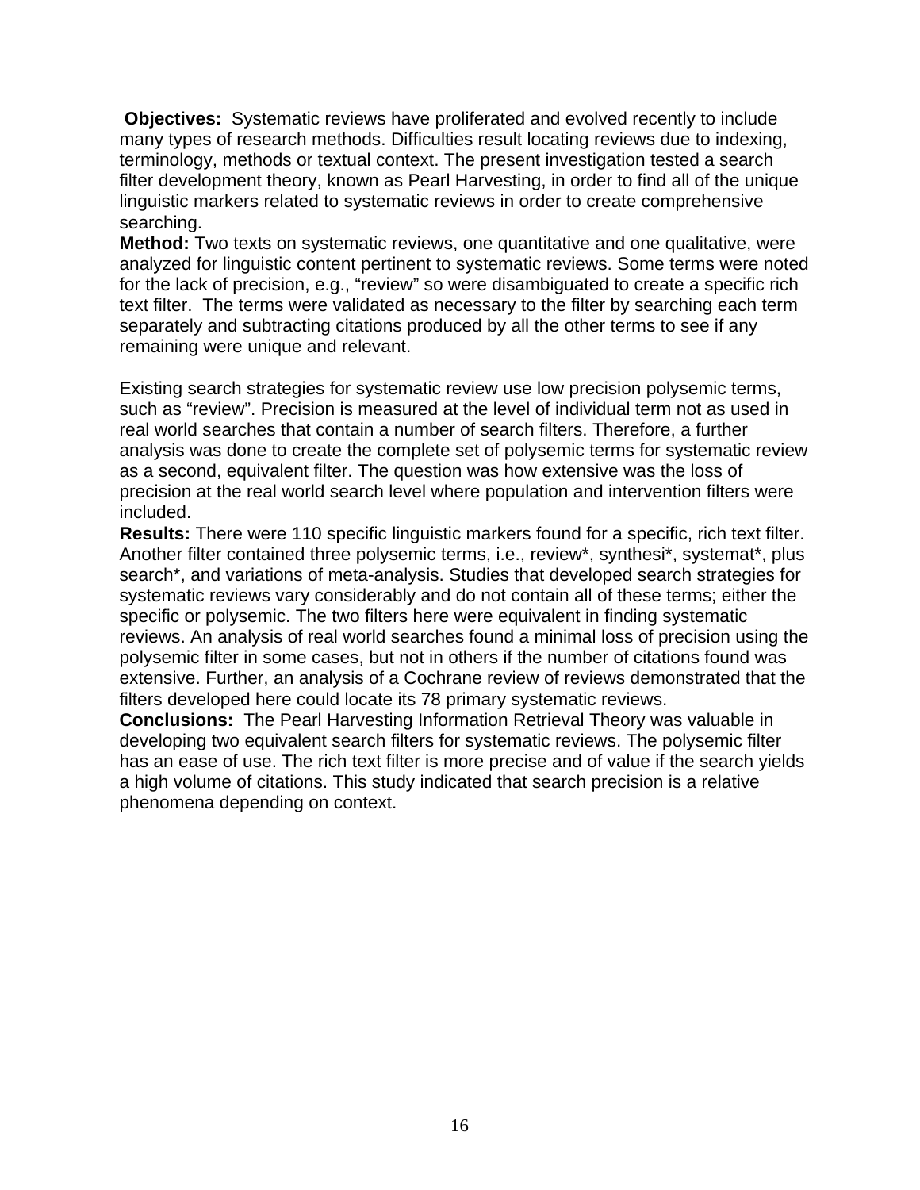**Objectives:** Systematic reviews have proliferated and evolved recently to include many types of research methods. Difficulties result locating reviews due to indexing, terminology, methods or textual context. The present investigation tested a search filter development theory, known as Pearl Harvesting, in order to find all of the unique linguistic markers related to systematic reviews in order to create comprehensive searching.

**Method:** Two texts on systematic reviews, one quantitative and one qualitative, were analyzed for linguistic content pertinent to systematic reviews. Some terms were noted for the lack of precision, e.g., "review" so were disambiguated to create a specific rich text filter. The terms were validated as necessary to the filter by searching each term separately and subtracting citations produced by all the other terms to see if any remaining were unique and relevant.

Existing search strategies for systematic review use low precision polysemic terms, such as "review". Precision is measured at the level of individual term not as used in real world searches that contain a number of search filters. Therefore, a further analysis was done to create the complete set of polysemic terms for systematic review as a second, equivalent filter. The question was how extensive was the loss of precision at the real world search level where population and intervention filters were included.

**Results:** There were 110 specific linguistic markers found for a specific, rich text filter. Another filter contained three polysemic terms, i.e., review*, synthesi*, systemat*, plus search*, and variations of meta-analysis. Studies that developed search strategies for systematic reviews vary considerably and do not contain all of these terms; either the specific or polysemic. The two filters here were equivalent in finding systematic reviews. An analysis of real world searches found a minimal loss of precision using the polysemic filter in some cases, but not in others if the number of citations found was extensive. Further, an analysis of a Cochrane review of reviews demonstrated that the filters developed here could locate its 78 primary systematic reviews.

**Conclusions:** The Pearl Harvesting Information Retrieval Theory was valuable in developing two equivalent search filters for systematic reviews. The polysemic filter has an ease of use. The rich text filter is more precise and of value if the search yields a high volume of citations. This study indicated that search precision is a relative phenomena depending on context.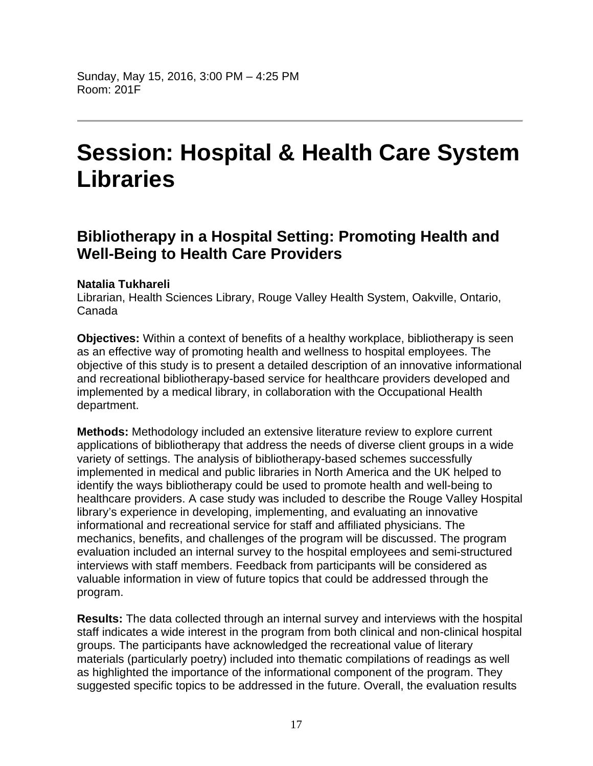Sunday, May 15, 2016, 3:00 PM – 4:25 PM
Room: 201F

---

# Session: Hospital & Health Care System Libraries

## Bibliotherapy in a Hospital Setting: Promoting Health and Well-Being to Health Care Providers

**Natalia Tukhareli**
Librarian, Health Sciences Library, Rouge Valley Health System, Oakville, Ontario, Canada

**Objectives:** Within a context of benefits of a healthy workplace, bibliotherapy is seen as an effective way of promoting health and wellness to hospital employees. The objective of this study is to present a detailed description of an innovative informational and recreational bibliotherapy-based service for healthcare providers developed and implemented by a medical library, in collaboration with the Occupational Health department.

**Methods:** Methodology included an extensive literature review to explore current applications of bibliotherapy that address the needs of diverse client groups in a wide variety of settings. The analysis of bibliotherapy-based schemes successfully implemented in medical and public libraries in North America and the UK helped to identify the ways bibliotherapy could be used to promote health and well-being to healthcare providers. A case study was included to describe the Rouge Valley Hospital library's experience in developing, implementing, and evaluating an innovative informational and recreational service for staff and affiliated physicians. The mechanics, benefits, and challenges of the program will be discussed. The program evaluation included an internal survey to the hospital employees and semi-structured interviews with staff members. Feedback from participants will be considered as valuable information in view of future topics that could be addressed through the program.

**Results:** The data collected through an internal survey and interviews with the hospital staff indicates a wide interest in the program from both clinical and non-clinical hospital groups. The participants have acknowledged the recreational value of literary materials (particularly poetry) included into thematic compilations of readings as well as highlighted the importance of the informational component of the program. They suggested specific topics to be addressed in the future. Overall, the evaluation results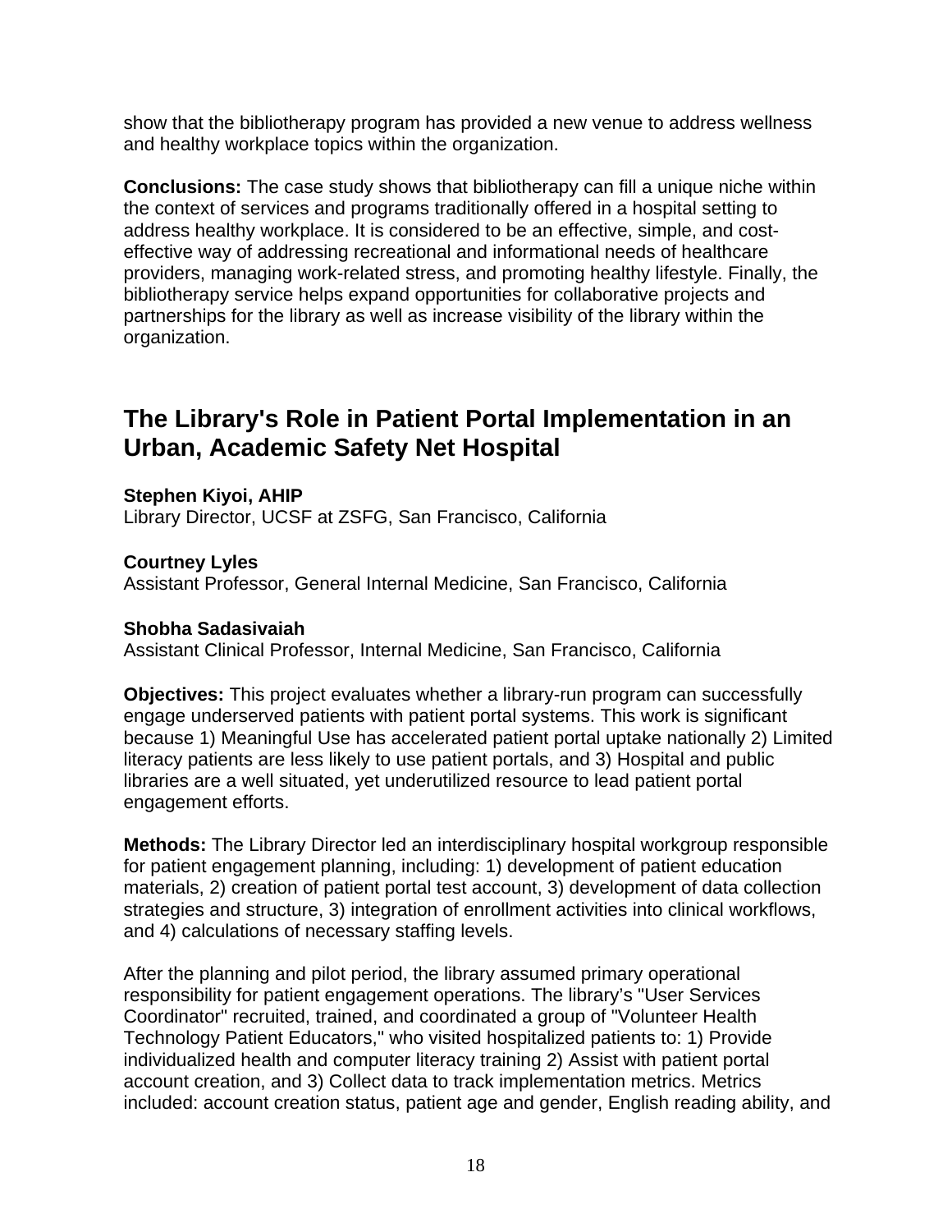show that the bibliotherapy program has provided a new venue to address wellness and healthy workplace topics within the organization.

**Conclusions:** The case study shows that bibliotherapy can fill a unique niche within the context of services and programs traditionally offered in a hospital setting to address healthy workplace. It is considered to be an effective, simple, and cost-effective way of addressing recreational and informational needs of healthcare providers, managing work-related stress, and promoting healthy lifestyle. Finally, the bibliotherapy service helps expand opportunities for collaborative projects and partnerships for the library as well as increase visibility of the library within the organization.

## The Library's Role in Patient Portal Implementation in an Urban, Academic Safety Net Hospital

**Stephen Kiyoi, AHIP**
Library Director, UCSF at ZSFG, San Francisco, California

**Courtney Lyles**
Assistant Professor, General Internal Medicine, San Francisco, California

**Shobha Sadasivaiah**
Assistant Clinical Professor, Internal Medicine, San Francisco, California

**Objectives:** This project evaluates whether a library-run program can successfully engage underserved patients with patient portal systems. This work is significant because 1) Meaningful Use has accelerated patient portal uptake nationally 2) Limited literacy patients are less likely to use patient portals, and 3) Hospital and public libraries are a well situated, yet underutilized resource to lead patient portal engagement efforts.

**Methods:** The Library Director led an interdisciplinary hospital workgroup responsible for patient engagement planning, including: 1) development of patient education materials, 2) creation of patient portal test account, 3) development of data collection strategies and structure, 3) integration of enrollment activities into clinical workflows, and 4) calculations of necessary staffing levels.

After the planning and pilot period, the library assumed primary operational responsibility for patient engagement operations. The library's "User Services Coordinator" recruited, trained, and coordinated a group of "Volunteer Health Technology Patient Educators," who visited hospitalized patients to: 1) Provide individualized health and computer literacy training 2) Assist with patient portal account creation, and 3) Collect data to track implementation metrics. Metrics included: account creation status, patient age and gender, English reading ability, and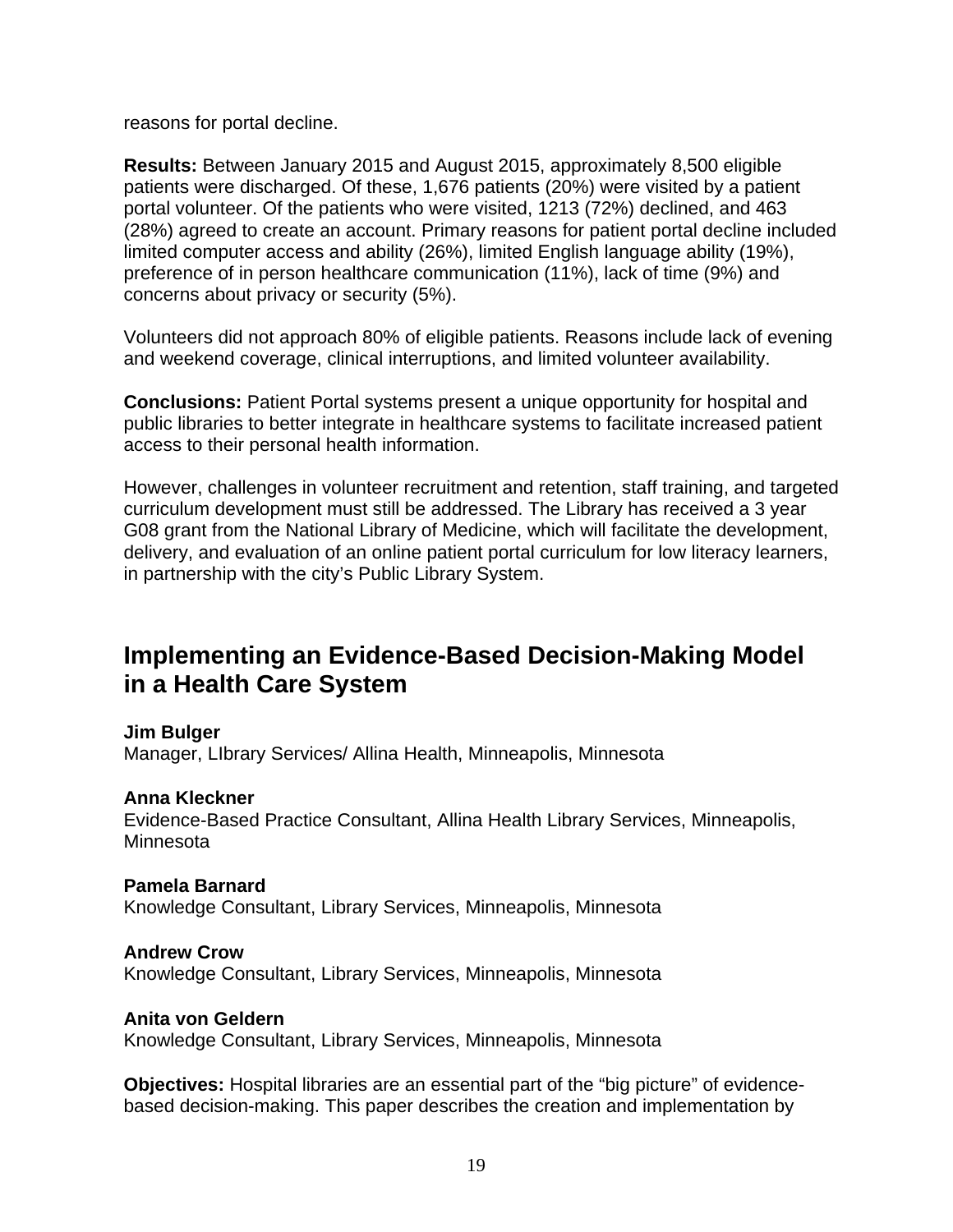reasons for portal decline.

**Results:** Between January 2015 and August 2015, approximately 8,500 eligible patients were discharged. Of these, 1,676 patients (20%) were visited by a patient portal volunteer. Of the patients who were visited, 1213 (72%) declined, and 463 (28%) agreed to create an account. Primary reasons for patient portal decline included limited computer access and ability (26%), limited English language ability (19%), preference of in person healthcare communication (11%), lack of time (9%) and concerns about privacy or security (5%).

Volunteers did not approach 80% of eligible patients. Reasons include lack of evening and weekend coverage, clinical interruptions, and limited volunteer availability.

**Conclusions:** Patient Portal systems present a unique opportunity for hospital and public libraries to better integrate in healthcare systems to facilitate increased patient access to their personal health information.

However, challenges in volunteer recruitment and retention, staff training, and targeted curriculum development must still be addressed. The Library has received a 3 year G08 grant from the National Library of Medicine, which will facilitate the development, delivery, and evaluation of an online patient portal curriculum for low literacy learners, in partnership with the city's Public Library System.

## Implementing an Evidence-Based Decision-Making Model in a Health Care System

**Jim Bulger**
Manager, LIbrary Services/ Allina Health, Minneapolis, Minnesota

**Anna Kleckner**
Evidence-Based Practice Consultant, Allina Health Library Services, Minneapolis, Minnesota

**Pamela Barnard**
Knowledge Consultant, Library Services, Minneapolis, Minnesota

**Andrew Crow**
Knowledge Consultant, Library Services, Minneapolis, Minnesota

**Anita von Geldern**
Knowledge Consultant, Library Services, Minneapolis, Minnesota

**Objectives:** Hospital libraries are an essential part of the "big picture" of evidence-based decision-making. This paper describes the creation and implementation by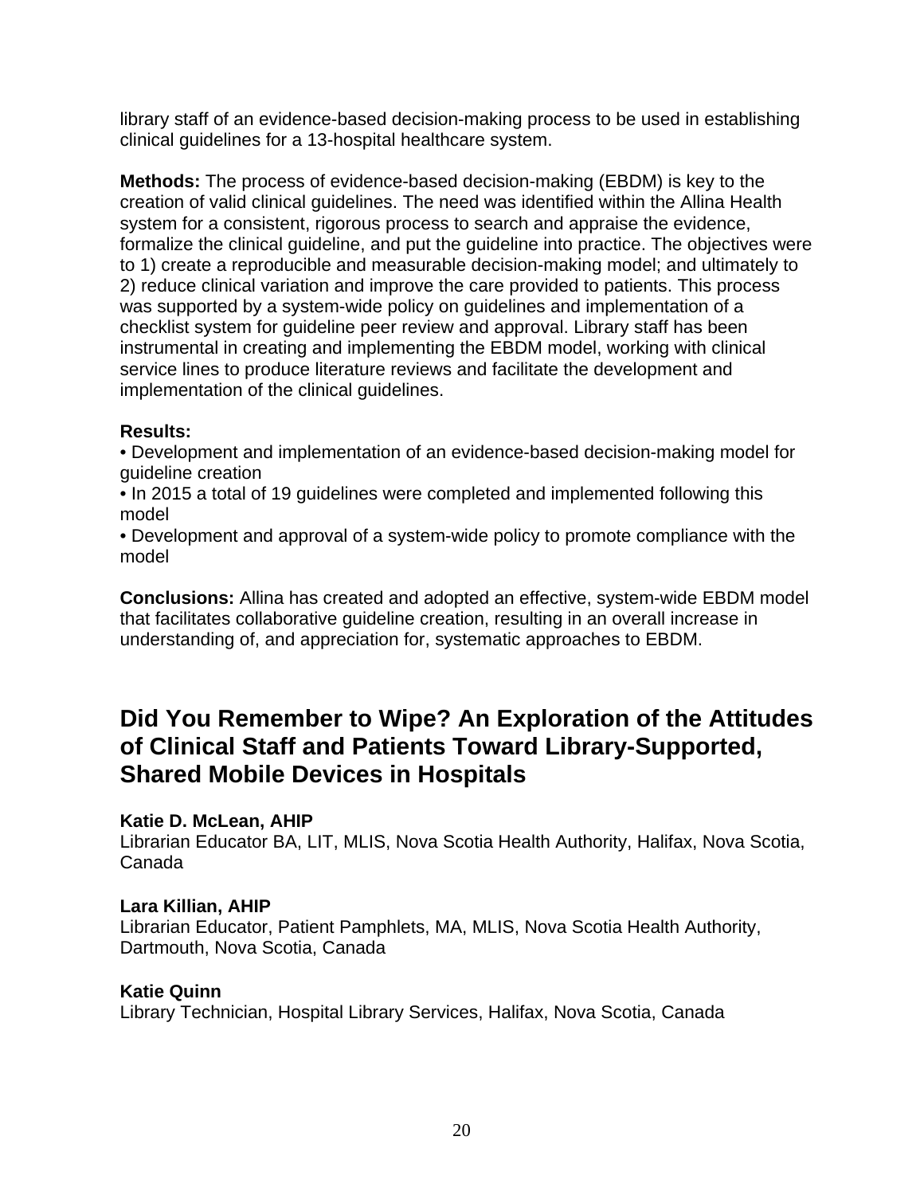library staff of an evidence-based decision-making process to be used in establishing clinical guidelines for a 13-hospital healthcare system.

**Methods:** The process of evidence-based decision-making (EBDM) is key to the creation of valid clinical guidelines. The need was identified within the Allina Health system for a consistent, rigorous process to search and appraise the evidence, formalize the clinical guideline, and put the guideline into practice. The objectives were to 1) create a reproducible and measurable decision-making model; and ultimately to 2) reduce clinical variation and improve the care provided to patients. This process was supported by a system-wide policy on guidelines and implementation of a checklist system for guideline peer review and approval. Library staff has been instrumental in creating and implementing the EBDM model, working with clinical service lines to produce literature reviews and facilitate the development and implementation of the clinical guidelines.

**Results:**

- Development and implementation of an evidence-based decision-making model for guideline creation
- In 2015 a total of 19 guidelines were completed and implemented following this model
- Development and approval of a system-wide policy to promote compliance with the model

**Conclusions:** Allina has created and adopted an effective, system-wide EBDM model that facilitates collaborative guideline creation, resulting in an overall increase in understanding of, and appreciation for, systematic approaches to EBDM.

## Did You Remember to Wipe? An Exploration of the Attitudes of Clinical Staff and Patients Toward Library-Supported, Shared Mobile Devices in Hospitals

**Katie D. McLean, AHIP**
Librarian Educator BA, LIT, MLIS, Nova Scotia Health Authority, Halifax, Nova Scotia, Canada

**Lara Killian, AHIP**
Librarian Educator, Patient Pamphlets, MA, MLIS, Nova Scotia Health Authority, Dartmouth, Nova Scotia, Canada

**Katie Quinn**
Library Technician, Hospital Library Services, Halifax, Nova Scotia, Canada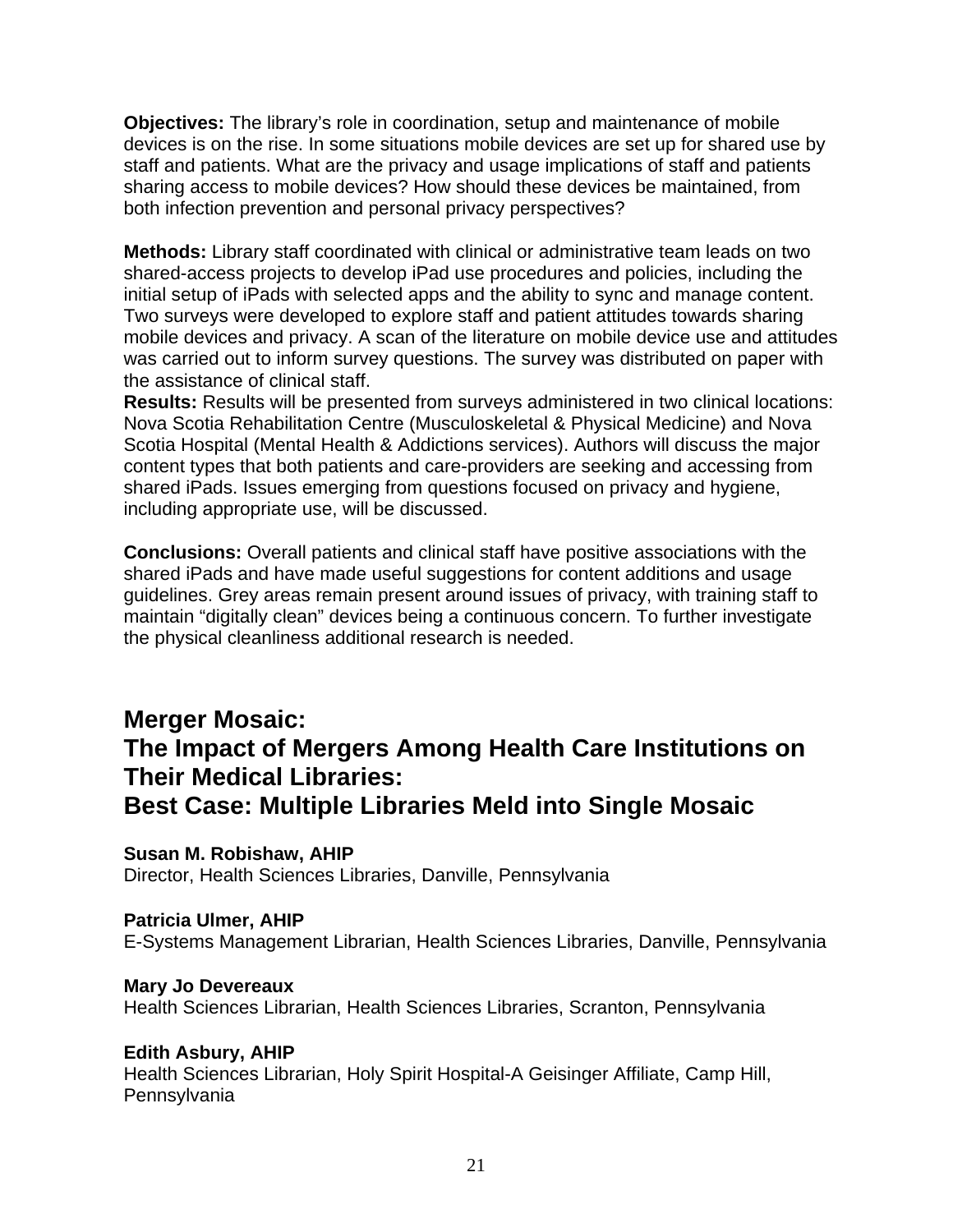**Objectives:** The library's role in coordination, setup and maintenance of mobile devices is on the rise. In some situations mobile devices are set up for shared use by staff and patients. What are the privacy and usage implications of staff and patients sharing access to mobile devices? How should these devices be maintained, from both infection prevention and personal privacy perspectives?

**Methods:** Library staff coordinated with clinical or administrative team leads on two shared-access projects to develop iPad use procedures and policies, including the initial setup of iPads with selected apps and the ability to sync and manage content. Two surveys were developed to explore staff and patient attitudes towards sharing mobile devices and privacy. A scan of the literature on mobile device use and attitudes was carried out to inform survey questions. The survey was distributed on paper with the assistance of clinical staff.

**Results:** Results will be presented from surveys administered in two clinical locations: Nova Scotia Rehabilitation Centre (Musculoskeletal & Physical Medicine) and Nova Scotia Hospital (Mental Health & Addictions services). Authors will discuss the major content types that both patients and care-providers are seeking and accessing from shared iPads. Issues emerging from questions focused on privacy and hygiene, including appropriate use, will be discussed.

**Conclusions:** Overall patients and clinical staff have positive associations with the shared iPads and have made useful suggestions for content additions and usage guidelines. Grey areas remain present around issues of privacy, with training staff to maintain "digitally clean" devices being a continuous concern. To further investigate the physical cleanliness additional research is needed.

## Merger Mosaic: The Impact of Mergers Among Health Care Institutions on Their Medical Libraries: Best Case: Multiple Libraries Meld into Single Mosaic

**Susan M. Robishaw, AHIP**
Director, Health Sciences Libraries, Danville, Pennsylvania

**Patricia Ulmer, AHIP**
E-Systems Management Librarian, Health Sciences Libraries, Danville, Pennsylvania

**Mary Jo Devereaux**
Health Sciences Librarian, Health Sciences Libraries, Scranton, Pennsylvania

**Edith Asbury, AHIP**
Health Sciences Librarian, Holy Spirit Hospital-A Geisinger Affiliate, Camp Hill, Pennsylvania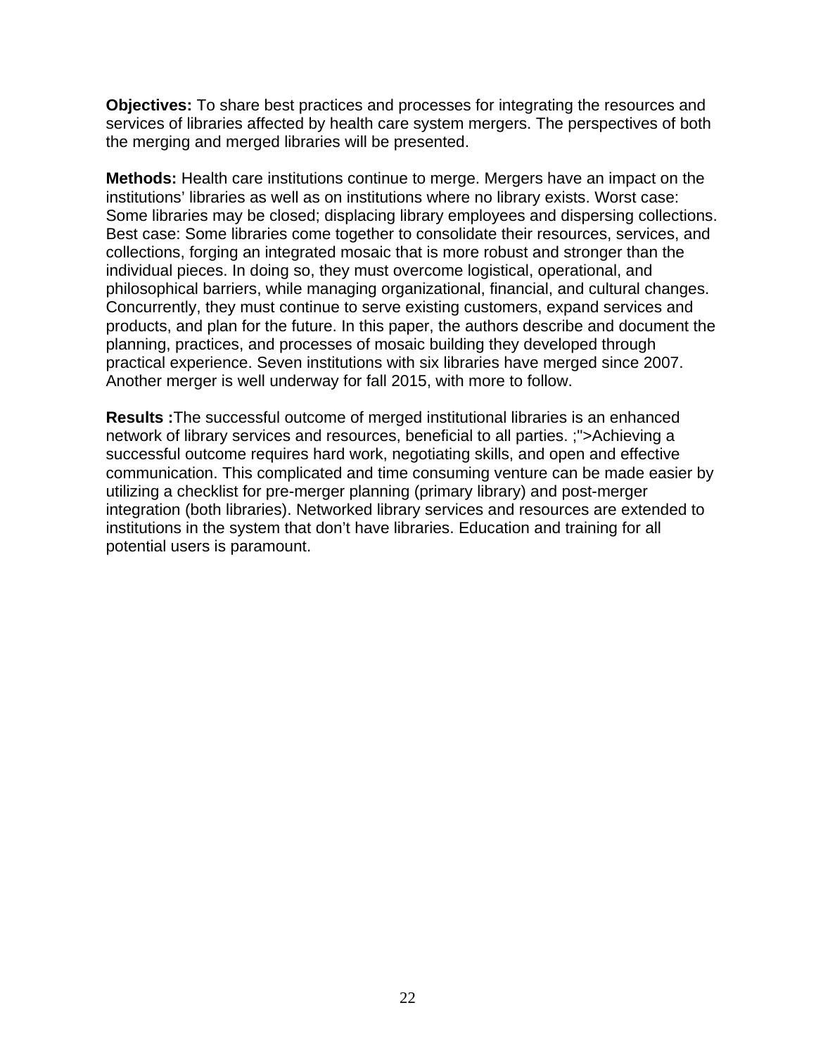**Objectives:** To share best practices and processes for integrating the resources and services of libraries affected by health care system mergers. The perspectives of both the merging and merged libraries will be presented.

**Methods:** Health care institutions continue to merge. Mergers have an impact on the institutions' libraries as well as on institutions where no library exists. Worst case: Some libraries may be closed; displacing library employees and dispersing collections. Best case: Some libraries come together to consolidate their resources, services, and collections, forging an integrated mosaic that is more robust and stronger than the individual pieces. In doing so, they must overcome logistical, operational, and philosophical barriers, while managing organizational, financial, and cultural changes. Concurrently, they must continue to serve existing customers, expand services and products, and plan for the future. In this paper, the authors describe and document the planning, practices, and processes of mosaic building they developed through practical experience. Seven institutions with six libraries have merged since 2007. Another merger is well underway for fall 2015, with more to follow.

**Results :**The successful outcome of merged institutional libraries is an enhanced network of library services and resources, beneficial to all parties. ;">Achieving a successful outcome requires hard work, negotiating skills, and open and effective communication. This complicated and time consuming venture can be made easier by utilizing a checklist for pre-merger planning (primary library) and post-merger integration (both libraries). Networked library services and resources are extended to institutions in the system that don't have libraries. Education and training for all potential users is paramount.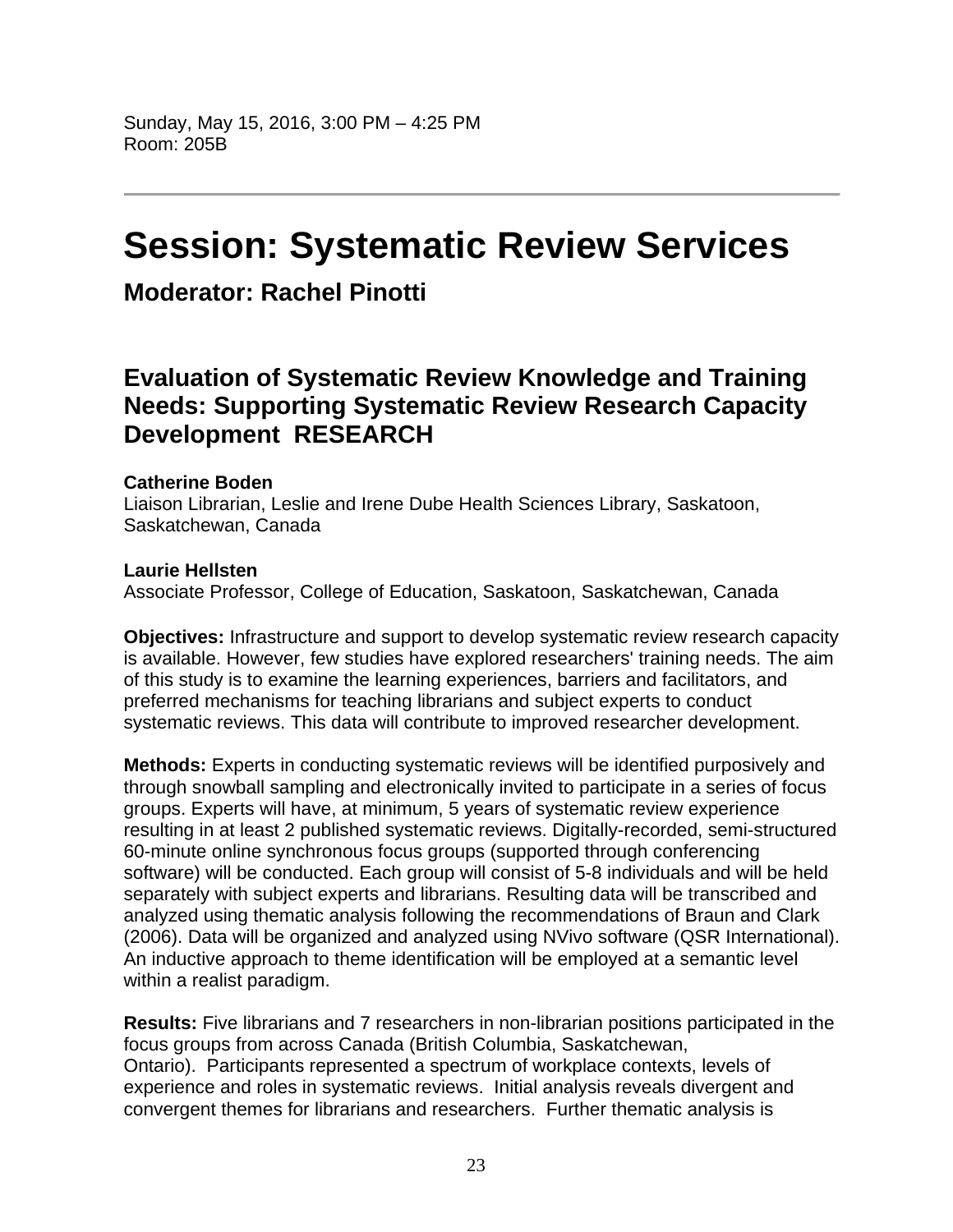Sunday, May 15, 2016, 3:00 PM – 4:25 PM
Room: 205B

---

# Session: Systematic Review Services

### Moderator: Rachel Pinotti

## Evaluation of Systematic Review Knowledge and Training Needs: Supporting Systematic Review Research Capacity Development RESEARCH

**Catherine Boden**
Liaison Librarian, Leslie and Irene Dube Health Sciences Library, Saskatoon, Saskatchewan, Canada

**Laurie Hellsten**
Associate Professor, College of Education, Saskatoon, Saskatchewan, Canada

**Objectives:** Infrastructure and support to develop systematic review research capacity is available. However, few studies have explored researchers' training needs. The aim of this study is to examine the learning experiences, barriers and facilitators, and preferred mechanisms for teaching librarians and subject experts to conduct systematic reviews. This data will contribute to improved researcher development.

**Methods:** Experts in conducting systematic reviews will be identified purposively and through snowball sampling and electronically invited to participate in a series of focus groups. Experts will have, at minimum, 5 years of systematic review experience resulting in at least 2 published systematic reviews. Digitally-recorded, semi-structured 60-minute online synchronous focus groups (supported through conferencing software) will be conducted. Each group will consist of 5-8 individuals and will be held separately with subject experts and librarians. Resulting data will be transcribed and analyzed using thematic analysis following the recommendations of Braun and Clark (2006). Data will be organized and analyzed using NVivo software (QSR International). An inductive approach to theme identification will be employed at a semantic level within a realist paradigm.

**Results:** Five librarians and 7 researchers in non-librarian positions participated in the focus groups from across Canada (British Columbia, Saskatchewan, Ontario). Participants represented a spectrum of workplace contexts, levels of experience and roles in systematic reviews. Initial analysis reveals divergent and convergent themes for librarians and researchers. Further thematic analysis is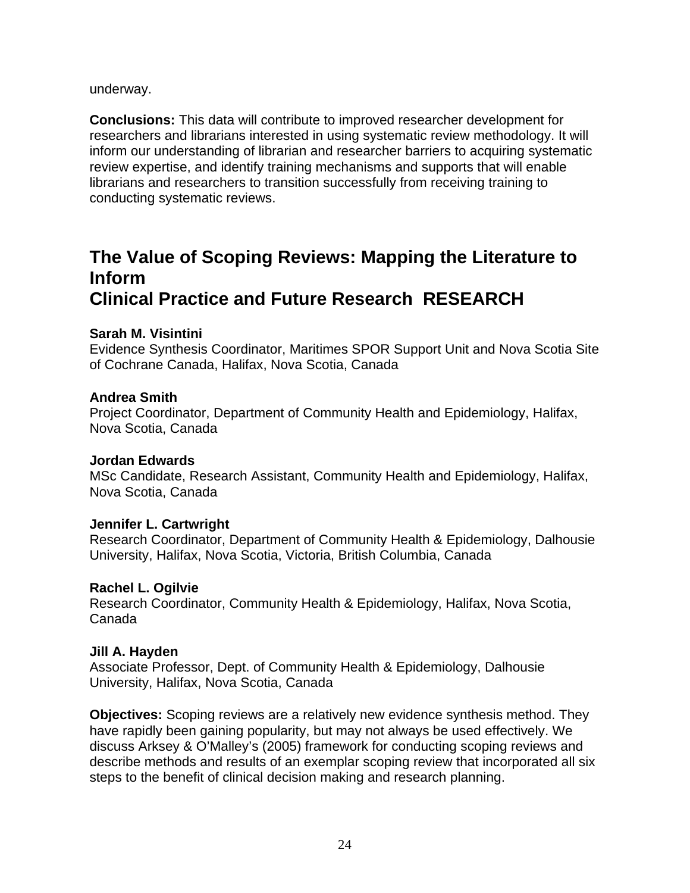underway.

**Conclusions:** This data will contribute to improved researcher development for researchers and librarians interested in using systematic review methodology. It will inform our understanding of librarian and researcher barriers to acquiring systematic review expertise, and identify training mechanisms and supports that will enable librarians and researchers to transition successfully from receiving training to conducting systematic reviews.

## The Value of Scoping Reviews: Mapping the Literature to Inform Clinical Practice and Future Research RESEARCH

**Sarah M. Visintini**
Evidence Synthesis Coordinator, Maritimes SPOR Support Unit and Nova Scotia Site of Cochrane Canada, Halifax, Nova Scotia, Canada

**Andrea Smith**
Project Coordinator, Department of Community Health and Epidemiology, Halifax, Nova Scotia, Canada

**Jordan Edwards**
MSc Candidate, Research Assistant, Community Health and Epidemiology, Halifax, Nova Scotia, Canada

**Jennifer L. Cartwright**
Research Coordinator, Department of Community Health & Epidemiology, Dalhousie University, Halifax, Nova Scotia, Victoria, British Columbia, Canada

**Rachel L. Ogilvie**
Research Coordinator, Community Health & Epidemiology, Halifax, Nova Scotia, Canada

**Jill A. Hayden**
Associate Professor, Dept. of Community Health & Epidemiology, Dalhousie University, Halifax, Nova Scotia, Canada

**Objectives:** Scoping reviews are a relatively new evidence synthesis method. They have rapidly been gaining popularity, but may not always be used effectively. We discuss Arksey & O'Malley's (2005) framework for conducting scoping reviews and describe methods and results of an exemplar scoping review that incorporated all six steps to the benefit of clinical decision making and research planning.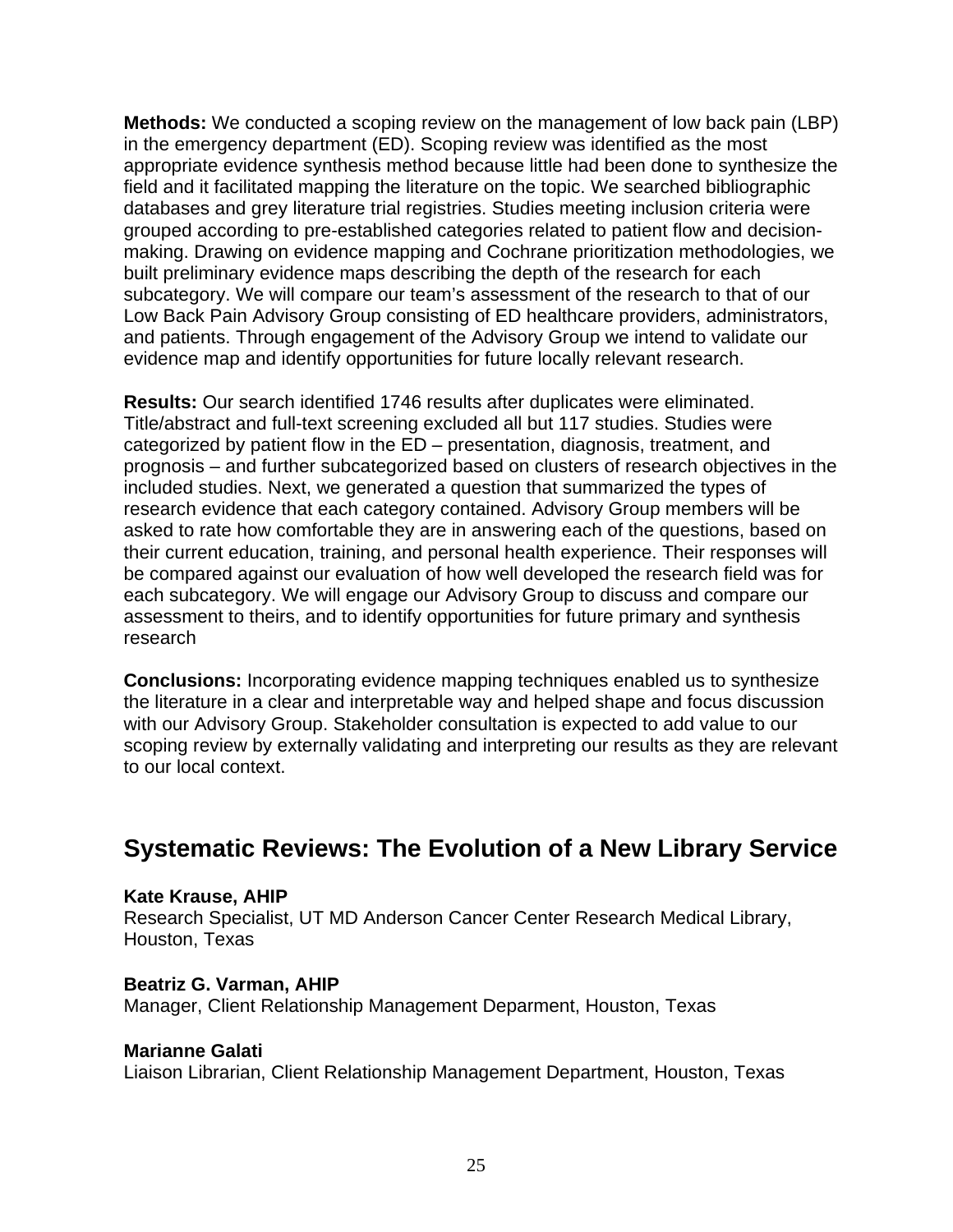**Methods:** We conducted a scoping review on the management of low back pain (LBP) in the emergency department (ED). Scoping review was identified as the most appropriate evidence synthesis method because little had been done to synthesize the field and it facilitated mapping the literature on the topic. We searched bibliographic databases and grey literature trial registries. Studies meeting inclusion criteria were grouped according to pre-established categories related to patient flow and decision-making. Drawing on evidence mapping and Cochrane prioritization methodologies, we built preliminary evidence maps describing the depth of the research for each subcategory. We will compare our team's assessment of the research to that of our Low Back Pain Advisory Group consisting of ED healthcare providers, administrators, and patients. Through engagement of the Advisory Group we intend to validate our evidence map and identify opportunities for future locally relevant research.

**Results:** Our search identified 1746 results after duplicates were eliminated. Title/abstract and full-text screening excluded all but 117 studies. Studies were categorized by patient flow in the ED – presentation, diagnosis, treatment, and prognosis – and further subcategorized based on clusters of research objectives in the included studies. Next, we generated a question that summarized the types of research evidence that each category contained. Advisory Group members will be asked to rate how comfortable they are in answering each of the questions, based on their current education, training, and personal health experience. Their responses will be compared against our evaluation of how well developed the research field was for each subcategory. We will engage our Advisory Group to discuss and compare our assessment to theirs, and to identify opportunities for future primary and synthesis research

**Conclusions:** Incorporating evidence mapping techniques enabled us to synthesize the literature in a clear and interpretable way and helped shape and focus discussion with our Advisory Group. Stakeholder consultation is expected to add value to our scoping review by externally validating and interpreting our results as they are relevant to our local context.

## Systematic Reviews: The Evolution of a New Library Service

**Kate Krause, AHIP**
Research Specialist, UT MD Anderson Cancer Center Research Medical Library, Houston, Texas

**Beatriz G. Varman, AHIP**
Manager, Client Relationship Management Deparment, Houston, Texas

**Marianne Galati**
Liaison Librarian, Client Relationship Management Department, Houston, Texas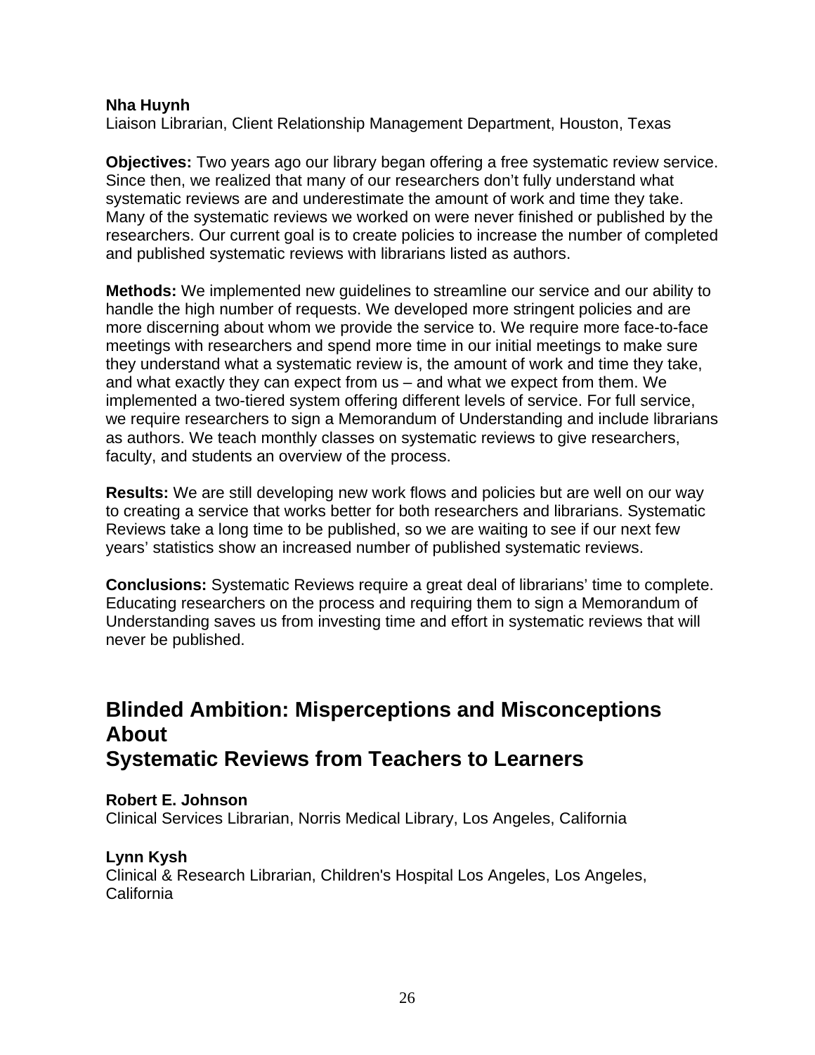**Nha Huynh**
Liaison Librarian, Client Relationship Management Department, Houston, Texas

**Objectives:** Two years ago our library began offering a free systematic review service. Since then, we realized that many of our researchers don't fully understand what systematic reviews are and underestimate the amount of work and time they take. Many of the systematic reviews we worked on were never finished or published by the researchers. Our current goal is to create policies to increase the number of completed and published systematic reviews with librarians listed as authors.

**Methods:** We implemented new guidelines to streamline our service and our ability to handle the high number of requests. We developed more stringent policies and are more discerning about whom we provide the service to. We require more face-to-face meetings with researchers and spend more time in our initial meetings to make sure they understand what a systematic review is, the amount of work and time they take, and what exactly they can expect from us – and what we expect from them. We implemented a two-tiered system offering different levels of service. For full service, we require researchers to sign a Memorandum of Understanding and include librarians as authors. We teach monthly classes on systematic reviews to give researchers, faculty, and students an overview of the process.

**Results:** We are still developing new work flows and policies but are well on our way to creating a service that works better for both researchers and librarians. Systematic Reviews take a long time to be published, so we are waiting to see if our next few years' statistics show an increased number of published systematic reviews.

**Conclusions:** Systematic Reviews require a great deal of librarians' time to complete. Educating researchers on the process and requiring them to sign a Memorandum of Understanding saves us from investing time and effort in systematic reviews that will never be published.

## Blinded Ambition: Misperceptions and Misconceptions About Systematic Reviews from Teachers to Learners

**Robert E. Johnson**
Clinical Services Librarian, Norris Medical Library, Los Angeles, California

**Lynn Kysh**
Clinical & Research Librarian, Children's Hospital Los Angeles, Los Angeles, California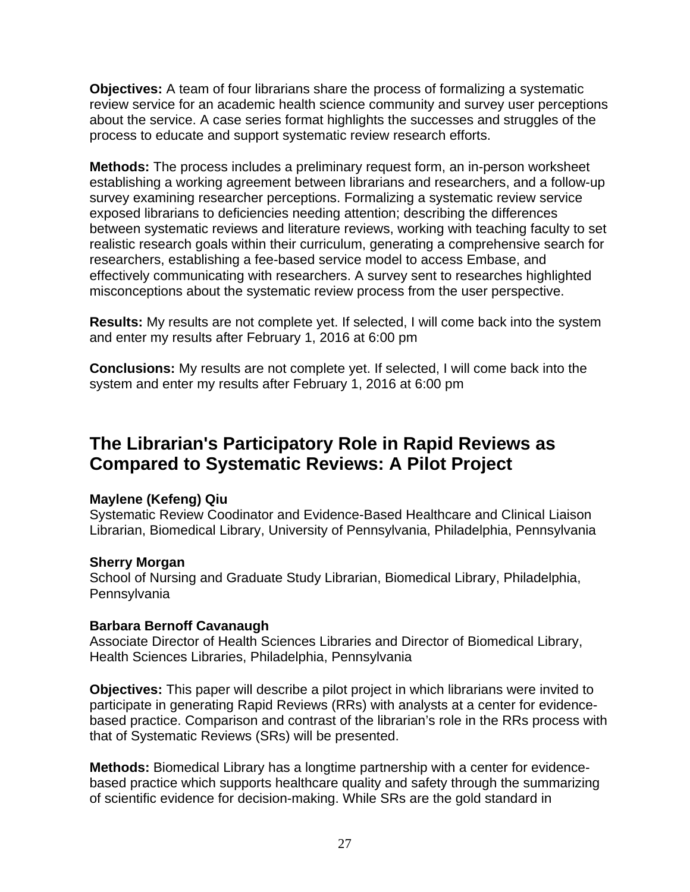**Objectives:** A team of four librarians share the process of formalizing a systematic review service for an academic health science community and survey user perceptions about the service. A case series format highlights the successes and struggles of the process to educate and support systematic review research efforts.

**Methods:** The process includes a preliminary request form, an in-person worksheet establishing a working agreement between librarians and researchers, and a follow-up survey examining researcher perceptions. Formalizing a systematic review service exposed librarians to deficiencies needing attention; describing the differences between systematic reviews and literature reviews, working with teaching faculty to set realistic research goals within their curriculum, generating a comprehensive search for researchers, establishing a fee-based service model to access Embase, and effectively communicating with researchers. A survey sent to researches highlighted misconceptions about the systematic review process from the user perspective.

**Results:** My results are not complete yet. If selected, I will come back into the system and enter my results after February 1, 2016 at 6:00 pm

**Conclusions:** My results are not complete yet. If selected, I will come back into the system and enter my results after February 1, 2016 at 6:00 pm

## The Librarian's Participatory Role in Rapid Reviews as Compared to Systematic Reviews: A Pilot Project

**Maylene (Kefeng) Qiu**
Systematic Review Coodinator and Evidence-Based Healthcare and Clinical Liaison Librarian, Biomedical Library, University of Pennsylvania, Philadelphia, Pennsylvania

**Sherry Morgan**
School of Nursing and Graduate Study Librarian, Biomedical Library, Philadelphia, Pennsylvania

**Barbara Bernoff Cavanaugh**
Associate Director of Health Sciences Libraries and Director of Biomedical Library, Health Sciences Libraries, Philadelphia, Pennsylvania

**Objectives:** This paper will describe a pilot project in which librarians were invited to participate in generating Rapid Reviews (RRs) with analysts at a center for evidence-based practice. Comparison and contrast of the librarian's role in the RRs process with that of Systematic Reviews (SRs) will be presented.

**Methods:** Biomedical Library has a longtime partnership with a center for evidence-based practice which supports healthcare quality and safety through the summarizing of scientific evidence for decision-making. While SRs are the gold standard in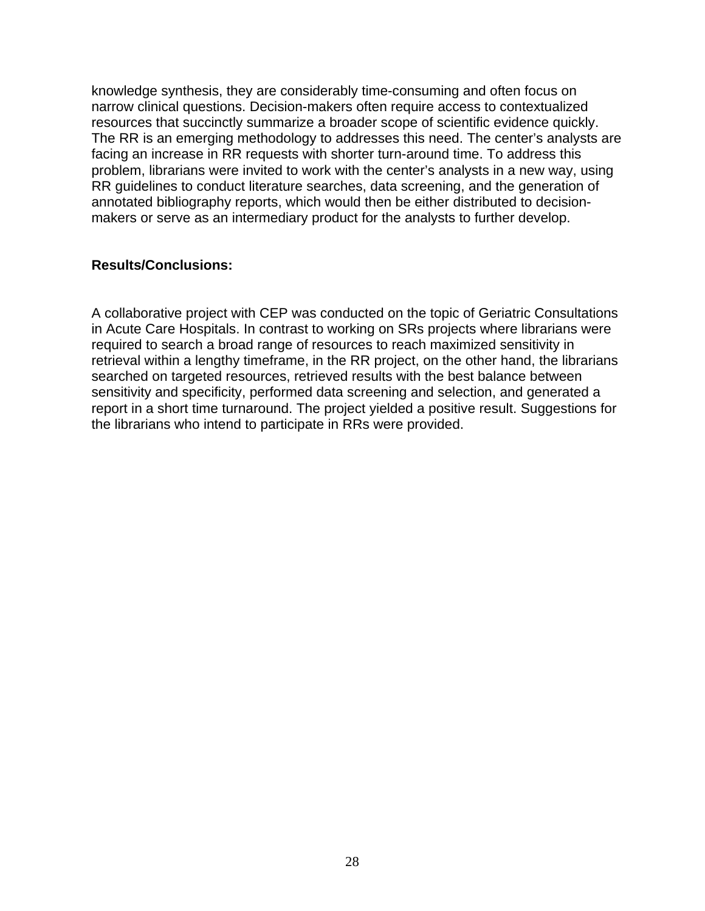knowledge synthesis, they are considerably time-consuming and often focus on narrow clinical questions. Decision-makers often require access to contextualized resources that succinctly summarize a broader scope of scientific evidence quickly. The RR is an emerging methodology to addresses this need. The center's analysts are facing an increase in RR requests with shorter turn-around time. To address this problem, librarians were invited to work with the center's analysts in a new way, using RR guidelines to conduct literature searches, data screening, and the generation of annotated bibliography reports, which would then be either distributed to decision-makers or serve as an intermediary product for the analysts to further develop.

**Results/Conclusions:**

A collaborative project with CEP was conducted on the topic of Geriatric Consultations in Acute Care Hospitals. In contrast to working on SRs projects where librarians were required to search a broad range of resources to reach maximized sensitivity in retrieval within a lengthy timeframe, in the RR project, on the other hand, the librarians searched on targeted resources, retrieved results with the best balance between sensitivity and specificity, performed data screening and selection, and generated a report in a short time turnaround. The project yielded a positive result. Suggestions for the librarians who intend to participate in RRs were provided.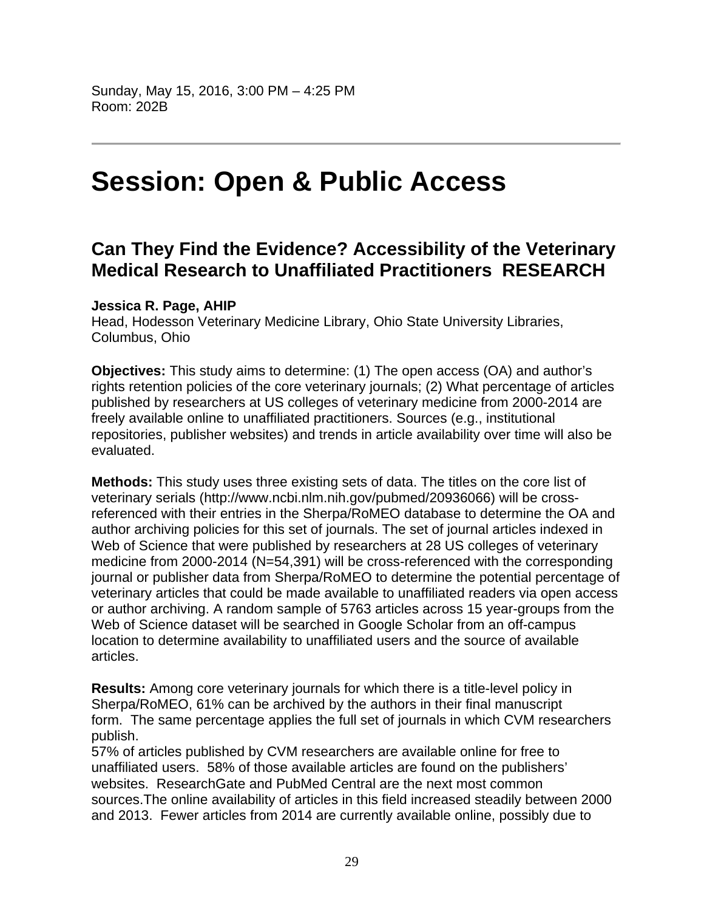Sunday, May 15, 2016, 3:00 PM – 4:25 PM
Room: 202B

---

# Session: Open & Public Access

## Can They Find the Evidence? Accessibility of the Veterinary Medical Research to Unaffiliated Practitioners RESEARCH

**Jessica R. Page, AHIP**
Head, Hodesson Veterinary Medicine Library, Ohio State University Libraries, Columbus, Ohio

**Objectives:** This study aims to determine: (1) The open access (OA) and author's rights retention policies of the core veterinary journals; (2) What percentage of articles published by researchers at US colleges of veterinary medicine from 2000-2014 are freely available online to unaffiliated practitioners. Sources (e.g., institutional repositories, publisher websites) and trends in article availability over time will also be evaluated.

**Methods:** This study uses three existing sets of data. The titles on the core list of veterinary serials (http://www.ncbi.nlm.nih.gov/pubmed/20936066) will be cross-referenced with their entries in the Sherpa/RoMEO database to determine the OA and author archiving policies for this set of journals. The set of journal articles indexed in Web of Science that were published by researchers at 28 US colleges of veterinary medicine from 2000-2014 (N=54,391) will be cross-referenced with the corresponding journal or publisher data from Sherpa/RoMEO to determine the potential percentage of veterinary articles that could be made available to unaffiliated readers via open access or author archiving. A random sample of 5763 articles across 15 year-groups from the Web of Science dataset will be searched in Google Scholar from an off-campus location to determine availability to unaffiliated users and the source of available articles.

**Results:** Among core veterinary journals for which there is a title-level policy in Sherpa/RoMEO, 61% can be archived by the authors in their final manuscript form. The same percentage applies the full set of journals in which CVM researchers publish.
57% of articles published by CVM researchers are available online for free to unaffiliated users. 58% of those available articles are found on the publishers' websites. ResearchGate and PubMed Central are the next most common sources.The online availability of articles in this field increased steadily between 2000 and 2013. Fewer articles from 2014 are currently available online, possibly due to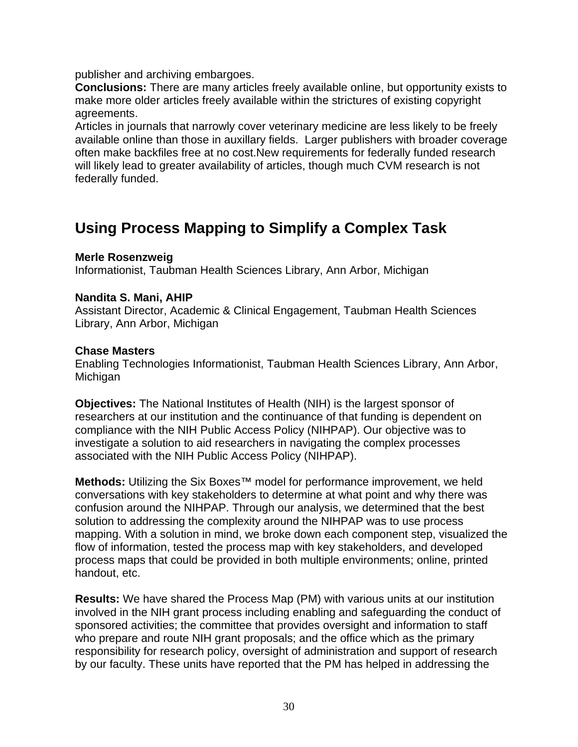publisher and archiving embargoes.

**Conclusions:** There are many articles freely available online, but opportunity exists to make more older articles freely available within the strictures of existing copyright agreements.

Articles in journals that narrowly cover veterinary medicine are less likely to be freely available online than those in auxillary fields. Larger publishers with broader coverage often make backfiles free at no cost.New requirements for federally funded research will likely lead to greater availability of articles, though much CVM research is not federally funded.

## Using Process Mapping to Simplify a Complex Task

**Merle Rosenzweig**
Informationist, Taubman Health Sciences Library, Ann Arbor, Michigan

**Nandita S. Mani, AHIP**
Assistant Director, Academic & Clinical Engagement, Taubman Health Sciences Library, Ann Arbor, Michigan

**Chase Masters**
Enabling Technologies Informationist, Taubman Health Sciences Library, Ann Arbor, Michigan

**Objectives:** The National Institutes of Health (NIH) is the largest sponsor of researchers at our institution and the continuance of that funding is dependent on compliance with the NIH Public Access Policy (NIHPAP). Our objective was to investigate a solution to aid researchers in navigating the complex processes associated with the NIH Public Access Policy (NIHPAP).

**Methods:** Utilizing the Six Boxes™ model for performance improvement, we held conversations with key stakeholders to determine at what point and why there was confusion around the NIHPAP. Through our analysis, we determined that the best solution to addressing the complexity around the NIHPAP was to use process mapping. With a solution in mind, we broke down each component step, visualized the flow of information, tested the process map with key stakeholders, and developed process maps that could be provided in both multiple environments; online, printed handout, etc.

**Results:** We have shared the Process Map (PM) with various units at our institution involved in the NIH grant process including enabling and safeguarding the conduct of sponsored activities; the committee that provides oversight and information to staff who prepare and route NIH grant proposals; and the office which as the primary responsibility for research policy, oversight of administration and support of research by our faculty. These units have reported that the PM has helped in addressing the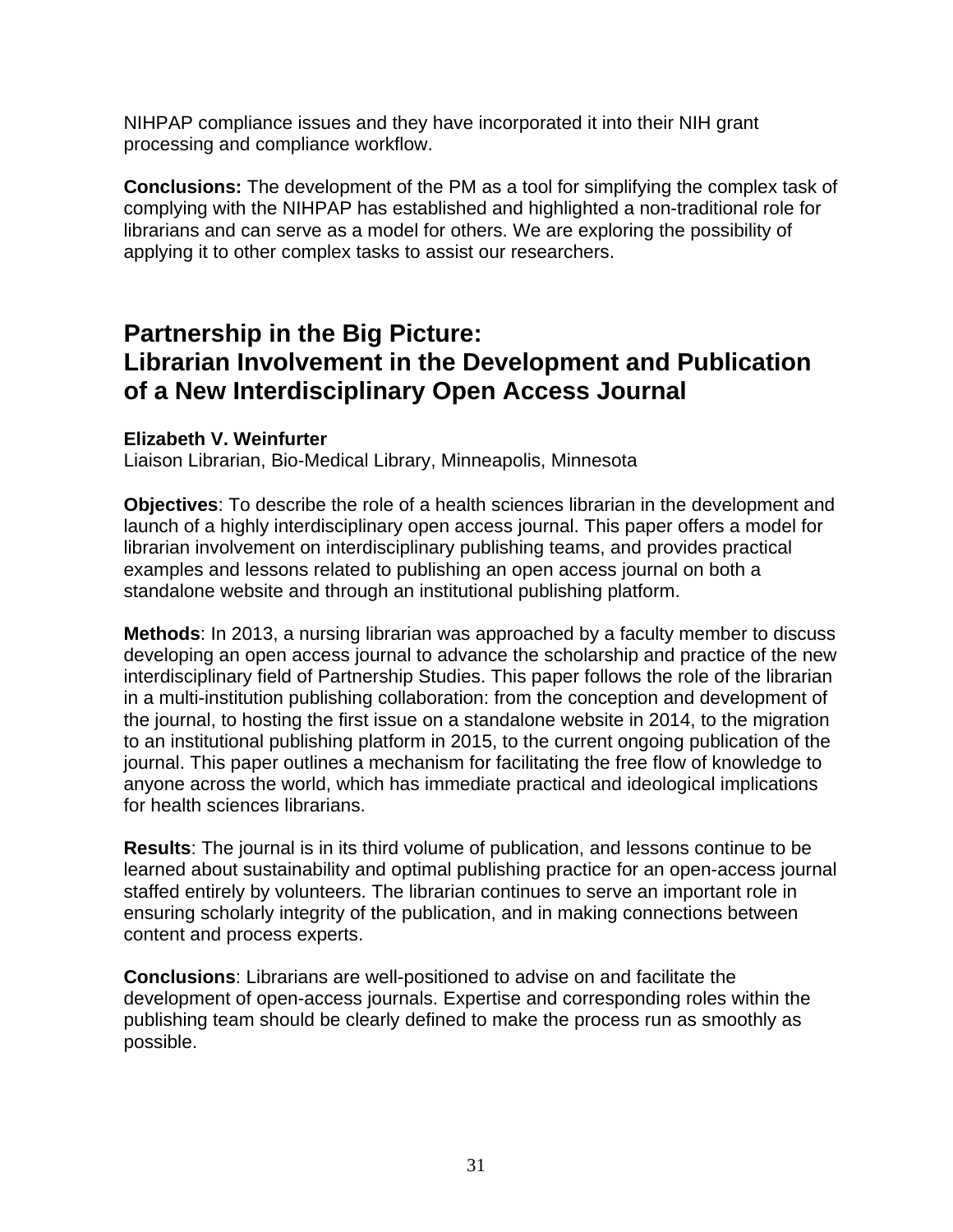NIHPAP compliance issues and they have incorporated it into their NIH grant processing and compliance workflow.

**Conclusions:** The development of the PM as a tool for simplifying the complex task of complying with the NIHPAP has established and highlighted a non-traditional role for librarians and can serve as a model for others. We are exploring the possibility of applying it to other complex tasks to assist our researchers.

## Partnership in the Big Picture: Librarian Involvement in the Development and Publication of a New Interdisciplinary Open Access Journal

**Elizabeth V. Weinfurter**
Liaison Librarian, Bio-Medical Library, Minneapolis, Minnesota

**Objectives**: To describe the role of a health sciences librarian in the development and launch of a highly interdisciplinary open access journal. This paper offers a model for librarian involvement on interdisciplinary publishing teams, and provides practical examples and lessons related to publishing an open access journal on both a standalone website and through an institutional publishing platform.

**Methods**: In 2013, a nursing librarian was approached by a faculty member to discuss developing an open access journal to advance the scholarship and practice of the new interdisciplinary field of Partnership Studies. This paper follows the role of the librarian in a multi-institution publishing collaboration: from the conception and development of the journal, to hosting the first issue on a standalone website in 2014, to the migration to an institutional publishing platform in 2015, to the current ongoing publication of the journal. This paper outlines a mechanism for facilitating the free flow of knowledge to anyone across the world, which has immediate practical and ideological implications for health sciences librarians.

**Results**: The journal is in its third volume of publication, and lessons continue to be learned about sustainability and optimal publishing practice for an open-access journal staffed entirely by volunteers. The librarian continues to serve an important role in ensuring scholarly integrity of the publication, and in making connections between content and process experts.

**Conclusions**: Librarians are well-positioned to advise on and facilitate the development of open-access journals. Expertise and corresponding roles within the publishing team should be clearly defined to make the process run as smoothly as possible.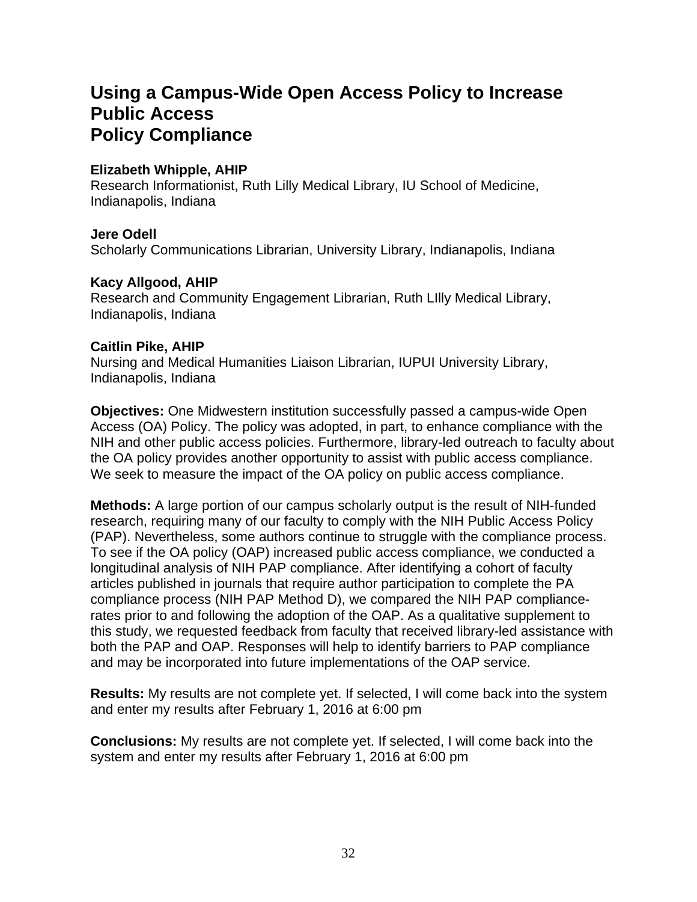## Using a Campus-Wide Open Access Policy to Increase Public Access Policy Compliance

**Elizabeth Whipple, AHIP**
Research Informationist, Ruth Lilly Medical Library, IU School of Medicine, Indianapolis, Indiana

**Jere Odell**
Scholarly Communications Librarian, University Library, Indianapolis, Indiana

**Kacy Allgood, AHIP**
Research and Community Engagement Librarian, Ruth LIlly Medical Library, Indianapolis, Indiana

**Caitlin Pike, AHIP**
Nursing and Medical Humanities Liaison Librarian, IUPUI University Library, Indianapolis, Indiana

**Objectives:** One Midwestern institution successfully passed a campus-wide Open Access (OA) Policy. The policy was adopted, in part, to enhance compliance with the NIH and other public access policies. Furthermore, library-led outreach to faculty about the OA policy provides another opportunity to assist with public access compliance. We seek to measure the impact of the OA policy on public access compliance.

**Methods:** A large portion of our campus scholarly output is the result of NIH-funded research, requiring many of our faculty to comply with the NIH Public Access Policy (PAP). Nevertheless, some authors continue to struggle with the compliance process. To see if the OA policy (OAP) increased public access compliance, we conducted a longitudinal analysis of NIH PAP compliance. After identifying a cohort of faculty articles published in journals that require author participation to complete the PA compliance process (NIH PAP Method D), we compared the NIH PAP compliance-rates prior to and following the adoption of the OAP. As a qualitative supplement to this study, we requested feedback from faculty that received library-led assistance with both the PAP and OAP. Responses will help to identify barriers to PAP compliance and may be incorporated into future implementations of the OAP service.

**Results:** My results are not complete yet. If selected, I will come back into the system and enter my results after February 1, 2016 at 6:00 pm

**Conclusions:** My results are not complete yet. If selected, I will come back into the system and enter my results after February 1, 2016 at 6:00 pm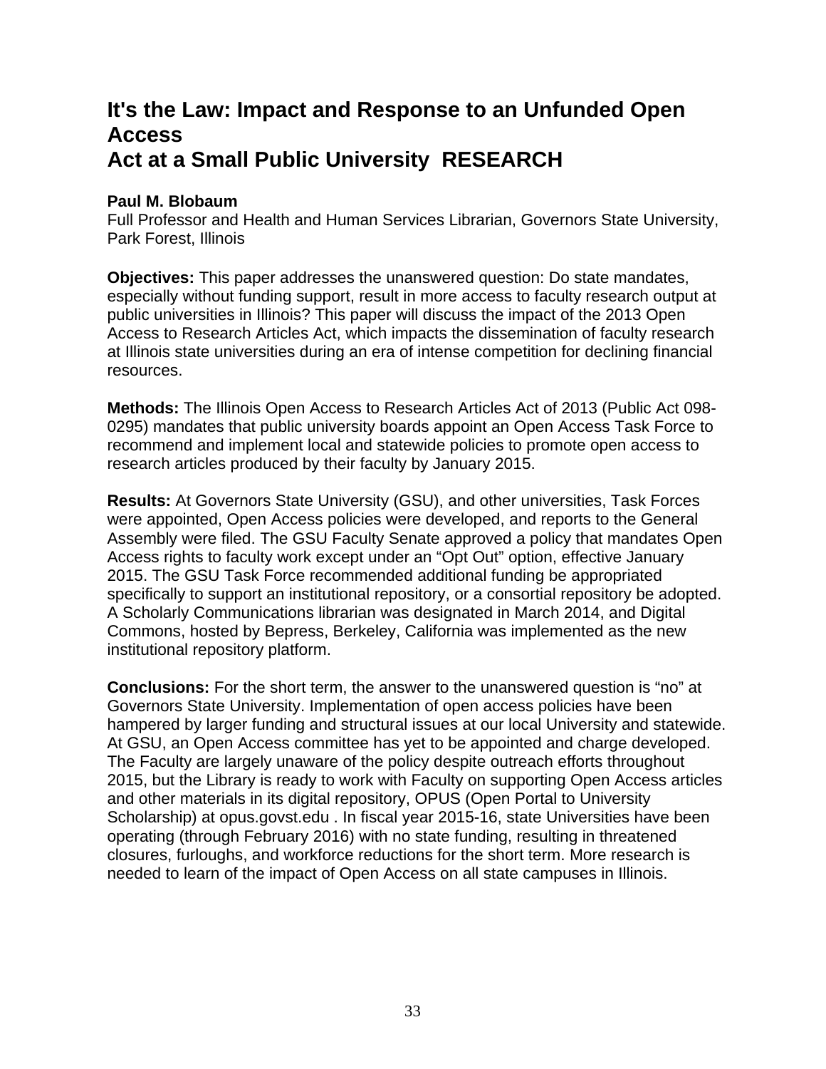# It's the Law: Impact and Response to an Unfunded Open Access Act at a Small Public University RESEARCH

**Paul M. Blobaum**
Full Professor and Health and Human Services Librarian, Governors State University, Park Forest, Illinois

**Objectives:** This paper addresses the unanswered question: Do state mandates, especially without funding support, result in more access to faculty research output at public universities in Illinois? This paper will discuss the impact of the 2013 Open Access to Research Articles Act, which impacts the dissemination of faculty research at Illinois state universities during an era of intense competition for declining financial resources.

**Methods:** The Illinois Open Access to Research Articles Act of 2013 (Public Act 098-0295) mandates that public university boards appoint an Open Access Task Force to recommend and implement local and statewide policies to promote open access to research articles produced by their faculty by January 2015.

**Results:** At Governors State University (GSU), and other universities, Task Forces were appointed, Open Access policies were developed, and reports to the General Assembly were filed. The GSU Faculty Senate approved a policy that mandates Open Access rights to faculty work except under an "Opt Out" option, effective January 2015. The GSU Task Force recommended additional funding be appropriated specifically to support an institutional repository, or a consortial repository be adopted. A Scholarly Communications librarian was designated in March 2014, and Digital Commons, hosted by Bepress, Berkeley, California was implemented as the new institutional repository platform.

**Conclusions:** For the short term, the answer to the unanswered question is "no" at Governors State University. Implementation of open access policies have been hampered by larger funding and structural issues at our local University and statewide. At GSU, an Open Access committee has yet to be appointed and charge developed. The Faculty are largely unaware of the policy despite outreach efforts throughout 2015, but the Library is ready to work with Faculty on supporting Open Access articles and other materials in its digital repository, OPUS (Open Portal to University Scholarship) at opus.govst.edu . In fiscal year 2015-16, state Universities have been operating (through February 2016) with no state funding, resulting in threatened closures, furloughs, and workforce reductions for the short term. More research is needed to learn of the impact of Open Access on all state campuses in Illinois.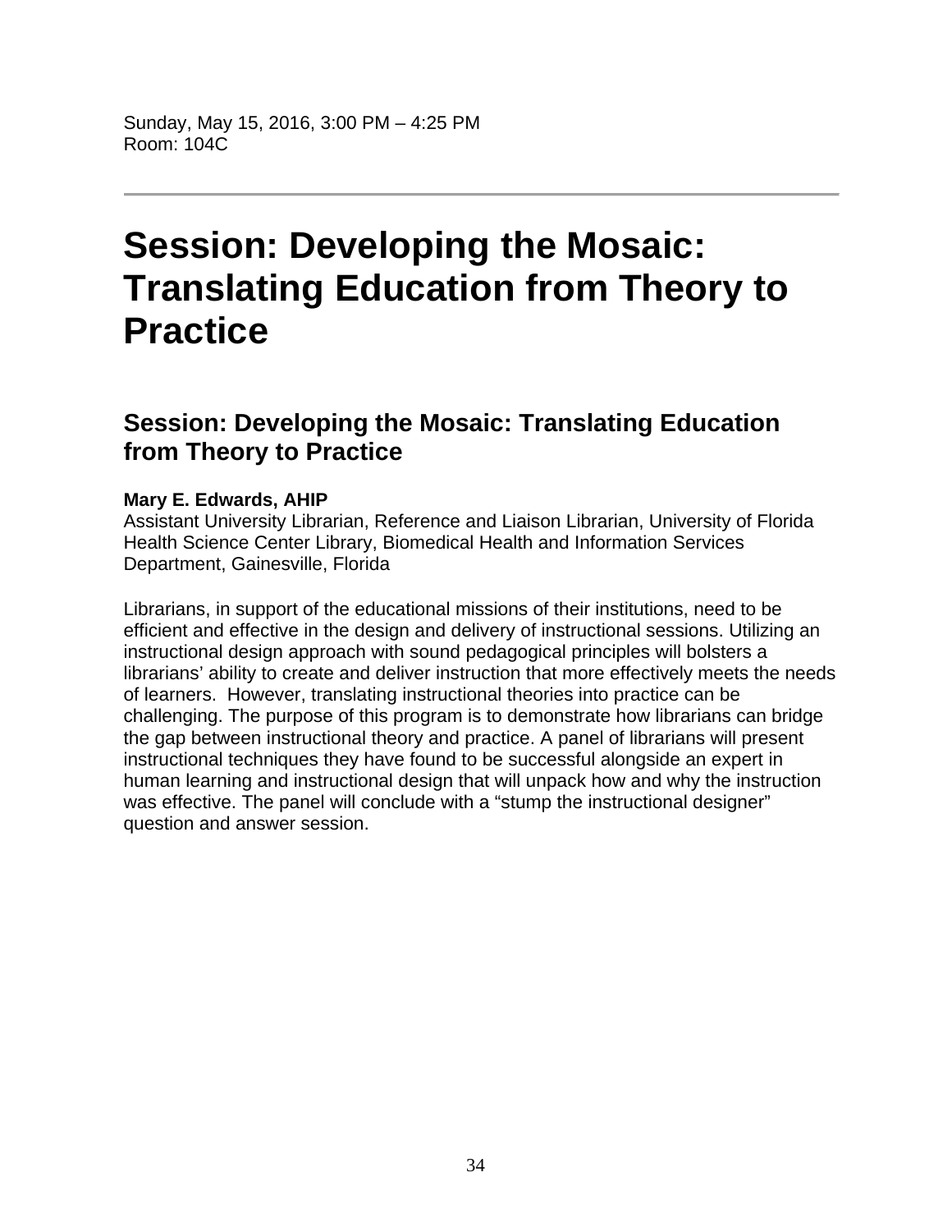Sunday, May 15, 2016, 3:00 PM – 4:25 PM
Room: 104C

---

# Session: Developing the Mosaic: Translating Education from Theory to Practice

## Session: Developing the Mosaic: Translating Education from Theory to Practice

**Mary E. Edwards, AHIP**
Assistant University Librarian, Reference and Liaison Librarian, University of Florida Health Science Center Library, Biomedical Health and Information Services Department, Gainesville, Florida

Librarians, in support of the educational missions of their institutions, need to be efficient and effective in the design and delivery of instructional sessions. Utilizing an instructional design approach with sound pedagogical principles will bolsters a librarians' ability to create and deliver instruction that more effectively meets the needs of learners. However, translating instructional theories into practice can be challenging. The purpose of this program is to demonstrate how librarians can bridge the gap between instructional theory and practice. A panel of librarians will present instructional techniques they have found to be successful alongside an expert in human learning and instructional design that will unpack how and why the instruction was effective. The panel will conclude with a "stump the instructional designer" question and answer session.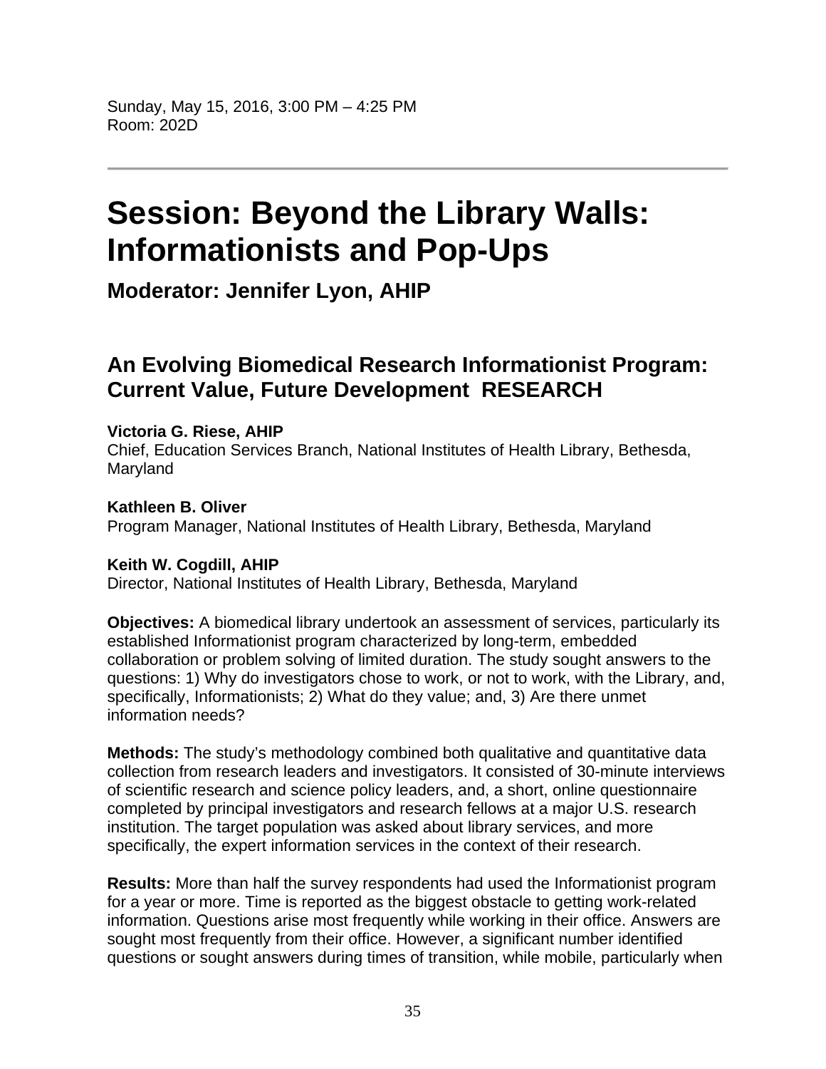Sunday, May 15, 2016, 3:00 PM – 4:25 PM
Room: 202D

---

# Session: Beyond the Library Walls: Informationists and Pop-Ups

### Moderator: Jennifer Lyon, AHIP

## An Evolving Biomedical Research Informationist Program: Current Value, Future Development RESEARCH

**Victoria G. Riese, AHIP**
Chief, Education Services Branch, National Institutes of Health Library, Bethesda, Maryland

**Kathleen B. Oliver**
Program Manager, National Institutes of Health Library, Bethesda, Maryland

**Keith W. Cogdill, AHIP**
Director, National Institutes of Health Library, Bethesda, Maryland

**Objectives:** A biomedical library undertook an assessment of services, particularly its established Informationist program characterized by long-term, embedded collaboration or problem solving of limited duration. The study sought answers to the questions: 1) Why do investigators chose to work, or not to work, with the Library, and, specifically, Informationists; 2) What do they value; and, 3) Are there unmet information needs?

**Methods:** The study's methodology combined both qualitative and quantitative data collection from research leaders and investigators. It consisted of 30-minute interviews of scientific research and science policy leaders, and, a short, online questionnaire completed by principal investigators and research fellows at a major U.S. research institution. The target population was asked about library services, and more specifically, the expert information services in the context of their research.

**Results:** More than half the survey respondents had used the Informationist program for a year or more. Time is reported as the biggest obstacle to getting work-related information. Questions arise most frequently while working in their office. Answers are sought most frequently from their office. However, a significant number identified questions or sought answers during times of transition, while mobile, particularly when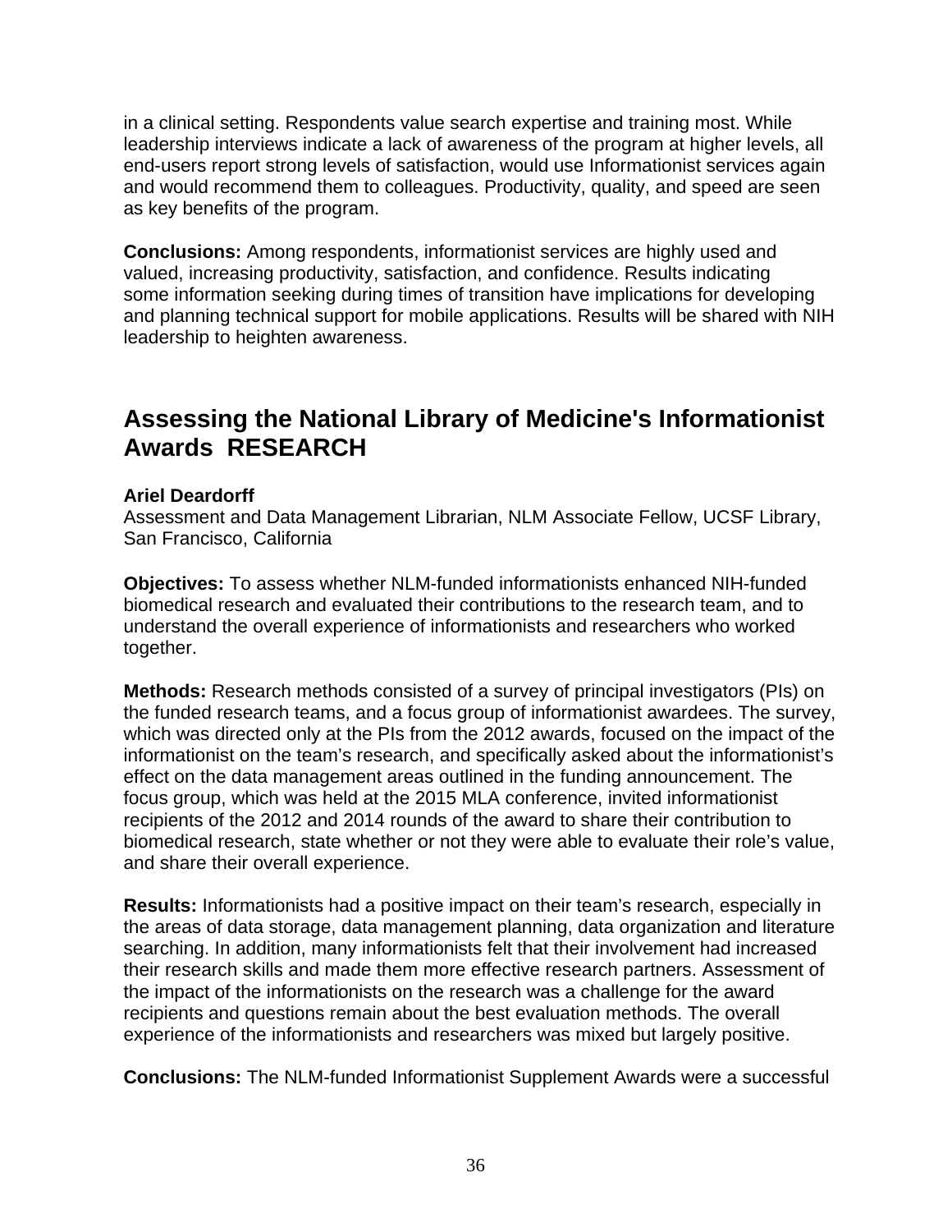in a clinical setting. Respondents value search expertise and training most. While leadership interviews indicate a lack of awareness of the program at higher levels, all end-users report strong levels of satisfaction, would use Informationist services again and would recommend them to colleagues. Productivity, quality, and speed are seen as key benefits of the program.

**Conclusions:** Among respondents, informationist services are highly used and valued, increasing productivity, satisfaction, and confidence. Results indicating some information seeking during times of transition have implications for developing and planning technical support for mobile applications. Results will be shared with NIH leadership to heighten awareness.

## Assessing the National Library of Medicine's Informationist Awards RESEARCH

**Ariel Deardorff**
Assessment and Data Management Librarian, NLM Associate Fellow, UCSF Library, San Francisco, California

**Objectives:** To assess whether NLM-funded informationists enhanced NIH-funded biomedical research and evaluated their contributions to the research team, and to understand the overall experience of informationists and researchers who worked together.

**Methods:** Research methods consisted of a survey of principal investigators (PIs) on the funded research teams, and a focus group of informationist awardees. The survey, which was directed only at the PIs from the 2012 awards, focused on the impact of the informationist on the team's research, and specifically asked about the informationist's effect on the data management areas outlined in the funding announcement. The focus group, which was held at the 2015 MLA conference, invited informationist recipients of the 2012 and 2014 rounds of the award to share their contribution to biomedical research, state whether or not they were able to evaluate their role's value, and share their overall experience.

**Results:** Informationists had a positive impact on their team's research, especially in the areas of data storage, data management planning, data organization and literature searching. In addition, many informationists felt that their involvement had increased their research skills and made them more effective research partners. Assessment of the impact of the informationists on the research was a challenge for the award recipients and questions remain about the best evaluation methods. The overall experience of the informationists and researchers was mixed but largely positive.

**Conclusions:** The NLM-funded Informationist Supplement Awards were a successful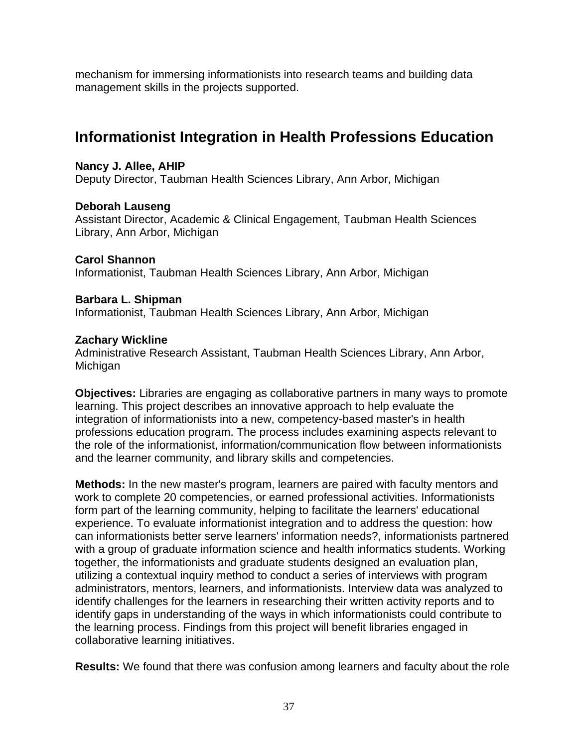mechanism for immersing informationists into research teams and building data management skills in the projects supported.

## Informationist Integration in Health Professions Education

**Nancy J. Allee, AHIP**
Deputy Director, Taubman Health Sciences Library, Ann Arbor, Michigan

**Deborah Lauseng**
Assistant Director, Academic & Clinical Engagement, Taubman Health Sciences Library, Ann Arbor, Michigan

**Carol Shannon**
Informationist, Taubman Health Sciences Library, Ann Arbor, Michigan

**Barbara L. Shipman**
Informationist, Taubman Health Sciences Library, Ann Arbor, Michigan

**Zachary Wickline**
Administrative Research Assistant, Taubman Health Sciences Library, Ann Arbor, Michigan

**Objectives:** Libraries are engaging as collaborative partners in many ways to promote learning. This project describes an innovative approach to help evaluate the integration of informationists into a new, competency-based master's in health professions education program. The process includes examining aspects relevant to the role of the informationist, information/communication flow between informationists and the learner community, and library skills and competencies.

**Methods:** In the new master's program, learners are paired with faculty mentors and work to complete 20 competencies, or earned professional activities. Informationists form part of the learning community, helping to facilitate the learners' educational experience. To evaluate informationist integration and to address the question: how can informationists better serve learners' information needs?, informationists partnered with a group of graduate information science and health informatics students. Working together, the informationists and graduate students designed an evaluation plan, utilizing a contextual inquiry method to conduct a series of interviews with program administrators, mentors, learners, and informationists. Interview data was analyzed to identify challenges for the learners in researching their written activity reports and to identify gaps in understanding of the ways in which informationists could contribute to the learning process. Findings from this project will benefit libraries engaged in collaborative learning initiatives.

**Results:** We found that there was confusion among learners and faculty about the role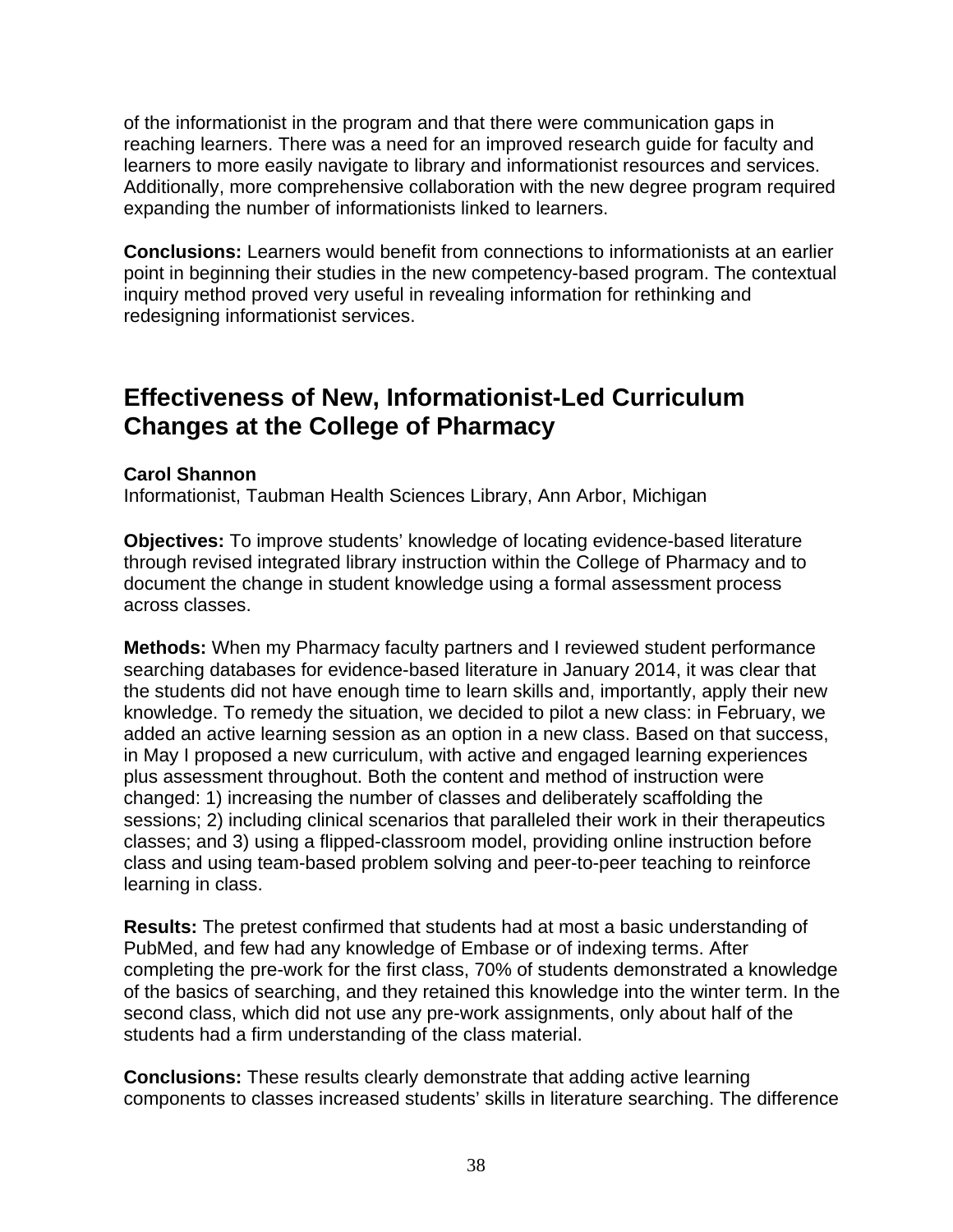of the informationist in the program and that there were communication gaps in reaching learners. There was a need for an improved research guide for faculty and learners to more easily navigate to library and informationist resources and services. Additionally, more comprehensive collaboration with the new degree program required expanding the number of informationists linked to learners.

**Conclusions:** Learners would benefit from connections to informationists at an earlier point in beginning their studies in the new competency-based program. The contextual inquiry method proved very useful in revealing information for rethinking and redesigning informationist services.

## Effectiveness of New, Informationist-Led Curriculum Changes at the College of Pharmacy

**Carol Shannon**
Informationist, Taubman Health Sciences Library, Ann Arbor, Michigan

**Objectives:** To improve students' knowledge of locating evidence-based literature through revised integrated library instruction within the College of Pharmacy and to document the change in student knowledge using a formal assessment process across classes.

**Methods:** When my Pharmacy faculty partners and I reviewed student performance searching databases for evidence-based literature in January 2014, it was clear that the students did not have enough time to learn skills and, importantly, apply their new knowledge. To remedy the situation, we decided to pilot a new class: in February, we added an active learning session as an option in a new class. Based on that success, in May I proposed a new curriculum, with active and engaged learning experiences plus assessment throughout. Both the content and method of instruction were changed: 1) increasing the number of classes and deliberately scaffolding the sessions; 2) including clinical scenarios that paralleled their work in their therapeutics classes; and 3) using a flipped-classroom model, providing online instruction before class and using team-based problem solving and peer-to-peer teaching to reinforce learning in class.

**Results:** The pretest confirmed that students had at most a basic understanding of PubMed, and few had any knowledge of Embase or of indexing terms. After completing the pre-work for the first class, 70% of students demonstrated a knowledge of the basics of searching, and they retained this knowledge into the winter term. In the second class, which did not use any pre-work assignments, only about half of the students had a firm understanding of the class material.

**Conclusions:** These results clearly demonstrate that adding active learning components to classes increased students' skills in literature searching. The difference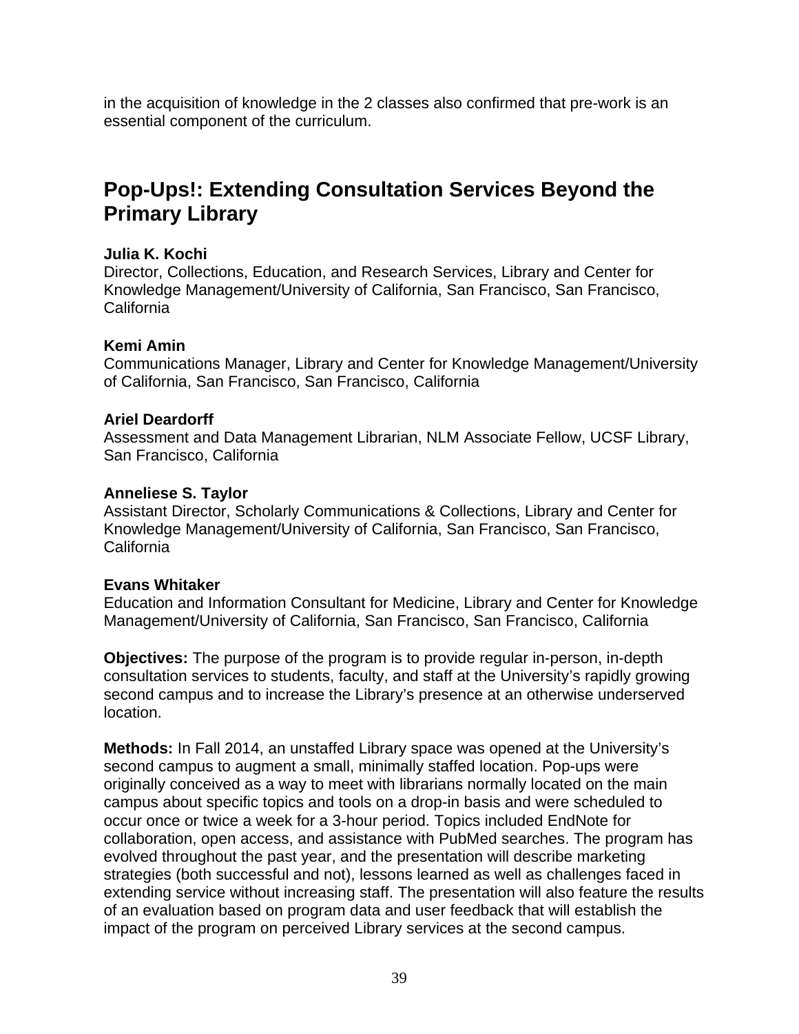in the acquisition of knowledge in the 2 classes also confirmed that pre-work is an essential component of the curriculum.

## Pop-Ups!: Extending Consultation Services Beyond the Primary Library

**Julia K. Kochi**
Director, Collections, Education, and Research Services, Library and Center for Knowledge Management/University of California, San Francisco, San Francisco, California

**Kemi Amin**
Communications Manager, Library and Center for Knowledge Management/University of California, San Francisco, San Francisco, California

**Ariel Deardorff**
Assessment and Data Management Librarian, NLM Associate Fellow, UCSF Library, San Francisco, California

**Anneliese S. Taylor**
Assistant Director, Scholarly Communications & Collections, Library and Center for Knowledge Management/University of California, San Francisco, San Francisco, California

**Evans Whitaker**
Education and Information Consultant for Medicine, Library and Center for Knowledge Management/University of California, San Francisco, San Francisco, California

**Objectives:** The purpose of the program is to provide regular in-person, in-depth consultation services to students, faculty, and staff at the University's rapidly growing second campus and to increase the Library's presence at an otherwise underserved location.

**Methods:** In Fall 2014, an unstaffed Library space was opened at the University's second campus to augment a small, minimally staffed location. Pop-ups were originally conceived as a way to meet with librarians normally located on the main campus about specific topics and tools on a drop-in basis and were scheduled to occur once or twice a week for a 3-hour period. Topics included EndNote for collaboration, open access, and assistance with PubMed searches. The program has evolved throughout the past year, and the presentation will describe marketing strategies (both successful and not), lessons learned as well as challenges faced in extending service without increasing staff. The presentation will also feature the results of an evaluation based on program data and user feedback that will establish the impact of the program on perceived Library services at the second campus.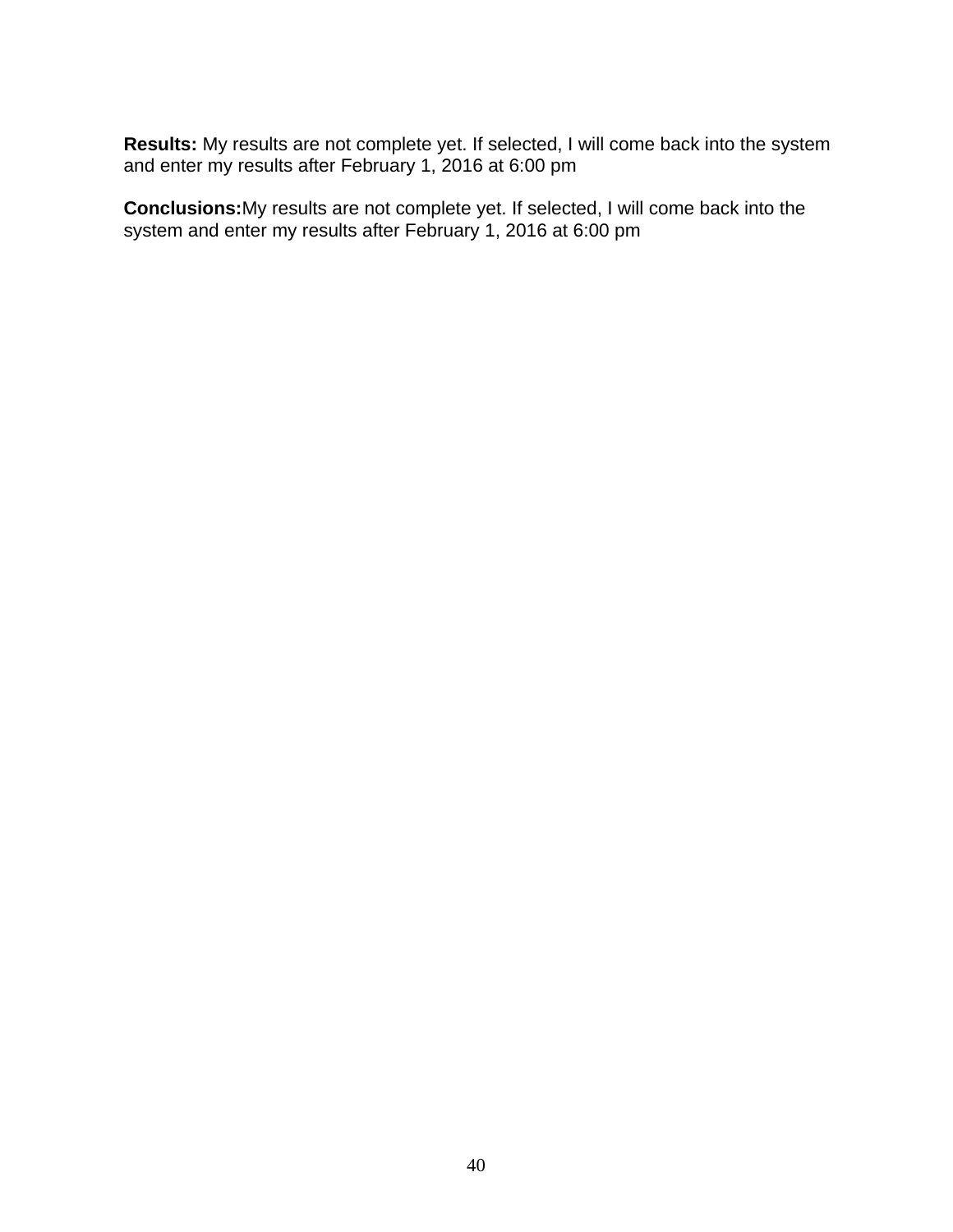**Results:** My results are not complete yet. If selected, I will come back into the system and enter my results after February 1, 2016 at 6:00 pm

**Conclusions:**My results are not complete yet. If selected, I will come back into the system and enter my results after February 1, 2016 at 6:00 pm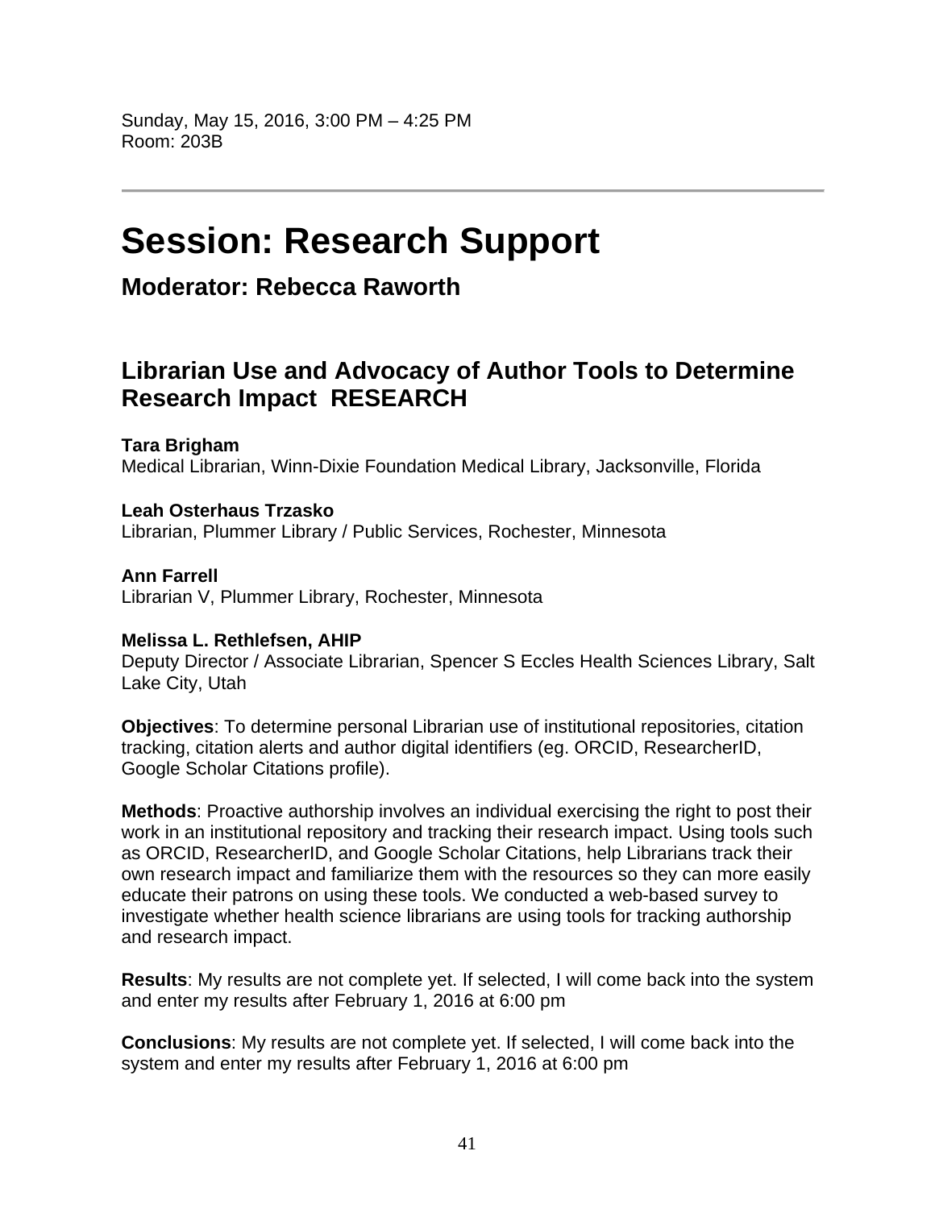Sunday, May 15, 2016, 3:00 PM – 4:25 PM
Room: 203B

---

# Session: Research Support

## Moderator: Rebecca Raworth

### Librarian Use and Advocacy of Author Tools to Determine Research Impact  RESEARCH

**Tara Brigham**
Medical Librarian, Winn-Dixie Foundation Medical Library, Jacksonville, Florida

**Leah Osterhaus Trzasko**
Librarian, Plummer Library / Public Services, Rochester, Minnesota

**Ann Farrell**
Librarian V, Plummer Library, Rochester, Minnesota

**Melissa L. Rethlefsen, AHIP**
Deputy Director / Associate Librarian, Spencer S Eccles Health Sciences Library, Salt Lake City, Utah

**Objectives**: To determine personal Librarian use of institutional repositories, citation tracking, citation alerts and author digital identifiers (eg. ORCID, ResearcherID, Google Scholar Citations profile).

**Methods**: Proactive authorship involves an individual exercising the right to post their work in an institutional repository and tracking their research impact. Using tools such as ORCID, ResearcherID, and Google Scholar Citations, help Librarians track their own research impact and familiarize them with the resources so they can more easily educate their patrons on using these tools. We conducted a web-based survey to investigate whether health science librarians are using tools for tracking authorship and research impact.

**Results**: My results are not complete yet. If selected, I will come back into the system and enter my results after February 1, 2016 at 6:00 pm

**Conclusions**: My results are not complete yet. If selected, I will come back into the system and enter my results after February 1, 2016 at 6:00 pm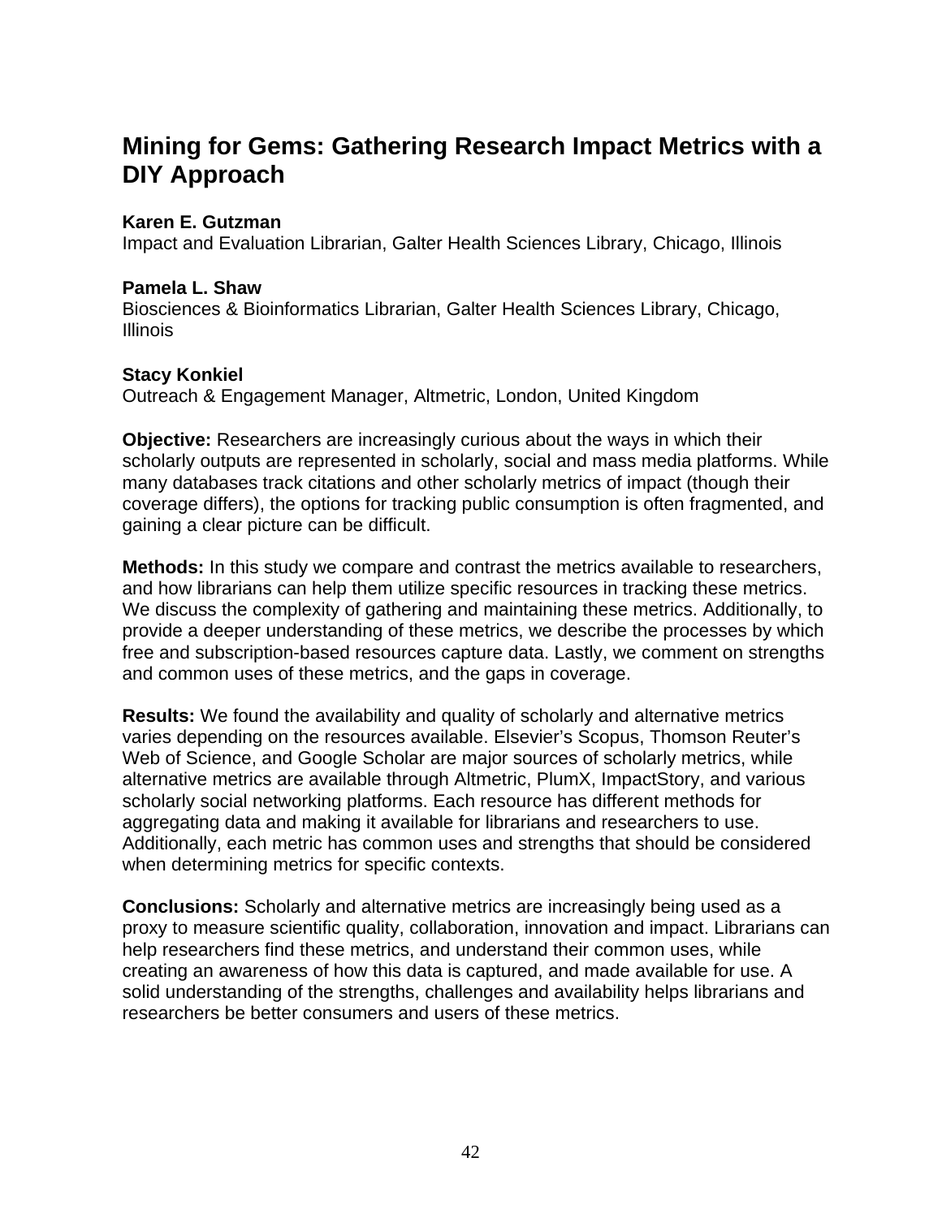## Mining for Gems: Gathering Research Impact Metrics with a DIY Approach

**Karen E. Gutzman**
Impact and Evaluation Librarian, Galter Health Sciences Library, Chicago, Illinois

**Pamela L. Shaw**
Biosciences & Bioinformatics Librarian, Galter Health Sciences Library, Chicago, Illinois

**Stacy Konkiel**
Outreach & Engagement Manager, Altmetric, London, United Kingdom

**Objective:** Researchers are increasingly curious about the ways in which their scholarly outputs are represented in scholarly, social and mass media platforms. While many databases track citations and other scholarly metrics of impact (though their coverage differs), the options for tracking public consumption is often fragmented, and gaining a clear picture can be difficult.

**Methods:** In this study we compare and contrast the metrics available to researchers, and how librarians can help them utilize specific resources in tracking these metrics. We discuss the complexity of gathering and maintaining these metrics. Additionally, to provide a deeper understanding of these metrics, we describe the processes by which free and subscription-based resources capture data. Lastly, we comment on strengths and common uses of these metrics, and the gaps in coverage.

**Results:** We found the availability and quality of scholarly and alternative metrics varies depending on the resources available. Elsevier's Scopus, Thomson Reuter's Web of Science, and Google Scholar are major sources of scholarly metrics, while alternative metrics are available through Altmetric, PlumX, ImpactStory, and various scholarly social networking platforms. Each resource has different methods for aggregating data and making it available for librarians and researchers to use. Additionally, each metric has common uses and strengths that should be considered when determining metrics for specific contexts.

**Conclusions:** Scholarly and alternative metrics are increasingly being used as a proxy to measure scientific quality, collaboration, innovation and impact. Librarians can help researchers find these metrics, and understand their common uses, while creating an awareness of how this data is captured, and made available for use. A solid understanding of the strengths, challenges and availability helps librarians and researchers be better consumers and users of these metrics.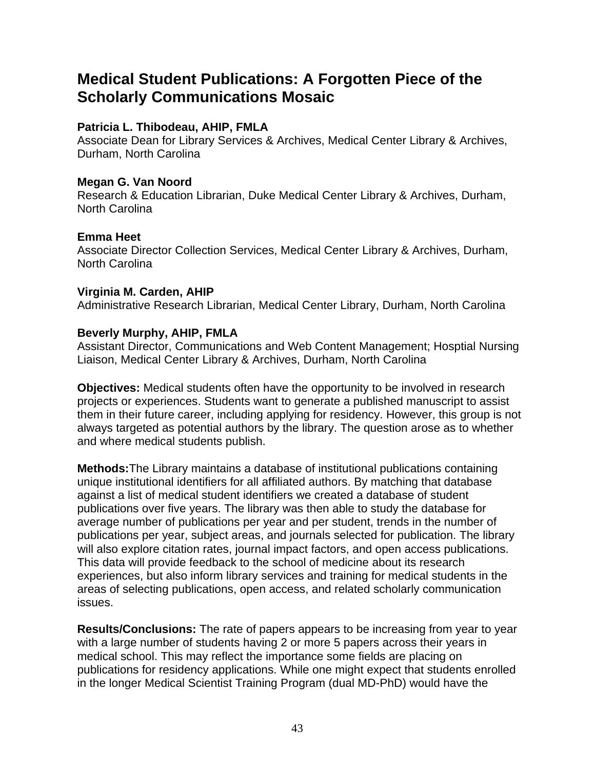# Medical Student Publications: A Forgotten Piece of the Scholarly Communications Mosaic

**Patricia L. Thibodeau, AHIP, FMLA**
Associate Dean for Library Services & Archives, Medical Center Library & Archives, Durham, North Carolina

**Megan G. Van Noord**
Research & Education Librarian, Duke Medical Center Library & Archives, Durham, North Carolina

**Emma Heet**
Associate Director Collection Services, Medical Center Library & Archives, Durham, North Carolina

**Virginia M. Carden, AHIP**
Administrative Research Librarian, Medical Center Library, Durham, North Carolina

**Beverly Murphy, AHIP, FMLA**
Assistant Director, Communications and Web Content Management; Hosptial Nursing Liaison, Medical Center Library & Archives, Durham, North Carolina

**Objectives:** Medical students often have the opportunity to be involved in research projects or experiences. Students want to generate a published manuscript to assist them in their future career, including applying for residency. However, this group is not always targeted as potential authors by the library. The question arose as to whether and where medical students publish.

**Methods:**The Library maintains a database of institutional publications containing unique institutional identifiers for all affiliated authors. By matching that database against a list of medical student identifiers we created a database of student publications over five years. The library was then able to study the database for average number of publications per year and per student, trends in the number of publications per year, subject areas, and journals selected for publication. The library will also explore citation rates, journal impact factors, and open access publications. This data will provide feedback to the school of medicine about its research experiences, but also inform library services and training for medical students in the areas of selecting publications, open access, and related scholarly communication issues.

**Results/Conclusions:** The rate of papers appears to be increasing from year to year with a large number of students having 2 or more 5 papers across their years in medical school. This may reflect the importance some fields are placing on publications for residency applications. While one might expect that students enrolled in the longer Medical Scientist Training Program (dual MD-PhD) would have the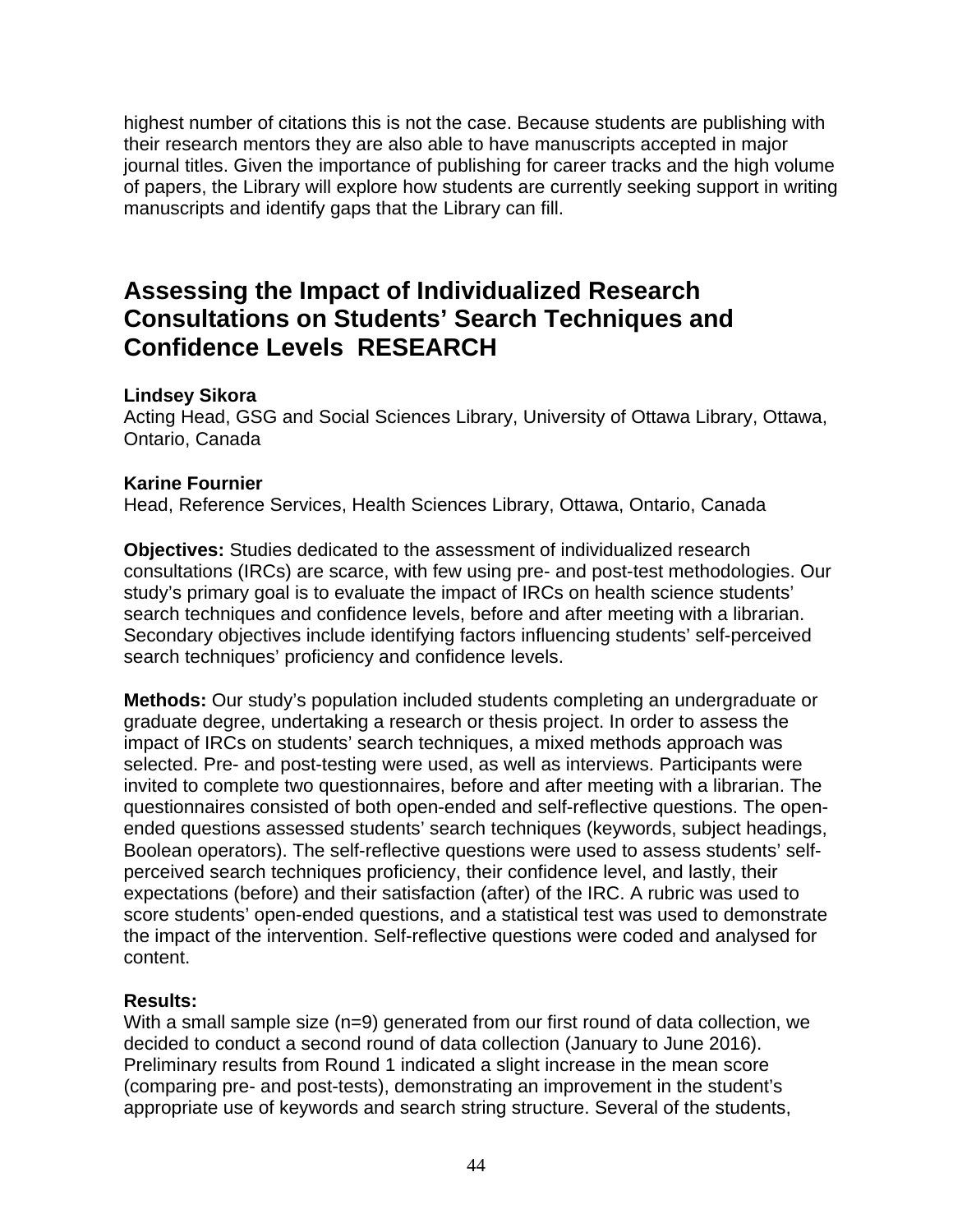highest number of citations this is not the case. Because students are publishing with their research mentors they are also able to have manuscripts accepted in major journal titles. Given the importance of publishing for career tracks and the high volume of papers, the Library will explore how students are currently seeking support in writing manuscripts and identify gaps that the Library can fill.

## Assessing the Impact of Individualized Research Consultations on Students' Search Techniques and Confidence Levels RESEARCH

**Lindsey Sikora**
Acting Head, GSG and Social Sciences Library, University of Ottawa Library, Ottawa, Ontario, Canada

**Karine Fournier**
Head, Reference Services, Health Sciences Library, Ottawa, Ontario, Canada

**Objectives:** Studies dedicated to the assessment of individualized research consultations (IRCs) are scarce, with few using pre- and post-test methodologies. Our study's primary goal is to evaluate the impact of IRCs on health science students' search techniques and confidence levels, before and after meeting with a librarian. Secondary objectives include identifying factors influencing students' self-perceived search techniques' proficiency and confidence levels.

**Methods:** Our study's population included students completing an undergraduate or graduate degree, undertaking a research or thesis project. In order to assess the impact of IRCs on students' search techniques, a mixed methods approach was selected. Pre- and post-testing were used, as well as interviews. Participants were invited to complete two questionnaires, before and after meeting with a librarian. The questionnaires consisted of both open-ended and self-reflective questions. The open-ended questions assessed students' search techniques (keywords, subject headings, Boolean operators). The self-reflective questions were used to assess students' self-perceived search techniques proficiency, their confidence level, and lastly, their expectations (before) and their satisfaction (after) of the IRC. A rubric was used to score students' open-ended questions, and a statistical test was used to demonstrate the impact of the intervention. Self-reflective questions were coded and analysed for content.

**Results:**
With a small sample size (n=9) generated from our first round of data collection, we decided to conduct a second round of data collection (January to June 2016). Preliminary results from Round 1 indicated a slight increase in the mean score (comparing pre- and post-tests), demonstrating an improvement in the student's appropriate use of keywords and search string structure. Several of the students,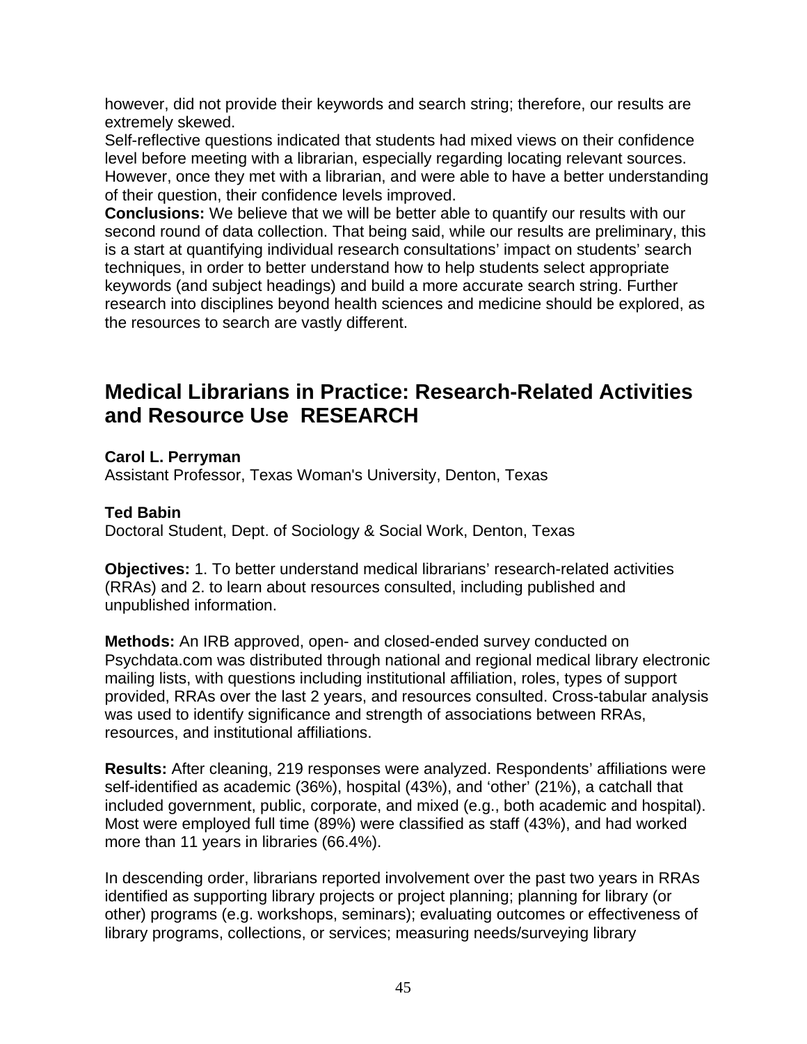however, did not provide their keywords and search string; therefore, our results are extremely skewed.
Self-reflective questions indicated that students had mixed views on their confidence level before meeting with a librarian, especially regarding locating relevant sources. However, once they met with a librarian, and were able to have a better understanding of their question, their confidence levels improved.
**Conclusions:** We believe that we will be better able to quantify our results with our second round of data collection. That being said, while our results are preliminary, this is a start at quantifying individual research consultations' impact on students' search techniques, in order to better understand how to help students select appropriate keywords (and subject headings) and build a more accurate search string. Further research into disciplines beyond health sciences and medicine should be explored, as the resources to search are vastly different.

## Medical Librarians in Practice: Research-Related Activities and Resource Use RESEARCH

**Carol L. Perryman**
Assistant Professor, Texas Woman's University, Denton, Texas

**Ted Babin**
Doctoral Student, Dept. of Sociology & Social Work, Denton, Texas

**Objectives:** 1. To better understand medical librarians' research-related activities (RRAs) and 2. to learn about resources consulted, including published and unpublished information.

**Methods:** An IRB approved, open- and closed-ended survey conducted on Psychdata.com was distributed through national and regional medical library electronic mailing lists, with questions including institutional affiliation, roles, types of support provided, RRAs over the last 2 years, and resources consulted. Cross-tabular analysis was used to identify significance and strength of associations between RRAs, resources, and institutional affiliations.

**Results:** After cleaning, 219 responses were analyzed. Respondents' affiliations were self-identified as academic (36%), hospital (43%), and 'other' (21%), a catchall that included government, public, corporate, and mixed (e.g., both academic and hospital). Most were employed full time (89%) were classified as staff (43%), and had worked more than 11 years in libraries (66.4%).

In descending order, librarians reported involvement over the past two years in RRAs identified as supporting library projects or project planning; planning for library (or other) programs (e.g. workshops, seminars); evaluating outcomes or effectiveness of library programs, collections, or services; measuring needs/surveying library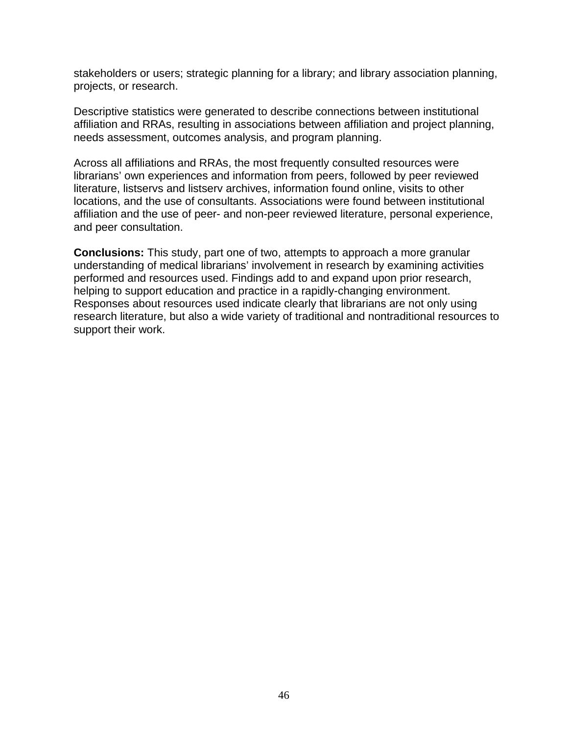stakeholders or users; strategic planning for a library; and library association planning, projects, or research.

Descriptive statistics were generated to describe connections between institutional affiliation and RRAs, resulting in associations between affiliation and project planning, needs assessment, outcomes analysis, and program planning.

Across all affiliations and RRAs, the most frequently consulted resources were librarians' own experiences and information from peers, followed by peer reviewed literature, listservs and listserv archives, information found online, visits to other locations, and the use of consultants. Associations were found between institutional affiliation and the use of peer- and non-peer reviewed literature, personal experience, and peer consultation.

**Conclusions:** This study, part one of two, attempts to approach a more granular understanding of medical librarians' involvement in research by examining activities performed and resources used. Findings add to and expand upon prior research, helping to support education and practice in a rapidly-changing environment. Responses about resources used indicate clearly that librarians are not only using research literature, but also a wide variety of traditional and nontraditional resources to support their work.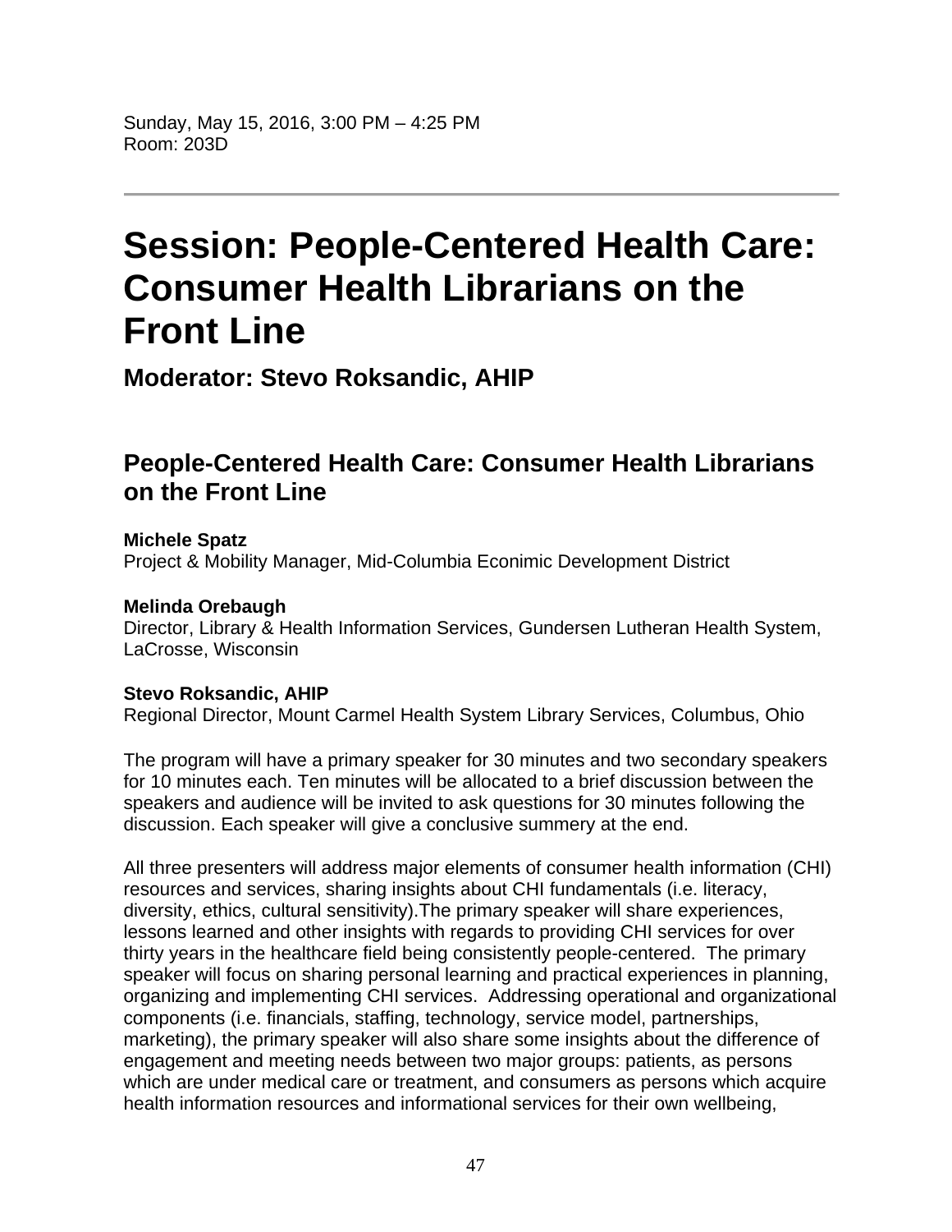Sunday, May 15, 2016, 3:00 PM – 4:25 PM
Room: 203D

---

# Session: People-Centered Health Care: Consumer Health Librarians on the Front Line

## Moderator: Stevo Roksandic, AHIP

## People-Centered Health Care: Consumer Health Librarians on the Front Line

**Michele Spatz**
Project & Mobility Manager, Mid-Columbia Econimic Development District

**Melinda Orebaugh**
Director, Library & Health Information Services, Gundersen Lutheran Health System, LaCrosse, Wisconsin

**Stevo Roksandic, AHIP**
Regional Director, Mount Carmel Health System Library Services, Columbus, Ohio

The program will have a primary speaker for 30 minutes and two secondary speakers for 10 minutes each. Ten minutes will be allocated to a brief discussion between the speakers and audience will be invited to ask questions for 30 minutes following the discussion. Each speaker will give a conclusive summery at the end.

All three presenters will address major elements of consumer health information (CHI) resources and services, sharing insights about CHI fundamentals (i.e. literacy, diversity, ethics, cultural sensitivity).The primary speaker will share experiences, lessons learned and other insights with regards to providing CHI services for over thirty years in the healthcare field being consistently people-centered. The primary speaker will focus on sharing personal learning and practical experiences in planning, organizing and implementing CHI services. Addressing operational and organizational components (i.e. financials, staffing, technology, service model, partnerships, marketing), the primary speaker will also share some insights about the difference of engagement and meeting needs between two major groups: patients, as persons which are under medical care or treatment, and consumers as persons which acquire health information resources and informational services for their own wellbeing,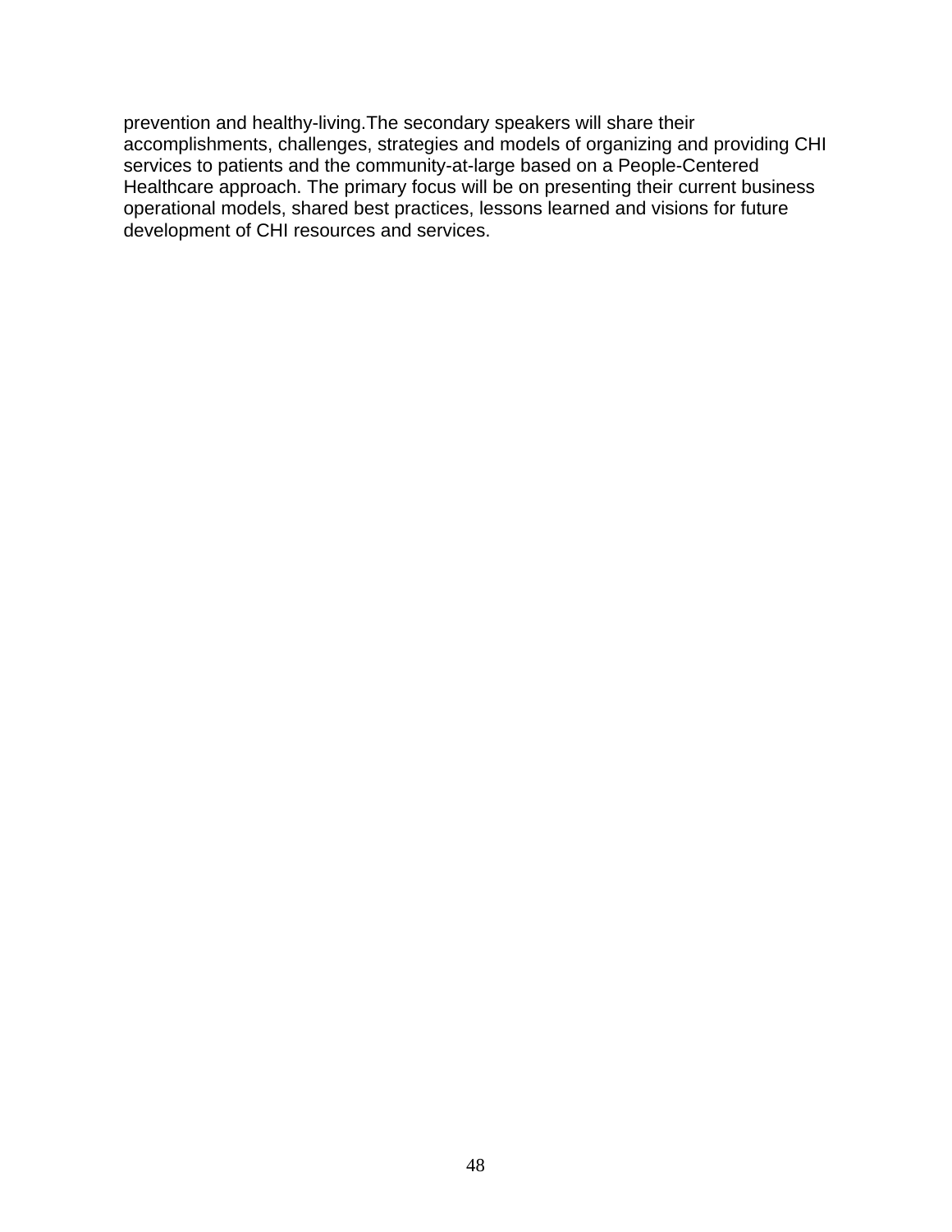prevention and healthy-living.The secondary speakers will share their accomplishments, challenges, strategies and models of organizing and providing CHI services to patients and the community-at-large based on a People-Centered Healthcare approach. The primary focus will be on presenting their current business operational models, shared best practices, lessons learned and visions for future development of CHI resources and services.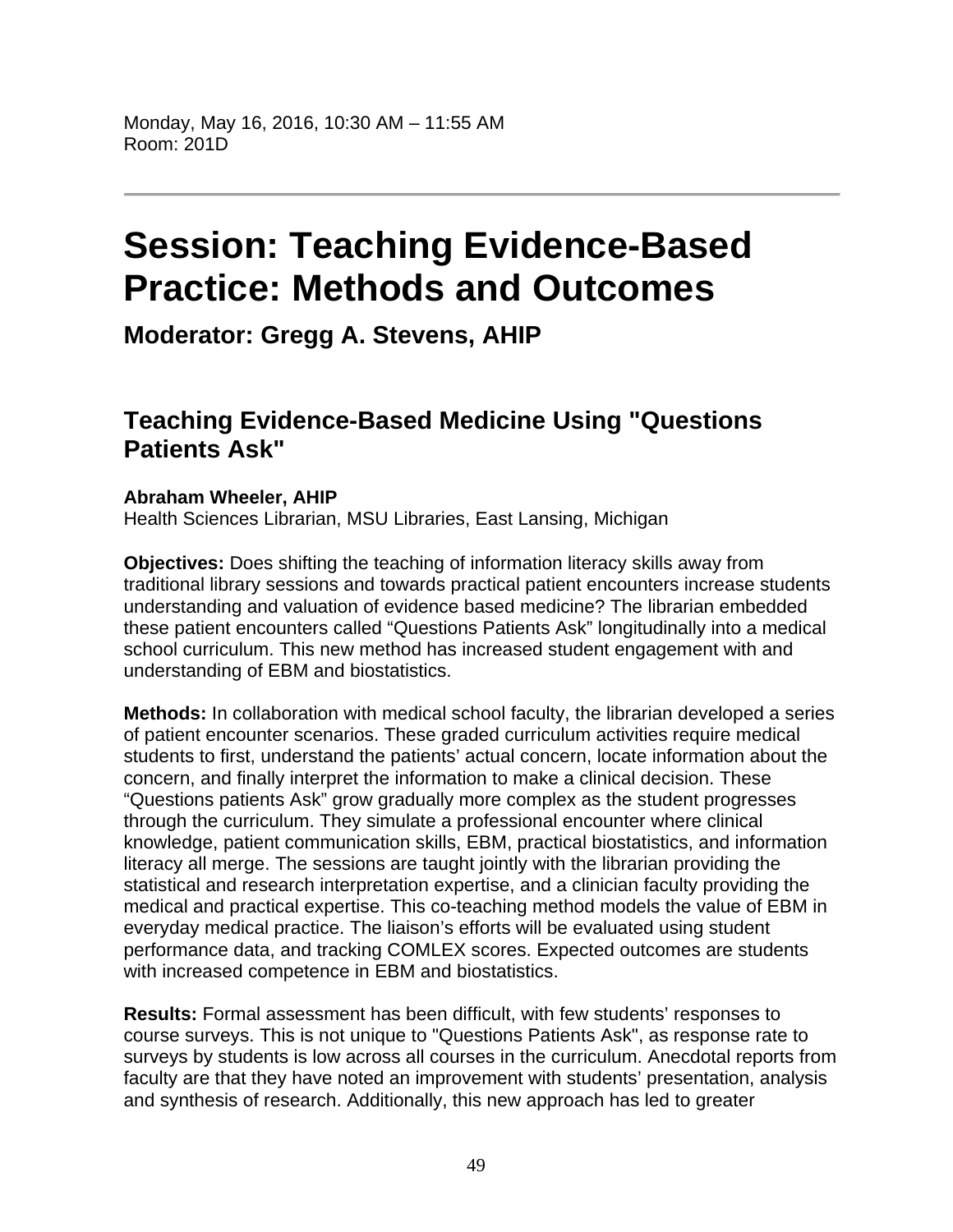Monday, May 16, 2016, 10:30 AM – 11:55 AM
Room: 201D

---

# Session: Teaching Evidence-Based Practice: Methods and Outcomes

### Moderator: Gregg A. Stevens, AHIP

## Teaching Evidence-Based Medicine Using "Questions Patients Ask"

**Abraham Wheeler, AHIP**
Health Sciences Librarian, MSU Libraries, East Lansing, Michigan

**Objectives:** Does shifting the teaching of information literacy skills away from traditional library sessions and towards practical patient encounters increase students understanding and valuation of evidence based medicine? The librarian embedded these patient encounters called "Questions Patients Ask" longitudinally into a medical school curriculum. This new method has increased student engagement with and understanding of EBM and biostatistics.

**Methods:** In collaboration with medical school faculty, the librarian developed a series of patient encounter scenarios. These graded curriculum activities require medical students to first, understand the patients' actual concern, locate information about the concern, and finally interpret the information to make a clinical decision. These "Questions patients Ask" grow gradually more complex as the student progresses through the curriculum. They simulate a professional encounter where clinical knowledge, patient communication skills, EBM, practical biostatistics, and information literacy all merge. The sessions are taught jointly with the librarian providing the statistical and research interpretation expertise, and a clinician faculty providing the medical and practical expertise. This co-teaching method models the value of EBM in everyday medical practice. The liaison's efforts will be evaluated using student performance data, and tracking COMLEX scores. Expected outcomes are students with increased competence in EBM and biostatistics.

**Results:** Formal assessment has been difficult, with few students' responses to course surveys. This is not unique to "Questions Patients Ask", as response rate to surveys by students is low across all courses in the curriculum. Anecdotal reports from faculty are that they have noted an improvement with students' presentation, analysis and synthesis of research. Additionally, this new approach has led to greater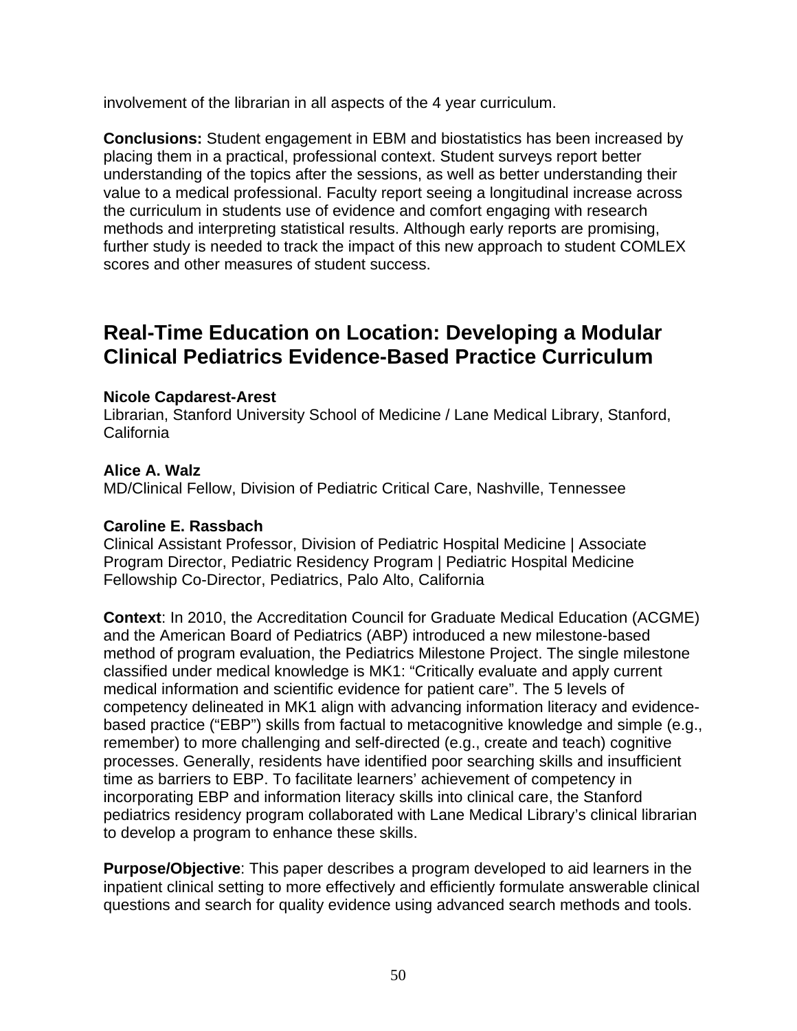involvement of the librarian in all aspects of the 4 year curriculum.

**Conclusions:** Student engagement in EBM and biostatistics has been increased by placing them in a practical, professional context. Student surveys report better understanding of the topics after the sessions, as well as better understanding their value to a medical professional. Faculty report seeing a longitudinal increase across the curriculum in students use of evidence and comfort engaging with research methods and interpreting statistical results. Although early reports are promising, further study is needed to track the impact of this new approach to student COMLEX scores and other measures of student success.

## Real-Time Education on Location: Developing a Modular Clinical Pediatrics Evidence-Based Practice Curriculum

**Nicole Capdarest-Arest**
Librarian, Stanford University School of Medicine / Lane Medical Library, Stanford, California

**Alice A. Walz**
MD/Clinical Fellow, Division of Pediatric Critical Care, Nashville, Tennessee

**Caroline E. Rassbach**
Clinical Assistant Professor, Division of Pediatric Hospital Medicine | Associate Program Director, Pediatric Residency Program | Pediatric Hospital Medicine Fellowship Co-Director, Pediatrics, Palo Alto, California

**Context**: In 2010, the Accreditation Council for Graduate Medical Education (ACGME) and the American Board of Pediatrics (ABP) introduced a new milestone-based method of program evaluation, the Pediatrics Milestone Project. The single milestone classified under medical knowledge is MK1: "Critically evaluate and apply current medical information and scientific evidence for patient care". The 5 levels of competency delineated in MK1 align with advancing information literacy and evidence-based practice ("EBP") skills from factual to metacognitive knowledge and simple (e.g., remember) to more challenging and self-directed (e.g., create and teach) cognitive processes. Generally, residents have identified poor searching skills and insufficient time as barriers to EBP. To facilitate learners' achievement of competency in incorporating EBP and information literacy skills into clinical care, the Stanford pediatrics residency program collaborated with Lane Medical Library's clinical librarian to develop a program to enhance these skills.

**Purpose/Objective**: This paper describes a program developed to aid learners in the inpatient clinical setting to more effectively and efficiently formulate answerable clinical questions and search for quality evidence using advanced search methods and tools.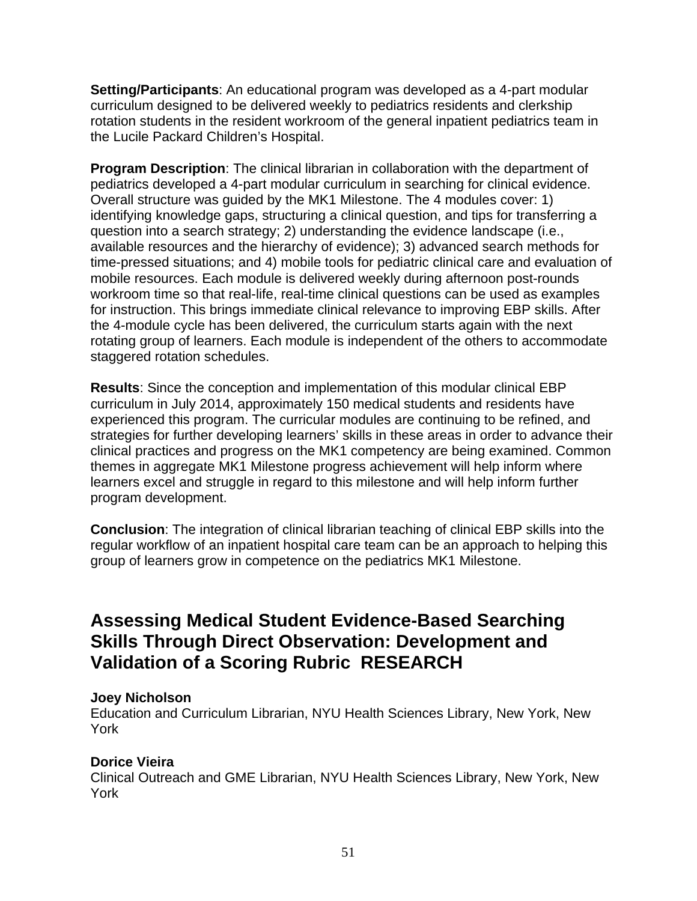**Setting/Participants**: An educational program was developed as a 4-part modular curriculum designed to be delivered weekly to pediatrics residents and clerkship rotation students in the resident workroom of the general inpatient pediatrics team in the Lucile Packard Children's Hospital.

**Program Description**: The clinical librarian in collaboration with the department of pediatrics developed a 4-part modular curriculum in searching for clinical evidence. Overall structure was guided by the MK1 Milestone. The 4 modules cover: 1) identifying knowledge gaps, structuring a clinical question, and tips for transferring a question into a search strategy; 2) understanding the evidence landscape (i.e., available resources and the hierarchy of evidence); 3) advanced search methods for time-pressed situations; and 4) mobile tools for pediatric clinical care and evaluation of mobile resources. Each module is delivered weekly during afternoon post-rounds workroom time so that real-life, real-time clinical questions can be used as examples for instruction. This brings immediate clinical relevance to improving EBP skills. After the 4-module cycle has been delivered, the curriculum starts again with the next rotating group of learners. Each module is independent of the others to accommodate staggered rotation schedules.

**Results**: Since the conception and implementation of this modular clinical EBP curriculum in July 2014, approximately 150 medical students and residents have experienced this program. The curricular modules are continuing to be refined, and strategies for further developing learners' skills in these areas in order to advance their clinical practices and progress on the MK1 competency are being examined. Common themes in aggregate MK1 Milestone progress achievement will help inform where learners excel and struggle in regard to this milestone and will help inform further program development.

**Conclusion**: The integration of clinical librarian teaching of clinical EBP skills into the regular workflow of an inpatient hospital care team can be an approach to helping this group of learners grow in competence on the pediatrics MK1 Milestone.

## Assessing Medical Student Evidence-Based Searching Skills Through Direct Observation: Development and Validation of a Scoring Rubric RESEARCH

**Joey Nicholson**
Education and Curriculum Librarian, NYU Health Sciences Library, New York, New York

**Dorice Vieira**
Clinical Outreach and GME Librarian, NYU Health Sciences Library, New York, New York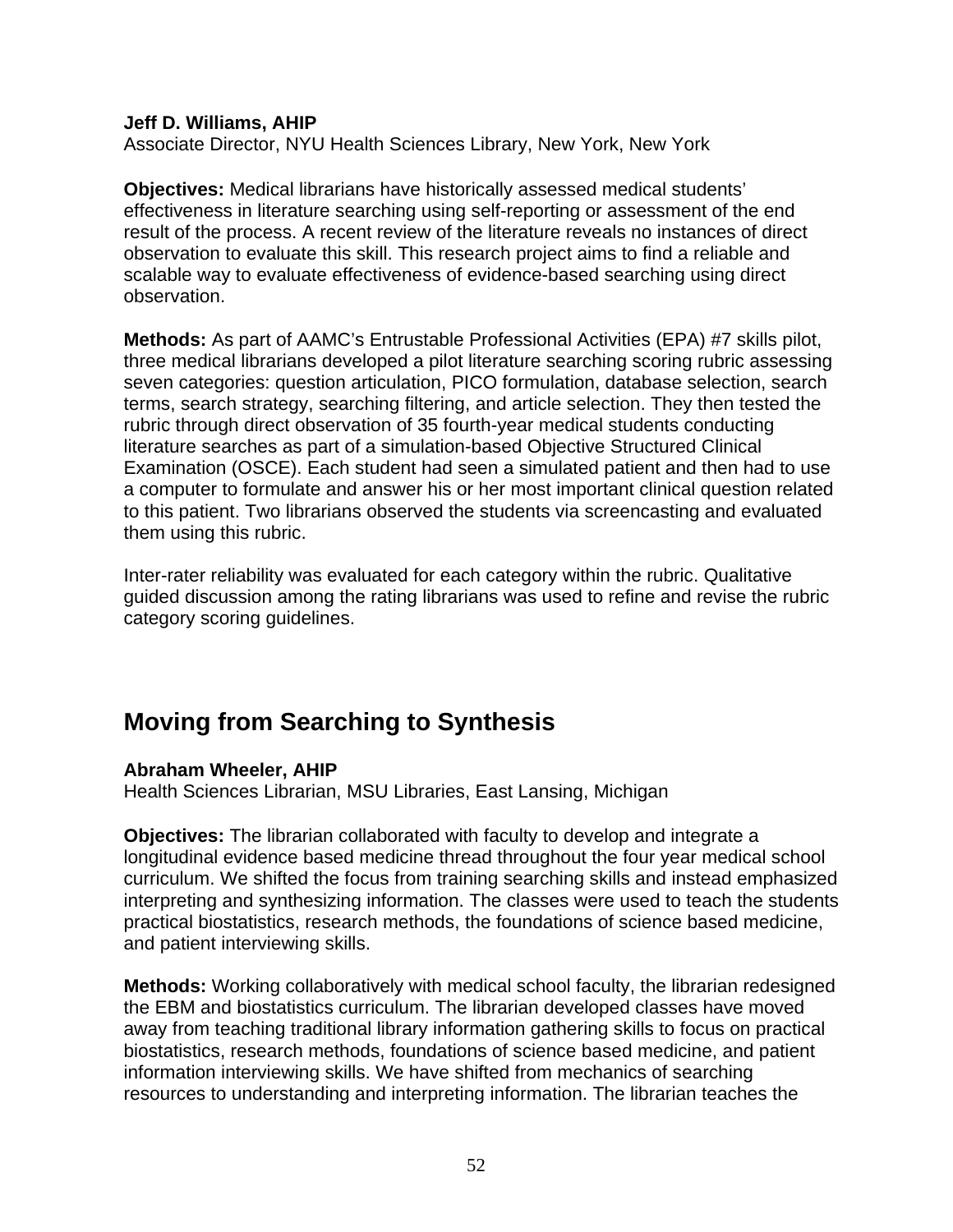**Jeff D. Williams, AHIP**
Associate Director, NYU Health Sciences Library, New York, New York

**Objectives:** Medical librarians have historically assessed medical students' effectiveness in literature searching using self-reporting or assessment of the end result of the process. A recent review of the literature reveals no instances of direct observation to evaluate this skill. This research project aims to find a reliable and scalable way to evaluate effectiveness of evidence-based searching using direct observation.

**Methods:** As part of AAMC's Entrustable Professional Activities (EPA) #7 skills pilot, three medical librarians developed a pilot literature searching scoring rubric assessing seven categories: question articulation, PICO formulation, database selection, search terms, search strategy, searching filtering, and article selection. They then tested the rubric through direct observation of 35 fourth-year medical students conducting literature searches as part of a simulation-based Objective Structured Clinical Examination (OSCE). Each student had seen a simulated patient and then had to use a computer to formulate and answer his or her most important clinical question related to this patient. Two librarians observed the students via screencasting and evaluated them using this rubric.

Inter-rater reliability was evaluated for each category within the rubric. Qualitative guided discussion among the rating librarians was used to refine and revise the rubric category scoring guidelines.

## Moving from Searching to Synthesis

**Abraham Wheeler, AHIP**
Health Sciences Librarian, MSU Libraries, East Lansing, Michigan

**Objectives:** The librarian collaborated with faculty to develop and integrate a longitudinal evidence based medicine thread throughout the four year medical school curriculum. We shifted the focus from training searching skills and instead emphasized interpreting and synthesizing information. The classes were used to teach the students practical biostatistics, research methods, the foundations of science based medicine, and patient interviewing skills.

**Methods:** Working collaboratively with medical school faculty, the librarian redesigned the EBM and biostatistics curriculum. The librarian developed classes have moved away from teaching traditional library information gathering skills to focus on practical biostatistics, research methods, foundations of science based medicine, and patient information interviewing skills. We have shifted from mechanics of searching resources to understanding and interpreting information. The librarian teaches the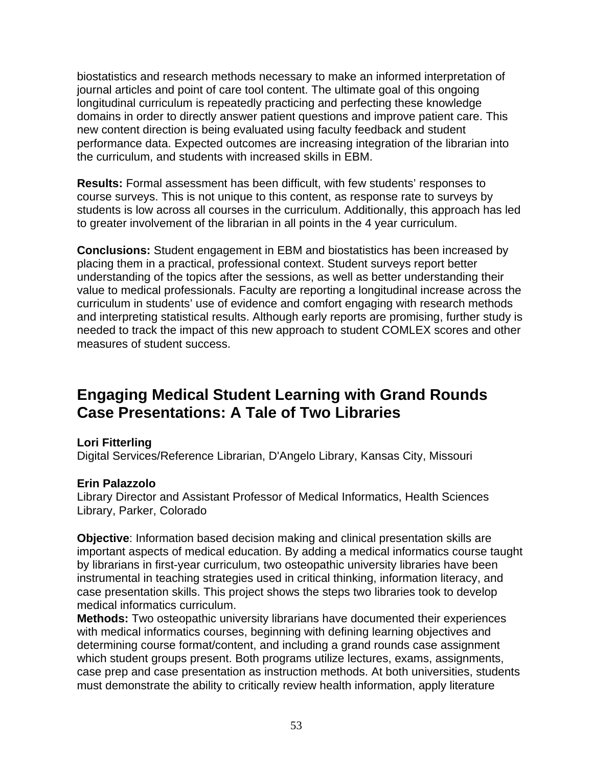biostatistics and research methods necessary to make an informed interpretation of journal articles and point of care tool content. The ultimate goal of this ongoing longitudinal curriculum is repeatedly practicing and perfecting these knowledge domains in order to directly answer patient questions and improve patient care. This new content direction is being evaluated using faculty feedback and student performance data. Expected outcomes are increasing integration of the librarian into the curriculum, and students with increased skills in EBM.

**Results:** Formal assessment has been difficult, with few students' responses to course surveys. This is not unique to this content, as response rate to surveys by students is low across all courses in the curriculum. Additionally, this approach has led to greater involvement of the librarian in all points in the 4 year curriculum.

**Conclusions:** Student engagement in EBM and biostatistics has been increased by placing them in a practical, professional context. Student surveys report better understanding of the topics after the sessions, as well as better understanding their value to medical professionals. Faculty are reporting a longitudinal increase across the curriculum in students' use of evidence and comfort engaging with research methods and interpreting statistical results. Although early reports are promising, further study is needed to track the impact of this new approach to student COMLEX scores and other measures of student success.

## Engaging Medical Student Learning with Grand Rounds Case Presentations: A Tale of Two Libraries

**Lori Fitterling**
Digital Services/Reference Librarian, D'Angelo Library, Kansas City, Missouri

**Erin Palazzolo**
Library Director and Assistant Professor of Medical Informatics, Health Sciences Library, Parker, Colorado

**Objective**: Information based decision making and clinical presentation skills are important aspects of medical education. By adding a medical informatics course taught by librarians in first-year curriculum, two osteopathic university libraries have been instrumental in teaching strategies used in critical thinking, information literacy, and case presentation skills. This project shows the steps two libraries took to develop medical informatics curriculum.

**Methods:** Two osteopathic university librarians have documented their experiences with medical informatics courses, beginning with defining learning objectives and determining course format/content, and including a grand rounds case assignment which student groups present. Both programs utilize lectures, exams, assignments, case prep and case presentation as instruction methods. At both universities, students must demonstrate the ability to critically review health information, apply literature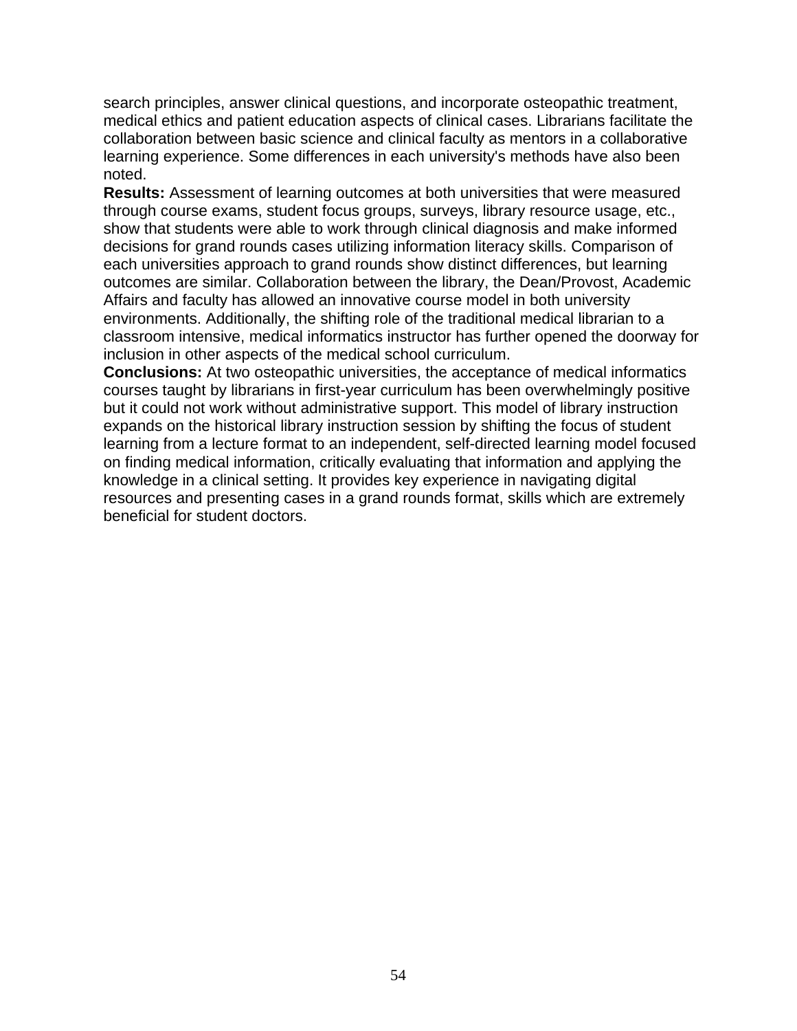search principles, answer clinical questions, and incorporate osteopathic treatment, medical ethics and patient education aspects of clinical cases. Librarians facilitate the collaboration between basic science and clinical faculty as mentors in a collaborative learning experience. Some differences in each university's methods have also been noted.

**Results:** Assessment of learning outcomes at both universities that were measured through course exams, student focus groups, surveys, library resource usage, etc., show that students were able to work through clinical diagnosis and make informed decisions for grand rounds cases utilizing information literacy skills. Comparison of each universities approach to grand rounds show distinct differences, but learning outcomes are similar. Collaboration between the library, the Dean/Provost, Academic Affairs and faculty has allowed an innovative course model in both university environments. Additionally, the shifting role of the traditional medical librarian to a classroom intensive, medical informatics instructor has further opened the doorway for inclusion in other aspects of the medical school curriculum.

**Conclusions:** At two osteopathic universities, the acceptance of medical informatics courses taught by librarians in first-year curriculum has been overwhelmingly positive but it could not work without administrative support. This model of library instruction expands on the historical library instruction session by shifting the focus of student learning from a lecture format to an independent, self-directed learning model focused on finding medical information, critically evaluating that information and applying the knowledge in a clinical setting. It provides key experience in navigating digital resources and presenting cases in a grand rounds format, skills which are extremely beneficial for student doctors.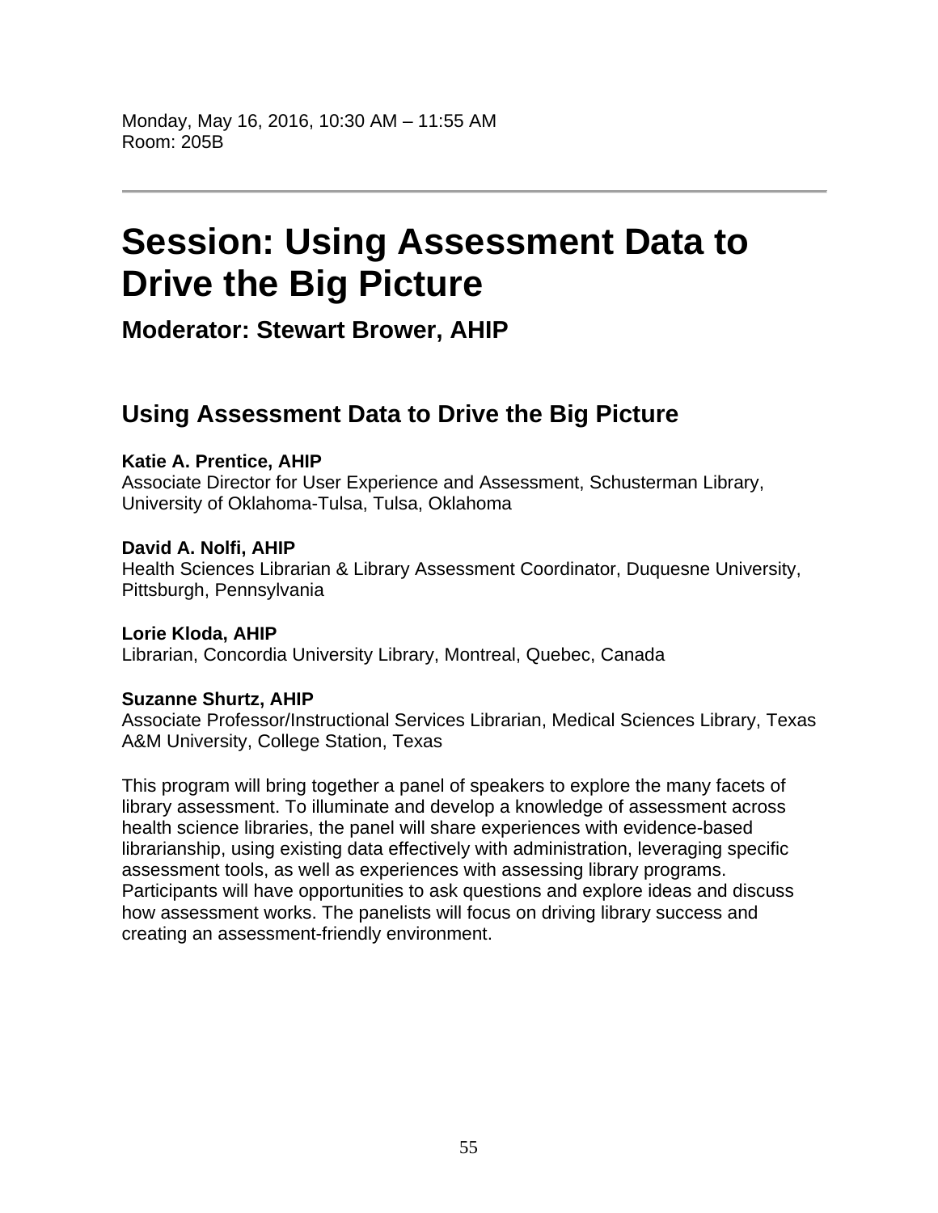Monday, May 16, 2016, 10:30 AM – 11:55 AM
Room: 205B

---

# Session: Using Assessment Data to Drive the Big Picture

### Moderator: Stewart Brower, AHIP

## Using Assessment Data to Drive the Big Picture

**Katie A. Prentice, AHIP**
Associate Director for User Experience and Assessment, Schusterman Library, University of Oklahoma-Tulsa, Tulsa, Oklahoma

**David A. Nolfi, AHIP**
Health Sciences Librarian & Library Assessment Coordinator, Duquesne University, Pittsburgh, Pennsylvania

**Lorie Kloda, AHIP**
Librarian, Concordia University Library, Montreal, Quebec, Canada

**Suzanne Shurtz, AHIP**
Associate Professor/Instructional Services Librarian, Medical Sciences Library, Texas A&M University, College Station, Texas

This program will bring together a panel of speakers to explore the many facets of library assessment. To illuminate and develop a knowledge of assessment across health science libraries, the panel will share experiences with evidence-based librarianship, using existing data effectively with administration, leveraging specific assessment tools, as well as experiences with assessing library programs. Participants will have opportunities to ask questions and explore ideas and discuss how assessment works. The panelists will focus on driving library success and creating an assessment-friendly environment.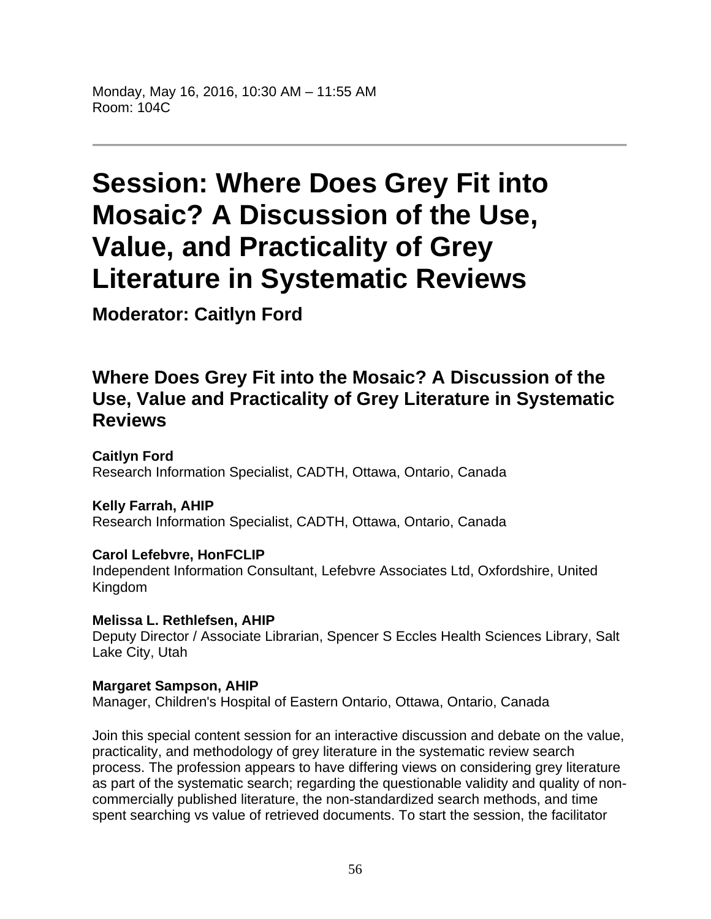Monday, May 16, 2016, 10:30 AM – 11:55 AM
Room: 104C

---

# Session: Where Does Grey Fit into Mosaic? A Discussion of the Use, Value, and Practicality of Grey Literature in Systematic Reviews

### Moderator: Caitlyn Ford

## Where Does Grey Fit into the Mosaic? A Discussion of the Use, Value and Practicality of Grey Literature in Systematic Reviews

**Caitlyn Ford**
Research Information Specialist, CADTH, Ottawa, Ontario, Canada

**Kelly Farrah, AHIP**
Research Information Specialist, CADTH, Ottawa, Ontario, Canada

**Carol Lefebvre, HonFCLIP**
Independent Information Consultant, Lefebvre Associates Ltd, Oxfordshire, United Kingdom

**Melissa L. Rethlefsen, AHIP**
Deputy Director / Associate Librarian, Spencer S Eccles Health Sciences Library, Salt Lake City, Utah

**Margaret Sampson, AHIP**
Manager, Children's Hospital of Eastern Ontario, Ottawa, Ontario, Canada

Join this special content session for an interactive discussion and debate on the value, practicality, and methodology of grey literature in the systematic review search process. The profession appears to have differing views on considering grey literature as part of the systematic search; regarding the questionable validity and quality of non-commercially published literature, the non-standardized search methods, and time spent searching vs value of retrieved documents. To start the session, the facilitator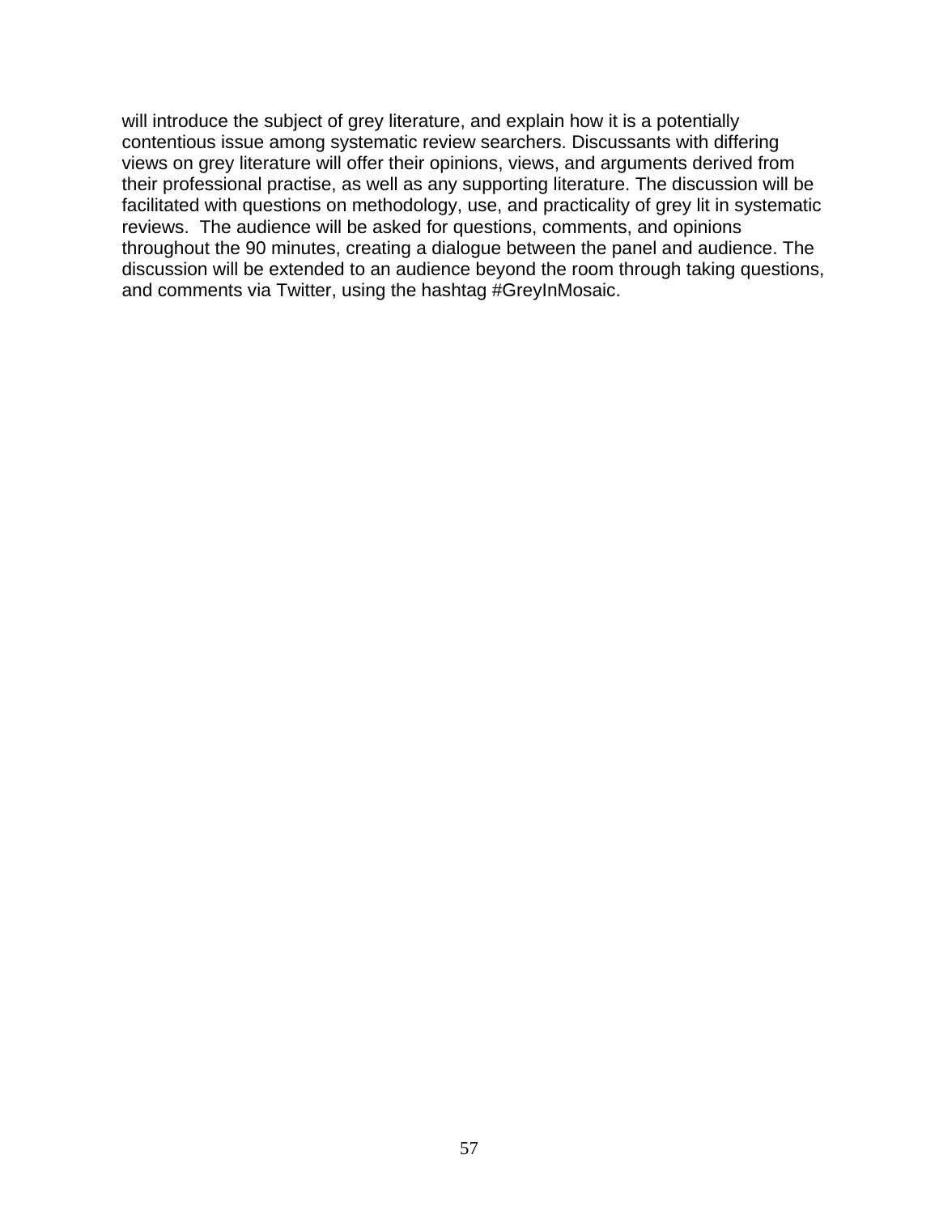will introduce the subject of grey literature, and explain how it is a potentially contentious issue among systematic review searchers. Discussants with differing views on grey literature will offer their opinions, views, and arguments derived from their professional practise, as well as any supporting literature. The discussion will be facilitated with questions on methodology, use, and practicality of grey lit in systematic reviews. The audience will be asked for questions, comments, and opinions throughout the 90 minutes, creating a dialogue between the panel and audience. The discussion will be extended to an audience beyond the room through taking questions, and comments via Twitter, using the hashtag #GreyInMosaic.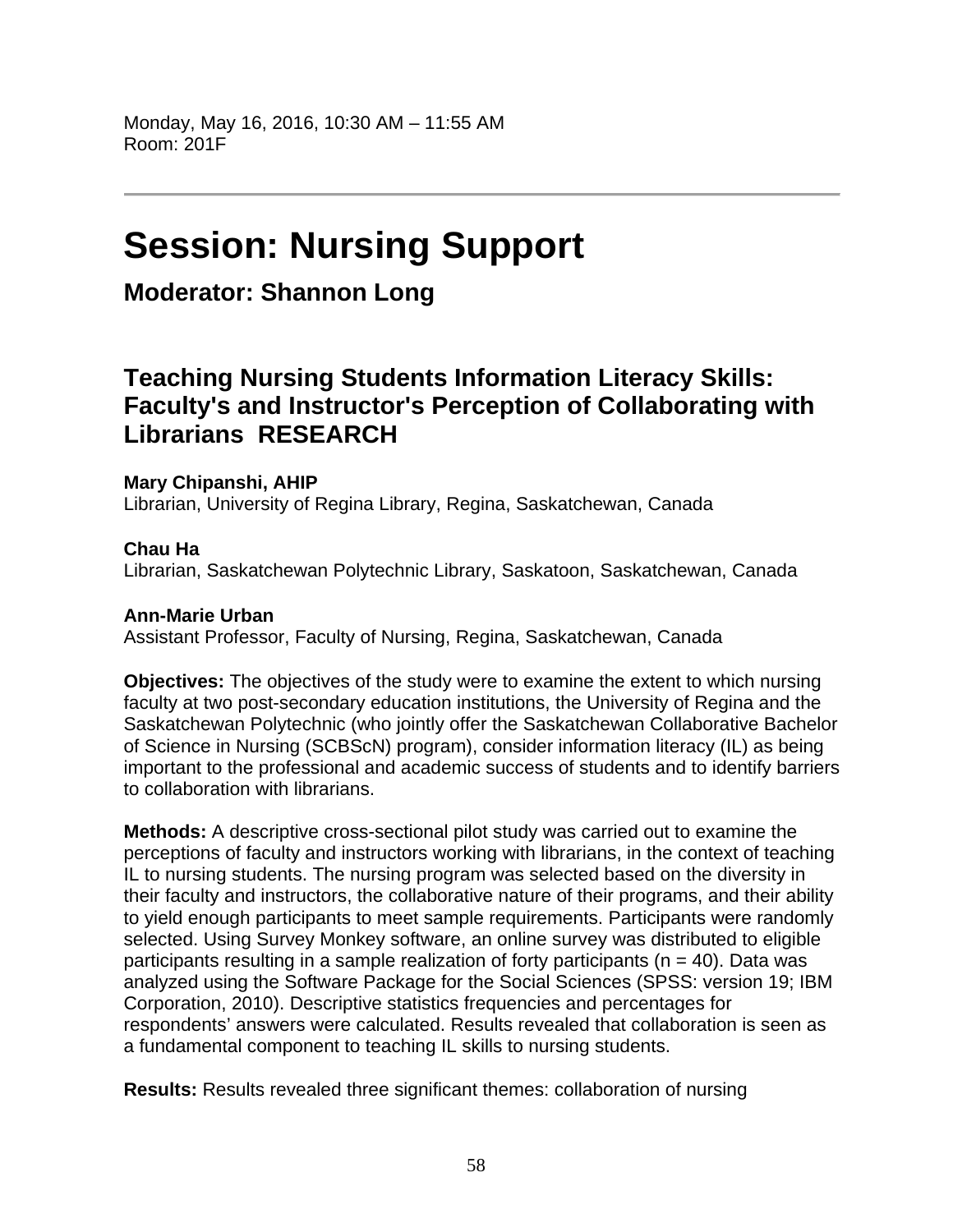Monday, May 16, 2016, 10:30 AM – 11:55 AM
Room: 201F

---

# Session: Nursing Support

### Moderator: Shannon Long

## Teaching Nursing Students Information Literacy Skills: Faculty's and Instructor's Perception of Collaborating with Librarians RESEARCH

**Mary Chipanshi, AHIP**
Librarian, University of Regina Library, Regina, Saskatchewan, Canada

**Chau Ha**
Librarian, Saskatchewan Polytechnic Library, Saskatoon, Saskatchewan, Canada

**Ann-Marie Urban**
Assistant Professor, Faculty of Nursing, Regina, Saskatchewan, Canada

**Objectives:** The objectives of the study were to examine the extent to which nursing faculty at two post-secondary education institutions, the University of Regina and the Saskatchewan Polytechnic (who jointly offer the Saskatchewan Collaborative Bachelor of Science in Nursing (SCBScN) program), consider information literacy (IL) as being important to the professional and academic success of students and to identify barriers to collaboration with librarians.

**Methods:** A descriptive cross-sectional pilot study was carried out to examine the perceptions of faculty and instructors working with librarians, in the context of teaching IL to nursing students. The nursing program was selected based on the diversity in their faculty and instructors, the collaborative nature of their programs, and their ability to yield enough participants to meet sample requirements. Participants were randomly selected. Using Survey Monkey software, an online survey was distributed to eligible participants resulting in a sample realization of forty participants (n = 40). Data was analyzed using the Software Package for the Social Sciences (SPSS: version 19; IBM Corporation, 2010). Descriptive statistics frequencies and percentages for respondents' answers were calculated. Results revealed that collaboration is seen as a fundamental component to teaching IL skills to nursing students.

**Results:** Results revealed three significant themes: collaboration of nursing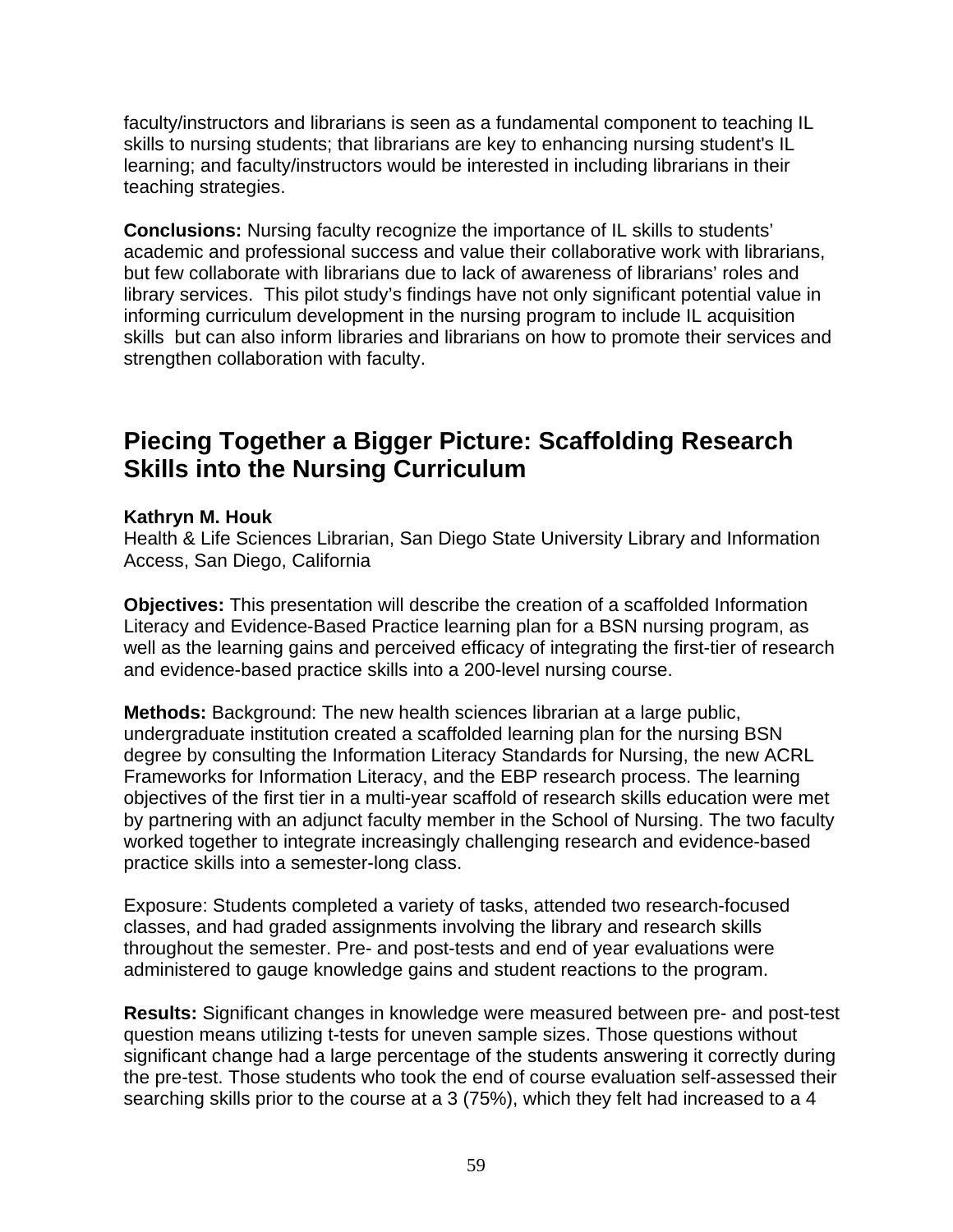faculty/instructors and librarians is seen as a fundamental component to teaching IL skills to nursing students; that librarians are key to enhancing nursing student's IL learning; and faculty/instructors would be interested in including librarians in their teaching strategies.

**Conclusions:** Nursing faculty recognize the importance of IL skills to students' academic and professional success and value their collaborative work with librarians, but few collaborate with librarians due to lack of awareness of librarians' roles and library services. This pilot study's findings have not only significant potential value in informing curriculum development in the nursing program to include IL acquisition skills but can also inform libraries and librarians on how to promote their services and strengthen collaboration with faculty.

## Piecing Together a Bigger Picture: Scaffolding Research Skills into the Nursing Curriculum

**Kathryn M. Houk**
Health & Life Sciences Librarian, San Diego State University Library and Information Access, San Diego, California

**Objectives:** This presentation will describe the creation of a scaffolded Information Literacy and Evidence-Based Practice learning plan for a BSN nursing program, as well as the learning gains and perceived efficacy of integrating the first-tier of research and evidence-based practice skills into a 200-level nursing course.

**Methods:** Background: The new health sciences librarian at a large public, undergraduate institution created a scaffolded learning plan for the nursing BSN degree by consulting the Information Literacy Standards for Nursing, the new ACRL Frameworks for Information Literacy, and the EBP research process. The learning objectives of the first tier in a multi-year scaffold of research skills education were met by partnering with an adjunct faculty member in the School of Nursing. The two faculty worked together to integrate increasingly challenging research and evidence-based practice skills into a semester-long class.

Exposure: Students completed a variety of tasks, attended two research-focused classes, and had graded assignments involving the library and research skills throughout the semester. Pre- and post-tests and end of year evaluations were administered to gauge knowledge gains and student reactions to the program.

**Results:** Significant changes in knowledge were measured between pre- and post-test question means utilizing t-tests for uneven sample sizes. Those questions without significant change had a large percentage of the students answering it correctly during the pre-test. Those students who took the end of course evaluation self-assessed their searching skills prior to the course at a 3 (75%), which they felt had increased to a 4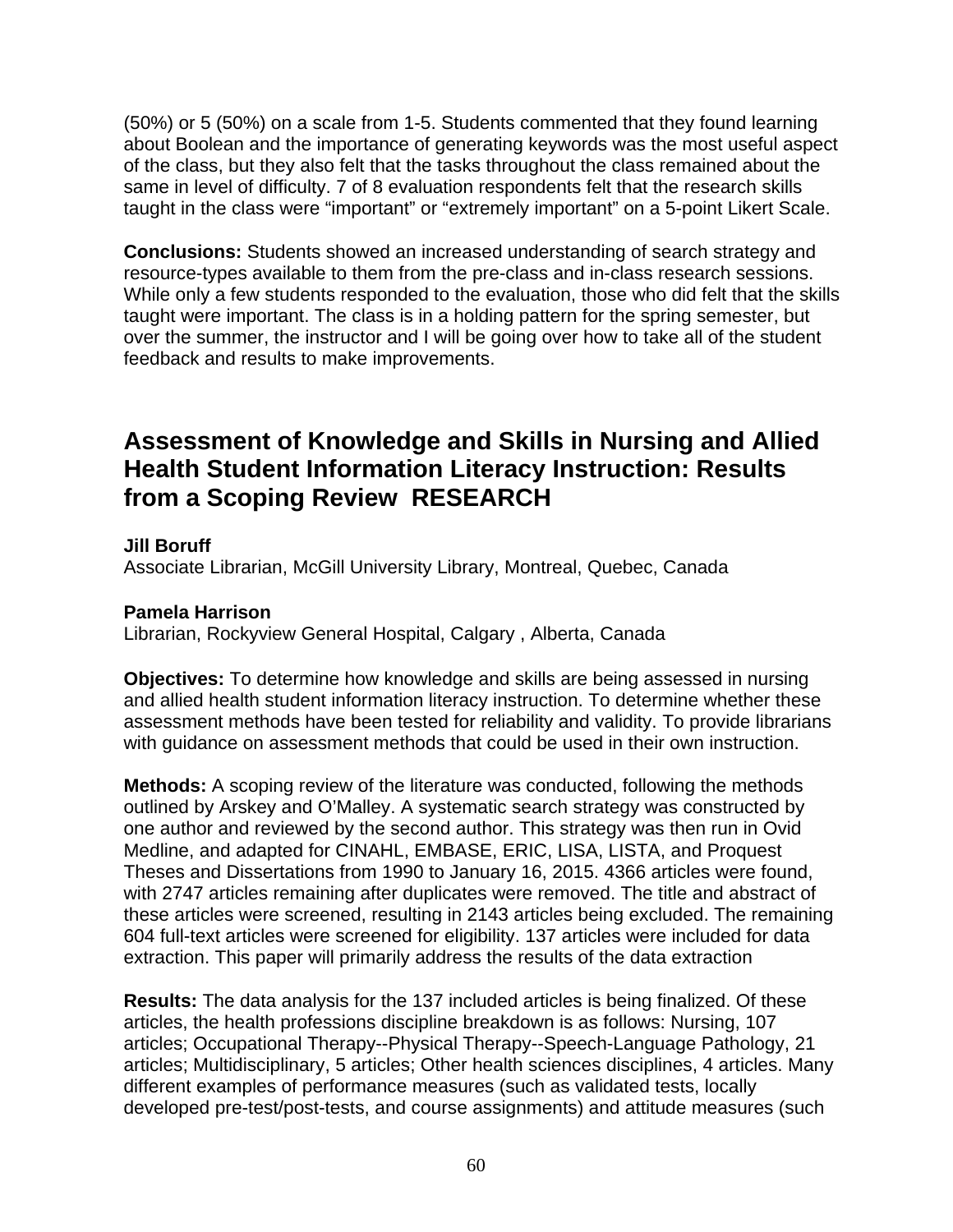(50%) or 5 (50%) on a scale from 1-5. Students commented that they found learning about Boolean and the importance of generating keywords was the most useful aspect of the class, but they also felt that the tasks throughout the class remained about the same in level of difficulty. 7 of 8 evaluation respondents felt that the research skills taught in the class were "important" or "extremely important" on a 5-point Likert Scale.

**Conclusions:** Students showed an increased understanding of search strategy and resource-types available to them from the pre-class and in-class research sessions. While only a few students responded to the evaluation, those who did felt that the skills taught were important. The class is in a holding pattern for the spring semester, but over the summer, the instructor and I will be going over how to take all of the student feedback and results to make improvements.

## Assessment of Knowledge and Skills in Nursing and Allied Health Student Information Literacy Instruction: Results from a Scoping Review RESEARCH

**Jill Boruff**
Associate Librarian, McGill University Library, Montreal, Quebec, Canada

**Pamela Harrison**
Librarian, Rockyview General Hospital, Calgary , Alberta, Canada

**Objectives:** To determine how knowledge and skills are being assessed in nursing and allied health student information literacy instruction. To determine whether these assessment methods have been tested for reliability and validity. To provide librarians with guidance on assessment methods that could be used in their own instruction.

**Methods:** A scoping review of the literature was conducted, following the methods outlined by Arskey and O'Malley. A systematic search strategy was constructed by one author and reviewed by the second author. This strategy was then run in Ovid Medline, and adapted for CINAHL, EMBASE, ERIC, LISA, LISTA, and Proquest Theses and Dissertations from 1990 to January 16, 2015. 4366 articles were found, with 2747 articles remaining after duplicates were removed. The title and abstract of these articles were screened, resulting in 2143 articles being excluded. The remaining 604 full-text articles were screened for eligibility. 137 articles were included for data extraction. This paper will primarily address the results of the data extraction

**Results:** The data analysis for the 137 included articles is being finalized. Of these articles, the health professions discipline breakdown is as follows: Nursing, 107 articles; Occupational Therapy--Physical Therapy--Speech-Language Pathology, 21 articles; Multidisciplinary, 5 articles; Other health sciences disciplines, 4 articles. Many different examples of performance measures (such as validated tests, locally developed pre-test/post-tests, and course assignments) and attitude measures (such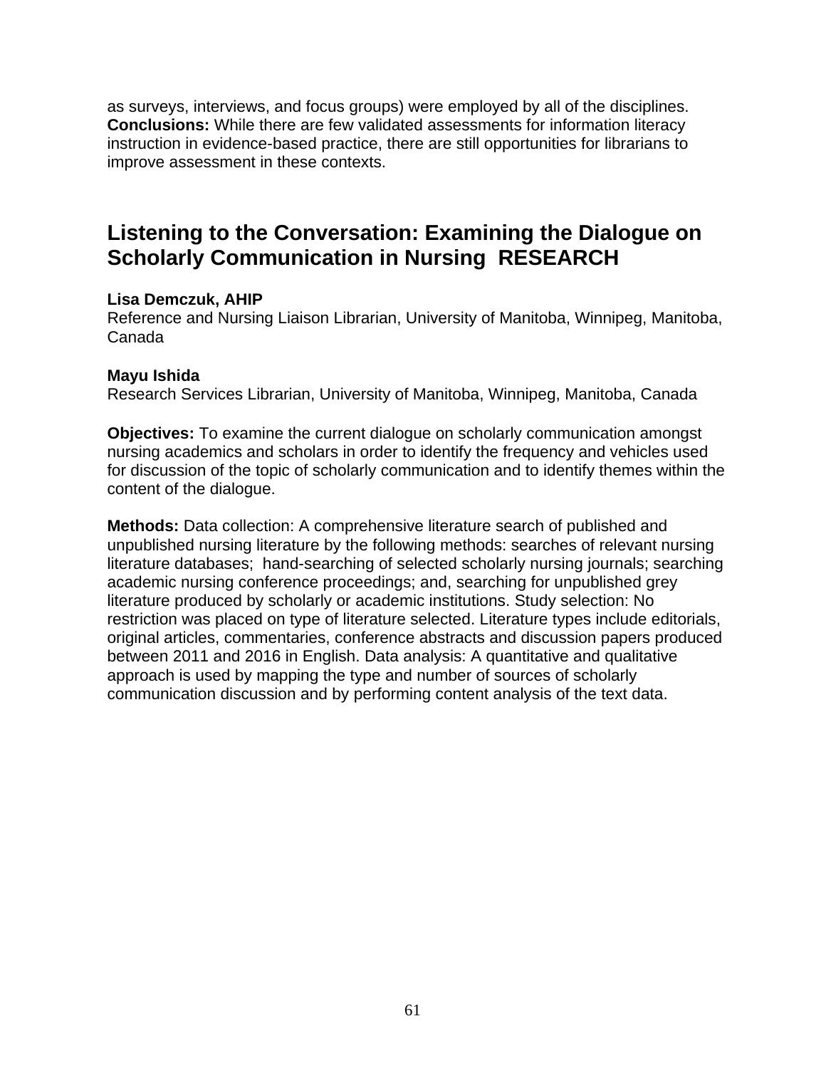as surveys, interviews, and focus groups) were employed by all of the disciplines.
**Conclusions:** While there are few validated assessments for information literacy instruction in evidence-based practice, there are still opportunities for librarians to improve assessment in these contexts.

## Listening to the Conversation: Examining the Dialogue on Scholarly Communication in Nursing RESEARCH

**Lisa Demczuk, AHIP**
Reference and Nursing Liaison Librarian, University of Manitoba, Winnipeg, Manitoba, Canada

**Mayu Ishida**
Research Services Librarian, University of Manitoba, Winnipeg, Manitoba, Canada

**Objectives:** To examine the current dialogue on scholarly communication amongst nursing academics and scholars in order to identify the frequency and vehicles used for discussion of the topic of scholarly communication and to identify themes within the content of the dialogue.

**Methods:** Data collection: A comprehensive literature search of published and unpublished nursing literature by the following methods: searches of relevant nursing literature databases; hand-searching of selected scholarly nursing journals; searching academic nursing conference proceedings; and, searching for unpublished grey literature produced by scholarly or academic institutions. Study selection: No restriction was placed on type of literature selected. Literature types include editorials, original articles, commentaries, conference abstracts and discussion papers produced between 2011 and 2016 in English. Data analysis: A quantitative and qualitative approach is used by mapping the type and number of sources of scholarly communication discussion and by performing content analysis of the text data.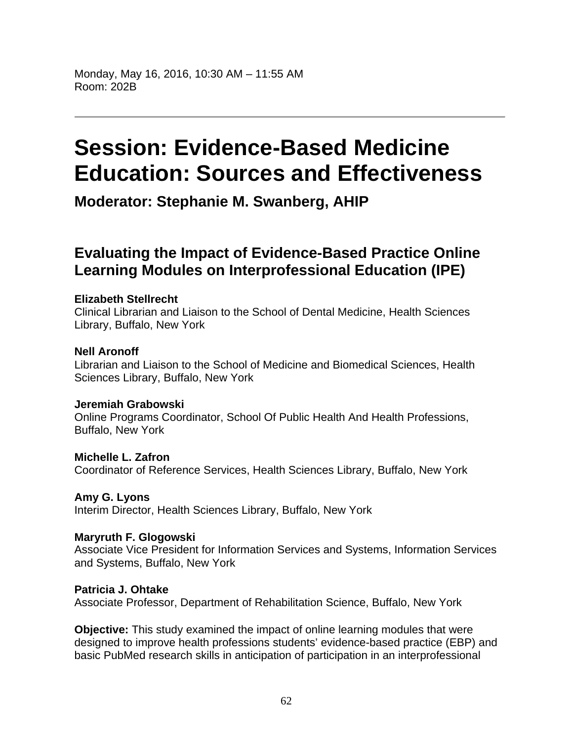Monday, May 16, 2016, 10:30 AM – 11:55 AM
Room: 202B

---

# Session: Evidence-Based Medicine Education: Sources and Effectiveness

## Moderator: Stephanie M. Swanberg, AHIP

## Evaluating the Impact of Evidence-Based Practice Online Learning Modules on Interprofessional Education (IPE)

**Elizabeth Stellrecht**
Clinical Librarian and Liaison to the School of Dental Medicine, Health Sciences Library, Buffalo, New York

**Nell Aronoff**
Librarian and Liaison to the School of Medicine and Biomedical Sciences, Health Sciences Library, Buffalo, New York

**Jeremiah Grabowski**
Online Programs Coordinator, School Of Public Health And Health Professions, Buffalo, New York

**Michelle L. Zafron**
Coordinator of Reference Services, Health Sciences Library, Buffalo, New York

**Amy G. Lyons**
Interim Director, Health Sciences Library, Buffalo, New York

**Maryruth F. Glogowski**
Associate Vice President for Information Services and Systems, Information Services and Systems, Buffalo, New York

**Patricia J. Ohtake**
Associate Professor, Department of Rehabilitation Science, Buffalo, New York

**Objective:** This study examined the impact of online learning modules that were designed to improve health professions students' evidence-based practice (EBP) and basic PubMed research skills in anticipation of participation in an interprofessional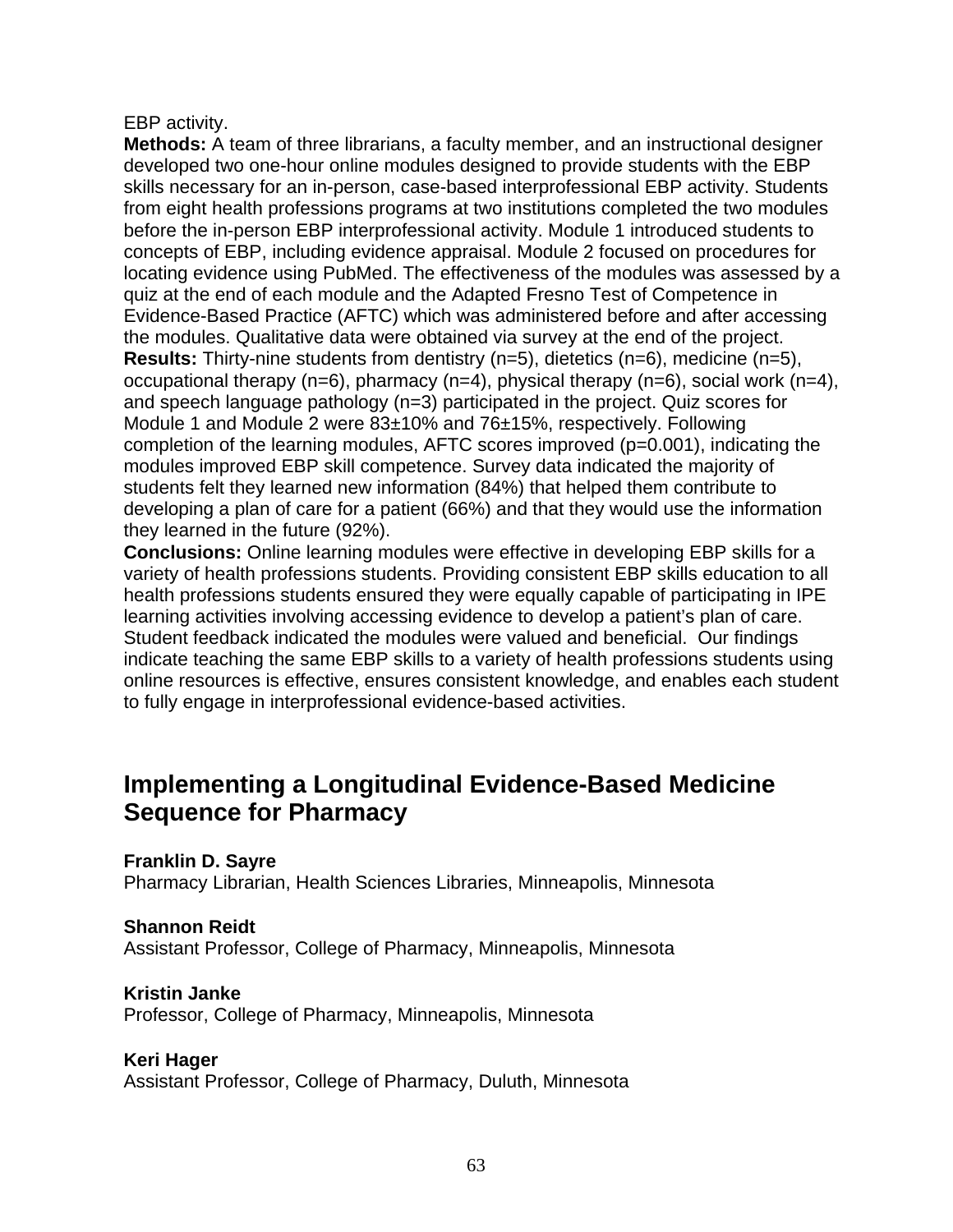EBP activity.

**Methods:** A team of three librarians, a faculty member, and an instructional designer developed two one-hour online modules designed to provide students with the EBP skills necessary for an in-person, case-based interprofessional EBP activity. Students from eight health professions programs at two institutions completed the two modules before the in-person EBP interprofessional activity. Module 1 introduced students to concepts of EBP, including evidence appraisal. Module 2 focused on procedures for locating evidence using PubMed. The effectiveness of the modules was assessed by a quiz at the end of each module and the Adapted Fresno Test of Competence in Evidence-Based Practice (AFTC) which was administered before and after accessing the modules. Qualitative data were obtained via survey at the end of the project.

**Results:** Thirty-nine students from dentistry (n=5), dietetics (n=6), medicine (n=5), occupational therapy (n=6), pharmacy (n=4), physical therapy (n=6), social work (n=4), and speech language pathology (n=3) participated in the project. Quiz scores for Module 1 and Module 2 were 83±10% and 76±15%, respectively. Following completion of the learning modules, AFTC scores improved (p=0.001), indicating the modules improved EBP skill competence. Survey data indicated the majority of students felt they learned new information (84%) that helped them contribute to developing a plan of care for a patient (66%) and that they would use the information they learned in the future (92%).

**Conclusions:** Online learning modules were effective in developing EBP skills for a variety of health professions students. Providing consistent EBP skills education to all health professions students ensured they were equally capable of participating in IPE learning activities involving accessing evidence to develop a patient's plan of care. Student feedback indicated the modules were valued and beneficial. Our findings indicate teaching the same EBP skills to a variety of health professions students using online resources is effective, ensures consistent knowledge, and enables each student to fully engage in interprofessional evidence-based activities.

## Implementing a Longitudinal Evidence-Based Medicine Sequence for Pharmacy

**Franklin D. Sayre**
Pharmacy Librarian, Health Sciences Libraries, Minneapolis, Minnesota

**Shannon Reidt**
Assistant Professor, College of Pharmacy, Minneapolis, Minnesota

**Kristin Janke**
Professor, College of Pharmacy, Minneapolis, Minnesota

**Keri Hager**
Assistant Professor, College of Pharmacy, Duluth, Minnesota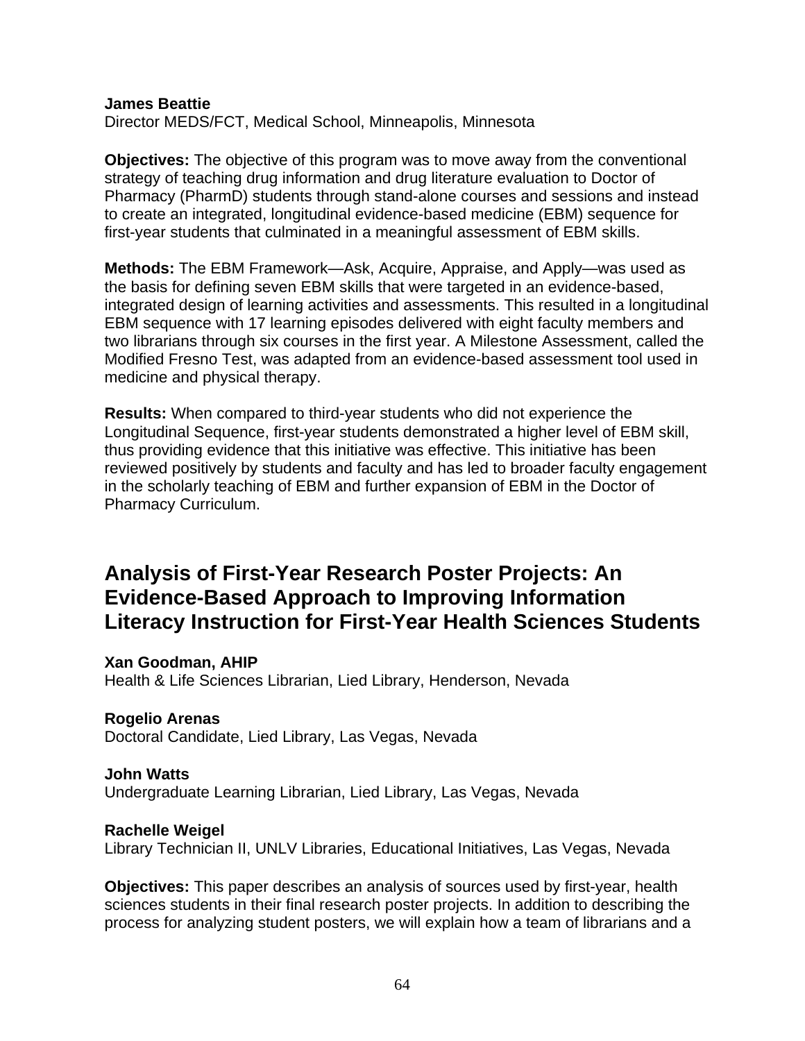**James Beattie**
Director MEDS/FCT, Medical School, Minneapolis, Minnesota

**Objectives:** The objective of this program was to move away from the conventional strategy of teaching drug information and drug literature evaluation to Doctor of Pharmacy (PharmD) students through stand-alone courses and sessions and instead to create an integrated, longitudinal evidence-based medicine (EBM) sequence for first-year students that culminated in a meaningful assessment of EBM skills.

**Methods:** The EBM Framework—Ask, Acquire, Appraise, and Apply—was used as the basis for defining seven EBM skills that were targeted in an evidence-based, integrated design of learning activities and assessments. This resulted in a longitudinal EBM sequence with 17 learning episodes delivered with eight faculty members and two librarians through six courses in the first year. A Milestone Assessment, called the Modified Fresno Test, was adapted from an evidence-based assessment tool used in medicine and physical therapy.

**Results:** When compared to third-year students who did not experience the Longitudinal Sequence, first-year students demonstrated a higher level of EBM skill, thus providing evidence that this initiative was effective. This initiative has been reviewed positively by students and faculty and has led to broader faculty engagement in the scholarly teaching of EBM and further expansion of EBM in the Doctor of Pharmacy Curriculum.

## Analysis of First-Year Research Poster Projects: An Evidence-Based Approach to Improving Information Literacy Instruction for First-Year Health Sciences Students

**Xan Goodman, AHIP**
Health & Life Sciences Librarian, Lied Library, Henderson, Nevada

**Rogelio Arenas**
Doctoral Candidate, Lied Library, Las Vegas, Nevada

**John Watts**
Undergraduate Learning Librarian, Lied Library, Las Vegas, Nevada

**Rachelle Weigel**
Library Technician II, UNLV Libraries, Educational Initiatives, Las Vegas, Nevada

**Objectives:** This paper describes an analysis of sources used by first-year, health sciences students in their final research poster projects. In addition to describing the process for analyzing student posters, we will explain how a team of librarians and a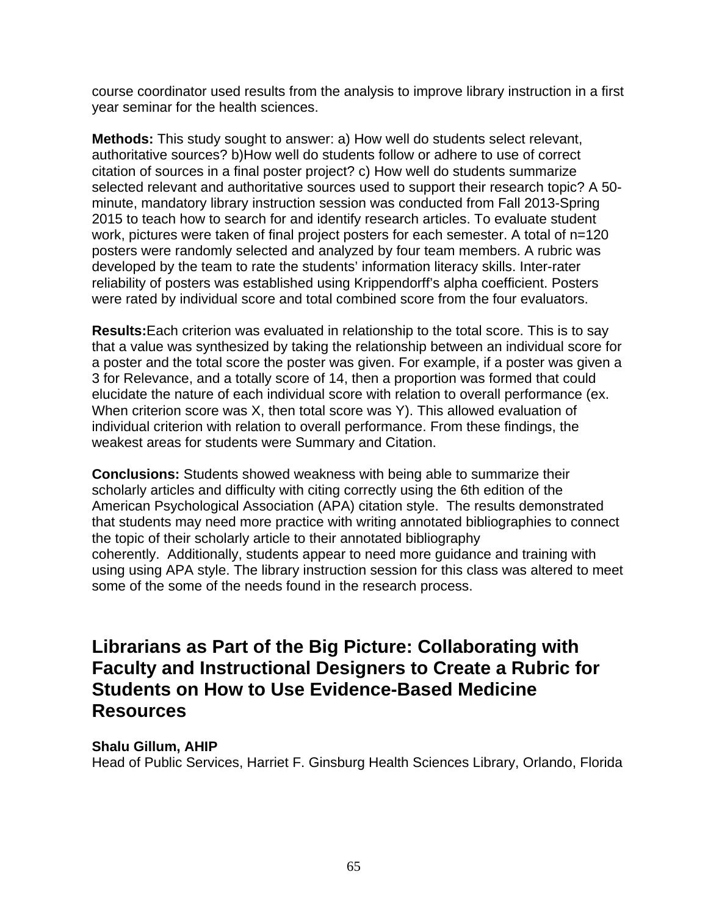course coordinator used results from the analysis to improve library instruction in a first year seminar for the health sciences.

**Methods:** This study sought to answer: a) How well do students select relevant, authoritative sources? b)How well do students follow or adhere to use of correct citation of sources in a final poster project? c) How well do students summarize selected relevant and authoritative sources used to support their research topic? A 50-minute, mandatory library instruction session was conducted from Fall 2013-Spring 2015 to teach how to search for and identify research articles. To evaluate student work, pictures were taken of final project posters for each semester. A total of n=120 posters were randomly selected and analyzed by four team members. A rubric was developed by the team to rate the students' information literacy skills. Inter-rater reliability of posters was established using Krippendorff's alpha coefficient. Posters were rated by individual score and total combined score from the four evaluators.

**Results:**Each criterion was evaluated in relationship to the total score. This is to say that a value was synthesized by taking the relationship between an individual score for a poster and the total score the poster was given. For example, if a poster was given a 3 for Relevance, and a totally score of 14, then a proportion was formed that could elucidate the nature of each individual score with relation to overall performance (ex. When criterion score was X, then total score was Y). This allowed evaluation of individual criterion with relation to overall performance. From these findings, the weakest areas for students were Summary and Citation.

**Conclusions:** Students showed weakness with being able to summarize their scholarly articles and difficulty with citing correctly using the 6th edition of the American Psychological Association (APA) citation style. The results demonstrated that students may need more practice with writing annotated bibliographies to connect the topic of their scholarly article to their annotated bibliography coherently. Additionally, students appear to need more guidance and training with using using APA style. The library instruction session for this class was altered to meet some of the some of the needs found in the research process.

## Librarians as Part of the Big Picture: Collaborating with Faculty and Instructional Designers to Create a Rubric for Students on How to Use Evidence-Based Medicine Resources

**Shalu Gillum, AHIP**
Head of Public Services, Harriet F. Ginsburg Health Sciences Library, Orlando, Florida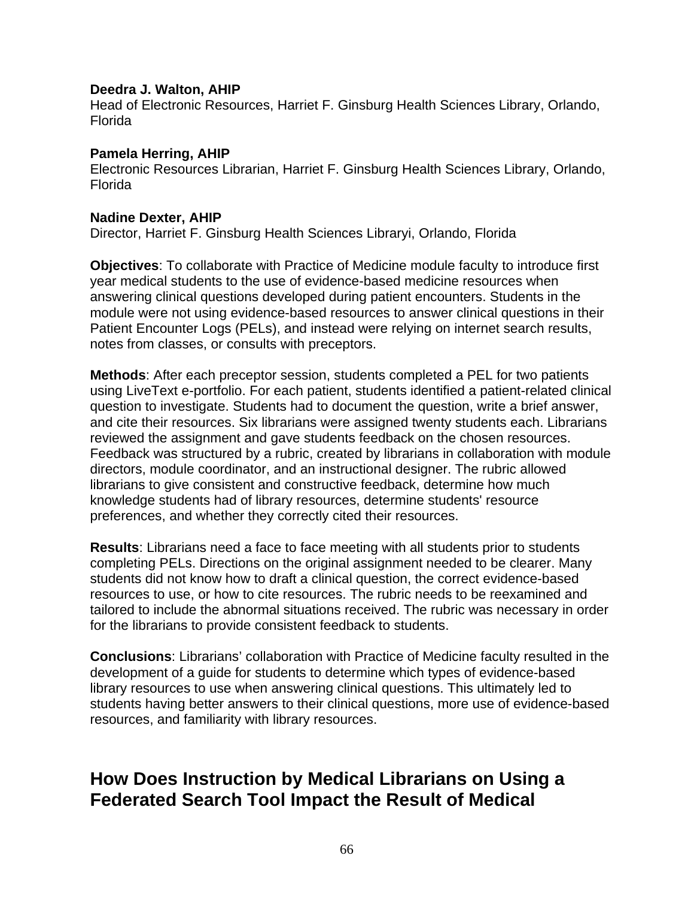**Deedra J. Walton, AHIP**
Head of Electronic Resources, Harriet F. Ginsburg Health Sciences Library, Orlando, Florida

**Pamela Herring, AHIP**
Electronic Resources Librarian, Harriet F. Ginsburg Health Sciences Library, Orlando, Florida

**Nadine Dexter, AHIP**
Director, Harriet F. Ginsburg Health Sciences Libraryi, Orlando, Florida

**Objectives**: To collaborate with Practice of Medicine module faculty to introduce first year medical students to the use of evidence-based medicine resources when answering clinical questions developed during patient encounters. Students in the module were not using evidence-based resources to answer clinical questions in their Patient Encounter Logs (PELs), and instead were relying on internet search results, notes from classes, or consults with preceptors.

**Methods**: After each preceptor session, students completed a PEL for two patients using LiveText e-portfolio. For each patient, students identified a patient-related clinical question to investigate. Students had to document the question, write a brief answer, and cite their resources. Six librarians were assigned twenty students each. Librarians reviewed the assignment and gave students feedback on the chosen resources. Feedback was structured by a rubric, created by librarians in collaboration with module directors, module coordinator, and an instructional designer. The rubric allowed librarians to give consistent and constructive feedback, determine how much knowledge students had of library resources, determine students' resource preferences, and whether they correctly cited their resources.

**Results**: Librarians need a face to face meeting with all students prior to students completing PELs. Directions on the original assignment needed to be clearer. Many students did not know how to draft a clinical question, the correct evidence-based resources to use, or how to cite resources. The rubric needs to be reexamined and tailored to include the abnormal situations received. The rubric was necessary in order for the librarians to provide consistent feedback to students.

**Conclusions**: Librarians' collaboration with Practice of Medicine faculty resulted in the development of a guide for students to determine which types of evidence-based library resources to use when answering clinical questions. This ultimately led to students having better answers to their clinical questions, more use of evidence-based resources, and familiarity with library resources.

## How Does Instruction by Medical Librarians on Using a Federated Search Tool Impact the Result of Medical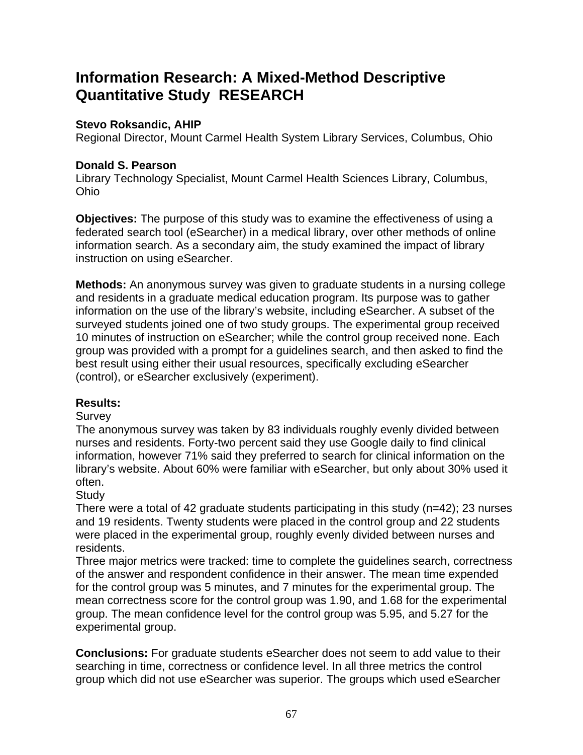# Information Research: A Mixed-Method Descriptive Quantitative Study RESEARCH

**Stevo Roksandic, AHIP**
Regional Director, Mount Carmel Health System Library Services, Columbus, Ohio

**Donald S. Pearson**
Library Technology Specialist, Mount Carmel Health Sciences Library, Columbus, Ohio

**Objectives:** The purpose of this study was to examine the effectiveness of using a federated search tool (eSearcher) in a medical library, over other methods of online information search. As a secondary aim, the study examined the impact of library instruction on using eSearcher.

**Methods:** An anonymous survey was given to graduate students in a nursing college and residents in a graduate medical education program. Its purpose was to gather information on the use of the library's website, including eSearcher. A subset of the surveyed students joined one of two study groups. The experimental group received 10 minutes of instruction on eSearcher; while the control group received none. Each group was provided with a prompt for a guidelines search, and then asked to find the best result using either their usual resources, specifically excluding eSearcher (control), or eSearcher exclusively (experiment).

**Results:**

Survey

The anonymous survey was taken by 83 individuals roughly evenly divided between nurses and residents. Forty-two percent said they use Google daily to find clinical information, however 71% said they preferred to search for clinical information on the library's website. About 60% were familiar with eSearcher, but only about 30% used it often.

Study

There were a total of 42 graduate students participating in this study (n=42); 23 nurses and 19 residents. Twenty students were placed in the control group and 22 students were placed in the experimental group, roughly evenly divided between nurses and residents.

Three major metrics were tracked: time to complete the guidelines search, correctness of the answer and respondent confidence in their answer. The mean time expended for the control group was 5 minutes, and 7 minutes for the experimental group. The mean correctness score for the control group was 1.90, and 1.68 for the experimental group. The mean confidence level for the control group was 5.95, and 5.27 for the experimental group.

**Conclusions:** For graduate students eSearcher does not seem to add value to their searching in time, correctness or confidence level. In all three metrics the control group which did not use eSearcher was superior. The groups which used eSearcher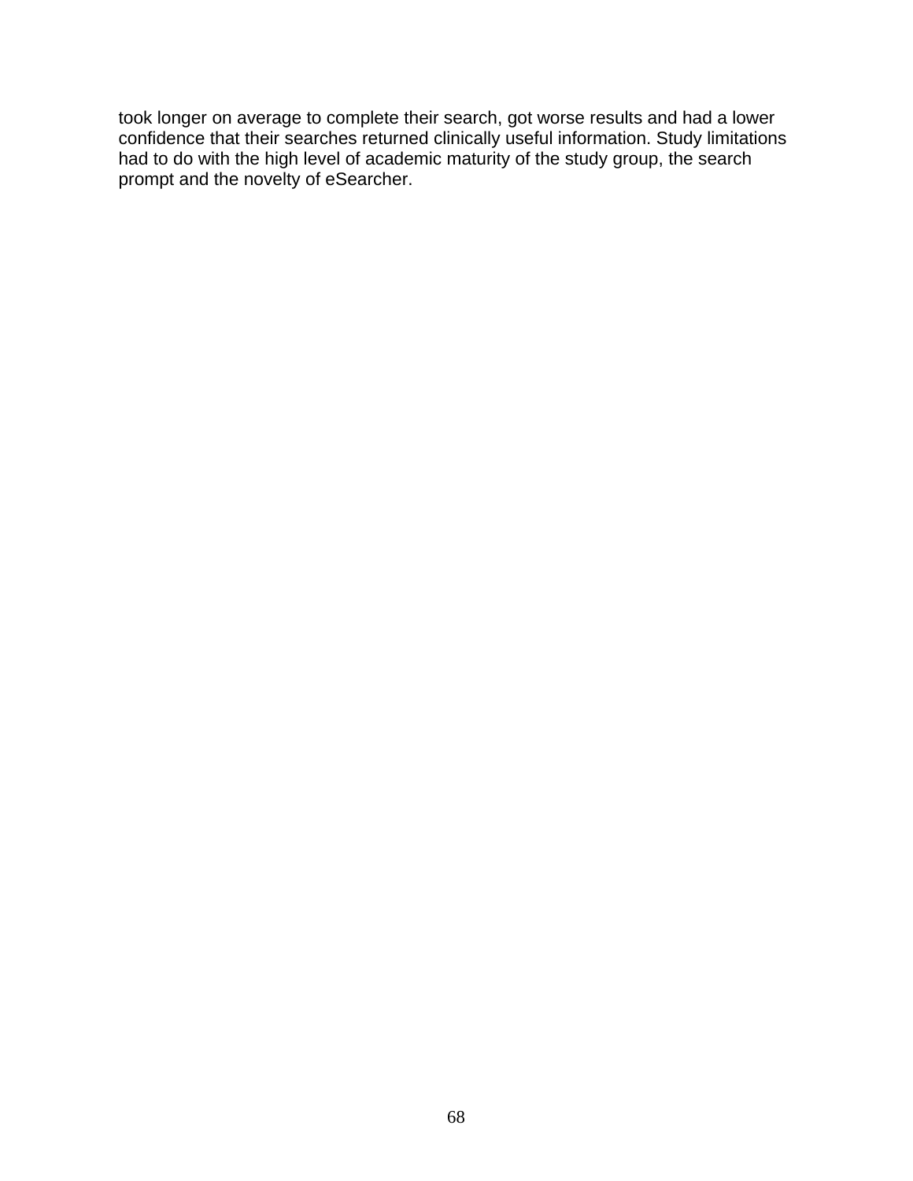took longer on average to complete their search, got worse results and had a lower confidence that their searches returned clinically useful information. Study limitations had to do with the high level of academic maturity of the study group, the search prompt and the novelty of eSearcher.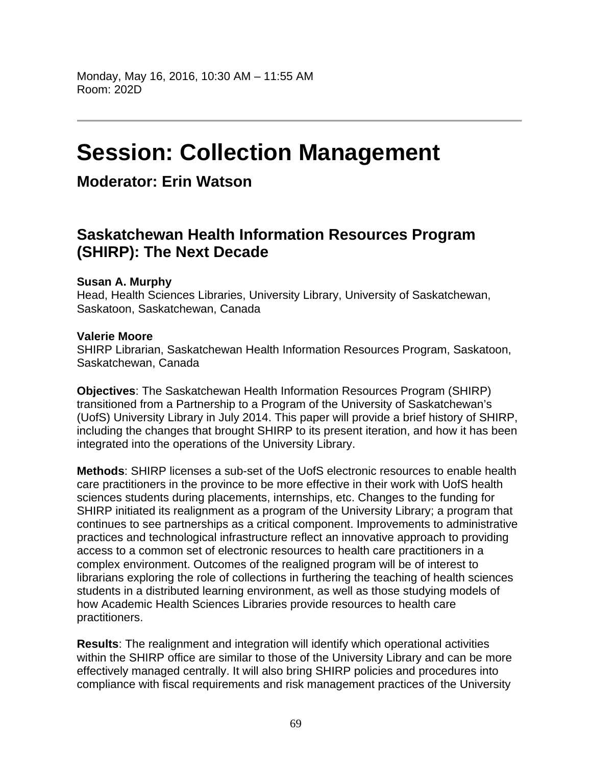Monday, May 16, 2016, 10:30 AM – 11:55 AM
Room: 202D

---

# Session: Collection Management

## Moderator: Erin Watson

## Saskatchewan Health Information Resources Program (SHIRP): The Next Decade

**Susan A. Murphy**
Head, Health Sciences Libraries, University Library, University of Saskatchewan, Saskatoon, Saskatchewan, Canada

**Valerie Moore**
SHIRP Librarian, Saskatchewan Health Information Resources Program, Saskatoon, Saskatchewan, Canada

**Objectives**: The Saskatchewan Health Information Resources Program (SHIRP) transitioned from a Partnership to a Program of the University of Saskatchewan's (UofS) University Library in July 2014. This paper will provide a brief history of SHIRP, including the changes that brought SHIRP to its present iteration, and how it has been integrated into the operations of the University Library.

**Methods**: SHIRP licenses a sub-set of the UofS electronic resources to enable health care practitioners in the province to be more effective in their work with UofS health sciences students during placements, internships, etc. Changes to the funding for SHIRP initiated its realignment as a program of the University Library; a program that continues to see partnerships as a critical component. Improvements to administrative practices and technological infrastructure reflect an innovative approach to providing access to a common set of electronic resources to health care practitioners in a complex environment. Outcomes of the realigned program will be of interest to librarians exploring the role of collections in furthering the teaching of health sciences students in a distributed learning environment, as well as those studying models of how Academic Health Sciences Libraries provide resources to health care practitioners.

**Results**: The realignment and integration will identify which operational activities within the SHIRP office are similar to those of the University Library and can be more effectively managed centrally. It will also bring SHIRP policies and procedures into compliance with fiscal requirements and risk management practices of the University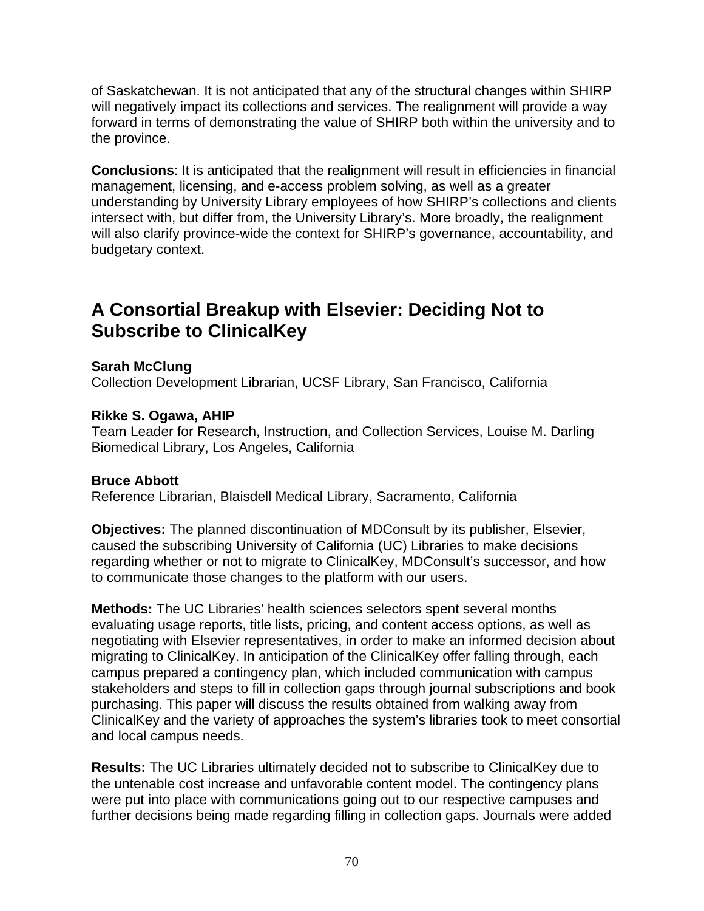of Saskatchewan. It is not anticipated that any of the structural changes within SHIRP will negatively impact its collections and services. The realignment will provide a way forward in terms of demonstrating the value of SHIRP both within the university and to the province.

**Conclusions**: It is anticipated that the realignment will result in efficiencies in financial management, licensing, and e-access problem solving, as well as a greater understanding by University Library employees of how SHIRP's collections and clients intersect with, but differ from, the University Library's. More broadly, the realignment will also clarify province-wide the context for SHIRP's governance, accountability, and budgetary context.

## A Consortial Breakup with Elsevier: Deciding Not to Subscribe to ClinicalKey

**Sarah McClung**
Collection Development Librarian, UCSF Library, San Francisco, California

**Rikke S. Ogawa, AHIP**
Team Leader for Research, Instruction, and Collection Services, Louise M. Darling Biomedical Library, Los Angeles, California

**Bruce Abbott**
Reference Librarian, Blaisdell Medical Library, Sacramento, California

**Objectives:** The planned discontinuation of MDConsult by its publisher, Elsevier, caused the subscribing University of California (UC) Libraries to make decisions regarding whether or not to migrate to ClinicalKey, MDConsult's successor, and how to communicate those changes to the platform with our users.

**Methods:** The UC Libraries' health sciences selectors spent several months evaluating usage reports, title lists, pricing, and content access options, as well as negotiating with Elsevier representatives, in order to make an informed decision about migrating to ClinicalKey. In anticipation of the ClinicalKey offer falling through, each campus prepared a contingency plan, which included communication with campus stakeholders and steps to fill in collection gaps through journal subscriptions and book purchasing. This paper will discuss the results obtained from walking away from ClinicalKey and the variety of approaches the system's libraries took to meet consortial and local campus needs.

**Results:** The UC Libraries ultimately decided not to subscribe to ClinicalKey due to the untenable cost increase and unfavorable content model. The contingency plans were put into place with communications going out to our respective campuses and further decisions being made regarding filling in collection gaps. Journals were added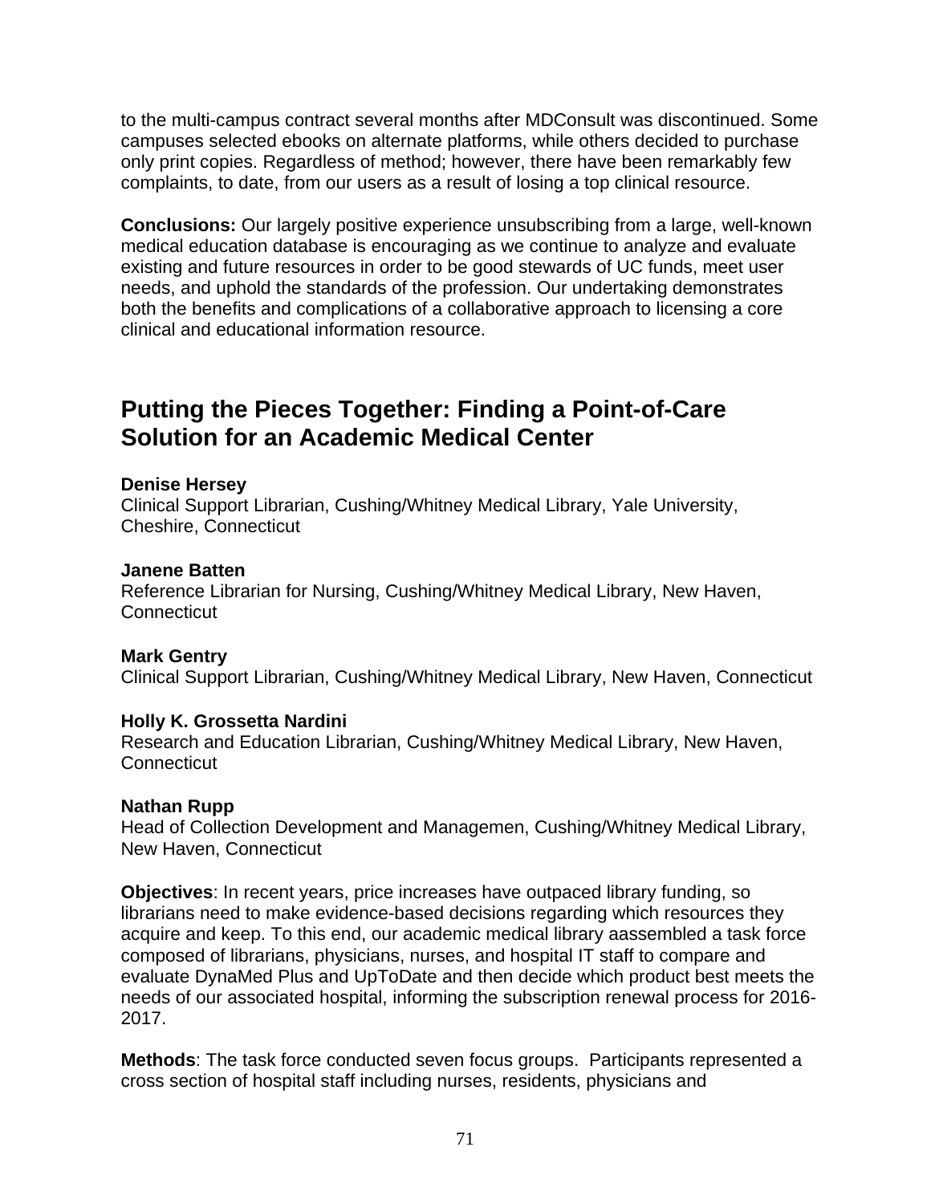to the multi-campus contract several months after MDConsult was discontinued. Some campuses selected ebooks on alternate platforms, while others decided to purchase only print copies. Regardless of method; however, there have been remarkably few complaints, to date, from our users as a result of losing a top clinical resource.

**Conclusions:** Our largely positive experience unsubscribing from a large, well-known medical education database is encouraging as we continue to analyze and evaluate existing and future resources in order to be good stewards of UC funds, meet user needs, and uphold the standards of the profession. Our undertaking demonstrates both the benefits and complications of a collaborative approach to licensing a core clinical and educational information resource.

## Putting the Pieces Together: Finding a Point-of-Care Solution for an Academic Medical Center

**Denise Hersey**
Clinical Support Librarian, Cushing/Whitney Medical Library, Yale University, Cheshire, Connecticut

**Janene Batten**
Reference Librarian for Nursing, Cushing/Whitney Medical Library, New Haven, Connecticut

**Mark Gentry**
Clinical Support Librarian, Cushing/Whitney Medical Library, New Haven, Connecticut

**Holly K. Grossetta Nardini**
Research and Education Librarian, Cushing/Whitney Medical Library, New Haven, Connecticut

**Nathan Rupp**
Head of Collection Development and Managemen, Cushing/Whitney Medical Library, New Haven, Connecticut

**Objectives**: In recent years, price increases have outpaced library funding, so librarians need to make evidence-based decisions regarding which resources they acquire and keep. To this end, our academic medical library aassembled a task force composed of librarians, physicians, nurses, and hospital IT staff to compare and evaluate DynaMed Plus and UpToDate and then decide which product best meets the needs of our associated hospital, informing the subscription renewal process for 2016-2017.

**Methods**: The task force conducted seven focus groups. Participants represented a cross section of hospital staff including nurses, residents, physicians and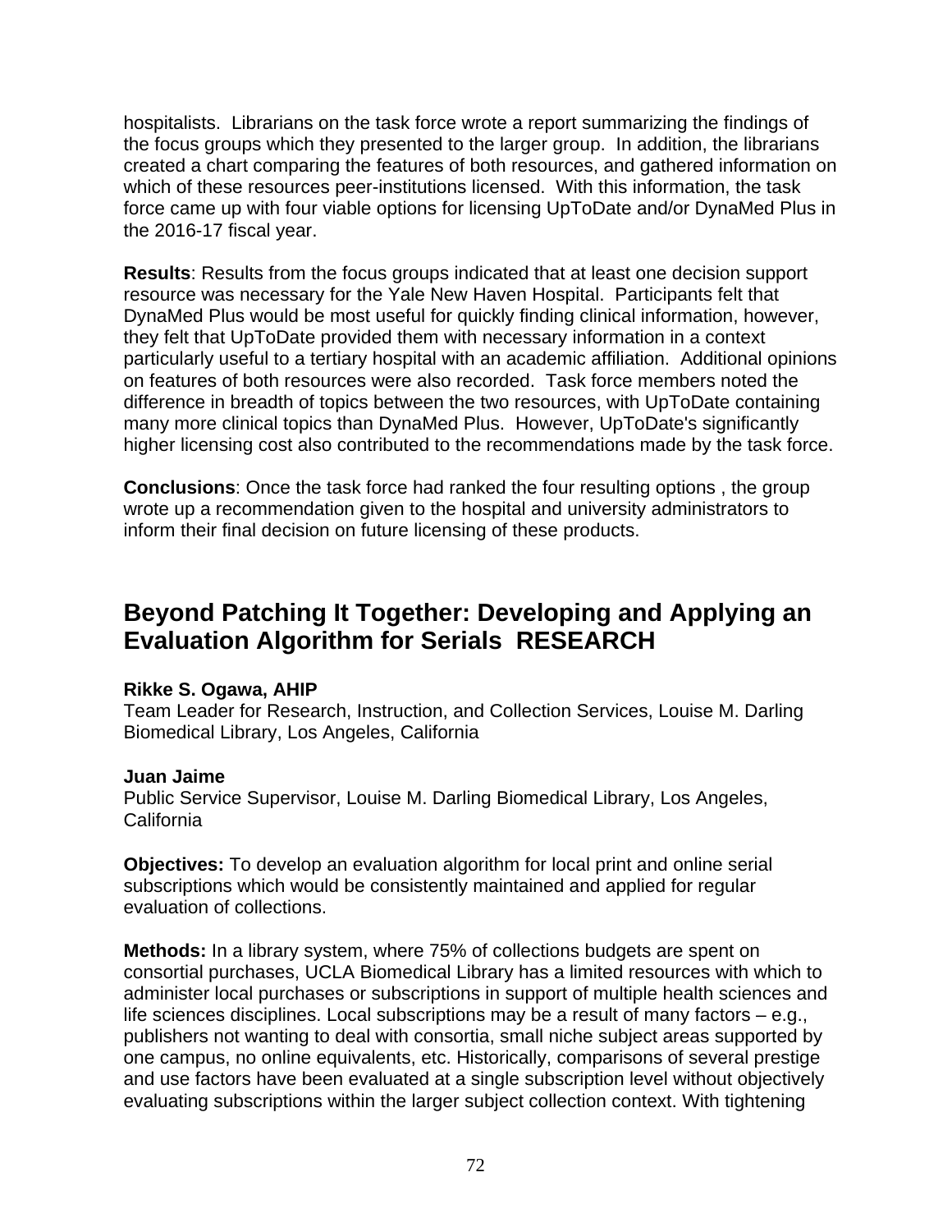hospitalists. Librarians on the task force wrote a report summarizing the findings of the focus groups which they presented to the larger group. In addition, the librarians created a chart comparing the features of both resources, and gathered information on which of these resources peer-institutions licensed. With this information, the task force came up with four viable options for licensing UpToDate and/or DynaMed Plus in the 2016-17 fiscal year.

**Results**: Results from the focus groups indicated that at least one decision support resource was necessary for the Yale New Haven Hospital. Participants felt that DynaMed Plus would be most useful for quickly finding clinical information, however, they felt that UpToDate provided them with necessary information in a context particularly useful to a tertiary hospital with an academic affiliation. Additional opinions on features of both resources were also recorded. Task force members noted the difference in breadth of topics between the two resources, with UpToDate containing many more clinical topics than DynaMed Plus. However, UpToDate's significantly higher licensing cost also contributed to the recommendations made by the task force.

**Conclusions**: Once the task force had ranked the four resulting options , the group wrote up a recommendation given to the hospital and university administrators to inform their final decision on future licensing of these products.

## Beyond Patching It Together: Developing and Applying an Evaluation Algorithm for Serials RESEARCH

**Rikke S. Ogawa, AHIP**
Team Leader for Research, Instruction, and Collection Services, Louise M. Darling Biomedical Library, Los Angeles, California

**Juan Jaime**
Public Service Supervisor, Louise M. Darling Biomedical Library, Los Angeles, California

**Objectives:** To develop an evaluation algorithm for local print and online serial subscriptions which would be consistently maintained and applied for regular evaluation of collections.

**Methods:** In a library system, where 75% of collections budgets are spent on consortial purchases, UCLA Biomedical Library has a limited resources with which to administer local purchases or subscriptions in support of multiple health sciences and life sciences disciplines. Local subscriptions may be a result of many factors – e.g., publishers not wanting to deal with consortia, small niche subject areas supported by one campus, no online equivalents, etc. Historically, comparisons of several prestige and use factors have been evaluated at a single subscription level without objectively evaluating subscriptions within the larger subject collection context. With tightening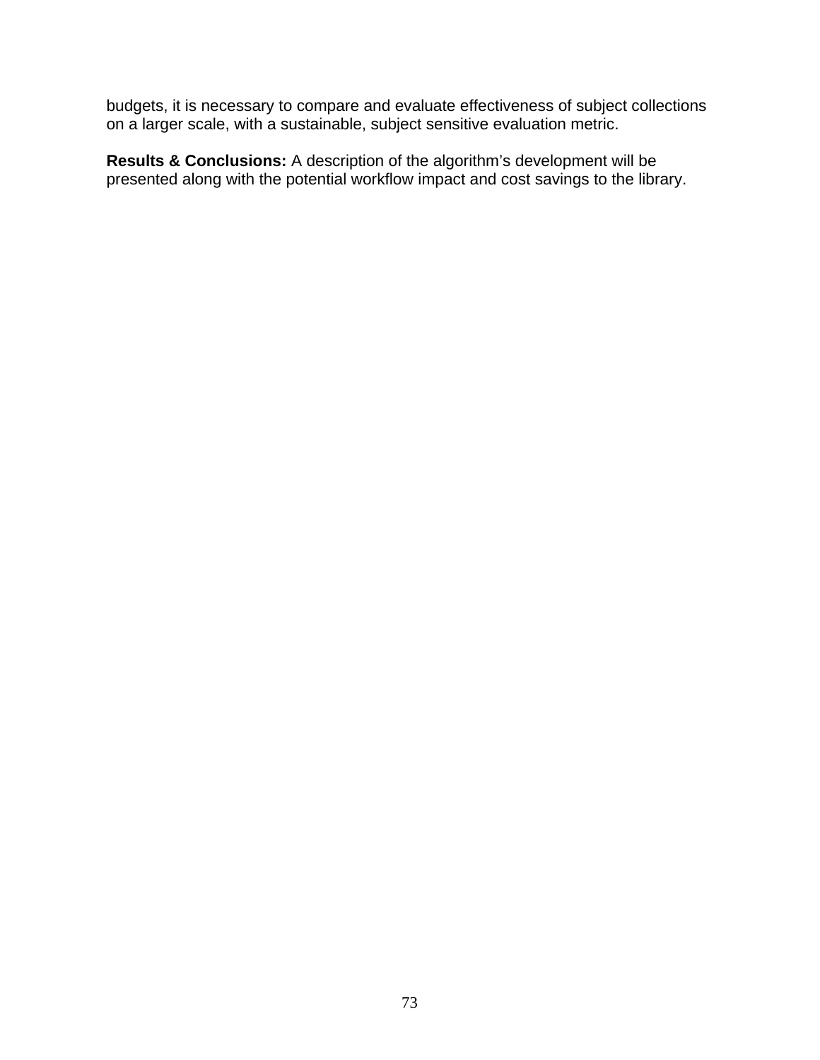budgets, it is necessary to compare and evaluate effectiveness of subject collections on a larger scale, with a sustainable, subject sensitive evaluation metric.

**Results & Conclusions:** A description of the algorithm's development will be presented along with the potential workflow impact and cost savings to the library.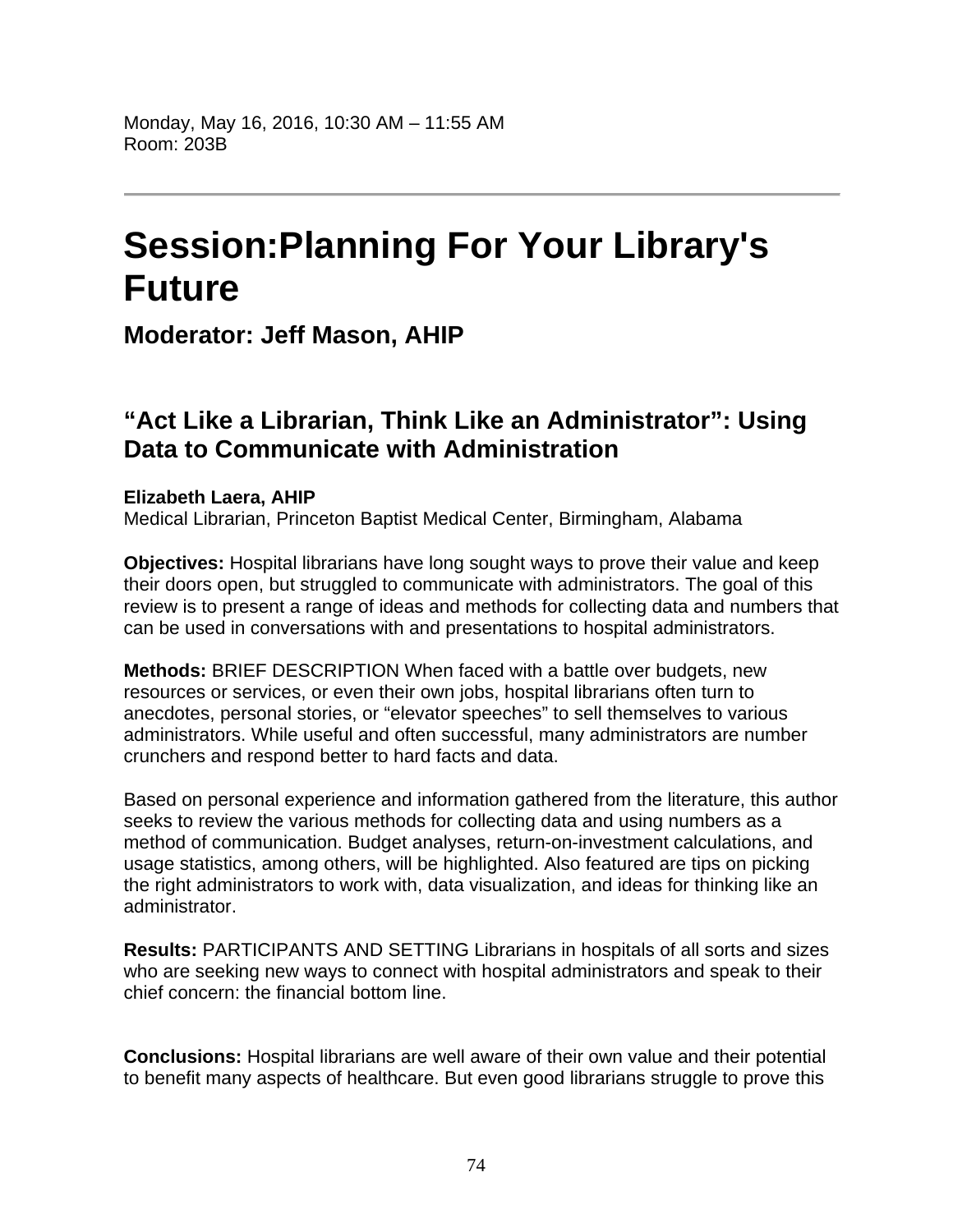Monday, May 16, 2016, 10:30 AM – 11:55 AM
Room: 203B

---

# Session:Planning For Your Library's Future

## Moderator: Jeff Mason, AHIP

### "Act Like a Librarian, Think Like an Administrator": Using Data to Communicate with Administration

**Elizabeth Laera, AHIP**
Medical Librarian, Princeton Baptist Medical Center, Birmingham, Alabama

**Objectives:** Hospital librarians have long sought ways to prove their value and keep their doors open, but struggled to communicate with administrators. The goal of this review is to present a range of ideas and methods for collecting data and numbers that can be used in conversations with and presentations to hospital administrators.

**Methods:** BRIEF DESCRIPTION When faced with a battle over budgets, new resources or services, or even their own jobs, hospital librarians often turn to anecdotes, personal stories, or "elevator speeches" to sell themselves to various administrators. While useful and often successful, many administrators are number crunchers and respond better to hard facts and data.

Based on personal experience and information gathered from the literature, this author seeks to review the various methods for collecting data and using numbers as a method of communication. Budget analyses, return-on-investment calculations, and usage statistics, among others, will be highlighted. Also featured are tips on picking the right administrators to work with, data visualization, and ideas for thinking like an administrator.

**Results:** PARTICIPANTS AND SETTING Librarians in hospitals of all sorts and sizes who are seeking new ways to connect with hospital administrators and speak to their chief concern: the financial bottom line.

**Conclusions:** Hospital librarians are well aware of their own value and their potential to benefit many aspects of healthcare. But even good librarians struggle to prove this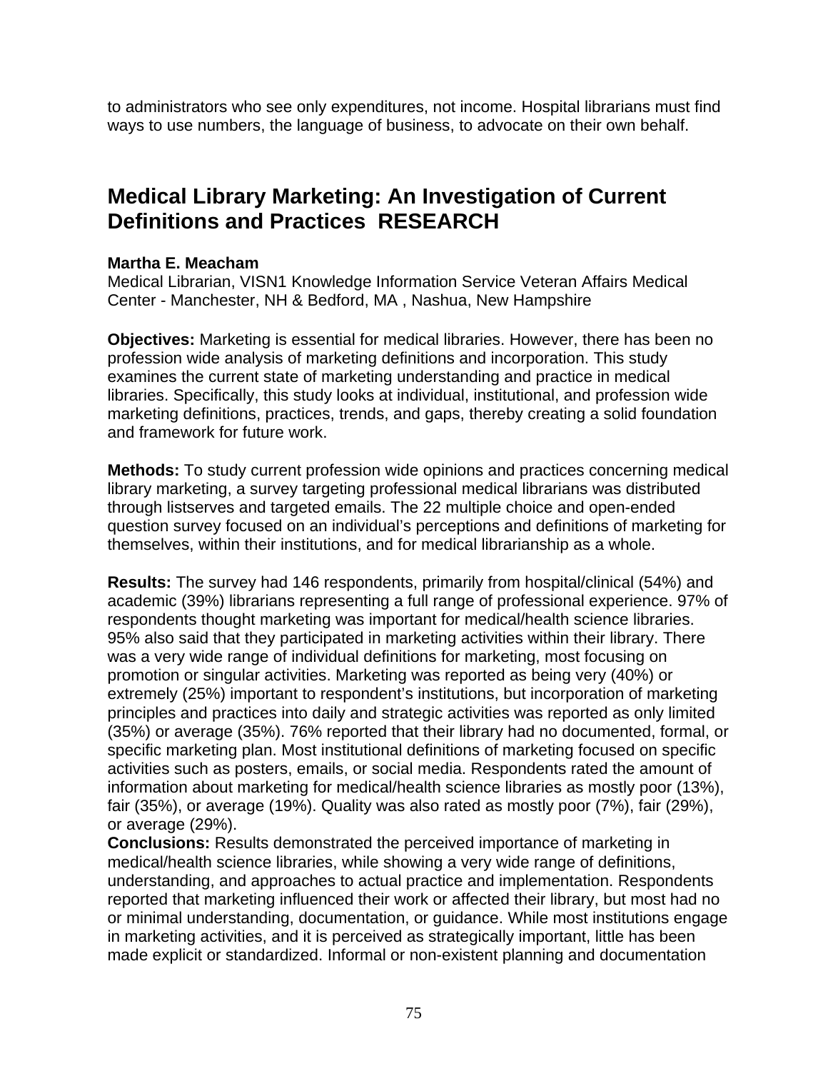to administrators who see only expenditures, not income. Hospital librarians must find ways to use numbers, the language of business, to advocate on their own behalf.

## Medical Library Marketing: An Investigation of Current Definitions and Practices  RESEARCH

**Martha E. Meacham**
Medical Librarian, VISN1 Knowledge Information Service Veteran Affairs Medical Center - Manchester, NH & Bedford, MA , Nashua, New Hampshire

**Objectives:** Marketing is essential for medical libraries. However, there has been no profession wide analysis of marketing definitions and incorporation. This study examines the current state of marketing understanding and practice in medical libraries. Specifically, this study looks at individual, institutional, and profession wide marketing definitions, practices, trends, and gaps, thereby creating a solid foundation and framework for future work.

**Methods:** To study current profession wide opinions and practices concerning medical library marketing, a survey targeting professional medical librarians was distributed through listserves and targeted emails. The 22 multiple choice and open-ended question survey focused on an individual's perceptions and definitions of marketing for themselves, within their institutions, and for medical librarianship as a whole.

**Results:** The survey had 146 respondents, primarily from hospital/clinical (54%) and academic (39%) librarians representing a full range of professional experience. 97% of respondents thought marketing was important for medical/health science libraries. 95% also said that they participated in marketing activities within their library. There was a very wide range of individual definitions for marketing, most focusing on promotion or singular activities. Marketing was reported as being very (40%) or extremely (25%) important to respondent's institutions, but incorporation of marketing principles and practices into daily and strategic activities was reported as only limited (35%) or average (35%). 76% reported that their library had no documented, formal, or specific marketing plan. Most institutional definitions of marketing focused on specific activities such as posters, emails, or social media. Respondents rated the amount of information about marketing for medical/health science libraries as mostly poor (13%), fair (35%), or average (19%). Quality was also rated as mostly poor (7%), fair (29%), or average (29%).

**Conclusions:** Results demonstrated the perceived importance of marketing in medical/health science libraries, while showing a very wide range of definitions, understanding, and approaches to actual practice and implementation. Respondents reported that marketing influenced their work or affected their library, but most had no or minimal understanding, documentation, or guidance. While most institutions engage in marketing activities, and it is perceived as strategically important, little has been made explicit or standardized. Informal or non-existent planning and documentation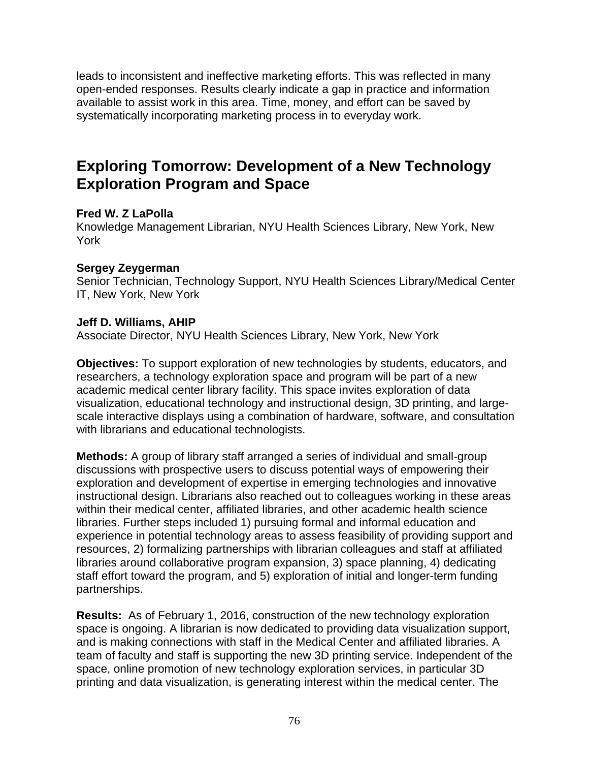leads to inconsistent and ineffective marketing efforts. This was reflected in many open-ended responses. Results clearly indicate a gap in practice and information available to assist work in this area. Time, money, and effort can be saved by systematically incorporating marketing process in to everyday work.

## Exploring Tomorrow: Development of a New Technology Exploration Program and Space

**Fred W. Z LaPolla**
Knowledge Management Librarian, NYU Health Sciences Library, New York, New York

**Sergey Zeygerman**
Senior Technician, Technology Support, NYU Health Sciences Library/Medical Center IT, New York, New York

**Jeff D. Williams, AHIP**
Associate Director, NYU Health Sciences Library, New York, New York

**Objectives:** To support exploration of new technologies by students, educators, and researchers, a technology exploration space and program will be part of a new academic medical center library facility. This space invites exploration of data visualization, educational technology and instructional design, 3D printing, and large-scale interactive displays using a combination of hardware, software, and consultation with librarians and educational technologists.

**Methods:** A group of library staff arranged a series of individual and small-group discussions with prospective users to discuss potential ways of empowering their exploration and development of expertise in emerging technologies and innovative instructional design. Librarians also reached out to colleagues working in these areas within their medical center, affiliated libraries, and other academic health science libraries. Further steps included 1) pursuing formal and informal education and experience in potential technology areas to assess feasibility of providing support and resources, 2) formalizing partnerships with librarian colleagues and staff at affiliated libraries around collaborative program expansion, 3) space planning, 4) dedicating staff effort toward the program, and 5) exploration of initial and longer-term funding partnerships.

**Results:** As of February 1, 2016, construction of the new technology exploration space is ongoing. A librarian is now dedicated to providing data visualization support, and is making connections with staff in the Medical Center and affiliated libraries. A team of faculty and staff is supporting the new 3D printing service. Independent of the space, online promotion of new technology exploration services, in particular 3D printing and data visualization, is generating interest within the medical center. The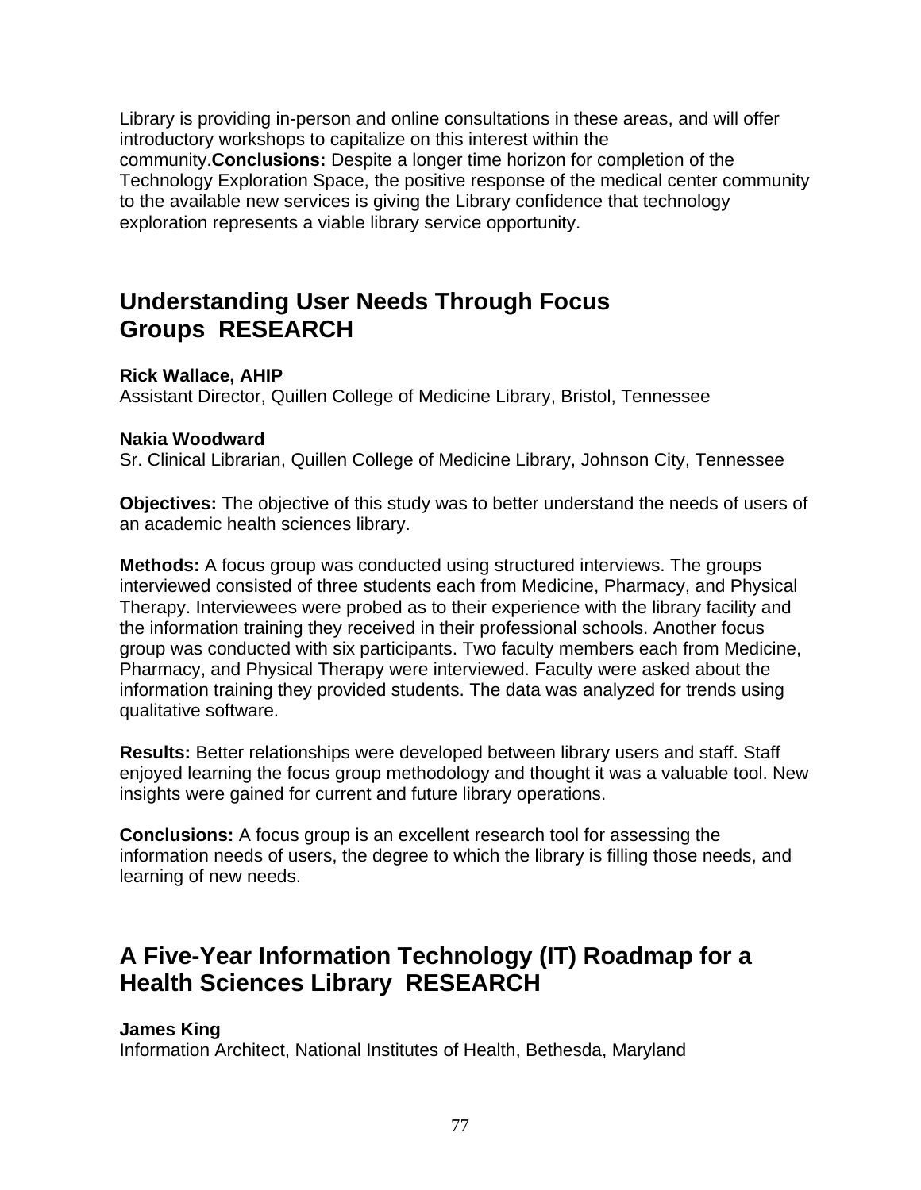Library is providing in-person and online consultations in these areas, and will offer introductory workshops to capitalize on this interest within the community.**Conclusions:** Despite a longer time horizon for completion of the Technology Exploration Space, the positive response of the medical center community to the available new services is giving the Library confidence that technology exploration represents a viable library service opportunity.

## Understanding User Needs Through Focus Groups RESEARCH

**Rick Wallace, AHIP**
Assistant Director, Quillen College of Medicine Library, Bristol, Tennessee

**Nakia Woodward**
Sr. Clinical Librarian, Quillen College of Medicine Library, Johnson City, Tennessee

**Objectives:** The objective of this study was to better understand the needs of users of an academic health sciences library.

**Methods:** A focus group was conducted using structured interviews. The groups interviewed consisted of three students each from Medicine, Pharmacy, and Physical Therapy. Interviewees were probed as to their experience with the library facility and the information training they received in their professional schools. Another focus group was conducted with six participants. Two faculty members each from Medicine, Pharmacy, and Physical Therapy were interviewed. Faculty were asked about the information training they provided students. The data was analyzed for trends using qualitative software.

**Results:** Better relationships were developed between library users and staff. Staff enjoyed learning the focus group methodology and thought it was a valuable tool. New insights were gained for current and future library operations.

**Conclusions:** A focus group is an excellent research tool for assessing the information needs of users, the degree to which the library is filling those needs, and learning of new needs.

## A Five-Year Information Technology (IT) Roadmap for a Health Sciences Library RESEARCH

**James King**
Information Architect, National Institutes of Health, Bethesda, Maryland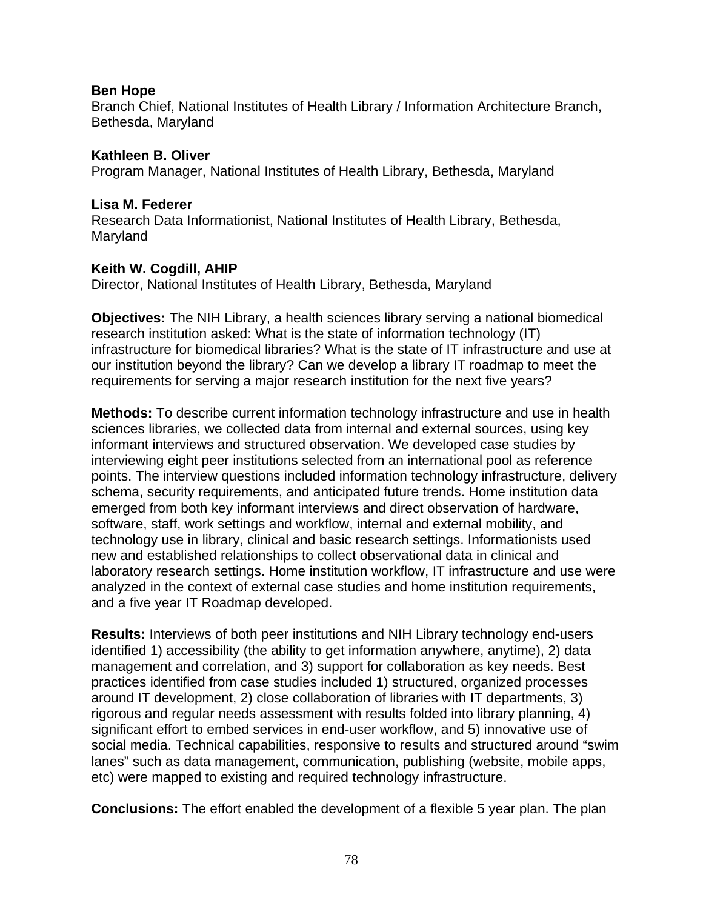**Ben Hope**
Branch Chief, National Institutes of Health Library / Information Architecture Branch, Bethesda, Maryland

**Kathleen B. Oliver**
Program Manager, National Institutes of Health Library, Bethesda, Maryland

**Lisa M. Federer**
Research Data Informationist, National Institutes of Health Library, Bethesda, Maryland

**Keith W. Cogdill, AHIP**
Director, National Institutes of Health Library, Bethesda, Maryland

**Objectives:** The NIH Library, a health sciences library serving a national biomedical research institution asked: What is the state of information technology (IT) infrastructure for biomedical libraries? What is the state of IT infrastructure and use at our institution beyond the library? Can we develop a library IT roadmap to meet the requirements for serving a major research institution for the next five years?

**Methods:** To describe current information technology infrastructure and use in health sciences libraries, we collected data from internal and external sources, using key informant interviews and structured observation. We developed case studies by interviewing eight peer institutions selected from an international pool as reference points. The interview questions included information technology infrastructure, delivery schema, security requirements, and anticipated future trends. Home institution data emerged from both key informant interviews and direct observation of hardware, software, staff, work settings and workflow, internal and external mobility, and technology use in library, clinical and basic research settings. Informationists used new and established relationships to collect observational data in clinical and laboratory research settings. Home institution workflow, IT infrastructure and use were analyzed in the context of external case studies and home institution requirements, and a five year IT Roadmap developed.

**Results:** Interviews of both peer institutions and NIH Library technology end-users identified 1) accessibility (the ability to get information anywhere, anytime), 2) data management and correlation, and 3) support for collaboration as key needs. Best practices identified from case studies included 1) structured, organized processes around IT development, 2) close collaboration of libraries with IT departments, 3) rigorous and regular needs assessment with results folded into library planning, 4) significant effort to embed services in end-user workflow, and 5) innovative use of social media. Technical capabilities, responsive to results and structured around "swim lanes" such as data management, communication, publishing (website, mobile apps, etc) were mapped to existing and required technology infrastructure.

**Conclusions:** The effort enabled the development of a flexible 5 year plan. The plan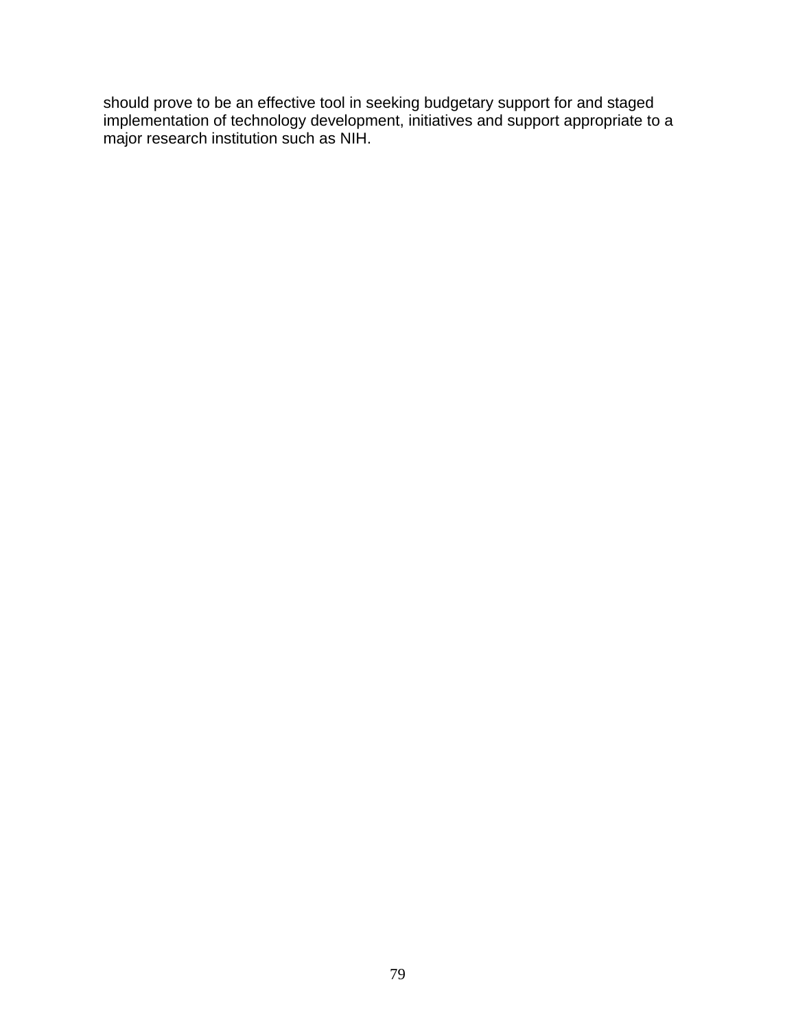should prove to be an effective tool in seeking budgetary support for and staged implementation of technology development, initiatives and support appropriate to a major research institution such as NIH.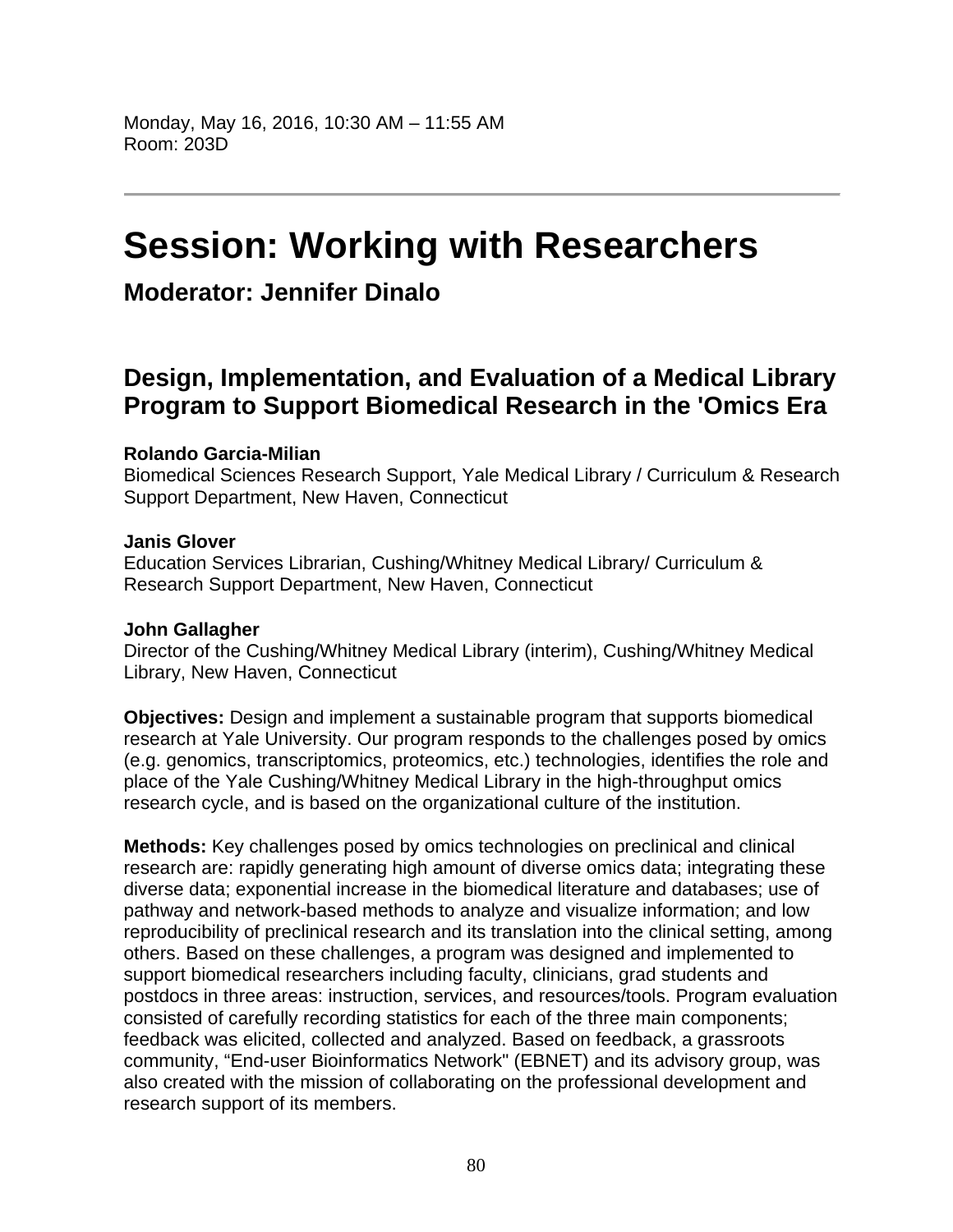Monday, May 16, 2016, 10:30 AM – 11:55 AM
Room: 203D

---

# Session: Working with Researchers

## Moderator: Jennifer Dinalo

## Design, Implementation, and Evaluation of a Medical Library Program to Support Biomedical Research in the 'Omics Era

**Rolando Garcia-Milian**
Biomedical Sciences Research Support, Yale Medical Library / Curriculum & Research Support Department, New Haven, Connecticut

**Janis Glover**
Education Services Librarian, Cushing/Whitney Medical Library/ Curriculum & Research Support Department, New Haven, Connecticut

**John Gallagher**
Director of the Cushing/Whitney Medical Library (interim), Cushing/Whitney Medical Library, New Haven, Connecticut

**Objectives:** Design and implement a sustainable program that supports biomedical research at Yale University. Our program responds to the challenges posed by omics (e.g. genomics, transcriptomics, proteomics, etc.) technologies, identifies the role and place of the Yale Cushing/Whitney Medical Library in the high-throughput omics research cycle, and is based on the organizational culture of the institution.

**Methods:** Key challenges posed by omics technologies on preclinical and clinical research are: rapidly generating high amount of diverse omics data; integrating these diverse data; exponential increase in the biomedical literature and databases; use of pathway and network-based methods to analyze and visualize information; and low reproducibility of preclinical research and its translation into the clinical setting, among others. Based on these challenges, a program was designed and implemented to support biomedical researchers including faculty, clinicians, grad students and postdocs in three areas: instruction, services, and resources/tools. Program evaluation consisted of carefully recording statistics for each of the three main components; feedback was elicited, collected and analyzed. Based on feedback, a grassroots community, "End-user Bioinformatics Network" (EBNET) and its advisory group, was also created with the mission of collaborating on the professional development and research support of its members.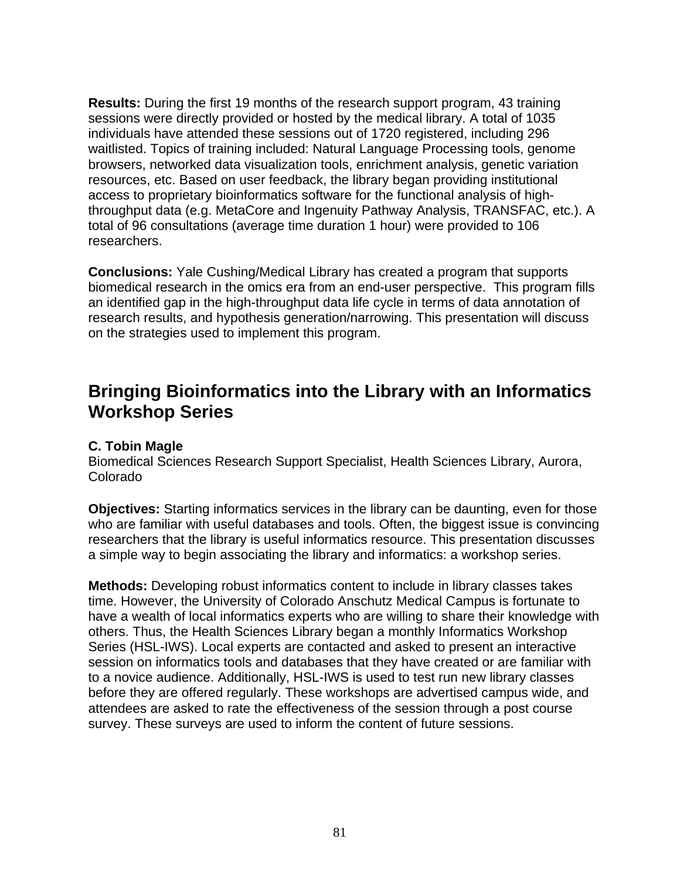**Results:** During the first 19 months of the research support program, 43 training sessions were directly provided or hosted by the medical library. A total of 1035 individuals have attended these sessions out of 1720 registered, including 296 waitlisted. Topics of training included: Natural Language Processing tools, genome browsers, networked data visualization tools, enrichment analysis, genetic variation resources, etc. Based on user feedback, the library began providing institutional access to proprietary bioinformatics software for the functional analysis of high-throughput data (e.g. MetaCore and Ingenuity Pathway Analysis, TRANSFAC, etc.). A total of 96 consultations (average time duration 1 hour) were provided to 106 researchers.

**Conclusions:** Yale Cushing/Medical Library has created a program that supports biomedical research in the omics era from an end-user perspective. This program fills an identified gap in the high-throughput data life cycle in terms of data annotation of research results, and hypothesis generation/narrowing. This presentation will discuss on the strategies used to implement this program.

## Bringing Bioinformatics into the Library with an Informatics Workshop Series

**C. Tobin Magle**
Biomedical Sciences Research Support Specialist, Health Sciences Library, Aurora, Colorado

**Objectives:** Starting informatics services in the library can be daunting, even for those who are familiar with useful databases and tools. Often, the biggest issue is convincing researchers that the library is useful informatics resource. This presentation discusses a simple way to begin associating the library and informatics: a workshop series.

**Methods:** Developing robust informatics content to include in library classes takes time. However, the University of Colorado Anschutz Medical Campus is fortunate to have a wealth of local informatics experts who are willing to share their knowledge with others. Thus, the Health Sciences Library began a monthly Informatics Workshop Series (HSL-IWS). Local experts are contacted and asked to present an interactive session on informatics tools and databases that they have created or are familiar with to a novice audience. Additionally, HSL-IWS is used to test run new library classes before they are offered regularly. These workshops are advertised campus wide, and attendees are asked to rate the effectiveness of the session through a post course survey. These surveys are used to inform the content of future sessions.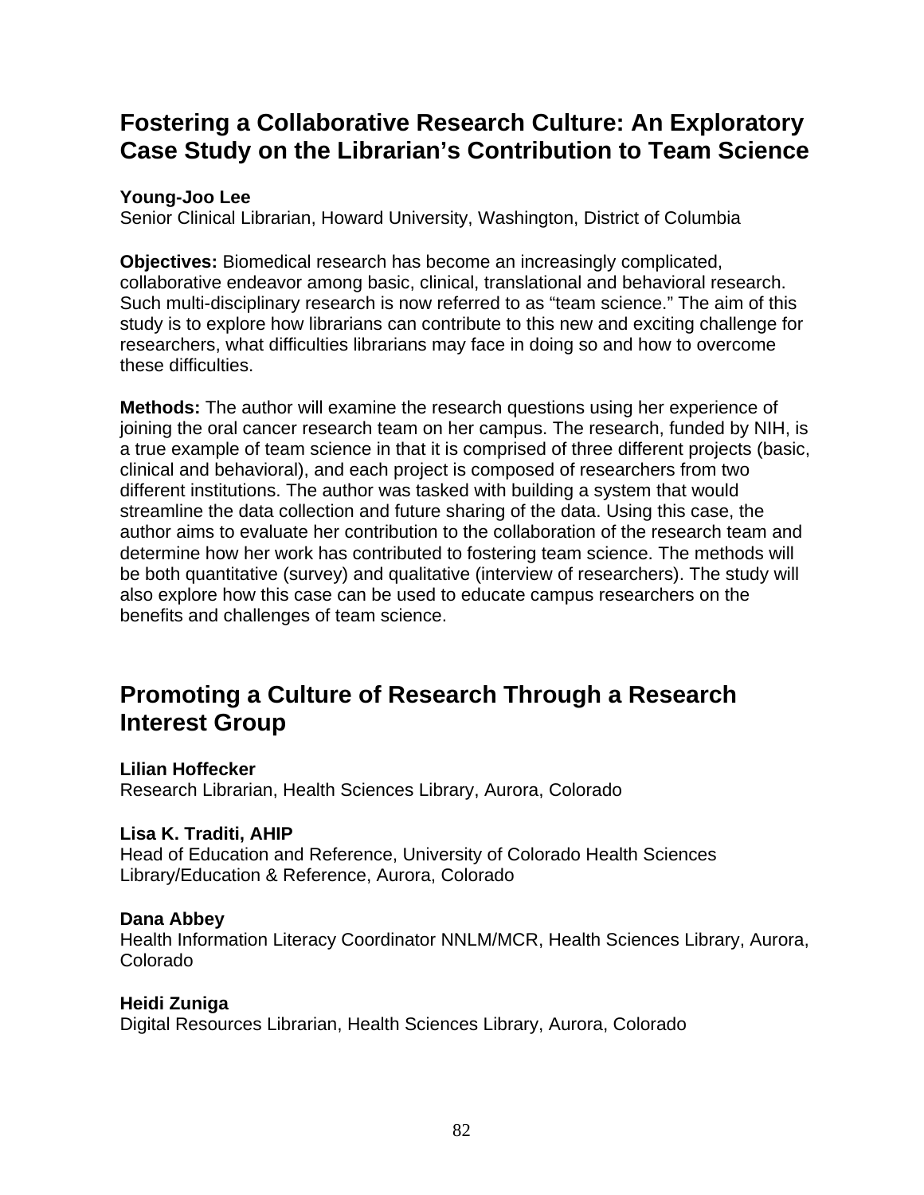## Fostering a Collaborative Research Culture: An Exploratory Case Study on the Librarian's Contribution to Team Science

**Young-Joo Lee**
Senior Clinical Librarian, Howard University, Washington, District of Columbia

**Objectives:** Biomedical research has become an increasingly complicated, collaborative endeavor among basic, clinical, translational and behavioral research. Such multi-disciplinary research is now referred to as "team science." The aim of this study is to explore how librarians can contribute to this new and exciting challenge for researchers, what difficulties librarians may face in doing so and how to overcome these difficulties.

**Methods:** The author will examine the research questions using her experience of joining the oral cancer research team on her campus. The research, funded by NIH, is a true example of team science in that it is comprised of three different projects (basic, clinical and behavioral), and each project is composed of researchers from two different institutions. The author was tasked with building a system that would streamline the data collection and future sharing of the data. Using this case, the author aims to evaluate her contribution to the collaboration of the research team and determine how her work has contributed to fostering team science. The methods will be both quantitative (survey) and qualitative (interview of researchers). The study will also explore how this case can be used to educate campus researchers on the benefits and challenges of team science.

## Promoting a Culture of Research Through a Research Interest Group

**Lilian Hoffecker**
Research Librarian, Health Sciences Library, Aurora, Colorado

**Lisa K. Traditi, AHIP**
Head of Education and Reference, University of Colorado Health Sciences Library/Education & Reference, Aurora, Colorado

**Dana Abbey**
Health Information Literacy Coordinator NNLM/MCR, Health Sciences Library, Aurora, Colorado

**Heidi Zuniga**
Digital Resources Librarian, Health Sciences Library, Aurora, Colorado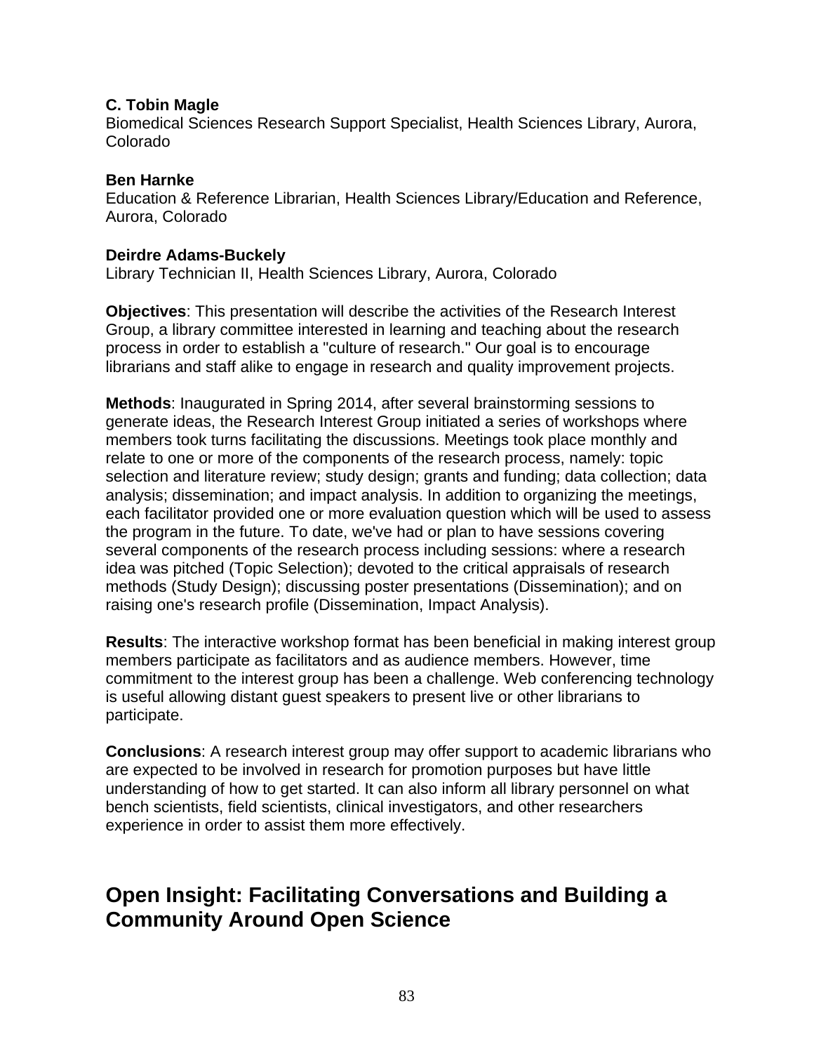**C. Tobin Magle**
Biomedical Sciences Research Support Specialist, Health Sciences Library, Aurora, Colorado

**Ben Harnke**
Education & Reference Librarian, Health Sciences Library/Education and Reference, Aurora, Colorado

**Deirdre Adams-Buckely**
Library Technician II, Health Sciences Library, Aurora, Colorado

**Objectives**: This presentation will describe the activities of the Research Interest Group, a library committee interested in learning and teaching about the research process in order to establish a "culture of research." Our goal is to encourage librarians and staff alike to engage in research and quality improvement projects.

**Methods**: Inaugurated in Spring 2014, after several brainstorming sessions to generate ideas, the Research Interest Group initiated a series of workshops where members took turns facilitating the discussions. Meetings took place monthly and relate to one or more of the components of the research process, namely: topic selection and literature review; study design; grants and funding; data collection; data analysis; dissemination; and impact analysis. In addition to organizing the meetings, each facilitator provided one or more evaluation question which will be used to assess the program in the future. To date, we've had or plan to have sessions covering several components of the research process including sessions: where a research idea was pitched (Topic Selection); devoted to the critical appraisals of research methods (Study Design); discussing poster presentations (Dissemination); and on raising one's research profile (Dissemination, Impact Analysis).

**Results**: The interactive workshop format has been beneficial in making interest group members participate as facilitators and as audience members. However, time commitment to the interest group has been a challenge. Web conferencing technology is useful allowing distant guest speakers to present live or other librarians to participate.

**Conclusions**: A research interest group may offer support to academic librarians who are expected to be involved in research for promotion purposes but have little understanding of how to get started. It can also inform all library personnel on what bench scientists, field scientists, clinical investigators, and other researchers experience in order to assist them more effectively.

## Open Insight: Facilitating Conversations and Building a Community Around Open Science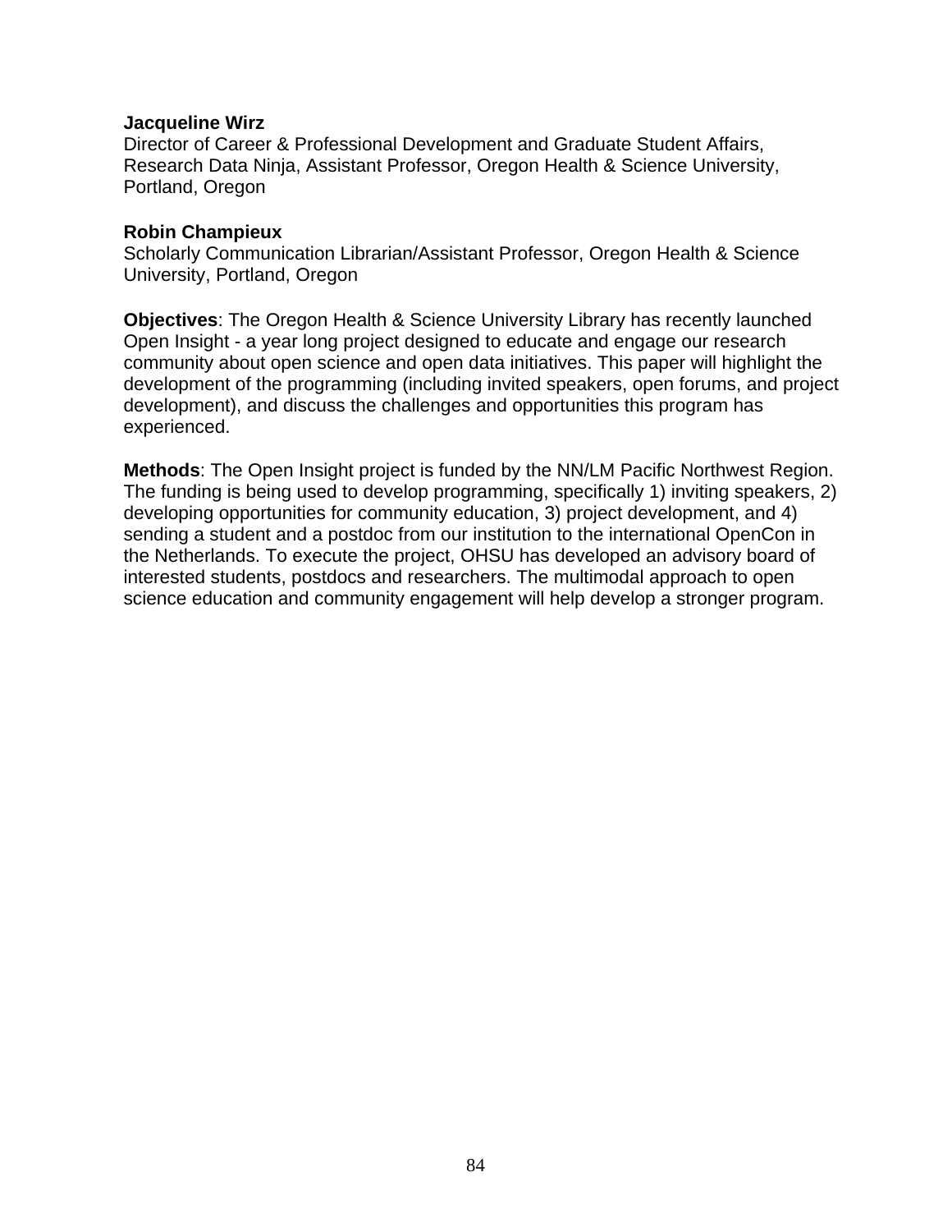**Jacqueline Wirz**
Director of Career & Professional Development and Graduate Student Affairs, Research Data Ninja, Assistant Professor, Oregon Health & Science University, Portland, Oregon

**Robin Champieux**
Scholarly Communication Librarian/Assistant Professor, Oregon Health & Science University, Portland, Oregon

**Objectives**: The Oregon Health & Science University Library has recently launched Open Insight - a year long project designed to educate and engage our research community about open science and open data initiatives. This paper will highlight the development of the programming (including invited speakers, open forums, and project development), and discuss the challenges and opportunities this program has experienced.

**Methods**: The Open Insight project is funded by the NN/LM Pacific Northwest Region. The funding is being used to develop programming, specifically 1) inviting speakers, 2) developing opportunities for community education, 3) project development, and 4) sending a student and a postdoc from our institution to the international OpenCon in the Netherlands. To execute the project, OHSU has developed an advisory board of interested students, postdocs and researchers. The multimodal approach to open science education and community engagement will help develop a stronger program.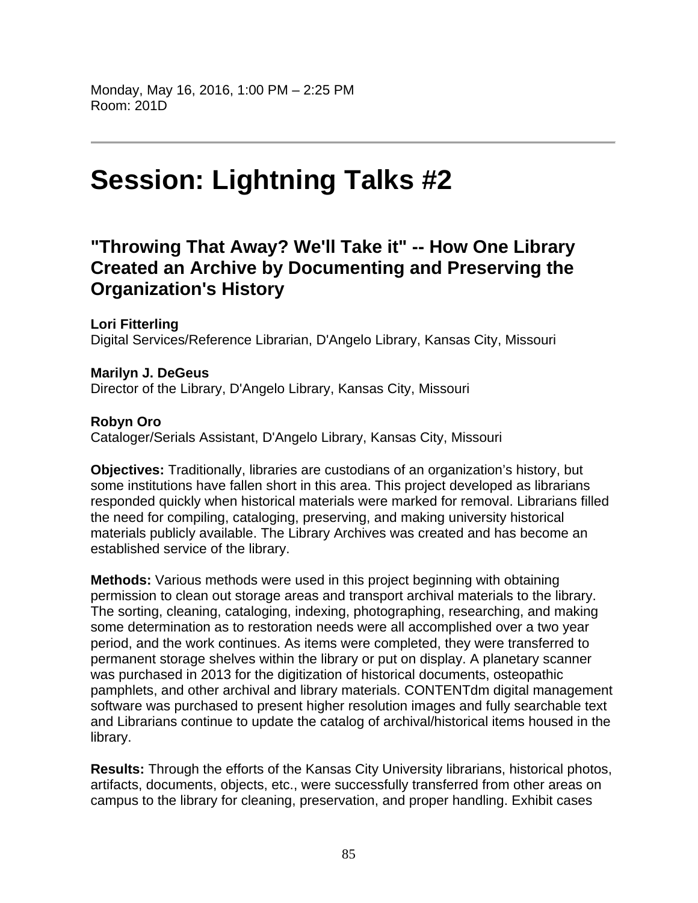Monday, May 16, 2016, 1:00 PM – 2:25 PM
Room: 201D

---

# Session: Lightning Talks #2

## "Throwing That Away? We'll Take it" -- How One Library Created an Archive by Documenting and Preserving the Organization's History

**Lori Fitterling**
Digital Services/Reference Librarian, D'Angelo Library, Kansas City, Missouri

**Marilyn J. DeGeus**
Director of the Library, D'Angelo Library, Kansas City, Missouri

**Robyn Oro**
Cataloger/Serials Assistant, D'Angelo Library, Kansas City, Missouri

**Objectives:** Traditionally, libraries are custodians of an organization's history, but some institutions have fallen short in this area. This project developed as librarians responded quickly when historical materials were marked for removal. Librarians filled the need for compiling, cataloging, preserving, and making university historical materials publicly available. The Library Archives was created and has become an established service of the library.

**Methods:** Various methods were used in this project beginning with obtaining permission to clean out storage areas and transport archival materials to the library. The sorting, cleaning, cataloging, indexing, photographing, researching, and making some determination as to restoration needs were all accomplished over a two year period, and the work continues. As items were completed, they were transferred to permanent storage shelves within the library or put on display. A planetary scanner was purchased in 2013 for the digitization of historical documents, osteopathic pamphlets, and other archival and library materials. CONTENTdm digital management software was purchased to present higher resolution images and fully searchable text and Librarians continue to update the catalog of archival/historical items housed in the library.

**Results:** Through the efforts of the Kansas City University librarians, historical photos, artifacts, documents, objects, etc., were successfully transferred from other areas on campus to the library for cleaning, preservation, and proper handling. Exhibit cases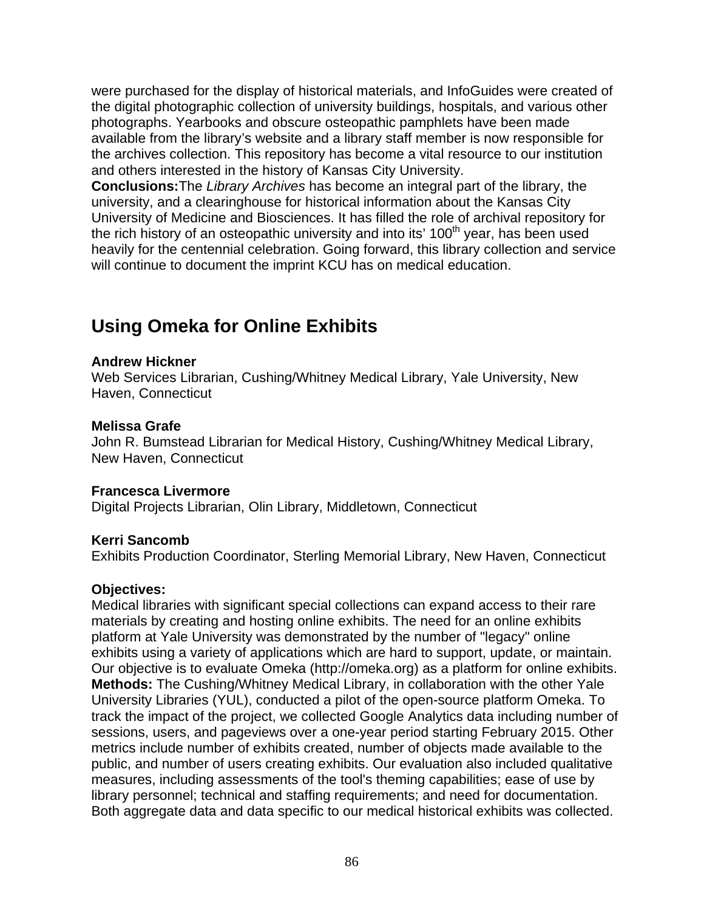were purchased for the display of historical materials, and InfoGuides were created of the digital photographic collection of university buildings, hospitals, and various other photographs. Yearbooks and obscure osteopathic pamphlets have been made available from the library's website and a library staff member is now responsible for the archives collection. This repository has become a vital resource to our institution and others interested in the history of Kansas City University.

**Conclusions:**The *Library Archives* has become an integral part of the library, the university, and a clearinghouse for historical information about the Kansas City University of Medicine and Biosciences. It has filled the role of archival repository for the rich history of an osteopathic university and into its' 100th year, has been used heavily for the centennial celebration. Going forward, this library collection and service will continue to document the imprint KCU has on medical education.

## Using Omeka for Online Exhibits

**Andrew Hickner**
Web Services Librarian, Cushing/Whitney Medical Library, Yale University, New Haven, Connecticut

**Melissa Grafe**
John R. Bumstead Librarian for Medical History, Cushing/Whitney Medical Library, New Haven, Connecticut

**Francesca Livermore**
Digital Projects Librarian, Olin Library, Middletown, Connecticut

**Kerri Sancomb**
Exhibits Production Coordinator, Sterling Memorial Library, New Haven, Connecticut

**Objectives:**
Medical libraries with significant special collections can expand access to their rare materials by creating and hosting online exhibits. The need for an online exhibits platform at Yale University was demonstrated by the number of "legacy" online exhibits using a variety of applications which are hard to support, update, or maintain. Our objective is to evaluate Omeka (http://omeka.org) as a platform for online exhibits.

**Methods:** The Cushing/Whitney Medical Library, in collaboration with the other Yale University Libraries (YUL), conducted a pilot of the open-source platform Omeka. To track the impact of the project, we collected Google Analytics data including number of sessions, users, and pageviews over a one-year period starting February 2015. Other metrics include number of exhibits created, number of objects made available to the public, and number of users creating exhibits. Our evaluation also included qualitative measures, including assessments of the tool's theming capabilities; ease of use by library personnel; technical and staffing requirements; and need for documentation. Both aggregate data and data specific to our medical historical exhibits was collected.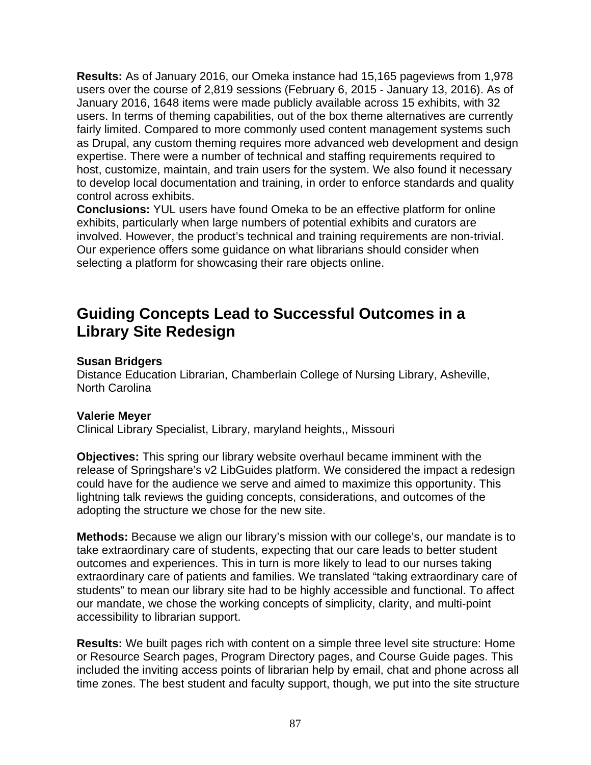**Results:** As of January 2016, our Omeka instance had 15,165 pageviews from 1,978 users over the course of 2,819 sessions (February 6, 2015 - January 13, 2016). As of January 2016, 1648 items were made publicly available across 15 exhibits, with 32 users. In terms of theming capabilities, out of the box theme alternatives are currently fairly limited. Compared to more commonly used content management systems such as Drupal, any custom theming requires more advanced web development and design expertise. There were a number of technical and staffing requirements required to host, customize, maintain, and train users for the system. We also found it necessary to develop local documentation and training, in order to enforce standards and quality control across exhibits.
**Conclusions:** YUL users have found Omeka to be an effective platform for online exhibits, particularly when large numbers of potential exhibits and curators are involved. However, the product's technical and training requirements are non-trivial. Our experience offers some guidance on what librarians should consider when selecting a platform for showcasing their rare objects online.

## Guiding Concepts Lead to Successful Outcomes in a Library Site Redesign

**Susan Bridgers**
Distance Education Librarian, Chamberlain College of Nursing Library, Asheville, North Carolina

**Valerie Meyer**
Clinical Library Specialist, Library, maryland heights,, Missouri

**Objectives:** This spring our library website overhaul became imminent with the release of Springshare's v2 LibGuides platform. We considered the impact a redesign could have for the audience we serve and aimed to maximize this opportunity. This lightning talk reviews the guiding concepts, considerations, and outcomes of the adopting the structure we chose for the new site.

**Methods:** Because we align our library's mission with our college's, our mandate is to take extraordinary care of students, expecting that our care leads to better student outcomes and experiences. This in turn is more likely to lead to our nurses taking extraordinary care of patients and families. We translated "taking extraordinary care of students" to mean our library site had to be highly accessible and functional. To affect our mandate, we chose the working concepts of simplicity, clarity, and multi-point accessibility to librarian support.

**Results:** We built pages rich with content on a simple three level site structure: Home or Resource Search pages, Program Directory pages, and Course Guide pages. This included the inviting access points of librarian help by email, chat and phone across all time zones. The best student and faculty support, though, we put into the site structure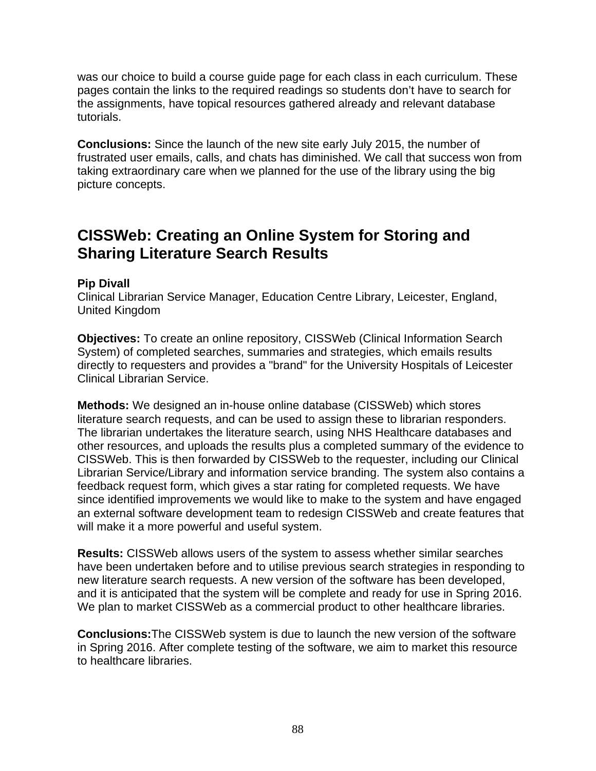was our choice to build a course guide page for each class in each curriculum. These pages contain the links to the required readings so students don't have to search for the assignments, have topical resources gathered already and relevant database tutorials.

**Conclusions:** Since the launch of the new site early July 2015, the number of frustrated user emails, calls, and chats has diminished. We call that success won from taking extraordinary care when we planned for the use of the library using the big picture concepts.

## CISSWeb: Creating an Online System for Storing and Sharing Literature Search Results

**Pip Divall**
Clinical Librarian Service Manager, Education Centre Library, Leicester, England, United Kingdom

**Objectives:** To create an online repository, CISSWeb (Clinical Information Search System) of completed searches, summaries and strategies, which emails results directly to requesters and provides a "brand" for the University Hospitals of Leicester Clinical Librarian Service.

**Methods:** We designed an in-house online database (CISSWeb) which stores literature search requests, and can be used to assign these to librarian responders. The librarian undertakes the literature search, using NHS Healthcare databases and other resources, and uploads the results plus a completed summary of the evidence to CISSWeb. This is then forwarded by CISSWeb to the requester, including our Clinical Librarian Service/Library and information service branding. The system also contains a feedback request form, which gives a star rating for completed requests. We have since identified improvements we would like to make to the system and have engaged an external software development team to redesign CISSWeb and create features that will make it a more powerful and useful system.

**Results:** CISSWeb allows users of the system to assess whether similar searches have been undertaken before and to utilise previous search strategies in responding to new literature search requests. A new version of the software has been developed, and it is anticipated that the system will be complete and ready for use in Spring 2016. We plan to market CISSWeb as a commercial product to other healthcare libraries.

**Conclusions:**The CISSWeb system is due to launch the new version of the software in Spring 2016. After complete testing of the software, we aim to market this resource to healthcare libraries.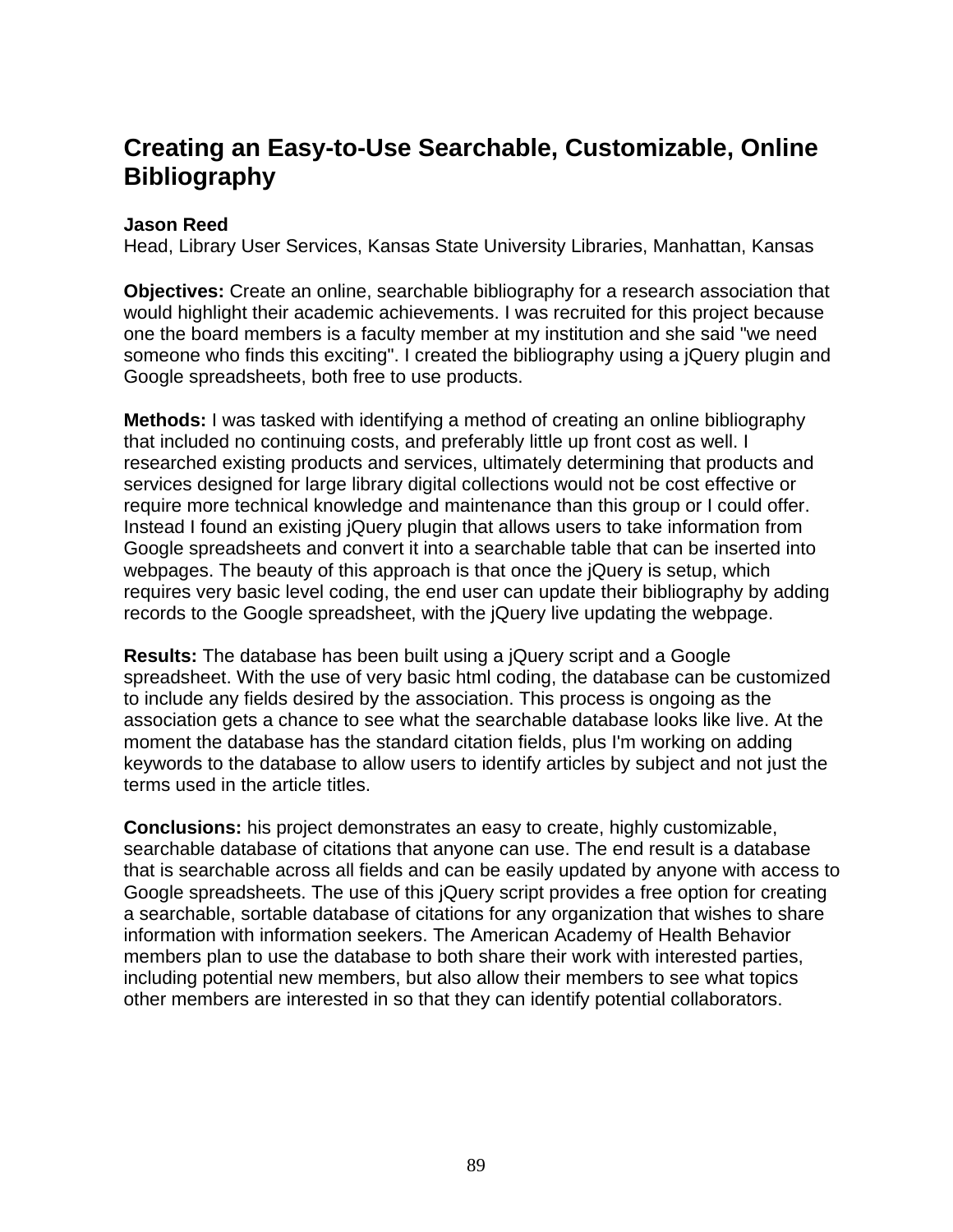## Creating an Easy-to-Use Searchable, Customizable, Online Bibliography

**Jason Reed**
Head, Library User Services, Kansas State University Libraries, Manhattan, Kansas

**Objectives:** Create an online, searchable bibliography for a research association that would highlight their academic achievements. I was recruited for this project because one the board members is a faculty member at my institution and she said "we need someone who finds this exciting". I created the bibliography using a jQuery plugin and Google spreadsheets, both free to use products.

**Methods:** I was tasked with identifying a method of creating an online bibliography that included no continuing costs, and preferably little up front cost as well. I researched existing products and services, ultimately determining that products and services designed for large library digital collections would not be cost effective or require more technical knowledge and maintenance than this group or I could offer. Instead I found an existing jQuery plugin that allows users to take information from Google spreadsheets and convert it into a searchable table that can be inserted into webpages. The beauty of this approach is that once the jQuery is setup, which requires very basic level coding, the end user can update their bibliography by adding records to the Google spreadsheet, with the jQuery live updating the webpage.

**Results:** The database has been built using a jQuery script and a Google spreadsheet. With the use of very basic html coding, the database can be customized to include any fields desired by the association. This process is ongoing as the association gets a chance to see what the searchable database looks like live. At the moment the database has the standard citation fields, plus I'm working on adding keywords to the database to allow users to identify articles by subject and not just the terms used in the article titles.

**Conclusions:** his project demonstrates an easy to create, highly customizable, searchable database of citations that anyone can use. The end result is a database that is searchable across all fields and can be easily updated by anyone with access to Google spreadsheets. The use of this jQuery script provides a free option for creating a searchable, sortable database of citations for any organization that wishes to share information with information seekers. The American Academy of Health Behavior members plan to use the database to both share their work with interested parties, including potential new members, but also allow their members to see what topics other members are interested in so that they can identify potential collaborators.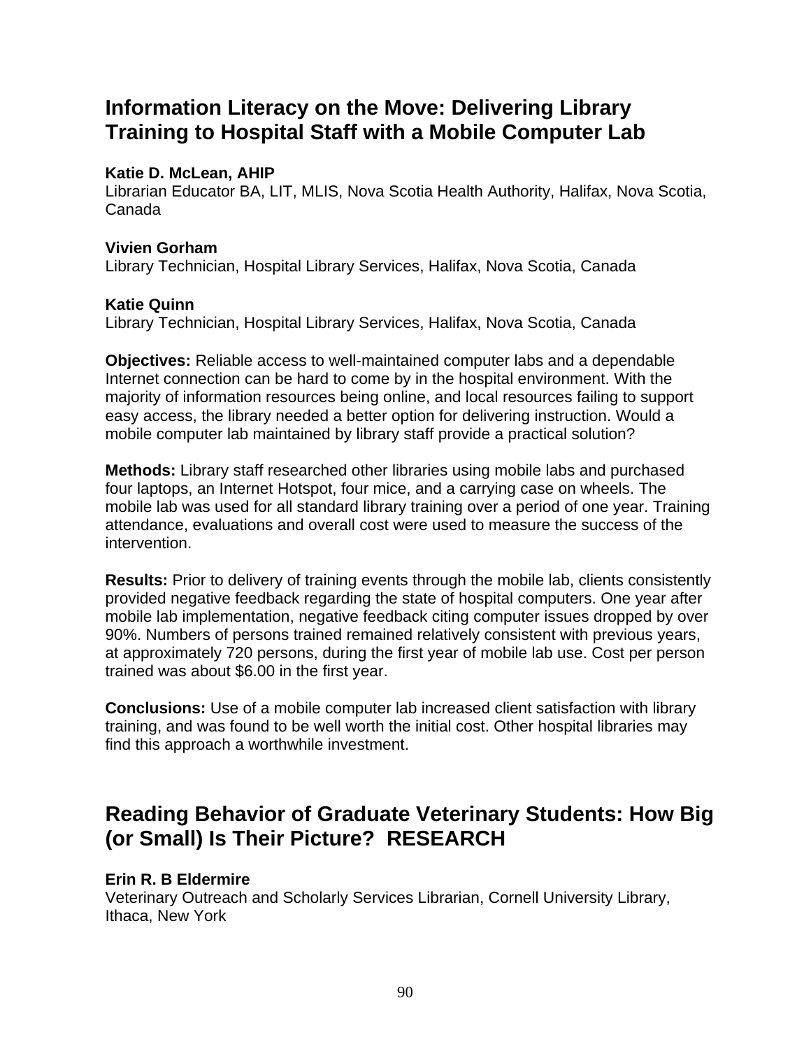## Information Literacy on the Move: Delivering Library Training to Hospital Staff with a Mobile Computer Lab

**Katie D. McLean, AHIP**
Librarian Educator BA, LIT, MLIS, Nova Scotia Health Authority, Halifax, Nova Scotia, Canada

**Vivien Gorham**
Library Technician, Hospital Library Services, Halifax, Nova Scotia, Canada

**Katie Quinn**
Library Technician, Hospital Library Services, Halifax, Nova Scotia, Canada

**Objectives:** Reliable access to well-maintained computer labs and a dependable Internet connection can be hard to come by in the hospital environment. With the majority of information resources being online, and local resources failing to support easy access, the library needed a better option for delivering instruction. Would a mobile computer lab maintained by library staff provide a practical solution?

**Methods:** Library staff researched other libraries using mobile labs and purchased four laptops, an Internet Hotspot, four mice, and a carrying case on wheels. The mobile lab was used for all standard library training over a period of one year. Training attendance, evaluations and overall cost were used to measure the success of the intervention.

**Results:** Prior to delivery of training events through the mobile lab, clients consistently provided negative feedback regarding the state of hospital computers. One year after mobile lab implementation, negative feedback citing computer issues dropped by over 90%. Numbers of persons trained remained relatively consistent with previous years, at approximately 720 persons, during the first year of mobile lab use. Cost per person trained was about $6.00 in the first year.

**Conclusions:** Use of a mobile computer lab increased client satisfaction with library training, and was found to be well worth the initial cost. Other hospital libraries may find this approach a worthwhile investment.

## Reading Behavior of Graduate Veterinary Students: How Big (or Small) Is Their Picture? RESEARCH

**Erin R. B Eldermire**
Veterinary Outreach and Scholarly Services Librarian, Cornell University Library, Ithaca, New York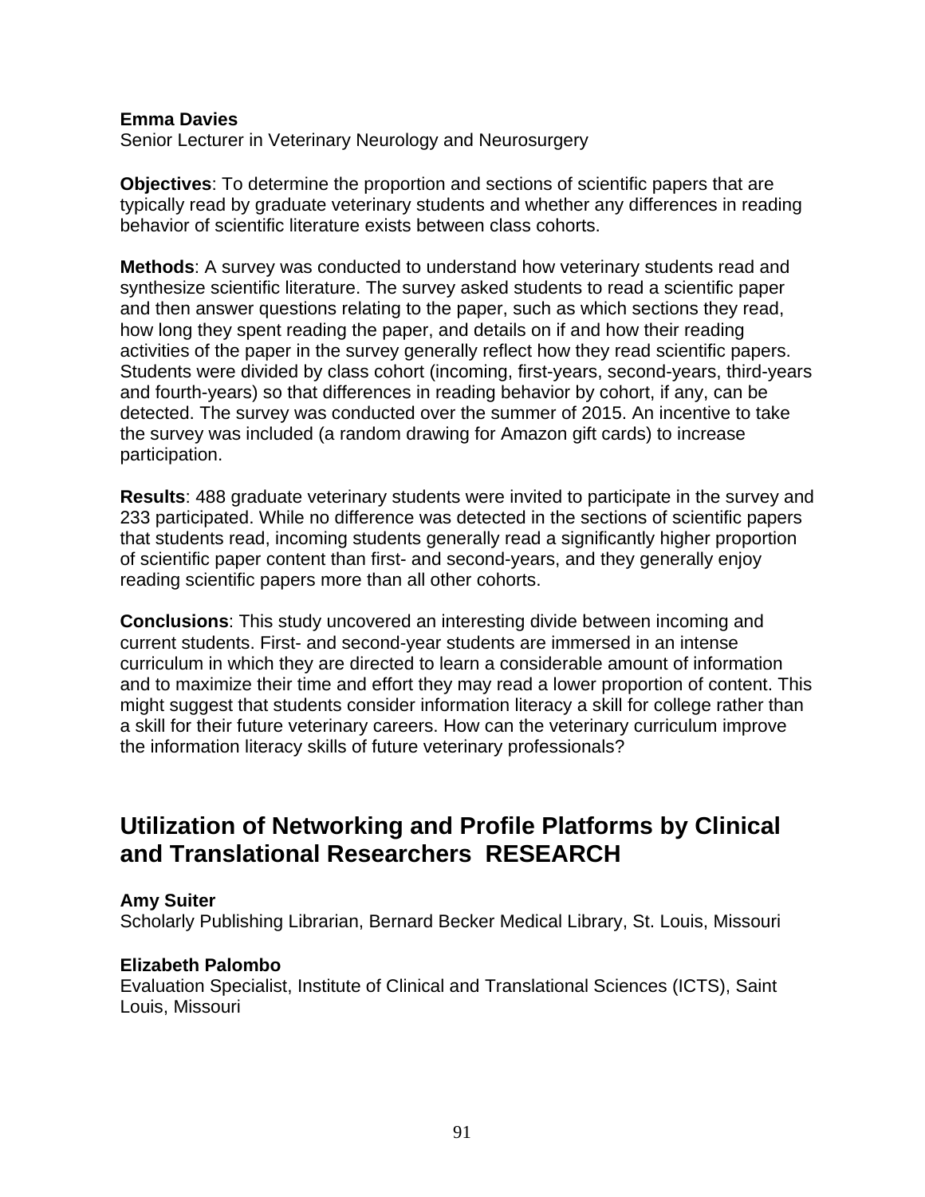**Emma Davies**
Senior Lecturer in Veterinary Neurology and Neurosurgery

**Objectives**: To determine the proportion and sections of scientific papers that are typically read by graduate veterinary students and whether any differences in reading behavior of scientific literature exists between class cohorts.

**Methods**: A survey was conducted to understand how veterinary students read and synthesize scientific literature. The survey asked students to read a scientific paper and then answer questions relating to the paper, such as which sections they read, how long they spent reading the paper, and details on if and how their reading activities of the paper in the survey generally reflect how they read scientific papers. Students were divided by class cohort (incoming, first-years, second-years, third-years and fourth-years) so that differences in reading behavior by cohort, if any, can be detected. The survey was conducted over the summer of 2015. An incentive to take the survey was included (a random drawing for Amazon gift cards) to increase participation.

**Results**: 488 graduate veterinary students were invited to participate in the survey and 233 participated. While no difference was detected in the sections of scientific papers that students read, incoming students generally read a significantly higher proportion of scientific paper content than first- and second-years, and they generally enjoy reading scientific papers more than all other cohorts.

**Conclusions**: This study uncovered an interesting divide between incoming and current students. First- and second-year students are immersed in an intense curriculum in which they are directed to learn a considerable amount of information and to maximize their time and effort they may read a lower proportion of content. This might suggest that students consider information literacy a skill for college rather than a skill for their future veterinary careers. How can the veterinary curriculum improve the information literacy skills of future veterinary professionals?

## Utilization of Networking and Profile Platforms by Clinical and Translational Researchers RESEARCH

**Amy Suiter**
Scholarly Publishing Librarian, Bernard Becker Medical Library, St. Louis, Missouri

**Elizabeth Palombo**
Evaluation Specialist, Institute of Clinical and Translational Sciences (ICTS), Saint Louis, Missouri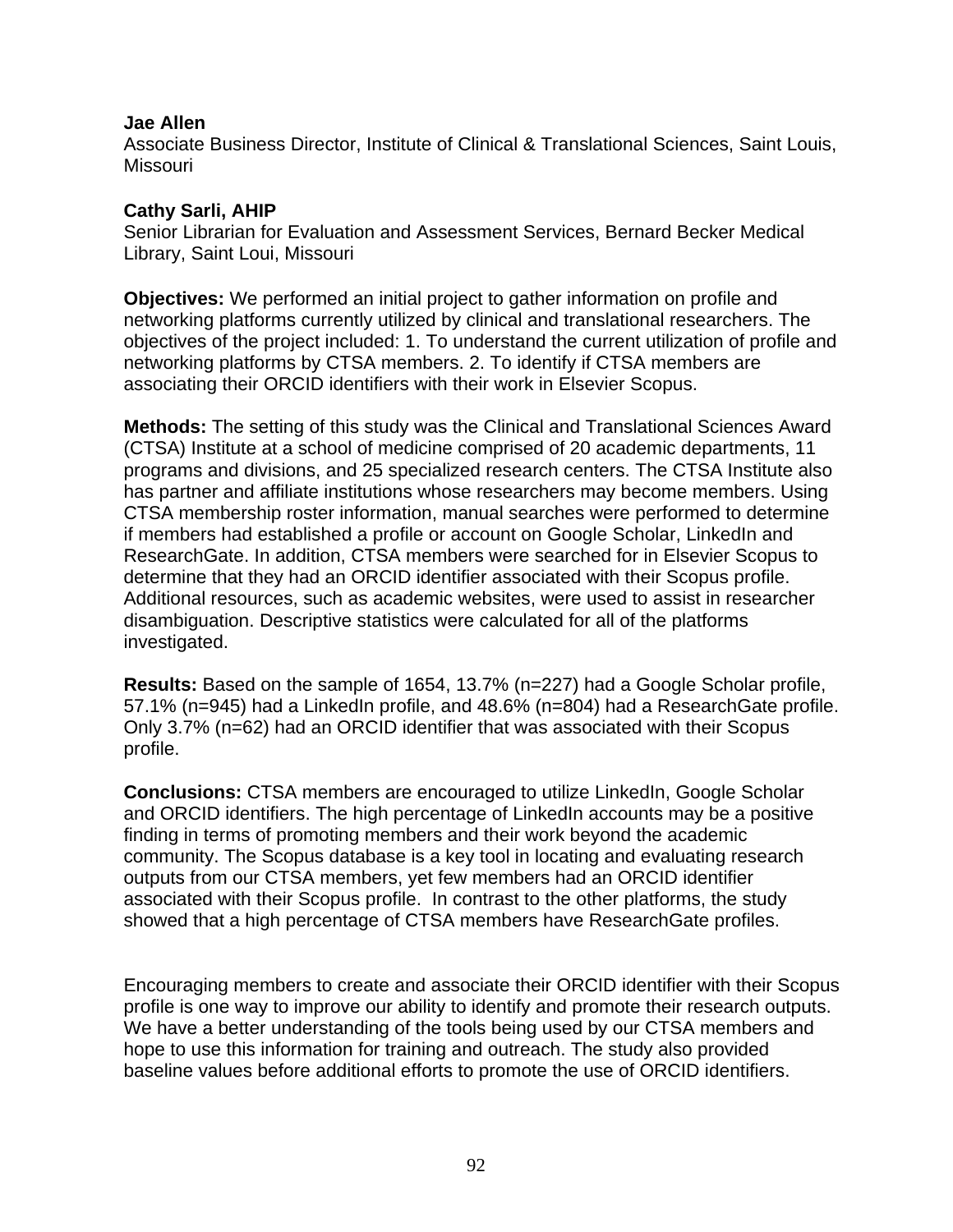**Jae Allen**
Associate Business Director, Institute of Clinical & Translational Sciences, Saint Louis, Missouri

**Cathy Sarli, AHIP**
Senior Librarian for Evaluation and Assessment Services, Bernard Becker Medical Library, Saint Loui, Missouri

**Objectives:** We performed an initial project to gather information on profile and networking platforms currently utilized by clinical and translational researchers. The objectives of the project included: 1. To understand the current utilization of profile and networking platforms by CTSA members. 2. To identify if CTSA members are associating their ORCID identifiers with their work in Elsevier Scopus.

**Methods:** The setting of this study was the Clinical and Translational Sciences Award (CTSA) Institute at a school of medicine comprised of 20 academic departments, 11 programs and divisions, and 25 specialized research centers. The CTSA Institute also has partner and affiliate institutions whose researchers may become members. Using CTSA membership roster information, manual searches were performed to determine if members had established a profile or account on Google Scholar, LinkedIn and ResearchGate. In addition, CTSA members were searched for in Elsevier Scopus to determine that they had an ORCID identifier associated with their Scopus profile. Additional resources, such as academic websites, were used to assist in researcher disambiguation. Descriptive statistics were calculated for all of the platforms investigated.

**Results:** Based on the sample of 1654, 13.7% (n=227) had a Google Scholar profile, 57.1% (n=945) had a LinkedIn profile, and 48.6% (n=804) had a ResearchGate profile. Only 3.7% (n=62) had an ORCID identifier that was associated with their Scopus profile.

**Conclusions:** CTSA members are encouraged to utilize LinkedIn, Google Scholar and ORCID identifiers. The high percentage of LinkedIn accounts may be a positive finding in terms of promoting members and their work beyond the academic community. The Scopus database is a key tool in locating and evaluating research outputs from our CTSA members, yet few members had an ORCID identifier associated with their Scopus profile. In contrast to the other platforms, the study showed that a high percentage of CTSA members have ResearchGate profiles.

Encouraging members to create and associate their ORCID identifier with their Scopus profile is one way to improve our ability to identify and promote their research outputs. We have a better understanding of the tools being used by our CTSA members and hope to use this information for training and outreach. The study also provided baseline values before additional efforts to promote the use of ORCID identifiers.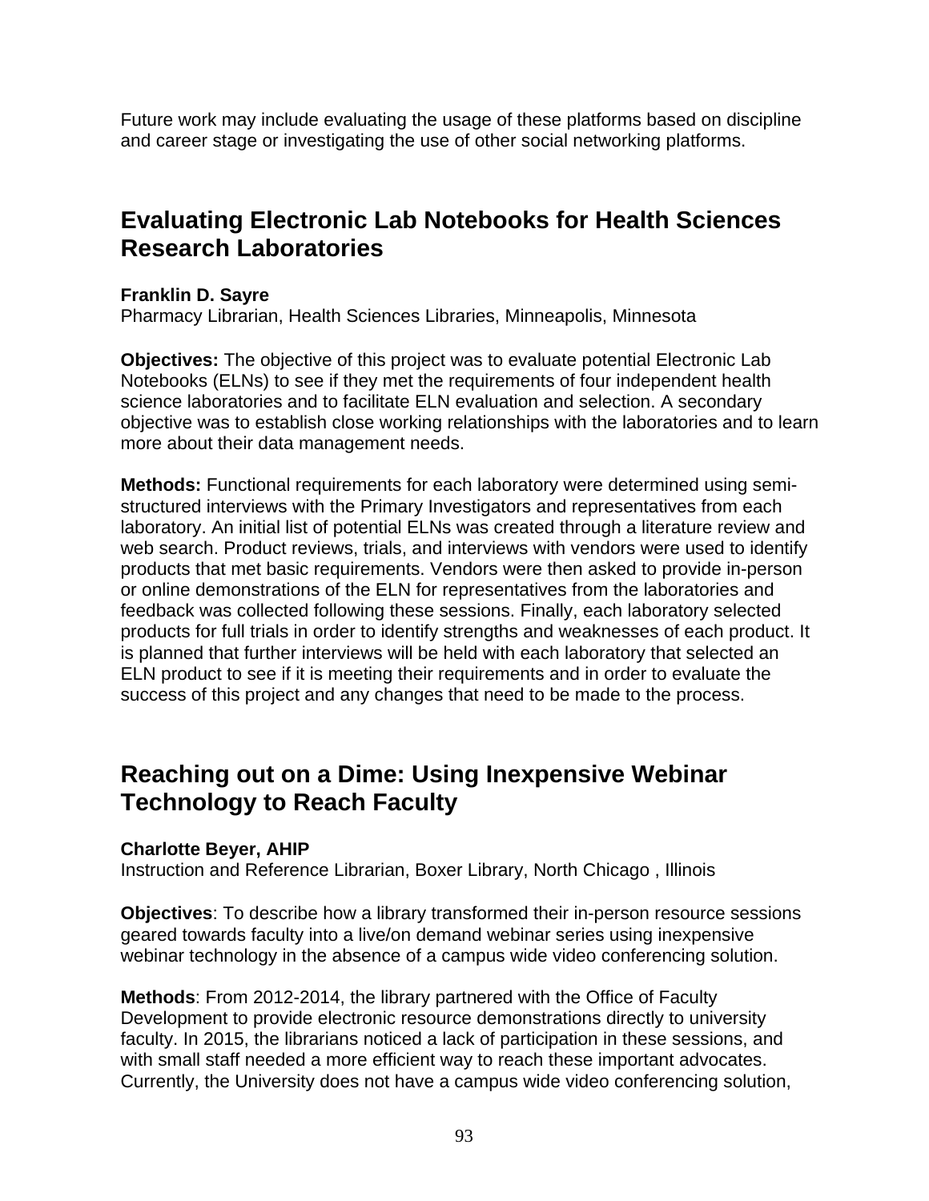Future work may include evaluating the usage of these platforms based on discipline and career stage or investigating the use of other social networking platforms.

## Evaluating Electronic Lab Notebooks for Health Sciences Research Laboratories

**Franklin D. Sayre**
Pharmacy Librarian, Health Sciences Libraries, Minneapolis, Minnesota

**Objectives:** The objective of this project was to evaluate potential Electronic Lab Notebooks (ELNs) to see if they met the requirements of four independent health science laboratories and to facilitate ELN evaluation and selection. A secondary objective was to establish close working relationships with the laboratories and to learn more about their data management needs.

**Methods:** Functional requirements for each laboratory were determined using semi-structured interviews with the Primary Investigators and representatives from each laboratory. An initial list of potential ELNs was created through a literature review and web search. Product reviews, trials, and interviews with vendors were used to identify products that met basic requirements. Vendors were then asked to provide in-person or online demonstrations of the ELN for representatives from the laboratories and feedback was collected following these sessions. Finally, each laboratory selected products for full trials in order to identify strengths and weaknesses of each product. It is planned that further interviews will be held with each laboratory that selected an ELN product to see if it is meeting their requirements and in order to evaluate the success of this project and any changes that need to be made to the process.

## Reaching out on a Dime: Using Inexpensive Webinar Technology to Reach Faculty

**Charlotte Beyer, AHIP**
Instruction and Reference Librarian, Boxer Library, North Chicago , Illinois

**Objectives**: To describe how a library transformed their in-person resource sessions geared towards faculty into a live/on demand webinar series using inexpensive webinar technology in the absence of a campus wide video conferencing solution.

**Methods**: From 2012-2014, the library partnered with the Office of Faculty Development to provide electronic resource demonstrations directly to university faculty. In 2015, the librarians noticed a lack of participation in these sessions, and with small staff needed a more efficient way to reach these important advocates. Currently, the University does not have a campus wide video conferencing solution,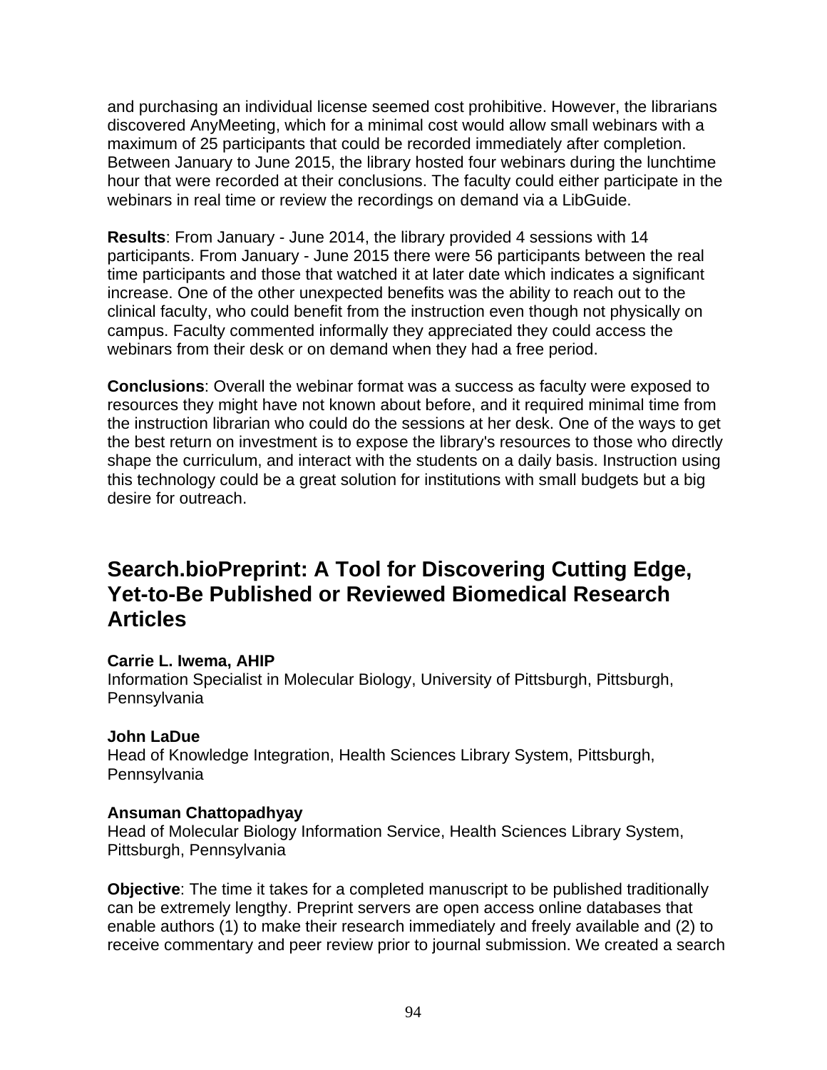and purchasing an individual license seemed cost prohibitive. However, the librarians discovered AnyMeeting, which for a minimal cost would allow small webinars with a maximum of 25 participants that could be recorded immediately after completion. Between January to June 2015, the library hosted four webinars during the lunchtime hour that were recorded at their conclusions. The faculty could either participate in the webinars in real time or review the recordings on demand via a LibGuide.

**Results**: From January - June 2014, the library provided 4 sessions with 14 participants. From January - June 2015 there were 56 participants between the real time participants and those that watched it at later date which indicates a significant increase. One of the other unexpected benefits was the ability to reach out to the clinical faculty, who could benefit from the instruction even though not physically on campus. Faculty commented informally they appreciated they could access the webinars from their desk or on demand when they had a free period.

**Conclusions**: Overall the webinar format was a success as faculty were exposed to resources they might have not known about before, and it required minimal time from the instruction librarian who could do the sessions at her desk. One of the ways to get the best return on investment is to expose the library's resources to those who directly shape the curriculum, and interact with the students on a daily basis. Instruction using this technology could be a great solution for institutions with small budgets but a big desire for outreach.

## Search.bioPreprint: A Tool for Discovering Cutting Edge, Yet-to-Be Published or Reviewed Biomedical Research Articles

**Carrie L. Iwema, AHIP**
Information Specialist in Molecular Biology, University of Pittsburgh, Pittsburgh, Pennsylvania

**John LaDue**
Head of Knowledge Integration, Health Sciences Library System, Pittsburgh, Pennsylvania

**Ansuman Chattopadhyay**
Head of Molecular Biology Information Service, Health Sciences Library System, Pittsburgh, Pennsylvania

**Objective**: The time it takes for a completed manuscript to be published traditionally can be extremely lengthy. Preprint servers are open access online databases that enable authors (1) to make their research immediately and freely available and (2) to receive commentary and peer review prior to journal submission. We created a search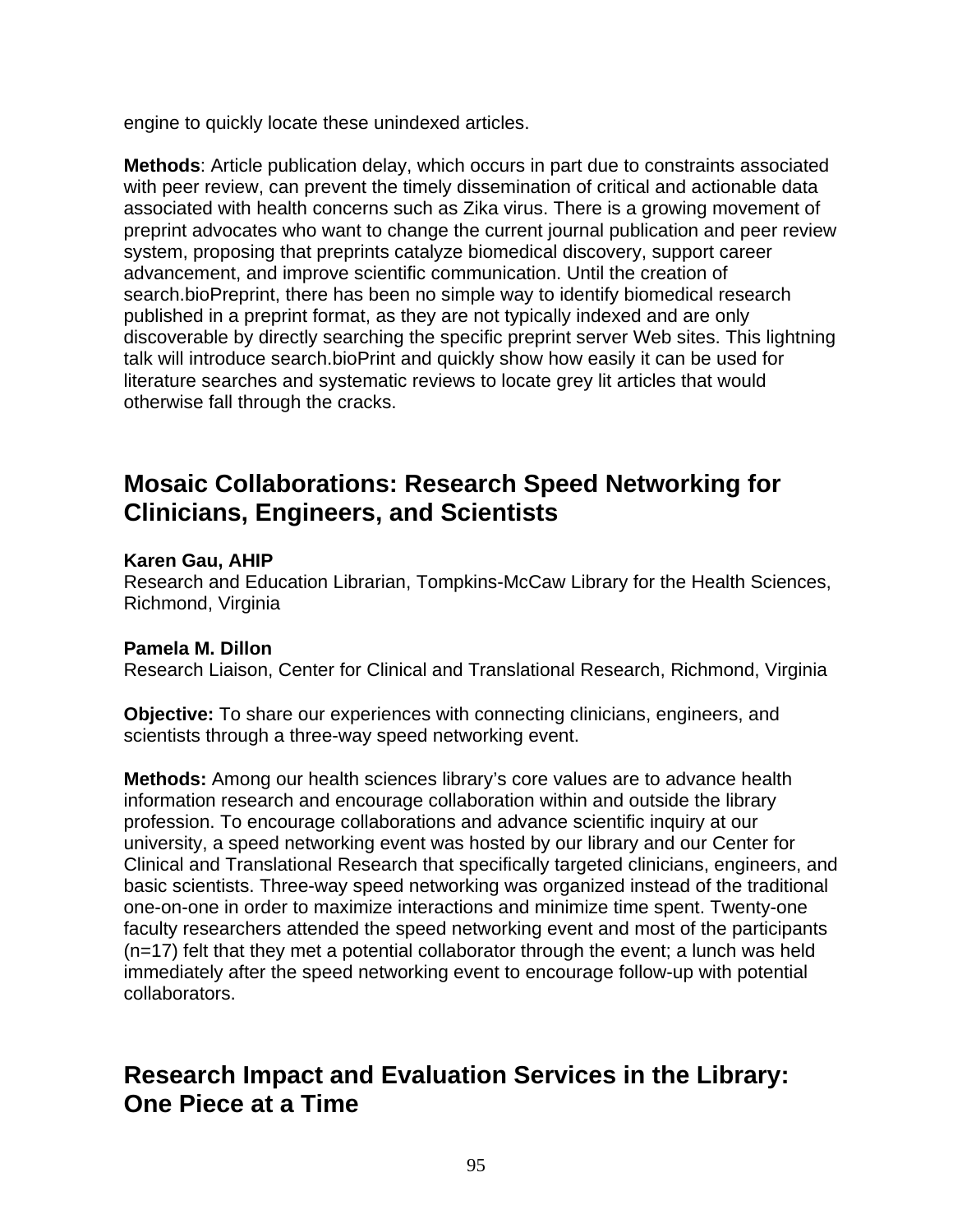engine to quickly locate these unindexed articles.

**Methods**: Article publication delay, which occurs in part due to constraints associated with peer review, can prevent the timely dissemination of critical and actionable data associated with health concerns such as Zika virus. There is a growing movement of preprint advocates who want to change the current journal publication and peer review system, proposing that preprints catalyze biomedical discovery, support career advancement, and improve scientific communication. Until the creation of search.bioPreprint, there has been no simple way to identify biomedical research published in a preprint format, as they are not typically indexed and are only discoverable by directly searching the specific preprint server Web sites. This lightning talk will introduce search.bioPrint and quickly show how easily it can be used for literature searches and systematic reviews to locate grey lit articles that would otherwise fall through the cracks.

## Mosaic Collaborations: Research Speed Networking for Clinicians, Engineers, and Scientists

**Karen Gau, AHIP**
Research and Education Librarian, Tompkins-McCaw Library for the Health Sciences, Richmond, Virginia

**Pamela M. Dillon**
Research Liaison, Center for Clinical and Translational Research, Richmond, Virginia

**Objective:** To share our experiences with connecting clinicians, engineers, and scientists through a three-way speed networking event.

**Methods:** Among our health sciences library's core values are to advance health information research and encourage collaboration within and outside the library profession. To encourage collaborations and advance scientific inquiry at our university, a speed networking event was hosted by our library and our Center for Clinical and Translational Research that specifically targeted clinicians, engineers, and basic scientists. Three-way speed networking was organized instead of the traditional one-on-one in order to maximize interactions and minimize time spent. Twenty-one faculty researchers attended the speed networking event and most of the participants (n=17) felt that they met a potential collaborator through the event; a lunch was held immediately after the speed networking event to encourage follow-up with potential collaborators.

## Research Impact and Evaluation Services in the Library: One Piece at a Time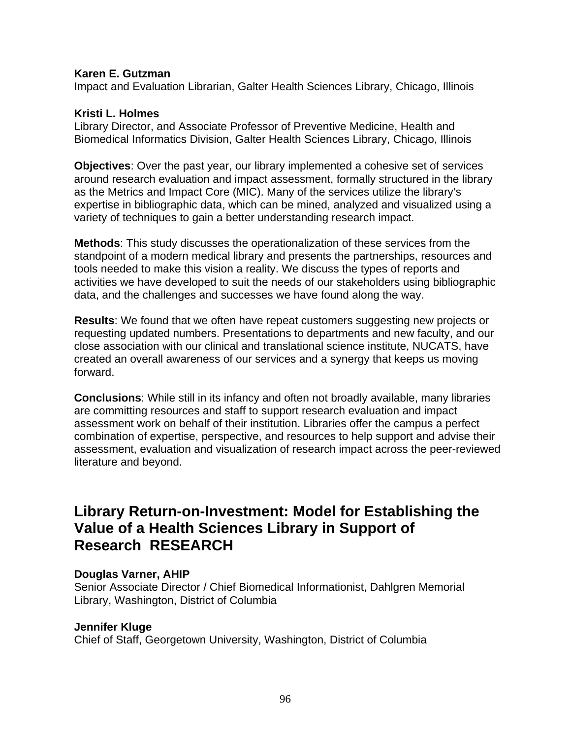**Karen E. Gutzman**
Impact and Evaluation Librarian, Galter Health Sciences Library, Chicago, Illinois

**Kristi L. Holmes**
Library Director, and Associate Professor of Preventive Medicine, Health and Biomedical Informatics Division, Galter Health Sciences Library, Chicago, Illinois

**Objectives**: Over the past year, our library implemented a cohesive set of services around research evaluation and impact assessment, formally structured in the library as the Metrics and Impact Core (MIC). Many of the services utilize the library's expertise in bibliographic data, which can be mined, analyzed and visualized using a variety of techniques to gain a better understanding research impact.

**Methods**: This study discusses the operationalization of these services from the standpoint of a modern medical library and presents the partnerships, resources and tools needed to make this vision a reality. We discuss the types of reports and activities we have developed to suit the needs of our stakeholders using bibliographic data, and the challenges and successes we have found along the way.

**Results**: We found that we often have repeat customers suggesting new projects or requesting updated numbers. Presentations to departments and new faculty, and our close association with our clinical and translational science institute, NUCATS, have created an overall awareness of our services and a synergy that keeps us moving forward.

**Conclusions**: While still in its infancy and often not broadly available, many libraries are committing resources and staff to support research evaluation and impact assessment work on behalf of their institution. Libraries offer the campus a perfect combination of expertise, perspective, and resources to help support and advise their assessment, evaluation and visualization of research impact across the peer-reviewed literature and beyond.

## Library Return-on-Investment: Model for Establishing the Value of a Health Sciences Library in Support of Research RESEARCH

**Douglas Varner, AHIP**
Senior Associate Director / Chief Biomedical Informationist, Dahlgren Memorial Library, Washington, District of Columbia

**Jennifer Kluge**
Chief of Staff, Georgetown University, Washington, District of Columbia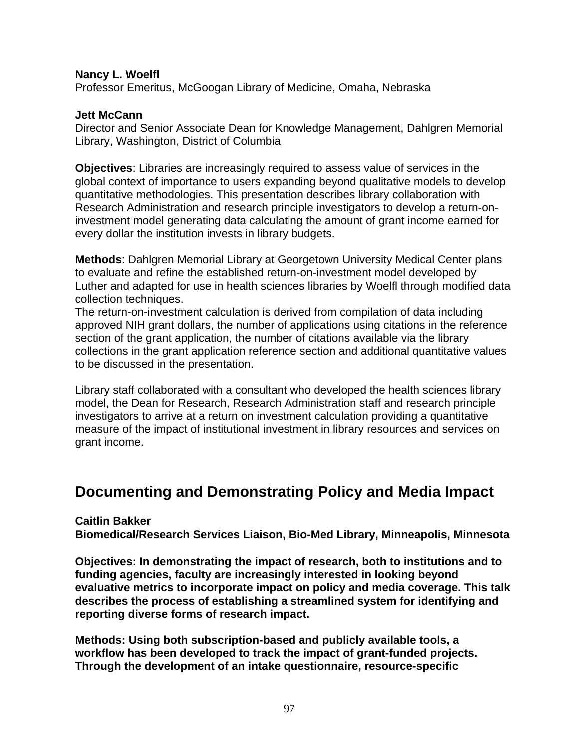**Nancy L. Woelfl**
Professor Emeritus, McGoogan Library of Medicine, Omaha, Nebraska

**Jett McCann**
Director and Senior Associate Dean for Knowledge Management, Dahlgren Memorial Library, Washington, District of Columbia

**Objectives**: Libraries are increasingly required to assess value of services in the global context of importance to users expanding beyond qualitative models to develop quantitative methodologies. This presentation describes library collaboration with Research Administration and research principle investigators to develop a return-on-investment model generating data calculating the amount of grant income earned for every dollar the institution invests in library budgets.

**Methods**: Dahlgren Memorial Library at Georgetown University Medical Center plans to evaluate and refine the established return-on-investment model developed by Luther and adapted for use in health sciences libraries by Woelfl through modified data collection techniques.
The return-on-investment calculation is derived from compilation of data including approved NIH grant dollars, the number of applications using citations in the reference section of the grant application, the number of citations available via the library collections in the grant application reference section and additional quantitative values to be discussed in the presentation.

Library staff collaborated with a consultant who developed the health sciences library model, the Dean for Research, Research Administration staff and research principle investigators to arrive at a return on investment calculation providing a quantitative measure of the impact of institutional investment in library resources and services on grant income.

## Documenting and Demonstrating Policy and Media Impact

**Caitlin Bakker**
**Biomedical/Research Services Liaison, Bio-Med Library, Minneapolis, Minnesota**

**Objectives: In demonstrating the impact of research, both to institutions and to funding agencies, faculty are increasingly interested in looking beyond evaluative metrics to incorporate impact on policy and media coverage. This talk describes the process of establishing a streamlined system for identifying and reporting diverse forms of research impact.**

**Methods: Using both subscription-based and publicly available tools, a workflow has been developed to track the impact of grant-funded projects. Through the development of an intake questionnaire, resource-specific**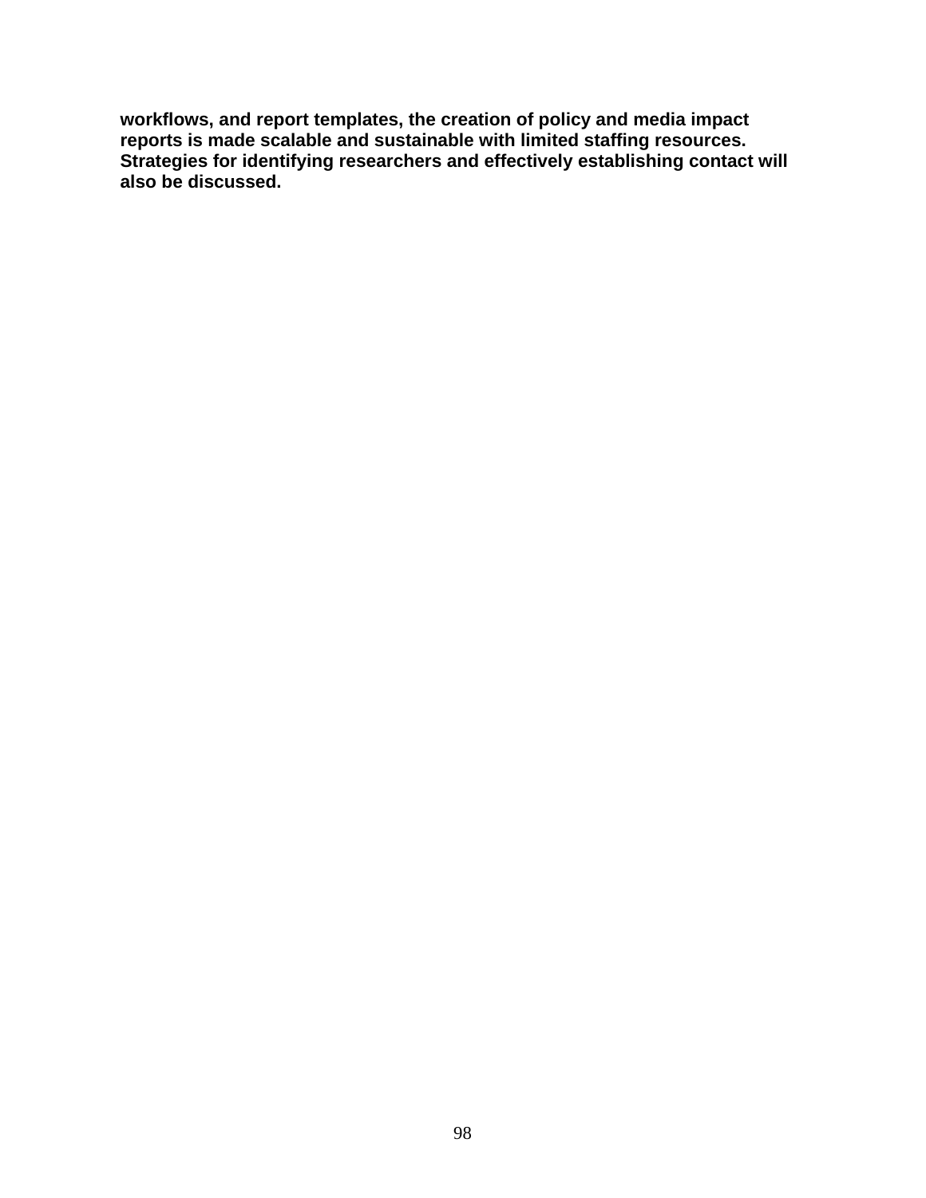**workflows, and report templates, the creation of policy and media impact reports is made scalable and sustainable with limited staffing resources. Strategies for identifying researchers and effectively establishing contact will also be discussed.**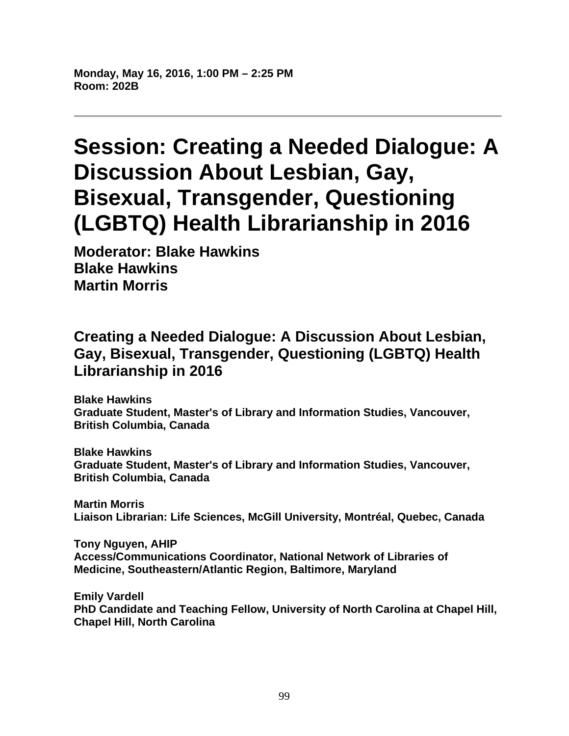**Monday, May 16, 2016, 1:00 PM – 2:25 PM**
**Room: 202B**

---

# Session: Creating a Needed Dialogue: A Discussion About Lesbian, Gay, Bisexual, Transgender, Questioning (LGBTQ) Health Librarianship in 2016

**Moderator: Blake Hawkins**
**Blake Hawkins**
**Martin Morris**

## Creating a Needed Dialogue: A Discussion About Lesbian, Gay, Bisexual, Transgender, Questioning (LGBTQ) Health Librarianship in 2016

**Blake Hawkins**
**Graduate Student, Master's of Library and Information Studies, Vancouver, British Columbia, Canada**

**Blake Hawkins**
**Graduate Student, Master's of Library and Information Studies, Vancouver, British Columbia, Canada**

**Martin Morris**
**Liaison Librarian: Life Sciences, McGill University, Montréal, Quebec, Canada**

**Tony Nguyen, AHIP**
**Access/Communications Coordinator, National Network of Libraries of Medicine, Southeastern/Atlantic Region, Baltimore, Maryland**

**Emily Vardell**
**PhD Candidate and Teaching Fellow, University of North Carolina at Chapel Hill, Chapel Hill, North Carolina**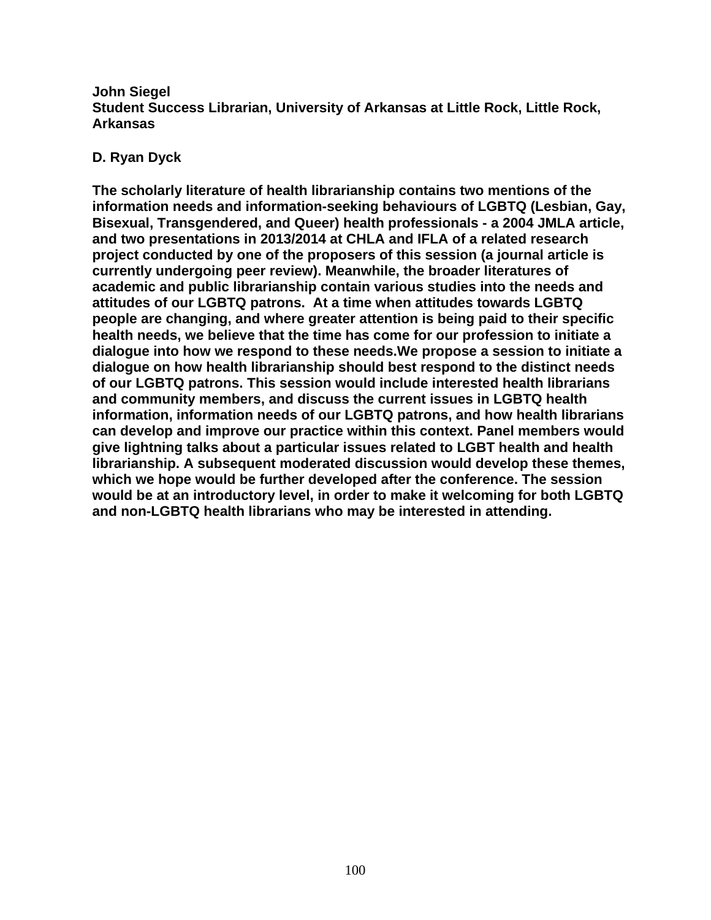**John Siegel**
**Student Success Librarian, University of Arkansas at Little Rock, Little Rock, Arkansas**

**D. Ryan Dyck**

**The scholarly literature of health librarianship contains two mentions of the information needs and information-seeking behaviours of LGBTQ (Lesbian, Gay, Bisexual, Transgendered, and Queer) health professionals - a 2004 JMLA article, and two presentations in 2013/2014 at CHLA and IFLA of a related research project conducted by one of the proposers of this session (a journal article is currently undergoing peer review). Meanwhile, the broader literatures of academic and public librarianship contain various studies into the needs and attitudes of our LGBTQ patrons. At a time when attitudes towards LGBTQ people are changing, and where greater attention is being paid to their specific health needs, we believe that the time has come for our profession to initiate a dialogue into how we respond to these needs.We propose a session to initiate a dialogue on how health librarianship should best respond to the distinct needs of our LGBTQ patrons. This session would include interested health librarians and community members, and discuss the current issues in LGBTQ health information, information needs of our LGBTQ patrons, and how health librarians can develop and improve our practice within this context. Panel members would give lightning talks about a particular issues related to LGBT health and health librarianship. A subsequent moderated discussion would develop these themes, which we hope would be further developed after the conference. The session would be at an introductory level, in order to make it welcoming for both LGBTQ and non-LGBTQ health librarians who may be interested in attending.**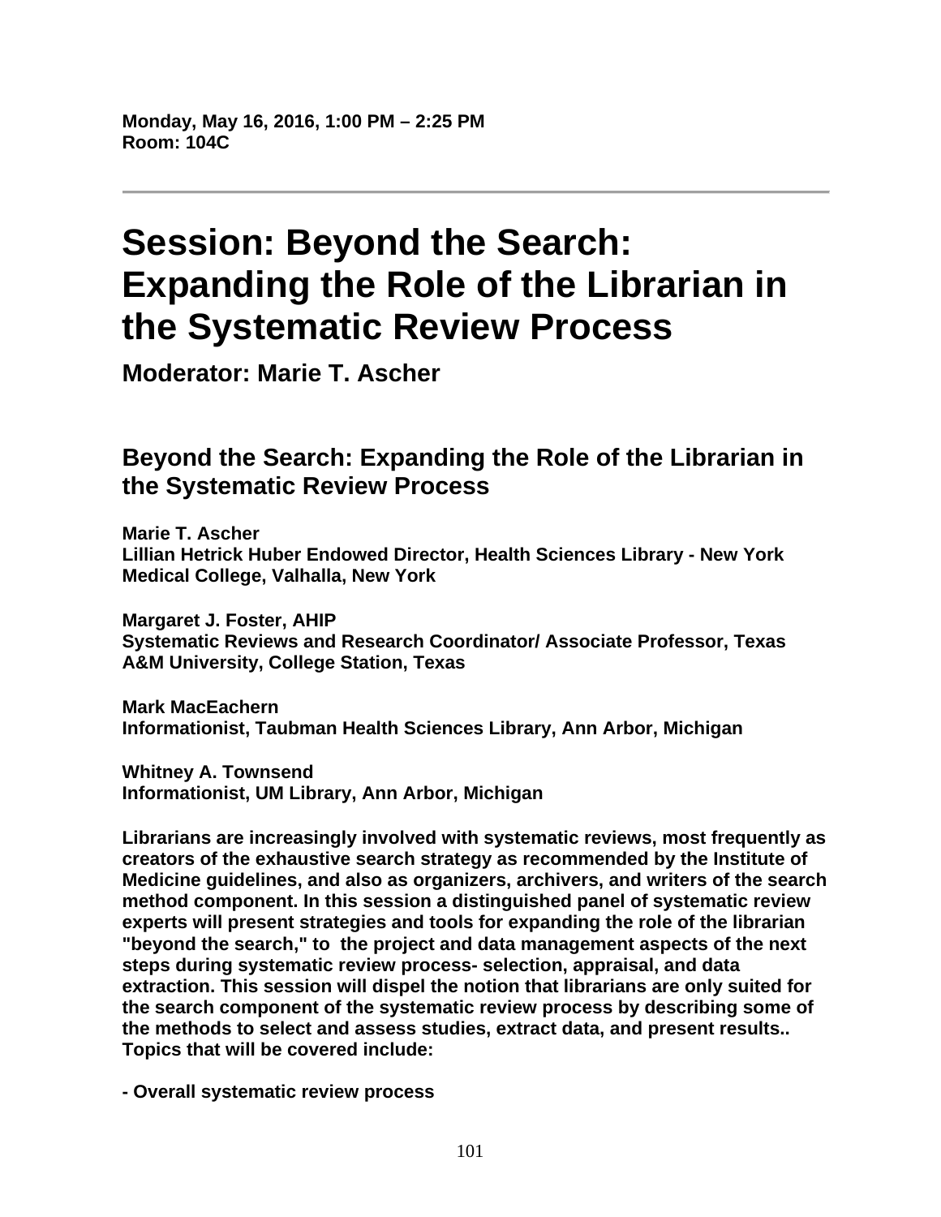**Monday, May 16, 2016, 1:00 PM – 2:25 PM**
**Room: 104C**

---

# Session: Beyond the Search: Expanding the Role of the Librarian in the Systematic Review Process

### Moderator: Marie T. Ascher

## Beyond the Search: Expanding the Role of the Librarian in the Systematic Review Process

**Marie T. Ascher**
**Lillian Hetrick Huber Endowed Director, Health Sciences Library - New York Medical College, Valhalla, New York**

**Margaret J. Foster, AHIP**
**Systematic Reviews and Research Coordinator/ Associate Professor, Texas A&M University, College Station, Texas**

**Mark MacEachern**
**Informationist, Taubman Health Sciences Library, Ann Arbor, Michigan**

**Whitney A. Townsend**
**Informationist, UM Library, Ann Arbor, Michigan**

**Librarians are increasingly involved with systematic reviews, most frequently as creators of the exhaustive search strategy as recommended by the Institute of Medicine guidelines, and also as organizers, archivers, and writers of the search method component. In this session a distinguished panel of systematic review experts will present strategies and tools for expanding the role of the librarian "beyond the search," to the project and data management aspects of the next steps during systematic review process- selection, appraisal, and data extraction. This session will dispel the notion that librarians are only suited for the search component of the systematic review process by describing some of the methods to select and assess studies, extract data, and present results.. Topics that will be covered include:**

**- Overall systematic review process**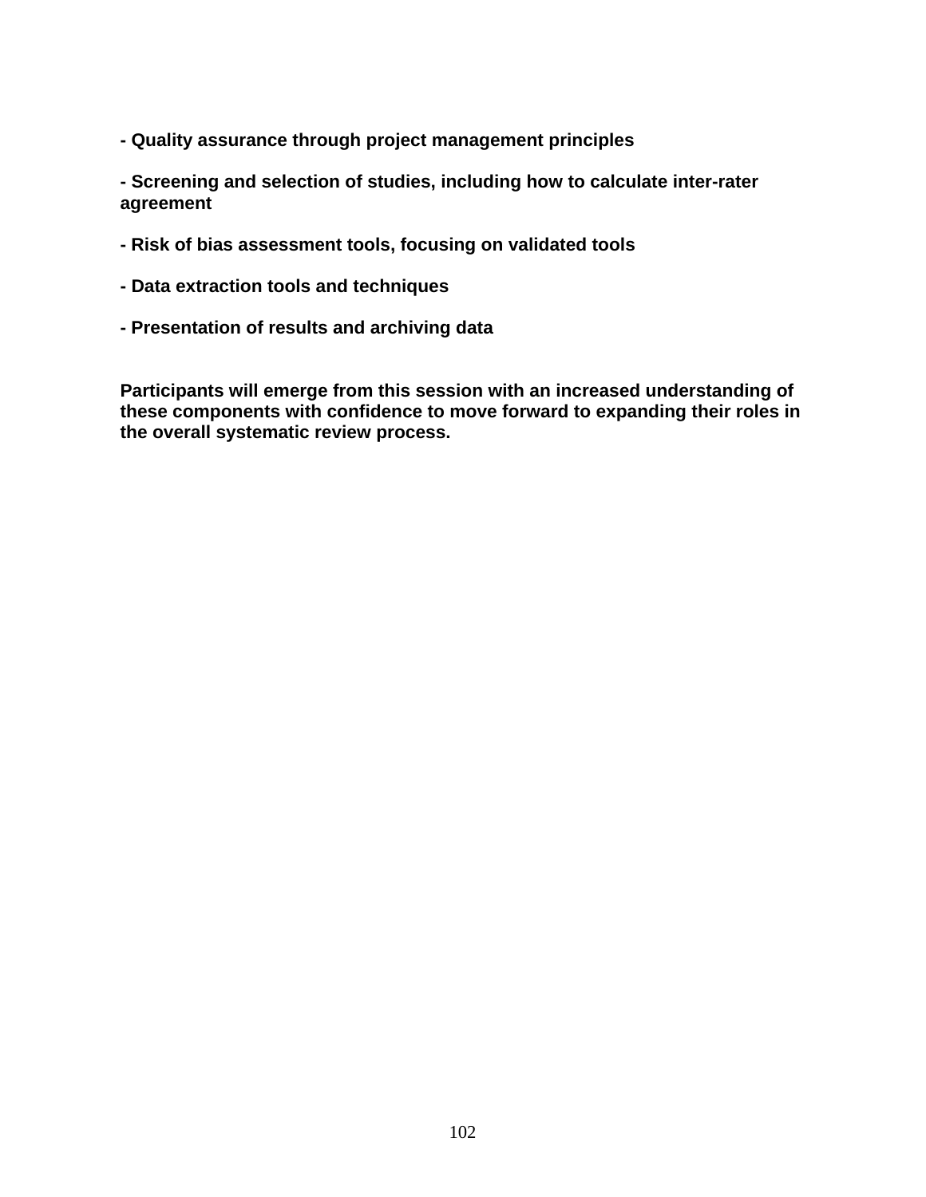**- Quality assurance through project management principles**

**- Screening and selection of studies, including how to calculate inter-rater agreement**

**- Risk of bias assessment tools, focusing on validated tools**

**- Data extraction tools and techniques**

**- Presentation of results and archiving data**

**Participants will emerge from this session with an increased understanding of these components with confidence to move forward to expanding their roles in the overall systematic review process.**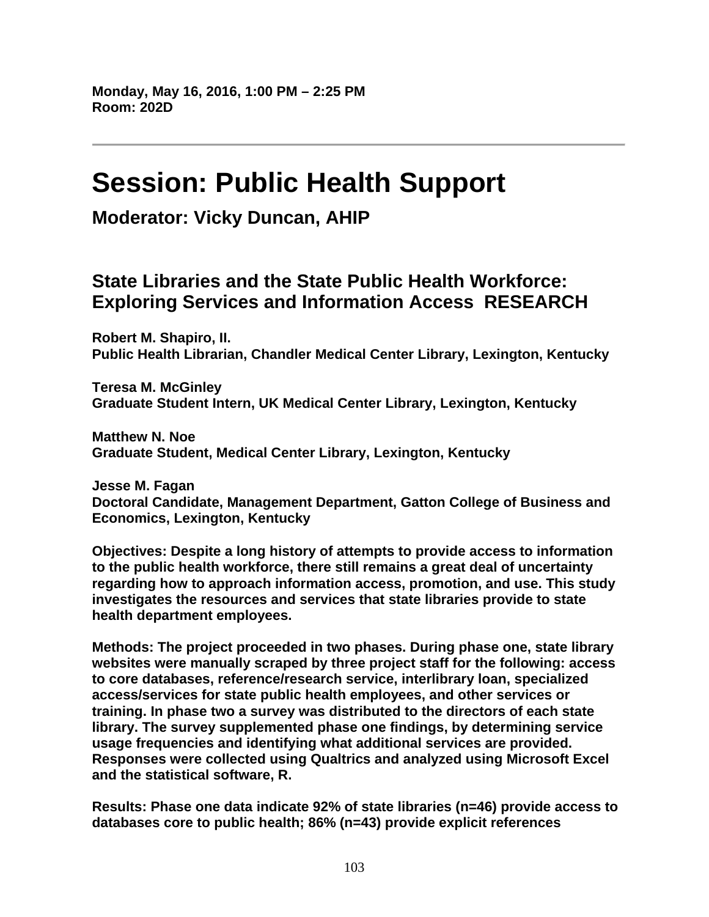**Monday, May 16, 2016, 1:00 PM – 2:25 PM**
**Room: 202D**

---

# Session: Public Health Support

## Moderator: Vicky Duncan, AHIP

### State Libraries and the State Public Health Workforce: Exploring Services and Information Access  RESEARCH

**Robert M. Shapiro, II.**
**Public Health Librarian, Chandler Medical Center Library, Lexington, Kentucky**

**Teresa M. McGinley**
**Graduate Student Intern, UK Medical Center Library, Lexington, Kentucky**

**Matthew N. Noe**
**Graduate Student, Medical Center Library, Lexington, Kentucky**

**Jesse M. Fagan**
**Doctoral Candidate, Management Department, Gatton College of Business and Economics, Lexington, Kentucky**

**Objectives: Despite a long history of attempts to provide access to information to the public health workforce, there still remains a great deal of uncertainty regarding how to approach information access, promotion, and use. This study investigates the resources and services that state libraries provide to state health department employees.**

**Methods: The project proceeded in two phases. During phase one, state library websites were manually scraped by three project staff for the following: access to core databases, reference/research service, interlibrary loan, specialized access/services for state public health employees, and other services or training. In phase two a survey was distributed to the directors of each state library. The survey supplemented phase one findings, by determining service usage frequencies and identifying what additional services are provided. Responses were collected using Qualtrics and analyzed using Microsoft Excel and the statistical software, R.**

**Results: Phase one data indicate 92% of state libraries (n=46) provide access to databases core to public health; 86% (n=43) provide explicit references**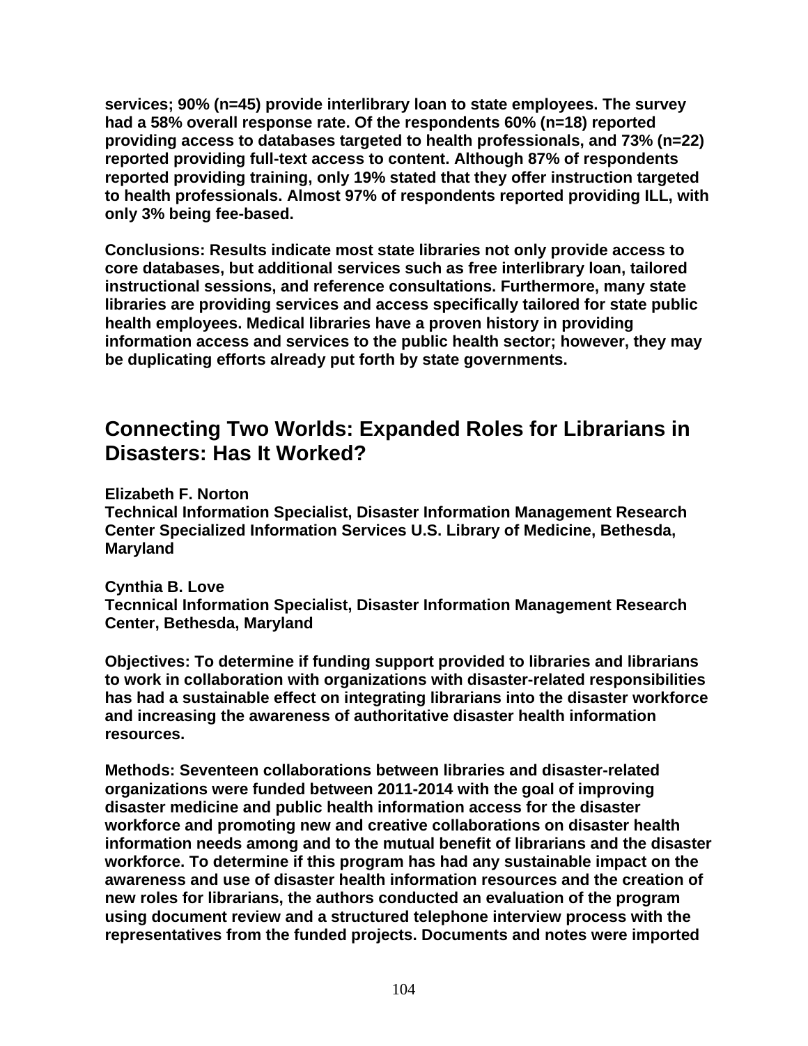**services; 90% (n=45) provide interlibrary loan to state employees. The survey had a 58% overall response rate. Of the respondents 60% (n=18) reported providing access to databases targeted to health professionals, and 73% (n=22) reported providing full-text access to content. Although 87% of respondents reported providing training, only 19% stated that they offer instruction targeted to health professionals. Almost 97% of respondents reported providing ILL, with only 3% being fee-based.**

**Conclusions: Results indicate most state libraries not only provide access to core databases, but additional services such as free interlibrary loan, tailored instructional sessions, and reference consultations. Furthermore, many state libraries are providing services and access specifically tailored for state public health employees. Medical libraries have a proven history in providing information access and services to the public health sector; however, they may be duplicating efforts already put forth by state governments.**

## Connecting Two Worlds: Expanded Roles for Librarians in Disasters: Has It Worked?

**Elizabeth F. Norton**
**Technical Information Specialist, Disaster Information Management Research Center Specialized Information Services U.S. Library of Medicine, Bethesda, Maryland**

**Cynthia B. Love**
**Tecnnical Information Specialist, Disaster Information Management Research Center, Bethesda, Maryland**

**Objectives: To determine if funding support provided to libraries and librarians to work in collaboration with organizations with disaster-related responsibilities has had a sustainable effect on integrating librarians into the disaster workforce and increasing the awareness of authoritative disaster health information resources.**

**Methods: Seventeen collaborations between libraries and disaster-related organizations were funded between 2011-2014 with the goal of improving disaster medicine and public health information access for the disaster workforce and promoting new and creative collaborations on disaster health information needs among and to the mutual benefit of librarians and the disaster workforce. To determine if this program has had any sustainable impact on the awareness and use of disaster health information resources and the creation of new roles for librarians, the authors conducted an evaluation of the program using document review and a structured telephone interview process with the representatives from the funded projects. Documents and notes were imported**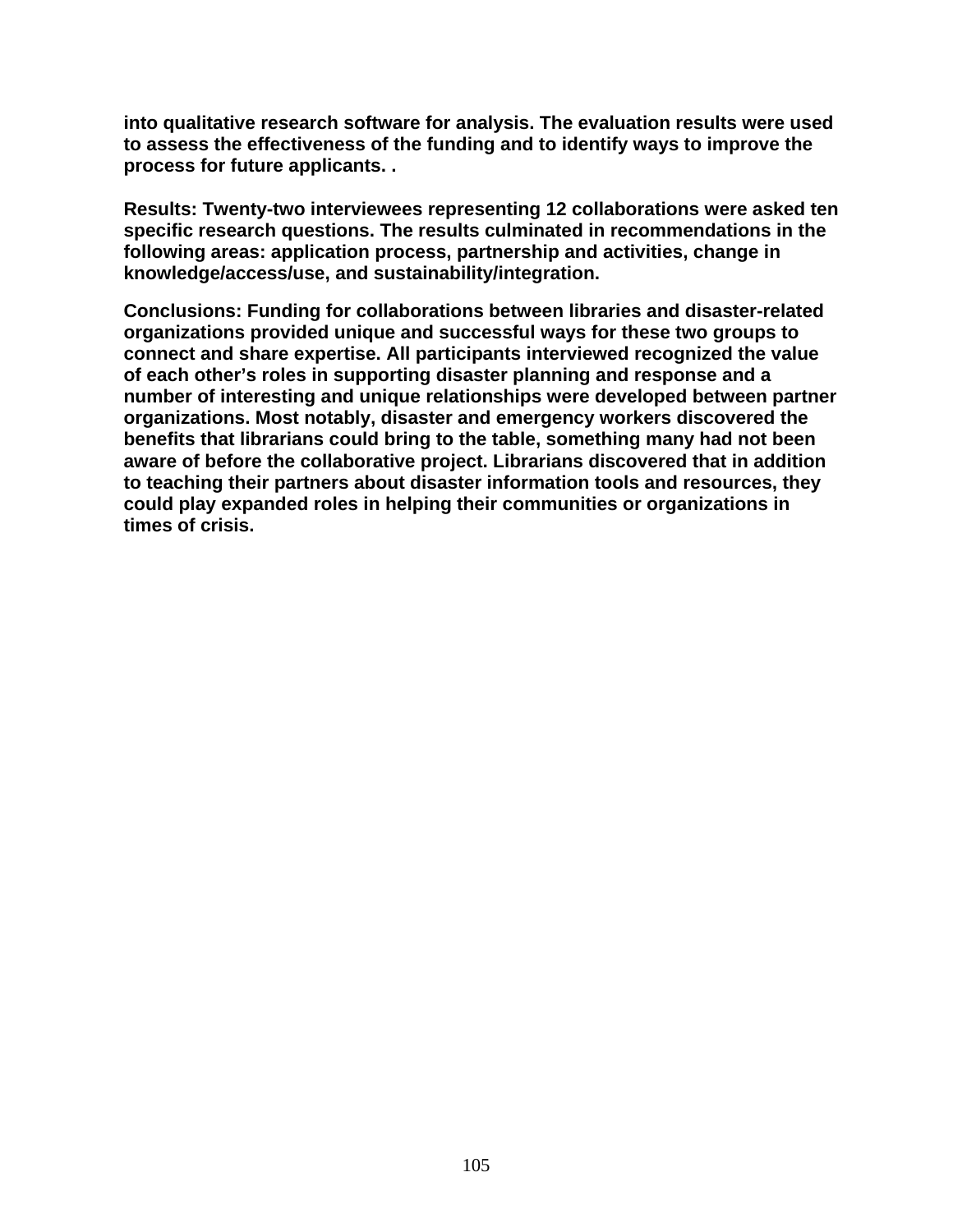**into qualitative research software for analysis. The evaluation results were used to assess the effectiveness of the funding and to identify ways to improve the process for future applicants. .**

**Results: Twenty-two interviewees representing 12 collaborations were asked ten specific research questions. The results culminated in recommendations in the following areas: application process, partnership and activities, change in knowledge/access/use, and sustainability/integration.**

**Conclusions: Funding for collaborations between libraries and disaster-related organizations provided unique and successful ways for these two groups to connect and share expertise. All participants interviewed recognized the value of each other's roles in supporting disaster planning and response and a number of interesting and unique relationships were developed between partner organizations. Most notably, disaster and emergency workers discovered the benefits that librarians could bring to the table, something many had not been aware of before the collaborative project. Librarians discovered that in addition to teaching their partners about disaster information tools and resources, they could play expanded roles in helping their communities or organizations in times of crisis.**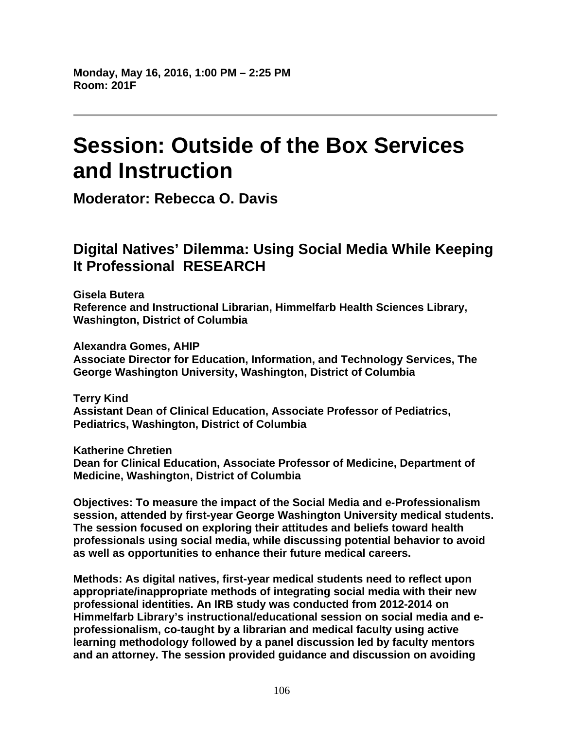**Monday, May 16, 2016, 1:00 PM – 2:25 PM**
**Room: 201F**

---

# Session: Outside of the Box Services and Instruction

## Moderator: Rebecca O. Davis

## Digital Natives' Dilemma: Using Social Media While Keeping It Professional RESEARCH

**Gisela Butera**
**Reference and Instructional Librarian, Himmelfarb Health Sciences Library, Washington, District of Columbia**

**Alexandra Gomes, AHIP**
**Associate Director for Education, Information, and Technology Services, The George Washington University, Washington, District of Columbia**

**Terry Kind**
**Assistant Dean of Clinical Education, Associate Professor of Pediatrics, Pediatrics, Washington, District of Columbia**

**Katherine Chretien**
**Dean for Clinical Education, Associate Professor of Medicine, Department of Medicine, Washington, District of Columbia**

**Objectives: To measure the impact of the Social Media and e-Professionalism session, attended by first-year George Washington University medical students. The session focused on exploring their attitudes and beliefs toward health professionals using social media, while discussing potential behavior to avoid as well as opportunities to enhance their future medical careers.**

**Methods: As digital natives, first-year medical students need to reflect upon appropriate/inappropriate methods of integrating social media with their new professional identities. An IRB study was conducted from 2012-2014 on Himmelfarb Library's instructional/educational session on social media and e-professionalism, co-taught by a librarian and medical faculty using active learning methodology followed by a panel discussion led by faculty mentors and an attorney. The session provided guidance and discussion on avoiding**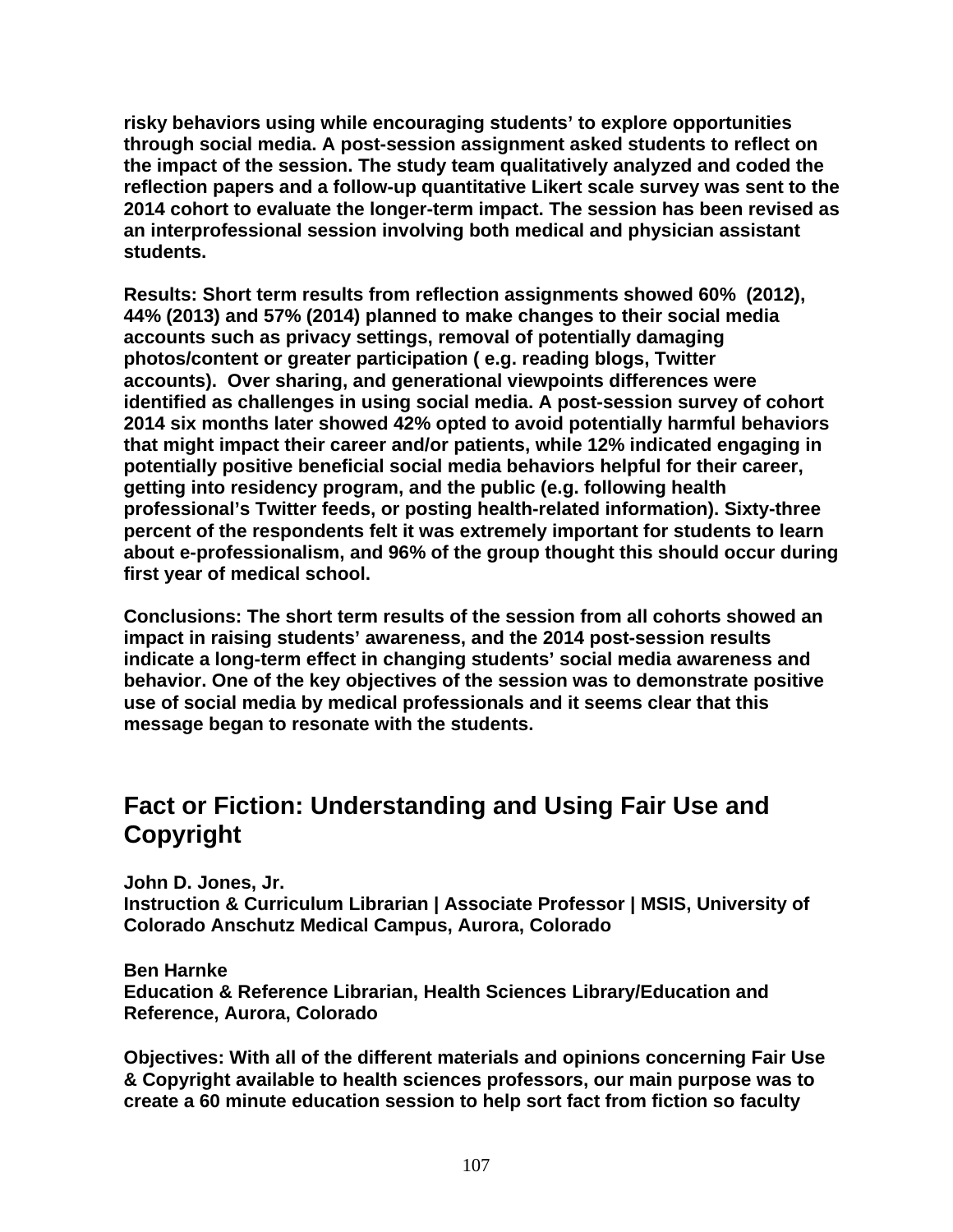**risky behaviors using while encouraging students' to explore opportunities through social media. A post-session assignment asked students to reflect on the impact of the session. The study team qualitatively analyzed and coded the reflection papers and a follow-up quantitative Likert scale survey was sent to the 2014 cohort to evaluate the longer-term impact. The session has been revised as an interprofessional session involving both medical and physician assistant students.**

**Results: Short term results from reflection assignments showed 60% (2012), 44% (2013) and 57% (2014) planned to make changes to their social media accounts such as privacy settings, removal of potentially damaging photos/content or greater participation ( e.g. reading blogs, Twitter accounts). Over sharing, and generational viewpoints differences were identified as challenges in using social media. A post-session survey of cohort 2014 six months later showed 42% opted to avoid potentially harmful behaviors that might impact their career and/or patients, while 12% indicated engaging in potentially positive beneficial social media behaviors helpful for their career, getting into residency program, and the public (e.g. following health professional's Twitter feeds, or posting health-related information). Sixty-three percent of the respondents felt it was extremely important for students to learn about e-professionalism, and 96% of the group thought this should occur during first year of medical school.**

**Conclusions: The short term results of the session from all cohorts showed an impact in raising students' awareness, and the 2014 post-session results indicate a long-term effect in changing students' social media awareness and behavior. One of the key objectives of the session was to demonstrate positive use of social media by medical professionals and it seems clear that this message began to resonate with the students.**

## Fact or Fiction: Understanding and Using Fair Use and Copyright

**John D. Jones, Jr.**
**Instruction & Curriculum Librarian | Associate Professor | MSIS, University of Colorado Anschutz Medical Campus, Aurora, Colorado**

**Ben Harnke**
**Education & Reference Librarian, Health Sciences Library/Education and Reference, Aurora, Colorado**

**Objectives: With all of the different materials and opinions concerning Fair Use & Copyright available to health sciences professors, our main purpose was to create a 60 minute education session to help sort fact from fiction so faculty**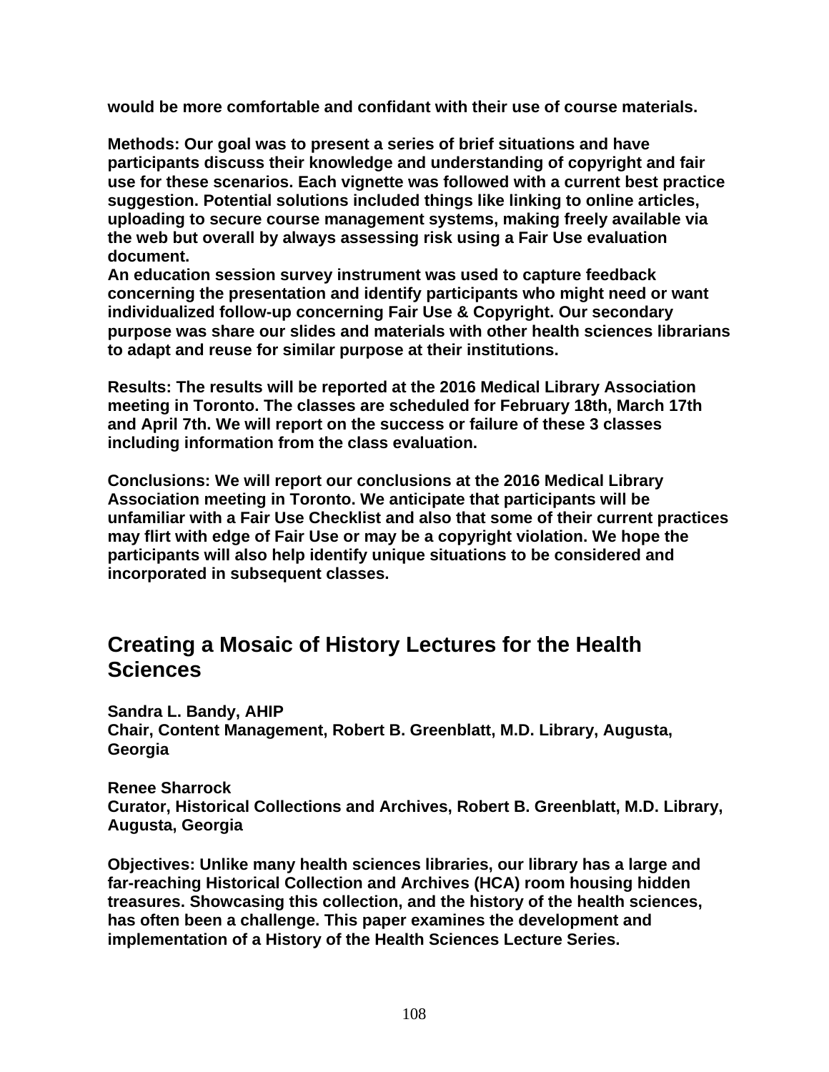**would be more comfortable and confidant with their use of course materials.**

**Methods: Our goal was to present a series of brief situations and have participants discuss their knowledge and understanding of copyright and fair use for these scenarios. Each vignette was followed with a current best practice suggestion. Potential solutions included things like linking to online articles, uploading to secure course management systems, making freely available via the web but overall by always assessing risk using a Fair Use evaluation document.**
**An education session survey instrument was used to capture feedback concerning the presentation and identify participants who might need or want individualized follow-up concerning Fair Use & Copyright. Our secondary purpose was share our slides and materials with other health sciences librarians to adapt and reuse for similar purpose at their institutions.**

**Results: The results will be reported at the 2016 Medical Library Association meeting in Toronto. The classes are scheduled for February 18th, March 17th and April 7th. We will report on the success or failure of these 3 classes including information from the class evaluation.**

**Conclusions: We will report our conclusions at the 2016 Medical Library Association meeting in Toronto. We anticipate that participants will be unfamiliar with a Fair Use Checklist and also that some of their current practices may flirt with edge of Fair Use or may be a copyright violation. We hope the participants will also help identify unique situations to be considered and incorporated in subsequent classes.**

## Creating a Mosaic of History Lectures for the Health Sciences

**Sandra L. Bandy, AHIP**
**Chair, Content Management, Robert B. Greenblatt, M.D. Library, Augusta, Georgia**

**Renee Sharrock**
**Curator, Historical Collections and Archives, Robert B. Greenblatt, M.D. Library, Augusta, Georgia**

**Objectives: Unlike many health sciences libraries, our library has a large and far-reaching Historical Collection and Archives (HCA) room housing hidden treasures. Showcasing this collection, and the history of the health sciences, has often been a challenge. This paper examines the development and implementation of a History of the Health Sciences Lecture Series.**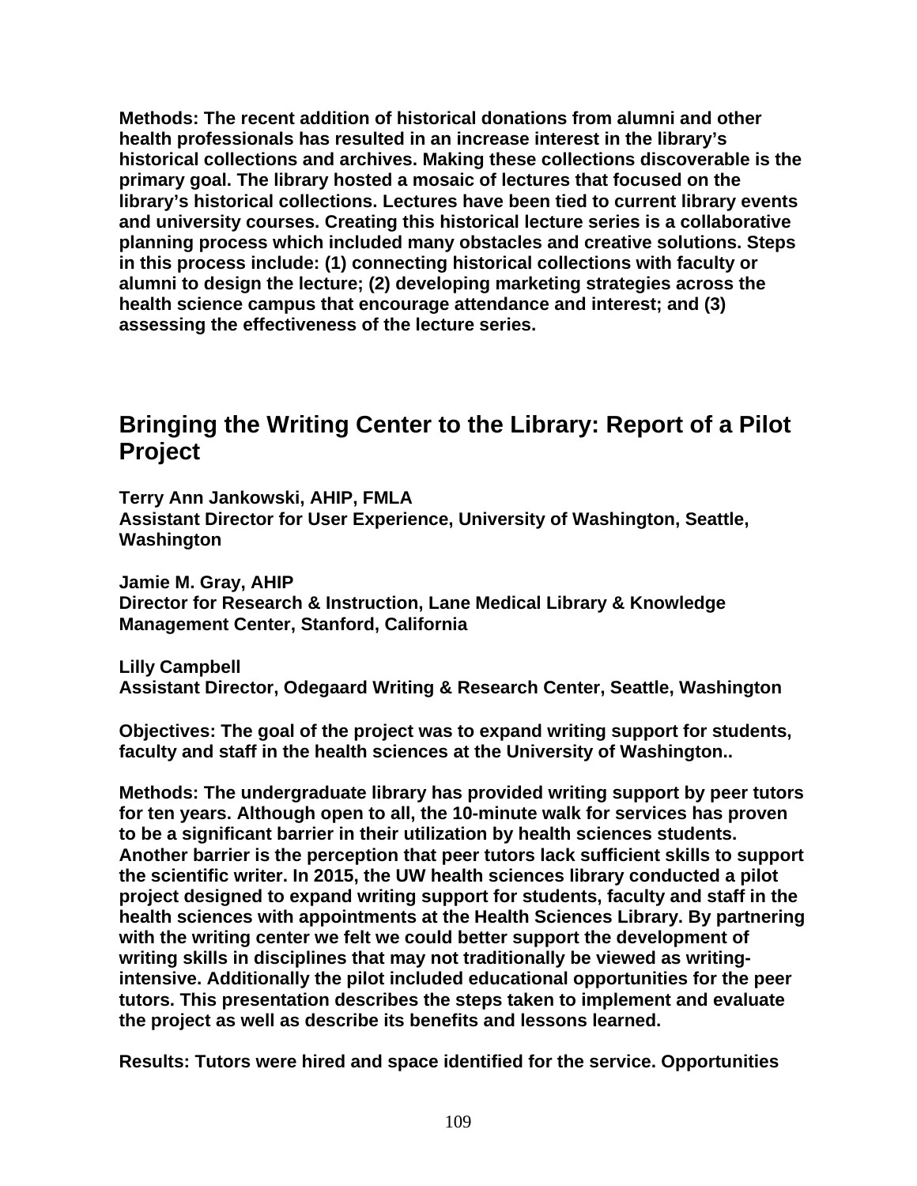**Methods: The recent addition of historical donations from alumni and other health professionals has resulted in an increase interest in the library's historical collections and archives. Making these collections discoverable is the primary goal. The library hosted a mosaic of lectures that focused on the library's historical collections. Lectures have been tied to current library events and university courses. Creating this historical lecture series is a collaborative planning process which included many obstacles and creative solutions. Steps in this process include: (1) connecting historical collections with faculty or alumni to design the lecture; (2) developing marketing strategies across the health science campus that encourage attendance and interest; and (3) assessing the effectiveness of the lecture series.**

## Bringing the Writing Center to the Library: Report of a Pilot Project

**Terry Ann Jankowski, AHIP, FMLA**
**Assistant Director for User Experience, University of Washington, Seattle, Washington**

**Jamie M. Gray, AHIP**
**Director for Research & Instruction, Lane Medical Library & Knowledge Management Center, Stanford, California**

**Lilly Campbell**
**Assistant Director, Odegaard Writing & Research Center, Seattle, Washington**

**Objectives: The goal of the project was to expand writing support for students, faculty and staff in the health sciences at the University of Washington..**

**Methods: The undergraduate library has provided writing support by peer tutors for ten years. Although open to all, the 10-minute walk for services has proven to be a significant barrier in their utilization by health sciences students. Another barrier is the perception that peer tutors lack sufficient skills to support the scientific writer. In 2015, the UW health sciences library conducted a pilot project designed to expand writing support for students, faculty and staff in the health sciences with appointments at the Health Sciences Library. By partnering with the writing center we felt we could better support the development of writing skills in disciplines that may not traditionally be viewed as writing-intensive. Additionally the pilot included educational opportunities for the peer tutors. This presentation describes the steps taken to implement and evaluate the project as well as describe its benefits and lessons learned.**

**Results: Tutors were hired and space identified for the service. Opportunities**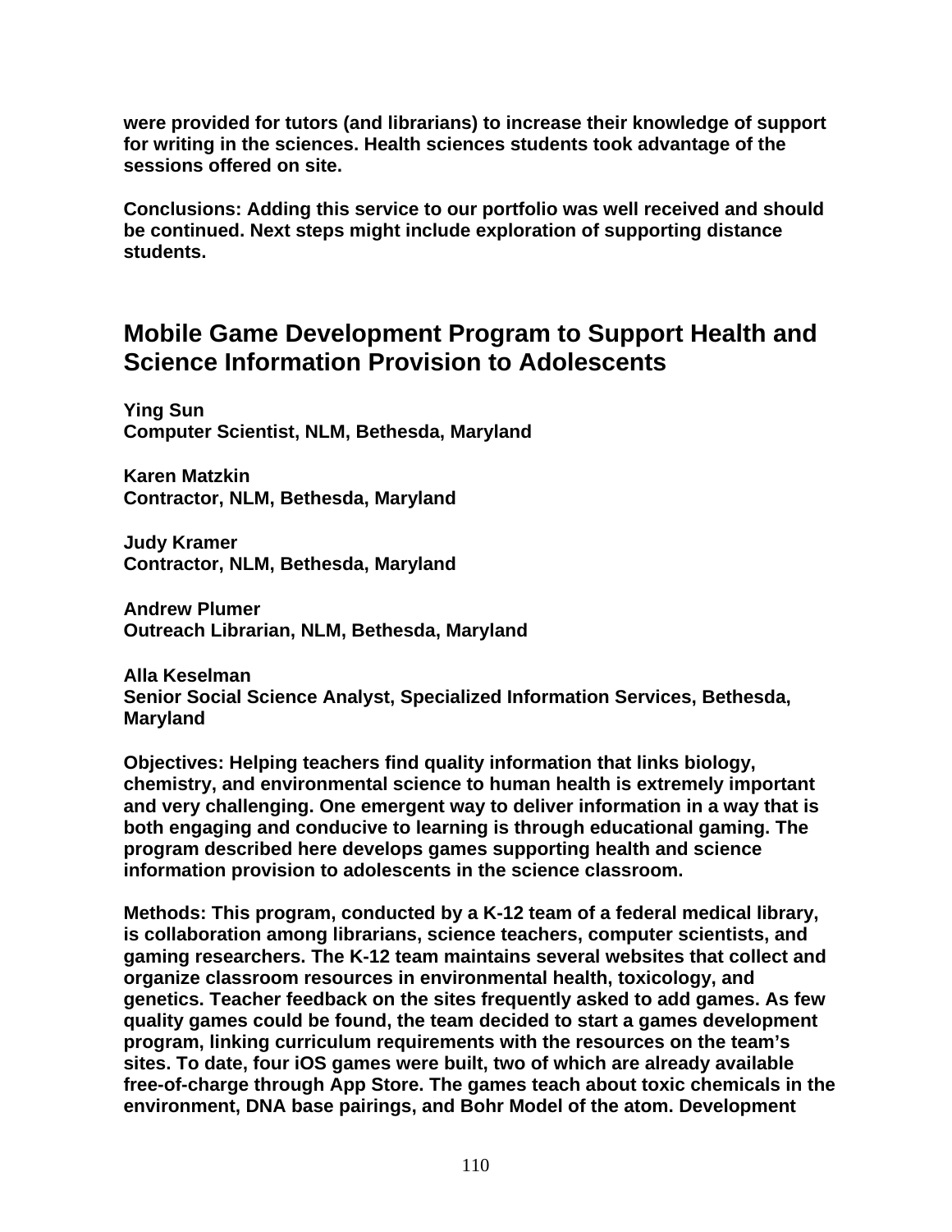were provided for tutors (and librarians) to increase their knowledge of support for writing in the sciences. Health sciences students took advantage of the sessions offered on site.

Conclusions: Adding this service to our portfolio was well received and should be continued. Next steps might include exploration of supporting distance students.

## Mobile Game Development Program to Support Health and Science Information Provision to Adolescents

Ying Sun
Computer Scientist, NLM, Bethesda, Maryland

Karen Matzkin
Contractor, NLM, Bethesda, Maryland

Judy Kramer
Contractor, NLM, Bethesda, Maryland

Andrew Plumer
Outreach Librarian, NLM, Bethesda, Maryland

Alla Keselman
Senior Social Science Analyst, Specialized Information Services, Bethesda, Maryland

Objectives: Helping teachers find quality information that links biology, chemistry, and environmental science to human health is extremely important and very challenging. One emergent way to deliver information in a way that is both engaging and conducive to learning is through educational gaming. The program described here develops games supporting health and science information provision to adolescents in the science classroom.

Methods: This program, conducted by a K-12 team of a federal medical library, is collaboration among librarians, science teachers, computer scientists, and gaming researchers. The K-12 team maintains several websites that collect and organize classroom resources in environmental health, toxicology, and genetics. Teacher feedback on the sites frequently asked to add games. As few quality games could be found, the team decided to start a games development program, linking curriculum requirements with the resources on the team's sites. To date, four iOS games were built, two of which are already available free-of-charge through App Store. The games teach about toxic chemicals in the environment, DNA base pairings, and Bohr Model of the atom. Development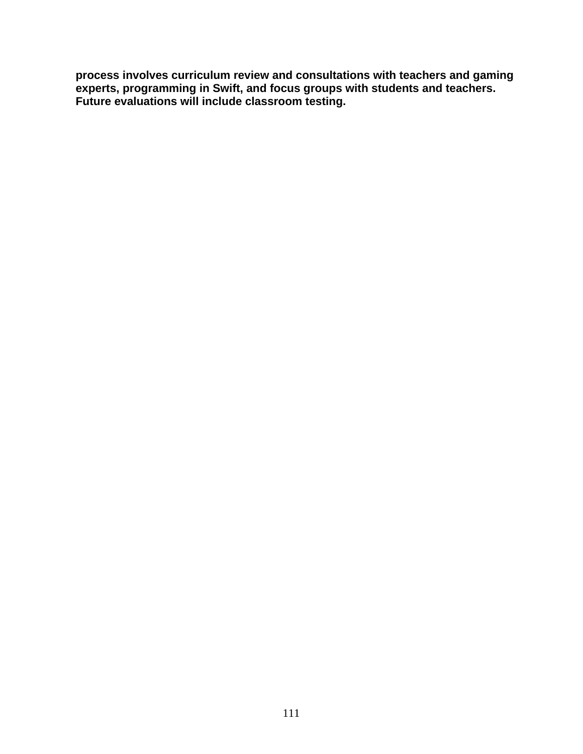**process involves curriculum review and consultations with teachers and gaming experts, programming in Swift, and focus groups with students and teachers. Future evaluations will include classroom testing.**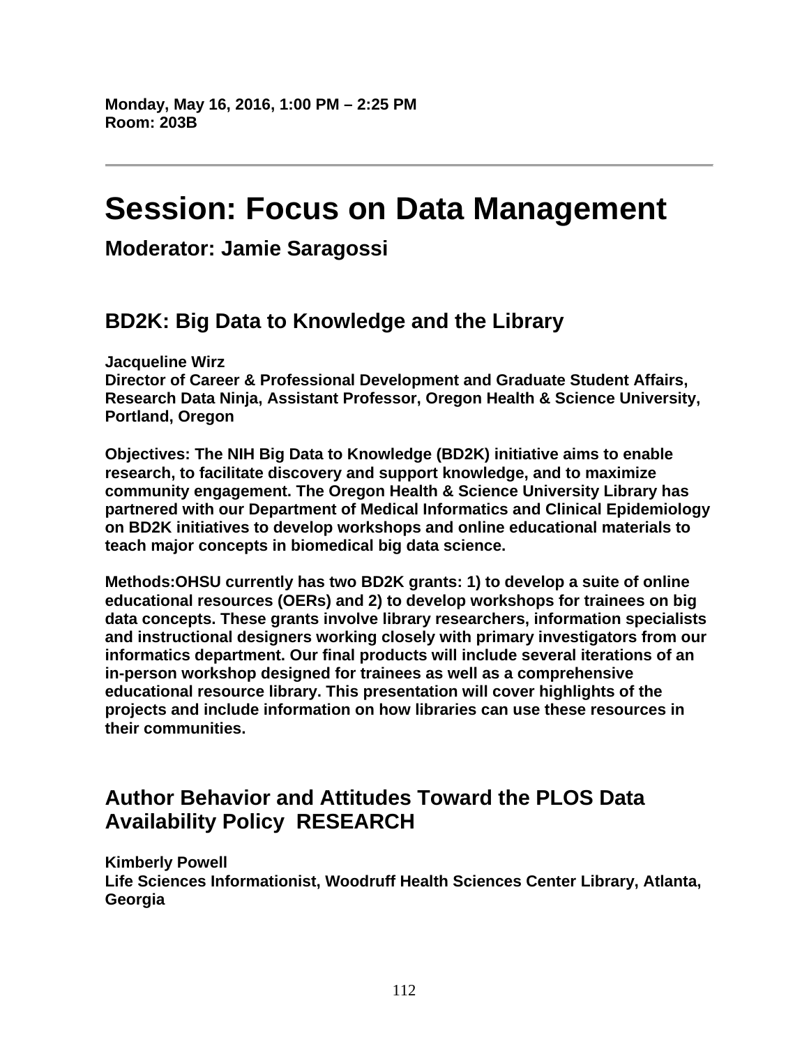**Monday, May 16, 2016, 1:00 PM – 2:25 PM**
**Room: 203B**

---

# Session: Focus on Data Management

## Moderator: Jamie Saragossi

### BD2K: Big Data to Knowledge and the Library

**Jacqueline Wirz**
**Director of Career & Professional Development and Graduate Student Affairs, Research Data Ninja, Assistant Professor, Oregon Health & Science University, Portland, Oregon**

**Objectives: The NIH Big Data to Knowledge (BD2K) initiative aims to enable research, to facilitate discovery and support knowledge, and to maximize community engagement. The Oregon Health & Science University Library has partnered with our Department of Medical Informatics and Clinical Epidemiology on BD2K initiatives to develop workshops and online educational materials to teach major concepts in biomedical big data science.**

**Methods:OHSU currently has two BD2K grants: 1) to develop a suite of online educational resources (OERs) and 2) to develop workshops for trainees on big data concepts. These grants involve library researchers, information specialists and instructional designers working closely with primary investigators from our informatics department. Our final products will include several iterations of an in-person workshop designed for trainees as well as a comprehensive educational resource library. This presentation will cover highlights of the projects and include information on how libraries can use these resources in their communities.**

### Author Behavior and Attitudes Toward the PLOS Data Availability Policy RESEARCH

**Kimberly Powell**
**Life Sciences Informationist, Woodruff Health Sciences Center Library, Atlanta, Georgia**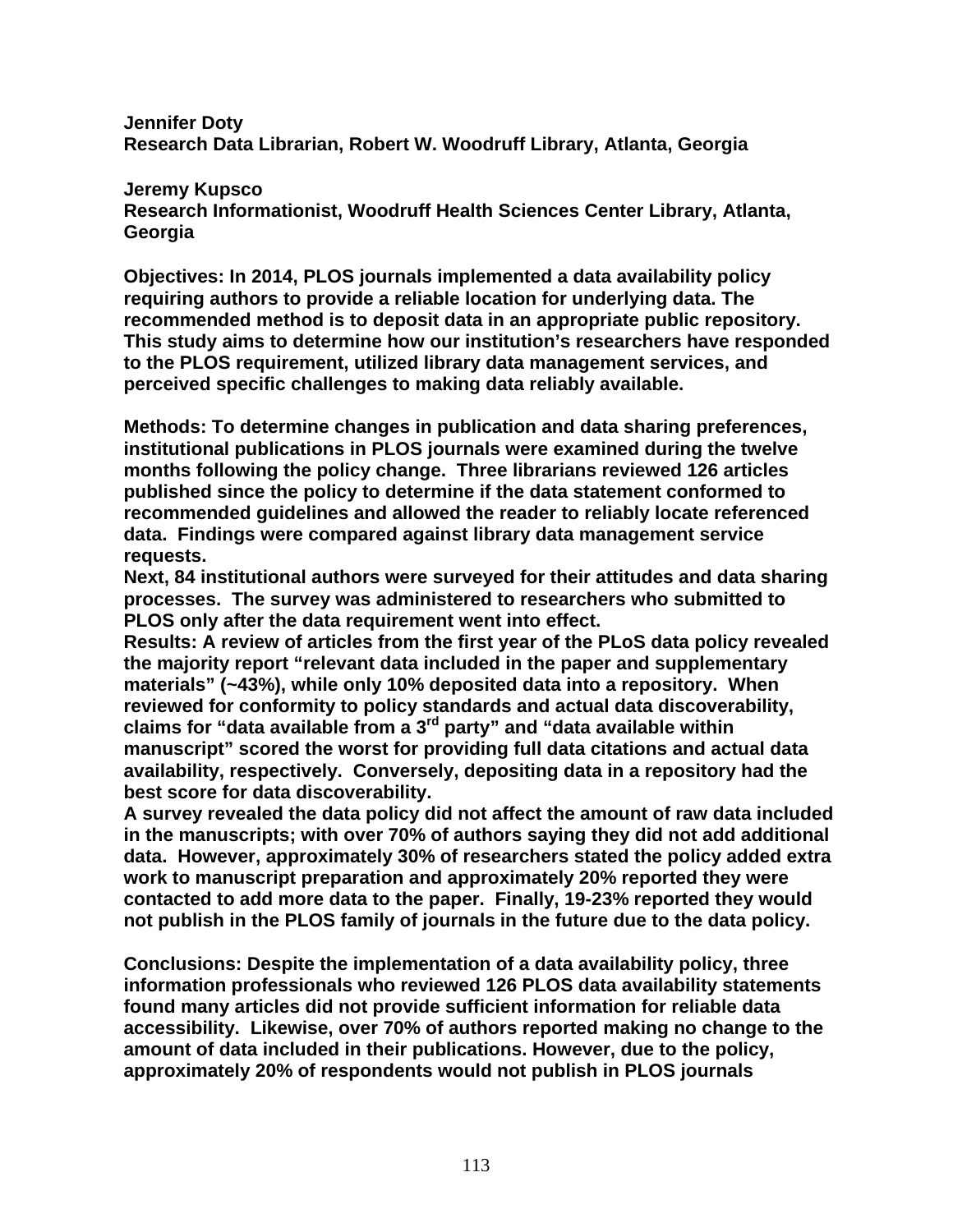**Jennifer Doty**
**Research Data Librarian, Robert W. Woodruff Library, Atlanta, Georgia**

**Jeremy Kupsco**
**Research Informationist, Woodruff Health Sciences Center Library, Atlanta, Georgia**

**Objectives: In 2014, PLOS journals implemented a data availability policy requiring authors to provide a reliable location for underlying data. The recommended method is to deposit data in an appropriate public repository. This study aims to determine how our institution's researchers have responded to the PLOS requirement, utilized library data management services, and perceived specific challenges to making data reliably available.**

**Methods: To determine changes in publication and data sharing preferences, institutional publications in PLOS journals were examined during the twelve months following the policy change. Three librarians reviewed 126 articles published since the policy to determine if the data statement conformed to recommended guidelines and allowed the reader to reliably locate referenced data. Findings were compared against library data management service requests.**
**Next, 84 institutional authors were surveyed for their attitudes and data sharing processes. The survey was administered to researchers who submitted to PLOS only after the data requirement went into effect.**
**Results: A review of articles from the first year of the PLoS data policy revealed the majority report "relevant data included in the paper and supplementary materials" (~43%), while only 10% deposited data into a repository. When reviewed for conformity to policy standards and actual data discoverability, claims for "data available from a 3rd party" and "data available within manuscript" scored the worst for providing full data citations and actual data availability, respectively. Conversely, depositing data in a repository had the best score for data discoverability.**
**A survey revealed the data policy did not affect the amount of raw data included in the manuscripts; with over 70% of authors saying they did not add additional data. However, approximately 30% of researchers stated the policy added extra work to manuscript preparation and approximately 20% reported they were contacted to add more data to the paper. Finally, 19-23% reported they would not publish in the PLOS family of journals in the future due to the data policy.**

**Conclusions: Despite the implementation of a data availability policy, three information professionals who reviewed 126 PLOS data availability statements found many articles did not provide sufficient information for reliable data accessibility. Likewise, over 70% of authors reported making no change to the amount of data included in their publications. However, due to the policy, approximately 20% of respondents would not publish in PLOS journals**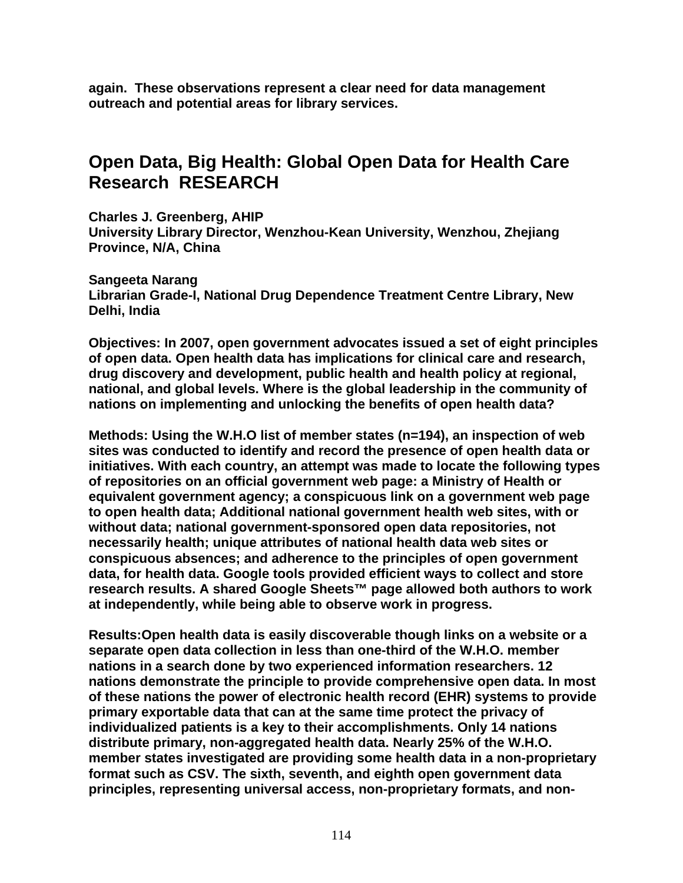**again. These observations represent a clear need for data management outreach and potential areas for library services.**

## Open Data, Big Health: Global Open Data for Health Care Research RESEARCH

**Charles J. Greenberg, AHIP**
**University Library Director, Wenzhou-Kean University, Wenzhou, Zhejiang Province, N/A, China**

**Sangeeta Narang**
**Librarian Grade-I, National Drug Dependence Treatment Centre Library, New Delhi, India**

**Objectives: In 2007, open government advocates issued a set of eight principles of open data. Open health data has implications for clinical care and research, drug discovery and development, public health and health policy at regional, national, and global levels. Where is the global leadership in the community of nations on implementing and unlocking the benefits of open health data?**

**Methods: Using the W.H.O list of member states (n=194), an inspection of web sites was conducted to identify and record the presence of open health data or initiatives. With each country, an attempt was made to locate the following types of repositories on an official government web page: a Ministry of Health or equivalent government agency; a conspicuous link on a government web page to open health data; Additional national government health web sites, with or without data; national government-sponsored open data repositories, not necessarily health; unique attributes of national health data web sites or conspicuous absences; and adherence to the principles of open government data, for health data. Google tools provided efficient ways to collect and store research results. A shared Google Sheets™ page allowed both authors to work at independently, while being able to observe work in progress.**

**Results:Open health data is easily discoverable though links on a website or a separate open data collection in less than one-third of the W.H.O. member nations in a search done by two experienced information researchers. 12 nations demonstrate the principle to provide comprehensive open data. In most of these nations the power of electronic health record (EHR) systems to provide primary exportable data that can at the same time protect the privacy of individualized patients is a key to their accomplishments. Only 14 nations distribute primary, non-aggregated health data. Nearly 25% of the W.H.O. member states investigated are providing some health data in a non-proprietary format such as CSV. The sixth, seventh, and eighth open government data principles, representing universal access, non-proprietary formats, and non-**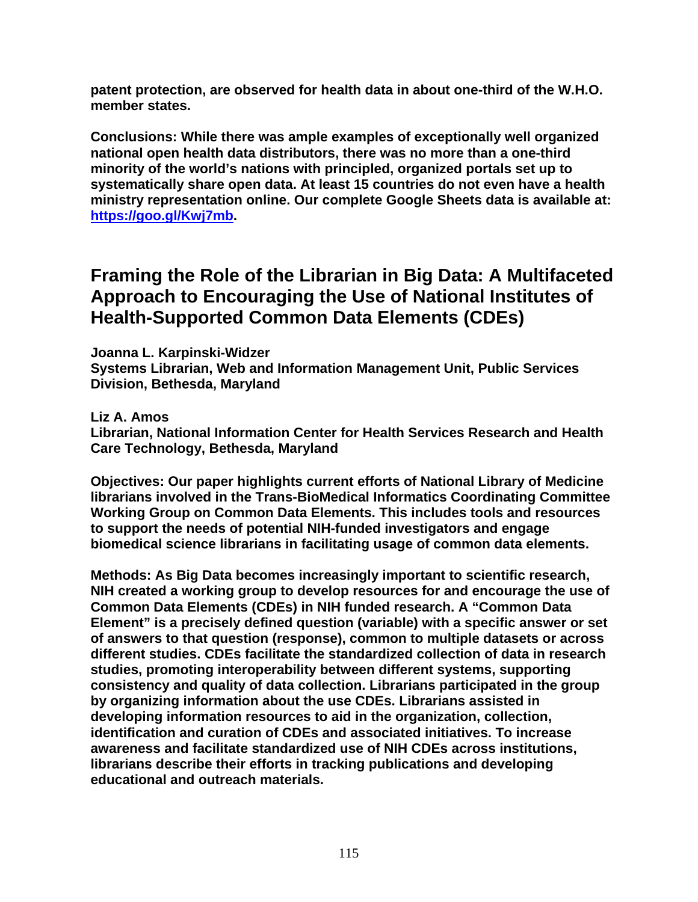**patent protection, are observed for health data in about one-third of the W.H.O. member states.**

**Conclusions: While there was ample examples of exceptionally well organized national open health data distributors, there was no more than a one-third minority of the world's nations with principled, organized portals set up to systematically share open data. At least 15 countries do not even have a health ministry representation online. Our complete Google Sheets data is available at: [https://goo.gl/Kwj7mb](https://goo.gl/Kwj7mb).**

## Framing the Role of the Librarian in Big Data: A Multifaceted Approach to Encouraging the Use of National Institutes of Health-Supported Common Data Elements (CDEs)

**Joanna L. Karpinski-Widzer**
**Systems Librarian, Web and Information Management Unit, Public Services Division, Bethesda, Maryland**

**Liz A. Amos**
**Librarian, National Information Center for Health Services Research and Health Care Technology, Bethesda, Maryland**

**Objectives: Our paper highlights current efforts of National Library of Medicine librarians involved in the Trans-BioMedical Informatics Coordinating Committee Working Group on Common Data Elements. This includes tools and resources to support the needs of potential NIH-funded investigators and engage biomedical science librarians in facilitating usage of common data elements.**

**Methods: As Big Data becomes increasingly important to scientific research, NIH created a working group to develop resources for and encourage the use of Common Data Elements (CDEs) in NIH funded research. A "Common Data Element" is a precisely defined question (variable) with a specific answer or set of answers to that question (response), common to multiple datasets or across different studies. CDEs facilitate the standardized collection of data in research studies, promoting interoperability between different systems, supporting consistency and quality of data collection. Librarians participated in the group by organizing information about the use CDEs. Librarians assisted in developing information resources to aid in the organization, collection, identification and curation of CDEs and associated initiatives. To increase awareness and facilitate standardized use of NIH CDEs across institutions, librarians describe their efforts in tracking publications and developing educational and outreach materials.**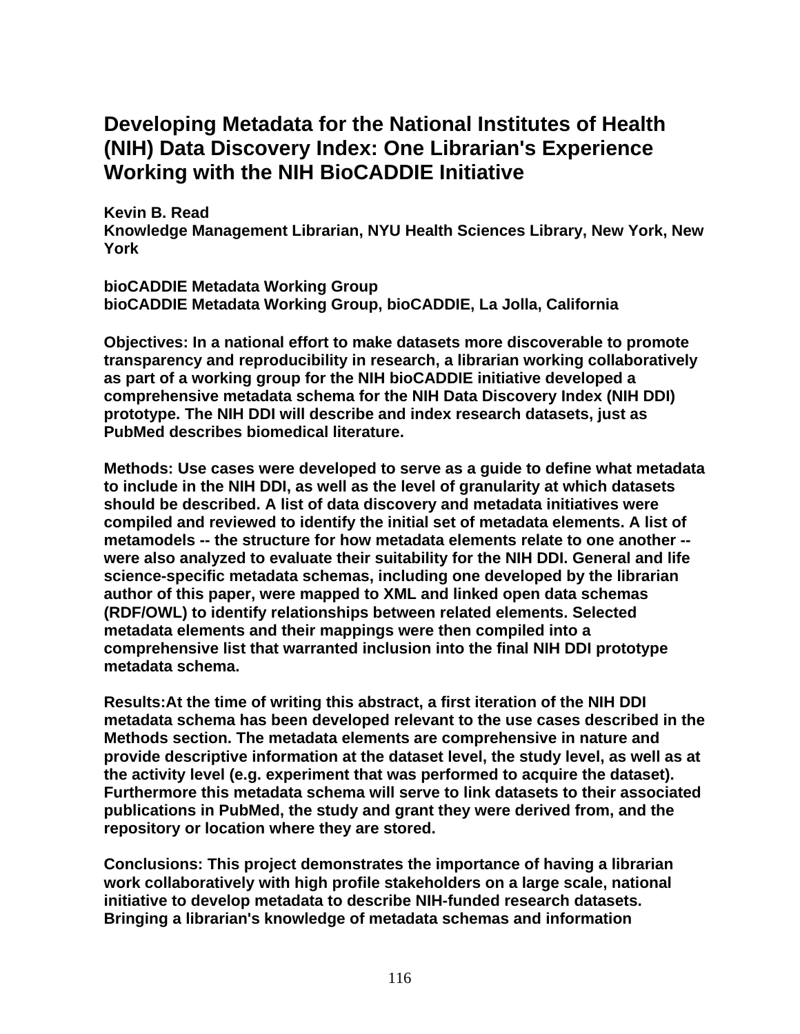# Developing Metadata for the National Institutes of Health (NIH) Data Discovery Index: One Librarian's Experience Working with the NIH BioCADDIE Initiative

**Kevin B. Read**
**Knowledge Management Librarian, NYU Health Sciences Library, New York, New York**

**bioCADDIE Metadata Working Group**
**bioCADDIE Metadata Working Group, bioCADDIE, La Jolla, California**

**Objectives: In a national effort to make datasets more discoverable to promote transparency and reproducibility in research, a librarian working collaboratively as part of a working group for the NIH bioCADDIE initiative developed a comprehensive metadata schema for the NIH Data Discovery Index (NIH DDI) prototype. The NIH DDI will describe and index research datasets, just as PubMed describes biomedical literature.**

**Methods: Use cases were developed to serve as a guide to define what metadata to include in the NIH DDI, as well as the level of granularity at which datasets should be described. A list of data discovery and metadata initiatives were compiled and reviewed to identify the initial set of metadata elements. A list of metamodels -- the structure for how metadata elements relate to one another -- were also analyzed to evaluate their suitability for the NIH DDI. General and life science-specific metadata schemas, including one developed by the librarian author of this paper, were mapped to XML and linked open data schemas (RDF/OWL) to identify relationships between related elements. Selected metadata elements and their mappings were then compiled into a comprehensive list that warranted inclusion into the final NIH DDI prototype metadata schema.**

**Results:At the time of writing this abstract, a first iteration of the NIH DDI metadata schema has been developed relevant to the use cases described in the Methods section. The metadata elements are comprehensive in nature and provide descriptive information at the dataset level, the study level, as well as at the activity level (e.g. experiment that was performed to acquire the dataset). Furthermore this metadata schema will serve to link datasets to their associated publications in PubMed, the study and grant they were derived from, and the repository or location where they are stored.**

**Conclusions: This project demonstrates the importance of having a librarian work collaboratively with high profile stakeholders on a large scale, national initiative to develop metadata to describe NIH-funded research datasets. Bringing a librarian's knowledge of metadata schemas and information**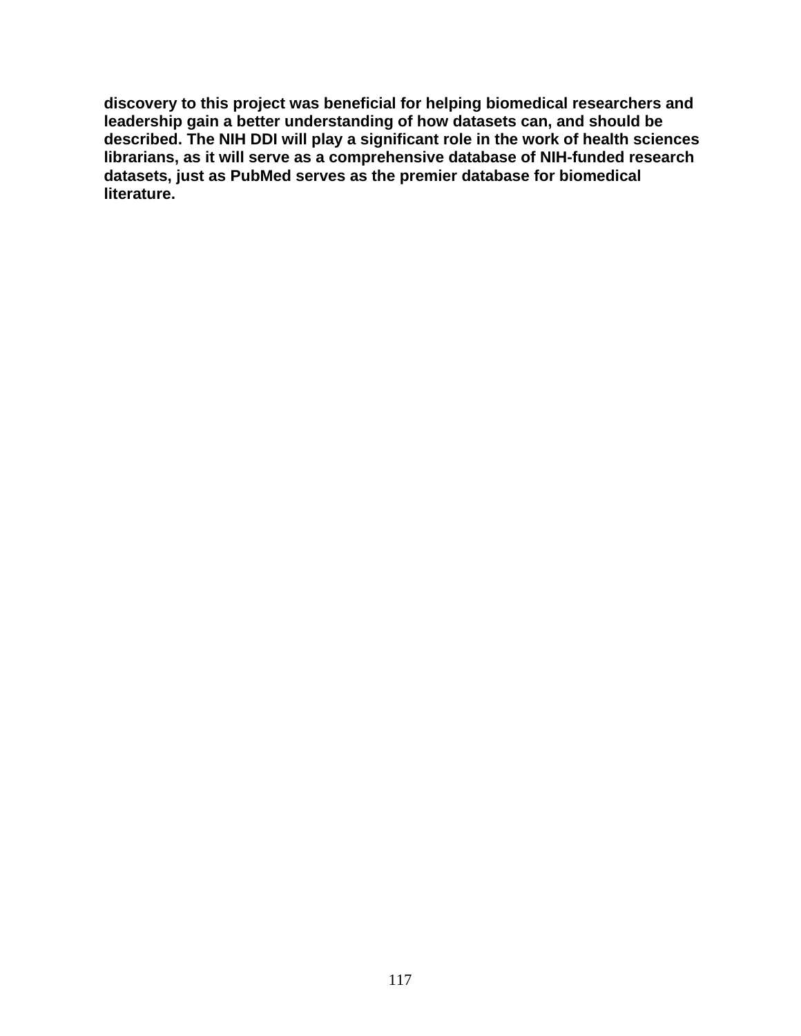**discovery to this project was beneficial for helping biomedical researchers and leadership gain a better understanding of how datasets can, and should be described. The NIH DDI will play a significant role in the work of health sciences librarians, as it will serve as a comprehensive database of NIH-funded research datasets, just as PubMed serves as the premier database for biomedical literature.**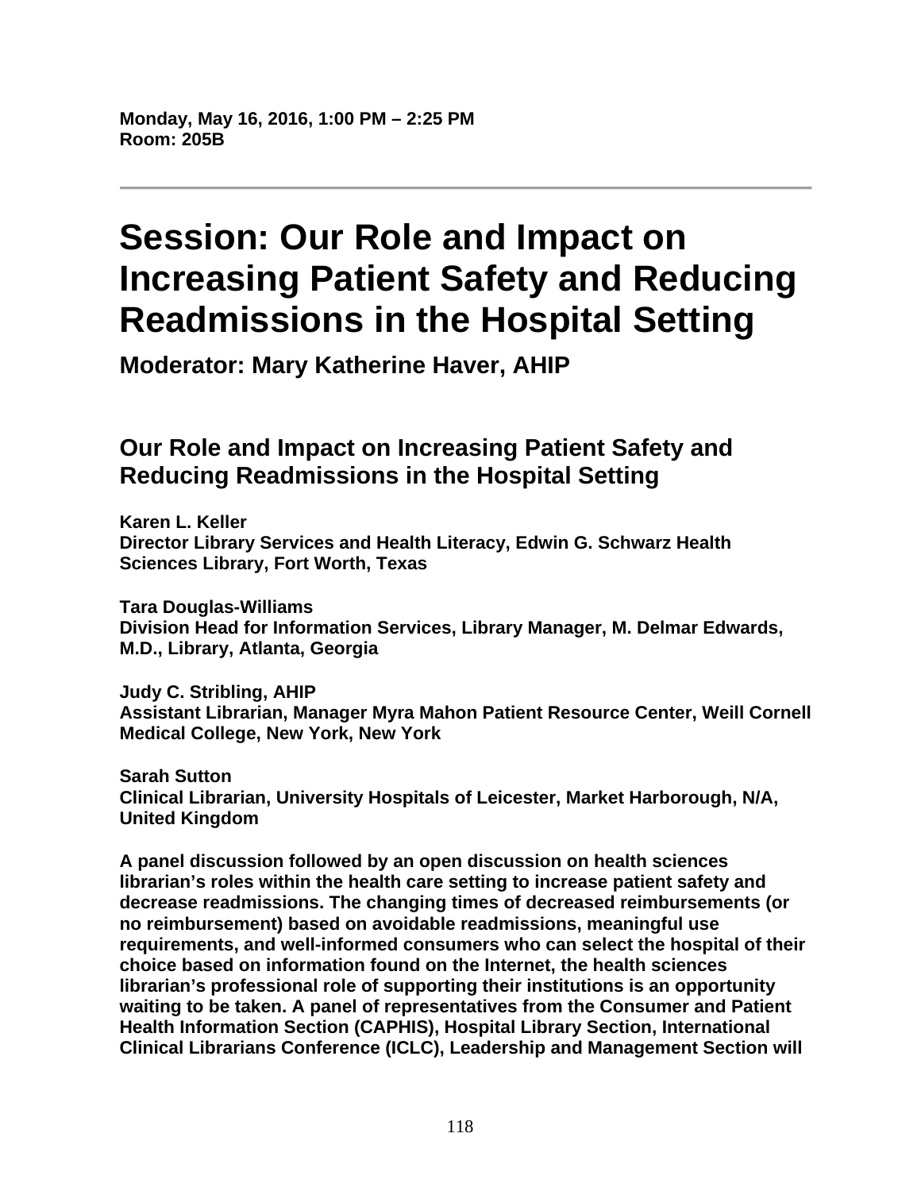**Monday, May 16, 2016, 1:00 PM – 2:25 PM**
**Room: 205B**

---

# Session: Our Role and Impact on Increasing Patient Safety and Reducing Readmissions in the Hospital Setting

## Moderator: Mary Katherine Haver, AHIP

### Our Role and Impact on Increasing Patient Safety and Reducing Readmissions in the Hospital Setting

**Karen L. Keller**
**Director Library Services and Health Literacy, Edwin G. Schwarz Health Sciences Library, Fort Worth, Texas**

**Tara Douglas-Williams**
**Division Head for Information Services, Library Manager, M. Delmar Edwards, M.D., Library, Atlanta, Georgia**

**Judy C. Stribling, AHIP**
**Assistant Librarian, Manager Myra Mahon Patient Resource Center, Weill Cornell Medical College, New York, New York**

**Sarah Sutton**
**Clinical Librarian, University Hospitals of Leicester, Market Harborough, N/A, United Kingdom**

**A panel discussion followed by an open discussion on health sciences librarian's roles within the health care setting to increase patient safety and decrease readmissions. The changing times of decreased reimbursements (or no reimbursement) based on avoidable readmissions, meaningful use requirements, and well-informed consumers who can select the hospital of their choice based on information found on the Internet, the health sciences librarian's professional role of supporting their institutions is an opportunity waiting to be taken. A panel of representatives from the Consumer and Patient Health Information Section (CAPHIS), Hospital Library Section, International Clinical Librarians Conference (ICLC), Leadership and Management Section will**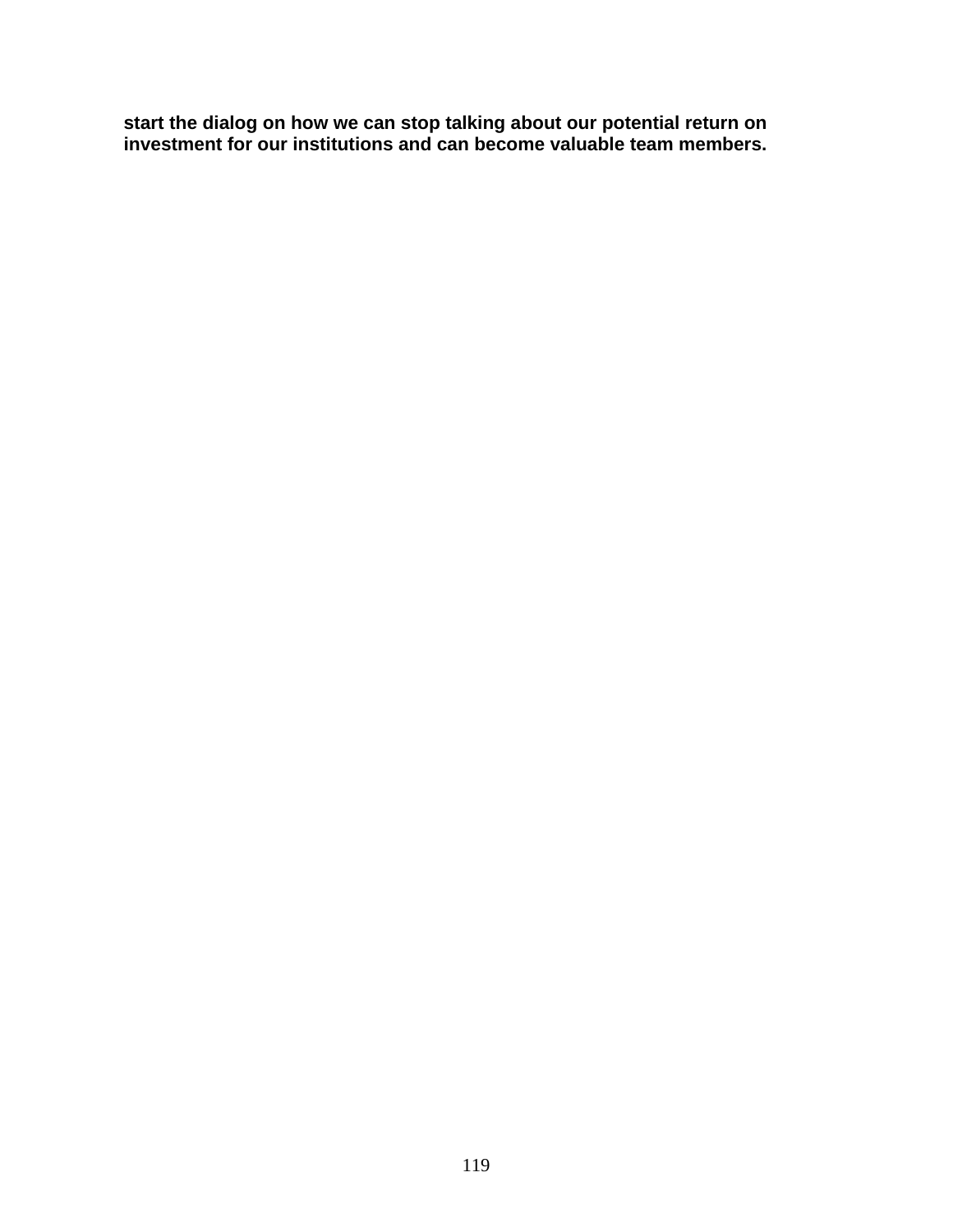**start the dialog on how we can stop talking about our potential return on investment for our institutions and can become valuable team members.**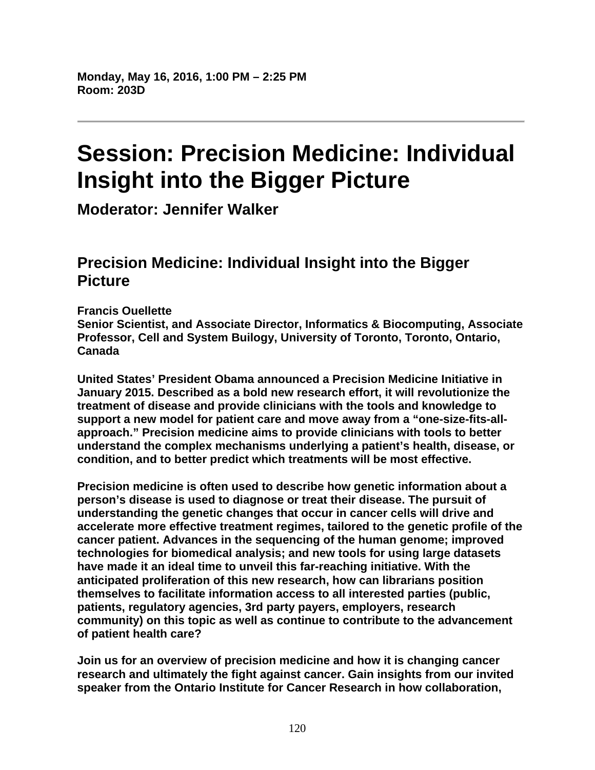**Monday, May 16, 2016, 1:00 PM – 2:25 PM**
**Room: 203D**

---

# Session: Precision Medicine: Individual Insight into the Bigger Picture

### Moderator: Jennifer Walker

## Precision Medicine: Individual Insight into the Bigger Picture

**Francis Ouellette**
**Senior Scientist, and Associate Director, Informatics & Biocomputing, Associate Professor, Cell and System Builogy, University of Toronto, Toronto, Ontario, Canada**

**United States' President Obama announced a Precision Medicine Initiative in January 2015. Described as a bold new research effort, it will revolutionize the treatment of disease and provide clinicians with the tools and knowledge to support a new model for patient care and move away from a "one-size-fits-all-approach." Precision medicine aims to provide clinicians with tools to better understand the complex mechanisms underlying a patient's health, disease, or condition, and to better predict which treatments will be most effective.**

**Precision medicine is often used to describe how genetic information about a person's disease is used to diagnose or treat their disease. The pursuit of understanding the genetic changes that occur in cancer cells will drive and accelerate more effective treatment regimes, tailored to the genetic profile of the cancer patient. Advances in the sequencing of the human genome; improved technologies for biomedical analysis; and new tools for using large datasets have made it an ideal time to unveil this far-reaching initiative. With the anticipated proliferation of this new research, how can librarians position themselves to facilitate information access to all interested parties (public, patients, regulatory agencies, 3rd party payers, employers, research community) on this topic as well as continue to contribute to the advancement of patient health care?**

**Join us for an overview of precision medicine and how it is changing cancer research and ultimately the fight against cancer. Gain insights from our invited speaker from the Ontario Institute for Cancer Research in how collaboration,**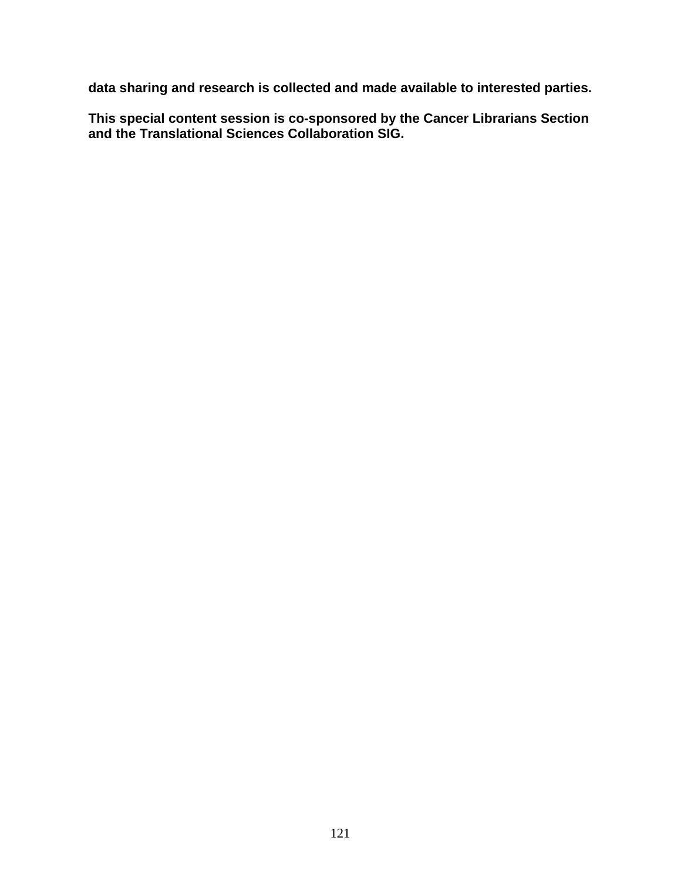**data sharing and research is collected and made available to interested parties.**

**This special content session is co-sponsored by the Cancer Librarians Section and the Translational Sciences Collaboration SIG.**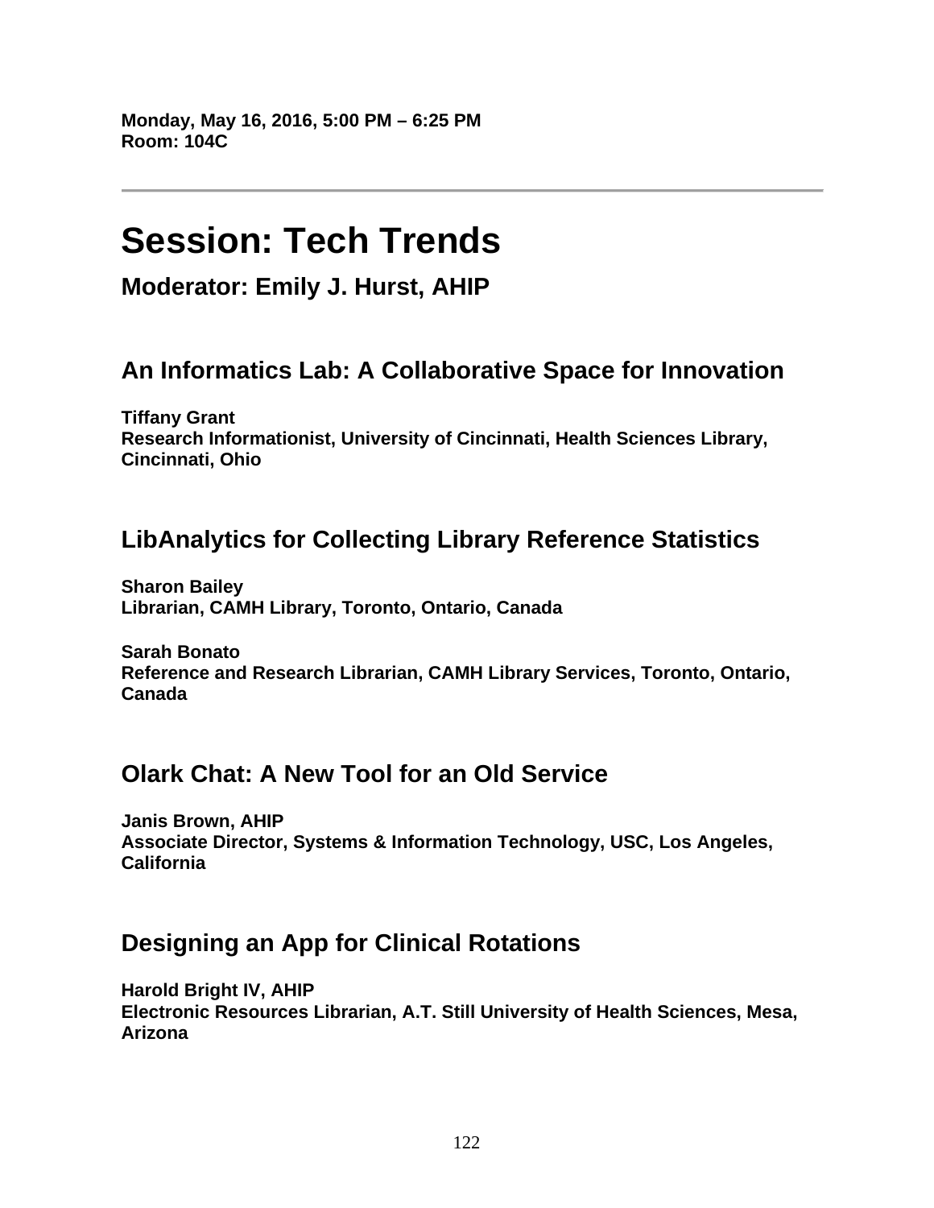**Monday, May 16, 2016, 5:00 PM – 6:25 PM**
**Room: 104C**

---

# Session: Tech Trends

## Moderator: Emily J. Hurst, AHIP

### An Informatics Lab: A Collaborative Space for Innovation

**Tiffany Grant**
**Research Informationist, University of Cincinnati, Health Sciences Library, Cincinnati, Ohio**

### LibAnalytics for Collecting Library Reference Statistics

**Sharon Bailey**
**Librarian, CAMH Library, Toronto, Ontario, Canada**

**Sarah Bonato**
**Reference and Research Librarian, CAMH Library Services, Toronto, Ontario, Canada**

### Olark Chat: A New Tool for an Old Service

**Janis Brown, AHIP**
**Associate Director, Systems & Information Technology, USC, Los Angeles, California**

### Designing an App for Clinical Rotations

**Harold Bright IV, AHIP**
**Electronic Resources Librarian, A.T. Still University of Health Sciences, Mesa, Arizona**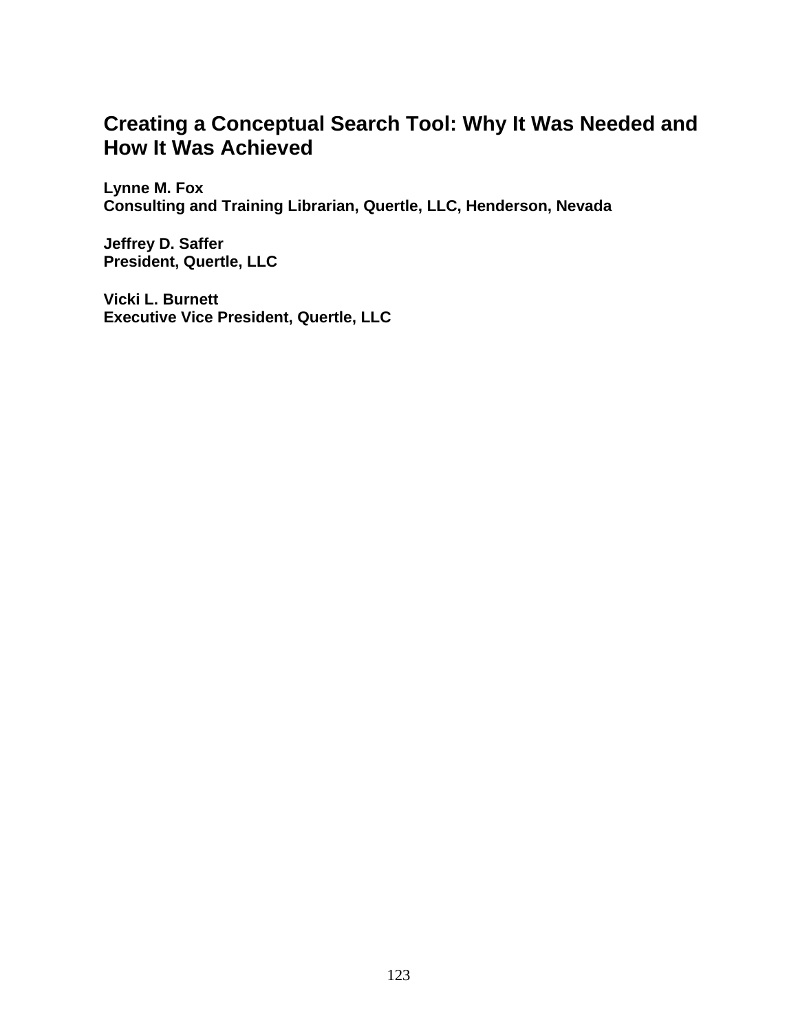# Creating a Conceptual Search Tool: Why It Was Needed and How It Was Achieved

**Lynne M. Fox**
**Consulting and Training Librarian, Quertle, LLC, Henderson, Nevada**

**Jeffrey D. Saffer**
**President, Quertle, LLC**

**Vicki L. Burnett**
**Executive Vice President, Quertle, LLC**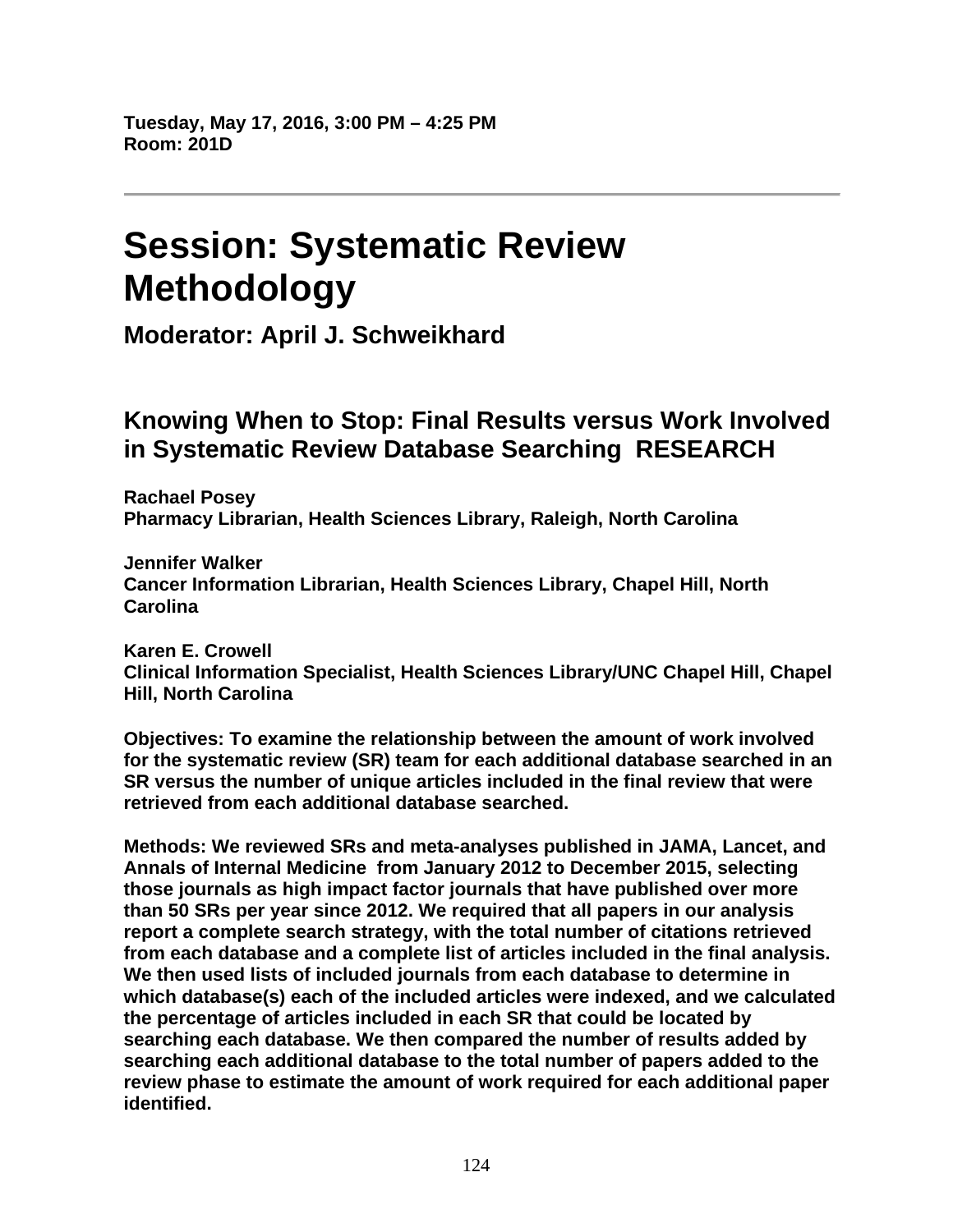**Tuesday, May 17, 2016, 3:00 PM – 4:25 PM**
**Room: 201D**

---

# Session: Systematic Review Methodology

## Moderator: April J. Schweikhard

### Knowing When to Stop: Final Results versus Work Involved in Systematic Review Database Searching RESEARCH

**Rachael Posey**
**Pharmacy Librarian, Health Sciences Library, Raleigh, North Carolina**

**Jennifer Walker**
**Cancer Information Librarian, Health Sciences Library, Chapel Hill, North Carolina**

**Karen E. Crowell**
**Clinical Information Specialist, Health Sciences Library/UNC Chapel Hill, Chapel Hill, North Carolina**

**Objectives: To examine the relationship between the amount of work involved for the systematic review (SR) team for each additional database searched in an SR versus the number of unique articles included in the final review that were retrieved from each additional database searched.**

**Methods: We reviewed SRs and meta-analyses published in JAMA, Lancet, and Annals of Internal Medicine from January 2012 to December 2015, selecting those journals as high impact factor journals that have published over more than 50 SRs per year since 2012. We required that all papers in our analysis report a complete search strategy, with the total number of citations retrieved from each database and a complete list of articles included in the final analysis. We then used lists of included journals from each database to determine in which database(s) each of the included articles were indexed, and we calculated the percentage of articles included in each SR that could be located by searching each database. We then compared the number of results added by searching each additional database to the total number of papers added to the review phase to estimate the amount of work required for each additional paper identified.**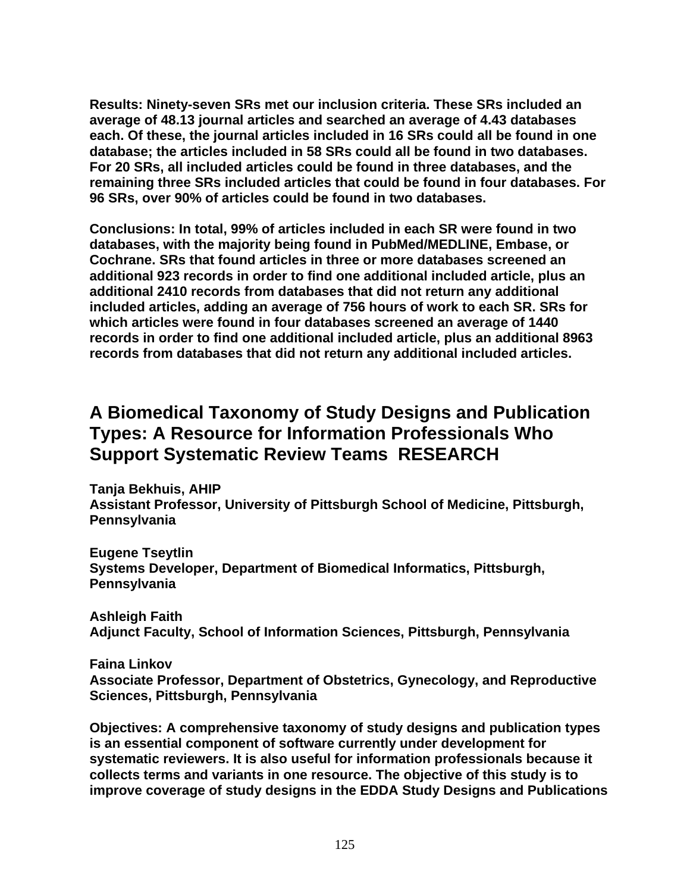**Results: Ninety-seven SRs met our inclusion criteria. These SRs included an average of 48.13 journal articles and searched an average of 4.43 databases each. Of these, the journal articles included in 16 SRs could all be found in one database; the articles included in 58 SRs could all be found in two databases. For 20 SRs, all included articles could be found in three databases, and the remaining three SRs included articles that could be found in four databases. For 96 SRs, over 90% of articles could be found in two databases.**

**Conclusions: In total, 99% of articles included in each SR were found in two databases, with the majority being found in PubMed/MEDLINE, Embase, or Cochrane. SRs that found articles in three or more databases screened an additional 923 records in order to find one additional included article, plus an additional 2410 records from databases that did not return any additional included articles, adding an average of 756 hours of work to each SR. SRs for which articles were found in four databases screened an average of 1440 records in order to find one additional included article, plus an additional 8963 records from databases that did not return any additional included articles.**

## A Biomedical Taxonomy of Study Designs and Publication Types: A Resource for Information Professionals Who Support Systematic Review Teams RESEARCH

**Tanja Bekhuis, AHIP**
**Assistant Professor, University of Pittsburgh School of Medicine, Pittsburgh, Pennsylvania**

**Eugene Tseytlin**
**Systems Developer, Department of Biomedical Informatics, Pittsburgh, Pennsylvania**

**Ashleigh Faith**
**Adjunct Faculty, School of Information Sciences, Pittsburgh, Pennsylvania**

**Faina Linkov**
**Associate Professor, Department of Obstetrics, Gynecology, and Reproductive Sciences, Pittsburgh, Pennsylvania**

**Objectives: A comprehensive taxonomy of study designs and publication types is an essential component of software currently under development for systematic reviewers. It is also useful for information professionals because it collects terms and variants in one resource. The objective of this study is to improve coverage of study designs in the EDDA Study Designs and Publications**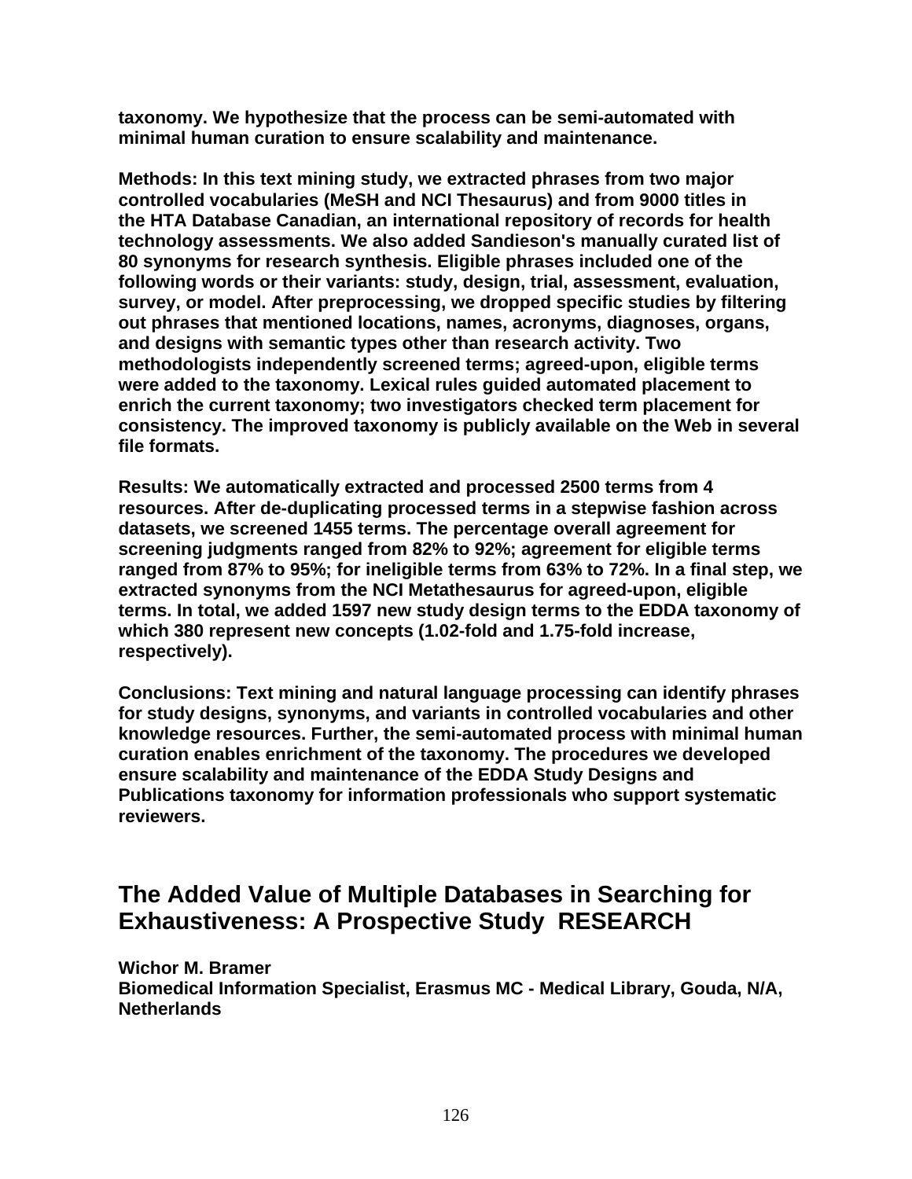**taxonomy. We hypothesize that the process can be semi-automated with minimal human curation to ensure scalability and maintenance.**

**Methods: In this text mining study, we extracted phrases from two major controlled vocabularies (MeSH and NCI Thesaurus) and from 9000 titles in the HTA Database Canadian, an international repository of records for health technology assessments. We also added Sandieson's manually curated list of 80 synonyms for research synthesis. Eligible phrases included one of the following words or their variants: study, design, trial, assessment, evaluation, survey, or model. After preprocessing, we dropped specific studies by filtering out phrases that mentioned locations, names, acronyms, diagnoses, organs, and designs with semantic types other than research activity. Two methodologists independently screened terms; agreed-upon, eligible terms were added to the taxonomy. Lexical rules guided automated placement to enrich the current taxonomy; two investigators checked term placement for consistency. The improved taxonomy is publicly available on the Web in several file formats.**

**Results: We automatically extracted and processed 2500 terms from 4 resources. After de-duplicating processed terms in a stepwise fashion across datasets, we screened 1455 terms. The percentage overall agreement for screening judgments ranged from 82% to 92%; agreement for eligible terms ranged from 87% to 95%; for ineligible terms from 63% to 72%. In a final step, we extracted synonyms from the NCI Metathesaurus for agreed-upon, eligible terms. In total, we added 1597 new study design terms to the EDDA taxonomy of which 380 represent new concepts (1.02-fold and 1.75-fold increase, respectively).**

**Conclusions: Text mining and natural language processing can identify phrases for study designs, synonyms, and variants in controlled vocabularies and other knowledge resources. Further, the semi-automated process with minimal human curation enables enrichment of the taxonomy. The procedures we developed ensure scalability and maintenance of the EDDA Study Designs and Publications taxonomy for information professionals who support systematic reviewers.**

## The Added Value of Multiple Databases in Searching for Exhaustiveness: A Prospective Study RESEARCH

**Wichor M. Bramer**
**Biomedical Information Specialist, Erasmus MC - Medical Library, Gouda, N/A, Netherlands**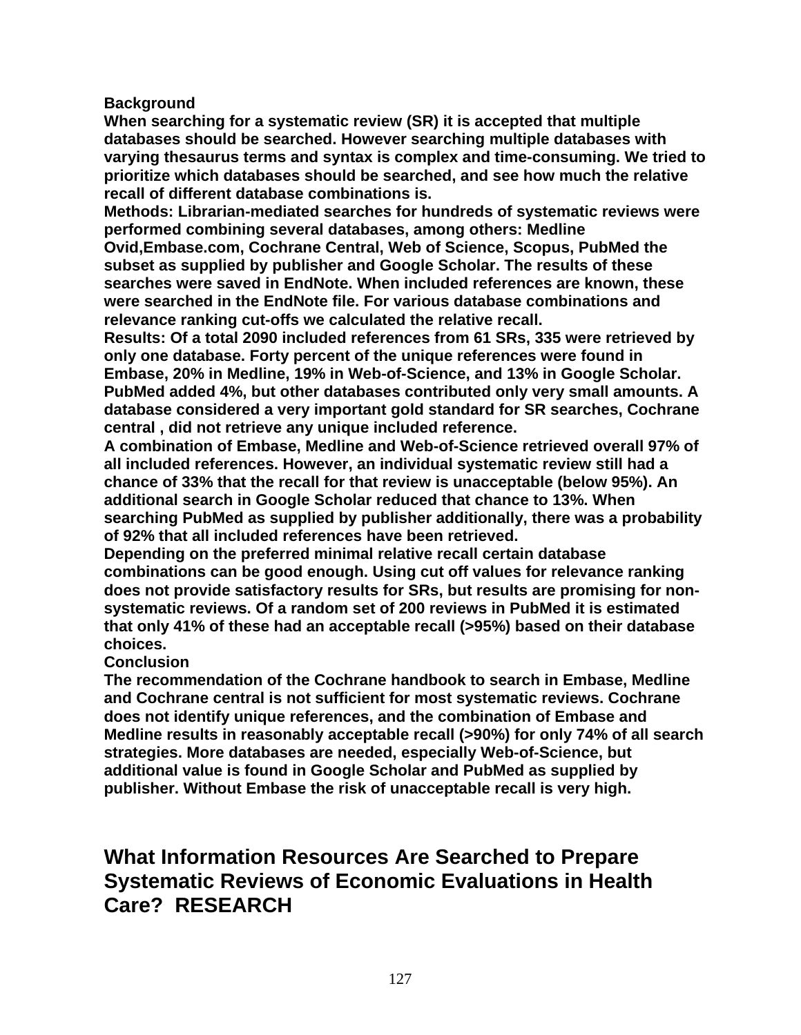**Background**

**When searching for a systematic review (SR) it is accepted that multiple databases should be searched. However searching multiple databases with varying thesaurus terms and syntax is complex and time-consuming. We tried to prioritize which databases should be searched, and see how much the relative recall of different database combinations is.**

**Methods: Librarian-mediated searches for hundreds of systematic reviews were performed combining several databases, among others: Medline Ovid,Embase.com, Cochrane Central, Web of Science, Scopus, PubMed the subset as supplied by publisher and Google Scholar. The results of these searches were saved in EndNote. When included references are known, these were searched in the EndNote file. For various database combinations and relevance ranking cut-offs we calculated the relative recall.**

**Results: Of a total 2090 included references from 61 SRs, 335 were retrieved by only one database. Forty percent of the unique references were found in Embase, 20% in Medline, 19% in Web-of-Science, and 13% in Google Scholar. PubMed added 4%, but other databases contributed only very small amounts. A database considered a very important gold standard for SR searches, Cochrane central , did not retrieve any unique included reference.**

**A combination of Embase, Medline and Web-of-Science retrieved overall 97% of all included references. However, an individual systematic review still had a chance of 33% that the recall for that review is unacceptable (below 95%). An additional search in Google Scholar reduced that chance to 13%. When searching PubMed as supplied by publisher additionally, there was a probability of 92% that all included references have been retrieved.**

**Depending on the preferred minimal relative recall certain database combinations can be good enough. Using cut off values for relevance ranking does not provide satisfactory results for SRs, but results are promising for non-systematic reviews. Of a random set of 200 reviews in PubMed it is estimated that only 41% of these had an acceptable recall (>95%) based on their database choices.**

**Conclusion**

**The recommendation of the Cochrane handbook to search in Embase, Medline and Cochrane central is not sufficient for most systematic reviews. Cochrane does not identify unique references, and the combination of Embase and Medline results in reasonably acceptable recall (>90%) for only 74% of all search strategies. More databases are needed, especially Web-of-Science, but additional value is found in Google Scholar and PubMed as supplied by publisher. Without Embase the risk of unacceptable recall is very high.**

## What Information Resources Are Searched to Prepare Systematic Reviews of Economic Evaluations in Health Care? RESEARCH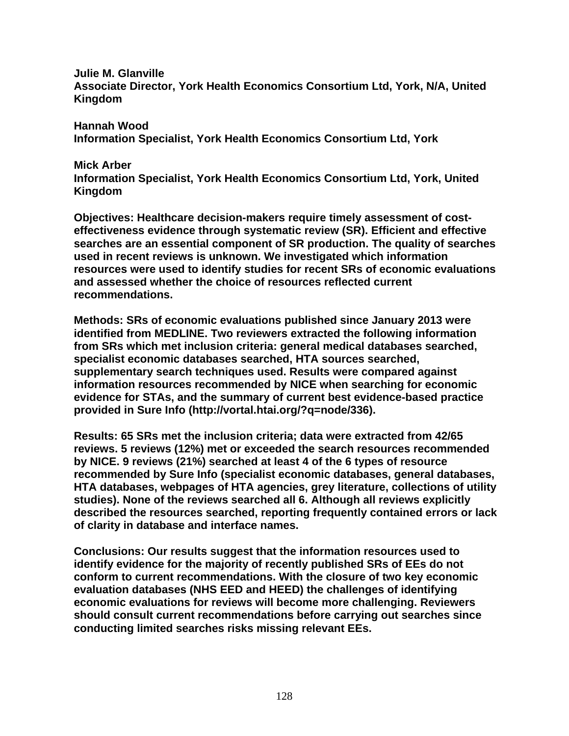**Julie M. Glanville**
**Associate Director, York Health Economics Consortium Ltd, York, N/A, United Kingdom**

**Hannah Wood**
**Information Specialist, York Health Economics Consortium Ltd, York**

**Mick Arber**
**Information Specialist, York Health Economics Consortium Ltd, York, United Kingdom**

**Objectives: Healthcare decision-makers require timely assessment of cost-effectiveness evidence through systematic review (SR). Efficient and effective searches are an essential component of SR production. The quality of searches used in recent reviews is unknown. We investigated which information resources were used to identify studies for recent SRs of economic evaluations and assessed whether the choice of resources reflected current recommendations.**

**Methods: SRs of economic evaluations published since January 2013 were identified from MEDLINE. Two reviewers extracted the following information from SRs which met inclusion criteria: general medical databases searched, specialist economic databases searched, HTA sources searched, supplementary search techniques used. Results were compared against information resources recommended by NICE when searching for economic evidence for STAs, and the summary of current best evidence-based practice provided in Sure Info (http://vortal.htai.org/?q=node/336).**

**Results: 65 SRs met the inclusion criteria; data were extracted from 42/65 reviews. 5 reviews (12%) met or exceeded the search resources recommended by NICE. 9 reviews (21%) searched at least 4 of the 6 types of resource recommended by Sure Info (specialist economic databases, general databases, HTA databases, webpages of HTA agencies, grey literature, collections of utility studies). None of the reviews searched all 6. Although all reviews explicitly described the resources searched, reporting frequently contained errors or lack of clarity in database and interface names.**

**Conclusions: Our results suggest that the information resources used to identify evidence for the majority of recently published SRs of EEs do not conform to current recommendations. With the closure of two key economic evaluation databases (NHS EED and HEED) the challenges of identifying economic evaluations for reviews will become more challenging. Reviewers should consult current recommendations before carrying out searches since conducting limited searches risks missing relevant EEs.**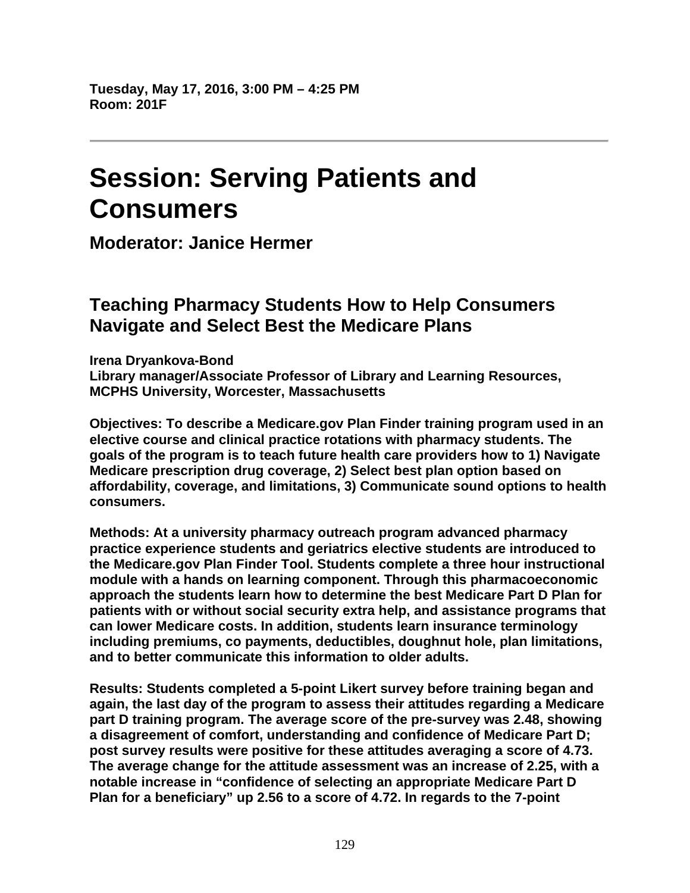**Tuesday, May 17, 2016, 3:00 PM – 4:25 PM**
**Room: 201F**

---

# Session: Serving Patients and Consumers

## Moderator: Janice Hermer

## Teaching Pharmacy Students How to Help Consumers Navigate and Select Best the Medicare Plans

**Irena Dryankova-Bond**
**Library manager/Associate Professor of Library and Learning Resources, MCPHS University, Worcester, Massachusetts**

**Objectives: To describe a Medicare.gov Plan Finder training program used in an elective course and clinical practice rotations with pharmacy students. The goals of the program is to teach future health care providers how to 1) Navigate Medicare prescription drug coverage, 2) Select best plan option based on affordability, coverage, and limitations, 3) Communicate sound options to health consumers.**

**Methods: At a university pharmacy outreach program advanced pharmacy practice experience students and geriatrics elective students are introduced to the Medicare.gov Plan Finder Tool. Students complete a three hour instructional module with a hands on learning component. Through this pharmacoeconomic approach the students learn how to determine the best Medicare Part D Plan for patients with or without social security extra help, and assistance programs that can lower Medicare costs. In addition, students learn insurance terminology including premiums, co payments, deductibles, doughnut hole, plan limitations, and to better communicate this information to older adults.**

**Results: Students completed a 5-point Likert survey before training began and again, the last day of the program to assess their attitudes regarding a Medicare part D training program. The average score of the pre-survey was 2.48, showing a disagreement of comfort, understanding and confidence of Medicare Part D; post survey results were positive for these attitudes averaging a score of 4.73. The average change for the attitude assessment was an increase of 2.25, with a notable increase in "confidence of selecting an appropriate Medicare Part D Plan for a beneficiary" up 2.56 to a score of 4.72. In regards to the 7-point**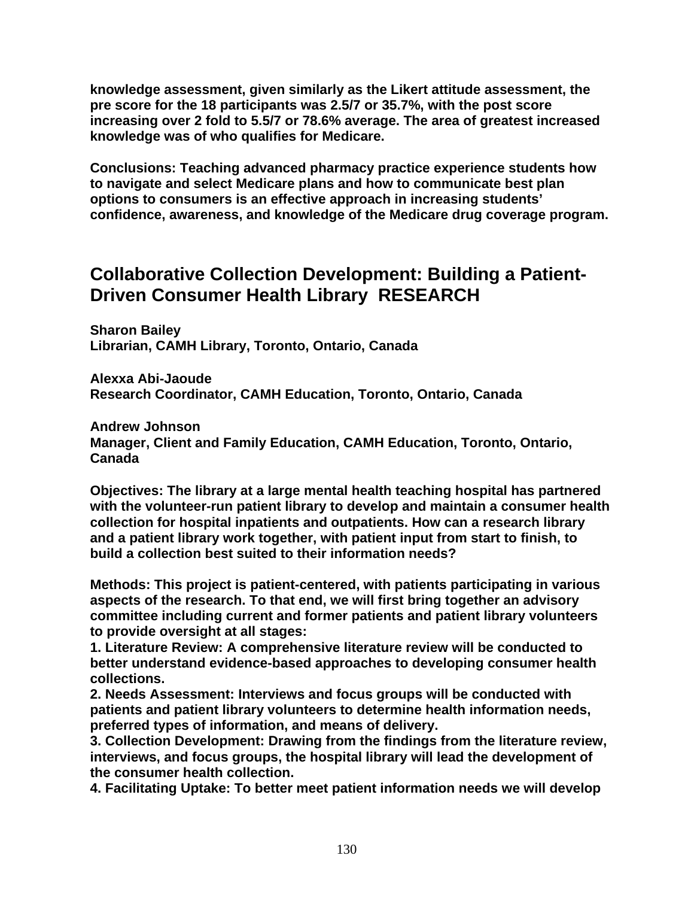**knowledge assessment, given similarly as the Likert attitude assessment, the pre score for the 18 participants was 2.5/7 or 35.7%, with the post score increasing over 2 fold to 5.5/7 or 78.6% average. The area of greatest increased knowledge was of who qualifies for Medicare.**

**Conclusions: Teaching advanced pharmacy practice experience students how to navigate and select Medicare plans and how to communicate best plan options to consumers is an effective approach in increasing students' confidence, awareness, and knowledge of the Medicare drug coverage program.**

## Collaborative Collection Development: Building a Patient-Driven Consumer Health Library RESEARCH

**Sharon Bailey**
**Librarian, CAMH Library, Toronto, Ontario, Canada**

**Alexxa Abi-Jaoude**
**Research Coordinator, CAMH Education, Toronto, Ontario, Canada**

**Andrew Johnson**
**Manager, Client and Family Education, CAMH Education, Toronto, Ontario, Canada**

**Objectives: The library at a large mental health teaching hospital has partnered with the volunteer-run patient library to develop and maintain a consumer health collection for hospital inpatients and outpatients. How can a research library and a patient library work together, with patient input from start to finish, to build a collection best suited to their information needs?**

**Methods: This project is patient-centered, with patients participating in various aspects of the research. To that end, we will first bring together an advisory committee including current and former patients and patient library volunteers to provide oversight at all stages:**
**1. Literature Review: A comprehensive literature review will be conducted to better understand evidence-based approaches to developing consumer health collections.**
**2. Needs Assessment: Interviews and focus groups will be conducted with patients and patient library volunteers to determine health information needs, preferred types of information, and means of delivery.**
**3. Collection Development: Drawing from the findings from the literature review, interviews, and focus groups, the hospital library will lead the development of the consumer health collection.**
**4. Facilitating Uptake: To better meet patient information needs we will develop**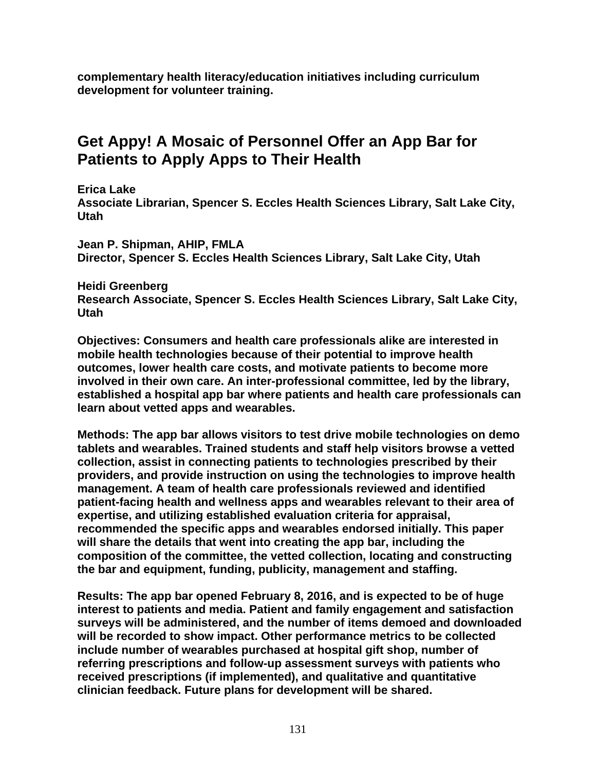**complementary health literacy/education initiatives including curriculum development for volunteer training.**

## Get Appy! A Mosaic of Personnel Offer an App Bar for Patients to Apply Apps to Their Health

**Erica Lake**
**Associate Librarian, Spencer S. Eccles Health Sciences Library, Salt Lake City, Utah**

**Jean P. Shipman, AHIP, FMLA**
**Director, Spencer S. Eccles Health Sciences Library, Salt Lake City, Utah**

**Heidi Greenberg**
**Research Associate, Spencer S. Eccles Health Sciences Library, Salt Lake City, Utah**

**Objectives: Consumers and health care professionals alike are interested in mobile health technologies because of their potential to improve health outcomes, lower health care costs, and motivate patients to become more involved in their own care. An inter-professional committee, led by the library, established a hospital app bar where patients and health care professionals can learn about vetted apps and wearables.**

**Methods: The app bar allows visitors to test drive mobile technologies on demo tablets and wearables. Trained students and staff help visitors browse a vetted collection, assist in connecting patients to technologies prescribed by their providers, and provide instruction on using the technologies to improve health management. A team of health care professionals reviewed and identified patient-facing health and wellness apps and wearables relevant to their area of expertise, and utilizing established evaluation criteria for appraisal, recommended the specific apps and wearables endorsed initially. This paper will share the details that went into creating the app bar, including the composition of the committee, the vetted collection, locating and constructing the bar and equipment, funding, publicity, management and staffing.**

**Results: The app bar opened February 8, 2016, and is expected to be of huge interest to patients and media. Patient and family engagement and satisfaction surveys will be administered, and the number of items demoed and downloaded will be recorded to show impact. Other performance metrics to be collected include number of wearables purchased at hospital gift shop, number of referring prescriptions and follow-up assessment surveys with patients who received prescriptions (if implemented), and qualitative and quantitative clinician feedback. Future plans for development will be shared.**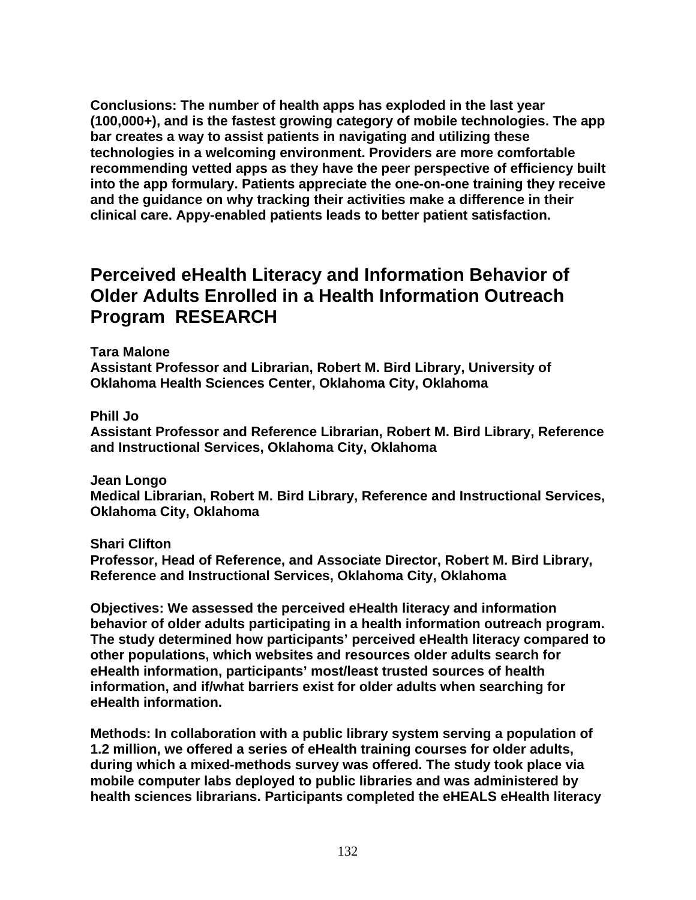**Conclusions: The number of health apps has exploded in the last year (100,000+), and is the fastest growing category of mobile technologies. The app bar creates a way to assist patients in navigating and utilizing these technologies in a welcoming environment. Providers are more comfortable recommending vetted apps as they have the peer perspective of efficiency built into the app formulary. Patients appreciate the one-on-one training they receive and the guidance on why tracking their activities make a difference in their clinical care. Appy-enabled patients leads to better patient satisfaction.**

## Perceived eHealth Literacy and Information Behavior of Older Adults Enrolled in a Health Information Outreach Program RESEARCH

**Tara Malone**
**Assistant Professor and Librarian, Robert M. Bird Library, University of Oklahoma Health Sciences Center, Oklahoma City, Oklahoma**

**Phill Jo**
**Assistant Professor and Reference Librarian, Robert M. Bird Library, Reference and Instructional Services, Oklahoma City, Oklahoma**

**Jean Longo**
**Medical Librarian, Robert M. Bird Library, Reference and Instructional Services, Oklahoma City, Oklahoma**

**Shari Clifton**
**Professor, Head of Reference, and Associate Director, Robert M. Bird Library, Reference and Instructional Services, Oklahoma City, Oklahoma**

**Objectives: We assessed the perceived eHealth literacy and information behavior of older adults participating in a health information outreach program. The study determined how participants' perceived eHealth literacy compared to other populations, which websites and resources older adults search for eHealth information, participants' most/least trusted sources of health information, and if/what barriers exist for older adults when searching for eHealth information.**

**Methods: In collaboration with a public library system serving a population of 1.2 million, we offered a series of eHealth training courses for older adults, during which a mixed-methods survey was offered. The study took place via mobile computer labs deployed to public libraries and was administered by health sciences librarians. Participants completed the eHEALS eHealth literacy**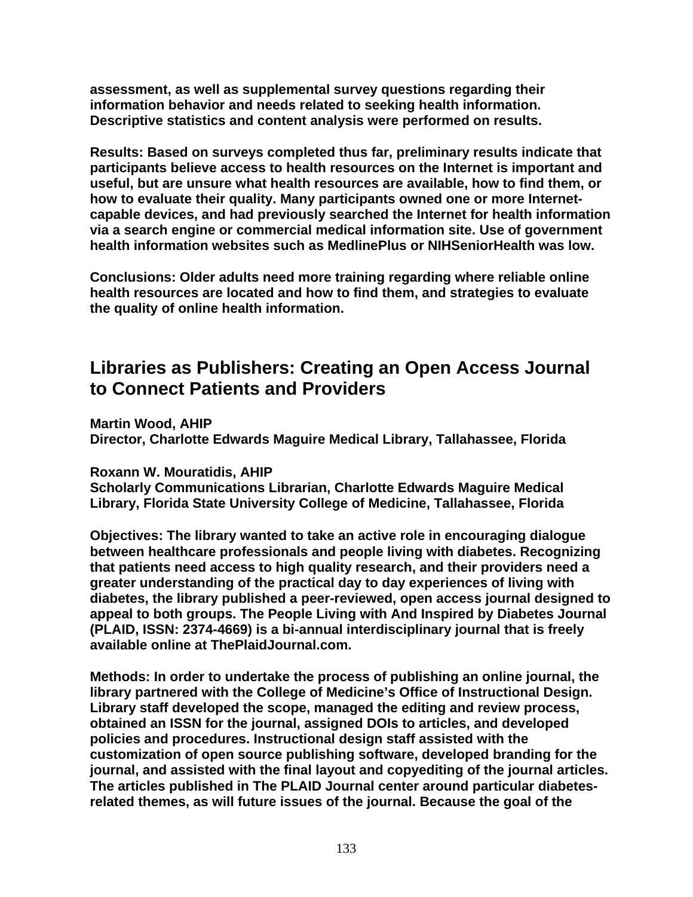**assessment, as well as supplemental survey questions regarding their information behavior and needs related to seeking health information. Descriptive statistics and content analysis were performed on results.**

**Results: Based on surveys completed thus far, preliminary results indicate that participants believe access to health resources on the Internet is important and useful, but are unsure what health resources are available, how to find them, or how to evaluate their quality. Many participants owned one or more Internet-capable devices, and had previously searched the Internet for health information via a search engine or commercial medical information site. Use of government health information websites such as MedlinePlus or NIHSeniorHealth was low.**

**Conclusions: Older adults need more training regarding where reliable online health resources are located and how to find them, and strategies to evaluate the quality of online health information.**

## Libraries as Publishers: Creating an Open Access Journal to Connect Patients and Providers

**Martin Wood, AHIP**
**Director, Charlotte Edwards Maguire Medical Library, Tallahassee, Florida**

**Roxann W. Mouratidis, AHIP**
**Scholarly Communications Librarian, Charlotte Edwards Maguire Medical Library, Florida State University College of Medicine, Tallahassee, Florida**

**Objectives: The library wanted to take an active role in encouraging dialogue between healthcare professionals and people living with diabetes. Recognizing that patients need access to high quality research, and their providers need a greater understanding of the practical day to day experiences of living with diabetes, the library published a peer-reviewed, open access journal designed to appeal to both groups. The People Living with And Inspired by Diabetes Journal (PLAID, ISSN: 2374-4669) is a bi-annual interdisciplinary journal that is freely available online at ThePlaidJournal.com.**

**Methods: In order to undertake the process of publishing an online journal, the library partnered with the College of Medicine's Office of Instructional Design. Library staff developed the scope, managed the editing and review process, obtained an ISSN for the journal, assigned DOIs to articles, and developed policies and procedures. Instructional design staff assisted with the customization of open source publishing software, developed branding for the journal, and assisted with the final layout and copyediting of the journal articles. The articles published in The PLAID Journal center around particular diabetes-related themes, as will future issues of the journal. Because the goal of the**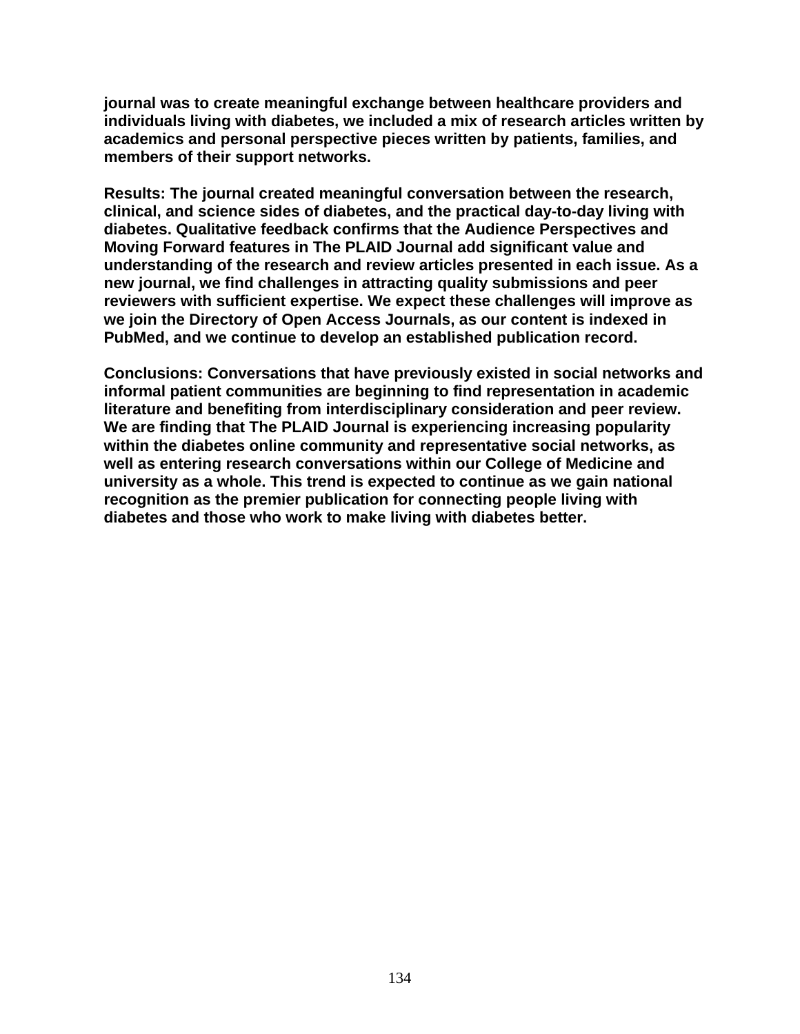**journal was to create meaningful exchange between healthcare providers and individuals living with diabetes, we included a mix of research articles written by academics and personal perspective pieces written by patients, families, and members of their support networks.**

**Results: The journal created meaningful conversation between the research, clinical, and science sides of diabetes, and the practical day-to-day living with diabetes. Qualitative feedback confirms that the Audience Perspectives and Moving Forward features in The PLAID Journal add significant value and understanding of the research and review articles presented in each issue. As a new journal, we find challenges in attracting quality submissions and peer reviewers with sufficient expertise. We expect these challenges will improve as we join the Directory of Open Access Journals, as our content is indexed in PubMed, and we continue to develop an established publication record.**

**Conclusions: Conversations that have previously existed in social networks and informal patient communities are beginning to find representation in academic literature and benefiting from interdisciplinary consideration and peer review. We are finding that The PLAID Journal is experiencing increasing popularity within the diabetes online community and representative social networks, as well as entering research conversations within our College of Medicine and university as a whole. This trend is expected to continue as we gain national recognition as the premier publication for connecting people living with diabetes and those who work to make living with diabetes better.**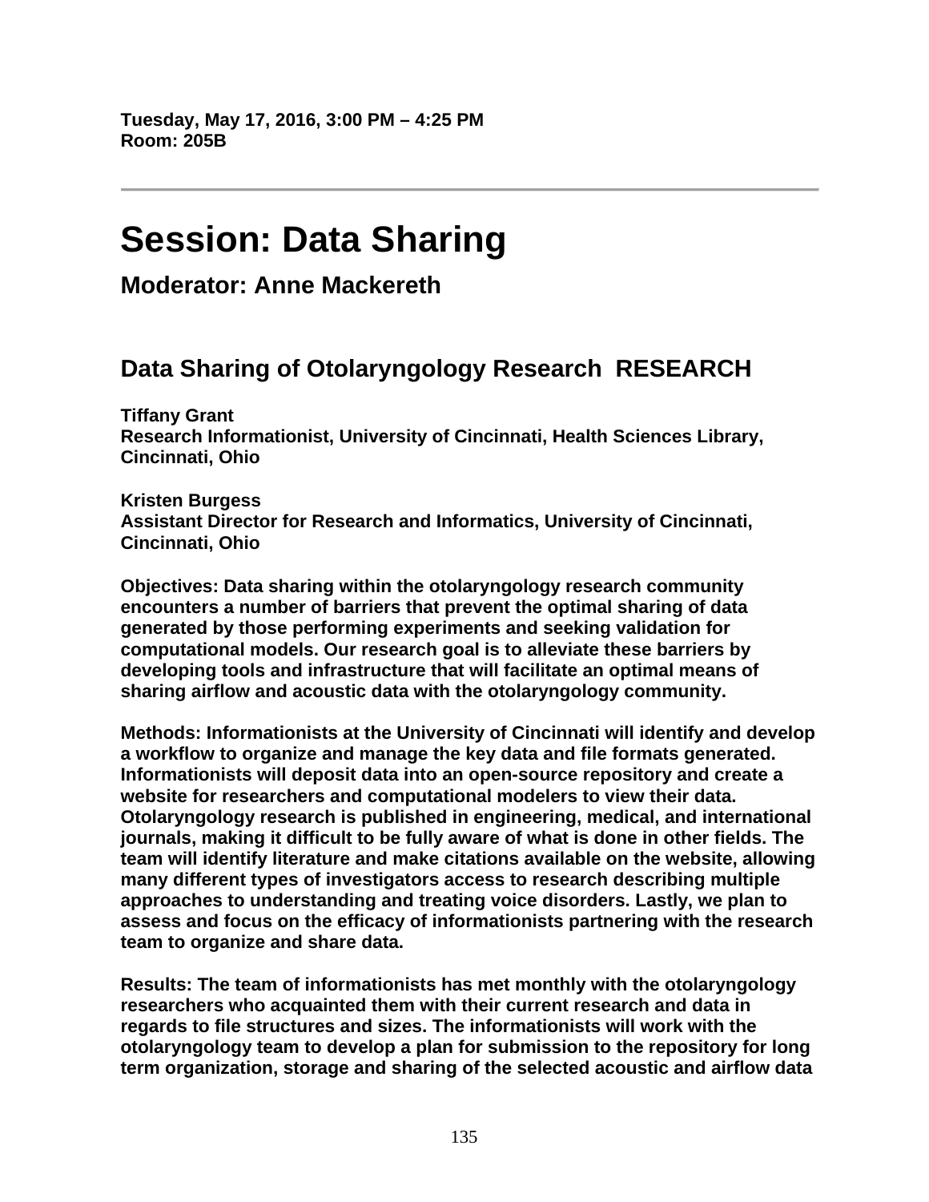**Tuesday, May 17, 2016, 3:00 PM – 4:25 PM**
**Room: 205B**

---

# Session: Data Sharing

## Moderator: Anne Mackereth

### Data Sharing of Otolaryngology Research RESEARCH

**Tiffany Grant**
**Research Informationist, University of Cincinnati, Health Sciences Library, Cincinnati, Ohio**

**Kristen Burgess**
**Assistant Director for Research and Informatics, University of Cincinnati, Cincinnati, Ohio**

**Objectives: Data sharing within the otolaryngology research community encounters a number of barriers that prevent the optimal sharing of data generated by those performing experiments and seeking validation for computational models. Our research goal is to alleviate these barriers by developing tools and infrastructure that will facilitate an optimal means of sharing airflow and acoustic data with the otolaryngology community.**

**Methods: Informationists at the University of Cincinnati will identify and develop a workflow to organize and manage the key data and file formats generated. Informationists will deposit data into an open-source repository and create a website for researchers and computational modelers to view their data. Otolaryngology research is published in engineering, medical, and international journals, making it difficult to be fully aware of what is done in other fields. The team will identify literature and make citations available on the website, allowing many different types of investigators access to research describing multiple approaches to understanding and treating voice disorders. Lastly, we plan to assess and focus on the efficacy of informationists partnering with the research team to organize and share data.**

**Results: The team of informationists has met monthly with the otolaryngology researchers who acquainted them with their current research and data in regards to file structures and sizes. The informationists will work with the otolaryngology team to develop a plan for submission to the repository for long term organization, storage and sharing of the selected acoustic and airflow data**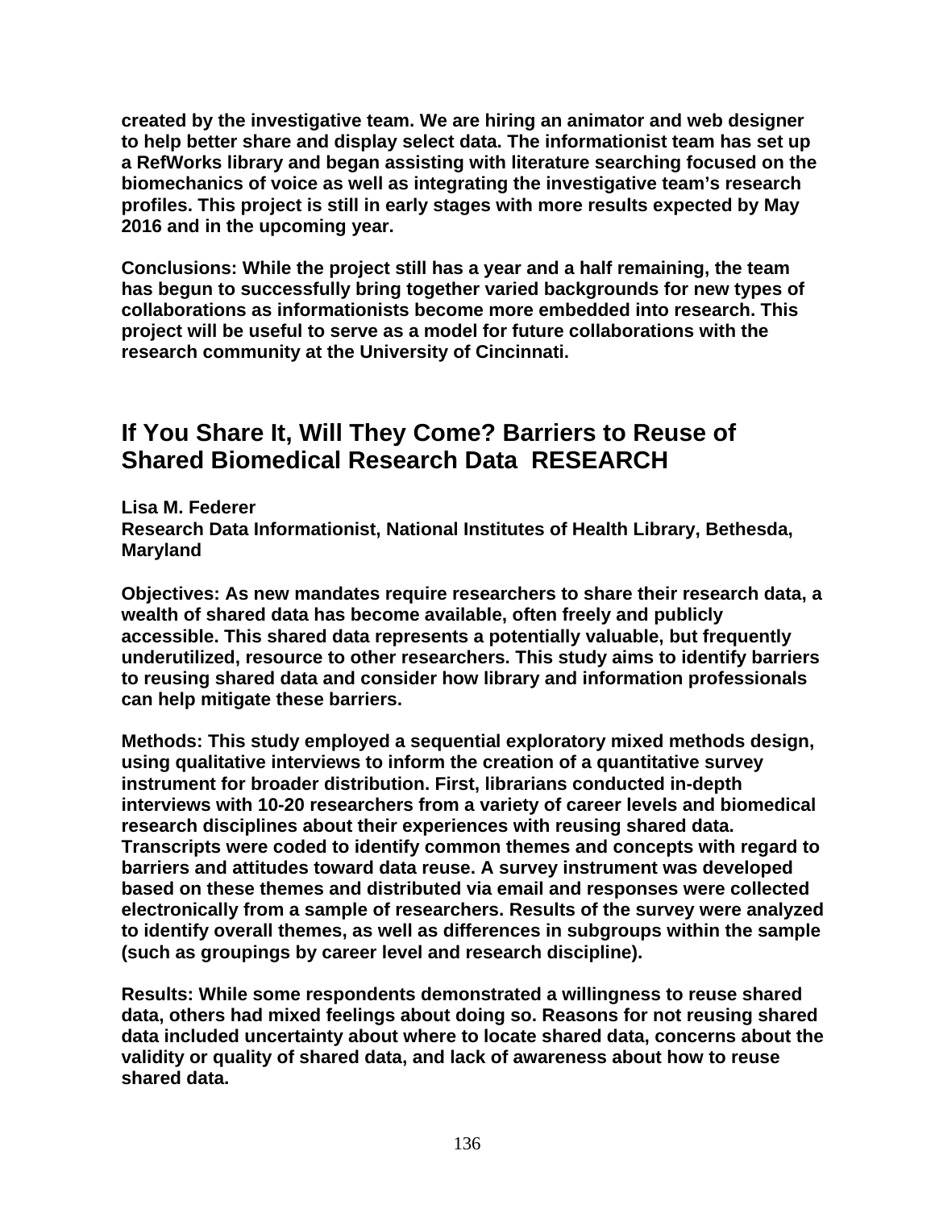**created by the investigative team. We are hiring an animator and web designer to help better share and display select data. The informationist team has set up a RefWorks library and began assisting with literature searching focused on the biomechanics of voice as well as integrating the investigative team's research profiles. This project is still in early stages with more results expected by May 2016 and in the upcoming year.**

**Conclusions: While the project still has a year and a half remaining, the team has begun to successfully bring together varied backgrounds for new types of collaborations as informationists become more embedded into research. This project will be useful to serve as a model for future collaborations with the research community at the University of Cincinnati.**

## If You Share It, Will They Come? Barriers to Reuse of Shared Biomedical Research Data RESEARCH

**Lisa M. Federer**
**Research Data Informationist, National Institutes of Health Library, Bethesda, Maryland**

**Objectives: As new mandates require researchers to share their research data, a wealth of shared data has become available, often freely and publicly accessible. This shared data represents a potentially valuable, but frequently underutilized, resource to other researchers. This study aims to identify barriers to reusing shared data and consider how library and information professionals can help mitigate these barriers.**

**Methods: This study employed a sequential exploratory mixed methods design, using qualitative interviews to inform the creation of a quantitative survey instrument for broader distribution. First, librarians conducted in-depth interviews with 10-20 researchers from a variety of career levels and biomedical research disciplines about their experiences with reusing shared data. Transcripts were coded to identify common themes and concepts with regard to barriers and attitudes toward data reuse. A survey instrument was developed based on these themes and distributed via email and responses were collected electronically from a sample of researchers. Results of the survey were analyzed to identify overall themes, as well as differences in subgroups within the sample (such as groupings by career level and research discipline).**

**Results: While some respondents demonstrated a willingness to reuse shared data, others had mixed feelings about doing so. Reasons for not reusing shared data included uncertainty about where to locate shared data, concerns about the validity or quality of shared data, and lack of awareness about how to reuse shared data.**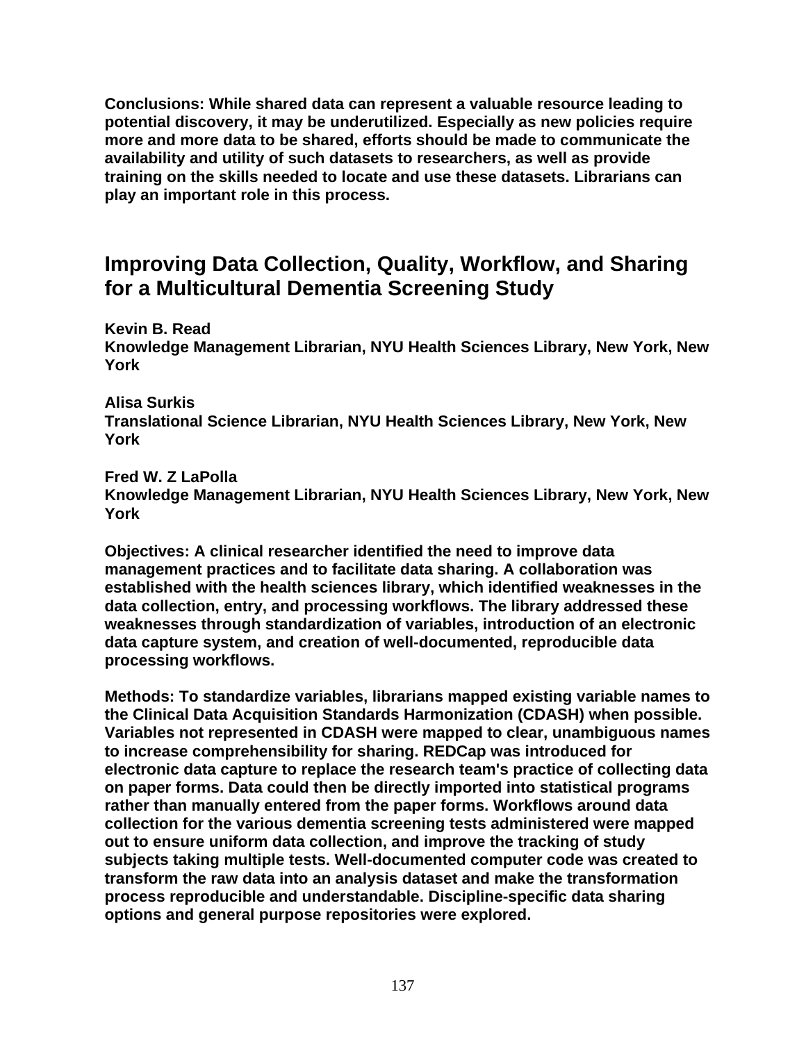**Conclusions: While shared data can represent a valuable resource leading to potential discovery, it may be underutilized. Especially as new policies require more and more data to be shared, efforts should be made to communicate the availability and utility of such datasets to researchers, as well as provide training on the skills needed to locate and use these datasets. Librarians can play an important role in this process.**

## Improving Data Collection, Quality, Workflow, and Sharing for a Multicultural Dementia Screening Study

**Kevin B. Read**
**Knowledge Management Librarian, NYU Health Sciences Library, New York, New York**

**Alisa Surkis**
**Translational Science Librarian, NYU Health Sciences Library, New York, New York**

**Fred W. Z LaPolla**
**Knowledge Management Librarian, NYU Health Sciences Library, New York, New York**

**Objectives: A clinical researcher identified the need to improve data management practices and to facilitate data sharing. A collaboration was established with the health sciences library, which identified weaknesses in the data collection, entry, and processing workflows. The library addressed these weaknesses through standardization of variables, introduction of an electronic data capture system, and creation of well-documented, reproducible data processing workflows.**

**Methods: To standardize variables, librarians mapped existing variable names to the Clinical Data Acquisition Standards Harmonization (CDASH) when possible. Variables not represented in CDASH were mapped to clear, unambiguous names to increase comprehensibility for sharing. REDCap was introduced for electronic data capture to replace the research team's practice of collecting data on paper forms. Data could then be directly imported into statistical programs rather than manually entered from the paper forms. Workflows around data collection for the various dementia screening tests administered were mapped out to ensure uniform data collection, and improve the tracking of study subjects taking multiple tests. Well-documented computer code was created to transform the raw data into an analysis dataset and make the transformation process reproducible and understandable. Discipline-specific data sharing options and general purpose repositories were explored.**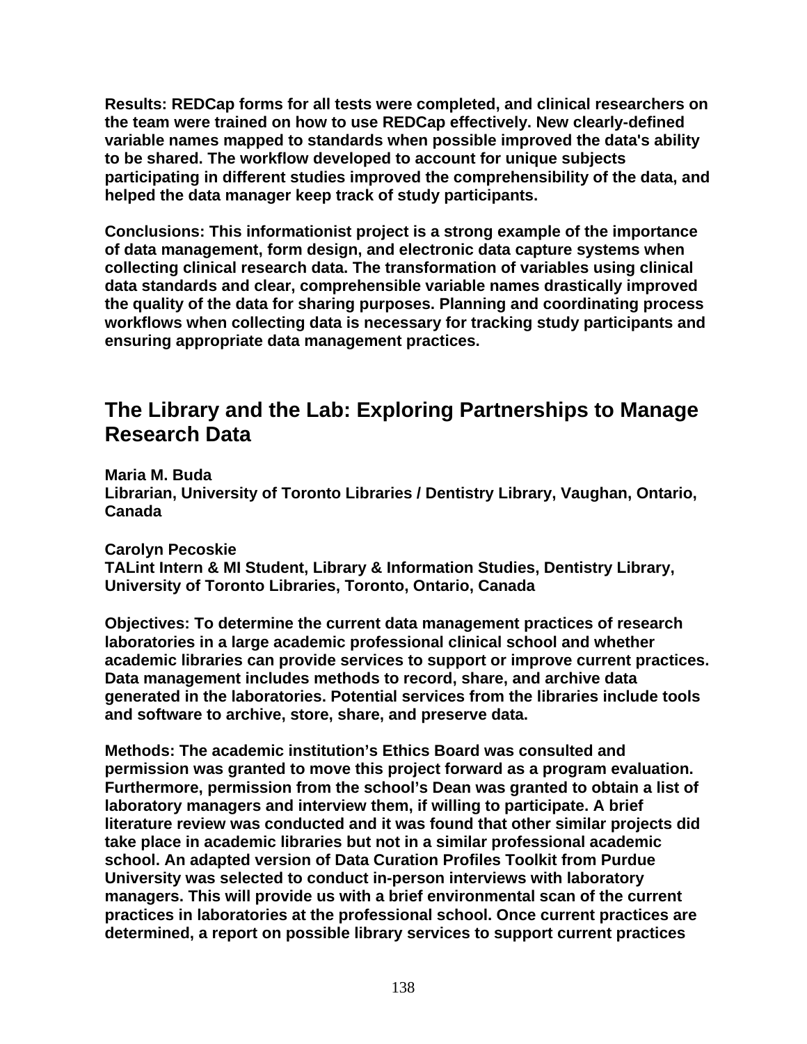**Results: REDCap forms for all tests were completed, and clinical researchers on the team were trained on how to use REDCap effectively. New clearly-defined variable names mapped to standards when possible improved the data's ability to be shared. The workflow developed to account for unique subjects participating in different studies improved the comprehensibility of the data, and helped the data manager keep track of study participants.**

**Conclusions: This informationist project is a strong example of the importance of data management, form design, and electronic data capture systems when collecting clinical research data. The transformation of variables using clinical data standards and clear, comprehensible variable names drastically improved the quality of the data for sharing purposes. Planning and coordinating process workflows when collecting data is necessary for tracking study participants and ensuring appropriate data management practices.**

## The Library and the Lab: Exploring Partnerships to Manage Research Data

**Maria M. Buda**
**Librarian, University of Toronto Libraries / Dentistry Library, Vaughan, Ontario, Canada**

**Carolyn Pecoskie**
**TALint Intern & MI Student, Library & Information Studies, Dentistry Library, University of Toronto Libraries, Toronto, Ontario, Canada**

**Objectives: To determine the current data management practices of research laboratories in a large academic professional clinical school and whether academic libraries can provide services to support or improve current practices. Data management includes methods to record, share, and archive data generated in the laboratories. Potential services from the libraries include tools and software to archive, store, share, and preserve data.**

**Methods: The academic institution's Ethics Board was consulted and permission was granted to move this project forward as a program evaluation. Furthermore, permission from the school's Dean was granted to obtain a list of laboratory managers and interview them, if willing to participate. A brief literature review was conducted and it was found that other similar projects did take place in academic libraries but not in a similar professional academic school. An adapted version of Data Curation Profiles Toolkit from Purdue University was selected to conduct in-person interviews with laboratory managers. This will provide us with a brief environmental scan of the current practices in laboratories at the professional school. Once current practices are determined, a report on possible library services to support current practices**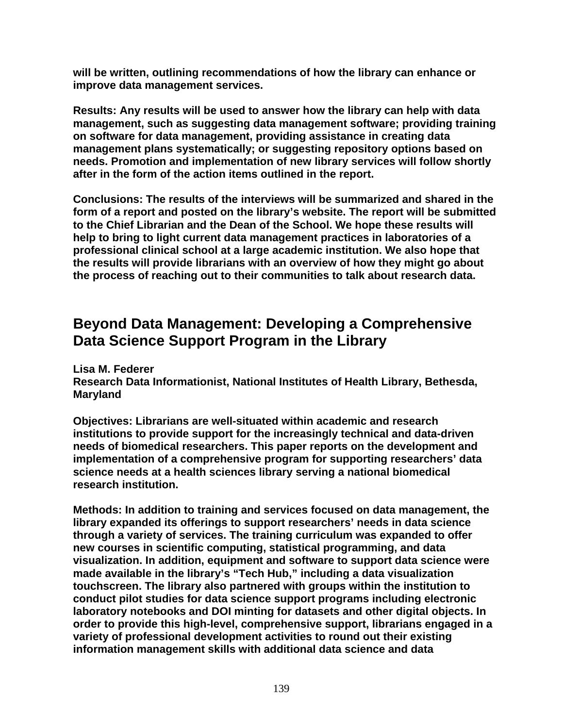**will be written, outlining recommendations of how the library can enhance or improve data management services.**

**Results: Any results will be used to answer how the library can help with data management, such as suggesting data management software; providing training on software for data management, providing assistance in creating data management plans systematically; or suggesting repository options based on needs. Promotion and implementation of new library services will follow shortly after in the form of the action items outlined in the report.**

**Conclusions: The results of the interviews will be summarized and shared in the form of a report and posted on the library's website. The report will be submitted to the Chief Librarian and the Dean of the School. We hope these results will help to bring to light current data management practices in laboratories of a professional clinical school at a large academic institution. We also hope that the results will provide librarians with an overview of how they might go about the process of reaching out to their communities to talk about research data.**

## Beyond Data Management: Developing a Comprehensive Data Science Support Program in the Library

**Lisa M. Federer**
**Research Data Informationist, National Institutes of Health Library, Bethesda, Maryland**

**Objectives: Librarians are well-situated within academic and research institutions to provide support for the increasingly technical and data-driven needs of biomedical researchers. This paper reports on the development and implementation of a comprehensive program for supporting researchers' data science needs at a health sciences library serving a national biomedical research institution.**

**Methods: In addition to training and services focused on data management, the library expanded its offerings to support researchers' needs in data science through a variety of services. The training curriculum was expanded to offer new courses in scientific computing, statistical programming, and data visualization. In addition, equipment and software to support data science were made available in the library's "Tech Hub," including a data visualization touchscreen. The library also partnered with groups within the institution to conduct pilot studies for data science support programs including electronic laboratory notebooks and DOI minting for datasets and other digital objects. In order to provide this high-level, comprehensive support, librarians engaged in a variety of professional development activities to round out their existing information management skills with additional data science and data**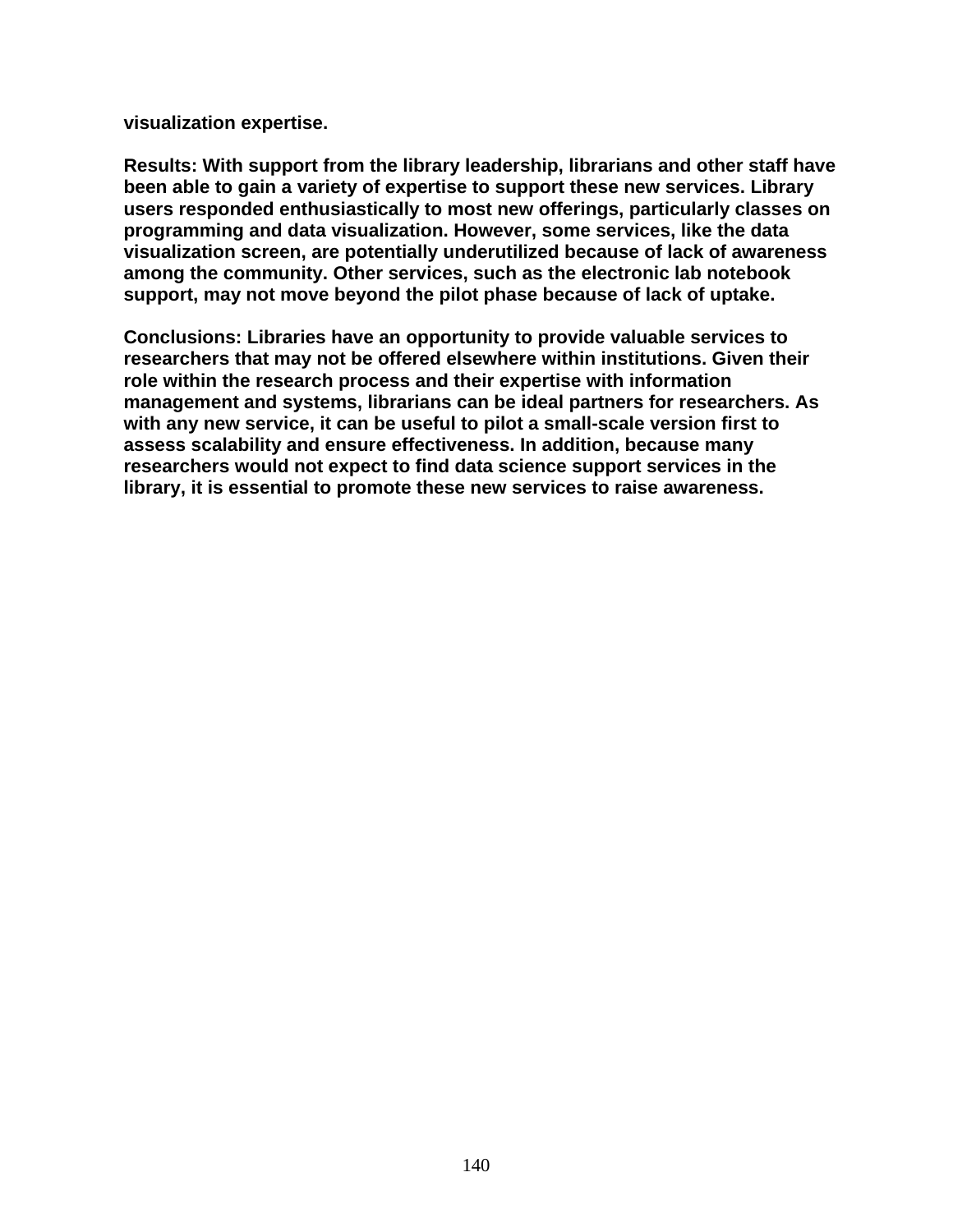**visualization expertise.**

**Results: With support from the library leadership, librarians and other staff have been able to gain a variety of expertise to support these new services. Library users responded enthusiastically to most new offerings, particularly classes on programming and data visualization. However, some services, like the data visualization screen, are potentially underutilized because of lack of awareness among the community. Other services, such as the electronic lab notebook support, may not move beyond the pilot phase because of lack of uptake.**

**Conclusions: Libraries have an opportunity to provide valuable services to researchers that may not be offered elsewhere within institutions. Given their role within the research process and their expertise with information management and systems, librarians can be ideal partners for researchers. As with any new service, it can be useful to pilot a small-scale version first to assess scalability and ensure effectiveness. In addition, because many researchers would not expect to find data science support services in the library, it is essential to promote these new services to raise awareness.**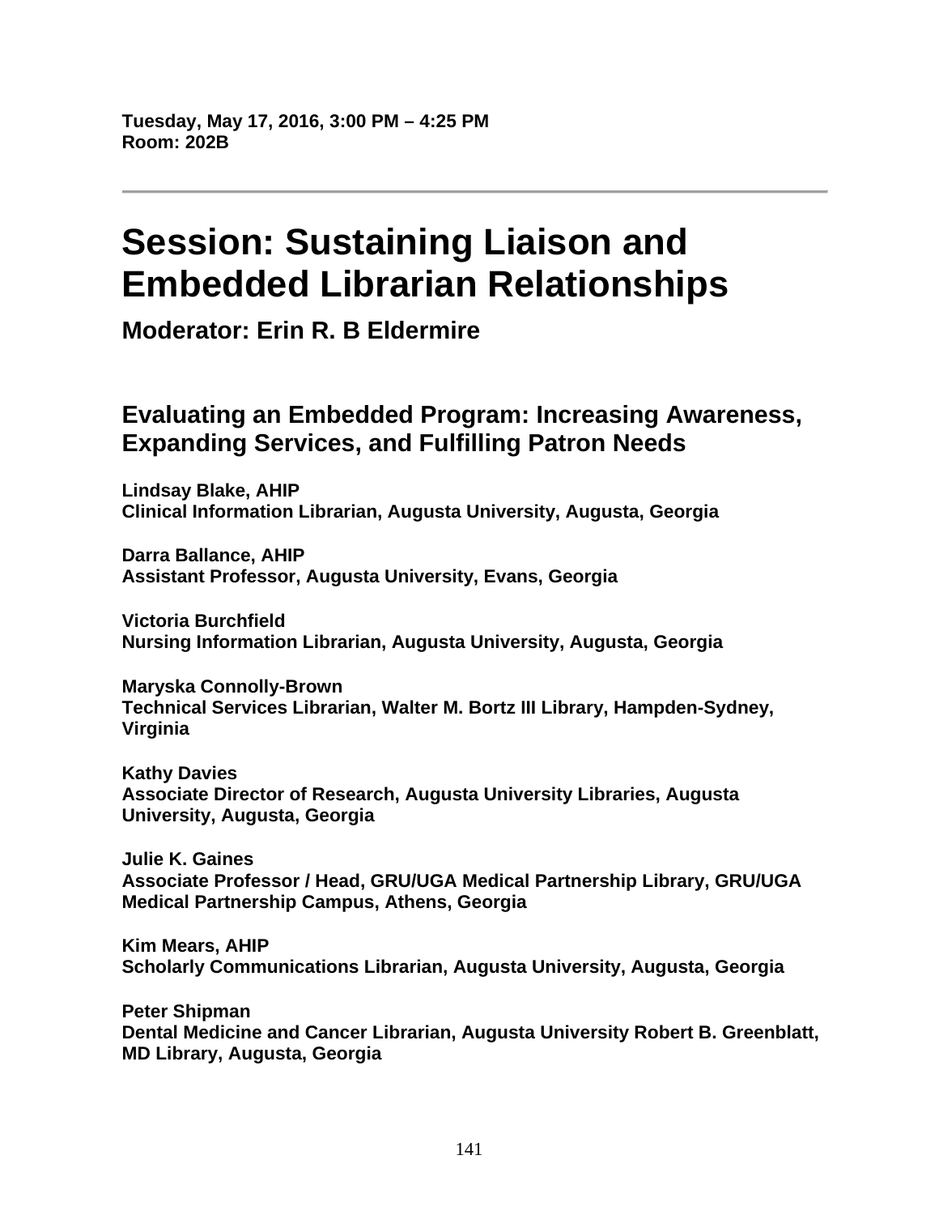**Tuesday, May 17, 2016, 3:00 PM – 4:25 PM**
**Room: 202B**

---

# Session: Sustaining Liaison and Embedded Librarian Relationships

### Moderator: Erin R. B Eldermire

## Evaluating an Embedded Program: Increasing Awareness, Expanding Services, and Fulfilling Patron Needs

**Lindsay Blake, AHIP**
**Clinical Information Librarian, Augusta University, Augusta, Georgia**

**Darra Ballance, AHIP**
**Assistant Professor, Augusta University, Evans, Georgia**

**Victoria Burchfield**
**Nursing Information Librarian, Augusta University, Augusta, Georgia**

**Maryska Connolly-Brown**
**Technical Services Librarian, Walter M. Bortz III Library, Hampden-Sydney, Virginia**

**Kathy Davies**
**Associate Director of Research, Augusta University Libraries, Augusta University, Augusta, Georgia**

**Julie K. Gaines**
**Associate Professor / Head, GRU/UGA Medical Partnership Library, GRU/UGA Medical Partnership Campus, Athens, Georgia**

**Kim Mears, AHIP**
**Scholarly Communications Librarian, Augusta University, Augusta, Georgia**

**Peter Shipman**
**Dental Medicine and Cancer Librarian, Augusta University Robert B. Greenblatt, MD Library, Augusta, Georgia**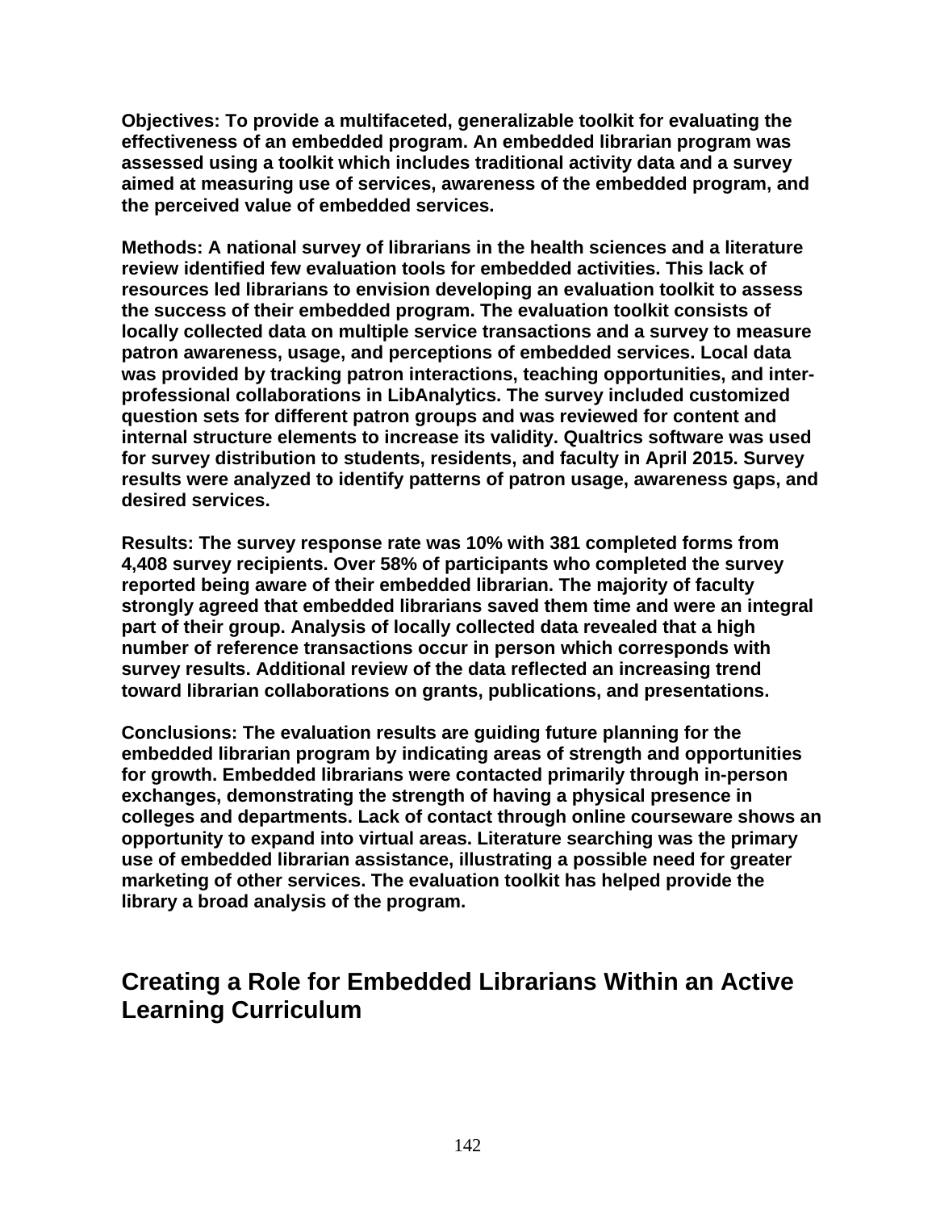**Objectives: To provide a multifaceted, generalizable toolkit for evaluating the effectiveness of an embedded program. An embedded librarian program was assessed using a toolkit which includes traditional activity data and a survey aimed at measuring use of services, awareness of the embedded program, and the perceived value of embedded services.**

**Methods: A national survey of librarians in the health sciences and a literature review identified few evaluation tools for embedded activities. This lack of resources led librarians to envision developing an evaluation toolkit to assess the success of their embedded program. The evaluation toolkit consists of locally collected data on multiple service transactions and a survey to measure patron awareness, usage, and perceptions of embedded services. Local data was provided by tracking patron interactions, teaching opportunities, and inter-professional collaborations in LibAnalytics. The survey included customized question sets for different patron groups and was reviewed for content and internal structure elements to increase its validity. Qualtrics software was used for survey distribution to students, residents, and faculty in April 2015. Survey results were analyzed to identify patterns of patron usage, awareness gaps, and desired services.**

**Results: The survey response rate was 10% with 381 completed forms from 4,408 survey recipients. Over 58% of participants who completed the survey reported being aware of their embedded librarian. The majority of faculty strongly agreed that embedded librarians saved them time and were an integral part of their group. Analysis of locally collected data revealed that a high number of reference transactions occur in person which corresponds with survey results. Additional review of the data reflected an increasing trend toward librarian collaborations on grants, publications, and presentations.**

**Conclusions: The evaluation results are guiding future planning for the embedded librarian program by indicating areas of strength and opportunities for growth. Embedded librarians were contacted primarily through in-person exchanges, demonstrating the strength of having a physical presence in colleges and departments. Lack of contact through online courseware shows an opportunity to expand into virtual areas. Literature searching was the primary use of embedded librarian assistance, illustrating a possible need for greater marketing of other services. The evaluation toolkit has helped provide the library a broad analysis of the program.**

## Creating a Role for Embedded Librarians Within an Active Learning Curriculum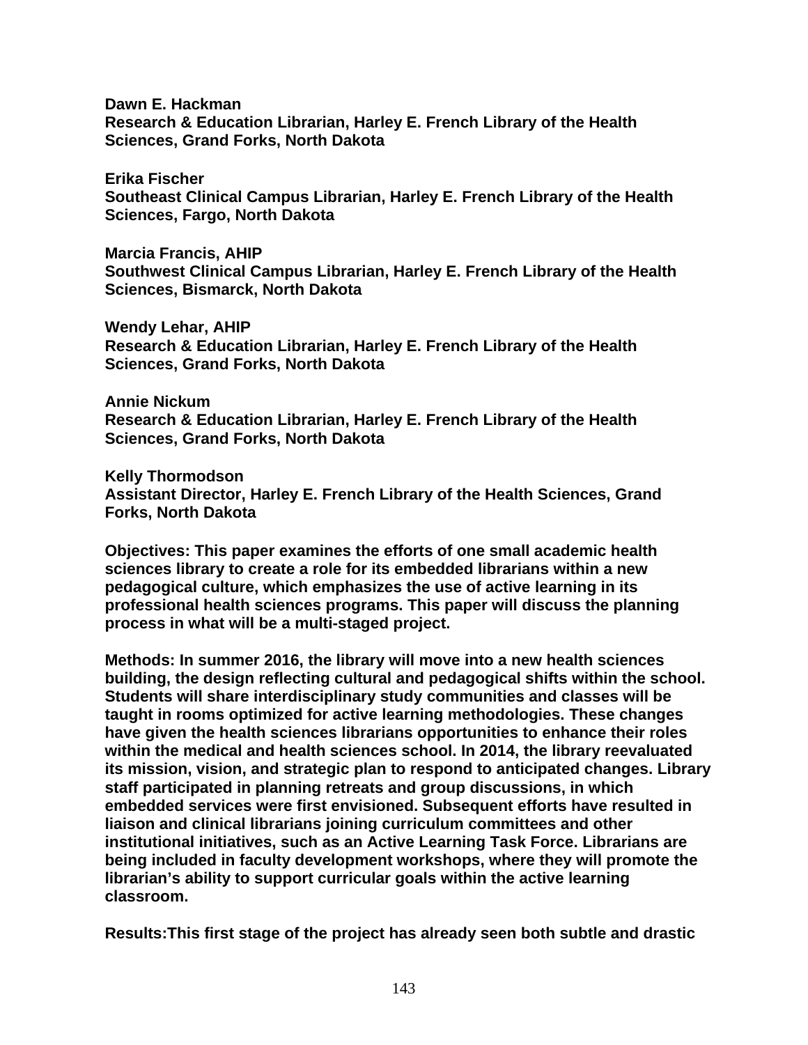**Dawn E. Hackman**
**Research & Education Librarian, Harley E. French Library of the Health Sciences, Grand Forks, North Dakota**

**Erika Fischer**
**Southeast Clinical Campus Librarian, Harley E. French Library of the Health Sciences, Fargo, North Dakota**

**Marcia Francis, AHIP**
**Southwest Clinical Campus Librarian, Harley E. French Library of the Health Sciences, Bismarck, North Dakota**

**Wendy Lehar, AHIP**
**Research & Education Librarian, Harley E. French Library of the Health Sciences, Grand Forks, North Dakota**

**Annie Nickum**
**Research & Education Librarian, Harley E. French Library of the Health Sciences, Grand Forks, North Dakota**

**Kelly Thormodson**
**Assistant Director, Harley E. French Library of the Health Sciences, Grand Forks, North Dakota**

**Objectives: This paper examines the efforts of one small academic health sciences library to create a role for its embedded librarians within a new pedagogical culture, which emphasizes the use of active learning in its professional health sciences programs. This paper will discuss the planning process in what will be a multi-staged project.**

**Methods: In summer 2016, the library will move into a new health sciences building, the design reflecting cultural and pedagogical shifts within the school. Students will share interdisciplinary study communities and classes will be taught in rooms optimized for active learning methodologies. These changes have given the health sciences librarians opportunities to enhance their roles within the medical and health sciences school. In 2014, the library reevaluated its mission, vision, and strategic plan to respond to anticipated changes. Library staff participated in planning retreats and group discussions, in which embedded services were first envisioned. Subsequent efforts have resulted in liaison and clinical librarians joining curriculum committees and other institutional initiatives, such as an Active Learning Task Force. Librarians are being included in faculty development workshops, where they will promote the librarian's ability to support curricular goals within the active learning classroom.**

**Results:This first stage of the project has already seen both subtle and drastic**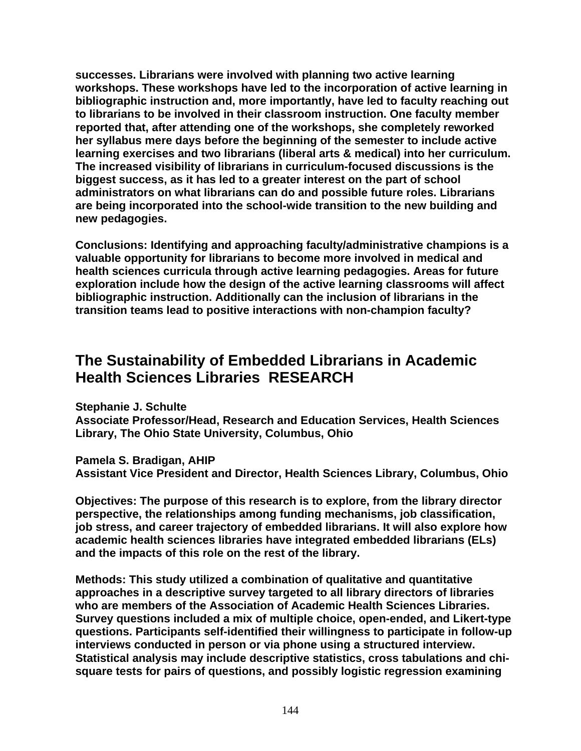**successes. Librarians were involved with planning two active learning workshops. These workshops have led to the incorporation of active learning in bibliographic instruction and, more importantly, have led to faculty reaching out to librarians to be involved in their classroom instruction. One faculty member reported that, after attending one of the workshops, she completely reworked her syllabus mere days before the beginning of the semester to include active learning exercises and two librarians (liberal arts & medical) into her curriculum. The increased visibility of librarians in curriculum-focused discussions is the biggest success, as it has led to a greater interest on the part of school administrators on what librarians can do and possible future roles. Librarians are being incorporated into the school-wide transition to the new building and new pedagogies.**

**Conclusions: Identifying and approaching faculty/administrative champions is a valuable opportunity for librarians to become more involved in medical and health sciences curricula through active learning pedagogies. Areas for future exploration include how the design of the active learning classrooms will affect bibliographic instruction. Additionally can the inclusion of librarians in the transition teams lead to positive interactions with non-champion faculty?**

## The Sustainability of Embedded Librarians in Academic Health Sciences Libraries RESEARCH

**Stephanie J. Schulte**
**Associate Professor/Head, Research and Education Services, Health Sciences Library, The Ohio State University, Columbus, Ohio**

**Pamela S. Bradigan, AHIP**
**Assistant Vice President and Director, Health Sciences Library, Columbus, Ohio**

**Objectives: The purpose of this research is to explore, from the library director perspective, the relationships among funding mechanisms, job classification, job stress, and career trajectory of embedded librarians. It will also explore how academic health sciences libraries have integrated embedded librarians (ELs) and the impacts of this role on the rest of the library.**

**Methods: This study utilized a combination of qualitative and quantitative approaches in a descriptive survey targeted to all library directors of libraries who are members of the Association of Academic Health Sciences Libraries. Survey questions included a mix of multiple choice, open-ended, and Likert-type questions. Participants self-identified their willingness to participate in follow-up interviews conducted in person or via phone using a structured interview. Statistical analysis may include descriptive statistics, cross tabulations and chi-square tests for pairs of questions, and possibly logistic regression examining**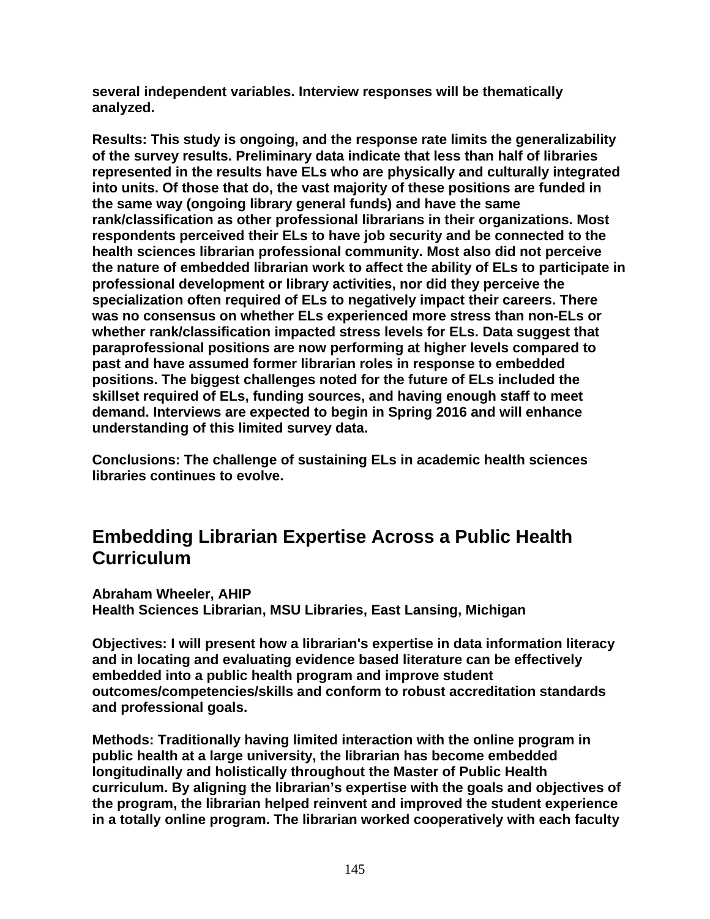**several independent variables. Interview responses will be thematically analyzed.**

**Results: This study is ongoing, and the response rate limits the generalizability of the survey results. Preliminary data indicate that less than half of libraries represented in the results have ELs who are physically and culturally integrated into units. Of those that do, the vast majority of these positions are funded in the same way (ongoing library general funds) and have the same rank/classification as other professional librarians in their organizations. Most respondents perceived their ELs to have job security and be connected to the health sciences librarian professional community. Most also did not perceive the nature of embedded librarian work to affect the ability of ELs to participate in professional development or library activities, nor did they perceive the specialization often required of ELs to negatively impact their careers. There was no consensus on whether ELs experienced more stress than non-ELs or whether rank/classification impacted stress levels for ELs. Data suggest that paraprofessional positions are now performing at higher levels compared to past and have assumed former librarian roles in response to embedded positions. The biggest challenges noted for the future of ELs included the skillset required of ELs, funding sources, and having enough staff to meet demand. Interviews are expected to begin in Spring 2016 and will enhance understanding of this limited survey data.**

**Conclusions: The challenge of sustaining ELs in academic health sciences libraries continues to evolve.**

## Embedding Librarian Expertise Across a Public Health Curriculum

**Abraham Wheeler, AHIP**
**Health Sciences Librarian, MSU Libraries, East Lansing, Michigan**

**Objectives: I will present how a librarian's expertise in data information literacy and in locating and evaluating evidence based literature can be effectively embedded into a public health program and improve student outcomes/competencies/skills and conform to robust accreditation standards and professional goals.**

**Methods: Traditionally having limited interaction with the online program in public health at a large university, the librarian has become embedded longitudinally and holistically throughout the Master of Public Health curriculum. By aligning the librarian's expertise with the goals and objectives of the program, the librarian helped reinvent and improved the student experience in a totally online program. The librarian worked cooperatively with each faculty**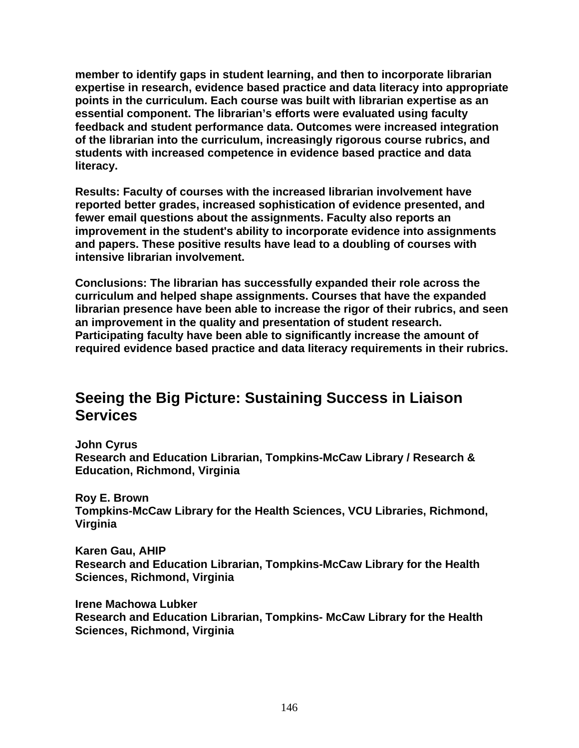**member to identify gaps in student learning, and then to incorporate librarian expertise in research, evidence based practice and data literacy into appropriate points in the curriculum. Each course was built with librarian expertise as an essential component. The librarian's efforts were evaluated using faculty feedback and student performance data. Outcomes were increased integration of the librarian into the curriculum, increasingly rigorous course rubrics, and students with increased competence in evidence based practice and data literacy.**

**Results: Faculty of courses with the increased librarian involvement have reported better grades, increased sophistication of evidence presented, and fewer email questions about the assignments. Faculty also reports an improvement in the student's ability to incorporate evidence into assignments and papers. These positive results have lead to a doubling of courses with intensive librarian involvement.**

**Conclusions: The librarian has successfully expanded their role across the curriculum and helped shape assignments. Courses that have the expanded librarian presence have been able to increase the rigor of their rubrics, and seen an improvement in the quality and presentation of student research. Participating faculty have been able to significantly increase the amount of required evidence based practice and data literacy requirements in their rubrics.**

## Seeing the Big Picture: Sustaining Success in Liaison Services

**John Cyrus**
**Research and Education Librarian, Tompkins-McCaw Library / Research & Education, Richmond, Virginia**

**Roy E. Brown**
**Tompkins-McCaw Library for the Health Sciences, VCU Libraries, Richmond, Virginia**

**Karen Gau, AHIP**
**Research and Education Librarian, Tompkins-McCaw Library for the Health Sciences, Richmond, Virginia**

**Irene Machowa Lubker**
**Research and Education Librarian, Tompkins- McCaw Library for the Health Sciences, Richmond, Virginia**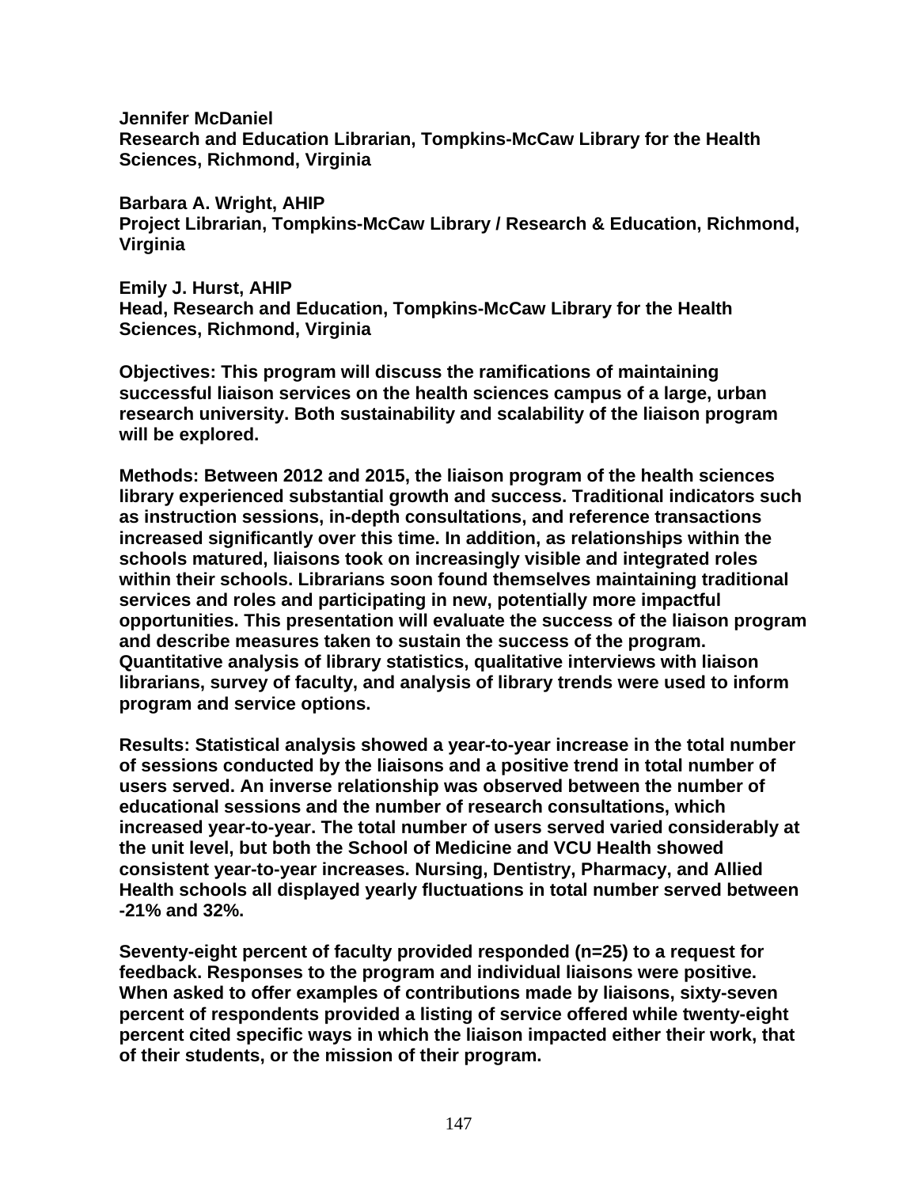**Jennifer McDaniel**
**Research and Education Librarian, Tompkins-McCaw Library for the Health Sciences, Richmond, Virginia**

**Barbara A. Wright, AHIP**
**Project Librarian, Tompkins-McCaw Library / Research & Education, Richmond, Virginia**

**Emily J. Hurst, AHIP**
**Head, Research and Education, Tompkins-McCaw Library for the Health Sciences, Richmond, Virginia**

**Objectives: This program will discuss the ramifications of maintaining successful liaison services on the health sciences campus of a large, urban research university. Both sustainability and scalability of the liaison program will be explored.**

**Methods: Between 2012 and 2015, the liaison program of the health sciences library experienced substantial growth and success. Traditional indicators such as instruction sessions, in-depth consultations, and reference transactions increased significantly over this time. In addition, as relationships within the schools matured, liaisons took on increasingly visible and integrated roles within their schools. Librarians soon found themselves maintaining traditional services and roles and participating in new, potentially more impactful opportunities. This presentation will evaluate the success of the liaison program and describe measures taken to sustain the success of the program. Quantitative analysis of library statistics, qualitative interviews with liaison librarians, survey of faculty, and analysis of library trends were used to inform program and service options.**

**Results: Statistical analysis showed a year-to-year increase in the total number of sessions conducted by the liaisons and a positive trend in total number of users served. An inverse relationship was observed between the number of educational sessions and the number of research consultations, which increased year-to-year. The total number of users served varied considerably at the unit level, but both the School of Medicine and VCU Health showed consistent year-to-year increases. Nursing, Dentistry, Pharmacy, and Allied Health schools all displayed yearly fluctuations in total number served between -21% and 32%.**

**Seventy-eight percent of faculty provided responded (n=25) to a request for feedback. Responses to the program and individual liaisons were positive. When asked to offer examples of contributions made by liaisons, sixty-seven percent of respondents provided a listing of service offered while twenty-eight percent cited specific ways in which the liaison impacted either their work, that of their students, or the mission of their program.**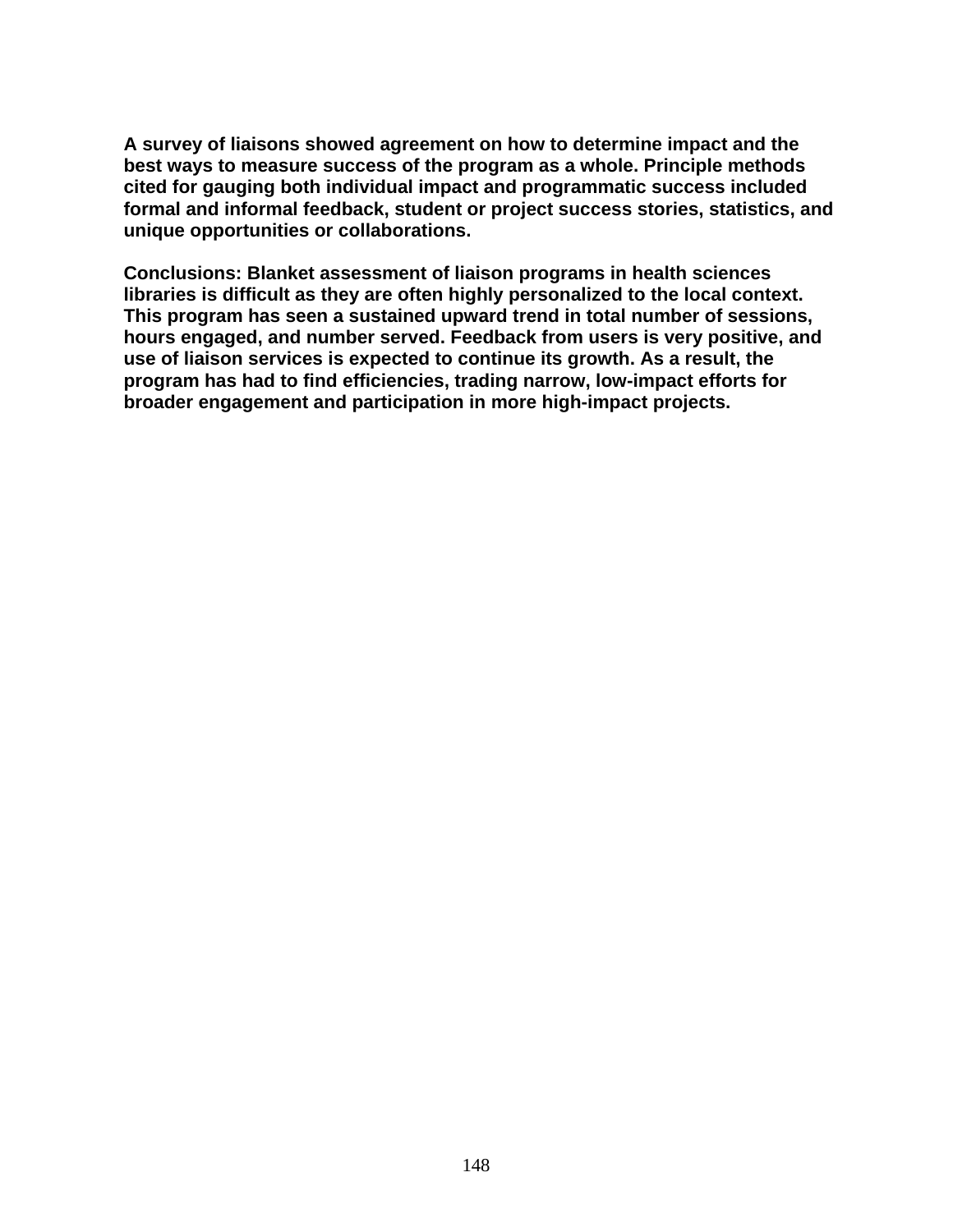**A survey of liaisons showed agreement on how to determine impact and the best ways to measure success of the program as a whole. Principle methods cited for gauging both individual impact and programmatic success included formal and informal feedback, student or project success stories, statistics, and unique opportunities or collaborations.**

**Conclusions: Blanket assessment of liaison programs in health sciences libraries is difficult as they are often highly personalized to the local context. This program has seen a sustained upward trend in total number of sessions, hours engaged, and number served. Feedback from users is very positive, and use of liaison services is expected to continue its growth. As a result, the program has had to find efficiencies, trading narrow, low-impact efforts for broader engagement and participation in more high-impact projects.**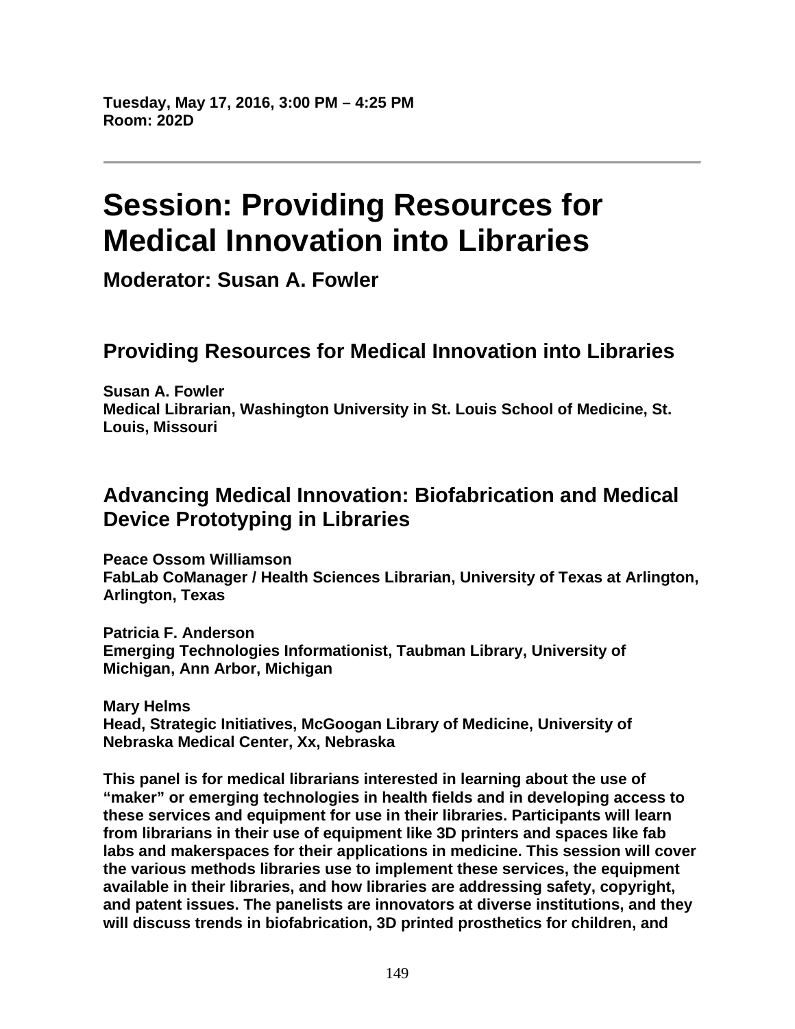**Tuesday, May 17, 2016, 3:00 PM – 4:25 PM**
**Room: 202D**

---

# Session: Providing Resources for Medical Innovation into Libraries

### Moderator: Susan A. Fowler

## Providing Resources for Medical Innovation into Libraries

**Susan A. Fowler**
**Medical Librarian, Washington University in St. Louis School of Medicine, St. Louis, Missouri**

## Advancing Medical Innovation: Biofabrication and Medical Device Prototyping in Libraries

**Peace Ossom Williamson**
**FabLab CoManager / Health Sciences Librarian, University of Texas at Arlington, Arlington, Texas**

**Patricia F. Anderson**
**Emerging Technologies Informationist, Taubman Library, University of Michigan, Ann Arbor, Michigan**

**Mary Helms**
**Head, Strategic Initiatives, McGoogan Library of Medicine, University of Nebraska Medical Center, Xx, Nebraska**

**This panel is for medical librarians interested in learning about the use of "maker" or emerging technologies in health fields and in developing access to these services and equipment for use in their libraries. Participants will learn from librarians in their use of equipment like 3D printers and spaces like fab labs and makerspaces for their applications in medicine. This session will cover the various methods libraries use to implement these services, the equipment available in their libraries, and how libraries are addressing safety, copyright, and patent issues. The panelists are innovators at diverse institutions, and they will discuss trends in biofabrication, 3D printed prosthetics for children, and**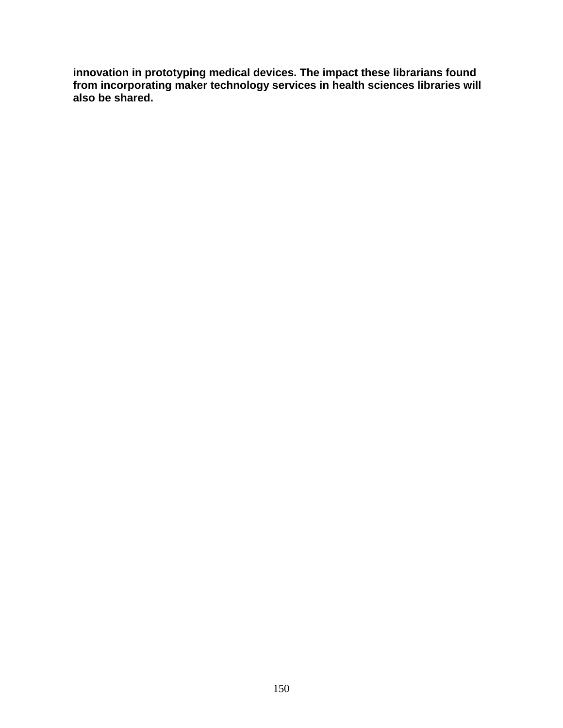**innovation in prototyping medical devices. The impact these librarians found from incorporating maker technology services in health sciences libraries will also be shared.**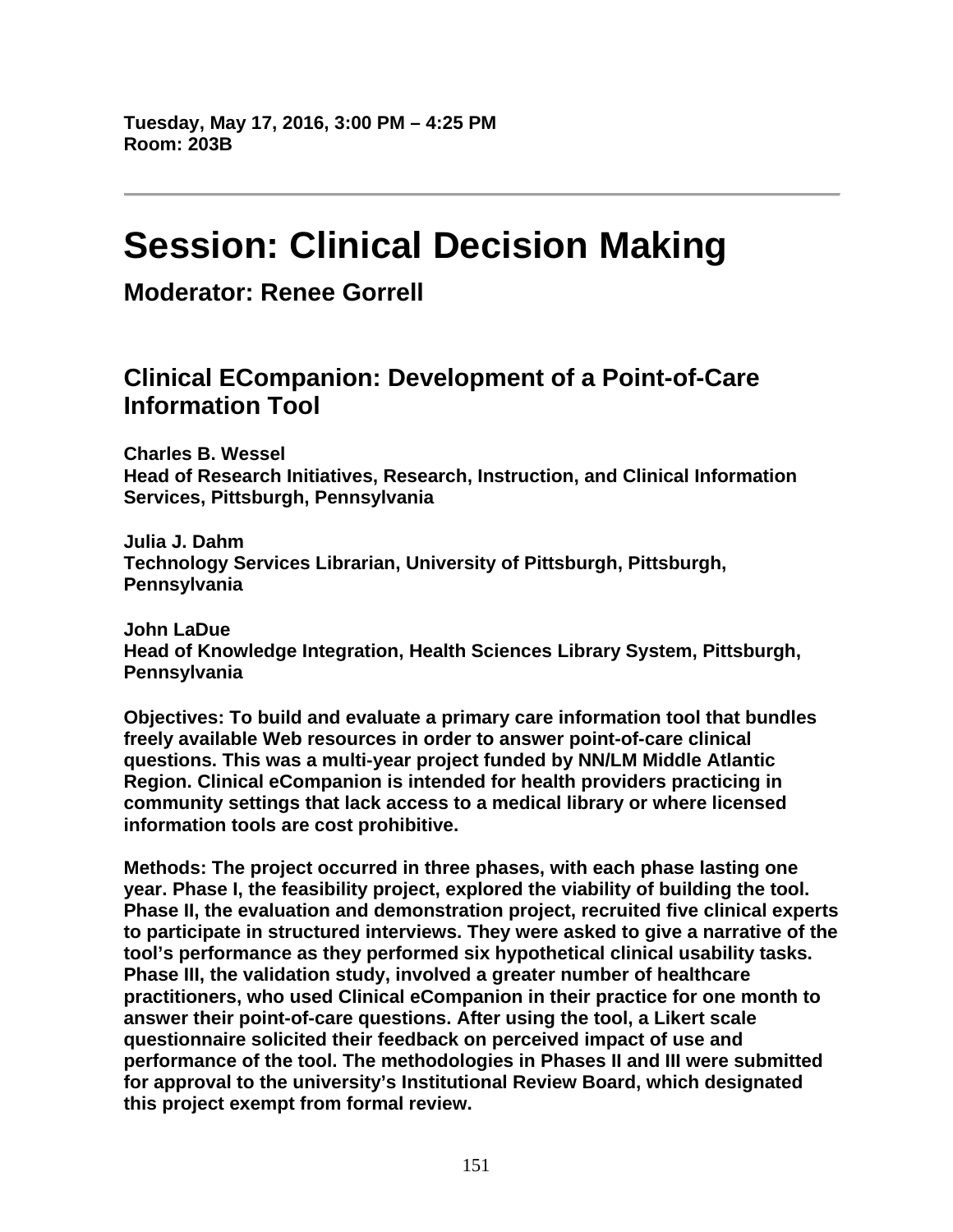**Tuesday, May 17, 2016, 3:00 PM – 4:25 PM**
**Room: 203B**

---

# Session: Clinical Decision Making

## Moderator: Renee Gorrell

### Clinical ECompanion: Development of a Point-of-Care Information Tool

**Charles B. Wessel**
**Head of Research Initiatives, Research, Instruction, and Clinical Information Services, Pittsburgh, Pennsylvania**

**Julia J. Dahm**
**Technology Services Librarian, University of Pittsburgh, Pittsburgh, Pennsylvania**

**John LaDue**
**Head of Knowledge Integration, Health Sciences Library System, Pittsburgh, Pennsylvania**

**Objectives: To build and evaluate a primary care information tool that bundles freely available Web resources in order to answer point-of-care clinical questions. This was a multi-year project funded by NN/LM Middle Atlantic Region. Clinical eCompanion is intended for health providers practicing in community settings that lack access to a medical library or where licensed information tools are cost prohibitive.**

**Methods: The project occurred in three phases, with each phase lasting one year. Phase I, the feasibility project, explored the viability of building the tool. Phase II, the evaluation and demonstration project, recruited five clinical experts to participate in structured interviews. They were asked to give a narrative of the tool's performance as they performed six hypothetical clinical usability tasks. Phase III, the validation study, involved a greater number of healthcare practitioners, who used Clinical eCompanion in their practice for one month to answer their point-of-care questions. After using the tool, a Likert scale questionnaire solicited their feedback on perceived impact of use and performance of the tool. The methodologies in Phases II and III were submitted for approval to the university's Institutional Review Board, which designated this project exempt from formal review.**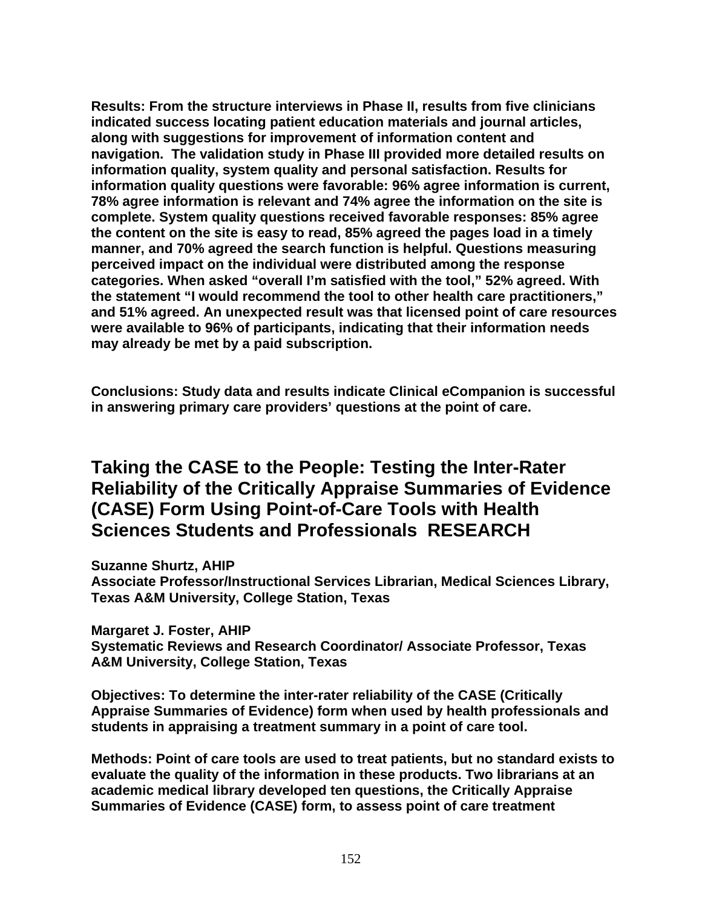**Results: From the structure interviews in Phase II, results from five clinicians indicated success locating patient education materials and journal articles, along with suggestions for improvement of information content and navigation. The validation study in Phase III provided more detailed results on information quality, system quality and personal satisfaction. Results for information quality questions were favorable: 96% agree information is current, 78% agree information is relevant and 74% agree the information on the site is complete. System quality questions received favorable responses: 85% agree the content on the site is easy to read, 85% agreed the pages load in a timely manner, and 70% agreed the search function is helpful. Questions measuring perceived impact on the individual were distributed among the response categories. When asked "overall I'm satisfied with the tool," 52% agreed. With the statement "I would recommend the tool to other health care practitioners," and 51% agreed. An unexpected result was that licensed point of care resources were available to 96% of participants, indicating that their information needs may already be met by a paid subscription.**

**Conclusions: Study data and results indicate Clinical eCompanion is successful in answering primary care providers' questions at the point of care.**

## Taking the CASE to the People: Testing the Inter-Rater Reliability of the Critically Appraise Summaries of Evidence (CASE) Form Using Point-of-Care Tools with Health Sciences Students and Professionals RESEARCH

**Suzanne Shurtz, AHIP**
**Associate Professor/Instructional Services Librarian, Medical Sciences Library, Texas A&M University, College Station, Texas**

**Margaret J. Foster, AHIP**
**Systematic Reviews and Research Coordinator/ Associate Professor, Texas A&M University, College Station, Texas**

**Objectives: To determine the inter-rater reliability of the CASE (Critically Appraise Summaries of Evidence) form when used by health professionals and students in appraising a treatment summary in a point of care tool.**

**Methods: Point of care tools are used to treat patients, but no standard exists to evaluate the quality of the information in these products. Two librarians at an academic medical library developed ten questions, the Critically Appraise Summaries of Evidence (CASE) form, to assess point of care treatment**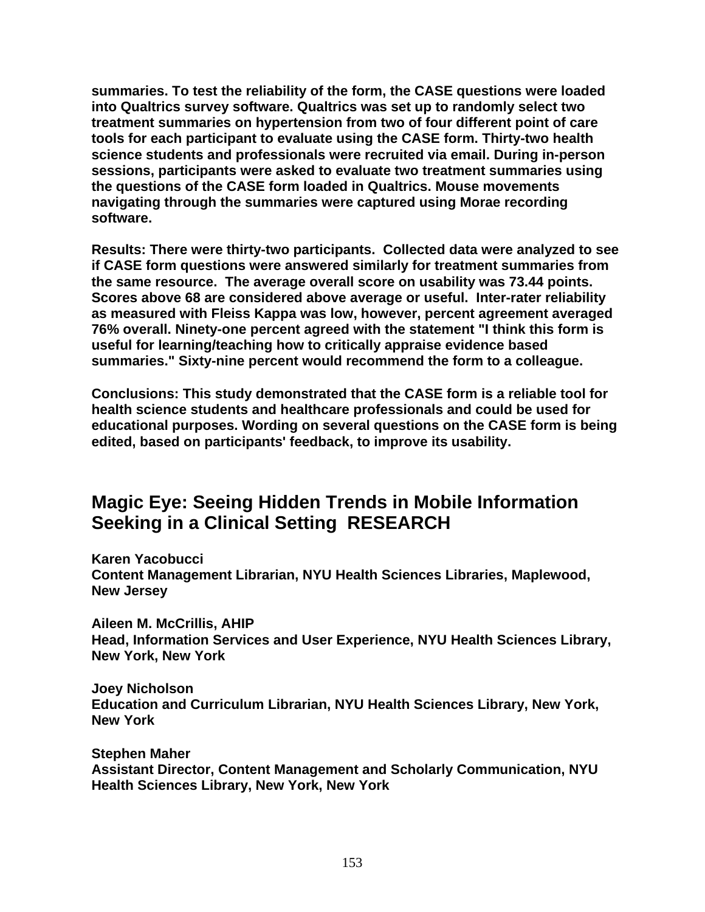**summaries. To test the reliability of the form, the CASE questions were loaded into Qualtrics survey software. Qualtrics was set up to randomly select two treatment summaries on hypertension from two of four different point of care tools for each participant to evaluate using the CASE form. Thirty-two health science students and professionals were recruited via email. During in-person sessions, participants were asked to evaluate two treatment summaries using the questions of the CASE form loaded in Qualtrics. Mouse movements navigating through the summaries were captured using Morae recording software.**

**Results: There were thirty-two participants. Collected data were analyzed to see if CASE form questions were answered similarly for treatment summaries from the same resource. The average overall score on usability was 73.44 points. Scores above 68 are considered above average or useful. Inter-rater reliability as measured with Fleiss Kappa was low, however, percent agreement averaged 76% overall. Ninety-one percent agreed with the statement "I think this form is useful for learning/teaching how to critically appraise evidence based summaries." Sixty-nine percent would recommend the form to a colleague.**

**Conclusions: This study demonstrated that the CASE form is a reliable tool for health science students and healthcare professionals and could be used for educational purposes. Wording on several questions on the CASE form is being edited, based on participants' feedback, to improve its usability.**

## Magic Eye: Seeing Hidden Trends in Mobile Information Seeking in a Clinical Setting RESEARCH

**Karen Yacobucci**
**Content Management Librarian, NYU Health Sciences Libraries, Maplewood, New Jersey**

**Aileen M. McCrillis, AHIP**
**Head, Information Services and User Experience, NYU Health Sciences Library, New York, New York**

**Joey Nicholson**
**Education and Curriculum Librarian, NYU Health Sciences Library, New York, New York**

**Stephen Maher**
**Assistant Director, Content Management and Scholarly Communication, NYU Health Sciences Library, New York, New York**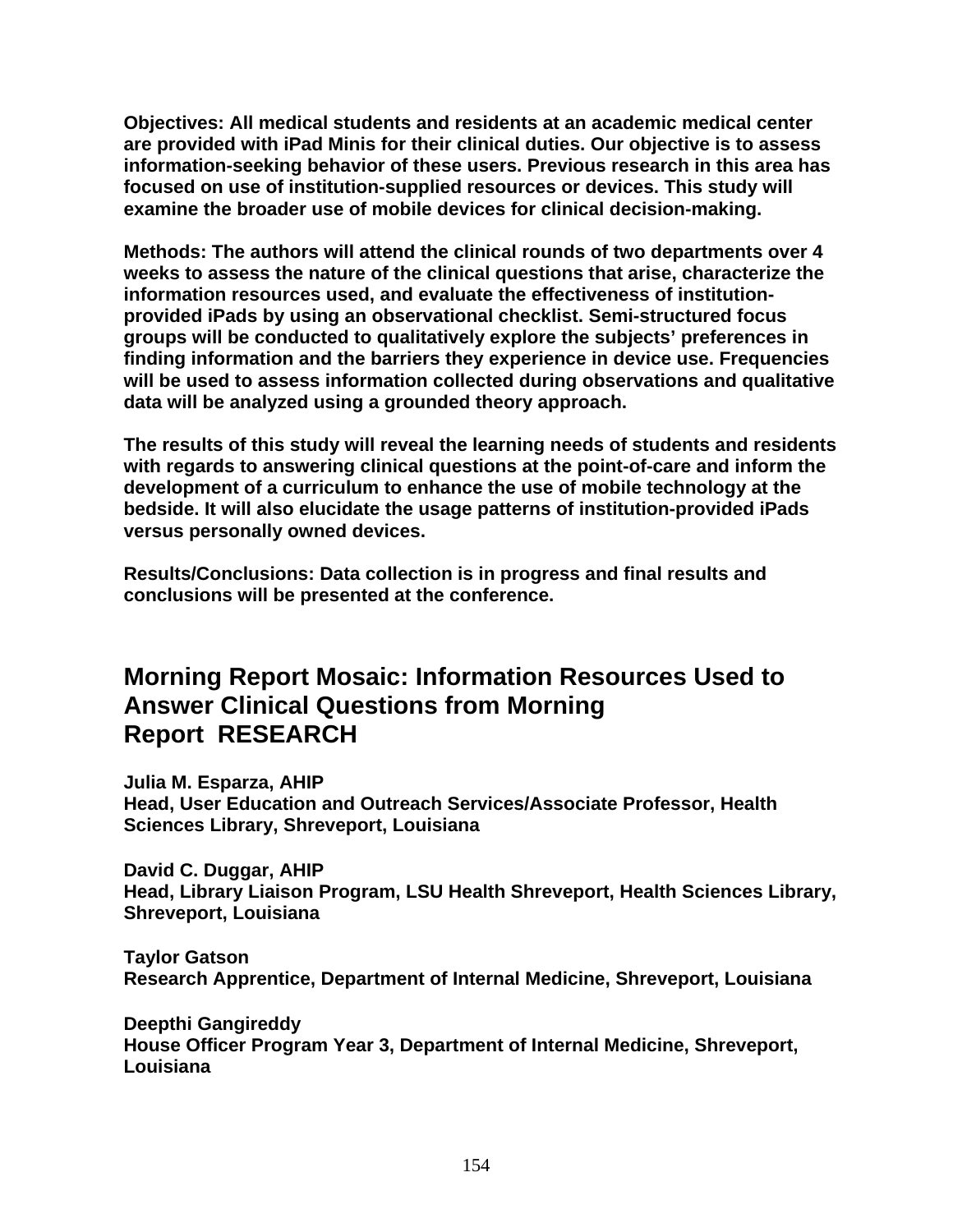**Objectives: All medical students and residents at an academic medical center are provided with iPad Minis for their clinical duties. Our objective is to assess information-seeking behavior of these users. Previous research in this area has focused on use of institution-supplied resources or devices. This study will examine the broader use of mobile devices for clinical decision-making.**

**Methods: The authors will attend the clinical rounds of two departments over 4 weeks to assess the nature of the clinical questions that arise, characterize the information resources used, and evaluate the effectiveness of institution-provided iPads by using an observational checklist. Semi-structured focus groups will be conducted to qualitatively explore the subjects' preferences in finding information and the barriers they experience in device use. Frequencies will be used to assess information collected during observations and qualitative data will be analyzed using a grounded theory approach.**

**The results of this study will reveal the learning needs of students and residents with regards to answering clinical questions at the point-of-care and inform the development of a curriculum to enhance the use of mobile technology at the bedside. It will also elucidate the usage patterns of institution-provided iPads versus personally owned devices.**

**Results/Conclusions: Data collection is in progress and final results and conclusions will be presented at the conference.**

## Morning Report Mosaic: Information Resources Used to Answer Clinical Questions from Morning Report RESEARCH

**Julia M. Esparza, AHIP**
**Head, User Education and Outreach Services/Associate Professor, Health Sciences Library, Shreveport, Louisiana**

**David C. Duggar, AHIP**
**Head, Library Liaison Program, LSU Health Shreveport, Health Sciences Library, Shreveport, Louisiana**

**Taylor Gatson**
**Research Apprentice, Department of Internal Medicine, Shreveport, Louisiana**

**Deepthi Gangireddy**
**House Officer Program Year 3, Department of Internal Medicine, Shreveport, Louisiana**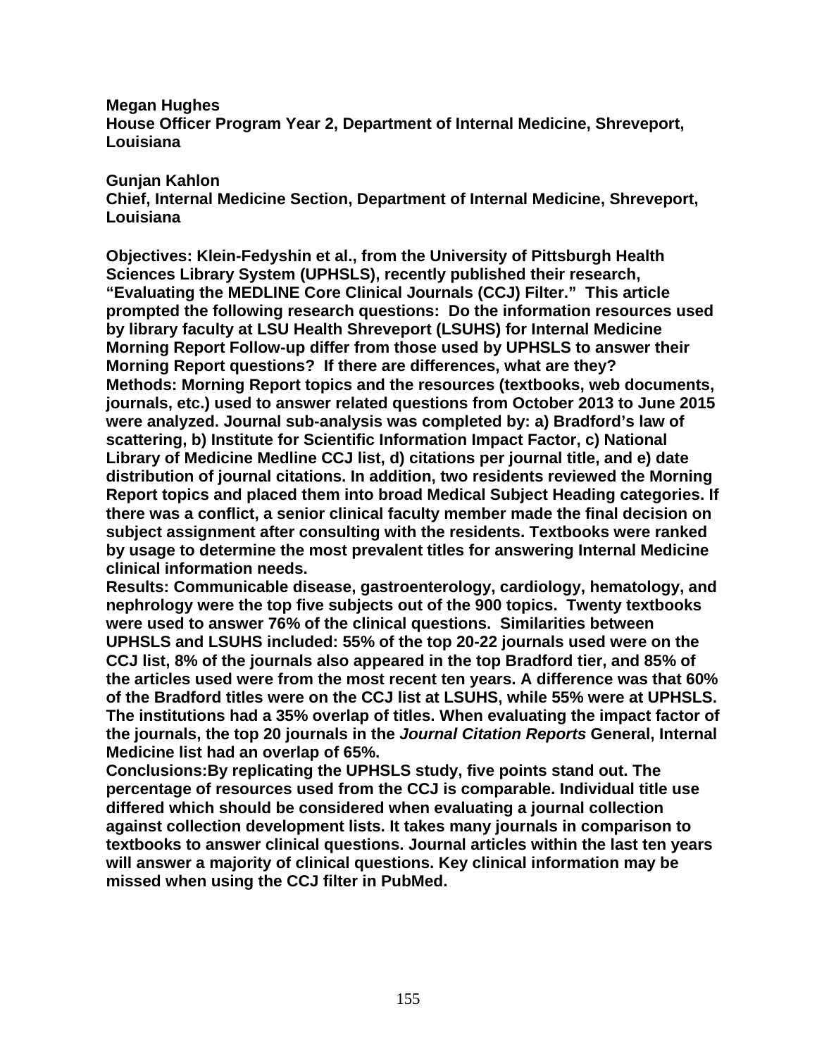**Megan Hughes**
**House Officer Program Year 2, Department of Internal Medicine, Shreveport, Louisiana**

**Gunjan Kahlon**
**Chief, Internal Medicine Section, Department of Internal Medicine, Shreveport, Louisiana**

**Objectives: Klein-Fedyshin et al., from the University of Pittsburgh Health Sciences Library System (UPHSLS), recently published their research, "Evaluating the MEDLINE Core Clinical Journals (CCJ) Filter." This article prompted the following research questions: Do the information resources used by library faculty at LSU Health Shreveport (LSUHS) for Internal Medicine Morning Report Follow-up differ from those used by UPHSLS to answer their Morning Report questions? If there are differences, what are they?**
**Methods: Morning Report topics and the resources (textbooks, web documents, journals, etc.) used to answer related questions from October 2013 to June 2015 were analyzed. Journal sub-analysis was completed by: a) Bradford's law of scattering, b) Institute for Scientific Information Impact Factor, c) National Library of Medicine Medline CCJ list, d) citations per journal title, and e) date distribution of journal citations. In addition, two residents reviewed the Morning Report topics and placed them into broad Medical Subject Heading categories. If there was a conflict, a senior clinical faculty member made the final decision on subject assignment after consulting with the residents. Textbooks were ranked by usage to determine the most prevalent titles for answering Internal Medicine clinical information needs.**
**Results: Communicable disease, gastroenterology, cardiology, hematology, and nephrology were the top five subjects out of the 900 topics. Twenty textbooks were used to answer 76% of the clinical questions. Similarities between UPHSLS and LSUHS included: 55% of the top 20-22 journals used were on the CCJ list, 8% of the journals also appeared in the top Bradford tier, and 85% of the articles used were from the most recent ten years. A difference was that 60% of the Bradford titles were on the CCJ list at LSUHS, while 55% were at UPHSLS. The institutions had a 35% overlap of titles. When evaluating the impact factor of the journals, the top 20 journals in the *Journal Citation Reports* General, Internal Medicine list had an overlap of 65%.**
**Conclusions:By replicating the UPHSLS study, five points stand out. The percentage of resources used from the CCJ is comparable. Individual title use differed which should be considered when evaluating a journal collection against collection development lists. It takes many journals in comparison to textbooks to answer clinical questions. Journal articles within the last ten years will answer a majority of clinical questions. Key clinical information may be missed when using the CCJ filter in PubMed.**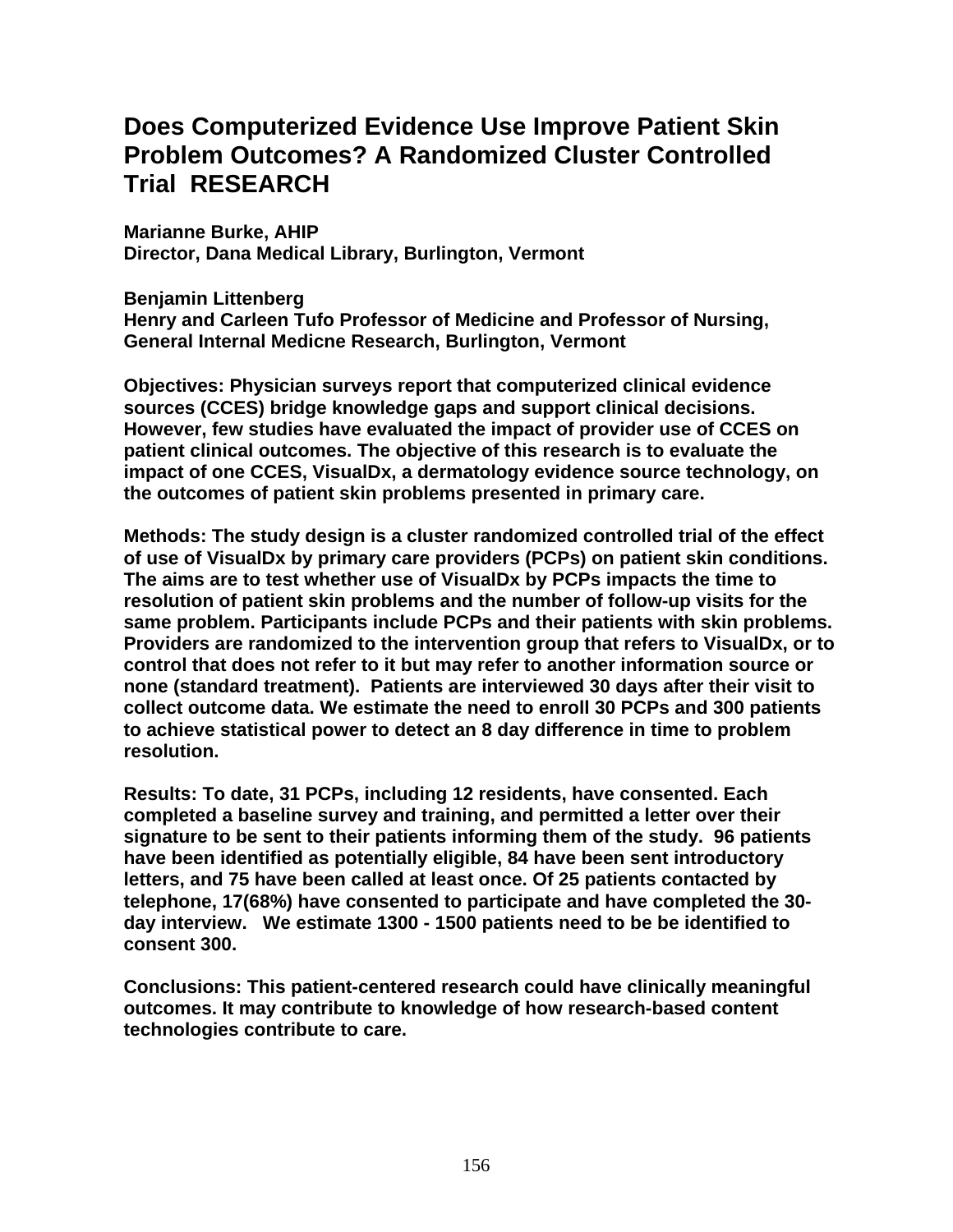# Does Computerized Evidence Use Improve Patient Skin Problem Outcomes? A Randomized Cluster Controlled Trial RESEARCH

**Marianne Burke, AHIP**
**Director, Dana Medical Library, Burlington, Vermont**

**Benjamin Littenberg**
**Henry and Carleen Tufo Professor of Medicine and Professor of Nursing, General Internal Medicne Research, Burlington, Vermont**

**Objectives: Physician surveys report that computerized clinical evidence sources (CCES) bridge knowledge gaps and support clinical decisions. However, few studies have evaluated the impact of provider use of CCES on patient clinical outcomes. The objective of this research is to evaluate the impact of one CCES, VisualDx, a dermatology evidence source technology, on the outcomes of patient skin problems presented in primary care.**

**Methods: The study design is a cluster randomized controlled trial of the effect of use of VisualDx by primary care providers (PCPs) on patient skin conditions. The aims are to test whether use of VisualDx by PCPs impacts the time to resolution of patient skin problems and the number of follow-up visits for the same problem. Participants include PCPs and their patients with skin problems. Providers are randomized to the intervention group that refers to VisualDx, or to control that does not refer to it but may refer to another information source or none (standard treatment). Patients are interviewed 30 days after their visit to collect outcome data. We estimate the need to enroll 30 PCPs and 300 patients to achieve statistical power to detect an 8 day difference in time to problem resolution.**

**Results: To date, 31 PCPs, including 12 residents, have consented. Each completed a baseline survey and training, and permitted a letter over their signature to be sent to their patients informing them of the study. 96 patients have been identified as potentially eligible, 84 have been sent introductory letters, and 75 have been called at least once. Of 25 patients contacted by telephone, 17(68%) have consented to participate and have completed the 30-day interview. We estimate 1300 - 1500 patients need to be be identified to consent 300.**

**Conclusions: This patient-centered research could have clinically meaningful outcomes. It may contribute to knowledge of how research-based content technologies contribute to care.**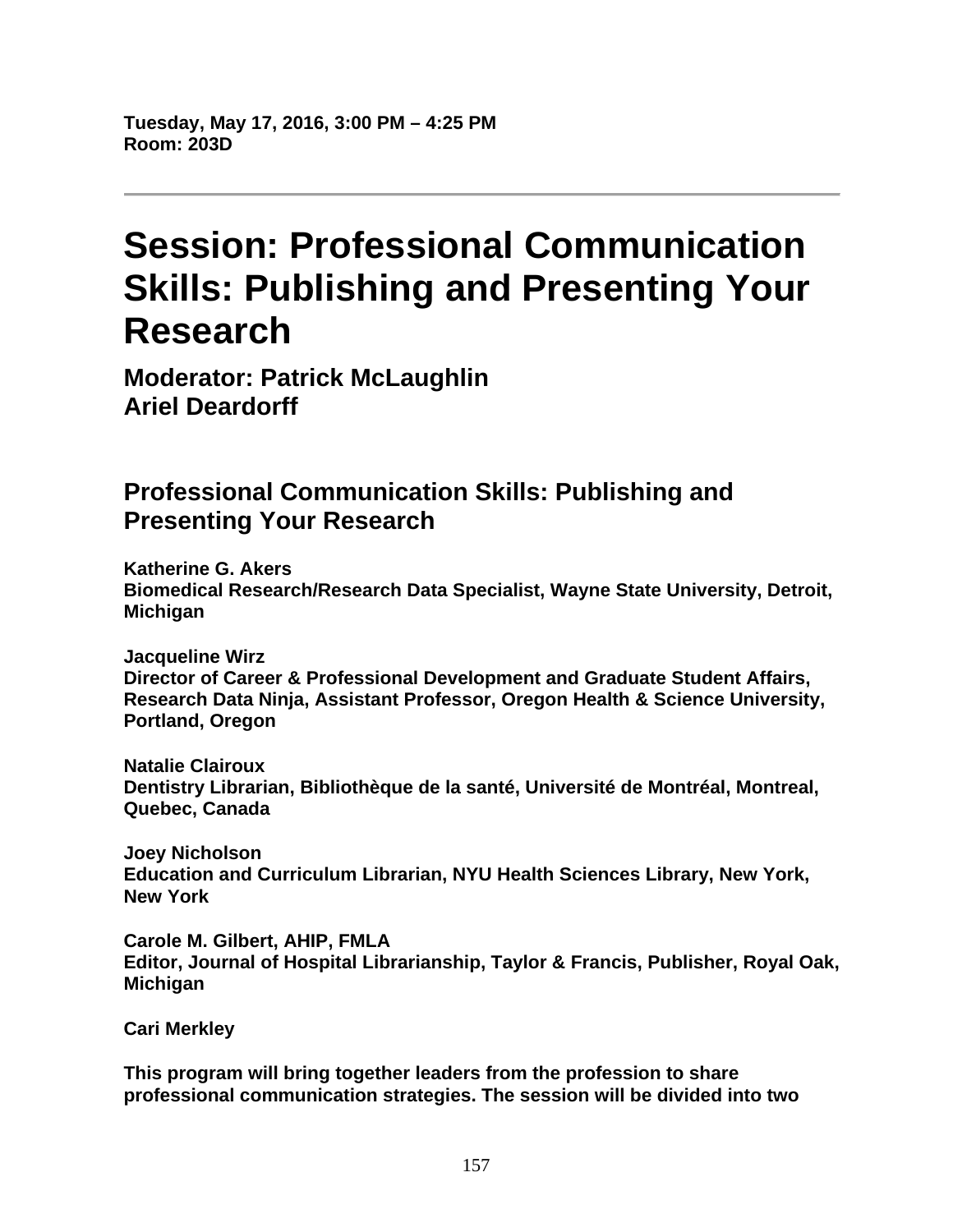**Tuesday, May 17, 2016, 3:00 PM – 4:25 PM**
**Room: 203D**

---

# Session: Professional Communication Skills: Publishing and Presenting Your Research

**Moderator: Patrick McLaughlin**
**Ariel Deardorff**

## Professional Communication Skills: Publishing and Presenting Your Research

**Katherine G. Akers**
**Biomedical Research/Research Data Specialist, Wayne State University, Detroit, Michigan**

**Jacqueline Wirz**
**Director of Career & Professional Development and Graduate Student Affairs, Research Data Ninja, Assistant Professor, Oregon Health & Science University, Portland, Oregon**

**Natalie Clairoux**
**Dentistry Librarian, Bibliothèque de la santé, Université de Montréal, Montreal, Quebec, Canada**

**Joey Nicholson**
**Education and Curriculum Librarian, NYU Health Sciences Library, New York, New York**

**Carole M. Gilbert, AHIP, FMLA**
**Editor, Journal of Hospital Librarianship, Taylor & Francis, Publisher, Royal Oak, Michigan**

**Cari Merkley**

**This program will bring together leaders from the profession to share professional communication strategies. The session will be divided into two**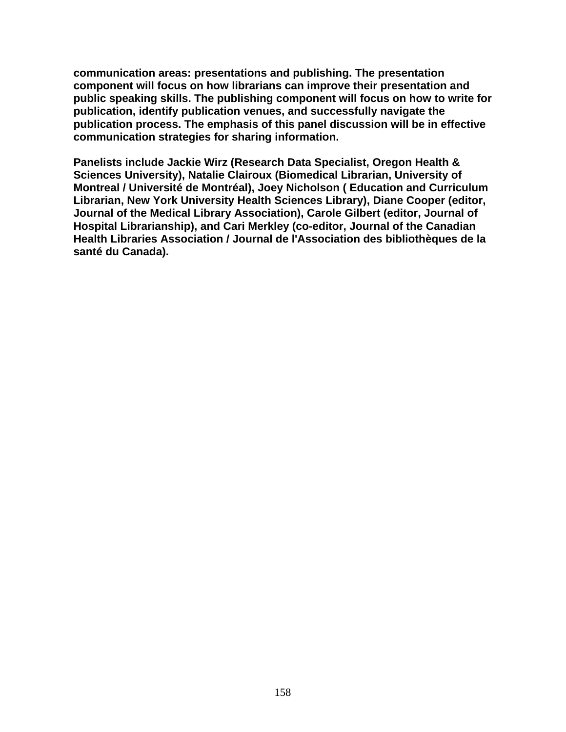**communication areas: presentations and publishing. The presentation component will focus on how librarians can improve their presentation and public speaking skills. The publishing component will focus on how to write for publication, identify publication venues, and successfully navigate the publication process. The emphasis of this panel discussion will be in effective communication strategies for sharing information.**

**Panelists include Jackie Wirz (Research Data Specialist, Oregon Health & Sciences University), Natalie Clairoux (Biomedical Librarian, University of Montreal / Université de Montréal), Joey Nicholson ( Education and Curriculum Librarian, New York University Health Sciences Library), Diane Cooper (editor, Journal of the Medical Library Association), Carole Gilbert (editor, Journal of Hospital Librarianship), and Cari Merkley (co-editor, Journal of the Canadian Health Libraries Association / Journal de l'Association des bibliothèques de la santé du Canada).**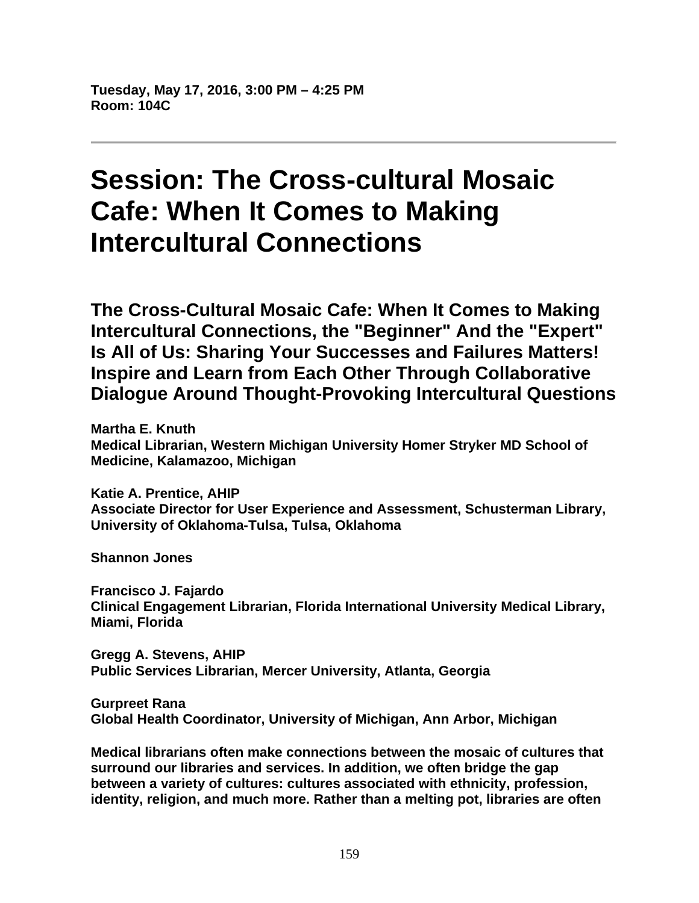**Tuesday, May 17, 2016, 3:00 PM – 4:25 PM**
**Room: 104C**

---

# Session: The Cross-cultural Mosaic Cafe: When It Comes to Making Intercultural Connections

## The Cross-Cultural Mosaic Cafe: When It Comes to Making Intercultural Connections, the "Beginner" And the "Expert" Is All of Us: Sharing Your Successes and Failures Matters! Inspire and Learn from Each Other Through Collaborative Dialogue Around Thought-Provoking Intercultural Questions

**Martha E. Knuth**
**Medical Librarian, Western Michigan University Homer Stryker MD School of Medicine, Kalamazoo, Michigan**

**Katie A. Prentice, AHIP**
**Associate Director for User Experience and Assessment, Schusterman Library, University of Oklahoma-Tulsa, Tulsa, Oklahoma**

**Shannon Jones**

**Francisco J. Fajardo**
**Clinical Engagement Librarian, Florida International University Medical Library, Miami, Florida**

**Gregg A. Stevens, AHIP**
**Public Services Librarian, Mercer University, Atlanta, Georgia**

**Gurpreet Rana**
**Global Health Coordinator, University of Michigan, Ann Arbor, Michigan**

**Medical librarians often make connections between the mosaic of cultures that surround our libraries and services. In addition, we often bridge the gap between a variety of cultures: cultures associated with ethnicity, profession, identity, religion, and much more. Rather than a melting pot, libraries are often**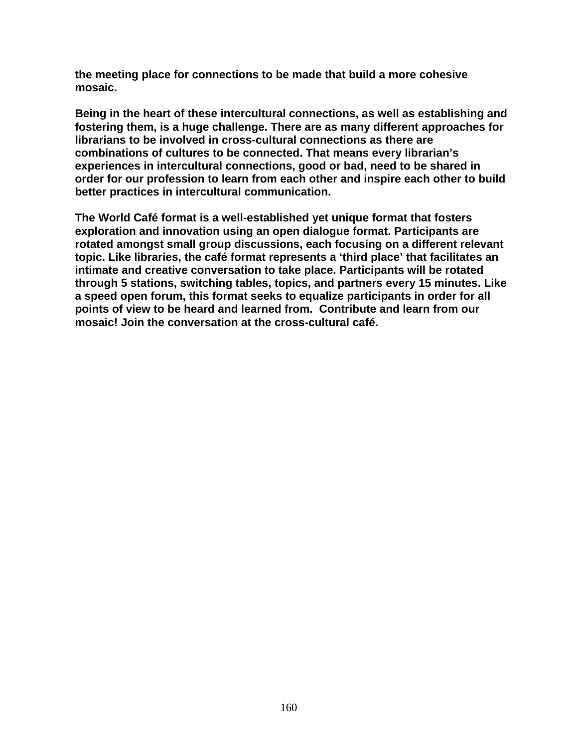**the meeting place for connections to be made that build a more cohesive mosaic.**

**Being in the heart of these intercultural connections, as well as establishing and fostering them, is a huge challenge. There are as many different approaches for librarians to be involved in cross-cultural connections as there are combinations of cultures to be connected. That means every librarian's experiences in intercultural connections, good or bad, need to be shared in order for our profession to learn from each other and inspire each other to build better practices in intercultural communication.**

**The World Café format is a well-established yet unique format that fosters exploration and innovation using an open dialogue format. Participants are rotated amongst small group discussions, each focusing on a different relevant topic. Like libraries, the café format represents a 'third place' that facilitates an intimate and creative conversation to take place. Participants will be rotated through 5 stations, switching tables, topics, and partners every 15 minutes. Like a speed open forum, this format seeks to equalize participants in order for all points of view to be heard and learned from. Contribute and learn from our mosaic! Join the conversation at the cross-cultural café.**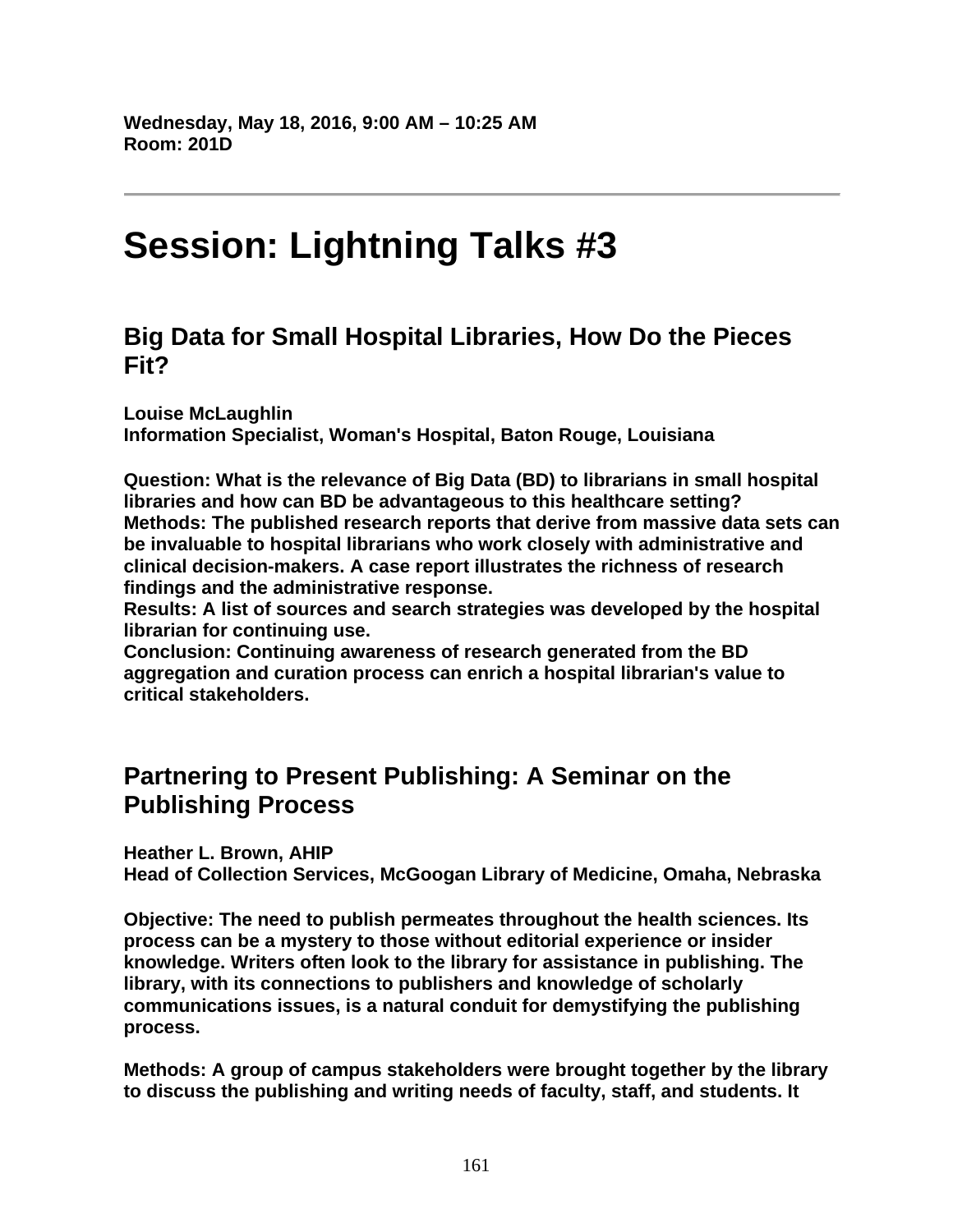**Wednesday, May 18, 2016, 9:00 AM – 10:25 AM**
**Room: 201D**

---

# Session: Lightning Talks #3

## Big Data for Small Hospital Libraries, How Do the Pieces Fit?

**Louise McLaughlin**
**Information Specialist, Woman's Hospital, Baton Rouge, Louisiana**

**Question: What is the relevance of Big Data (BD) to librarians in small hospital libraries and how can BD be advantageous to this healthcare setting?**
**Methods: The published research reports that derive from massive data sets can be invaluable to hospital librarians who work closely with administrative and clinical decision-makers. A case report illustrates the richness of research findings and the administrative response.**
**Results: A list of sources and search strategies was developed by the hospital librarian for continuing use.**
**Conclusion: Continuing awareness of research generated from the BD aggregation and curation process can enrich a hospital librarian's value to critical stakeholders.**

## Partnering to Present Publishing: A Seminar on the Publishing Process

**Heather L. Brown, AHIP**
**Head of Collection Services, McGoogan Library of Medicine, Omaha, Nebraska**

**Objective: The need to publish permeates throughout the health sciences. Its process can be a mystery to those without editorial experience or insider knowledge. Writers often look to the library for assistance in publishing. The library, with its connections to publishers and knowledge of scholarly communications issues, is a natural conduit for demystifying the publishing process.**

**Methods: A group of campus stakeholders were brought together by the library to discuss the publishing and writing needs of faculty, staff, and students. It**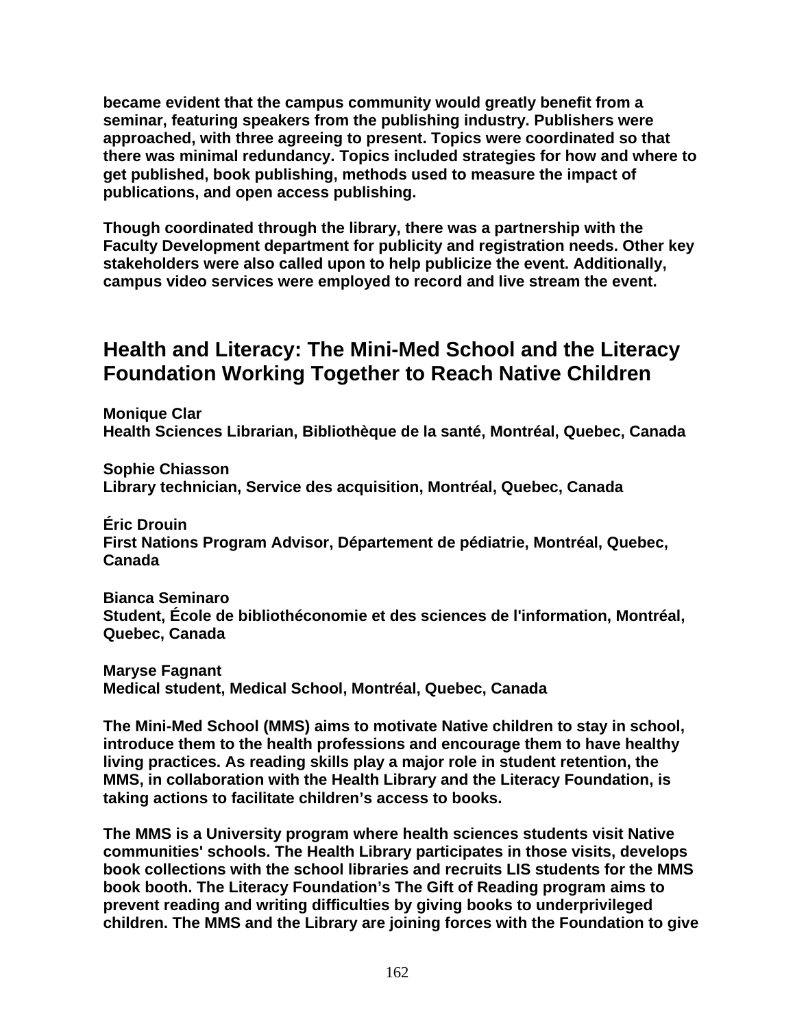became evident that the campus community would greatly benefit from a seminar, featuring speakers from the publishing industry. Publishers were approached, with three agreeing to present. Topics were coordinated so that there was minimal redundancy. Topics included strategies for how and where to get published, book publishing, methods used to measure the impact of publications, and open access publishing.

Though coordinated through the library, there was a partnership with the Faculty Development department for publicity and registration needs. Other key stakeholders were also called upon to help publicize the event. Additionally, campus video services were employed to record and live stream the event.

## Health and Literacy: The Mini-Med School and the Literacy Foundation Working Together to Reach Native Children

**Monique Clar**
**Health Sciences Librarian, Bibliothèque de la santé, Montréal, Quebec, Canada**

**Sophie Chiasson**
**Library technician, Service des acquisition, Montréal, Quebec, Canada**

**Éric Drouin**
**First Nations Program Advisor, Département de pédiatrie, Montréal, Quebec, Canada**

**Bianca Seminaro**
**Student, École de bibliothéconomie et des sciences de l'information, Montréal, Quebec, Canada**

**Maryse Fagnant**
**Medical student, Medical School, Montréal, Quebec, Canada**

The Mini-Med School (MMS) aims to motivate Native children to stay in school, introduce them to the health professions and encourage them to have healthy living practices. As reading skills play a major role in student retention, the MMS, in collaboration with the Health Library and the Literacy Foundation, is taking actions to facilitate children's access to books.

The MMS is a University program where health sciences students visit Native communities' schools. The Health Library participates in those visits, develops book collections with the school libraries and recruits LIS students for the MMS book booth. The Literacy Foundation's The Gift of Reading program aims to prevent reading and writing difficulties by giving books to underprivileged children. The MMS and the Library are joining forces with the Foundation to give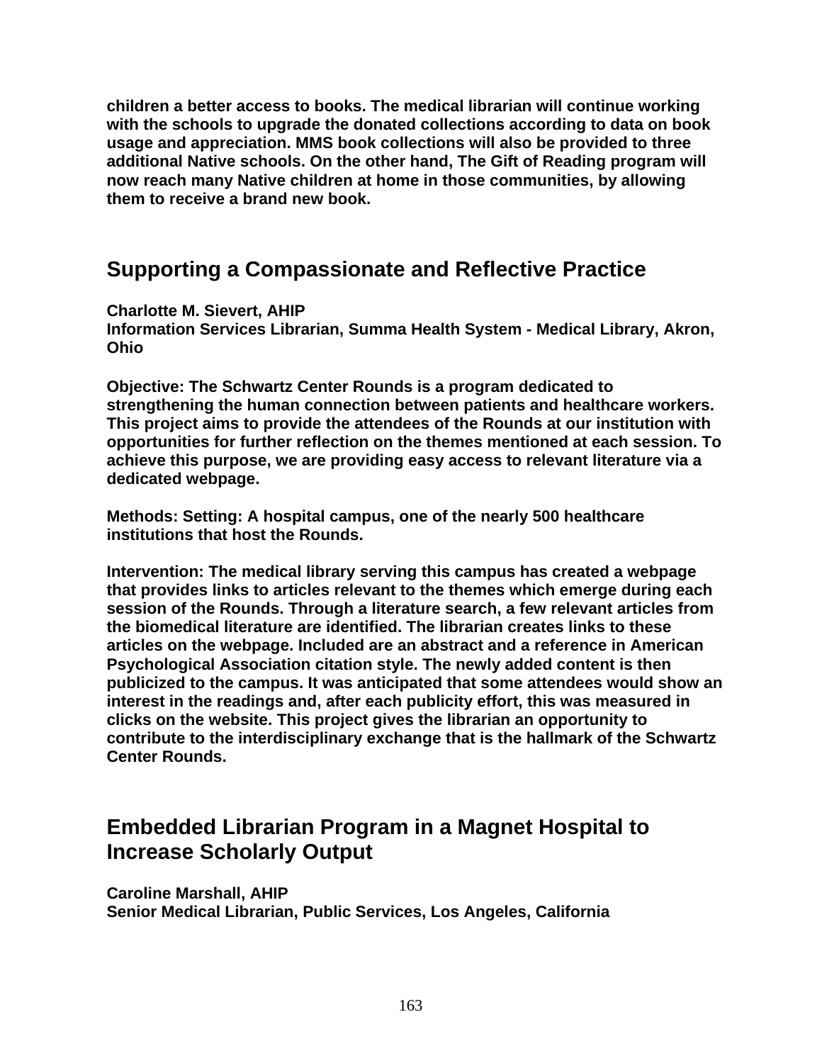**children a better access to books. The medical librarian will continue working with the schools to upgrade the donated collections according to data on book usage and appreciation. MMS book collections will also be provided to three additional Native schools. On the other hand, The Gift of Reading program will now reach many Native children at home in those communities, by allowing them to receive a brand new book.**

## Supporting a Compassionate and Reflective Practice

**Charlotte M. Sievert, AHIP**
**Information Services Librarian, Summa Health System - Medical Library, Akron, Ohio**

**Objective: The Schwartz Center Rounds is a program dedicated to strengthening the human connection between patients and healthcare workers. This project aims to provide the attendees of the Rounds at our institution with opportunities for further reflection on the themes mentioned at each session. To achieve this purpose, we are providing easy access to relevant literature via a dedicated webpage.**

**Methods: Setting: A hospital campus, one of the nearly 500 healthcare institutions that host the Rounds.**

**Intervention: The medical library serving this campus has created a webpage that provides links to articles relevant to the themes which emerge during each session of the Rounds. Through a literature search, a few relevant articles from the biomedical literature are identified. The librarian creates links to these articles on the webpage. Included are an abstract and a reference in American Psychological Association citation style. The newly added content is then publicized to the campus. It was anticipated that some attendees would show an interest in the readings and, after each publicity effort, this was measured in clicks on the website. This project gives the librarian an opportunity to contribute to the interdisciplinary exchange that is the hallmark of the Schwartz Center Rounds.**

## Embedded Librarian Program in a Magnet Hospital to Increase Scholarly Output

**Caroline Marshall, AHIP**
**Senior Medical Librarian, Public Services, Los Angeles, California**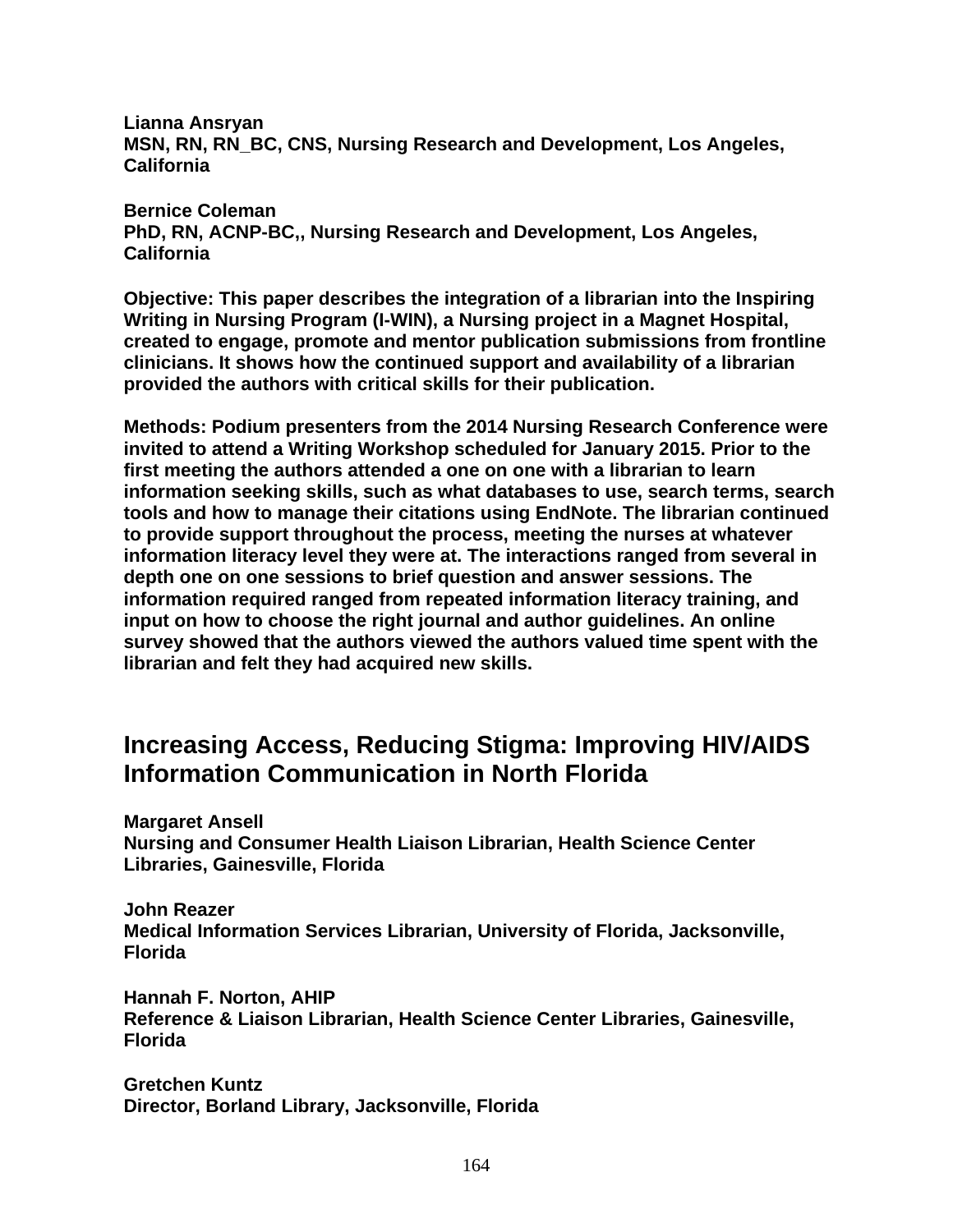**Lianna Ansryan**
**MSN, RN, RN_BC, CNS, Nursing Research and Development, Los Angeles, California**

**Bernice Coleman**
**PhD, RN, ACNP-BC,, Nursing Research and Development, Los Angeles, California**

**Objective: This paper describes the integration of a librarian into the Inspiring Writing in Nursing Program (I-WIN), a Nursing project in a Magnet Hospital, created to engage, promote and mentor publication submissions from frontline clinicians. It shows how the continued support and availability of a librarian provided the authors with critical skills for their publication.**

**Methods: Podium presenters from the 2014 Nursing Research Conference were invited to attend a Writing Workshop scheduled for January 2015. Prior to the first meeting the authors attended a one on one with a librarian to learn information seeking skills, such as what databases to use, search terms, search tools and how to manage their citations using EndNote. The librarian continued to provide support throughout the process, meeting the nurses at whatever information literacy level they were at. The interactions ranged from several in depth one on one sessions to brief question and answer sessions. The information required ranged from repeated information literacy training, and input on how to choose the right journal and author guidelines. An online survey showed that the authors viewed the authors valued time spent with the librarian and felt they had acquired new skills.**

## Increasing Access, Reducing Stigma: Improving HIV/AIDS Information Communication in North Florida

**Margaret Ansell**
**Nursing and Consumer Health Liaison Librarian, Health Science Center Libraries, Gainesville, Florida**

**John Reazer**
**Medical Information Services Librarian, University of Florida, Jacksonville, Florida**

**Hannah F. Norton, AHIP**
**Reference & Liaison Librarian, Health Science Center Libraries, Gainesville, Florida**

**Gretchen Kuntz**
**Director, Borland Library, Jacksonville, Florida**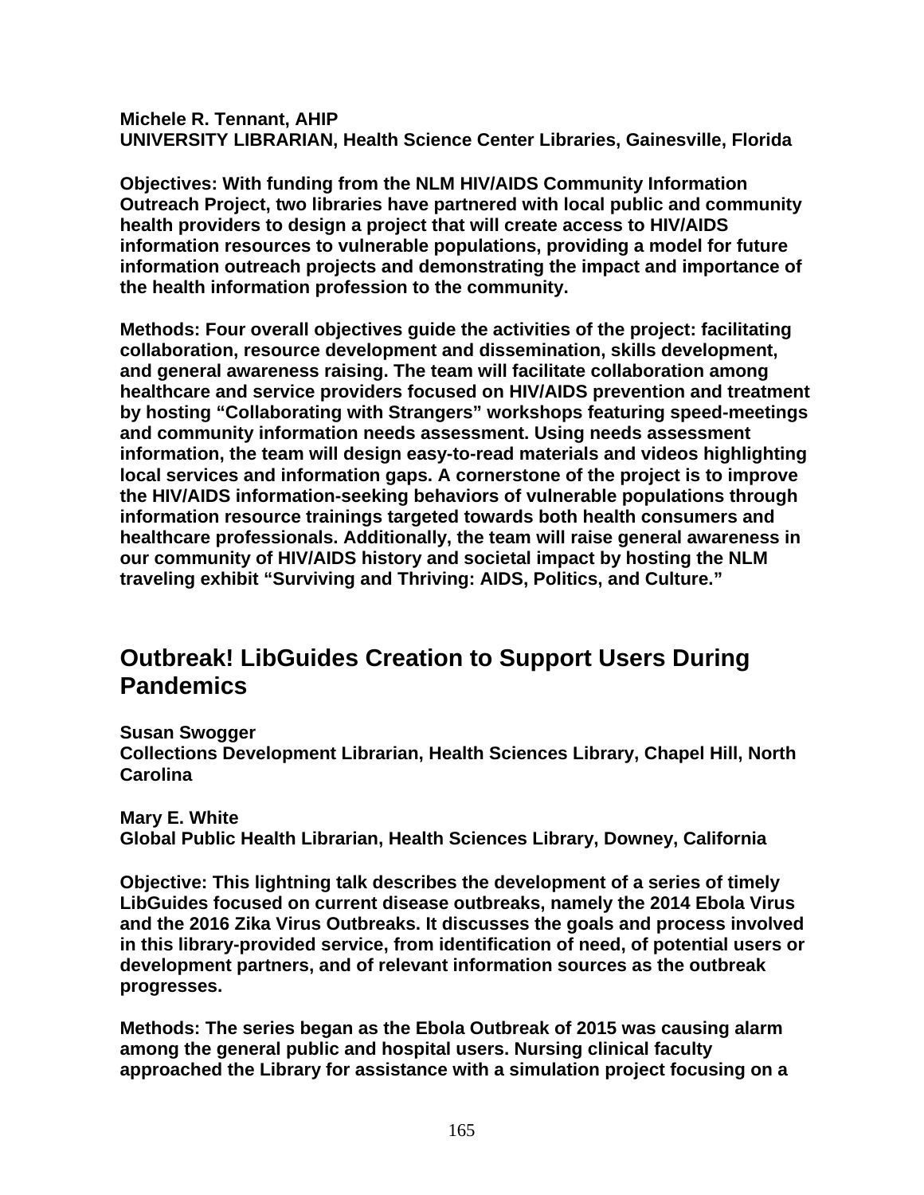**Michele R. Tennant, AHIP**
**UNIVERSITY LIBRARIAN, Health Science Center Libraries, Gainesville, Florida**

**Objectives: With funding from the NLM HIV/AIDS Community Information Outreach Project, two libraries have partnered with local public and community health providers to design a project that will create access to HIV/AIDS information resources to vulnerable populations, providing a model for future information outreach projects and demonstrating the impact and importance of the health information profession to the community.**

**Methods: Four overall objectives guide the activities of the project: facilitating collaboration, resource development and dissemination, skills development, and general awareness raising. The team will facilitate collaboration among healthcare and service providers focused on HIV/AIDS prevention and treatment by hosting "Collaborating with Strangers" workshops featuring speed-meetings and community information needs assessment. Using needs assessment information, the team will design easy-to-read materials and videos highlighting local services and information gaps. A cornerstone of the project is to improve the HIV/AIDS information-seeking behaviors of vulnerable populations through information resource trainings targeted towards both health consumers and healthcare professionals. Additionally, the team will raise general awareness in our community of HIV/AIDS history and societal impact by hosting the NLM traveling exhibit "Surviving and Thriving: AIDS, Politics, and Culture."**

## Outbreak! LibGuides Creation to Support Users During Pandemics

**Susan Swogger**
**Collections Development Librarian, Health Sciences Library, Chapel Hill, North Carolina**

**Mary E. White**
**Global Public Health Librarian, Health Sciences Library, Downey, California**

**Objective: This lightning talk describes the development of a series of timely LibGuides focused on current disease outbreaks, namely the 2014 Ebola Virus and the 2016 Zika Virus Outbreaks. It discusses the goals and process involved in this library-provided service, from identification of need, of potential users or development partners, and of relevant information sources as the outbreak progresses.**

**Methods: The series began as the Ebola Outbreak of 2015 was causing alarm among the general public and hospital users. Nursing clinical faculty approached the Library for assistance with a simulation project focusing on a**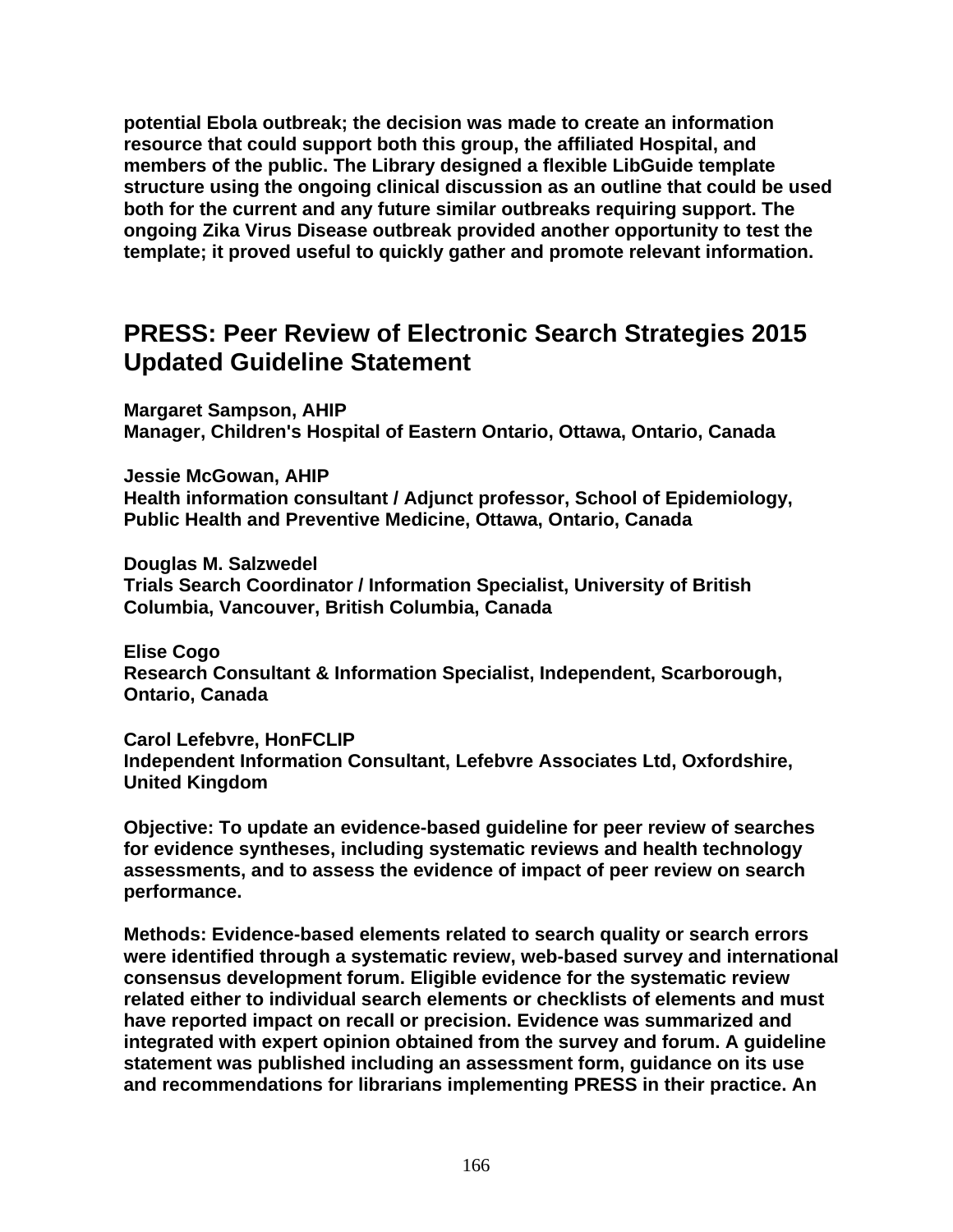**potential Ebola outbreak; the decision was made to create an information resource that could support both this group, the affiliated Hospital, and members of the public. The Library designed a flexible LibGuide template structure using the ongoing clinical discussion as an outline that could be used both for the current and any future similar outbreaks requiring support. The ongoing Zika Virus Disease outbreak provided another opportunity to test the template; it proved useful to quickly gather and promote relevant information.**

## PRESS: Peer Review of Electronic Search Strategies 2015 Updated Guideline Statement

**Margaret Sampson, AHIP**
**Manager, Children's Hospital of Eastern Ontario, Ottawa, Ontario, Canada**

**Jessie McGowan, AHIP**
**Health information consultant / Adjunct professor, School of Epidemiology, Public Health and Preventive Medicine, Ottawa, Ontario, Canada**

**Douglas M. Salzwedel**
**Trials Search Coordinator / Information Specialist, University of British Columbia, Vancouver, British Columbia, Canada**

**Elise Cogo**
**Research Consultant & Information Specialist, Independent, Scarborough, Ontario, Canada**

**Carol Lefebvre, HonFCLIP**
**Independent Information Consultant, Lefebvre Associates Ltd, Oxfordshire, United Kingdom**

**Objective: To update an evidence-based guideline for peer review of searches for evidence syntheses, including systematic reviews and health technology assessments, and to assess the evidence of impact of peer review on search performance.**

**Methods: Evidence-based elements related to search quality or search errors were identified through a systematic review, web-based survey and international consensus development forum. Eligible evidence for the systematic review related either to individual search elements or checklists of elements and must have reported impact on recall or precision. Evidence was summarized and integrated with expert opinion obtained from the survey and forum. A guideline statement was published including an assessment form, guidance on its use and recommendations for librarians implementing PRESS in their practice. An**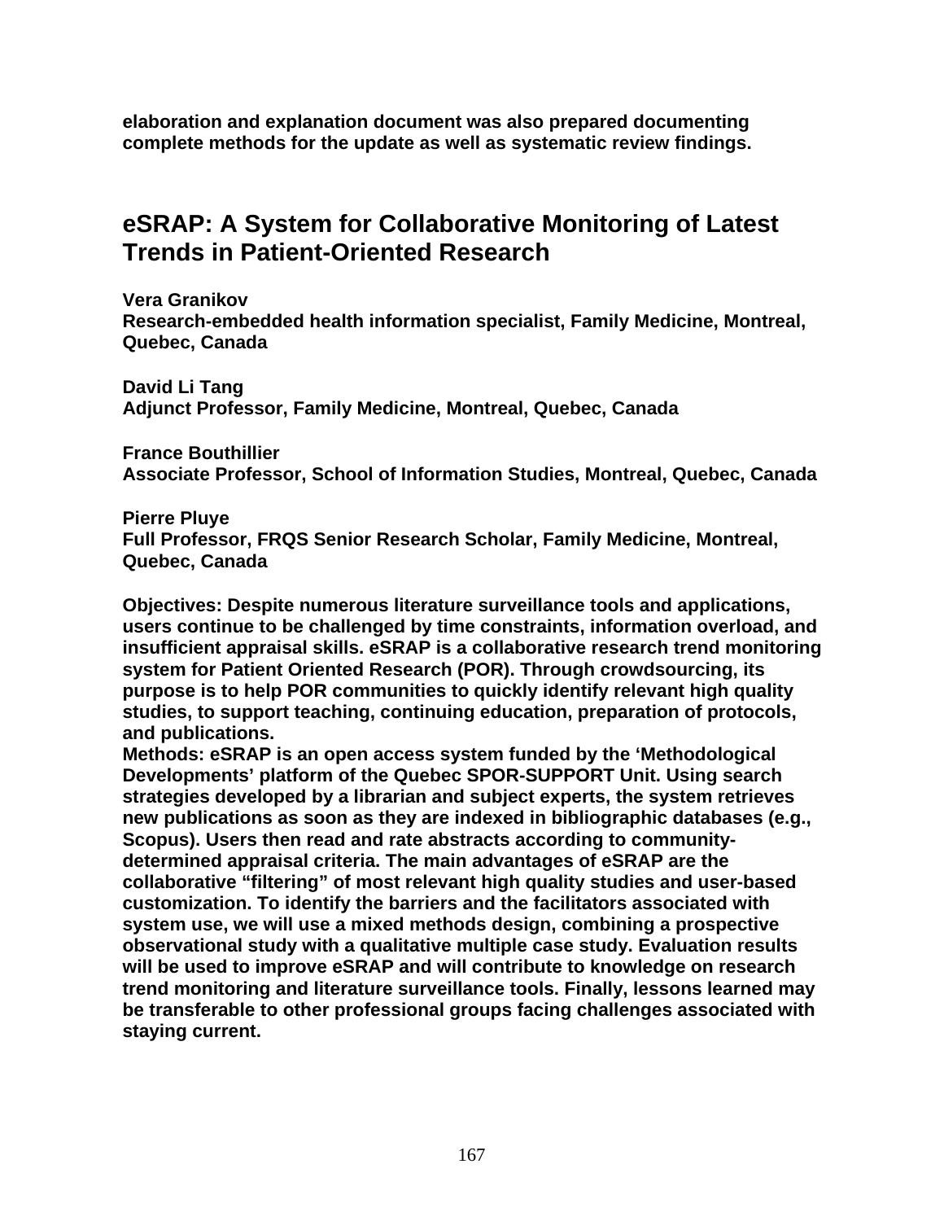**elaboration and explanation document was also prepared documenting complete methods for the update as well as systematic review findings.**

## eSRAP: A System for Collaborative Monitoring of Latest Trends in Patient-Oriented Research

**Vera Granikov**
**Research-embedded health information specialist, Family Medicine, Montreal, Quebec, Canada**

**David Li Tang**
**Adjunct Professor, Family Medicine, Montreal, Quebec, Canada**

**France Bouthillier**
**Associate Professor, School of Information Studies, Montreal, Quebec, Canada**

**Pierre Pluye**
**Full Professor, FRQS Senior Research Scholar, Family Medicine, Montreal, Quebec, Canada**

**Objectives: Despite numerous literature surveillance tools and applications, users continue to be challenged by time constraints, information overload, and insufficient appraisal skills. eSRAP is a collaborative research trend monitoring system for Patient Oriented Research (POR). Through crowdsourcing, its purpose is to help POR communities to quickly identify relevant high quality studies, to support teaching, continuing education, preparation of protocols, and publications.**
**Methods: eSRAP is an open access system funded by the 'Methodological Developments' platform of the Quebec SPOR-SUPPORT Unit. Using search strategies developed by a librarian and subject experts, the system retrieves new publications as soon as they are indexed in bibliographic databases (e.g., Scopus). Users then read and rate abstracts according to community-determined appraisal criteria. The main advantages of eSRAP are the collaborative "filtering" of most relevant high quality studies and user-based customization. To identify the barriers and the facilitators associated with system use, we will use a mixed methods design, combining a prospective observational study with a qualitative multiple case study. Evaluation results will be used to improve eSRAP and will contribute to knowledge on research trend monitoring and literature surveillance tools. Finally, lessons learned may be transferable to other professional groups facing challenges associated with staying current.**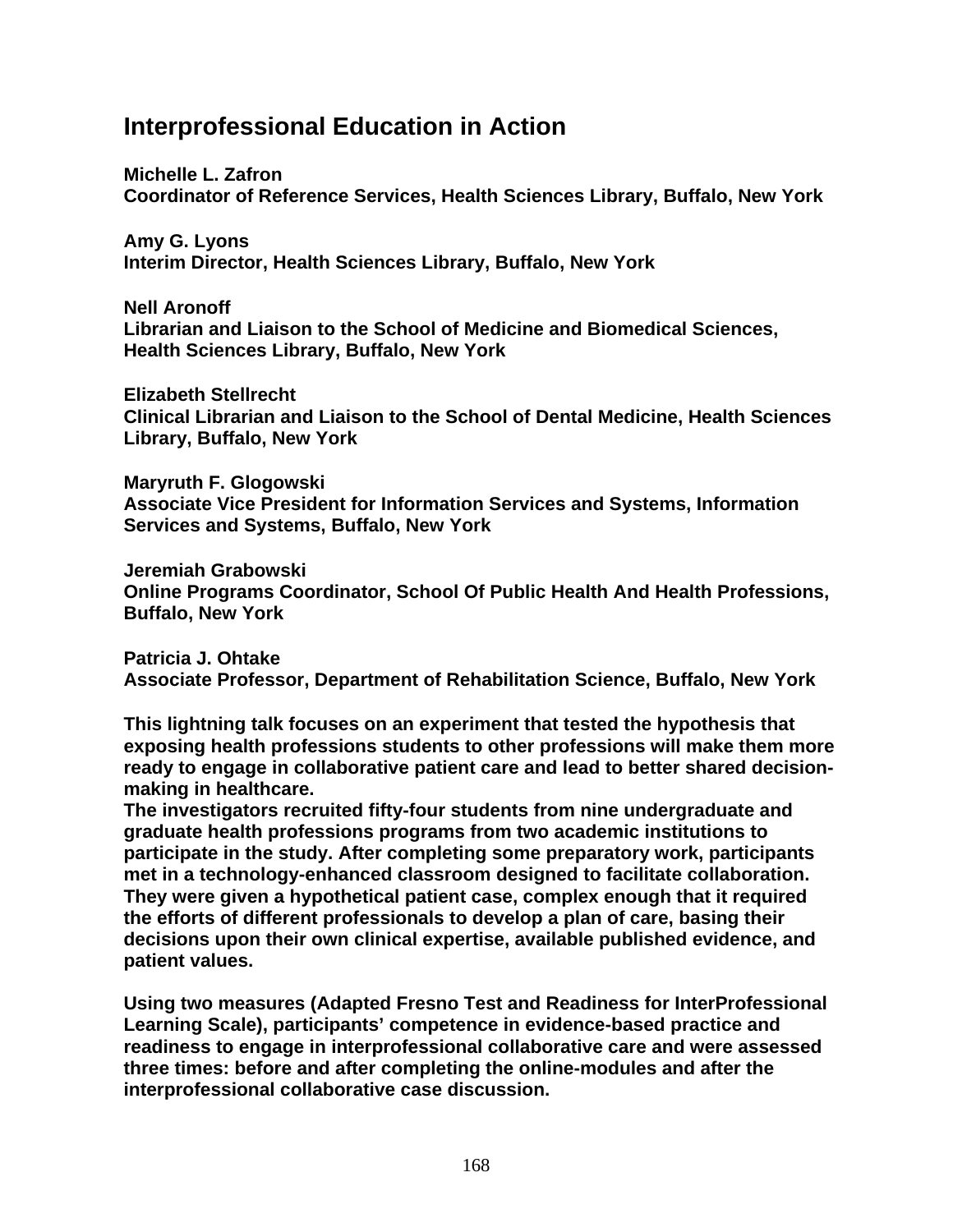## Interprofessional Education in Action

**Michelle L. Zafron**
**Coordinator of Reference Services, Health Sciences Library, Buffalo, New York**

**Amy G. Lyons**
**Interim Director, Health Sciences Library, Buffalo, New York**

**Nell Aronoff**
**Librarian and Liaison to the School of Medicine and Biomedical Sciences, Health Sciences Library, Buffalo, New York**

**Elizabeth Stellrecht**
**Clinical Librarian and Liaison to the School of Dental Medicine, Health Sciences Library, Buffalo, New York**

**Maryruth F. Glogowski**
**Associate Vice President for Information Services and Systems, Information Services and Systems, Buffalo, New York**

**Jeremiah Grabowski**
**Online Programs Coordinator, School Of Public Health And Health Professions, Buffalo, New York**

**Patricia J. Ohtake**
**Associate Professor, Department of Rehabilitation Science, Buffalo, New York**

**This lightning talk focuses on an experiment that tested the hypothesis that exposing health professions students to other professions will make them more ready to engage in collaborative patient care and lead to better shared decision-making in healthcare.**
**The investigators recruited fifty-four students from nine undergraduate and graduate health professions programs from two academic institutions to participate in the study. After completing some preparatory work, participants met in a technology-enhanced classroom designed to facilitate collaboration. They were given a hypothetical patient case, complex enough that it required the efforts of different professionals to develop a plan of care, basing their decisions upon their own clinical expertise, available published evidence, and patient values.**

**Using two measures (Adapted Fresno Test and Readiness for InterProfessional Learning Scale), participants' competence in evidence-based practice and readiness to engage in interprofessional collaborative care and were assessed three times: before and after completing the online-modules and after the interprofessional collaborative case discussion.**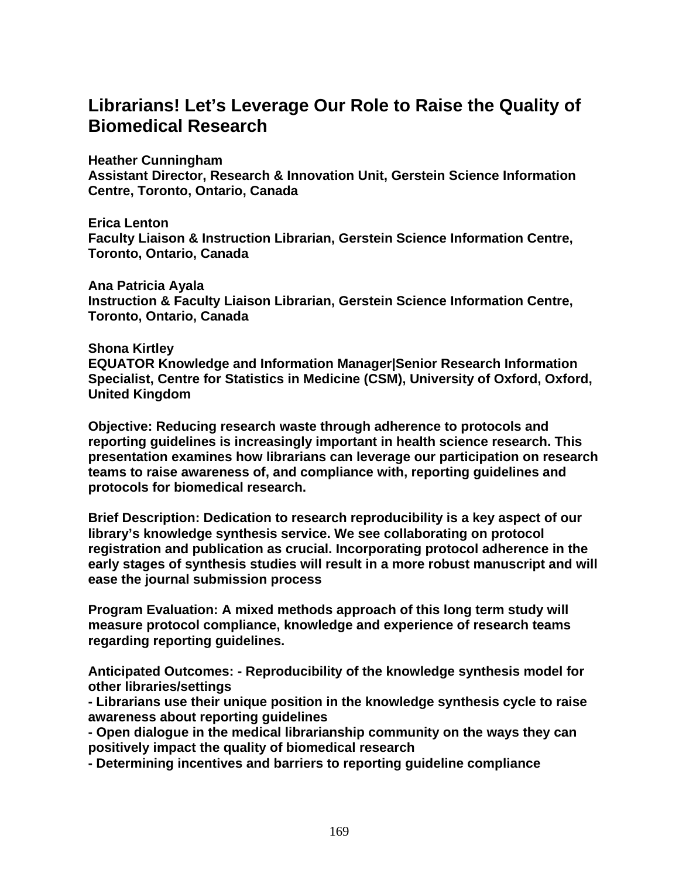# Librarians! Let's Leverage Our Role to Raise the Quality of Biomedical Research

**Heather Cunningham**
**Assistant Director, Research & Innovation Unit, Gerstein Science Information Centre, Toronto, Ontario, Canada**

**Erica Lenton**
**Faculty Liaison & Instruction Librarian, Gerstein Science Information Centre, Toronto, Ontario, Canada**

**Ana Patricia Ayala**
**Instruction & Faculty Liaison Librarian, Gerstein Science Information Centre, Toronto, Ontario, Canada**

**Shona Kirtley**
**EQUATOR Knowledge and Information Manager|Senior Research Information Specialist, Centre for Statistics in Medicine (CSM), University of Oxford, Oxford, United Kingdom**

**Objective: Reducing research waste through adherence to protocols and reporting guidelines is increasingly important in health science research. This presentation examines how librarians can leverage our participation on research teams to raise awareness of, and compliance with, reporting guidelines and protocols for biomedical research.**

**Brief Description: Dedication to research reproducibility is a key aspect of our library's knowledge synthesis service. We see collaborating on protocol registration and publication as crucial. Incorporating protocol adherence in the early stages of synthesis studies will result in a more robust manuscript and will ease the journal submission process**

**Program Evaluation: A mixed methods approach of this long term study will measure protocol compliance, knowledge and experience of research teams regarding reporting guidelines.**

**Anticipated Outcomes: - Reproducibility of the knowledge synthesis model for other libraries/settings**
**- Librarians use their unique position in the knowledge synthesis cycle to raise awareness about reporting guidelines**
**- Open dialogue in the medical librarianship community on the ways they can positively impact the quality of biomedical research**
**- Determining incentives and barriers to reporting guideline compliance**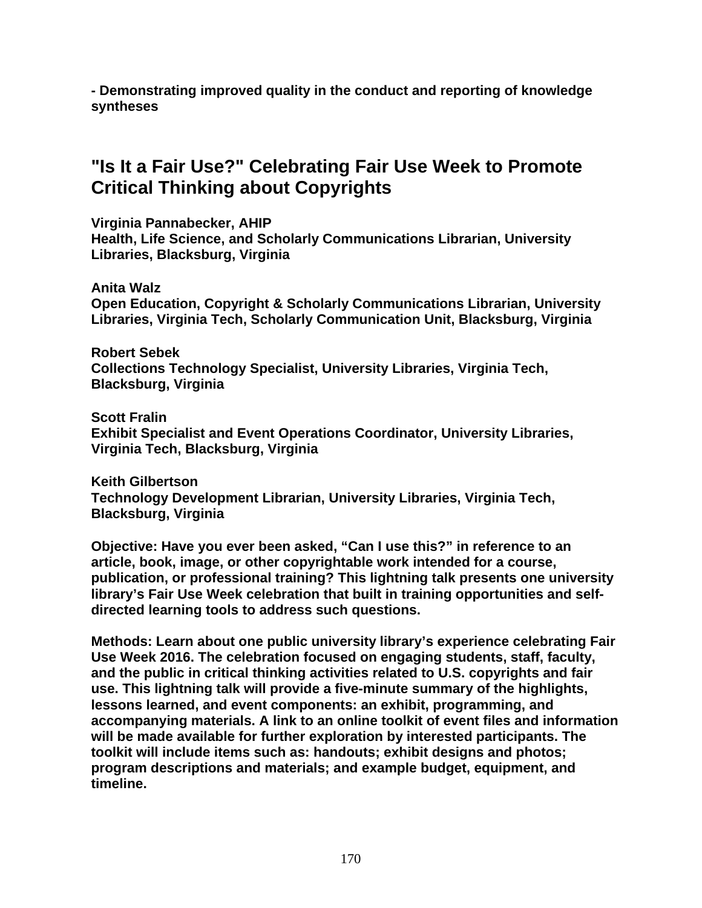**- Demonstrating improved quality in the conduct and reporting of knowledge syntheses**

## "Is It a Fair Use?" Celebrating Fair Use Week to Promote Critical Thinking about Copyrights

**Virginia Pannabecker, AHIP**
**Health, Life Science, and Scholarly Communications Librarian, University Libraries, Blacksburg, Virginia**

**Anita Walz**
**Open Education, Copyright & Scholarly Communications Librarian, University Libraries, Virginia Tech, Scholarly Communication Unit, Blacksburg, Virginia**

**Robert Sebek**
**Collections Technology Specialist, University Libraries, Virginia Tech, Blacksburg, Virginia**

**Scott Fralin**
**Exhibit Specialist and Event Operations Coordinator, University Libraries, Virginia Tech, Blacksburg, Virginia**

**Keith Gilbertson**
**Technology Development Librarian, University Libraries, Virginia Tech, Blacksburg, Virginia**

**Objective: Have you ever been asked, "Can I use this?" in reference to an article, book, image, or other copyrightable work intended for a course, publication, or professional training? This lightning talk presents one university library's Fair Use Week celebration that built in training opportunities and self-directed learning tools to address such questions.**

**Methods: Learn about one public university library's experience celebrating Fair Use Week 2016. The celebration focused on engaging students, staff, faculty, and the public in critical thinking activities related to U.S. copyrights and fair use. This lightning talk will provide a five-minute summary of the highlights, lessons learned, and event components: an exhibit, programming, and accompanying materials. A link to an online toolkit of event files and information will be made available for further exploration by interested participants. The toolkit will include items such as: handouts; exhibit designs and photos; program descriptions and materials; and example budget, equipment, and timeline.**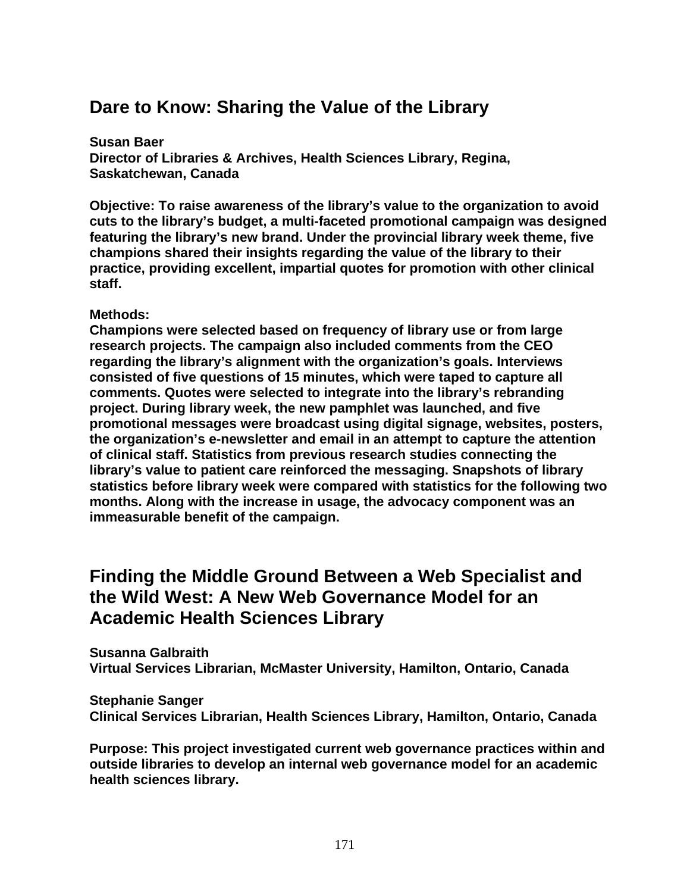## Dare to Know: Sharing the Value of the Library

**Susan Baer**
**Director of Libraries & Archives, Health Sciences Library, Regina, Saskatchewan, Canada**

**Objective: To raise awareness of the library's value to the organization to avoid cuts to the library's budget, a multi-faceted promotional campaign was designed featuring the library's new brand. Under the provincial library week theme, five champions shared their insights regarding the value of the library to their practice, providing excellent, impartial quotes for promotion with other clinical staff.**

**Methods:**
**Champions were selected based on frequency of library use or from large research projects. The campaign also included comments from the CEO regarding the library's alignment with the organization's goals. Interviews consisted of five questions of 15 minutes, which were taped to capture all comments. Quotes were selected to integrate into the library's rebranding project. During library week, the new pamphlet was launched, and five promotional messages were broadcast using digital signage, websites, posters, the organization's e-newsletter and email in an attempt to capture the attention of clinical staff. Statistics from previous research studies connecting the library's value to patient care reinforced the messaging. Snapshots of library statistics before library week were compared with statistics for the following two months. Along with the increase in usage, the advocacy component was an immeasurable benefit of the campaign.**

## Finding the Middle Ground Between a Web Specialist and the Wild West: A New Web Governance Model for an Academic Health Sciences Library

**Susanna Galbraith**
**Virtual Services Librarian, McMaster University, Hamilton, Ontario, Canada**

**Stephanie Sanger**
**Clinical Services Librarian, Health Sciences Library, Hamilton, Ontario, Canada**

**Purpose: This project investigated current web governance practices within and outside libraries to develop an internal web governance model for an academic health sciences library.**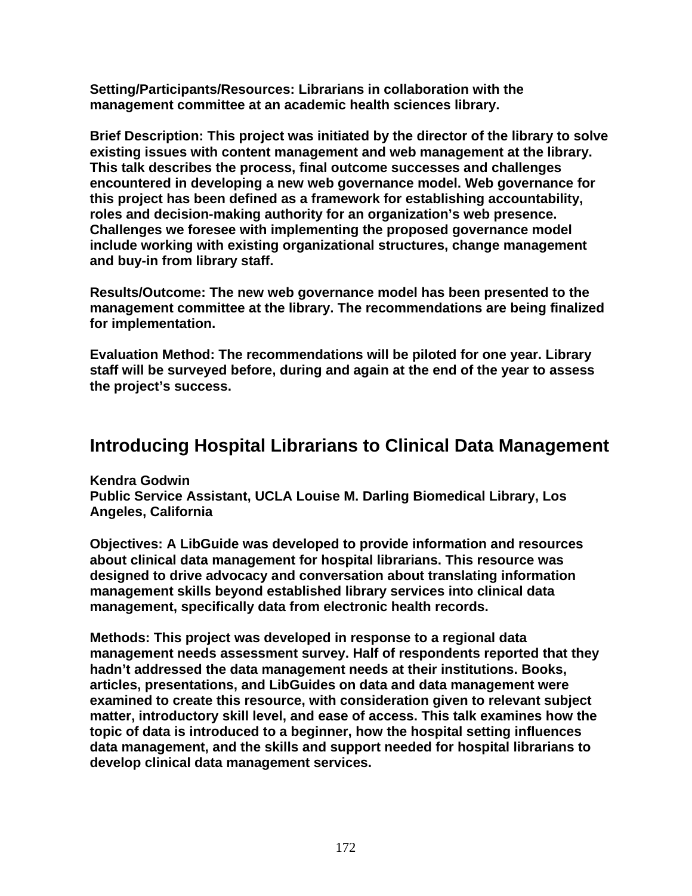**Setting/Participants/Resources: Librarians in collaboration with the management committee at an academic health sciences library.**

**Brief Description: This project was initiated by the director of the library to solve existing issues with content management and web management at the library. This talk describes the process, final outcome successes and challenges encountered in developing a new web governance model. Web governance for this project has been defined as a framework for establishing accountability, roles and decision-making authority for an organization's web presence. Challenges we foresee with implementing the proposed governance model include working with existing organizational structures, change management and buy-in from library staff.**

**Results/Outcome: The new web governance model has been presented to the management committee at the library. The recommendations are being finalized for implementation.**

**Evaluation Method: The recommendations will be piloted for one year. Library staff will be surveyed before, during and again at the end of the year to assess the project's success.**

## Introducing Hospital Librarians to Clinical Data Management

**Kendra Godwin**
**Public Service Assistant, UCLA Louise M. Darling Biomedical Library, Los Angeles, California**

**Objectives: A LibGuide was developed to provide information and resources about clinical data management for hospital librarians. This resource was designed to drive advocacy and conversation about translating information management skills beyond established library services into clinical data management, specifically data from electronic health records.**

**Methods: This project was developed in response to a regional data management needs assessment survey. Half of respondents reported that they hadn't addressed the data management needs at their institutions. Books, articles, presentations, and LibGuides on data and data management were examined to create this resource, with consideration given to relevant subject matter, introductory skill level, and ease of access. This talk examines how the topic of data is introduced to a beginner, how the hospital setting influences data management, and the skills and support needed for hospital librarians to develop clinical data management services.**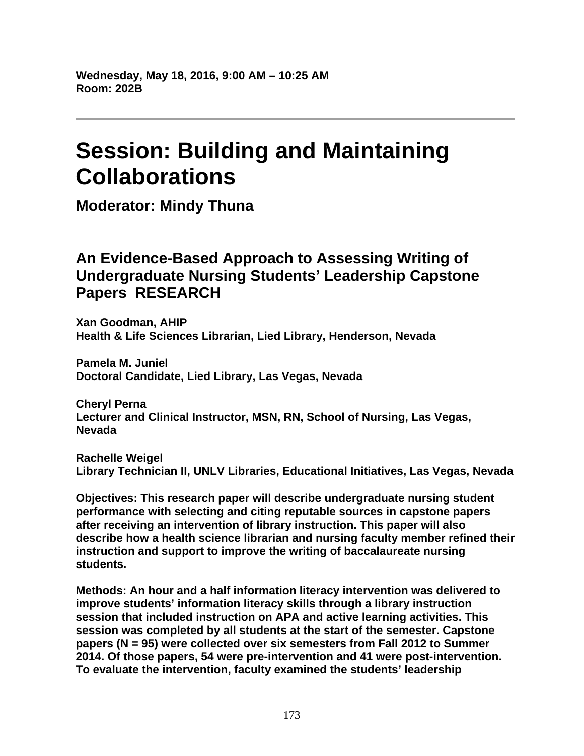**Wednesday, May 18, 2016, 9:00 AM – 10:25 AM**
**Room: 202B**

---

# Session: Building and Maintaining Collaborations

## Moderator: Mindy Thuna

### An Evidence-Based Approach to Assessing Writing of Undergraduate Nursing Students' Leadership Capstone Papers RESEARCH

**Xan Goodman, AHIP**
**Health & Life Sciences Librarian, Lied Library, Henderson, Nevada**

**Pamela M. Juniel**
**Doctoral Candidate, Lied Library, Las Vegas, Nevada**

**Cheryl Perna**
**Lecturer and Clinical Instructor, MSN, RN, School of Nursing, Las Vegas, Nevada**

**Rachelle Weigel**
**Library Technician II, UNLV Libraries, Educational Initiatives, Las Vegas, Nevada**

**Objectives: This research paper will describe undergraduate nursing student performance with selecting and citing reputable sources in capstone papers after receiving an intervention of library instruction. This paper will also describe how a health science librarian and nursing faculty member refined their instruction and support to improve the writing of baccalaureate nursing students.**

**Methods: An hour and a half information literacy intervention was delivered to improve students' information literacy skills through a library instruction session that included instruction on APA and active learning activities. This session was completed by all students at the start of the semester. Capstone papers (N = 95) were collected over six semesters from Fall 2012 to Summer 2014. Of those papers, 54 were pre-intervention and 41 were post-intervention. To evaluate the intervention, faculty examined the students' leadership**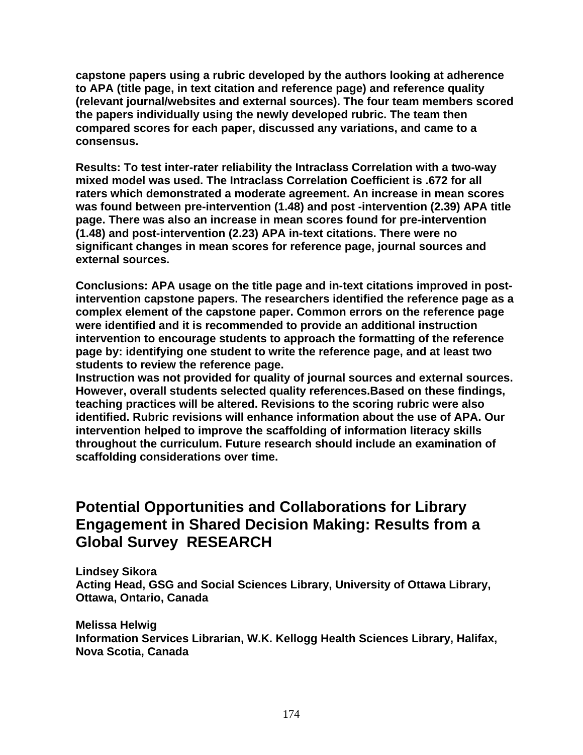**capstone papers using a rubric developed by the authors looking at adherence to APA (title page, in text citation and reference page) and reference quality (relevant journal/websites and external sources). The four team members scored the papers individually using the newly developed rubric. The team then compared scores for each paper, discussed any variations, and came to a consensus.**

**Results: To test inter-rater reliability the Intraclass Correlation with a two-way mixed model was used. The Intraclass Correlation Coefficient is .672 for all raters which demonstrated a moderate agreement. An increase in mean scores was found between pre-intervention (1.48) and post -intervention (2.39) APA title page. There was also an increase in mean scores found for pre-intervention (1.48) and post-intervention (2.23) APA in-text citations. There were no significant changes in mean scores for reference page, journal sources and external sources.**

**Conclusions: APA usage on the title page and in-text citations improved in post-intervention capstone papers. The researchers identified the reference page as a complex element of the capstone paper. Common errors on the reference page were identified and it is recommended to provide an additional instruction intervention to encourage students to approach the formatting of the reference page by: identifying one student to write the reference page, and at least two students to review the reference page.**
**Instruction was not provided for quality of journal sources and external sources. However, overall students selected quality references.Based on these findings, teaching practices will be altered. Revisions to the scoring rubric were also identified. Rubric revisions will enhance information about the use of APA. Our intervention helped to improve the scaffolding of information literacy skills throughout the curriculum. Future research should include an examination of scaffolding considerations over time.**

## Potential Opportunities and Collaborations for Library Engagement in Shared Decision Making: Results from a Global Survey RESEARCH

**Lindsey Sikora**
**Acting Head, GSG and Social Sciences Library, University of Ottawa Library, Ottawa, Ontario, Canada**

**Melissa Helwig**
**Information Services Librarian, W.K. Kellogg Health Sciences Library, Halifax, Nova Scotia, Canada**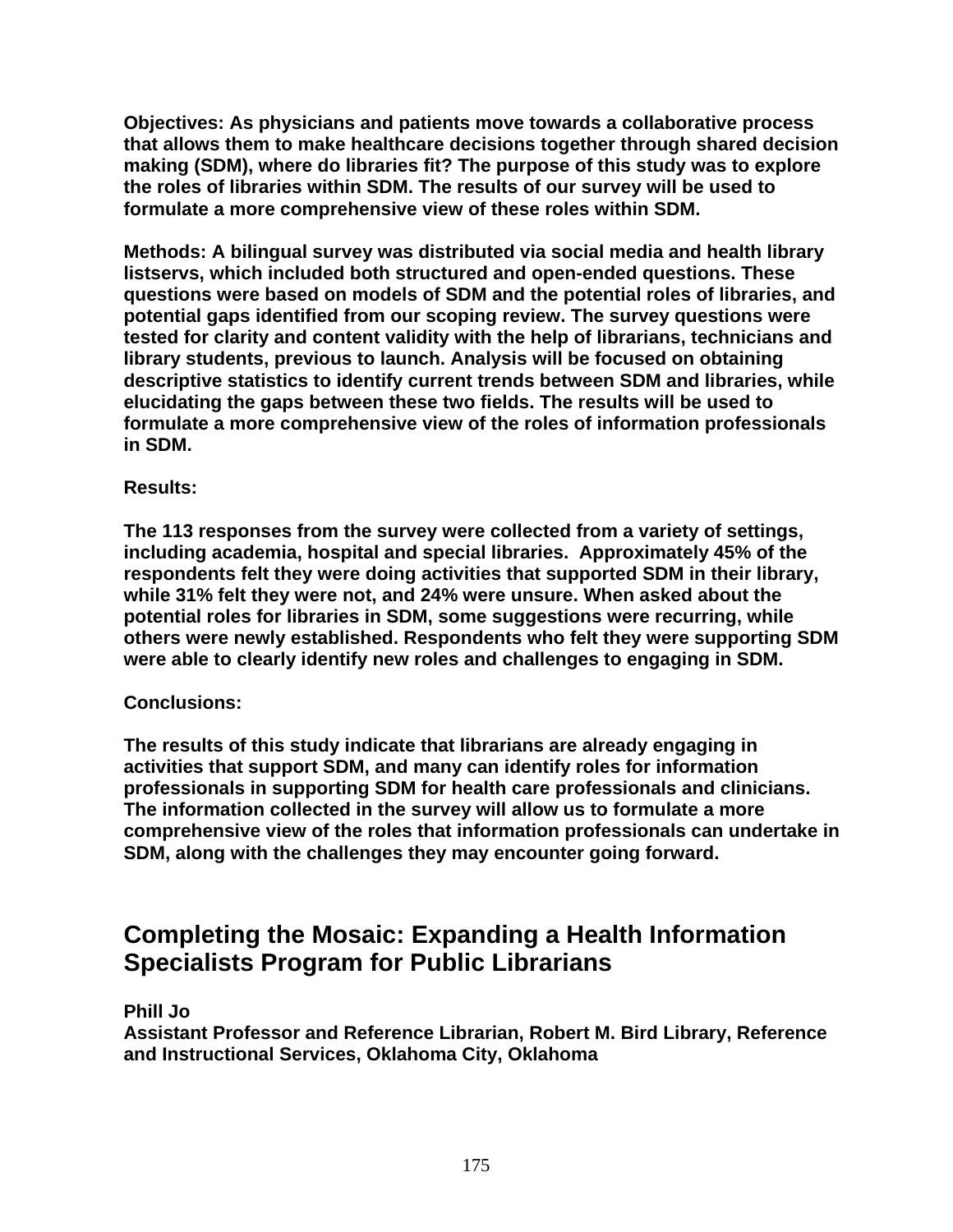**Objectives: As physicians and patients move towards a collaborative process that allows them to make healthcare decisions together through shared decision making (SDM), where do libraries fit? The purpose of this study was to explore the roles of libraries within SDM. The results of our survey will be used to formulate a more comprehensive view of these roles within SDM.**

**Methods: A bilingual survey was distributed via social media and health library listservs, which included both structured and open-ended questions. These questions were based on models of SDM and the potential roles of libraries, and potential gaps identified from our scoping review. The survey questions were tested for clarity and content validity with the help of librarians, technicians and library students, previous to launch. Analysis will be focused on obtaining descriptive statistics to identify current trends between SDM and libraries, while elucidating the gaps between these two fields. The results will be used to formulate a more comprehensive view of the roles of information professionals in SDM.**

**Results:**

**The 113 responses from the survey were collected from a variety of settings, including academia, hospital and special libraries. Approximately 45% of the respondents felt they were doing activities that supported SDM in their library, while 31% felt they were not, and 24% were unsure. When asked about the potential roles for libraries in SDM, some suggestions were recurring, while others were newly established. Respondents who felt they were supporting SDM were able to clearly identify new roles and challenges to engaging in SDM.**

**Conclusions:**

**The results of this study indicate that librarians are already engaging in activities that support SDM, and many can identify roles for information professionals in supporting SDM for health care professionals and clinicians. The information collected in the survey will allow us to formulate a more comprehensive view of the roles that information professionals can undertake in SDM, along with the challenges they may encounter going forward.**

## Completing the Mosaic: Expanding a Health Information Specialists Program for Public Librarians

**Phill Jo**
**Assistant Professor and Reference Librarian, Robert M. Bird Library, Reference and Instructional Services, Oklahoma City, Oklahoma**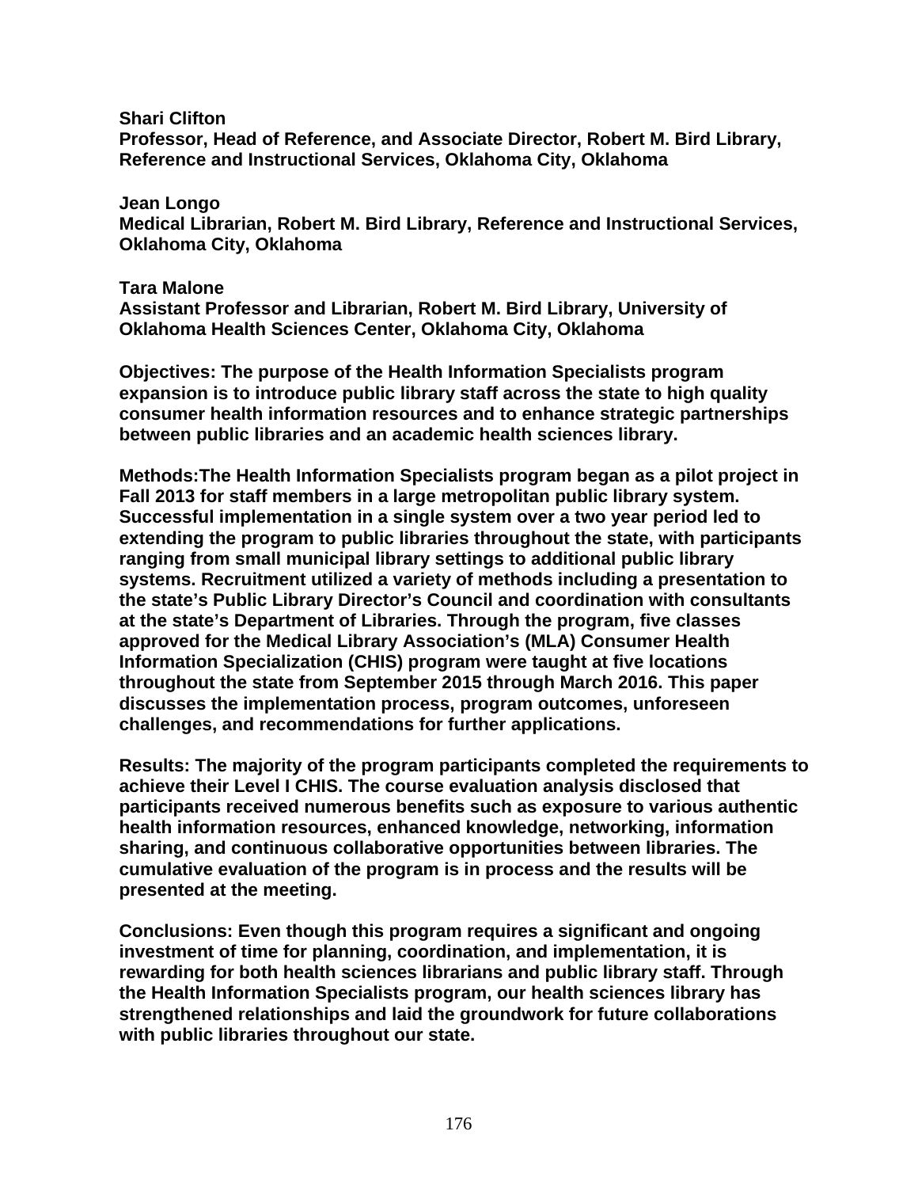**Shari Clifton**
**Professor, Head of Reference, and Associate Director, Robert M. Bird Library, Reference and Instructional Services, Oklahoma City, Oklahoma**

**Jean Longo**
**Medical Librarian, Robert M. Bird Library, Reference and Instructional Services, Oklahoma City, Oklahoma**

**Tara Malone**
**Assistant Professor and Librarian, Robert M. Bird Library, University of Oklahoma Health Sciences Center, Oklahoma City, Oklahoma**

**Objectives: The purpose of the Health Information Specialists program expansion is to introduce public library staff across the state to high quality consumer health information resources and to enhance strategic partnerships between public libraries and an academic health sciences library.**

**Methods:The Health Information Specialists program began as a pilot project in Fall 2013 for staff members in a large metropolitan public library system. Successful implementation in a single system over a two year period led to extending the program to public libraries throughout the state, with participants ranging from small municipal library settings to additional public library systems. Recruitment utilized a variety of methods including a presentation to the state's Public Library Director's Council and coordination with consultants at the state's Department of Libraries. Through the program, five classes approved for the Medical Library Association's (MLA) Consumer Health Information Specialization (CHIS) program were taught at five locations throughout the state from September 2015 through March 2016. This paper discusses the implementation process, program outcomes, unforeseen challenges, and recommendations for further applications.**

**Results: The majority of the program participants completed the requirements to achieve their Level I CHIS. The course evaluation analysis disclosed that participants received numerous benefits such as exposure to various authentic health information resources, enhanced knowledge, networking, information sharing, and continuous collaborative opportunities between libraries. The cumulative evaluation of the program is in process and the results will be presented at the meeting.**

**Conclusions: Even though this program requires a significant and ongoing investment of time for planning, coordination, and implementation, it is rewarding for both health sciences librarians and public library staff. Through the Health Information Specialists program, our health sciences library has strengthened relationships and laid the groundwork for future collaborations with public libraries throughout our state.**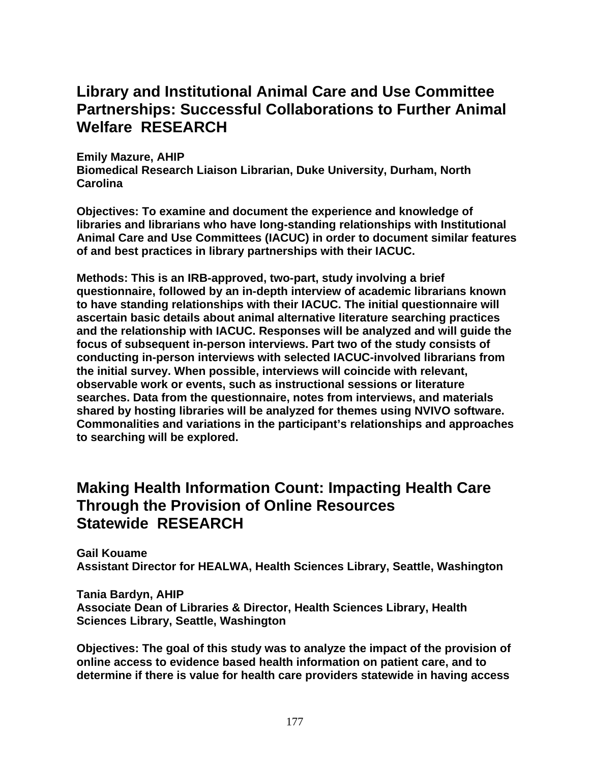## Library and Institutional Animal Care and Use Committee Partnerships: Successful Collaborations to Further Animal Welfare RESEARCH

**Emily Mazure, AHIP**
**Biomedical Research Liaison Librarian, Duke University, Durham, North Carolina**

**Objectives: To examine and document the experience and knowledge of libraries and librarians who have long-standing relationships with Institutional Animal Care and Use Committees (IACUC) in order to document similar features of and best practices in library partnerships with their IACUC.**

**Methods: This is an IRB-approved, two-part, study involving a brief questionnaire, followed by an in-depth interview of academic librarians known to have standing relationships with their IACUC. The initial questionnaire will ascertain basic details about animal alternative literature searching practices and the relationship with IACUC. Responses will be analyzed and will guide the focus of subsequent in-person interviews. Part two of the study consists of conducting in-person interviews with selected IACUC-involved librarians from the initial survey. When possible, interviews will coincide with relevant, observable work or events, such as instructional sessions or literature searches. Data from the questionnaire, notes from interviews, and materials shared by hosting libraries will be analyzed for themes using NVIVO software. Commonalities and variations in the participant's relationships and approaches to searching will be explored.**

## Making Health Information Count: Impacting Health Care Through the Provision of Online Resources Statewide RESEARCH

**Gail Kouame**
**Assistant Director for HEALWA, Health Sciences Library, Seattle, Washington**

**Tania Bardyn, AHIP**
**Associate Dean of Libraries & Director, Health Sciences Library, Health Sciences Library, Seattle, Washington**

**Objectives: The goal of this study was to analyze the impact of the provision of online access to evidence based health information on patient care, and to determine if there is value for health care providers statewide in having access**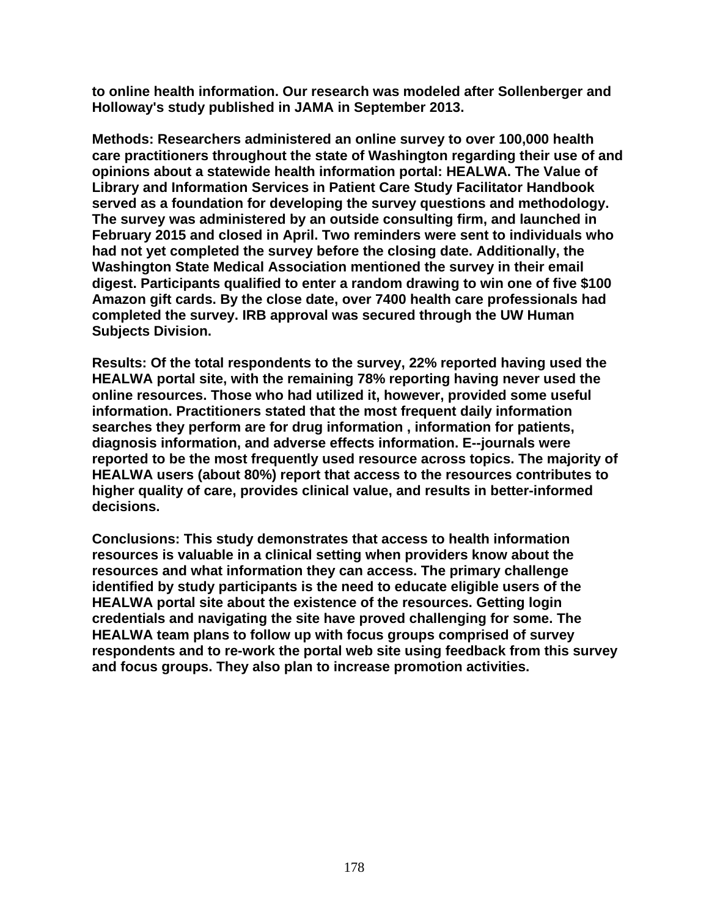**to online health information. Our research was modeled after Sollenberger and Holloway's study published in JAMA in September 2013.**

**Methods: Researchers administered an online survey to over 100,000 health care practitioners throughout the state of Washington regarding their use of and opinions about a statewide health information portal: HEALWA. The Value of Library and Information Services in Patient Care Study Facilitator Handbook served as a foundation for developing the survey questions and methodology. The survey was administered by an outside consulting firm, and launched in February 2015 and closed in April. Two reminders were sent to individuals who had not yet completed the survey before the closing date. Additionally, the Washington State Medical Association mentioned the survey in their email digest. Participants qualified to enter a random drawing to win one of five $100 Amazon gift cards. By the close date, over 7400 health care professionals had completed the survey. IRB approval was secured through the UW Human Subjects Division.**

**Results: Of the total respondents to the survey, 22% reported having used the HEALWA portal site, with the remaining 78% reporting having never used the online resources. Those who had utilized it, however, provided some useful information. Practitioners stated that the most frequent daily information searches they perform are for drug information , information for patients, diagnosis information, and adverse effects information. E--journals were reported to be the most frequently used resource across topics. The majority of HEALWA users (about 80%) report that access to the resources contributes to higher quality of care, provides clinical value, and results in better-informed decisions.**

**Conclusions: This study demonstrates that access to health information resources is valuable in a clinical setting when providers know about the resources and what information they can access. The primary challenge identified by study participants is the need to educate eligible users of the HEALWA portal site about the existence of the resources. Getting login credentials and navigating the site have proved challenging for some. The HEALWA team plans to follow up with focus groups comprised of survey respondents and to re-work the portal web site using feedback from this survey and focus groups. They also plan to increase promotion activities.**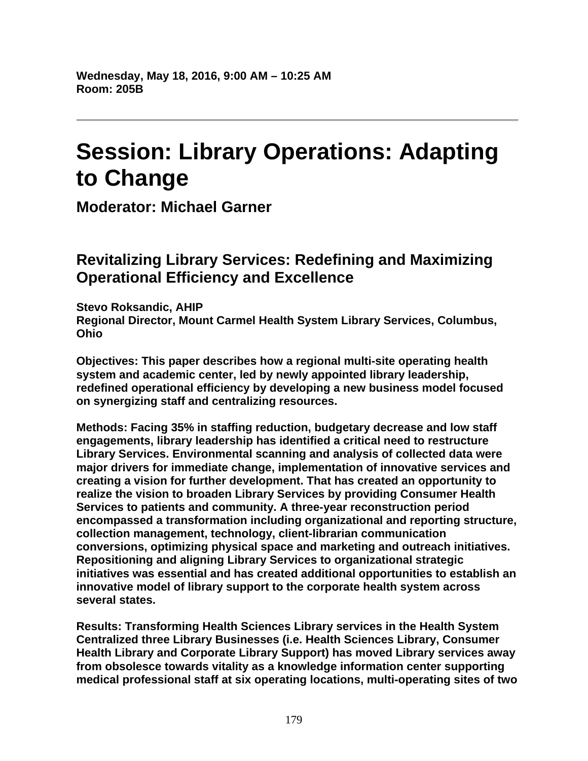**Wednesday, May 18, 2016, 9:00 AM – 10:25 AM**
**Room: 205B**

---

# Session: Library Operations: Adapting to Change

## Moderator: Michael Garner

### Revitalizing Library Services: Redefining and Maximizing Operational Efficiency and Excellence

**Stevo Roksandic, AHIP**
**Regional Director, Mount Carmel Health System Library Services, Columbus, Ohio**

**Objectives: This paper describes how a regional multi-site operating health system and academic center, led by newly appointed library leadership, redefined operational efficiency by developing a new business model focused on synergizing staff and centralizing resources.**

**Methods: Facing 35% in staffing reduction, budgetary decrease and low staff engagements, library leadership has identified a critical need to restructure Library Services. Environmental scanning and analysis of collected data were major drivers for immediate change, implementation of innovative services and creating a vision for further development. That has created an opportunity to realize the vision to broaden Library Services by providing Consumer Health Services to patients and community. A three-year reconstruction period encompassed a transformation including organizational and reporting structure, collection management, technology, client-librarian communication conversions, optimizing physical space and marketing and outreach initiatives. Repositioning and aligning Library Services to organizational strategic initiatives was essential and has created additional opportunities to establish an innovative model of library support to the corporate health system across several states.**

**Results: Transforming Health Sciences Library services in the Health System Centralized three Library Businesses (i.e. Health Sciences Library, Consumer Health Library and Corporate Library Support) has moved Library services away from obsolesce towards vitality as a knowledge information center supporting medical professional staff at six operating locations, multi-operating sites of two**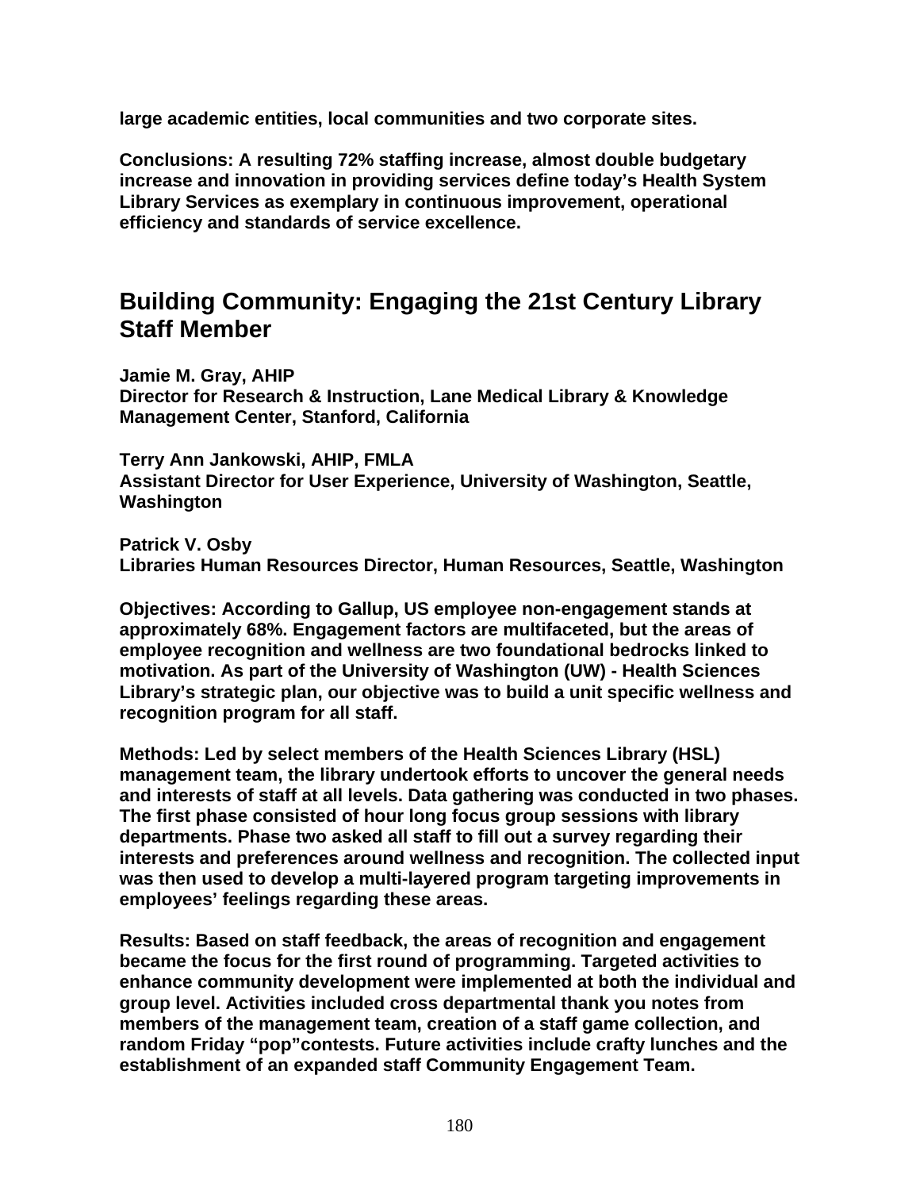**large academic entities, local communities and two corporate sites.**

**Conclusions: A resulting 72% staffing increase, almost double budgetary increase and innovation in providing services define today's Health System Library Services as exemplary in continuous improvement, operational efficiency and standards of service excellence.**

## Building Community: Engaging the 21st Century Library Staff Member

**Jamie M. Gray, AHIP**
**Director for Research & Instruction, Lane Medical Library & Knowledge Management Center, Stanford, California**

**Terry Ann Jankowski, AHIP, FMLA**
**Assistant Director for User Experience, University of Washington, Seattle, Washington**

**Patrick V. Osby**
**Libraries Human Resources Director, Human Resources, Seattle, Washington**

**Objectives: According to Gallup, US employee non-engagement stands at approximately 68%. Engagement factors are multifaceted, but the areas of employee recognition and wellness are two foundational bedrocks linked to motivation. As part of the University of Washington (UW) - Health Sciences Library's strategic plan, our objective was to build a unit specific wellness and recognition program for all staff.**

**Methods: Led by select members of the Health Sciences Library (HSL) management team, the library undertook efforts to uncover the general needs and interests of staff at all levels. Data gathering was conducted in two phases. The first phase consisted of hour long focus group sessions with library departments. Phase two asked all staff to fill out a survey regarding their interests and preferences around wellness and recognition. The collected input was then used to develop a multi-layered program targeting improvements in employees' feelings regarding these areas.**

**Results: Based on staff feedback, the areas of recognition and engagement became the focus for the first round of programming. Targeted activities to enhance community development were implemented at both the individual and group level. Activities included cross departmental thank you notes from members of the management team, creation of a staff game collection, and random Friday "pop"contests. Future activities include crafty lunches and the establishment of an expanded staff Community Engagement Team.**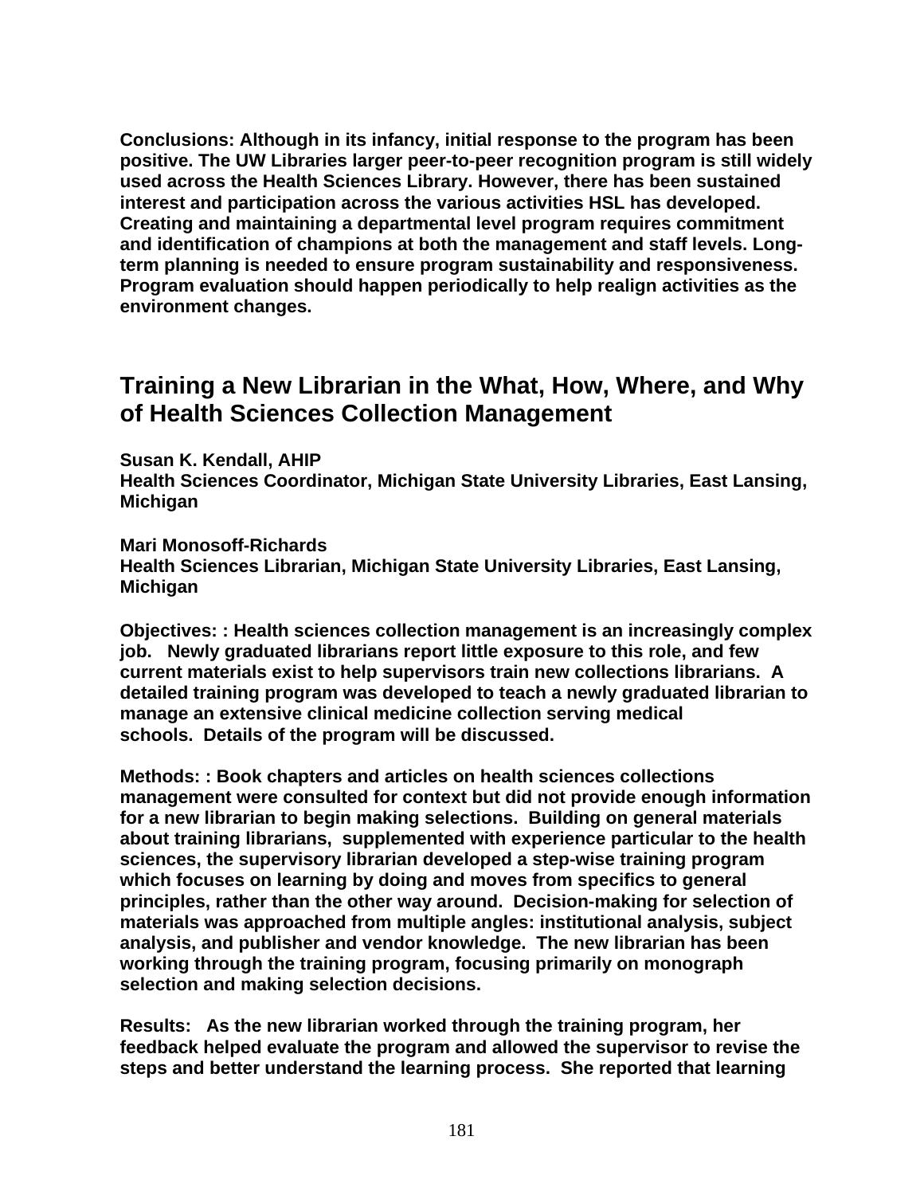**Conclusions: Although in its infancy, initial response to the program has been positive. The UW Libraries larger peer-to-peer recognition program is still widely used across the Health Sciences Library. However, there has been sustained interest and participation across the various activities HSL has developed. Creating and maintaining a departmental level program requires commitment and identification of champions at both the management and staff levels. Long-term planning is needed to ensure program sustainability and responsiveness. Program evaluation should happen periodically to help realign activities as the environment changes.**

## Training a New Librarian in the What, How, Where, and Why of Health Sciences Collection Management

**Susan K. Kendall, AHIP**
**Health Sciences Coordinator, Michigan State University Libraries, East Lansing, Michigan**

**Mari Monosoff-Richards**
**Health Sciences Librarian, Michigan State University Libraries, East Lansing, Michigan**

**Objectives: : Health sciences collection management is an increasingly complex job. Newly graduated librarians report little exposure to this role, and few current materials exist to help supervisors train new collections librarians. A detailed training program was developed to teach a newly graduated librarian to manage an extensive clinical medicine collection serving medical schools. Details of the program will be discussed.**

**Methods: : Book chapters and articles on health sciences collections management were consulted for context but did not provide enough information for a new librarian to begin making selections. Building on general materials about training librarians, supplemented with experience particular to the health sciences, the supervisory librarian developed a step-wise training program which focuses on learning by doing and moves from specifics to general principles, rather than the other way around. Decision-making for selection of materials was approached from multiple angles: institutional analysis, subject analysis, and publisher and vendor knowledge. The new librarian has been working through the training program, focusing primarily on monograph selection and making selection decisions.**

**Results: As the new librarian worked through the training program, her feedback helped evaluate the program and allowed the supervisor to revise the steps and better understand the learning process. She reported that learning**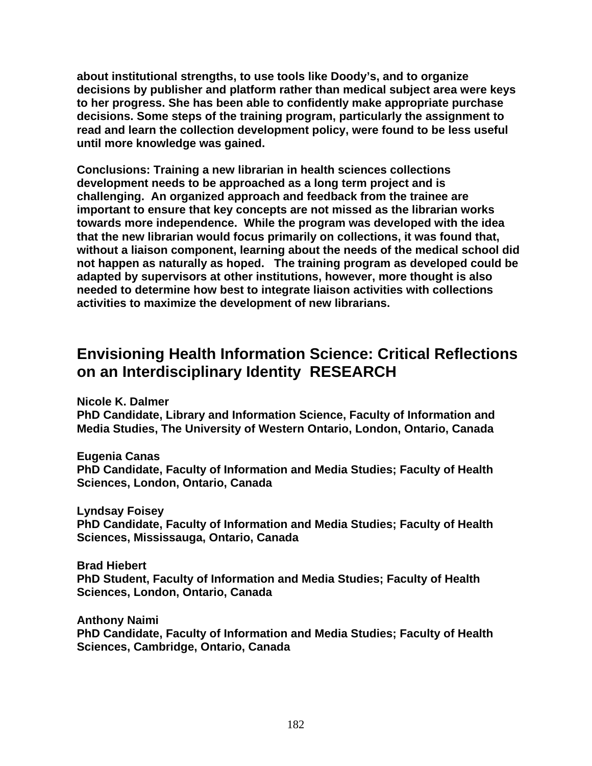**about institutional strengths, to use tools like Doody's, and to organize decisions by publisher and platform rather than medical subject area were keys to her progress. She has been able to confidently make appropriate purchase decisions. Some steps of the training program, particularly the assignment to read and learn the collection development policy, were found to be less useful until more knowledge was gained.**

**Conclusions: Training a new librarian in health sciences collections development needs to be approached as a long term project and is challenging. An organized approach and feedback from the trainee are important to ensure that key concepts are not missed as the librarian works towards more independence. While the program was developed with the idea that the new librarian would focus primarily on collections, it was found that, without a liaison component, learning about the needs of the medical school did not happen as naturally as hoped. The training program as developed could be adapted by supervisors at other institutions, however, more thought is also needed to determine how best to integrate liaison activities with collections activities to maximize the development of new librarians.**

## Envisioning Health Information Science: Critical Reflections on an Interdisciplinary Identity RESEARCH

**Nicole K. Dalmer**
**PhD Candidate, Library and Information Science, Faculty of Information and Media Studies, The University of Western Ontario, London, Ontario, Canada**

**Eugenia Canas**
**PhD Candidate, Faculty of Information and Media Studies; Faculty of Health Sciences, London, Ontario, Canada**

**Lyndsay Foisey**
**PhD Candidate, Faculty of Information and Media Studies; Faculty of Health Sciences, Mississauga, Ontario, Canada**

**Brad Hiebert**
**PhD Student, Faculty of Information and Media Studies; Faculty of Health Sciences, London, Ontario, Canada**

**Anthony Naimi**
**PhD Candidate, Faculty of Information and Media Studies; Faculty of Health Sciences, Cambridge, Ontario, Canada**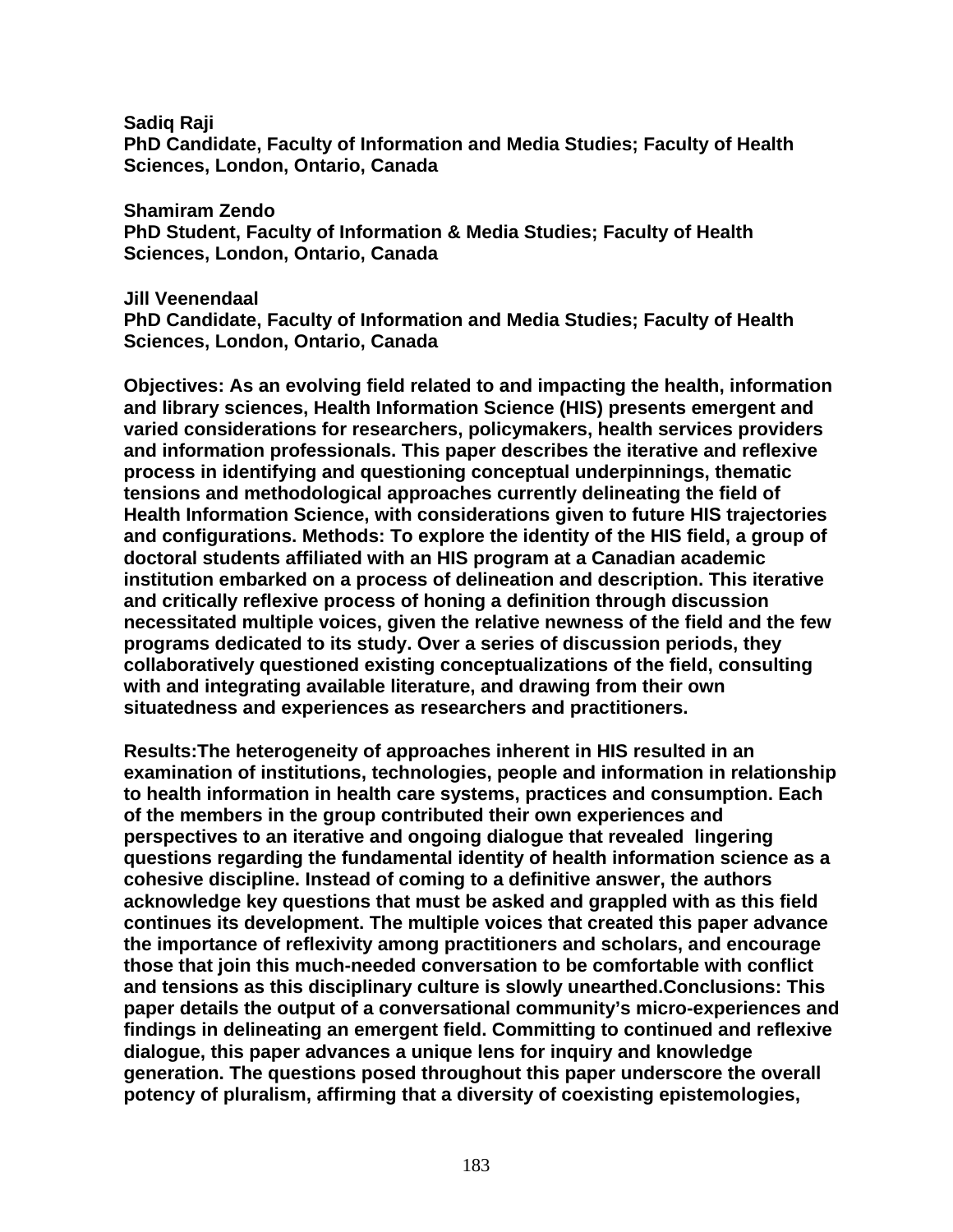**Sadiq Raji**
**PhD Candidate, Faculty of Information and Media Studies; Faculty of Health Sciences, London, Ontario, Canada**

**Shamiram Zendo**
**PhD Student, Faculty of Information & Media Studies; Faculty of Health Sciences, London, Ontario, Canada**

**Jill Veenendaal**
**PhD Candidate, Faculty of Information and Media Studies; Faculty of Health Sciences, London, Ontario, Canada**

**Objectives: As an evolving field related to and impacting the health, information and library sciences, Health Information Science (HIS) presents emergent and varied considerations for researchers, policymakers, health services providers and information professionals. This paper describes the iterative and reflexive process in identifying and questioning conceptual underpinnings, thematic tensions and methodological approaches currently delineating the field of Health Information Science, with considerations given to future HIS trajectories and configurations. Methods: To explore the identity of the HIS field, a group of doctoral students affiliated with an HIS program at a Canadian academic institution embarked on a process of delineation and description. This iterative and critically reflexive process of honing a definition through discussion necessitated multiple voices, given the relative newness of the field and the few programs dedicated to its study. Over a series of discussion periods, they collaboratively questioned existing conceptualizations of the field, consulting with and integrating available literature, and drawing from their own situatedness and experiences as researchers and practitioners.**

**Results:The heterogeneity of approaches inherent in HIS resulted in an examination of institutions, technologies, people and information in relationship to health information in health care systems, practices and consumption. Each of the members in the group contributed their own experiences and perspectives to an iterative and ongoing dialogue that revealed lingering questions regarding the fundamental identity of health information science as a cohesive discipline. Instead of coming to a definitive answer, the authors acknowledge key questions that must be asked and grappled with as this field continues its development. The multiple voices that created this paper advance the importance of reflexivity among practitioners and scholars, and encourage those that join this much-needed conversation to be comfortable with conflict and tensions as this disciplinary culture is slowly unearthed.Conclusions: This paper details the output of a conversational community's micro-experiences and findings in delineating an emergent field. Committing to continued and reflexive dialogue, this paper advances a unique lens for inquiry and knowledge generation. The questions posed throughout this paper underscore the overall potency of pluralism, affirming that a diversity of coexisting epistemologies,**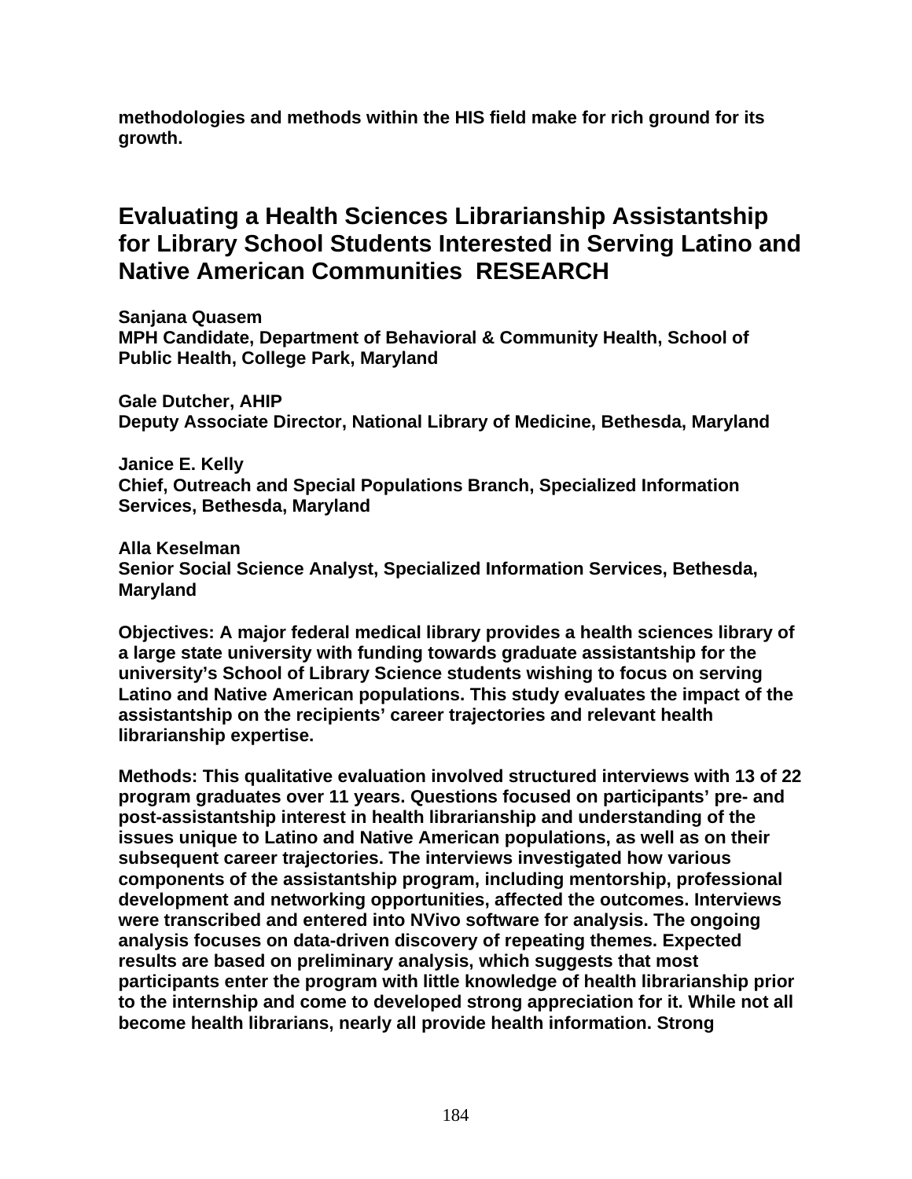**methodologies and methods within the HIS field make for rich ground for its growth.**

## Evaluating a Health Sciences Librarianship Assistantship for Library School Students Interested in Serving Latino and Native American Communities RESEARCH

**Sanjana Quasem**
**MPH Candidate, Department of Behavioral & Community Health, School of Public Health, College Park, Maryland**

**Gale Dutcher, AHIP**
**Deputy Associate Director, National Library of Medicine, Bethesda, Maryland**

**Janice E. Kelly**
**Chief, Outreach and Special Populations Branch, Specialized Information Services, Bethesda, Maryland**

**Alla Keselman**
**Senior Social Science Analyst, Specialized Information Services, Bethesda, Maryland**

**Objectives: A major federal medical library provides a health sciences library of a large state university with funding towards graduate assistantship for the university's School of Library Science students wishing to focus on serving Latino and Native American populations. This study evaluates the impact of the assistantship on the recipients' career trajectories and relevant health librarianship expertise.**

**Methods: This qualitative evaluation involved structured interviews with 13 of 22 program graduates over 11 years. Questions focused on participants' pre- and post-assistantship interest in health librarianship and understanding of the issues unique to Latino and Native American populations, as well as on their subsequent career trajectories. The interviews investigated how various components of the assistantship program, including mentorship, professional development and networking opportunities, affected the outcomes. Interviews were transcribed and entered into NVivo software for analysis. The ongoing analysis focuses on data-driven discovery of repeating themes. Expected results are based on preliminary analysis, which suggests that most participants enter the program with little knowledge of health librarianship prior to the internship and come to developed strong appreciation for it. While not all become health librarians, nearly all provide health information. Strong**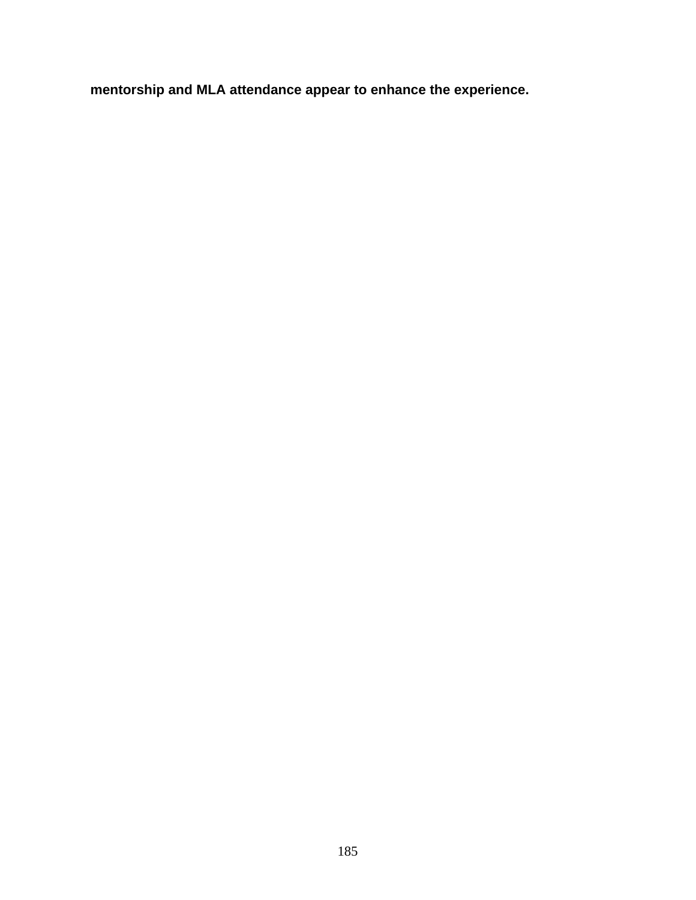**mentorship and MLA attendance appear to enhance the experience.**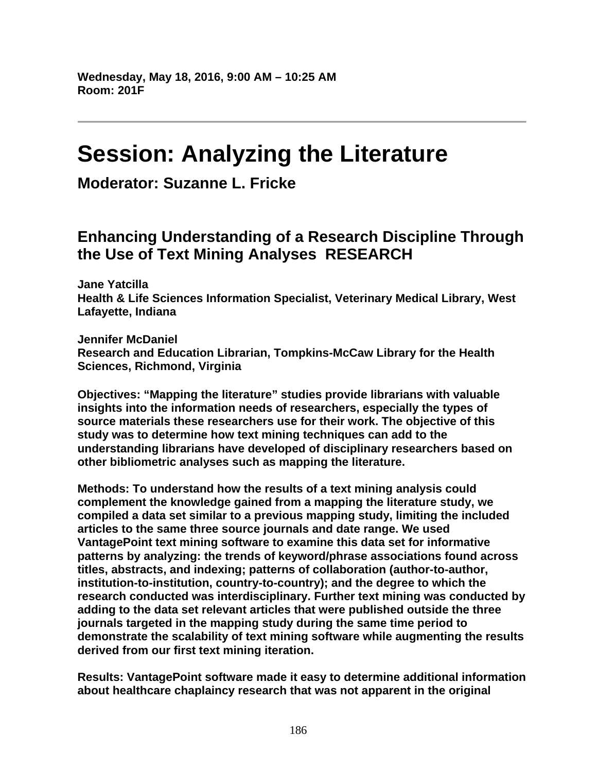**Wednesday, May 18, 2016, 9:00 AM – 10:25 AM**
**Room: 201F**

---

# Session: Analyzing the Literature

## Moderator: Suzanne L. Fricke

### Enhancing Understanding of a Research Discipline Through the Use of Text Mining Analyses RESEARCH

**Jane Yatcilla**
**Health & Life Sciences Information Specialist, Veterinary Medical Library, West Lafayette, Indiana**

**Jennifer McDaniel**
**Research and Education Librarian, Tompkins-McCaw Library for the Health Sciences, Richmond, Virginia**

**Objectives: "Mapping the literature" studies provide librarians with valuable insights into the information needs of researchers, especially the types of source materials these researchers use for their work. The objective of this study was to determine how text mining techniques can add to the understanding librarians have developed of disciplinary researchers based on other bibliometric analyses such as mapping the literature.**

**Methods: To understand how the results of a text mining analysis could complement the knowledge gained from a mapping the literature study, we compiled a data set similar to a previous mapping study, limiting the included articles to the same three source journals and date range. We used VantagePoint text mining software to examine this data set for informative patterns by analyzing: the trends of keyword/phrase associations found across titles, abstracts, and indexing; patterns of collaboration (author-to-author, institution-to-institution, country-to-country); and the degree to which the research conducted was interdisciplinary. Further text mining was conducted by adding to the data set relevant articles that were published outside the three journals targeted in the mapping study during the same time period to demonstrate the scalability of text mining software while augmenting the results derived from our first text mining iteration.**

**Results: VantagePoint software made it easy to determine additional information about healthcare chaplaincy research that was not apparent in the original**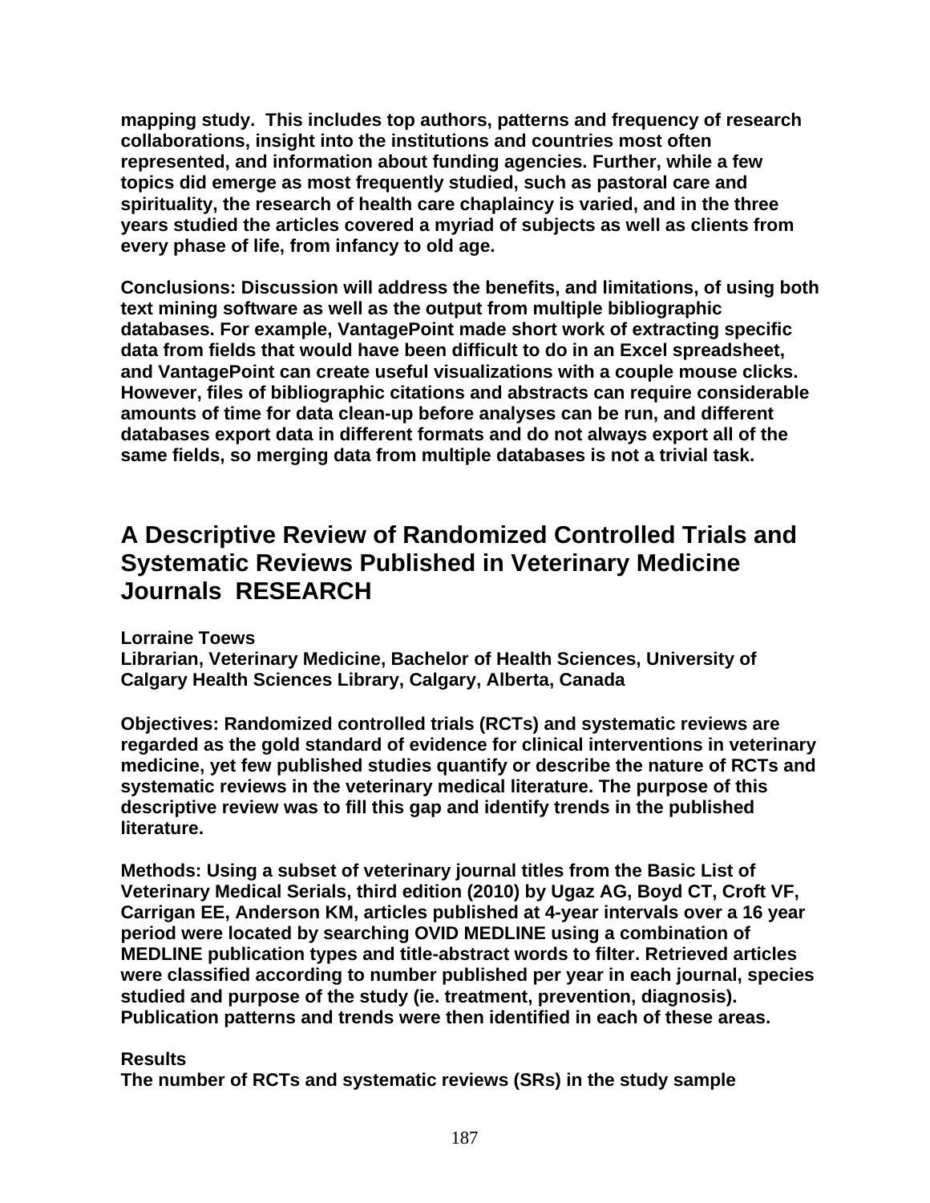mapping study. This includes top authors, patterns and frequency of research collaborations, insight into the institutions and countries most often represented, and information about funding agencies. Further, while a few topics did emerge as most frequently studied, such as pastoral care and spirituality, the research of health care chaplaincy is varied, and in the three years studied the articles covered a myriad of subjects as well as clients from every phase of life, from infancy to old age.

**Conclusions:** Discussion will address the benefits, and limitations, of using both text mining software as well as the output from multiple bibliographic databases. For example, VantagePoint made short work of extracting specific data from fields that would have been difficult to do in an Excel spreadsheet, and VantagePoint can create useful visualizations with a couple mouse clicks. However, files of bibliographic citations and abstracts can require considerable amounts of time for data clean-up before analyses can be run, and different databases export data in different formats and do not always export all of the same fields, so merging data from multiple databases is not a trivial task.

## A Descriptive Review of Randomized Controlled Trials and Systematic Reviews Published in Veterinary Medicine Journals RESEARCH

**Lorraine Toews**
**Librarian, Veterinary Medicine, Bachelor of Health Sciences, University of Calgary Health Sciences Library, Calgary, Alberta, Canada**

**Objectives:** Randomized controlled trials (RCTs) and systematic reviews are regarded as the gold standard of evidence for clinical interventions in veterinary medicine, yet few published studies quantify or describe the nature of RCTs and systematic reviews in the veterinary medical literature. The purpose of this descriptive review was to fill this gap and identify trends in the published literature.

**Methods:** Using a subset of veterinary journal titles from the Basic List of Veterinary Medical Serials, third edition (2010) by Ugaz AG, Boyd CT, Croft VF, Carrigan EE, Anderson KM, articles published at 4-year intervals over a 16 year period were located by searching OVID MEDLINE using a combination of MEDLINE publication types and title-abstract words to filter. Retrieved articles were classified according to number published per year in each journal, species studied and purpose of the study (ie. treatment, prevention, diagnosis). Publication patterns and trends were then identified in each of these areas.

**Results**
The number of RCTs and systematic reviews (SRs) in the study sample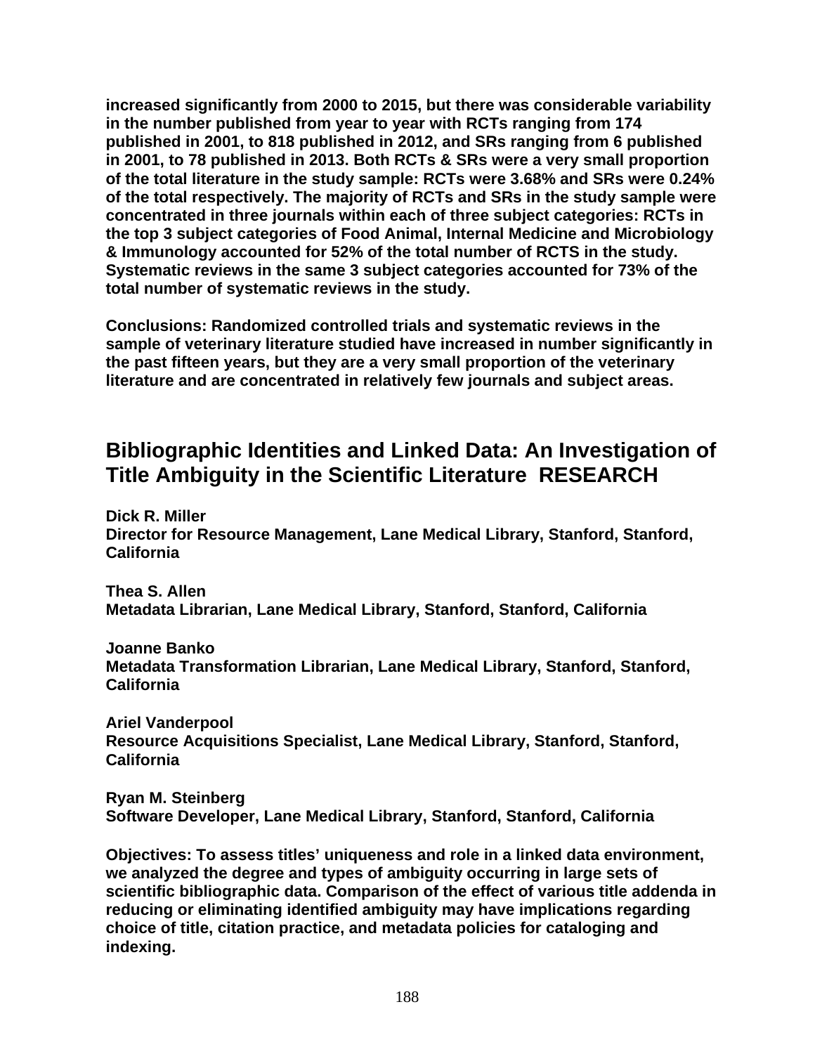**increased significantly from 2000 to 2015, but there was considerable variability in the number published from year to year with RCTs ranging from 174 published in 2001, to 818 published in 2012, and SRs ranging from 6 published in 2001, to 78 published in 2013. Both RCTs & SRs were a very small proportion of the total literature in the study sample: RCTs were 3.68% and SRs were 0.24% of the total respectively. The majority of RCTs and SRs in the study sample were concentrated in three journals within each of three subject categories: RCTs in the top 3 subject categories of Food Animal, Internal Medicine and Microbiology & Immunology accounted for 52% of the total number of RCTS in the study. Systematic reviews in the same 3 subject categories accounted for 73% of the total number of systematic reviews in the study.**

**Conclusions: Randomized controlled trials and systematic reviews in the sample of veterinary literature studied have increased in number significantly in the past fifteen years, but they are a very small proportion of the veterinary literature and are concentrated in relatively few journals and subject areas.**

## Bibliographic Identities and Linked Data: An Investigation of Title Ambiguity in the Scientific Literature RESEARCH

**Dick R. Miller**
**Director for Resource Management, Lane Medical Library, Stanford, Stanford, California**

**Thea S. Allen**
**Metadata Librarian, Lane Medical Library, Stanford, Stanford, California**

**Joanne Banko**
**Metadata Transformation Librarian, Lane Medical Library, Stanford, Stanford, California**

**Ariel Vanderpool**
**Resource Acquisitions Specialist, Lane Medical Library, Stanford, Stanford, California**

**Ryan M. Steinberg**
**Software Developer, Lane Medical Library, Stanford, Stanford, California**

**Objectives: To assess titles' uniqueness and role in a linked data environment, we analyzed the degree and types of ambiguity occurring in large sets of scientific bibliographic data. Comparison of the effect of various title addenda in reducing or eliminating identified ambiguity may have implications regarding choice of title, citation practice, and metadata policies for cataloging and indexing.**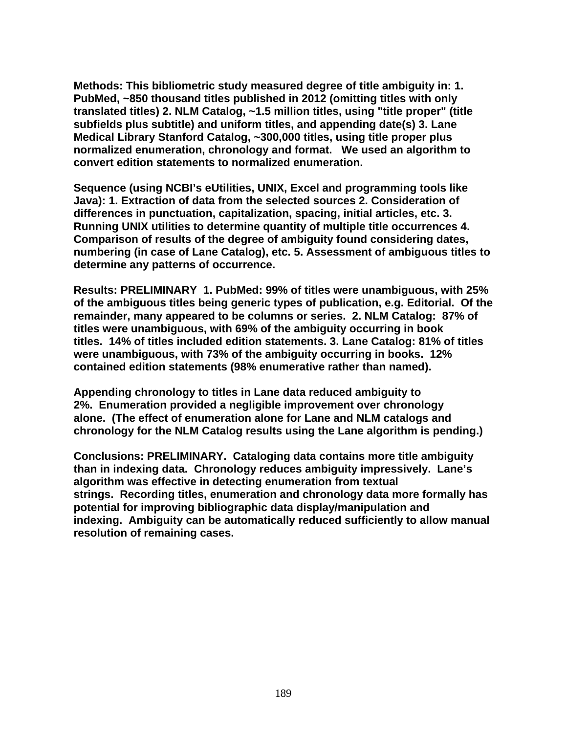**Methods: This bibliometric study measured degree of title ambiguity in: 1. PubMed, ~850 thousand titles published in 2012 (omitting titles with only translated titles) 2. NLM Catalog, ~1.5 million titles, using "title proper" (title subfields plus subtitle) and uniform titles, and appending date(s) 3. Lane Medical Library Stanford Catalog, ~300,000 titles, using title proper plus normalized enumeration, chronology and format. We used an algorithm to convert edition statements to normalized enumeration.**

**Sequence (using NCBI's eUtilities, UNIX, Excel and programming tools like Java): 1. Extraction of data from the selected sources 2. Consideration of differences in punctuation, capitalization, spacing, initial articles, etc. 3. Running UNIX utilities to determine quantity of multiple title occurrences 4. Comparison of results of the degree of ambiguity found considering dates, numbering (in case of Lane Catalog), etc. 5. Assessment of ambiguous titles to determine any patterns of occurrence.**

**Results: PRELIMINARY 1. PubMed: 99% of titles were unambiguous, with 25% of the ambiguous titles being generic types of publication, e.g. Editorial. Of the remainder, many appeared to be columns or series. 2. NLM Catalog: 87% of titles were unambiguous, with 69% of the ambiguity occurring in book titles. 14% of titles included edition statements. 3. Lane Catalog: 81% of titles were unambiguous, with 73% of the ambiguity occurring in books. 12% contained edition statements (98% enumerative rather than named).**

**Appending chronology to titles in Lane data reduced ambiguity to 2%. Enumeration provided a negligible improvement over chronology alone. (The effect of enumeration alone for Lane and NLM catalogs and chronology for the NLM Catalog results using the Lane algorithm is pending.)**

**Conclusions: PRELIMINARY. Cataloging data contains more title ambiguity than in indexing data. Chronology reduces ambiguity impressively. Lane's algorithm was effective in detecting enumeration from textual strings. Recording titles, enumeration and chronology data more formally has potential for improving bibliographic data display/manipulation and indexing. Ambiguity can be automatically reduced sufficiently to allow manual resolution of remaining cases.**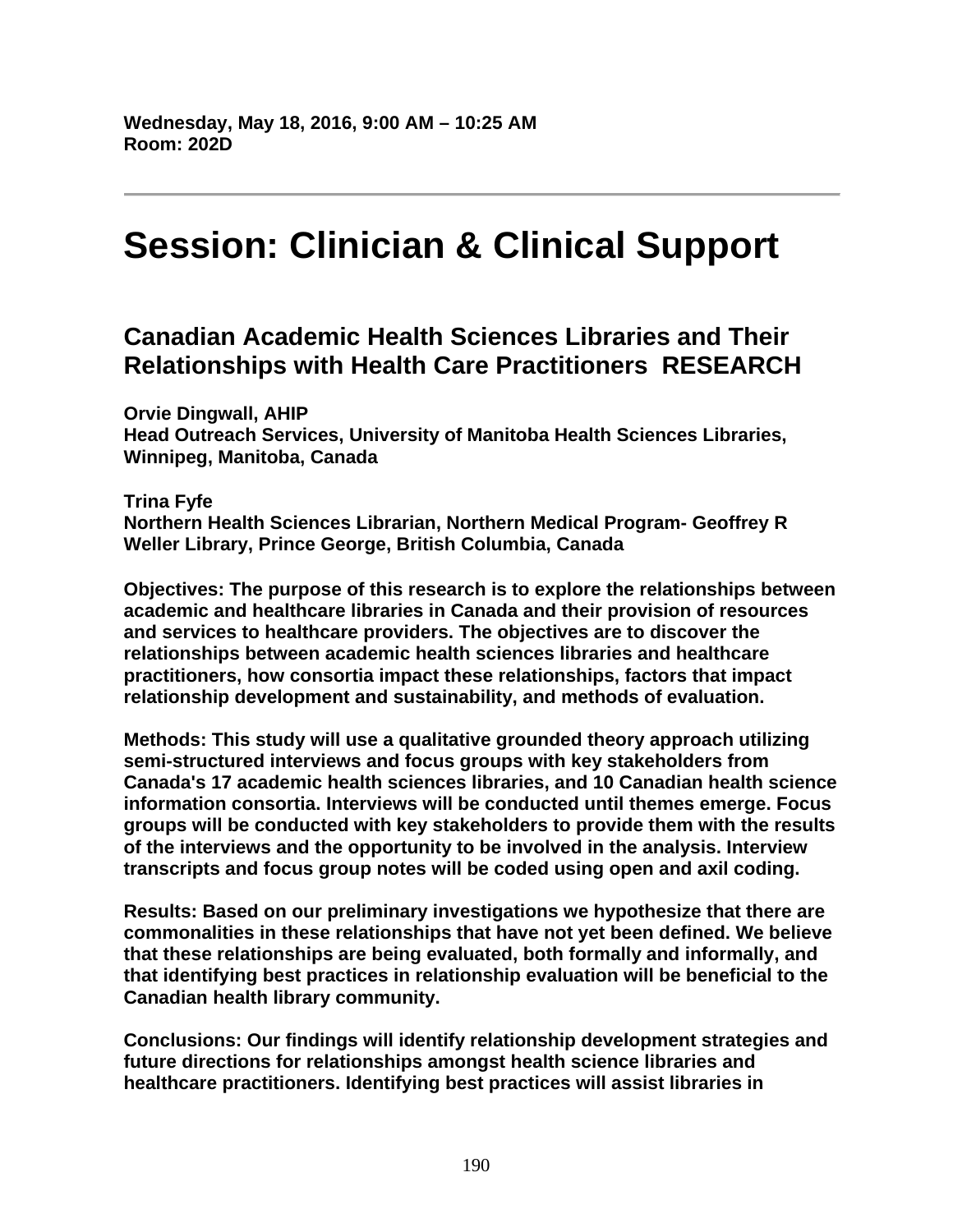**Wednesday, May 18, 2016, 9:00 AM – 10:25 AM**
**Room: 202D**

---

# Session: Clinician & Clinical Support

## Canadian Academic Health Sciences Libraries and Their Relationships with Health Care Practitioners  RESEARCH

**Orvie Dingwall, AHIP**
**Head Outreach Services, University of Manitoba Health Sciences Libraries, Winnipeg, Manitoba, Canada**

**Trina Fyfe**
**Northern Health Sciences Librarian, Northern Medical Program- Geoffrey R Weller Library, Prince George, British Columbia, Canada**

**Objectives: The purpose of this research is to explore the relationships between academic and healthcare libraries in Canada and their provision of resources and services to healthcare providers. The objectives are to discover the relationships between academic health sciences libraries and healthcare practitioners, how consortia impact these relationships, factors that impact relationship development and sustainability, and methods of evaluation.**

**Methods: This study will use a qualitative grounded theory approach utilizing semi-structured interviews and focus groups with key stakeholders from Canada's 17 academic health sciences libraries, and 10 Canadian health science information consortia. Interviews will be conducted until themes emerge. Focus groups will be conducted with key stakeholders to provide them with the results of the interviews and the opportunity to be involved in the analysis. Interview transcripts and focus group notes will be coded using open and axil coding.**

**Results: Based on our preliminary investigations we hypothesize that there are commonalities in these relationships that have not yet been defined. We believe that these relationships are being evaluated, both formally and informally, and that identifying best practices in relationship evaluation will be beneficial to the Canadian health library community.**

**Conclusions: Our findings will identify relationship development strategies and future directions for relationships amongst health science libraries and healthcare practitioners. Identifying best practices will assist libraries in**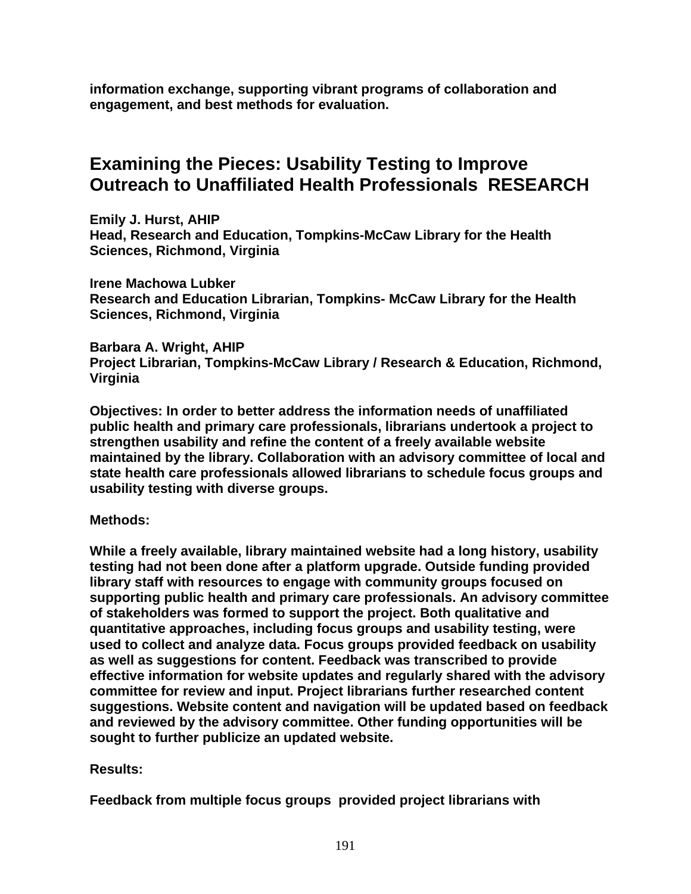**information exchange, supporting vibrant programs of collaboration and engagement, and best methods for evaluation.**

## Examining the Pieces: Usability Testing to Improve Outreach to Unaffiliated Health Professionals RESEARCH

**Emily J. Hurst, AHIP**
**Head, Research and Education, Tompkins-McCaw Library for the Health Sciences, Richmond, Virginia**

**Irene Machowa Lubker**
**Research and Education Librarian, Tompkins- McCaw Library for the Health Sciences, Richmond, Virginia**

**Barbara A. Wright, AHIP**
**Project Librarian, Tompkins-McCaw Library / Research & Education, Richmond, Virginia**

**Objectives: In order to better address the information needs of unaffiliated public health and primary care professionals, librarians undertook a project to strengthen usability and refine the content of a freely available website maintained by the library. Collaboration with an advisory committee of local and state health care professionals allowed librarians to schedule focus groups and usability testing with diverse groups.**

**Methods:**

**While a freely available, library maintained website had a long history, usability testing had not been done after a platform upgrade. Outside funding provided library staff with resources to engage with community groups focused on supporting public health and primary care professionals. An advisory committee of stakeholders was formed to support the project. Both qualitative and quantitative approaches, including focus groups and usability testing, were used to collect and analyze data. Focus groups provided feedback on usability as well as suggestions for content. Feedback was transcribed to provide effective information for website updates and regularly shared with the advisory committee for review and input. Project librarians further researched content suggestions. Website content and navigation will be updated based on feedback and reviewed by the advisory committee. Other funding opportunities will be sought to further publicize an updated website.**

**Results:**

**Feedback from multiple focus groups provided project librarians with**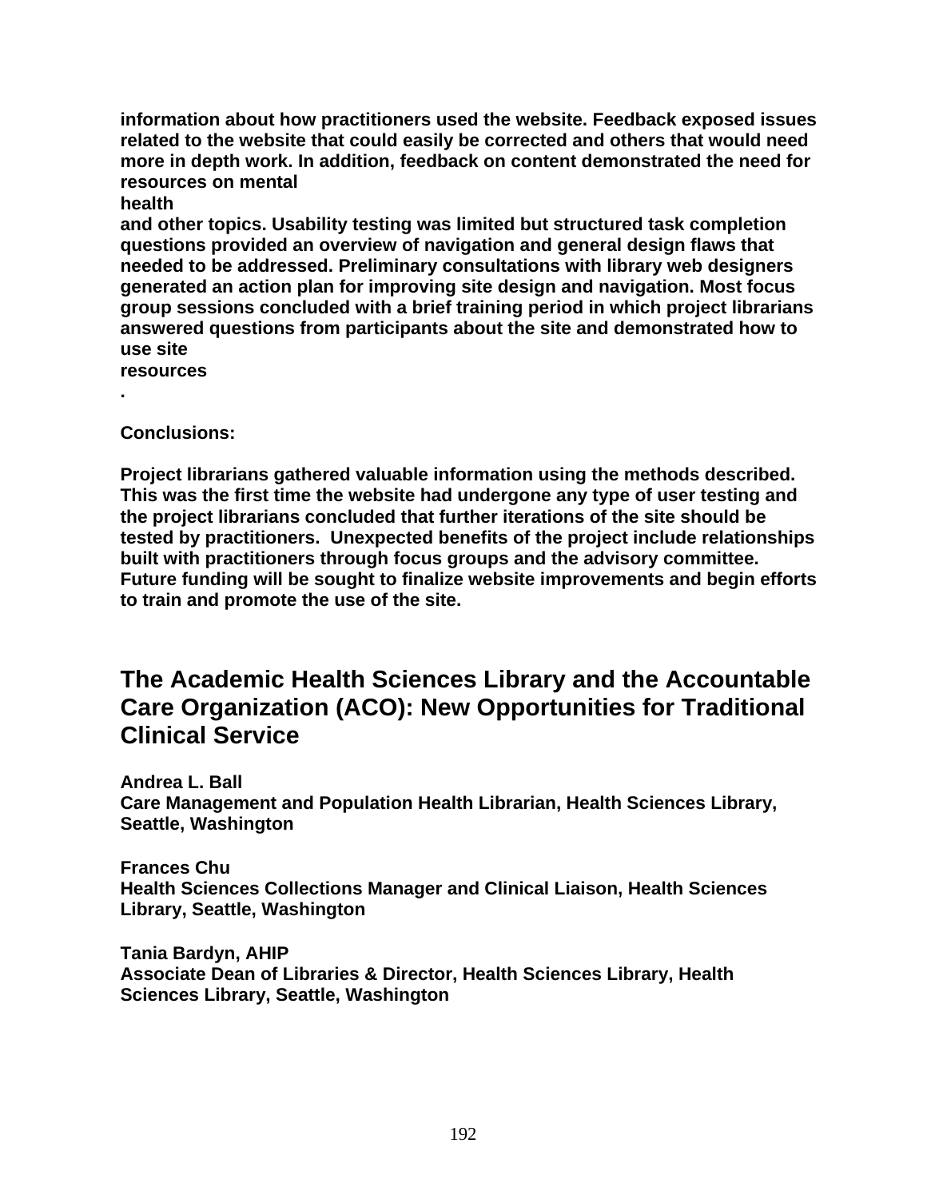**information about how practitioners used the website. Feedback exposed issues related to the website that could easily be corrected and others that would need more in depth work. In addition, feedback on content demonstrated the need for resources on mental health and other topics. Usability testing was limited but structured task completion questions provided an overview of navigation and general design flaws that needed to be addressed. Preliminary consultations with library web designers generated an action plan for improving site design and navigation. Most focus group sessions concluded with a brief training period in which project librarians answered questions from participants about the site and demonstrated how to use site resources.**

**Conclusions:**

**Project librarians gathered valuable information using the methods described. This was the first time the website had undergone any type of user testing and the project librarians concluded that further iterations of the site should be tested by practitioners. Unexpected benefits of the project include relationships built with practitioners through focus groups and the advisory committee. Future funding will be sought to finalize website improvements and begin efforts to train and promote the use of the site.**

## The Academic Health Sciences Library and the Accountable Care Organization (ACO): New Opportunities for Traditional Clinical Service

**Andrea L. Ball**
**Care Management and Population Health Librarian, Health Sciences Library, Seattle, Washington**

**Frances Chu**
**Health Sciences Collections Manager and Clinical Liaison, Health Sciences Library, Seattle, Washington**

**Tania Bardyn, AHIP**
**Associate Dean of Libraries & Director, Health Sciences Library, Health Sciences Library, Seattle, Washington**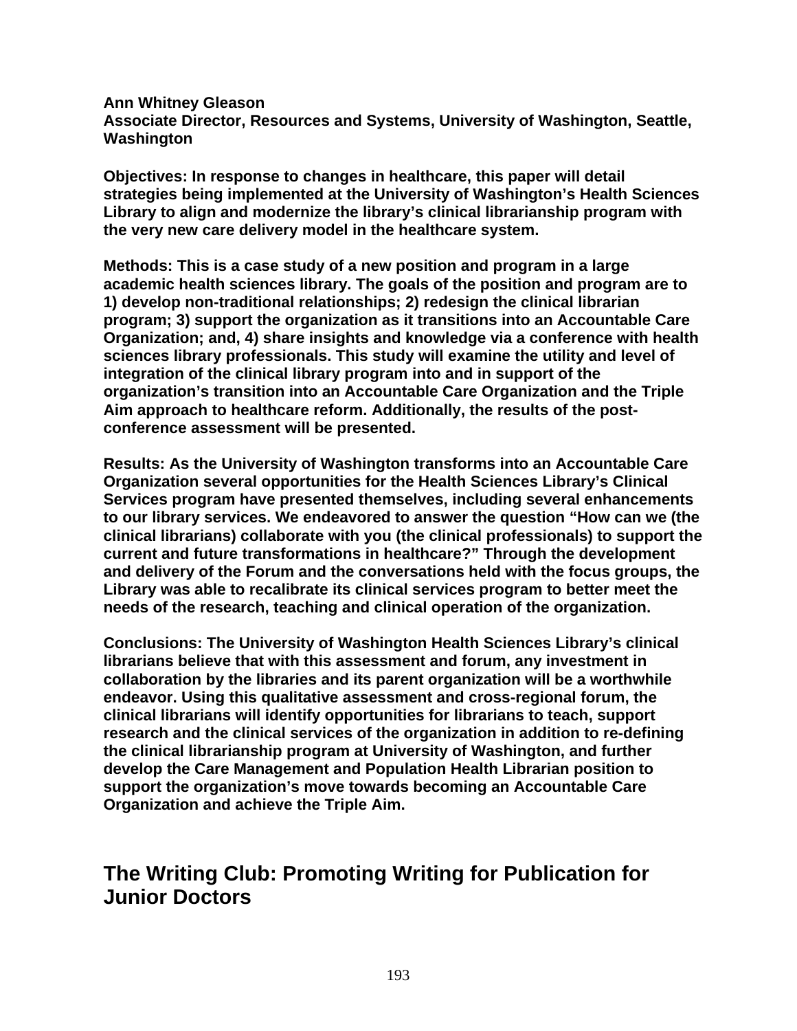**Ann Whitney Gleason**
**Associate Director, Resources and Systems, University of Washington, Seattle, Washington**

**Objectives: In response to changes in healthcare, this paper will detail strategies being implemented at the University of Washington's Health Sciences Library to align and modernize the library's clinical librarianship program with the very new care delivery model in the healthcare system.**

**Methods: This is a case study of a new position and program in a large academic health sciences library. The goals of the position and program are to 1) develop non-traditional relationships; 2) redesign the clinical librarian program; 3) support the organization as it transitions into an Accountable Care Organization; and, 4) share insights and knowledge via a conference with health sciences library professionals. This study will examine the utility and level of integration of the clinical library program into and in support of the organization's transition into an Accountable Care Organization and the Triple Aim approach to healthcare reform. Additionally, the results of the post-conference assessment will be presented.**

**Results: As the University of Washington transforms into an Accountable Care Organization several opportunities for the Health Sciences Library's Clinical Services program have presented themselves, including several enhancements to our library services. We endeavored to answer the question "How can we (the clinical librarians) collaborate with you (the clinical professionals) to support the current and future transformations in healthcare?" Through the development and delivery of the Forum and the conversations held with the focus groups, the Library was able to recalibrate its clinical services program to better meet the needs of the research, teaching and clinical operation of the organization.**

**Conclusions: The University of Washington Health Sciences Library's clinical librarians believe that with this assessment and forum, any investment in collaboration by the libraries and its parent organization will be a worthwhile endeavor. Using this qualitative assessment and cross-regional forum, the clinical librarians will identify opportunities for librarians to teach, support research and the clinical services of the organization in addition to re-defining the clinical librarianship program at University of Washington, and further develop the Care Management and Population Health Librarian position to support the organization's move towards becoming an Accountable Care Organization and achieve the Triple Aim.**

## The Writing Club: Promoting Writing for Publication for Junior Doctors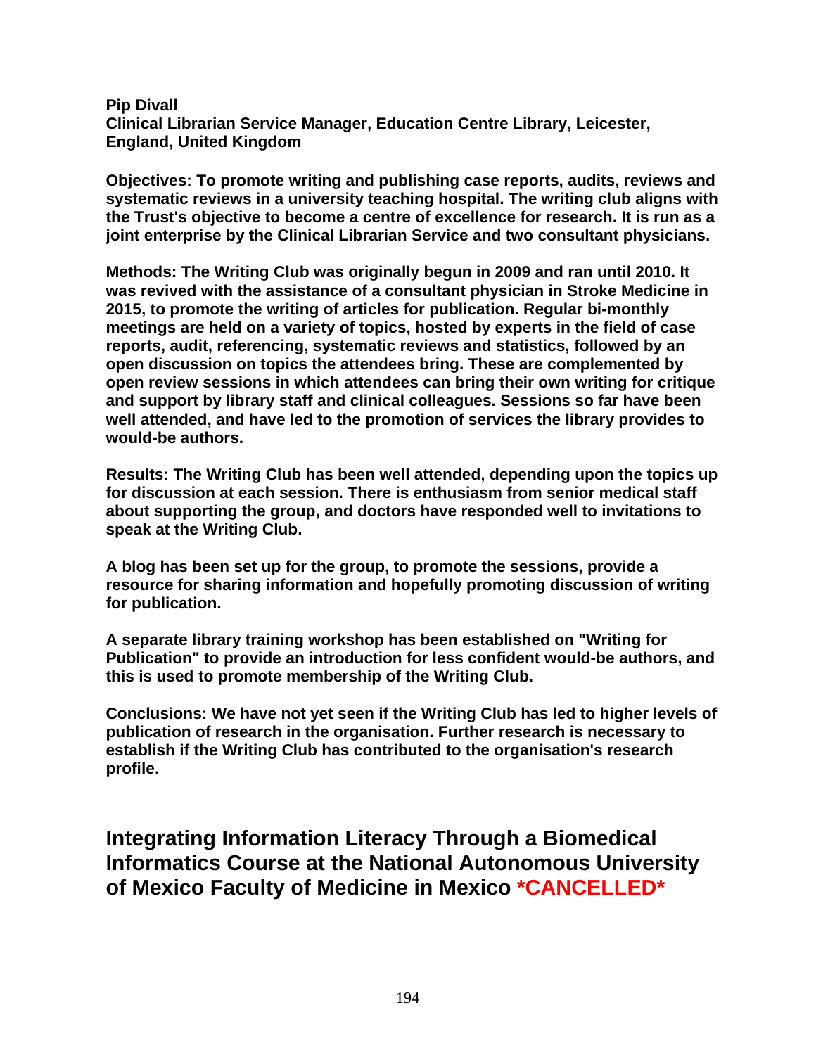**Pip Divall**
**Clinical Librarian Service Manager, Education Centre Library, Leicester, England, United Kingdom**

**Objectives: To promote writing and publishing case reports, audits, reviews and systematic reviews in a university teaching hospital. The writing club aligns with the Trust's objective to become a centre of excellence for research. It is run as a joint enterprise by the Clinical Librarian Service and two consultant physicians.**

**Methods: The Writing Club was originally begun in 2009 and ran until 2010. It was revived with the assistance of a consultant physician in Stroke Medicine in 2015, to promote the writing of articles for publication. Regular bi-monthly meetings are held on a variety of topics, hosted by experts in the field of case reports, audit, referencing, systematic reviews and statistics, followed by an open discussion on topics the attendees bring. These are complemented by open review sessions in which attendees can bring their own writing for critique and support by library staff and clinical colleagues. Sessions so far have been well attended, and have led to the promotion of services the library provides to would-be authors.**

**Results: The Writing Club has been well attended, depending upon the topics up for discussion at each session. There is enthusiasm from senior medical staff about supporting the group, and doctors have responded well to invitations to speak at the Writing Club.**

**A blog has been set up for the group, to promote the sessions, provide a resource for sharing information and hopefully promoting discussion of writing for publication.**

**A separate library training workshop has been established on "Writing for Publication" to provide an introduction for less confident would-be authors, and this is used to promote membership of the Writing Club.**

**Conclusions: We have not yet seen if the Writing Club has led to higher levels of publication of research in the organisation. Further research is necessary to establish if the Writing Club has contributed to the organisation's research profile.**

## Integrating Information Literacy Through a Biomedical Informatics Course at the National Autonomous University of Mexico Faculty of Medicine in Mexico *CANCELLED*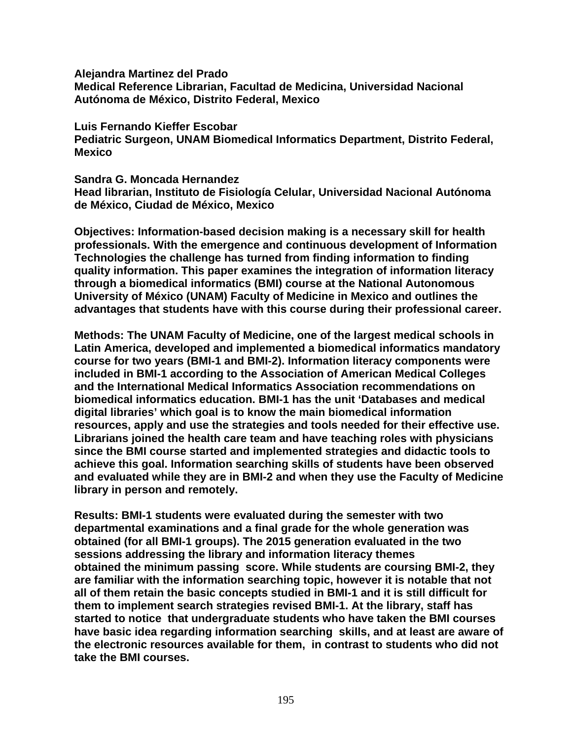**Alejandra Martinez del Prado**
**Medical Reference Librarian, Facultad de Medicina, Universidad Nacional Autónoma de México, Distrito Federal, Mexico**

**Luis Fernando Kieffer Escobar**
**Pediatric Surgeon, UNAM Biomedical Informatics Department, Distrito Federal, Mexico**

**Sandra G. Moncada Hernandez**
**Head librarian, Instituto de Fisiología Celular, Universidad Nacional Autónoma de México, Ciudad de México, Mexico**

**Objectives: Information-based decision making is a necessary skill for health professionals. With the emergence and continuous development of Information Technologies the challenge has turned from finding information to finding quality information. This paper examines the integration of information literacy through a biomedical informatics (BMI) course at the National Autonomous University of México (UNAM) Faculty of Medicine in Mexico and outlines the advantages that students have with this course during their professional career.**

**Methods: The UNAM Faculty of Medicine, one of the largest medical schools in Latin America, developed and implemented a biomedical informatics mandatory course for two years (BMI-1 and BMI-2). Information literacy components were included in BMI-1 according to the Association of American Medical Colleges and the International Medical Informatics Association recommendations on biomedical informatics education. BMI-1 has the unit 'Databases and medical digital libraries' which goal is to know the main biomedical information resources, apply and use the strategies and tools needed for their effective use. Librarians joined the health care team and have teaching roles with physicians since the BMI course started and implemented strategies and didactic tools to achieve this goal. Information searching skills of students have been observed and evaluated while they are in BMI-2 and when they use the Faculty of Medicine library in person and remotely.**

**Results: BMI-1 students were evaluated during the semester with two departmental examinations and a final grade for the whole generation was obtained (for all BMI-1 groups). The 2015 generation evaluated in the two sessions addressing the library and information literacy themes obtained the minimum passing score. While students are coursing BMI-2, they are familiar with the information searching topic, however it is notable that not all of them retain the basic concepts studied in BMI-1 and it is still difficult for them to implement search strategies revised BMI-1. At the library, staff has started to notice that undergraduate students who have taken the BMI courses have basic idea regarding information searching skills, and at least are aware of the electronic resources available for them, in contrast to students who did not take the BMI courses.**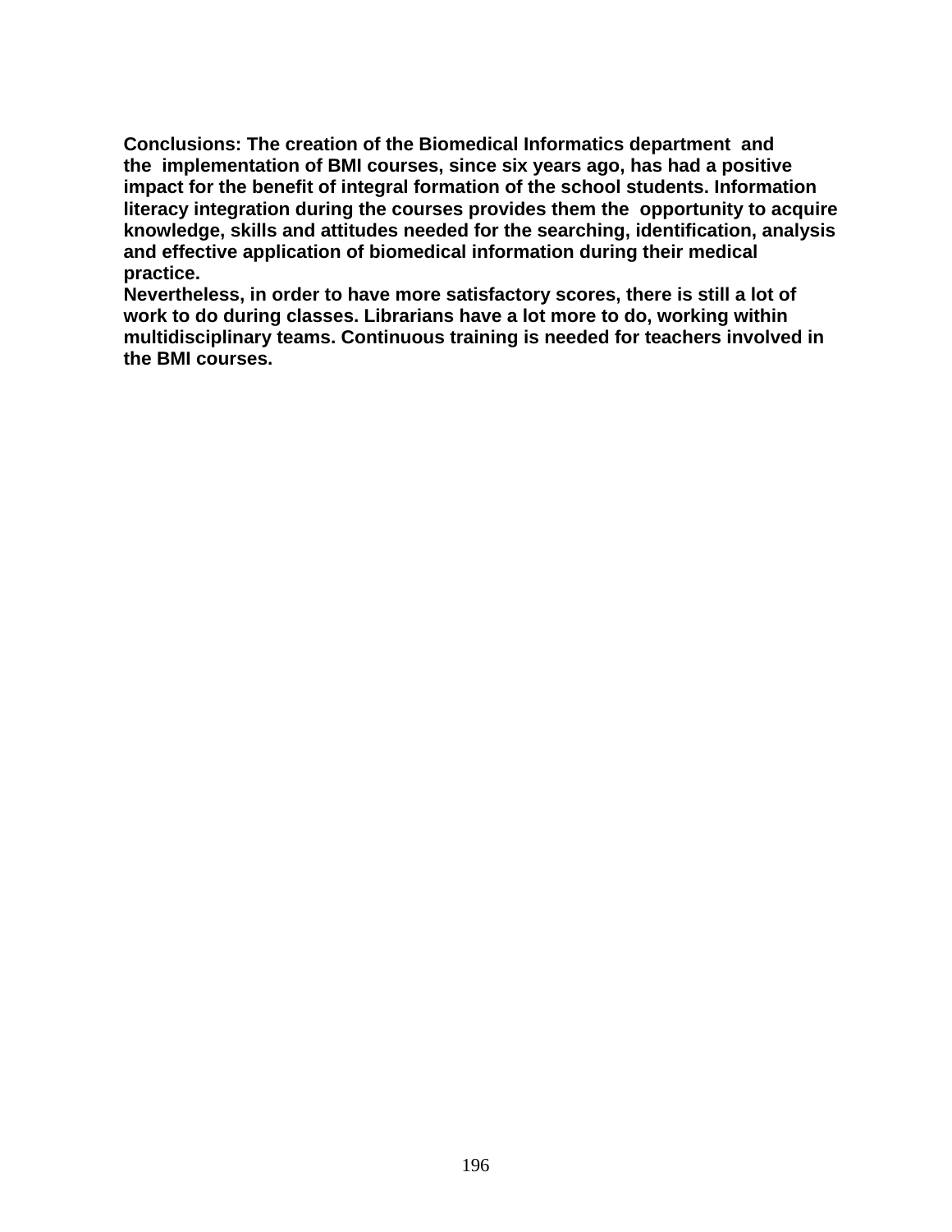**Conclusions: The creation of the Biomedical Informatics department and the implementation of BMI courses, since six years ago, has had a positive impact for the benefit of integral formation of the school students. Information literacy integration during the courses provides them the opportunity to acquire knowledge, skills and attitudes needed for the searching, identification, analysis and effective application of biomedical information during their medical practice.**

**Nevertheless, in order to have more satisfactory scores, there is still a lot of work to do during classes. Librarians have a lot more to do, working within multidisciplinary teams. Continuous training is needed for teachers involved in the BMI courses.**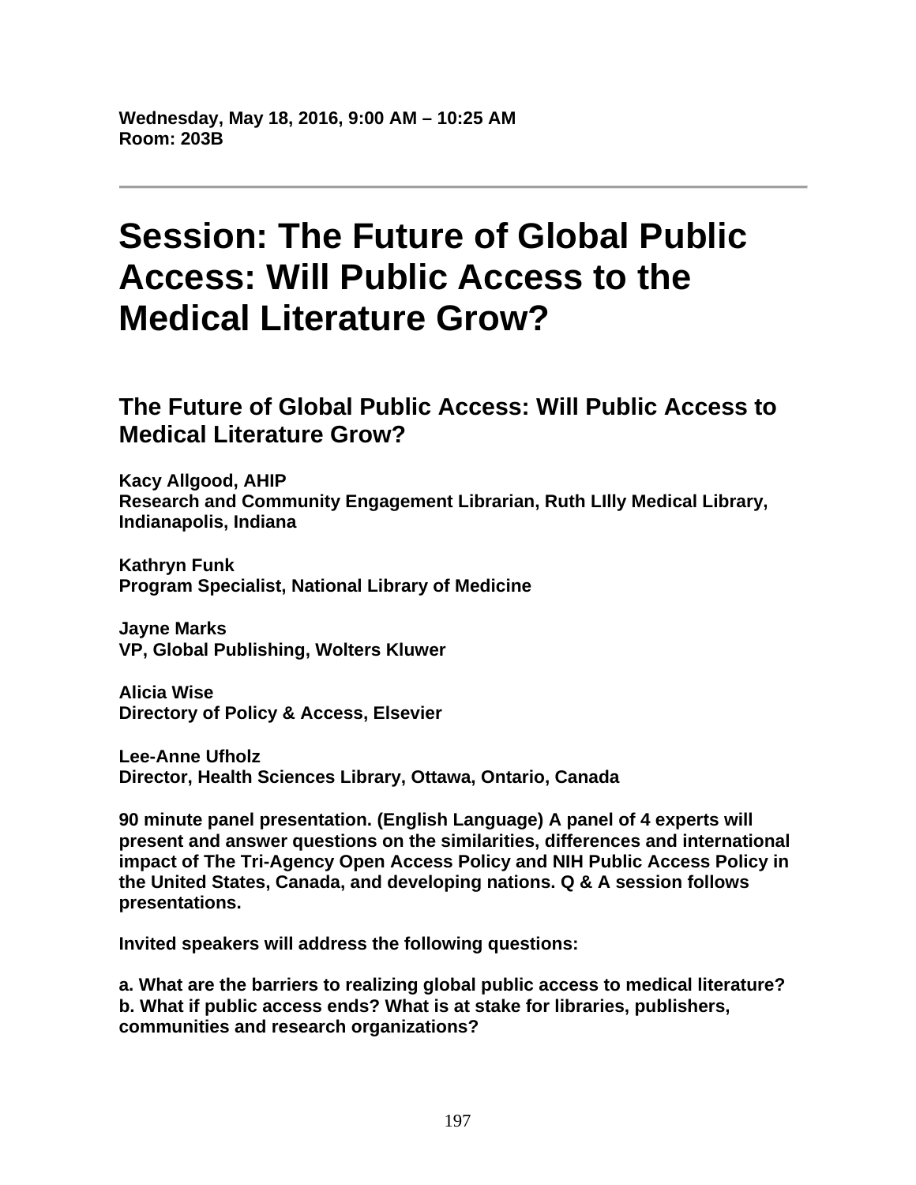**Wednesday, May 18, 2016, 9:00 AM – 10:25 AM**
**Room: 203B**

---

# Session: The Future of Global Public Access: Will Public Access to the Medical Literature Grow?

## The Future of Global Public Access: Will Public Access to Medical Literature Grow?

**Kacy Allgood, AHIP**
**Research and Community Engagement Librarian, Ruth LIlly Medical Library, Indianapolis, Indiana**

**Kathryn Funk**
**Program Specialist, National Library of Medicine**

**Jayne Marks**
**VP, Global Publishing, Wolters Kluwer**

**Alicia Wise**
**Directory of Policy & Access, Elsevier**

**Lee-Anne Ufholz**
**Director, Health Sciences Library, Ottawa, Ontario, Canada**

**90 minute panel presentation. (English Language) A panel of 4 experts will present and answer questions on the similarities, differences and international impact of The Tri-Agency Open Access Policy and NIH Public Access Policy in the United States, Canada, and developing nations. Q & A session follows presentations.**

**Invited speakers will address the following questions:**

**a. What are the barriers to realizing global public access to medical literature?**
**b. What if public access ends? What is at stake for libraries, publishers, communities and research organizations?**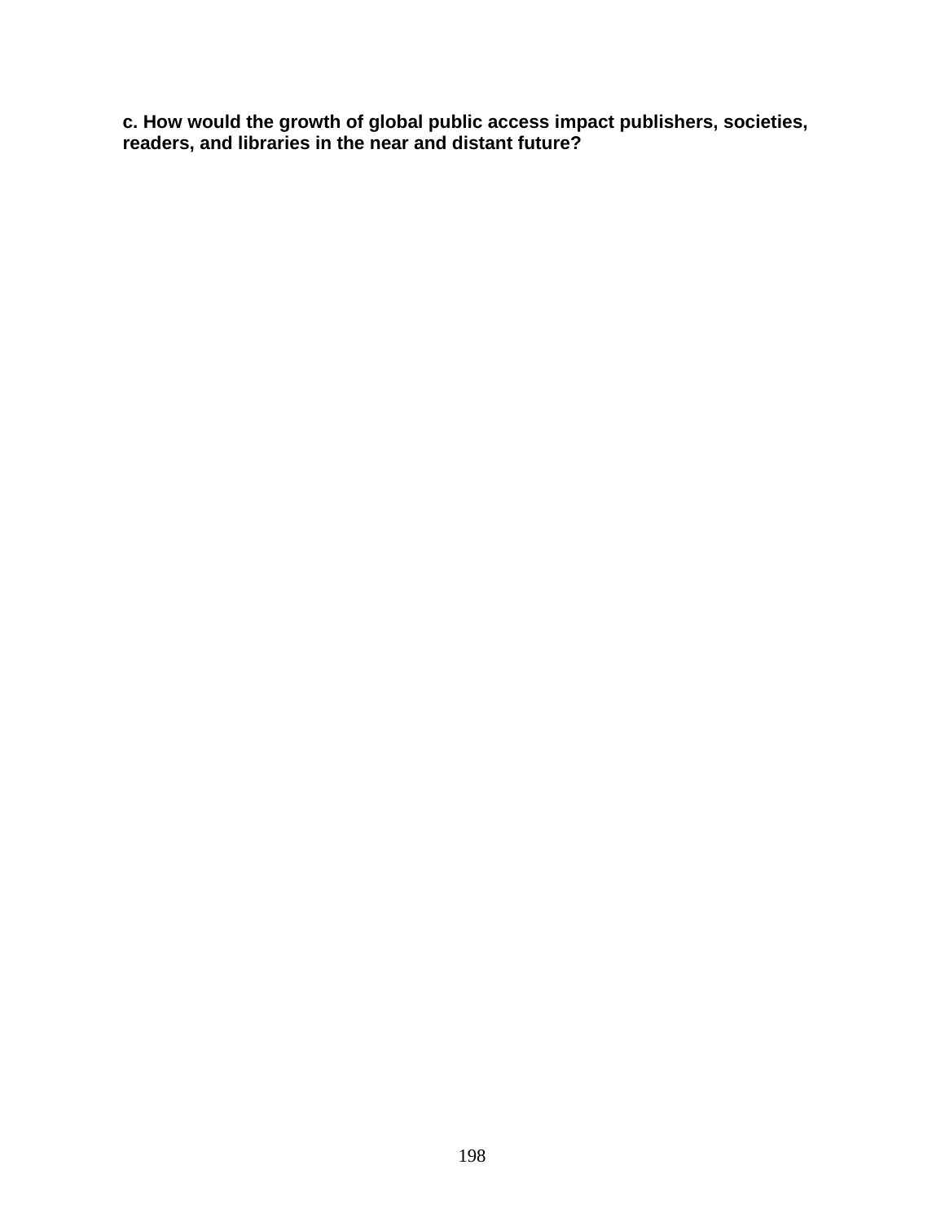**c. How would the growth of global public access impact publishers, societies, readers, and libraries in the near and distant future?**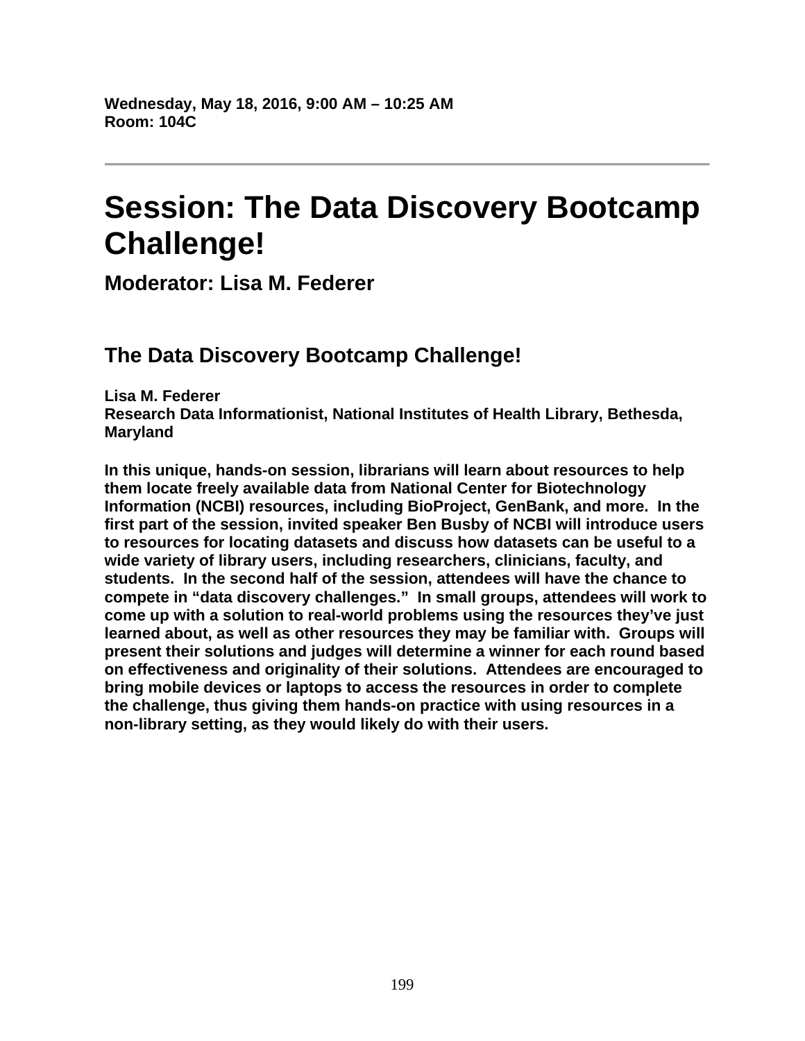**Wednesday, May 18, 2016, 9:00 AM – 10:25 AM**
**Room: 104C**

---

# Session: The Data Discovery Bootcamp Challenge!

### Moderator: Lisa M. Federer

## The Data Discovery Bootcamp Challenge!

**Lisa M. Federer**
**Research Data Informationist, National Institutes of Health Library, Bethesda, Maryland**

**In this unique, hands-on session, librarians will learn about resources to help them locate freely available data from National Center for Biotechnology Information (NCBI) resources, including BioProject, GenBank, and more. In the first part of the session, invited speaker Ben Busby of NCBI will introduce users to resources for locating datasets and discuss how datasets can be useful to a wide variety of library users, including researchers, clinicians, faculty, and students. In the second half of the session, attendees will have the chance to compete in "data discovery challenges." In small groups, attendees will work to come up with a solution to real-world problems using the resources they've just learned about, as well as other resources they may be familiar with. Groups will present their solutions and judges will determine a winner for each round based on effectiveness and originality of their solutions. Attendees are encouraged to bring mobile devices or laptops to access the resources in order to complete the challenge, thus giving them hands-on practice with using resources in a non-library setting, as they would likely do with their users.**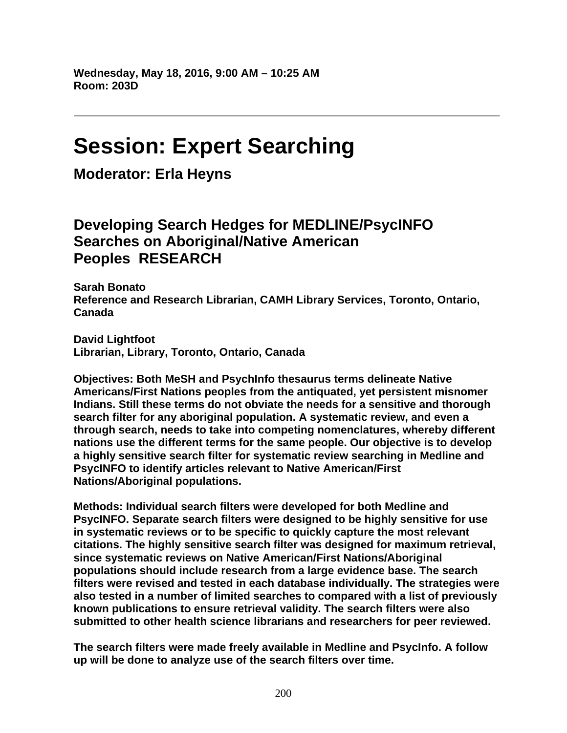**Wednesday, May 18, 2016, 9:00 AM – 10:25 AM**
**Room: 203D**

---

# Session: Expert Searching

## Moderator: Erla Heyns

## Developing Search Hedges for MEDLINE/PsycINFO Searches on Aboriginal/Native American Peoples RESEARCH

**Sarah Bonato**
**Reference and Research Librarian, CAMH Library Services, Toronto, Ontario, Canada**

**David Lightfoot**
**Librarian, Library, Toronto, Ontario, Canada**

**Objectives: Both MeSH and PsychInfo thesaurus terms delineate Native Americans/First Nations peoples from the antiquated, yet persistent misnomer Indians. Still these terms do not obviate the needs for a sensitive and thorough search filter for any aboriginal population. A systematic review, and even a through search, needs to take into competing nomenclatures, whereby different nations use the different terms for the same people. Our objective is to develop a highly sensitive search filter for systematic review searching in Medline and PsycINFO to identify articles relevant to Native American/First Nations/Aboriginal populations.**

**Methods: Individual search filters were developed for both Medline and PsycINFO. Separate search filters were designed to be highly sensitive for use in systematic reviews or to be specific to quickly capture the most relevant citations. The highly sensitive search filter was designed for maximum retrieval, since systematic reviews on Native American/First Nations/Aboriginal populations should include research from a large evidence base. The search filters were revised and tested in each database individually. The strategies were also tested in a number of limited searches to compared with a list of previously known publications to ensure retrieval validity. The search filters were also submitted to other health science librarians and researchers for peer reviewed.**

**The search filters were made freely available in Medline and PsycInfo. A follow up will be done to analyze use of the search filters over time.**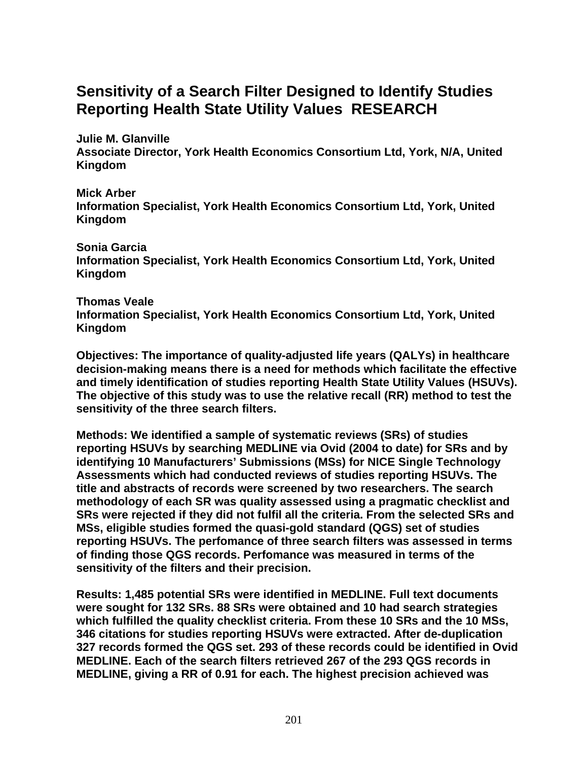# Sensitivity of a Search Filter Designed to Identify Studies Reporting Health State Utility Values RESEARCH

**Julie M. Glanville**
**Associate Director, York Health Economics Consortium Ltd, York, N/A, United Kingdom**

**Mick Arber**
**Information Specialist, York Health Economics Consortium Ltd, York, United Kingdom**

**Sonia Garcia**
**Information Specialist, York Health Economics Consortium Ltd, York, United Kingdom**

**Thomas Veale**
**Information Specialist, York Health Economics Consortium Ltd, York, United Kingdom**

**Objectives: The importance of quality-adjusted life years (QALYs) in healthcare decision-making means there is a need for methods which facilitate the effective and timely identification of studies reporting Health State Utility Values (HSUVs). The objective of this study was to use the relative recall (RR) method to test the sensitivity of the three search filters.**

**Methods: We identified a sample of systematic reviews (SRs) of studies reporting HSUVs by searching MEDLINE via Ovid (2004 to date) for SRs and by identifying 10 Manufacturers' Submissions (MSs) for NICE Single Technology Assessments which had conducted reviews of studies reporting HSUVs. The title and abstracts of records were screened by two researchers. The search methodology of each SR was quality assessed using a pragmatic checklist and SRs were rejected if they did not fulfil all the criteria. From the selected SRs and MSs, eligible studies formed the quasi-gold standard (QGS) set of studies reporting HSUVs. The perfomance of three search filters was assessed in terms of finding those QGS records. Perfomance was measured in terms of the sensitivity of the filters and their precision.**

**Results: 1,485 potential SRs were identified in MEDLINE. Full text documents were sought for 132 SRs. 88 SRs were obtained and 10 had search strategies which fulfilled the quality checklist criteria. From these 10 SRs and the 10 MSs, 346 citations for studies reporting HSUVs were extracted. After de-duplication 327 records formed the QGS set. 293 of these records could be identified in Ovid MEDLINE. Each of the search filters retrieved 267 of the 293 QGS records in MEDLINE, giving a RR of 0.91 for each. The highest precision achieved was**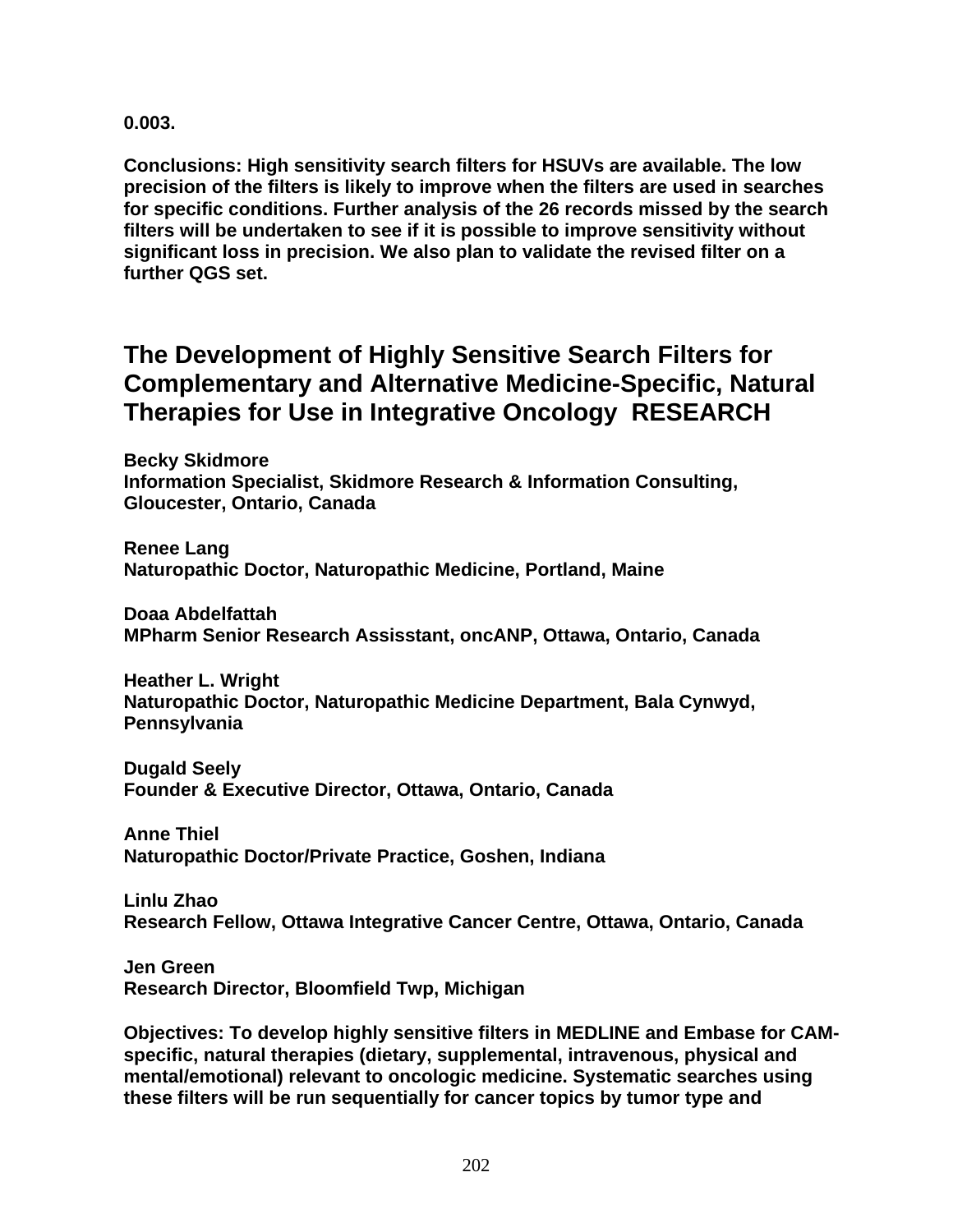**0.003.**

**Conclusions: High sensitivity search filters for HSUVs are available. The low precision of the filters is likely to improve when the filters are used in searches for specific conditions. Further analysis of the 26 records missed by the search filters will be undertaken to see if it is possible to improve sensitivity without significant loss in precision. We also plan to validate the revised filter on a further QGS set.**

## The Development of Highly Sensitive Search Filters for Complementary and Alternative Medicine-Specific, Natural Therapies for Use in Integrative Oncology RESEARCH

**Becky Skidmore**
**Information Specialist, Skidmore Research & Information Consulting, Gloucester, Ontario, Canada**

**Renee Lang**
**Naturopathic Doctor, Naturopathic Medicine, Portland, Maine**

**Doaa Abdelfattah**
**MPharm Senior Research Assisstant, oncANP, Ottawa, Ontario, Canada**

**Heather L. Wright**
**Naturopathic Doctor, Naturopathic Medicine Department, Bala Cynwyd, Pennsylvania**

**Dugald Seely**
**Founder & Executive Director, Ottawa, Ontario, Canada**

**Anne Thiel**
**Naturopathic Doctor/Private Practice, Goshen, Indiana**

**Linlu Zhao**
**Research Fellow, Ottawa Integrative Cancer Centre, Ottawa, Ontario, Canada**

**Jen Green**
**Research Director, Bloomfield Twp, Michigan**

**Objectives: To develop highly sensitive filters in MEDLINE and Embase for CAM-specific, natural therapies (dietary, supplemental, intravenous, physical and mental/emotional) relevant to oncologic medicine. Systematic searches using these filters will be run sequentially for cancer topics by tumor type and**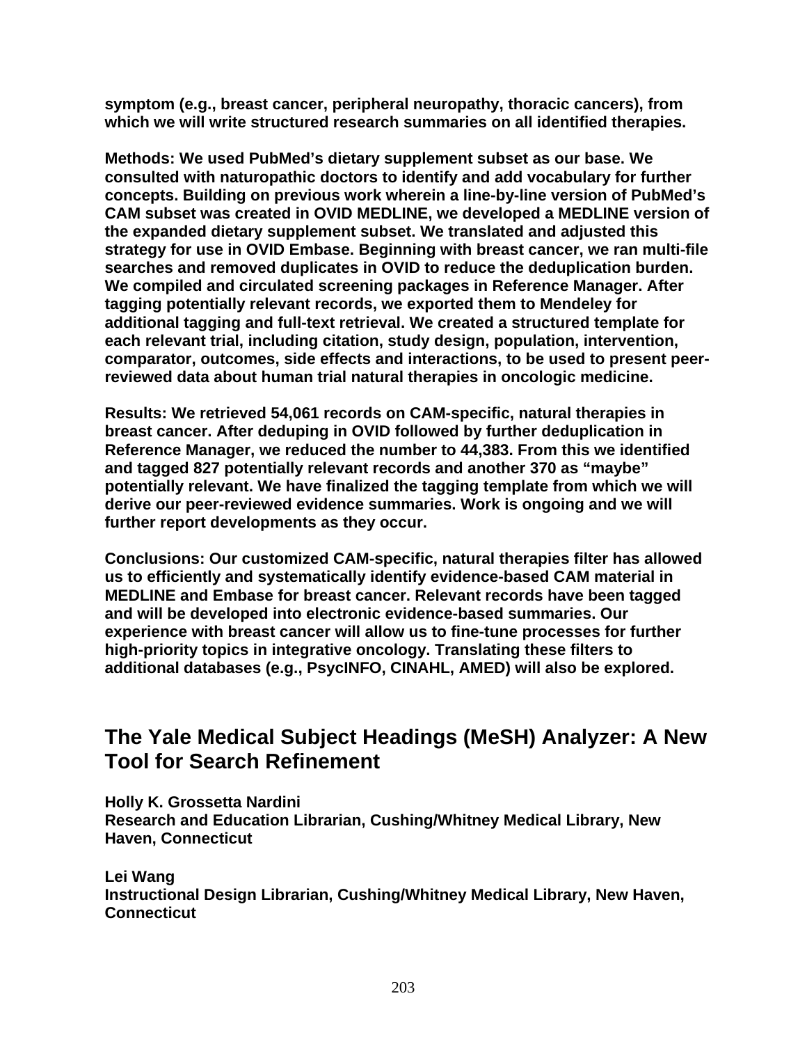**symptom (e.g., breast cancer, peripheral neuropathy, thoracic cancers), from which we will write structured research summaries on all identified therapies.**

**Methods: We used PubMed's dietary supplement subset as our base. We consulted with naturopathic doctors to identify and add vocabulary for further concepts. Building on previous work wherein a line-by-line version of PubMed's CAM subset was created in OVID MEDLINE, we developed a MEDLINE version of the expanded dietary supplement subset. We translated and adjusted this strategy for use in OVID Embase. Beginning with breast cancer, we ran multi-file searches and removed duplicates in OVID to reduce the deduplication burden. We compiled and circulated screening packages in Reference Manager. After tagging potentially relevant records, we exported them to Mendeley for additional tagging and full-text retrieval. We created a structured template for each relevant trial, including citation, study design, population, intervention, comparator, outcomes, side effects and interactions, to be used to present peer-reviewed data about human trial natural therapies in oncologic medicine.**

**Results: We retrieved 54,061 records on CAM-specific, natural therapies in breast cancer. After deduping in OVID followed by further deduplication in Reference Manager, we reduced the number to 44,383. From this we identified and tagged 827 potentially relevant records and another 370 as "maybe" potentially relevant. We have finalized the tagging template from which we will derive our peer-reviewed evidence summaries. Work is ongoing and we will further report developments as they occur.**

**Conclusions: Our customized CAM-specific, natural therapies filter has allowed us to efficiently and systematically identify evidence-based CAM material in MEDLINE and Embase for breast cancer. Relevant records have been tagged and will be developed into electronic evidence-based summaries. Our experience with breast cancer will allow us to fine-tune processes for further high-priority topics in integrative oncology. Translating these filters to additional databases (e.g., PsycINFO, CINAHL, AMED) will also be explored.**

## The Yale Medical Subject Headings (MeSH) Analyzer: A New Tool for Search Refinement

**Holly K. Grossetta Nardini**
**Research and Education Librarian, Cushing/Whitney Medical Library, New Haven, Connecticut**

**Lei Wang**
**Instructional Design Librarian, Cushing/Whitney Medical Library, New Haven, Connecticut**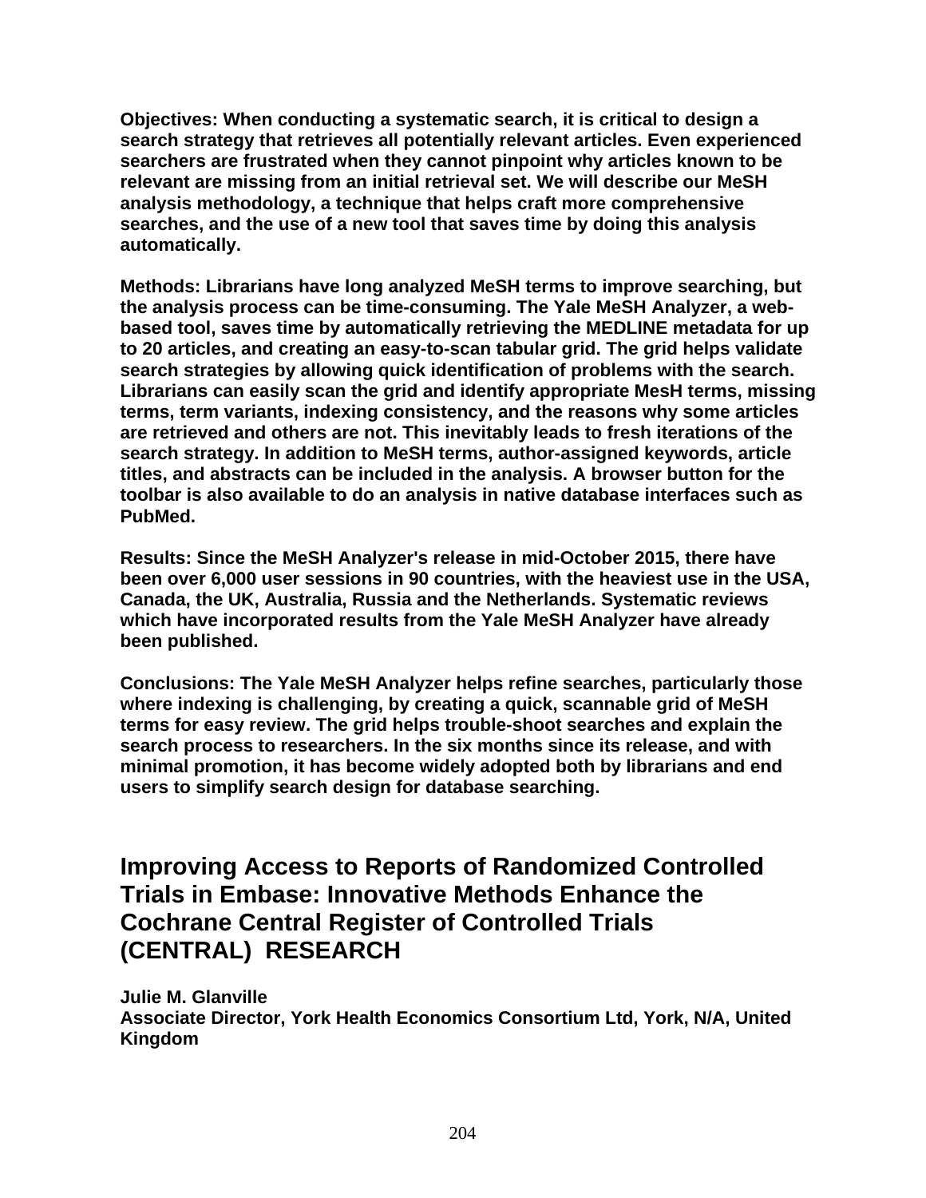**Objectives: When conducting a systematic search, it is critical to design a search strategy that retrieves all potentially relevant articles. Even experienced searchers are frustrated when they cannot pinpoint why articles known to be relevant are missing from an initial retrieval set. We will describe our MeSH analysis methodology, a technique that helps craft more comprehensive searches, and the use of a new tool that saves time by doing this analysis automatically.**

**Methods: Librarians have long analyzed MeSH terms to improve searching, but the analysis process can be time-consuming. The Yale MeSH Analyzer, a web-based tool, saves time by automatically retrieving the MEDLINE metadata for up to 20 articles, and creating an easy-to-scan tabular grid. The grid helps validate search strategies by allowing quick identification of problems with the search. Librarians can easily scan the grid and identify appropriate MesH terms, missing terms, term variants, indexing consistency, and the reasons why some articles are retrieved and others are not. This inevitably leads to fresh iterations of the search strategy. In addition to MeSH terms, author-assigned keywords, article titles, and abstracts can be included in the analysis. A browser button for the toolbar is also available to do an analysis in native database interfaces such as PubMed.**

**Results: Since the MeSH Analyzer's release in mid-October 2015, there have been over 6,000 user sessions in 90 countries, with the heaviest use in the USA, Canada, the UK, Australia, Russia and the Netherlands. Systematic reviews which have incorporated results from the Yale MeSH Analyzer have already been published.**

**Conclusions: The Yale MeSH Analyzer helps refine searches, particularly those where indexing is challenging, by creating a quick, scannable grid of MeSH terms for easy review. The grid helps trouble-shoot searches and explain the search process to researchers. In the six months since its release, and with minimal promotion, it has become widely adopted both by librarians and end users to simplify search design for database searching.**

## Improving Access to Reports of Randomized Controlled Trials in Embase: Innovative Methods Enhance the Cochrane Central Register of Controlled Trials (CENTRAL) RESEARCH

**Julie M. Glanville**
**Associate Director, York Health Economics Consortium Ltd, York, N/A, United Kingdom**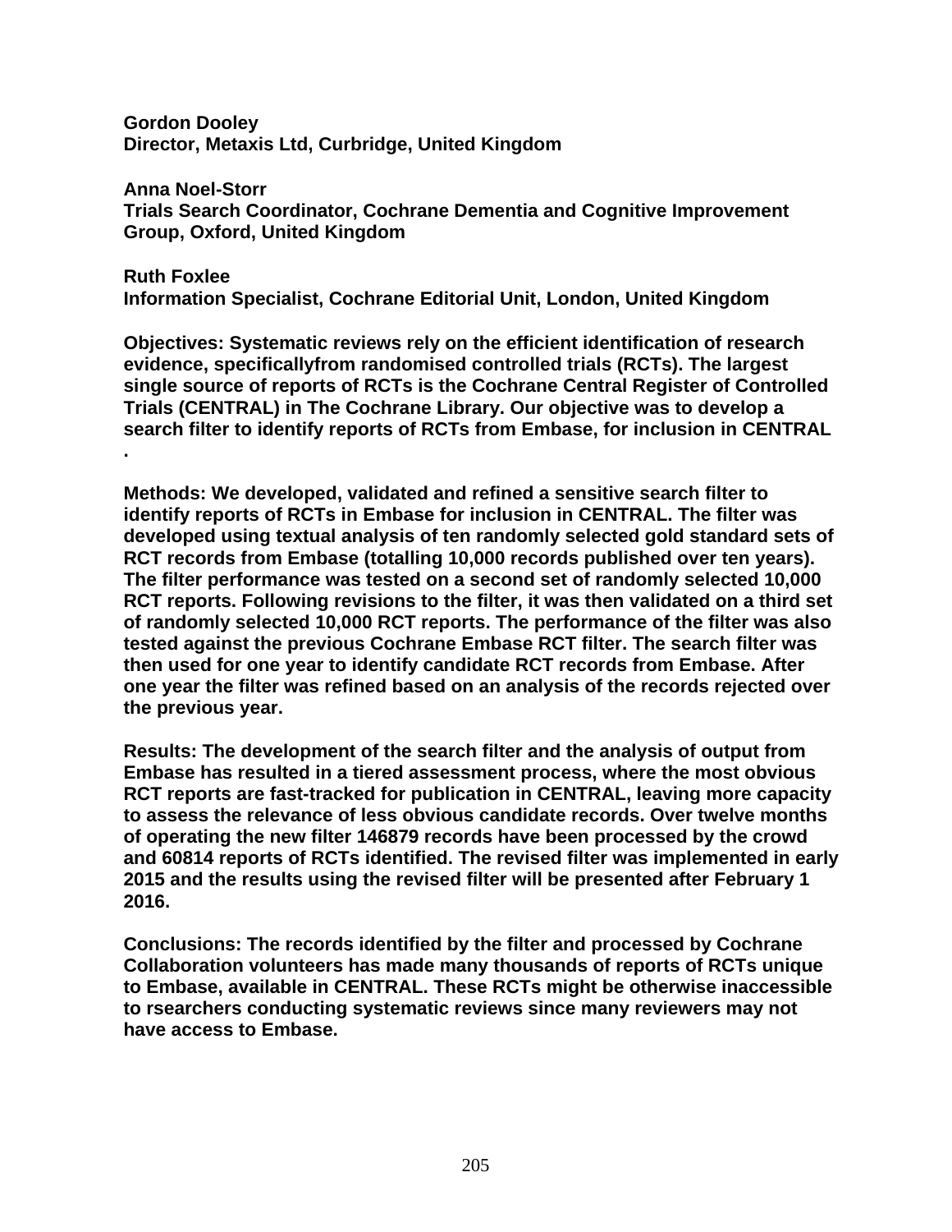**Gordon Dooley**
**Director, Metaxis Ltd, Curbridge, United Kingdom**

**Anna Noel-Storr**
**Trials Search Coordinator, Cochrane Dementia and Cognitive Improvement Group, Oxford, United Kingdom**

**Ruth Foxlee**
**Information Specialist, Cochrane Editorial Unit, London, United Kingdom**

**Objectives: Systematic reviews rely on the efficient identification of research evidence, specificallyfrom randomised controlled trials (RCTs). The largest single source of reports of RCTs is the Cochrane Central Register of Controlled Trials (CENTRAL) in The Cochrane Library. Our objective was to develop a search filter to identify reports of RCTs from Embase, for inclusion in CENTRAL .**

**Methods: We developed, validated and refined a sensitive search filter to identify reports of RCTs in Embase for inclusion in CENTRAL. The filter was developed using textual analysis of ten randomly selected gold standard sets of RCT records from Embase (totalling 10,000 records published over ten years). The filter performance was tested on a second set of randomly selected 10,000 RCT reports. Following revisions to the filter, it was then validated on a third set of randomly selected 10,000 RCT reports. The performance of the filter was also tested against the previous Cochrane Embase RCT filter. The search filter was then used for one year to identify candidate RCT records from Embase. After one year the filter was refined based on an analysis of the records rejected over the previous year.**

**Results: The development of the search filter and the analysis of output from Embase has resulted in a tiered assessment process, where the most obvious RCT reports are fast-tracked for publication in CENTRAL, leaving more capacity to assess the relevance of less obvious candidate records. Over twelve months of operating the new filter 146879 records have been processed by the crowd and 60814 reports of RCTs identified. The revised filter was implemented in early 2015 and the results using the revised filter will be presented after February 1 2016.**

**Conclusions: The records identified by the filter and processed by Cochrane Collaboration volunteers has made many thousands of reports of RCTs unique to Embase, available in CENTRAL. These RCTs might be otherwise inaccessible to rsearchers conducting systematic reviews since many reviewers may not have access to Embase.**